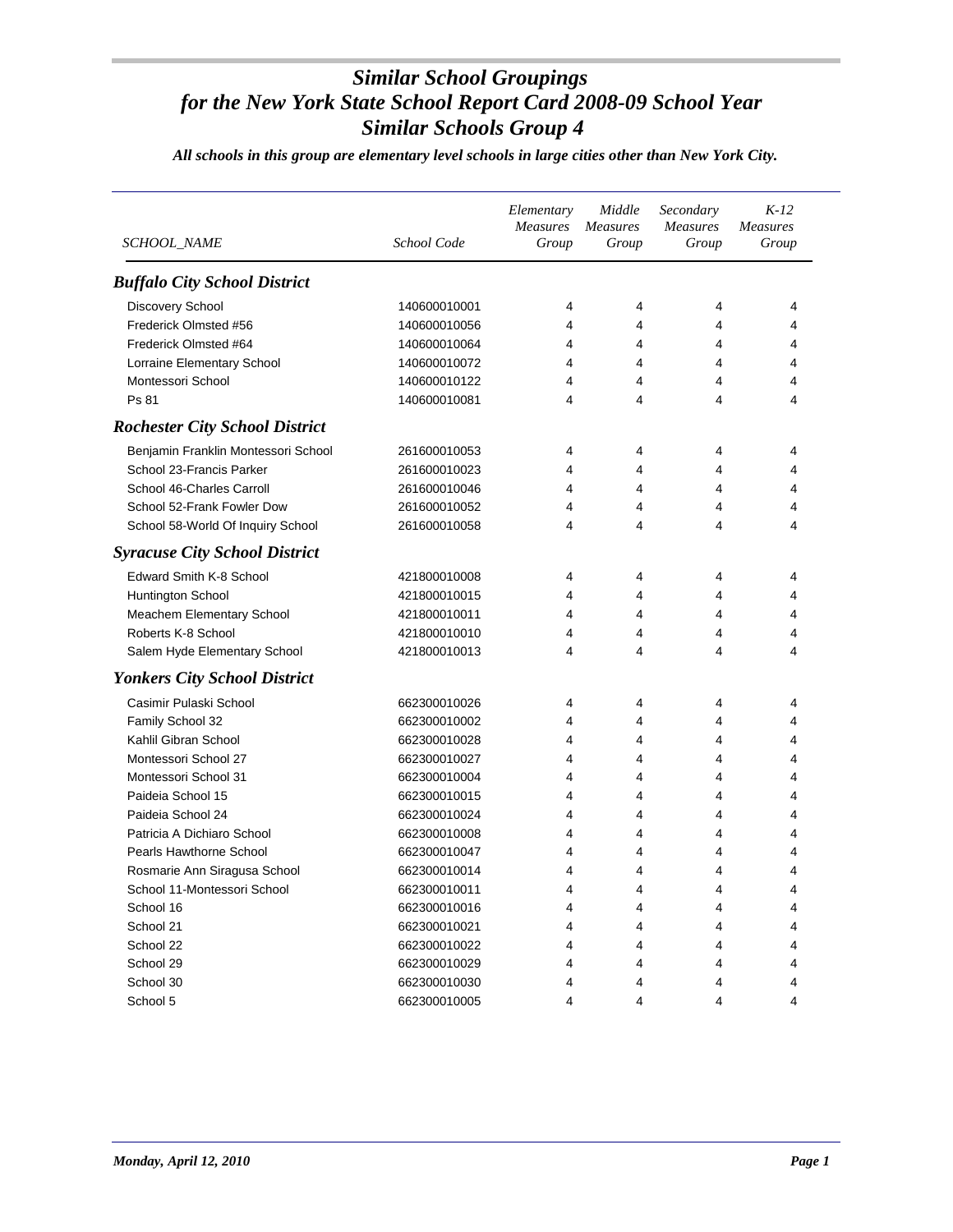# *Similar School Groupings for the New York State School Report Card 2008-09 School Year Similar Schools Group 4*

***All schools in this group are elementary level schools in large cities other than New York City.***

| *SCHOOL_NAME* | *School Code* | *Elementary Measures Group* | *Middle Measures Group* | *Secondary Measures Group* | *K-12 Measures Group* |
|---|---|---|---|---|---|
| ***Buffalo City School District*** | | | | | |
| Discovery School | 140600010001 | 4 | 4 | 4 | 4 |
| Frederick Olmsted #56 | 140600010056 | 4 | 4 | 4 | 4 |
| Frederick Olmsted #64 | 140600010064 | 4 | 4 | 4 | 4 |
| Lorraine Elementary School | 140600010072 | 4 | 4 | 4 | 4 |
| Montessori School | 140600010122 | 4 | 4 | 4 | 4 |
| Ps 81 | 140600010081 | 4 | 4 | 4 | 4 |
| ***Rochester City School District*** | | | | | |
| Benjamin Franklin Montessori School | 261600010053 | 4 | 4 | 4 | 4 |
| School 23-Francis Parker | 261600010023 | 4 | 4 | 4 | 4 |
| School 46-Charles Carroll | 261600010046 | 4 | 4 | 4 | 4 |
| School 52-Frank Fowler Dow | 261600010052 | 4 | 4 | 4 | 4 |
| School 58-World Of Inquiry School | 261600010058 | 4 | 4 | 4 | 4 |
| ***Syracuse City School District*** | | | | | |
| Edward Smith K-8 School | 421800010008 | 4 | 4 | 4 | 4 |
| Huntington School | 421800010015 | 4 | 4 | 4 | 4 |
| Meachem Elementary School | 421800010011 | 4 | 4 | 4 | 4 |
| Roberts K-8 School | 421800010010 | 4 | 4 | 4 | 4 |
| Salem Hyde Elementary School | 421800010013 | 4 | 4 | 4 | 4 |
| ***Yonkers City School District*** | | | | | |
| Casimir Pulaski School | 662300010026 | 4 | 4 | 4 | 4 |
| Family School 32 | 662300010002 | 4 | 4 | 4 | 4 |
| Kahlil Gibran School | 662300010028 | 4 | 4 | 4 | 4 |
| Montessori School 27 | 662300010027 | 4 | 4 | 4 | 4 |
| Montessori School 31 | 662300010004 | 4 | 4 | 4 | 4 |
| Paideia School 15 | 662300010015 | 4 | 4 | 4 | 4 |
| Paideia School 24 | 662300010024 | 4 | 4 | 4 | 4 |
| Patricia A Dichiaro School | 662300010008 | 4 | 4 | 4 | 4 |
| Pearls Hawthorne School | 662300010047 | 4 | 4 | 4 | 4 |
| Rosmarie Ann Siragusa School | 662300010014 | 4 | 4 | 4 | 4 |
| School 11-Montessori School | 662300010011 | 4 | 4 | 4 | 4 |
| School 16 | 662300010016 | 4 | 4 | 4 | 4 |
| School 21 | 662300010021 | 4 | 4 | 4 | 4 |
| School 22 | 662300010022 | 4 | 4 | 4 | 4 |
| School 29 | 662300010029 | 4 | 4 | 4 | 4 |
| School 30 | 662300010030 | 4 | 4 | 4 | 4 |
| School 5 | 662300010005 | 4 | 4 | 4 | 4 |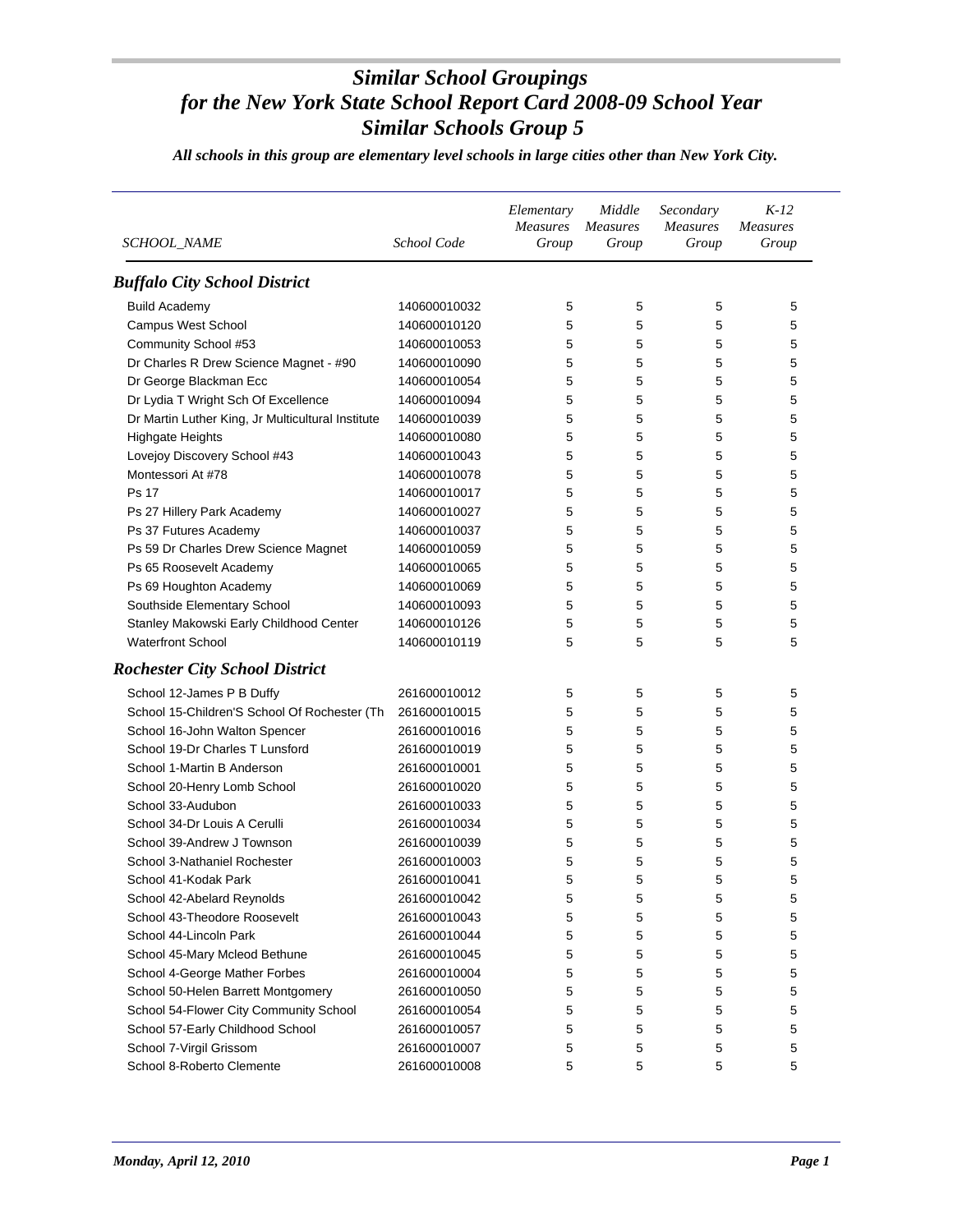# *Similar School Groupings for the New York State School Report Card 2008-09 School Year Similar Schools Group 5*

***All schools in this group are elementary level schools in large cities other than New York City.***

| *SCHOOL_NAME* | *School Code* | *Elementary Measures Group* | *Middle Measures Group* | *Secondary Measures Group* | *K-12 Measures Group* |
|---|---|---|---|---|---|
| ***Buffalo City School District*** | | | | | |
| Build Academy | 140600010032 | 5 | 5 | 5 | 5 |
| Campus West School | 140600010120 | 5 | 5 | 5 | 5 |
| Community School #53 | 140600010053 | 5 | 5 | 5 | 5 |
| Dr Charles R Drew Science Magnet - #90 | 140600010090 | 5 | 5 | 5 | 5 |
| Dr George Blackman Ecc | 140600010054 | 5 | 5 | 5 | 5 |
| Dr Lydia T Wright Sch Of Excellence | 140600010094 | 5 | 5 | 5 | 5 |
| Dr Martin Luther King, Jr Multicultural Institute | 140600010039 | 5 | 5 | 5 | 5 |
| Highgate Heights | 140600010080 | 5 | 5 | 5 | 5 |
| Lovejoy Discovery School #43 | 140600010043 | 5 | 5 | 5 | 5 |
| Montessori At #78 | 140600010078 | 5 | 5 | 5 | 5 |
| Ps 17 | 140600010017 | 5 | 5 | 5 | 5 |
| Ps 27 Hillery Park Academy | 140600010027 | 5 | 5 | 5 | 5 |
| Ps 37 Futures Academy | 140600010037 | 5 | 5 | 5 | 5 |
| Ps 59 Dr Charles Drew Science Magnet | 140600010059 | 5 | 5 | 5 | 5 |
| Ps 65 Roosevelt Academy | 140600010065 | 5 | 5 | 5 | 5 |
| Ps 69 Houghton Academy | 140600010069 | 5 | 5 | 5 | 5 |
| Southside Elementary School | 140600010093 | 5 | 5 | 5 | 5 |
| Stanley Makowski Early Childhood Center | 140600010126 | 5 | 5 | 5 | 5 |
| Waterfront School | 140600010119 | 5 | 5 | 5 | 5 |
| ***Rochester City School District*** | | | | | |
| School 12-James P B Duffy | 261600010012 | 5 | 5 | 5 | 5 |
| School 15-Children'S School Of Rochester (Th | 261600010015 | 5 | 5 | 5 | 5 |
| School 16-John Walton Spencer | 261600010016 | 5 | 5 | 5 | 5 |
| School 19-Dr Charles T Lunsford | 261600010019 | 5 | 5 | 5 | 5 |
| School 1-Martin B Anderson | 261600010001 | 5 | 5 | 5 | 5 |
| School 20-Henry Lomb School | 261600010020 | 5 | 5 | 5 | 5 |
| School 33-Audubon | 261600010033 | 5 | 5 | 5 | 5 |
| School 34-Dr Louis A Cerulli | 261600010034 | 5 | 5 | 5 | 5 |
| School 39-Andrew J Townson | 261600010039 | 5 | 5 | 5 | 5 |
| School 3-Nathaniel Rochester | 261600010003 | 5 | 5 | 5 | 5 |
| School 41-Kodak Park | 261600010041 | 5 | 5 | 5 | 5 |
| School 42-Abelard Reynolds | 261600010042 | 5 | 5 | 5 | 5 |
| School 43-Theodore Roosevelt | 261600010043 | 5 | 5 | 5 | 5 |
| School 44-Lincoln Park | 261600010044 | 5 | 5 | 5 | 5 |
| School 45-Mary Mcleod Bethune | 261600010045 | 5 | 5 | 5 | 5 |
| School 4-George Mather Forbes | 261600010004 | 5 | 5 | 5 | 5 |
| School 50-Helen Barrett Montgomery | 261600010050 | 5 | 5 | 5 | 5 |
| School 54-Flower City Community School | 261600010054 | 5 | 5 | 5 | 5 |
| School 57-Early Childhood School | 261600010057 | 5 | 5 | 5 | 5 |
| School 7-Virgil Grissom | 261600010007 | 5 | 5 | 5 | 5 |
| School 8-Roberto Clemente | 261600010008 | 5 | 5 | 5 | 5 |

*Monday, April 12, 2010*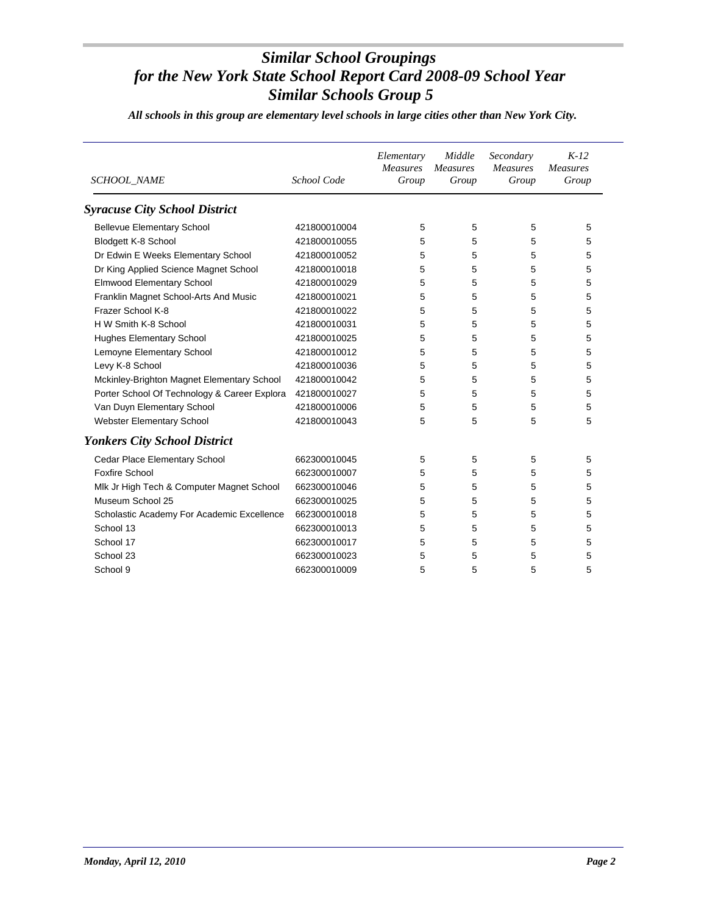# Similar School Groupings
# for the New York State School Report Card 2008-09 School Year
# Similar Schools Group 5

***All schools in this group are elementary level schools in large cities other than New York City.***

| SCHOOL_NAME | School Code | Elementary Measures Group | Middle Measures Group | Secondary Measures Group | K-12 Measures Group |
|---|---|---|---|---|---|
| ***Syracuse City School District*** | | | | | |
| Bellevue Elementary School | 421800010004 | 5 | 5 | 5 | 5 |
| Blodgett K-8 School | 421800010055 | 5 | 5 | 5 | 5 |
| Dr Edwin E Weeks Elementary School | 421800010052 | 5 | 5 | 5 | 5 |
| Dr King Applied Science Magnet School | 421800010018 | 5 | 5 | 5 | 5 |
| Elmwood Elementary School | 421800010029 | 5 | 5 | 5 | 5 |
| Franklin Magnet School-Arts And Music | 421800010021 | 5 | 5 | 5 | 5 |
| Frazer School K-8 | 421800010022 | 5 | 5 | 5 | 5 |
| H W Smith K-8 School | 421800010031 | 5 | 5 | 5 | 5 |
| Hughes Elementary School | 421800010025 | 5 | 5 | 5 | 5 |
| Lemoyne Elementary School | 421800010012 | 5 | 5 | 5 | 5 |
| Levy K-8 School | 421800010036 | 5 | 5 | 5 | 5 |
| Mckinley-Brighton Magnet Elementary School | 421800010042 | 5 | 5 | 5 | 5 |
| Porter School Of Technology & Career Explora | 421800010027 | 5 | 5 | 5 | 5 |
| Van Duyn Elementary School | 421800010006 | 5 | 5 | 5 | 5 |
| Webster Elementary School | 421800010043 | 5 | 5 | 5 | 5 |
| ***Yonkers City School District*** | | | | | |
| Cedar Place Elementary School | 662300010045 | 5 | 5 | 5 | 5 |
| Foxfire School | 662300010007 | 5 | 5 | 5 | 5 |
| Mlk Jr High Tech & Computer Magnet School | 662300010046 | 5 | 5 | 5 | 5 |
| Museum School 25 | 662300010025 | 5 | 5 | 5 | 5 |
| Scholastic Academy For Academic Excellence | 662300010018 | 5 | 5 | 5 | 5 |
| School 13 | 662300010013 | 5 | 5 | 5 | 5 |
| School 17 | 662300010017 | 5 | 5 | 5 | 5 |
| School 23 | 662300010023 | 5 | 5 | 5 | 5 |
| School 9 | 662300010009 | 5 | 5 | 5 | 5 |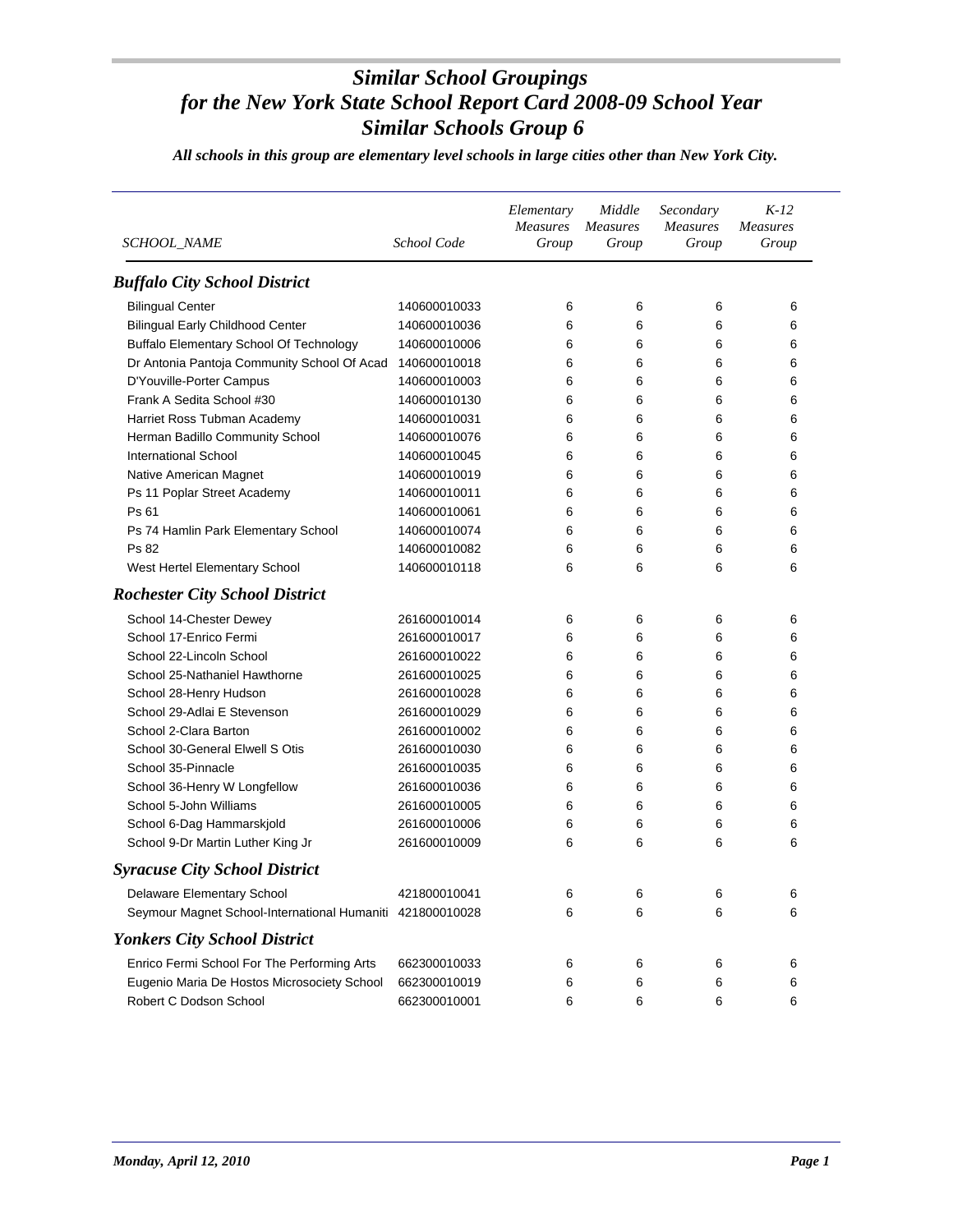# *Similar School Groupings for the New York State School Report Card 2008-09 School Year Similar Schools Group 6*

***All schools in this group are elementary level schools in large cities other than New York City.***

| *SCHOOL_NAME* | *School Code* | *Elementary Measures Group* | *Middle Measures Group* | *Secondary Measures Group* | *K-12 Measures Group* |
|---|---|---|---|---|---|
| ***Buffalo City School District*** | | | | | |
| Bilingual Center | 140600010033 | 6 | 6 | 6 | 6 |
| Bilingual Early Childhood Center | 140600010036 | 6 | 6 | 6 | 6 |
| Buffalo Elementary School Of Technology | 140600010006 | 6 | 6 | 6 | 6 |
| Dr Antonia Pantoja Community School Of Acad | 140600010018 | 6 | 6 | 6 | 6 |
| D'Youville-Porter Campus | 140600010003 | 6 | 6 | 6 | 6 |
| Frank A Sedita School #30 | 140600010130 | 6 | 6 | 6 | 6 |
| Harriet Ross Tubman Academy | 140600010031 | 6 | 6 | 6 | 6 |
| Herman Badillo Community School | 140600010076 | 6 | 6 | 6 | 6 |
| International School | 140600010045 | 6 | 6 | 6 | 6 |
| Native American Magnet | 140600010019 | 6 | 6 | 6 | 6 |
| Ps 11 Poplar Street Academy | 140600010011 | 6 | 6 | 6 | 6 |
| Ps 61 | 140600010061 | 6 | 6 | 6 | 6 |
| Ps 74 Hamlin Park Elementary School | 140600010074 | 6 | 6 | 6 | 6 |
| Ps 82 | 140600010082 | 6 | 6 | 6 | 6 |
| West Hertel Elementary School | 140600010118 | 6 | 6 | 6 | 6 |
| ***Rochester City School District*** | | | | | |
| School 14-Chester Dewey | 261600010014 | 6 | 6 | 6 | 6 |
| School 17-Enrico Fermi | 261600010017 | 6 | 6 | 6 | 6 |
| School 22-Lincoln School | 261600010022 | 6 | 6 | 6 | 6 |
| School 25-Nathaniel Hawthorne | 261600010025 | 6 | 6 | 6 | 6 |
| School 28-Henry Hudson | 261600010028 | 6 | 6 | 6 | 6 |
| School 29-Adlai E Stevenson | 261600010029 | 6 | 6 | 6 | 6 |
| School 2-Clara Barton | 261600010002 | 6 | 6 | 6 | 6 |
| School 30-General Elwell S Otis | 261600010030 | 6 | 6 | 6 | 6 |
| School 35-Pinnacle | 261600010035 | 6 | 6 | 6 | 6 |
| School 36-Henry W Longfellow | 261600010036 | 6 | 6 | 6 | 6 |
| School 5-John Williams | 261600010005 | 6 | 6 | 6 | 6 |
| School 6-Dag Hammarskjold | 261600010006 | 6 | 6 | 6 | 6 |
| School 9-Dr Martin Luther King Jr | 261600010009 | 6 | 6 | 6 | 6 |
| ***Syracuse City School District*** | | | | | |
| Delaware Elementary School | 421800010041 | 6 | 6 | 6 | 6 |
| Seymour Magnet School-International Humaniti | 421800010028 | 6 | 6 | 6 | 6 |
| ***Yonkers City School District*** | | | | | |
| Enrico Fermi School For The Performing Arts | 662300010033 | 6 | 6 | 6 | 6 |
| Eugenio Maria De Hostos Microsociety School | 662300010019 | 6 | 6 | 6 | 6 |
| Robert C Dodson School | 662300010001 | 6 | 6 | 6 | 6 |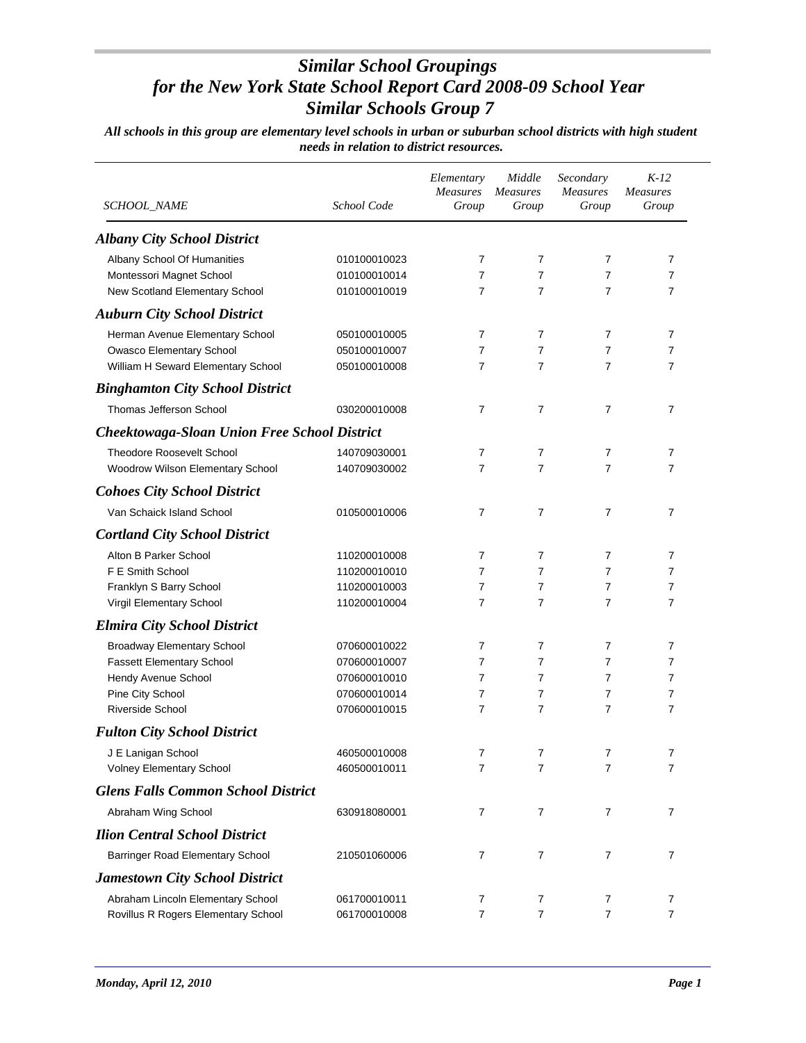# *Similar School Groupings for the New York State School Report Card 2008-09 School Year Similar Schools Group 7*

***All schools in this group are elementary level schools in urban or suburban school districts with high student needs in relation to district resources.***

| *SCHOOL_NAME* | *School Code* | *Elementary Measures Group* | *Middle Measures Group* | *Secondary Measures Group* | *K-12 Measures Group* |
|---|---|---|---|---|---|
| ***Albany City School District*** | | | | | |
| Albany School Of Humanities | 010100010023 | 7 | 7 | 7 | 7 |
| Montessori Magnet School | 010100010014 | 7 | 7 | 7 | 7 |
| New Scotland Elementary School | 010100010019 | 7 | 7 | 7 | 7 |
| ***Auburn City School District*** | | | | | |
| Herman Avenue Elementary School | 050100010005 | 7 | 7 | 7 | 7 |
| Owasco Elementary School | 050100010007 | 7 | 7 | 7 | 7 |
| William H Seward Elementary School | 050100010008 | 7 | 7 | 7 | 7 |
| ***Binghamton City School District*** | | | | | |
| Thomas Jefferson School | 030200010008 | 7 | 7 | 7 | 7 |
| ***Cheektowaga-Sloan Union Free School District*** | | | | | |
| Theodore Roosevelt School | 140709030001 | 7 | 7 | 7 | 7 |
| Woodrow Wilson Elementary School | 140709030002 | 7 | 7 | 7 | 7 |
| ***Cohoes City School District*** | | | | | |
| Van Schaick Island School | 010500010006 | 7 | 7 | 7 | 7 |
| ***Cortland City School District*** | | | | | |
| Alton B Parker School | 110200010008 | 7 | 7 | 7 | 7 |
| F E Smith School | 110200010010 | 7 | 7 | 7 | 7 |
| Franklyn S Barry School | 110200010003 | 7 | 7 | 7 | 7 |
| Virgil Elementary School | 110200010004 | 7 | 7 | 7 | 7 |
| ***Elmira City School District*** | | | | | |
| Broadway Elementary School | 070600010022 | 7 | 7 | 7 | 7 |
| Fassett Elementary School | 070600010007 | 7 | 7 | 7 | 7 |
| Hendy Avenue School | 070600010010 | 7 | 7 | 7 | 7 |
| Pine City School | 070600010014 | 7 | 7 | 7 | 7 |
| Riverside School | 070600010015 | 7 | 7 | 7 | 7 |
| ***Fulton City School District*** | | | | | |
| J E Lanigan School | 460500010008 | 7 | 7 | 7 | 7 |
| Volney Elementary School | 460500010011 | 7 | 7 | 7 | 7 |
| ***Glens Falls Common School District*** | | | | | |
| Abraham Wing School | 630918080001 | 7 | 7 | 7 | 7 |
| ***Ilion Central School District*** | | | | | |
| Barringer Road Elementary School | 210501060006 | 7 | 7 | 7 | 7 |
| ***Jamestown City School District*** | | | | | |
| Abraham Lincoln Elementary School | 061700010011 | 7 | 7 | 7 | 7 |
| Rovillus R Rogers Elementary School | 061700010008 | 7 | 7 | 7 | 7 |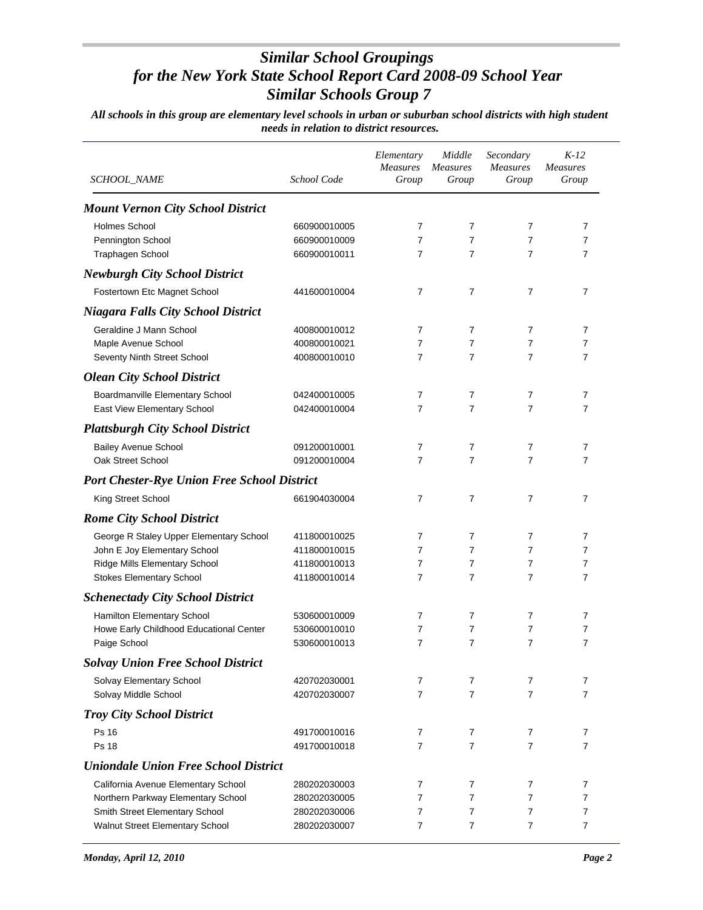# *Similar School Groupings for the New York State School Report Card 2008-09 School Year Similar Schools Group 7*

***All schools in this group are elementary level schools in urban or suburban school districts with high student needs in relation to district resources.***

| *SCHOOL_NAME* | *School Code* | *Elementary Measures Group* | *Middle Measures Group* | *Secondary Measures Group* | *K-12 Measures Group* |
|---|---|---|---|---|---|
| ***Mount Vernon City School District*** | | | | | |
| Holmes School | 660900010005 | 7 | 7 | 7 | 7 |
| Pennington School | 660900010009 | 7 | 7 | 7 | 7 |
| Traphagen School | 660900010011 | 7 | 7 | 7 | 7 |
| ***Newburgh City School District*** | | | | | |
| Fostertown Etc Magnet School | 441600010004 | 7 | 7 | 7 | 7 |
| ***Niagara Falls City School District*** | | | | | |
| Geraldine J Mann School | 400800010012 | 7 | 7 | 7 | 7 |
| Maple Avenue School | 400800010021 | 7 | 7 | 7 | 7 |
| Seventy Ninth Street School | 400800010010 | 7 | 7 | 7 | 7 |
| ***Olean City School District*** | | | | | |
| Boardmanville Elementary School | 042400010005 | 7 | 7 | 7 | 7 |
| East View Elementary School | 042400010004 | 7 | 7 | 7 | 7 |
| ***Plattsburgh City School District*** | | | | | |
| Bailey Avenue School | 091200010001 | 7 | 7 | 7 | 7 |
| Oak Street School | 091200010004 | 7 | 7 | 7 | 7 |
| ***Port Chester-Rye Union Free School District*** | | | | | |
| King Street School | 661904030004 | 7 | 7 | 7 | 7 |
| ***Rome City School District*** | | | | | |
| George R Staley Upper Elementary School | 411800010025 | 7 | 7 | 7 | 7 |
| John E Joy Elementary School | 411800010015 | 7 | 7 | 7 | 7 |
| Ridge Mills Elementary School | 411800010013 | 7 | 7 | 7 | 7 |
| Stokes Elementary School | 411800010014 | 7 | 7 | 7 | 7 |
| ***Schenectady City School District*** | | | | | |
| Hamilton Elementary School | 530600010009 | 7 | 7 | 7 | 7 |
| Howe Early Childhood Educational Center | 530600010010 | 7 | 7 | 7 | 7 |
| Paige School | 530600010013 | 7 | 7 | 7 | 7 |
| ***Solvay Union Free School District*** | | | | | |
| Solvay Elementary School | 420702030001 | 7 | 7 | 7 | 7 |
| Solvay Middle School | 420702030007 | 7 | 7 | 7 | 7 |
| ***Troy City School District*** | | | | | |
| Ps 16 | 491700010016 | 7 | 7 | 7 | 7 |
| Ps 18 | 491700010018 | 7 | 7 | 7 | 7 |
| ***Uniondale Union Free School District*** | | | | | |
| California Avenue Elementary School | 280202030003 | 7 | 7 | 7 | 7 |
| Northern Parkway Elementary School | 280202030005 | 7 | 7 | 7 | 7 |
| Smith Street Elementary School | 280202030006 | 7 | 7 | 7 | 7 |
| Walnut Street Elementary School | 280202030007 | 7 | 7 | 7 | 7 |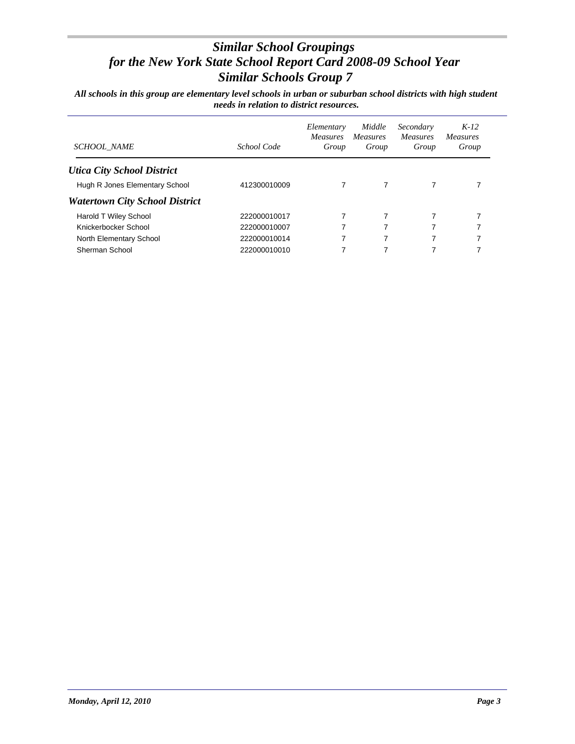# *Similar School Groupings for the New York State School Report Card 2008-09 School Year Similar Schools Group 7*

***All schools in this group are elementary level schools in urban or suburban school districts with high student needs in relation to district resources.***

| *SCHOOL_NAME* | *School Code* | *Elementary Measures Group* | *Middle Measures Group* | *Secondary Measures Group* | *K-12 Measures Group* |
|---|---|---|---|---|---|
| ***Utica City School District*** | | | | | |
| Hugh R Jones Elementary School | 412300010009 | 7 | 7 | 7 | 7 |
| ***Watertown City School District*** | | | | | |
| Harold T Wiley School | 222000010017 | 7 | 7 | 7 | 7 |
| Knickerbocker School | 222000010007 | 7 | 7 | 7 | 7 |
| North Elementary School | 222000010014 | 7 | 7 | 7 | 7 |
| Sherman School | 222000010010 | 7 | 7 | 7 | 7 |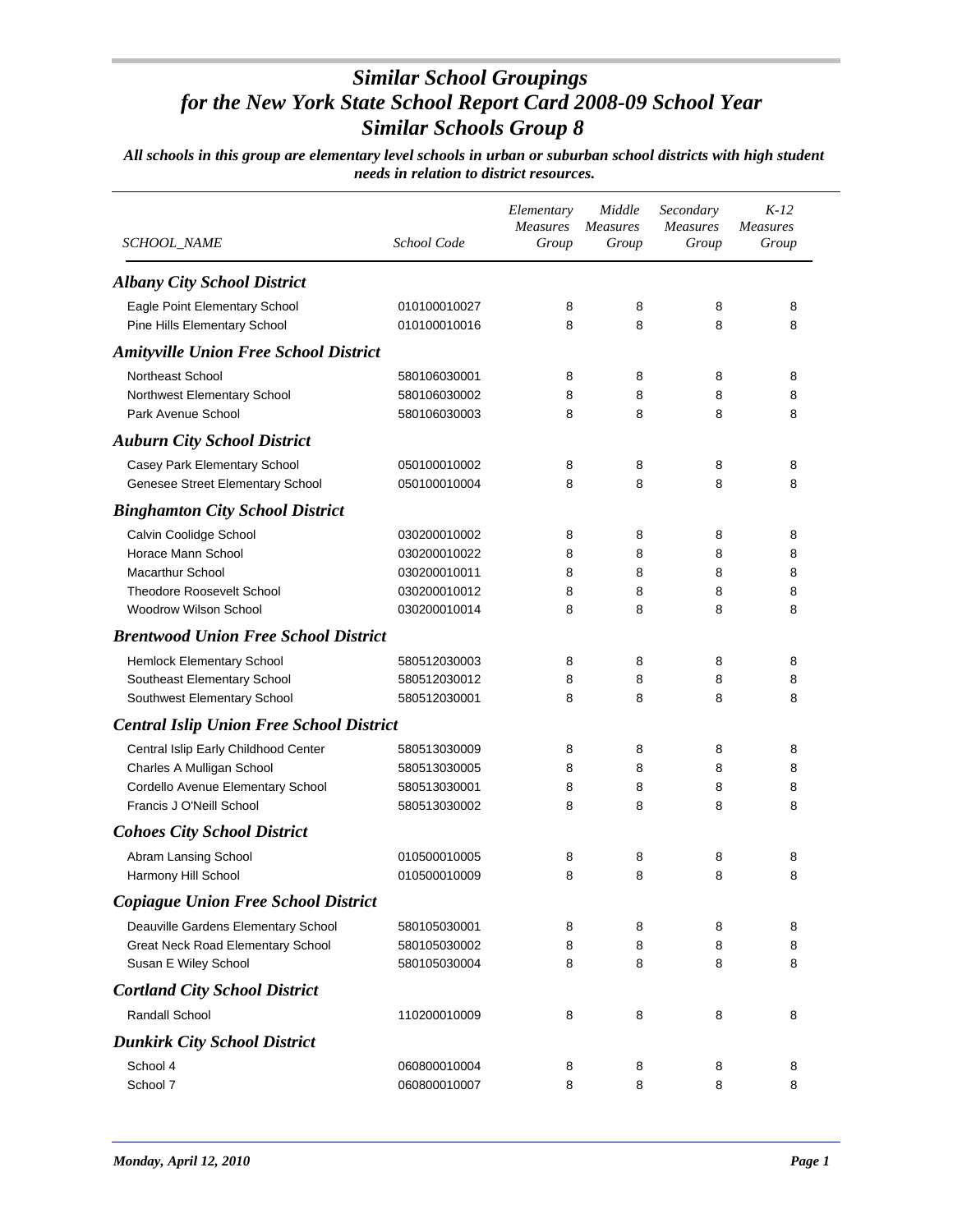# Similar School Groupings
# for the New York State School Report Card 2008-09 School Year
# Similar Schools Group 8

***All schools in this group are elementary level schools in urban or suburban school districts with high student needs in relation to district resources.***

| SCHOOL_NAME | School Code | Elementary Measures Group | Middle Measures Group | Secondary Measures Group | K-12 Measures Group |
|---|---|---|---|---|---|
| ***Albany City School District*** | | | | | |
| Eagle Point Elementary School | 010100010027 | 8 | 8 | 8 | 8 |
| Pine Hills Elementary School | 010100010016 | 8 | 8 | 8 | 8 |
| ***Amityville Union Free School District*** | | | | | |
| Northeast School | 580106030001 | 8 | 8 | 8 | 8 |
| Northwest Elementary School | 580106030002 | 8 | 8 | 8 | 8 |
| Park Avenue School | 580106030003 | 8 | 8 | 8 | 8 |
| ***Auburn City School District*** | | | | | |
| Casey Park Elementary School | 050100010002 | 8 | 8 | 8 | 8 |
| Genesee Street Elementary School | 050100010004 | 8 | 8 | 8 | 8 |
| ***Binghamton City School District*** | | | | | |
| Calvin Coolidge School | 030200010002 | 8 | 8 | 8 | 8 |
| Horace Mann School | 030200010022 | 8 | 8 | 8 | 8 |
| Macarthur School | 030200010011 | 8 | 8 | 8 | 8 |
| Theodore Roosevelt School | 030200010012 | 8 | 8 | 8 | 8 |
| Woodrow Wilson School | 030200010014 | 8 | 8 | 8 | 8 |
| ***Brentwood Union Free School District*** | | | | | |
| Hemlock Elementary School | 580512030003 | 8 | 8 | 8 | 8 |
| Southeast Elementary School | 580512030012 | 8 | 8 | 8 | 8 |
| Southwest Elementary School | 580512030001 | 8 | 8 | 8 | 8 |
| ***Central Islip Union Free School District*** | | | | | |
| Central Islip Early Childhood Center | 580513030009 | 8 | 8 | 8 | 8 |
| Charles A Mulligan School | 580513030005 | 8 | 8 | 8 | 8 |
| Cordello Avenue Elementary School | 580513030001 | 8 | 8 | 8 | 8 |
| Francis J O'Neill School | 580513030002 | 8 | 8 | 8 | 8 |
| ***Cohoes City School District*** | | | | | |
| Abram Lansing School | 010500010005 | 8 | 8 | 8 | 8 |
| Harmony Hill School | 010500010009 | 8 | 8 | 8 | 8 |
| ***Copiague Union Free School District*** | | | | | |
| Deauville Gardens Elementary School | 580105030001 | 8 | 8 | 8 | 8 |
| Great Neck Road Elementary School | 580105030002 | 8 | 8 | 8 | 8 |
| Susan E Wiley School | 580105030004 | 8 | 8 | 8 | 8 |
| ***Cortland City School District*** | | | | | |
| Randall School | 110200010009 | 8 | 8 | 8 | 8 |
| ***Dunkirk City School District*** | | | | | |
| School 4 | 060800010004 | 8 | 8 | 8 | 8 |
| School 7 | 060800010007 | 8 | 8 | 8 | 8 |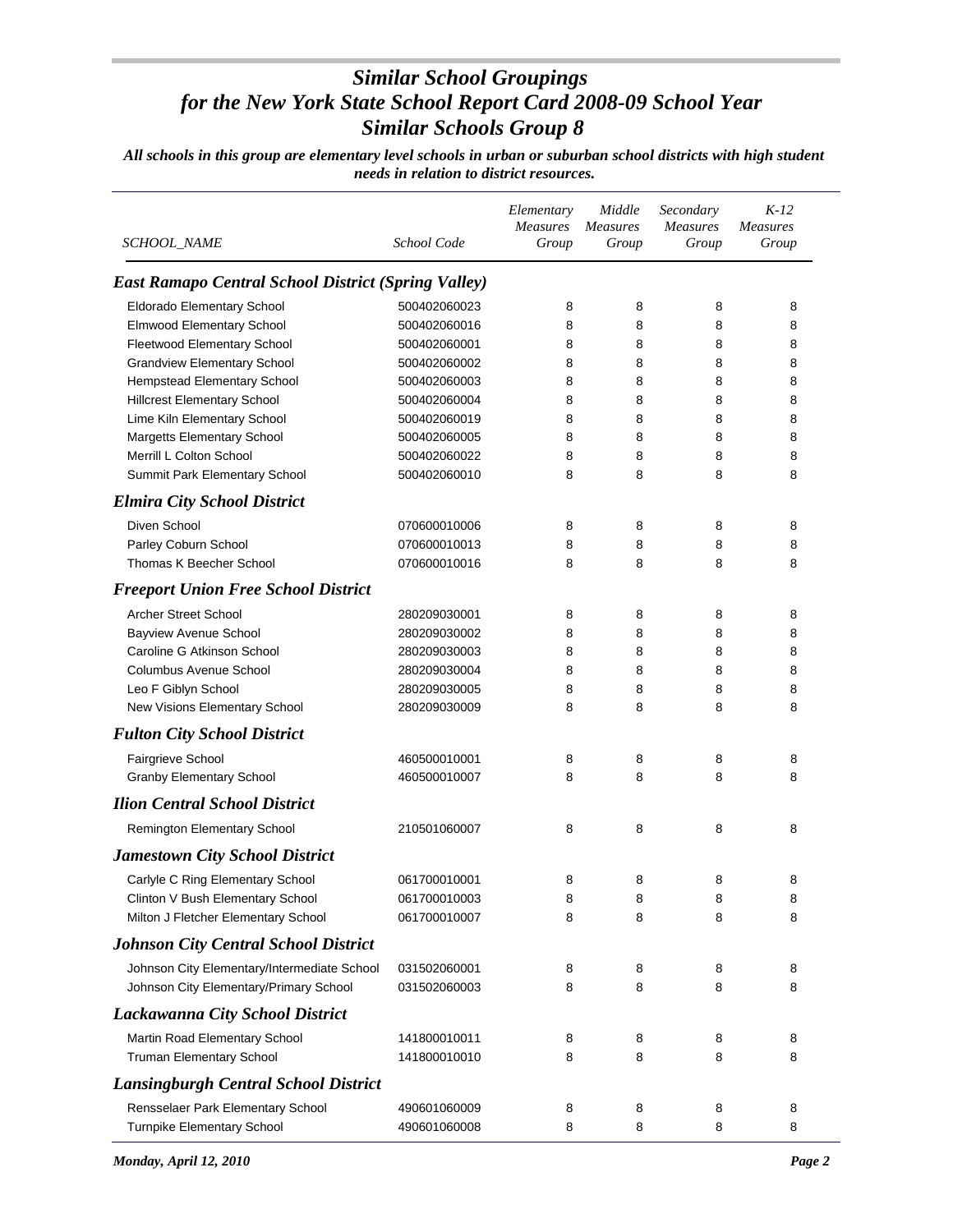# *Similar School Groupings for the New York State School Report Card 2008-09 School Year Similar Schools Group 8*

***All schools in this group are elementary level schools in urban or suburban school districts with high student needs in relation to district resources.***

| *SCHOOL_NAME* | *School Code* | *Elementary Measures Group* | *Middle Measures Group* | *Secondary Measures Group* | *K-12 Measures Group* |
|---|---|---|---|---|---|
| ***East Ramapo Central School District (Spring Valley)*** | | | | | |
| Eldorado Elementary School | 500402060023 | 8 | 8 | 8 | 8 |
| Elmwood Elementary School | 500402060016 | 8 | 8 | 8 | 8 |
| Fleetwood Elementary School | 500402060001 | 8 | 8 | 8 | 8 |
| Grandview Elementary School | 500402060002 | 8 | 8 | 8 | 8 |
| Hempstead Elementary School | 500402060003 | 8 | 8 | 8 | 8 |
| Hillcrest Elementary School | 500402060004 | 8 | 8 | 8 | 8 |
| Lime Kiln Elementary School | 500402060019 | 8 | 8 | 8 | 8 |
| Margetts Elementary School | 500402060005 | 8 | 8 | 8 | 8 |
| Merrill L Colton School | 500402060022 | 8 | 8 | 8 | 8 |
| Summit Park Elementary School | 500402060010 | 8 | 8 | 8 | 8 |
| ***Elmira City School District*** | | | | | |
| Diven School | 070600010006 | 8 | 8 | 8 | 8 |
| Parley Coburn School | 070600010013 | 8 | 8 | 8 | 8 |
| Thomas K Beecher School | 070600010016 | 8 | 8 | 8 | 8 |
| ***Freeport Union Free School District*** | | | | | |
| Archer Street School | 280209030001 | 8 | 8 | 8 | 8 |
| Bayview Avenue School | 280209030002 | 8 | 8 | 8 | 8 |
| Caroline G Atkinson School | 280209030003 | 8 | 8 | 8 | 8 |
| Columbus Avenue School | 280209030004 | 8 | 8 | 8 | 8 |
| Leo F Giblyn School | 280209030005 | 8 | 8 | 8 | 8 |
| New Visions Elementary School | 280209030009 | 8 | 8 | 8 | 8 |
| ***Fulton City School District*** | | | | | |
| Fairgrieve School | 460500010001 | 8 | 8 | 8 | 8 |
| Granby Elementary School | 460500010007 | 8 | 8 | 8 | 8 |
| ***Ilion Central School District*** | | | | | |
| Remington Elementary School | 210501060007 | 8 | 8 | 8 | 8 |
| ***Jamestown City School District*** | | | | | |
| Carlyle C Ring Elementary School | 061700010001 | 8 | 8 | 8 | 8 |
| Clinton V Bush Elementary School | 061700010003 | 8 | 8 | 8 | 8 |
| Milton J Fletcher Elementary School | 061700010007 | 8 | 8 | 8 | 8 |
| ***Johnson City Central School District*** | | | | | |
| Johnson City Elementary/Intermediate School | 031502060001 | 8 | 8 | 8 | 8 |
| Johnson City Elementary/Primary School | 031502060003 | 8 | 8 | 8 | 8 |
| ***Lackawanna City School District*** | | | | | |
| Martin Road Elementary School | 141800010011 | 8 | 8 | 8 | 8 |
| Truman Elementary School | 141800010010 | 8 | 8 | 8 | 8 |
| ***Lansingburgh Central School District*** | | | | | |
| Rensselaer Park Elementary School | 490601060009 | 8 | 8 | 8 | 8 |
| Turnpike Elementary School | 490601060008 | 8 | 8 | 8 | 8 |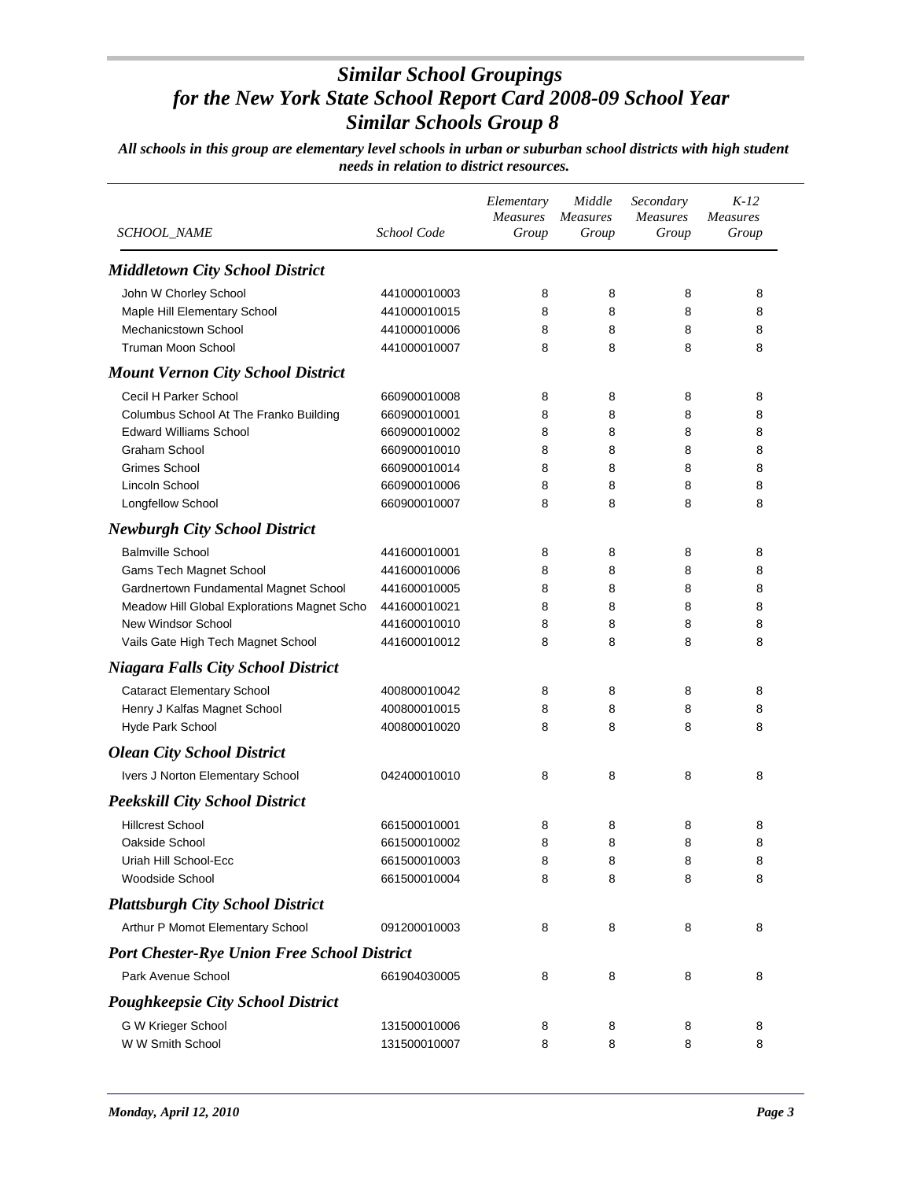# Similar School Groupings for the New York State School Report Card 2008-09 School Year Similar Schools Group 8

***All schools in this group are elementary level schools in urban or suburban school districts with high student needs in relation to district resources.***

| SCHOOL_NAME | School Code | Elementary Measures Group | Middle Measures Group | Secondary Measures Group | K-12 Measures Group |
|---|---|---|---|---|---|
| ***Middletown City School District*** | | | | | |
| John W Chorley School | 441000010003 | 8 | 8 | 8 | 8 |
| Maple Hill Elementary School | 441000010015 | 8 | 8 | 8 | 8 |
| Mechanicstown School | 441000010006 | 8 | 8 | 8 | 8 |
| Truman Moon School | 441000010007 | 8 | 8 | 8 | 8 |
| ***Mount Vernon City School District*** | | | | | |
| Cecil H Parker School | 660900010008 | 8 | 8 | 8 | 8 |
| Columbus School At The Franko Building | 660900010001 | 8 | 8 | 8 | 8 |
| Edward Williams School | 660900010002 | 8 | 8 | 8 | 8 |
| Graham School | 660900010010 | 8 | 8 | 8 | 8 |
| Grimes School | 660900010014 | 8 | 8 | 8 | 8 |
| Lincoln School | 660900010006 | 8 | 8 | 8 | 8 |
| Longfellow School | 660900010007 | 8 | 8 | 8 | 8 |
| ***Newburgh City School District*** | | | | | |
| Balmville School | 441600010001 | 8 | 8 | 8 | 8 |
| Gams Tech Magnet School | 441600010006 | 8 | 8 | 8 | 8 |
| Gardnertown Fundamental Magnet School | 441600010005 | 8 | 8 | 8 | 8 |
| Meadow Hill Global Explorations Magnet Scho | 441600010021 | 8 | 8 | 8 | 8 |
| New Windsor School | 441600010010 | 8 | 8 | 8 | 8 |
| Vails Gate High Tech Magnet School | 441600010012 | 8 | 8 | 8 | 8 |
| ***Niagara Falls City School District*** | | | | | |
| Cataract Elementary School | 400800010042 | 8 | 8 | 8 | 8 |
| Henry J Kalfas Magnet School | 400800010015 | 8 | 8 | 8 | 8 |
| Hyde Park School | 400800010020 | 8 | 8 | 8 | 8 |
| ***Olean City School District*** | | | | | |
| Ivers J Norton Elementary School | 042400010010 | 8 | 8 | 8 | 8 |
| ***Peekskill City School District*** | | | | | |
| Hillcrest School | 661500010001 | 8 | 8 | 8 | 8 |
| Oakside School | 661500010002 | 8 | 8 | 8 | 8 |
| Uriah Hill School-Ecc | 661500010003 | 8 | 8 | 8 | 8 |
| Woodside School | 661500010004 | 8 | 8 | 8 | 8 |
| ***Plattsburgh City School District*** | | | | | |
| Arthur P Momot Elementary School | 091200010003 | 8 | 8 | 8 | 8 |
| ***Port Chester-Rye Union Free School District*** | | | | | |
| Park Avenue School | 661904030005 | 8 | 8 | 8 | 8 |
| ***Poughkeepsie City School District*** | | | | | |
| G W Krieger School | 131500010006 | 8 | 8 | 8 | 8 |
| W W Smith School | 131500010007 | 8 | 8 | 8 | 8 |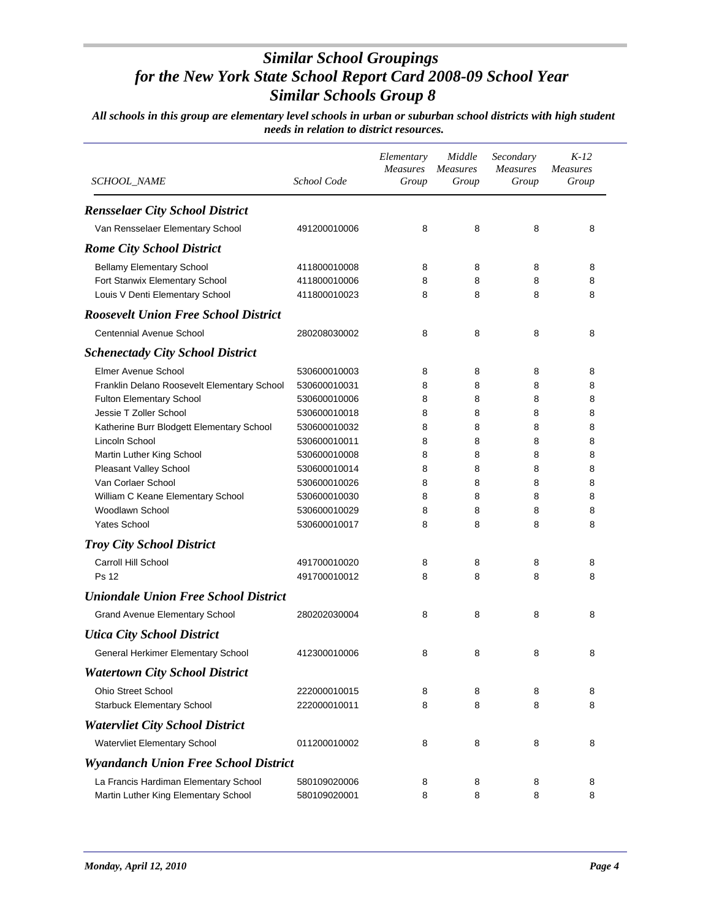# Similar School Groupings for the New York State School Report Card 2008-09 School Year Similar Schools Group 8

***All schools in this group are elementary level schools in urban or suburban school districts with high student needs in relation to district resources.***

| *SCHOOL_NAME* | *School Code* | *Elementary Measures Group* | *Middle Measures Group* | *Secondary Measures Group* | *K-12 Measures Group* |
|---|---|---|---|---|---|
| ***Rensselaer City School District*** | | | | | |
| Van Rensselaer Elementary School | 491200010006 | 8 | 8 | 8 | 8 |
| ***Rome City School District*** | | | | | |
| Bellamy Elementary School | 411800010008 | 8 | 8 | 8 | 8 |
| Fort Stanwix Elementary School | 411800010006 | 8 | 8 | 8 | 8 |
| Louis V Denti Elementary School | 411800010023 | 8 | 8 | 8 | 8 |
| ***Roosevelt Union Free School District*** | | | | | |
| Centennial Avenue School | 280208030002 | 8 | 8 | 8 | 8 |
| ***Schenectady City School District*** | | | | | |
| Elmer Avenue School | 530600010003 | 8 | 8 | 8 | 8 |
| Franklin Delano Roosevelt Elementary School | 530600010031 | 8 | 8 | 8 | 8 |
| Fulton Elementary School | 530600010006 | 8 | 8 | 8 | 8 |
| Jessie T Zoller School | 530600010018 | 8 | 8 | 8 | 8 |
| Katherine Burr Blodgett Elementary School | 530600010032 | 8 | 8 | 8 | 8 |
| Lincoln School | 530600010011 | 8 | 8 | 8 | 8 |
| Martin Luther King School | 530600010008 | 8 | 8 | 8 | 8 |
| Pleasant Valley School | 530600010014 | 8 | 8 | 8 | 8 |
| Van Corlaer School | 530600010026 | 8 | 8 | 8 | 8 |
| William C Keane Elementary School | 530600010030 | 8 | 8 | 8 | 8 |
| Woodlawn School | 530600010029 | 8 | 8 | 8 | 8 |
| Yates School | 530600010017 | 8 | 8 | 8 | 8 |
| ***Troy City School District*** | | | | | |
| Carroll Hill School | 491700010020 | 8 | 8 | 8 | 8 |
| Ps 12 | 491700010012 | 8 | 8 | 8 | 8 |
| ***Uniondale Union Free School District*** | | | | | |
| Grand Avenue Elementary School | 280202030004 | 8 | 8 | 8 | 8 |
| ***Utica City School District*** | | | | | |
| General Herkimer Elementary School | 412300010006 | 8 | 8 | 8 | 8 |
| ***Watertown City School District*** | | | | | |
| Ohio Street School | 222000010015 | 8 | 8 | 8 | 8 |
| Starbuck Elementary School | 222000010011 | 8 | 8 | 8 | 8 |
| ***Watervliet City School District*** | | | | | |
| Watervliet Elementary School | 011200010002 | 8 | 8 | 8 | 8 |
| ***Wyandanch Union Free School District*** | | | | | |
| La Francis Hardiman Elementary School | 580109020006 | 8 | 8 | 8 | 8 |
| Martin Luther King Elementary School | 580109020001 | 8 | 8 | 8 | 8 |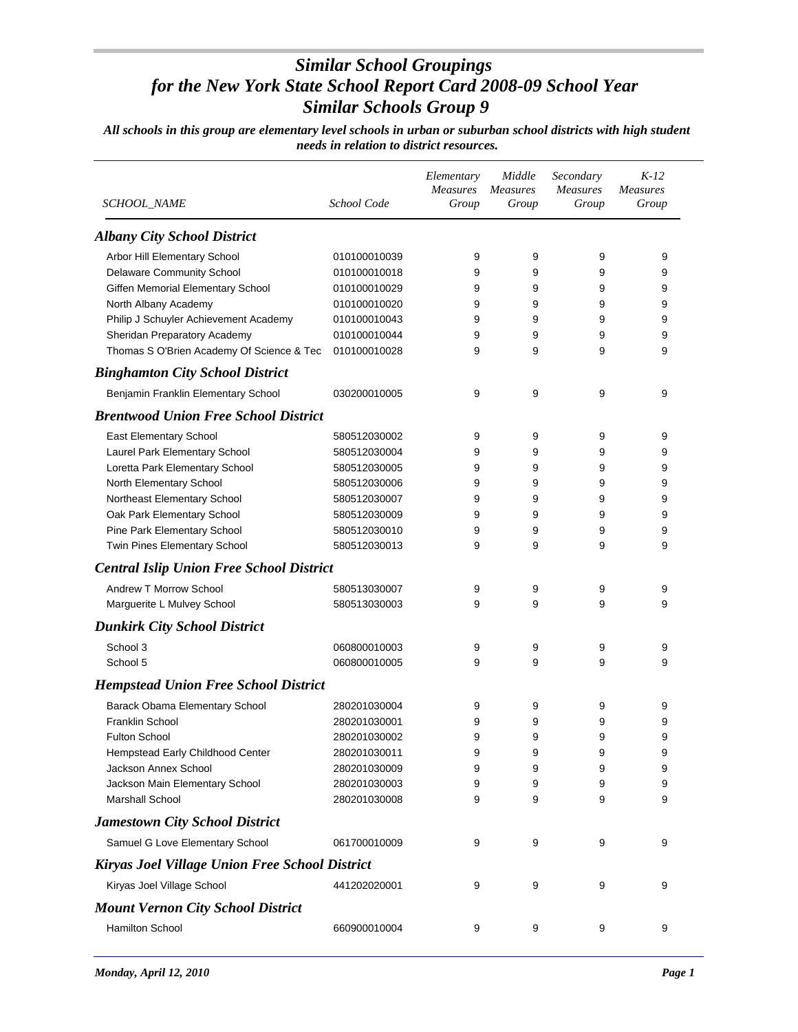# *Similar School Groupings for the New York State School Report Card 2008-09 School Year Similar Schools Group 9*

***All schools in this group are elementary level schools in urban or suburban school districts with high student needs in relation to district resources.***

| *SCHOOL_NAME* | *School Code* | *Elementary Measures Group* | *Middle Measures Group* | *Secondary Measures Group* | *K-12 Measures Group* |
|---|---|---|---|---|---|
| ***Albany City School District*** | | | | | |
| Arbor Hill Elementary School | 010100010039 | 9 | 9 | 9 | 9 |
| Delaware Community School | 010100010018 | 9 | 9 | 9 | 9 |
| Giffen Memorial Elementary School | 010100010029 | 9 | 9 | 9 | 9 |
| North Albany Academy | 010100010020 | 9 | 9 | 9 | 9 |
| Philip J Schuyler Achievement Academy | 010100010043 | 9 | 9 | 9 | 9 |
| Sheridan Preparatory Academy | 010100010044 | 9 | 9 | 9 | 9 |
| Thomas S O'Brien Academy Of Science & Tec | 010100010028 | 9 | 9 | 9 | 9 |
| ***Binghamton City School District*** | | | | | |
| Benjamin Franklin Elementary School | 030200010005 | 9 | 9 | 9 | 9 |
| ***Brentwood Union Free School District*** | | | | | |
| East Elementary School | 580512030002 | 9 | 9 | 9 | 9 |
| Laurel Park Elementary School | 580512030004 | 9 | 9 | 9 | 9 |
| Loretta Park Elementary School | 580512030005 | 9 | 9 | 9 | 9 |
| North Elementary School | 580512030006 | 9 | 9 | 9 | 9 |
| Northeast Elementary School | 580512030007 | 9 | 9 | 9 | 9 |
| Oak Park Elementary School | 580512030009 | 9 | 9 | 9 | 9 |
| Pine Park Elementary School | 580512030010 | 9 | 9 | 9 | 9 |
| Twin Pines Elementary School | 580512030013 | 9 | 9 | 9 | 9 |
| ***Central Islip Union Free School District*** | | | | | |
| Andrew T Morrow School | 580513030007 | 9 | 9 | 9 | 9 |
| Marguerite L Mulvey School | 580513030003 | 9 | 9 | 9 | 9 |
| ***Dunkirk City School District*** | | | | | |
| School 3 | 060800010003 | 9 | 9 | 9 | 9 |
| School 5 | 060800010005 | 9 | 9 | 9 | 9 |
| ***Hempstead Union Free School District*** | | | | | |
| Barack Obama Elementary School | 280201030004 | 9 | 9 | 9 | 9 |
| Franklin School | 280201030001 | 9 | 9 | 9 | 9 |
| Fulton School | 280201030002 | 9 | 9 | 9 | 9 |
| Hempstead Early Childhood Center | 280201030011 | 9 | 9 | 9 | 9 |
| Jackson Annex School | 280201030009 | 9 | 9 | 9 | 9 |
| Jackson Main Elementary School | 280201030003 | 9 | 9 | 9 | 9 |
| Marshall School | 280201030008 | 9 | 9 | 9 | 9 |
| ***Jamestown City School District*** | | | | | |
| Samuel G Love Elementary School | 061700010009 | 9 | 9 | 9 | 9 |
| ***Kiryas Joel Village Union Free School District*** | | | | | |
| Kiryas Joel Village School | 441202020001 | 9 | 9 | 9 | 9 |
| ***Mount Vernon City School District*** | | | | | |
| Hamilton School | 660900010004 | 9 | 9 | 9 | 9 |

*Monday, April 12, 2010*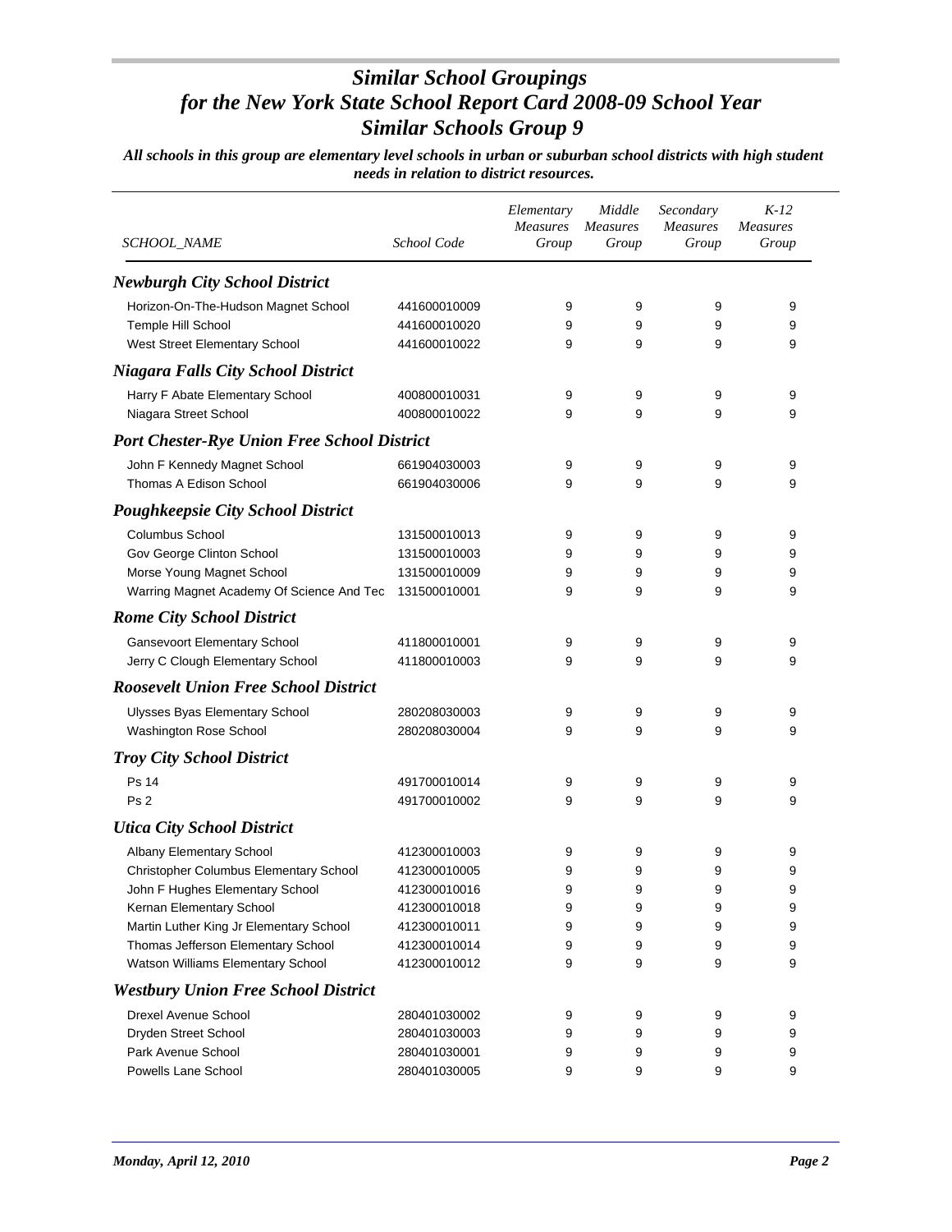# *Similar School Groupings for the New York State School Report Card 2008-09 School Year Similar Schools Group 9*

***All schools in this group are elementary level schools in urban or suburban school districts with high student needs in relation to district resources.***

| *SCHOOL_NAME* | *School Code* | *Elementary Measures Group* | *Middle Measures Group* | *Secondary Measures Group* | *K-12 Measures Group* |
|---|---|---|---|---|---|
| ***Newburgh City School District*** | | | | | |
| Horizon-On-The-Hudson Magnet School | 441600010009 | 9 | 9 | 9 | 9 |
| Temple Hill School | 441600010020 | 9 | 9 | 9 | 9 |
| West Street Elementary School | 441600010022 | 9 | 9 | 9 | 9 |
| ***Niagara Falls City School District*** | | | | | |
| Harry F Abate Elementary School | 400800010031 | 9 | 9 | 9 | 9 |
| Niagara Street School | 400800010022 | 9 | 9 | 9 | 9 |
| ***Port Chester-Rye Union Free School District*** | | | | | |
| John F Kennedy Magnet School | 661904030003 | 9 | 9 | 9 | 9 |
| Thomas A Edison School | 661904030006 | 9 | 9 | 9 | 9 |
| ***Poughkeepsie City School District*** | | | | | |
| Columbus School | 131500010013 | 9 | 9 | 9 | 9 |
| Gov George Clinton School | 131500010003 | 9 | 9 | 9 | 9 |
| Morse Young Magnet School | 131500010009 | 9 | 9 | 9 | 9 |
| Warring Magnet Academy Of Science And Tec | 131500010001 | 9 | 9 | 9 | 9 |
| ***Rome City School District*** | | | | | |
| Gansevoort Elementary School | 411800010001 | 9 | 9 | 9 | 9 |
| Jerry C Clough Elementary School | 411800010003 | 9 | 9 | 9 | 9 |
| ***Roosevelt Union Free School District*** | | | | | |
| Ulysses Byas Elementary School | 280208030003 | 9 | 9 | 9 | 9 |
| Washington Rose School | 280208030004 | 9 | 9 | 9 | 9 |
| ***Troy City School District*** | | | | | |
| Ps 14 | 491700010014 | 9 | 9 | 9 | 9 |
| Ps 2 | 491700010002 | 9 | 9 | 9 | 9 |
| ***Utica City School District*** | | | | | |
| Albany Elementary School | 412300010003 | 9 | 9 | 9 | 9 |
| Christopher Columbus Elementary School | 412300010005 | 9 | 9 | 9 | 9 |
| John F Hughes Elementary School | 412300010016 | 9 | 9 | 9 | 9 |
| Kernan Elementary School | 412300010018 | 9 | 9 | 9 | 9 |
| Martin Luther King Jr Elementary School | 412300010011 | 9 | 9 | 9 | 9 |
| Thomas Jefferson Elementary School | 412300010014 | 9 | 9 | 9 | 9 |
| Watson Williams Elementary School | 412300010012 | 9 | 9 | 9 | 9 |
| ***Westbury Union Free School District*** | | | | | |
| Drexel Avenue School | 280401030002 | 9 | 9 | 9 | 9 |
| Dryden Street School | 280401030003 | 9 | 9 | 9 | 9 |
| Park Avenue School | 280401030001 | 9 | 9 | 9 | 9 |
| Powells Lane School | 280401030005 | 9 | 9 | 9 | 9 |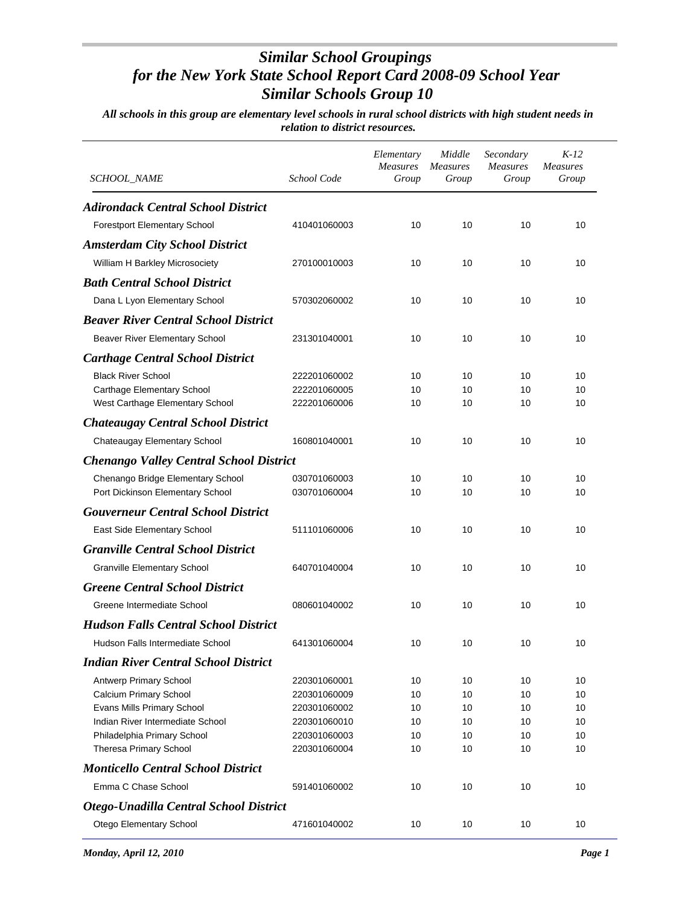# *Similar School Groupings for the New York State School Report Card 2008-09 School Year Similar Schools Group 10*

***All schools in this group are elementary level schools in rural school districts with high student needs in relation to district resources.***

| *SCHOOL_NAME* | *School Code* | *Elementary Measures Group* | *Middle Measures Group* | *Secondary Measures Group* | *K-12 Measures Group* |
|---|---|---|---|---|---|
| ***Adirondack Central School District*** | | | | | |
| Forestport Elementary School | 410401060003 | 10 | 10 | 10 | 10 |
| ***Amsterdam City School District*** | | | | | |
| William H Barkley Microsociety | 270100010003 | 10 | 10 | 10 | 10 |
| ***Bath Central School District*** | | | | | |
| Dana L Lyon Elementary School | 570302060002 | 10 | 10 | 10 | 10 |
| ***Beaver River Central School District*** | | | | | |
| Beaver River Elementary School | 231301040001 | 10 | 10 | 10 | 10 |
| ***Carthage Central School District*** | | | | | |
| Black River School | 222201060002 | 10 | 10 | 10 | 10 |
| Carthage Elementary School | 222201060005 | 10 | 10 | 10 | 10 |
| West Carthage Elementary School | 222201060006 | 10 | 10 | 10 | 10 |
| ***Chateaugay Central School District*** | | | | | |
| Chateaugay Elementary School | 160801040001 | 10 | 10 | 10 | 10 |
| ***Chenango Valley Central School District*** | | | | | |
| Chenango Bridge Elementary School | 030701060003 | 10 | 10 | 10 | 10 |
| Port Dickinson Elementary School | 030701060004 | 10 | 10 | 10 | 10 |
| ***Gouverneur Central School District*** | | | | | |
| East Side Elementary School | 511101060006 | 10 | 10 | 10 | 10 |
| ***Granville Central School District*** | | | | | |
| Granville Elementary School | 640701040004 | 10 | 10 | 10 | 10 |
| ***Greene Central School District*** | | | | | |
| Greene Intermediate School | 080601040002 | 10 | 10 | 10 | 10 |
| ***Hudson Falls Central School District*** | | | | | |
| Hudson Falls Intermediate School | 641301060004 | 10 | 10 | 10 | 10 |
| ***Indian River Central School District*** | | | | | |
| Antwerp Primary School | 220301060001 | 10 | 10 | 10 | 10 |
| Calcium Primary School | 220301060009 | 10 | 10 | 10 | 10 |
| Evans Mills Primary School | 220301060002 | 10 | 10 | 10 | 10 |
| Indian River Intermediate School | 220301060010 | 10 | 10 | 10 | 10 |
| Philadelphia Primary School | 220301060003 | 10 | 10 | 10 | 10 |
| Theresa Primary School | 220301060004 | 10 | 10 | 10 | 10 |
| ***Monticello Central School District*** | | | | | |
| Emma C Chase School | 591401060002 | 10 | 10 | 10 | 10 |
| ***Otego-Unadilla Central School District*** | | | | | |
| Otego Elementary School | 471601040002 | 10 | 10 | 10 | 10 |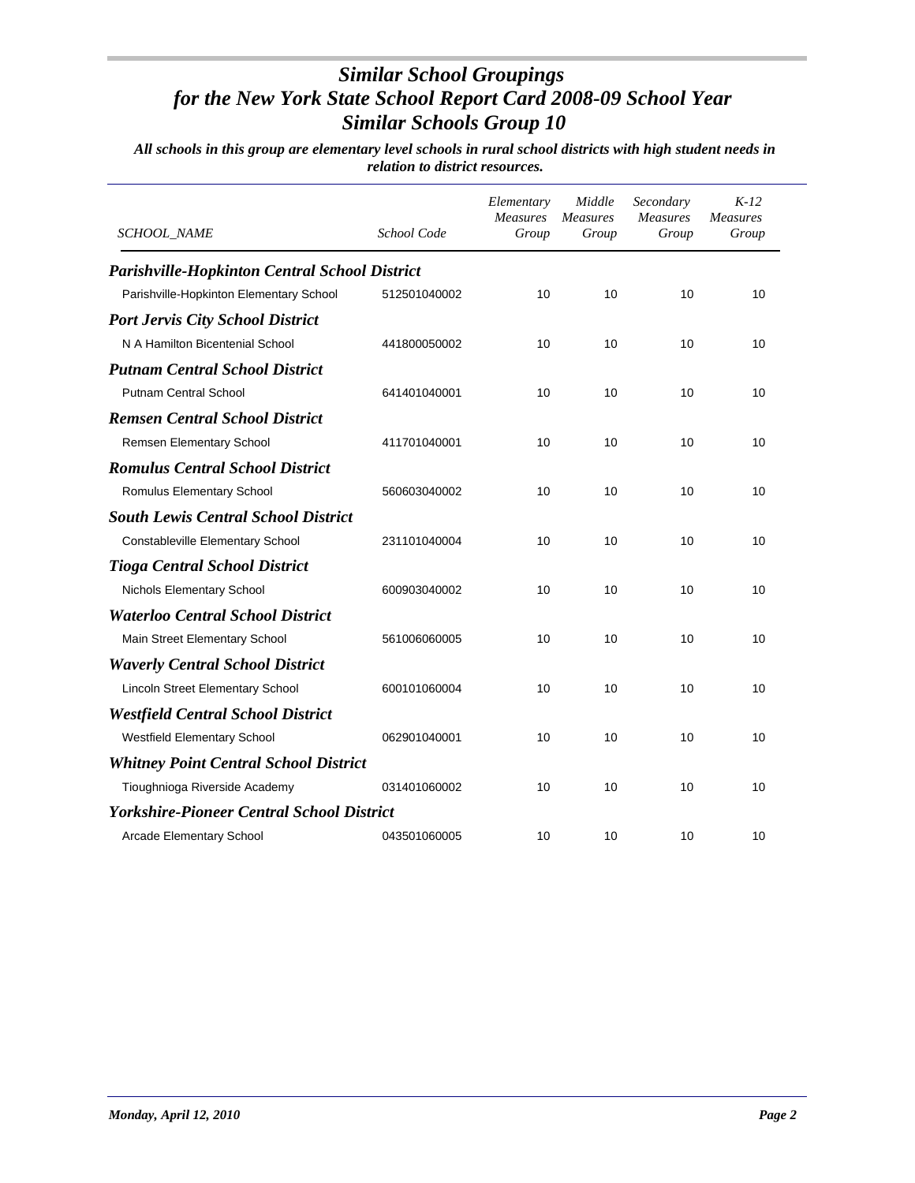# *Similar School Groupings*
# *for the New York State School Report Card 2008-09 School Year*
# *Similar Schools Group 10*

***All schools in this group are elementary level schools in rural school districts with high student needs in relation to district resources.***

| *SCHOOL_NAME* | *School Code* | *Elementary Measures Group* | *Middle Measures Group* | *Secondary Measures Group* | *K-12 Measures Group* |
|---|---|---|---|---|---|
| ***Parishville-Hopkinton Central School District*** | | | | | |
| Parishville-Hopkinton Elementary School | 512501040002 | 10 | 10 | 10 | 10 |
| ***Port Jervis City School District*** | | | | | |
| N A Hamilton Bicentenial School | 441800050002 | 10 | 10 | 10 | 10 |
| ***Putnam Central School District*** | | | | | |
| Putnam Central School | 641401040001 | 10 | 10 | 10 | 10 |
| ***Remsen Central School District*** | | | | | |
| Remsen Elementary School | 411701040001 | 10 | 10 | 10 | 10 |
| ***Romulus Central School District*** | | | | | |
| Romulus Elementary School | 560603040002 | 10 | 10 | 10 | 10 |
| ***South Lewis Central School District*** | | | | | |
| Constableville Elementary School | 231101040004 | 10 | 10 | 10 | 10 |
| ***Tioga Central School District*** | | | | | |
| Nichols Elementary School | 600903040002 | 10 | 10 | 10 | 10 |
| ***Waterloo Central School District*** | | | | | |
| Main Street Elementary School | 561006060005 | 10 | 10 | 10 | 10 |
| ***Waverly Central School District*** | | | | | |
| Lincoln Street Elementary School | 600101060004 | 10 | 10 | 10 | 10 |
| ***Westfield Central School District*** | | | | | |
| Westfield Elementary School | 062901040001 | 10 | 10 | 10 | 10 |
| ***Whitney Point Central School District*** | | | | | |
| Tioughnioga Riverside Academy | 031401060002 | 10 | 10 | 10 | 10 |
| ***Yorkshire-Pioneer Central School District*** | | | | | |
| Arcade Elementary School | 043501060005 | 10 | 10 | 10 | 10 |

***Monday, April 12, 2010***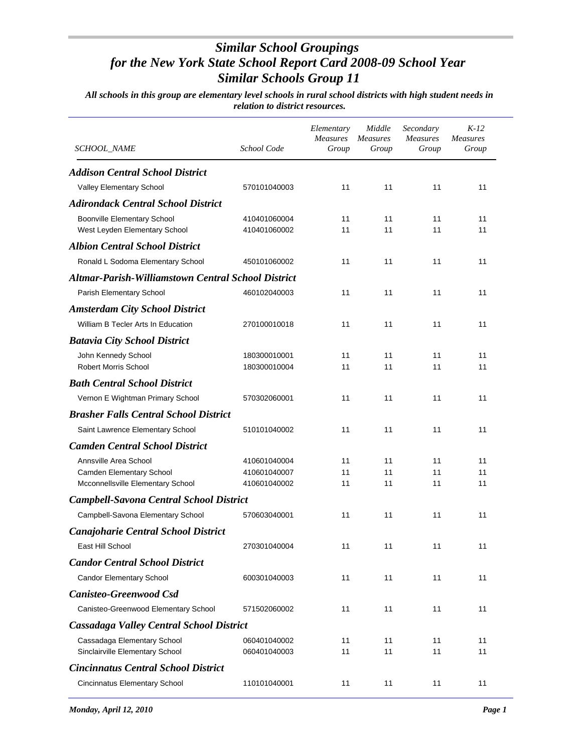# *Similar School Groupings for the New York State School Report Card 2008-09 School Year Similar Schools Group 11*

***All schools in this group are elementary level schools in rural school districts with high student needs in relation to district resources.***

| *SCHOOL_NAME* | *School Code* | *Elementary Measures Group* | *Middle Measures Group* | *Secondary Measures Group* | *K-12 Measures Group* |
|---|---|---|---|---|---|
| ***Addison Central School District*** | | | | | |
| Valley Elementary School | 570101040003 | 11 | 11 | 11 | 11 |
| ***Adirondack Central School District*** | | | | | |
| Boonville Elementary School | 410401060004 | 11 | 11 | 11 | 11 |
| West Leyden Elementary School | 410401060002 | 11 | 11 | 11 | 11 |
| ***Albion Central School District*** | | | | | |
| Ronald L Sodoma Elementary School | 450101060002 | 11 | 11 | 11 | 11 |
| ***Altmar-Parish-Williamstown Central School District*** | | | | | |
| Parish Elementary School | 460102040003 | 11 | 11 | 11 | 11 |
| ***Amsterdam City School District*** | | | | | |
| William B Tecler Arts In Education | 270100010018 | 11 | 11 | 11 | 11 |
| ***Batavia City School District*** | | | | | |
| John Kennedy School | 180300010001 | 11 | 11 | 11 | 11 |
| Robert Morris School | 180300010004 | 11 | 11 | 11 | 11 |
| ***Bath Central School District*** | | | | | |
| Vernon E Wightman Primary School | 570302060001 | 11 | 11 | 11 | 11 |
| ***Brasher Falls Central School District*** | | | | | |
| Saint Lawrence Elementary School | 510101040002 | 11 | 11 | 11 | 11 |
| ***Camden Central School District*** | | | | | |
| Annsville Area School | 410601040004 | 11 | 11 | 11 | 11 |
| Camden Elementary School | 410601040007 | 11 | 11 | 11 | 11 |
| Mcconnellsville Elementary School | 410601040002 | 11 | 11 | 11 | 11 |
| ***Campbell-Savona Central School District*** | | | | | |
| Campbell-Savona Elementary School | 570603040001 | 11 | 11 | 11 | 11 |
| ***Canajoharie Central School District*** | | | | | |
| East Hill School | 270301040004 | 11 | 11 | 11 | 11 |
| ***Candor Central School District*** | | | | | |
| Candor Elementary School | 600301040003 | 11 | 11 | 11 | 11 |
| ***Canisteo-Greenwood Csd*** | | | | | |
| Canisteo-Greenwood Elementary School | 571502060002 | 11 | 11 | 11 | 11 |
| ***Cassadaga Valley Central School District*** | | | | | |
| Cassadaga Elementary School | 060401040002 | 11 | 11 | 11 | 11 |
| Sinclairville Elementary School | 060401040003 | 11 | 11 | 11 | 11 |
| ***Cincinnatus Central School District*** | | | | | |
| Cincinnatus Elementary School | 110101040001 | 11 | 11 | 11 | 11 |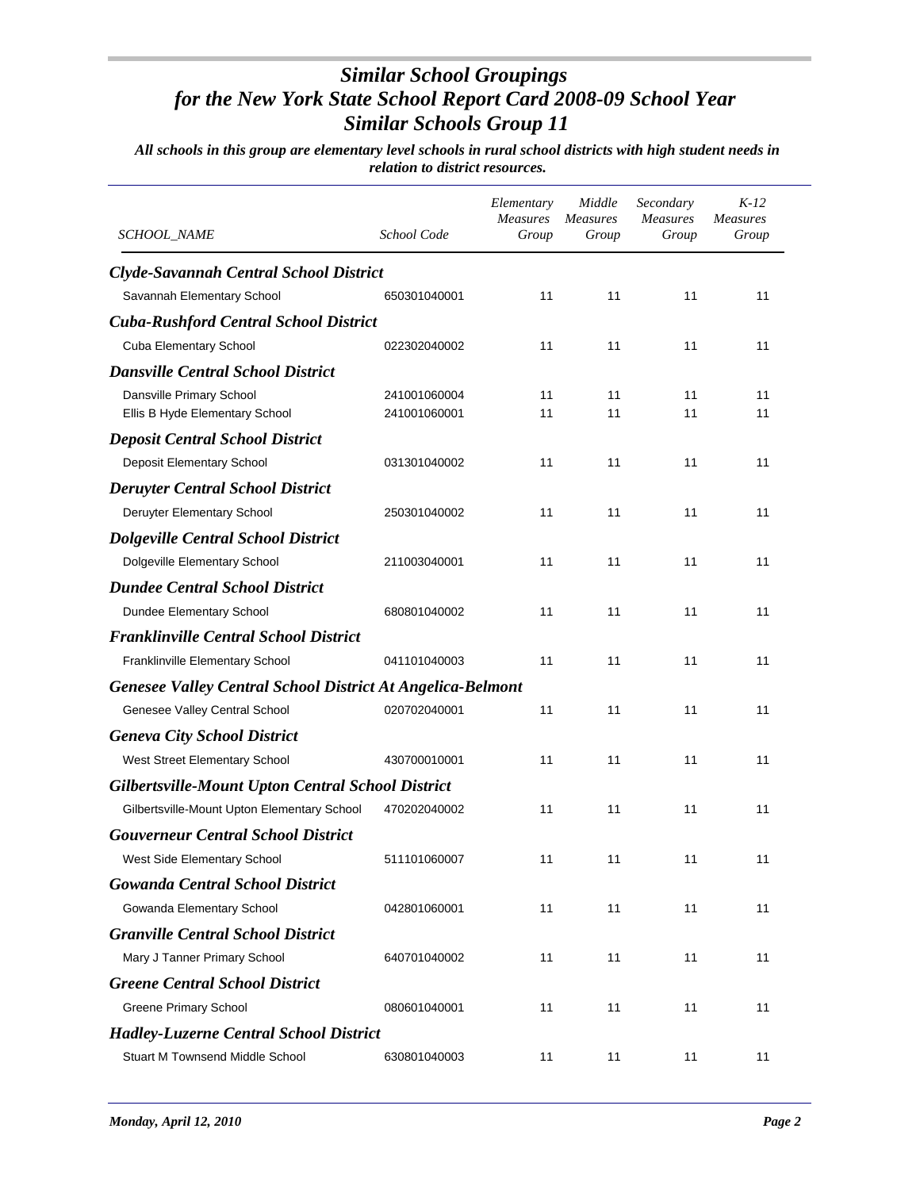# *Similar School Groupings for the New York State School Report Card 2008-09 School Year Similar Schools Group 11*

***All schools in this group are elementary level schools in rural school districts with high student needs in relation to district resources.***

| SCHOOL_NAME | School Code | Elementary Measures Group | Middle Measures Group | Secondary Measures Group | K-12 Measures Group |
|---|---|---|---|---|---|
| ***Clyde-Savannah Central School District*** | | | | | |
| Savannah Elementary School | 650301040001 | 11 | 11 | 11 | 11 |
| ***Cuba-Rushford Central School District*** | | | | | |
| Cuba Elementary School | 022302040002 | 11 | 11 | 11 | 11 |
| ***Dansville Central School District*** | | | | | |
| Dansville Primary School | 241001060004 | 11 | 11 | 11 | 11 |
| Ellis B Hyde Elementary School | 241001060001 | 11 | 11 | 11 | 11 |
| ***Deposit Central School District*** | | | | | |
| Deposit Elementary School | 031301040002 | 11 | 11 | 11 | 11 |
| ***Deruyter Central School District*** | | | | | |
| Deruyter Elementary School | 250301040002 | 11 | 11 | 11 | 11 |
| ***Dolgeville Central School District*** | | | | | |
| Dolgeville Elementary School | 211003040001 | 11 | 11 | 11 | 11 |
| ***Dundee Central School District*** | | | | | |
| Dundee Elementary School | 680801040002 | 11 | 11 | 11 | 11 |
| ***Franklinville Central School District*** | | | | | |
| Franklinville Elementary School | 041101040003 | 11 | 11 | 11 | 11 |
| ***Genesee Valley Central School District At Angelica-Belmont*** | | | | | |
| Genesee Valley Central School | 020702040001 | 11 | 11 | 11 | 11 |
| ***Geneva City School District*** | | | | | |
| West Street Elementary School | 430700010001 | 11 | 11 | 11 | 11 |
| ***Gilbertsville-Mount Upton Central School District*** | | | | | |
| Gilbertsville-Mount Upton Elementary School | 470202040002 | 11 | 11 | 11 | 11 |
| ***Gouverneur Central School District*** | | | | | |
| West Side Elementary School | 511101060007 | 11 | 11 | 11 | 11 |
| ***Gowanda Central School District*** | | | | | |
| Gowanda Elementary School | 042801060001 | 11 | 11 | 11 | 11 |
| ***Granville Central School District*** | | | | | |
| Mary J Tanner Primary School | 640701040002 | 11 | 11 | 11 | 11 |
| ***Greene Central School District*** | | | | | |
| Greene Primary School | 080601040001 | 11 | 11 | 11 | 11 |
| ***Hadley-Luzerne Central School District*** | | | | | |
| Stuart M Townsend Middle School | 630801040003 | 11 | 11 | 11 | 11 |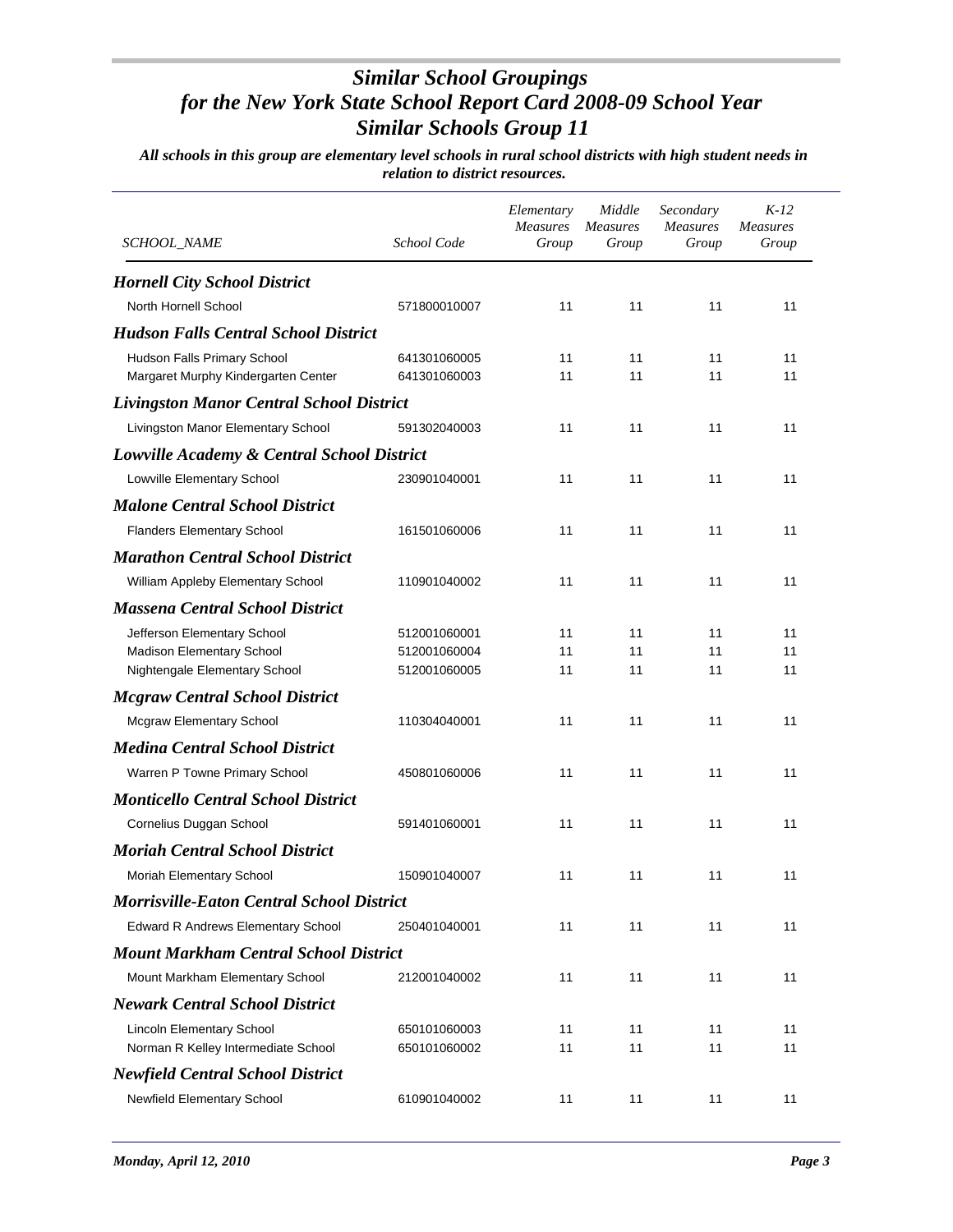# *Similar School Groupings for the New York State School Report Card 2008-09 School Year Similar Schools Group 11*

***All schools in this group are elementary level schools in rural school districts with high student needs in relation to district resources.***

| *SCHOOL_NAME* | *School Code* | *Elementary Measures Group* | *Middle Measures Group* | *Secondary Measures Group* | *K-12 Measures Group* |
|---|---|---|---|---|---|
| ***Hornell City School District*** | | | | | |
| North Hornell School | 571800010007 | 11 | 11 | 11 | 11 |
| ***Hudson Falls Central School District*** | | | | | |
| Hudson Falls Primary School | 641301060005 | 11 | 11 | 11 | 11 |
| Margaret Murphy Kindergarten Center | 641301060003 | 11 | 11 | 11 | 11 |
| ***Livingston Manor Central School District*** | | | | | |
| Livingston Manor Elementary School | 591302040003 | 11 | 11 | 11 | 11 |
| ***Lowville Academy & Central School District*** | | | | | |
| Lowville Elementary School | 230901040001 | 11 | 11 | 11 | 11 |
| ***Malone Central School District*** | | | | | |
| Flanders Elementary School | 161501060006 | 11 | 11 | 11 | 11 |
| ***Marathon Central School District*** | | | | | |
| William Appleby Elementary School | 110901040002 | 11 | 11 | 11 | 11 |
| ***Massena Central School District*** | | | | | |
| Jefferson Elementary School | 512001060001 | 11 | 11 | 11 | 11 |
| Madison Elementary School | 512001060004 | 11 | 11 | 11 | 11 |
| Nightengale Elementary School | 512001060005 | 11 | 11 | 11 | 11 |
| ***Mcgraw Central School District*** | | | | | |
| Mcgraw Elementary School | 110304040001 | 11 | 11 | 11 | 11 |
| ***Medina Central School District*** | | | | | |
| Warren P Towne Primary School | 450801060006 | 11 | 11 | 11 | 11 |
| ***Monticello Central School District*** | | | | | |
| Cornelius Duggan School | 591401060001 | 11 | 11 | 11 | 11 |
| ***Moriah Central School District*** | | | | | |
| Moriah Elementary School | 150901040007 | 11 | 11 | 11 | 11 |
| ***Morrisville-Eaton Central School District*** | | | | | |
| Edward R Andrews Elementary School | 250401040001 | 11 | 11 | 11 | 11 |
| ***Mount Markham Central School District*** | | | | | |
| Mount Markham Elementary School | 212001040002 | 11 | 11 | 11 | 11 |
| ***Newark Central School District*** | | | | | |
| Lincoln Elementary School | 650101060003 | 11 | 11 | 11 | 11 |
| Norman R Kelley Intermediate School | 650101060002 | 11 | 11 | 11 | 11 |
| ***Newfield Central School District*** | | | | | |
| Newfield Elementary School | 610901040002 | 11 | 11 | 11 | 11 |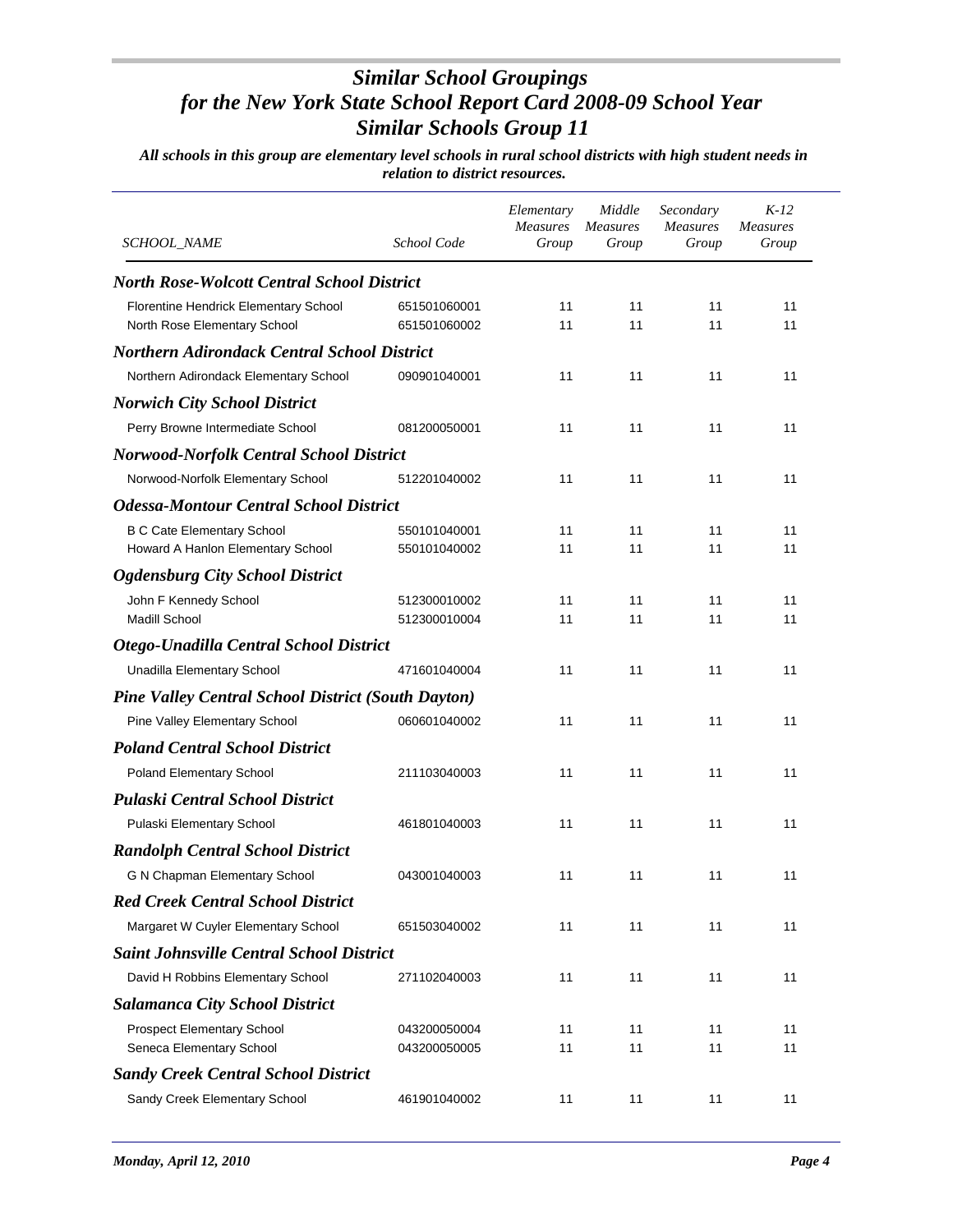# Similar School Groupings for the New York State School Report Card 2008-09 School Year
## Similar Schools Group 11

***All schools in this group are elementary level schools in rural school districts with high student needs in relation to district resources.***

| SCHOOL_NAME | School Code | Elementary Measures Group | Middle Measures Group | Secondary Measures Group | K-12 Measures Group |
|---|---|---|---|---|---|
| ***North Rose-Wolcott Central School District*** | | | | | |
| Florentine Hendrick Elementary School | 651501060001 | 11 | 11 | 11 | 11 |
| North Rose Elementary School | 651501060002 | 11 | 11 | 11 | 11 |
| ***Northern Adirondack Central School District*** | | | | | |
| Northern Adirondack Elementary School | 090901040001 | 11 | 11 | 11 | 11 |
| ***Norwich City School District*** | | | | | |
| Perry Browne Intermediate School | 081200050001 | 11 | 11 | 11 | 11 |
| ***Norwood-Norfolk Central School District*** | | | | | |
| Norwood-Norfolk Elementary School | 512201040002 | 11 | 11 | 11 | 11 |
| ***Odessa-Montour Central School District*** | | | | | |
| B C Cate Elementary School | 550101040001 | 11 | 11 | 11 | 11 |
| Howard A Hanlon Elementary School | 550101040002 | 11 | 11 | 11 | 11 |
| ***Ogdensburg City School District*** | | | | | |
| John F Kennedy School | 512300010002 | 11 | 11 | 11 | 11 |
| Madill School | 512300010004 | 11 | 11 | 11 | 11 |
| ***Otego-Unadilla Central School District*** | | | | | |
| Unadilla Elementary School | 471601040004 | 11 | 11 | 11 | 11 |
| ***Pine Valley Central School District (South Dayton)*** | | | | | |
| Pine Valley Elementary School | 060601040002 | 11 | 11 | 11 | 11 |
| ***Poland Central School District*** | | | | | |
| Poland Elementary School | 211103040003 | 11 | 11 | 11 | 11 |
| ***Pulaski Central School District*** | | | | | |
| Pulaski Elementary School | 461801040003 | 11 | 11 | 11 | 11 |
| ***Randolph Central School District*** | | | | | |
| G N Chapman Elementary School | 043001040003 | 11 | 11 | 11 | 11 |
| ***Red Creek Central School District*** | | | | | |
| Margaret W Cuyler Elementary School | 651503040002 | 11 | 11 | 11 | 11 |
| ***Saint Johnsville Central School District*** | | | | | |
| David H Robbins Elementary School | 271102040003 | 11 | 11 | 11 | 11 |
| ***Salamanca City School District*** | | | | | |
| Prospect Elementary School | 043200050004 | 11 | 11 | 11 | 11 |
| Seneca Elementary School | 043200050005 | 11 | 11 | 11 | 11 |
| ***Sandy Creek Central School District*** | | | | | |
| Sandy Creek Elementary School | 461901040002 | 11 | 11 | 11 | 11 |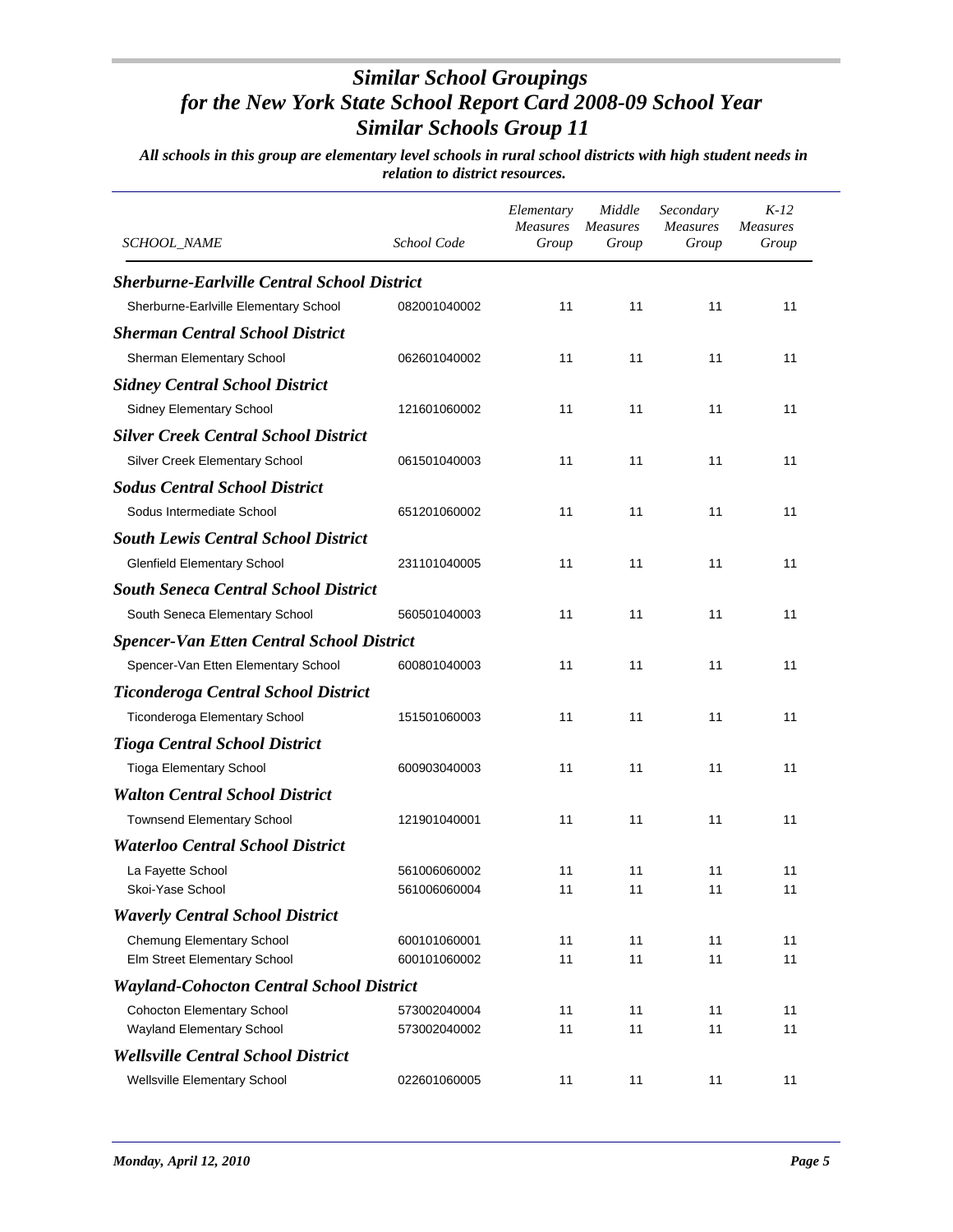# Similar School Groupings for the New York State School Report Card 2008-09 School Year Similar Schools Group 11

***All schools in this group are elementary level schools in rural school districts with high student needs in relation to district resources.***

| *SCHOOL_NAME* | *School Code* | *Elementary Measures Group* | *Middle Measures Group* | *Secondary Measures Group* | *K-12 Measures Group* |
|---|---|---|---|---|---|
| ***Sherburne-Earlville Central School District*** | | | | | |
| Sherburne-Earlville Elementary School | 082001040002 | 11 | 11 | 11 | 11 |
| ***Sherman Central School District*** | | | | | |
| Sherman Elementary School | 062601040002 | 11 | 11 | 11 | 11 |
| ***Sidney Central School District*** | | | | | |
| Sidney Elementary School | 121601060002 | 11 | 11 | 11 | 11 |
| ***Silver Creek Central School District*** | | | | | |
| Silver Creek Elementary School | 061501040003 | 11 | 11 | 11 | 11 |
| ***Sodus Central School District*** | | | | | |
| Sodus Intermediate School | 651201060002 | 11 | 11 | 11 | 11 |
| ***South Lewis Central School District*** | | | | | |
| Glenfield Elementary School | 231101040005 | 11 | 11 | 11 | 11 |
| ***South Seneca Central School District*** | | | | | |
| South Seneca Elementary School | 560501040003 | 11 | 11 | 11 | 11 |
| ***Spencer-Van Etten Central School District*** | | | | | |
| Spencer-Van Etten Elementary School | 600801040003 | 11 | 11 | 11 | 11 |
| ***Ticonderoga Central School District*** | | | | | |
| Ticonderoga Elementary School | 151501060003 | 11 | 11 | 11 | 11 |
| ***Tioga Central School District*** | | | | | |
| Tioga Elementary School | 600903040003 | 11 | 11 | 11 | 11 |
| ***Walton Central School District*** | | | | | |
| Townsend Elementary School | 121901040001 | 11 | 11 | 11 | 11 |
| ***Waterloo Central School District*** | | | | | |
| La Fayette School | 561006060002 | 11 | 11 | 11 | 11 |
| Skoi-Yase School | 561006060004 | 11 | 11 | 11 | 11 |
| ***Waverly Central School District*** | | | | | |
| Chemung Elementary School | 600101060001 | 11 | 11 | 11 | 11 |
| Elm Street Elementary School | 600101060002 | 11 | 11 | 11 | 11 |
| ***Wayland-Cohocton Central School District*** | | | | | |
| Cohocton Elementary School | 573002040004 | 11 | 11 | 11 | 11 |
| Wayland Elementary School | 573002040002 | 11 | 11 | 11 | 11 |
| ***Wellsville Central School District*** | | | | | |
| Wellsville Elementary School | 022601060005 | 11 | 11 | 11 | 11 |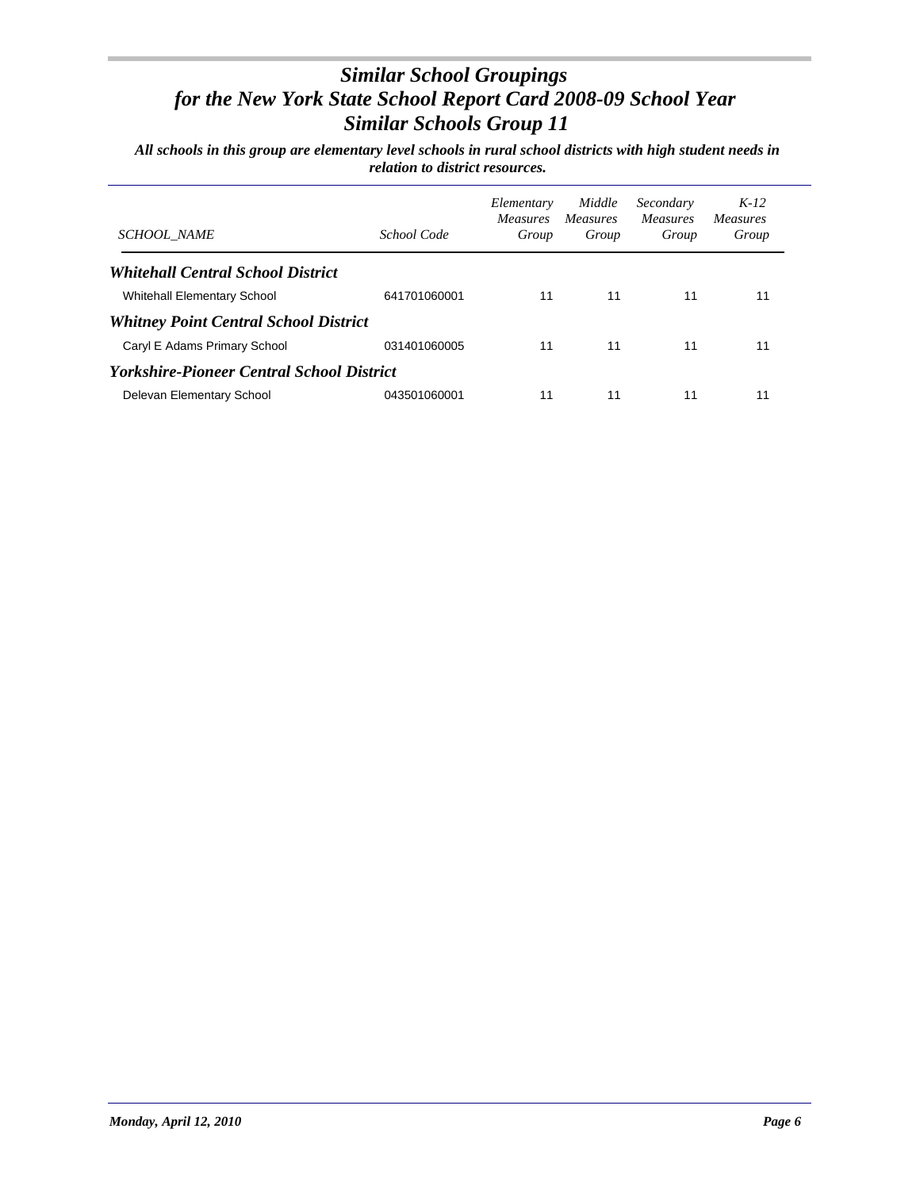# *Similar School Groupings*
# *for the New York State School Report Card 2008-09 School Year*
# *Similar Schools Group 11*

***All schools in this group are elementary level schools in rural school districts with high student needs in relation to district resources.***

| *SCHOOL_NAME* | *School Code* | *Elementary Measures Group* | *Middle Measures Group* | *Secondary Measures Group* | *K-12 Measures Group* |
|---|---|---|---|---|---|
| ***Whitehall Central School District*** | | | | | |
| Whitehall Elementary School | 641701060001 | 11 | 11 | 11 | 11 |
| ***Whitney Point Central School District*** | | | | | |
| Caryl E Adams Primary School | 031401060005 | 11 | 11 | 11 | 11 |
| ***Yorkshire-Pioneer Central School District*** | | | | | |
| Delevan Elementary School | 043501060001 | 11 | 11 | 11 | 11 |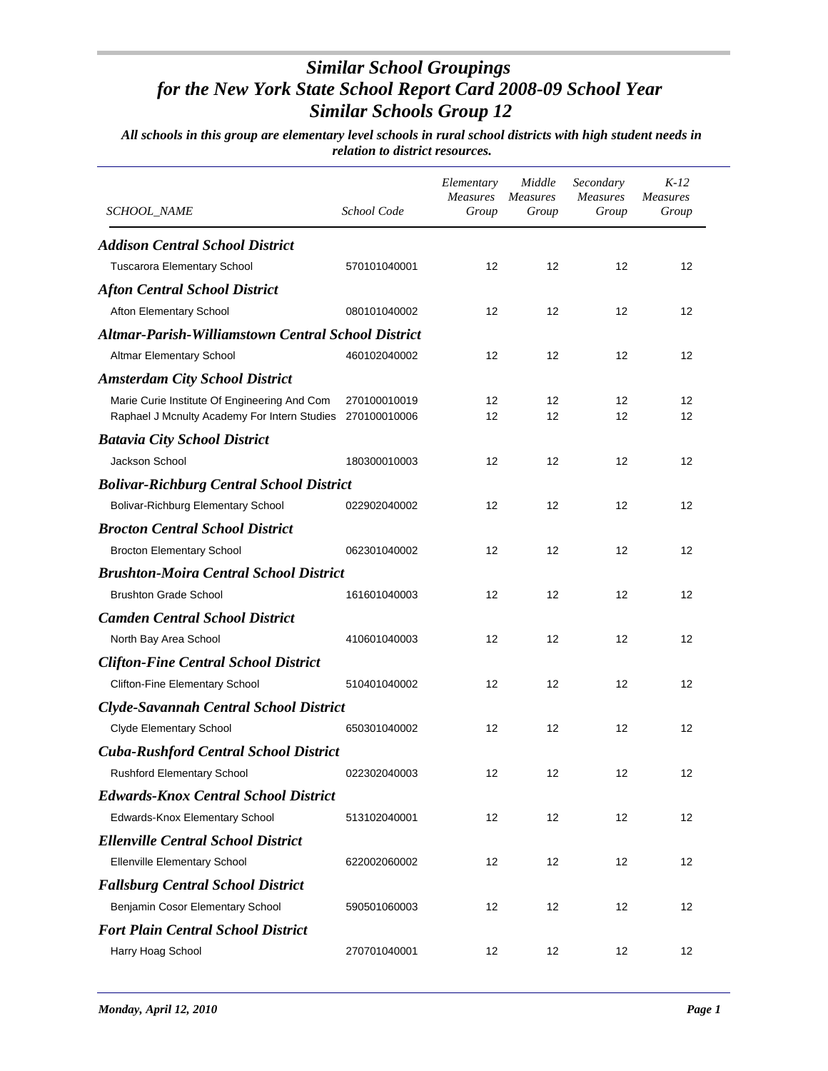# *Similar School Groupings for the New York State School Report Card 2008-09 School Year Similar Schools Group 12*

***All schools in this group are elementary level schools in rural school districts with high student needs in relation to district resources.***

| *SCHOOL_NAME* | *School Code* | *Elementary Measures Group* | *Middle Measures Group* | *Secondary Measures Group* | *K-12 Measures Group* |
|---|---|---|---|---|---|
| ***Addison Central School District*** | | | | | |
| Tuscarora Elementary School | 570101040001 | 12 | 12 | 12 | 12 |
| ***Afton Central School District*** | | | | | |
| Afton Elementary School | 080101040002 | 12 | 12 | 12 | 12 |
| ***Altmar-Parish-Williamstown Central School District*** | | | | | |
| Altmar Elementary School | 460102040002 | 12 | 12 | 12 | 12 |
| ***Amsterdam City School District*** | | | | | |
| Marie Curie Institute Of Engineering And Com | 270100010019 | 12 | 12 | 12 | 12 |
| Raphael J Mcnulty Academy For Intern Studies | 270100010006 | 12 | 12 | 12 | 12 |
| ***Batavia City School District*** | | | | | |
| Jackson School | 180300010003 | 12 | 12 | 12 | 12 |
| ***Bolivar-Richburg Central School District*** | | | | | |
| Bolivar-Richburg Elementary School | 022902040002 | 12 | 12 | 12 | 12 |
| ***Brocton Central School District*** | | | | | |
| Brocton Elementary School | 062301040002 | 12 | 12 | 12 | 12 |
| ***Brushton-Moira Central School District*** | | | | | |
| Brushton Grade School | 161601040003 | 12 | 12 | 12 | 12 |
| ***Camden Central School District*** | | | | | |
| North Bay Area School | 410601040003 | 12 | 12 | 12 | 12 |
| ***Clifton-Fine Central School District*** | | | | | |
| Clifton-Fine Elementary School | 510401040002 | 12 | 12 | 12 | 12 |
| ***Clyde-Savannah Central School District*** | | | | | |
| Clyde Elementary School | 650301040002 | 12 | 12 | 12 | 12 |
| ***Cuba-Rushford Central School District*** | | | | | |
| Rushford Elementary School | 022302040003 | 12 | 12 | 12 | 12 |
| ***Edwards-Knox Central School District*** | | | | | |
| Edwards-Knox Elementary School | 513102040001 | 12 | 12 | 12 | 12 |
| ***Ellenville Central School District*** | | | | | |
| Ellenville Elementary School | 622002060002 | 12 | 12 | 12 | 12 |
| ***Fallsburg Central School District*** | | | | | |
| Benjamin Cosor Elementary School | 590501060003 | 12 | 12 | 12 | 12 |
| ***Fort Plain Central School District*** | | | | | |
| Harry Hoag School | 270701040001 | 12 | 12 | 12 | 12 |

***Monday, April 12, 2010***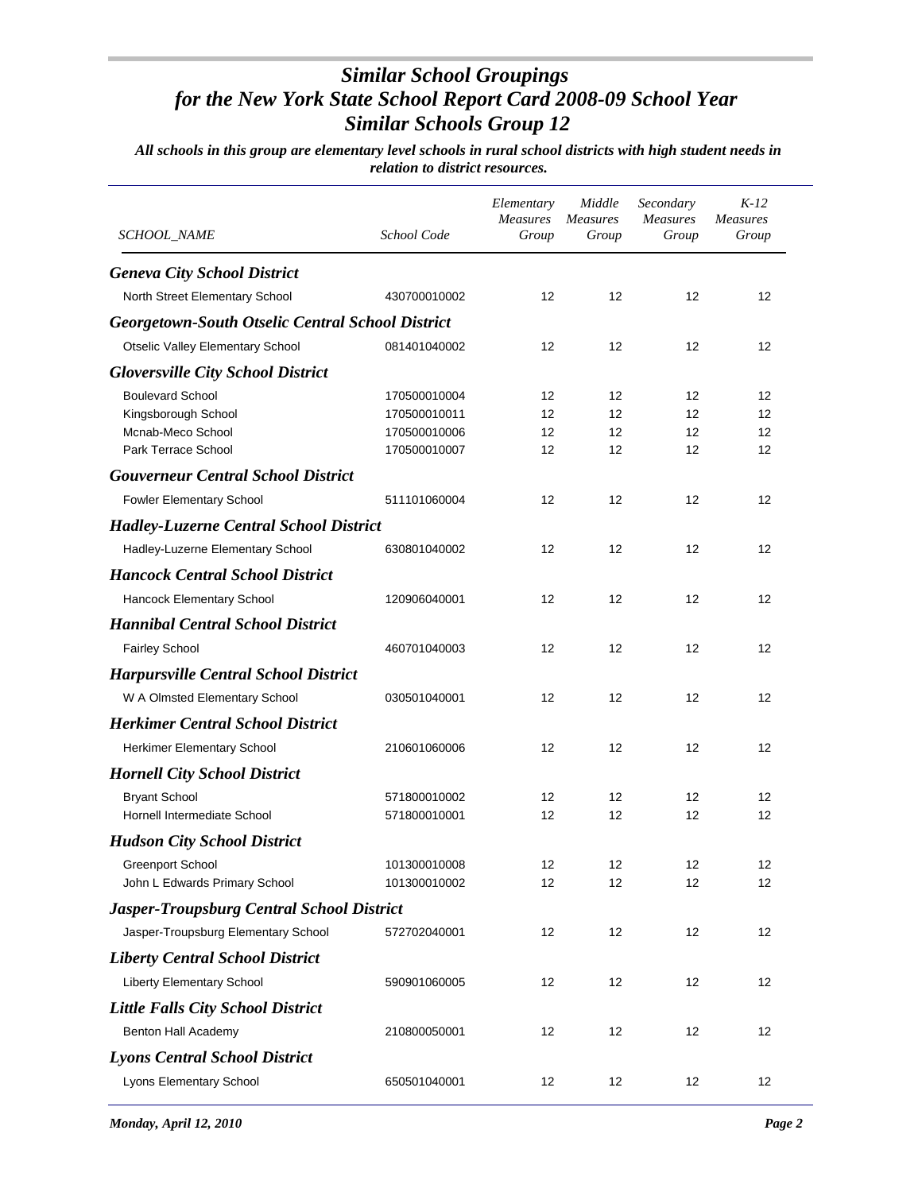# *Similar School Groupings for the New York State School Report Card 2008-09 School Year Similar Schools Group 12*

***All schools in this group are elementary level schools in rural school districts with high student needs in relation to district resources.***

| *SCHOOL_NAME* | *School Code* | *Elementary Measures Group* | *Middle Measures Group* | *Secondary Measures Group* | *K-12 Measures Group* |
|---|---|---|---|---|---|
| ***Geneva City School District*** | | | | | |
| North Street Elementary School | 430700010002 | 12 | 12 | 12 | 12 |
| ***Georgetown-South Otselic Central School District*** | | | | | |
| Otselic Valley Elementary School | 081401040002 | 12 | 12 | 12 | 12 |
| ***Gloversville City School District*** | | | | | |
| Boulevard School | 170500010004 | 12 | 12 | 12 | 12 |
| Kingsborough School | 170500010011 | 12 | 12 | 12 | 12 |
| Mcnab-Meco School | 170500010006 | 12 | 12 | 12 | 12 |
| Park Terrace School | 170500010007 | 12 | 12 | 12 | 12 |
| ***Gouverneur Central School District*** | | | | | |
| Fowler Elementary School | 511101060004 | 12 | 12 | 12 | 12 |
| ***Hadley-Luzerne Central School District*** | | | | | |
| Hadley-Luzerne Elementary School | 630801040002 | 12 | 12 | 12 | 12 |
| ***Hancock Central School District*** | | | | | |
| Hancock Elementary School | 120906040001 | 12 | 12 | 12 | 12 |
| ***Hannibal Central School District*** | | | | | |
| Fairley School | 460701040003 | 12 | 12 | 12 | 12 |
| ***Harpursville Central School District*** | | | | | |
| W A Olmsted Elementary School | 030501040001 | 12 | 12 | 12 | 12 |
| ***Herkimer Central School District*** | | | | | |
| Herkimer Elementary School | 210601060006 | 12 | 12 | 12 | 12 |
| ***Hornell City School District*** | | | | | |
| Bryant School | 571800010002 | 12 | 12 | 12 | 12 |
| Hornell Intermediate School | 571800010001 | 12 | 12 | 12 | 12 |
| ***Hudson City School District*** | | | | | |
| Greenport School | 101300010008 | 12 | 12 | 12 | 12 |
| John L Edwards Primary School | 101300010002 | 12 | 12 | 12 | 12 |
| ***Jasper-Troupsburg Central School District*** | | | | | |
| Jasper-Troupsburg Elementary School | 572702040001 | 12 | 12 | 12 | 12 |
| ***Liberty Central School District*** | | | | | |
| Liberty Elementary School | 590901060005 | 12 | 12 | 12 | 12 |
| ***Little Falls City School District*** | | | | | |
| Benton Hall Academy | 210800050001 | 12 | 12 | 12 | 12 |
| ***Lyons Central School District*** | | | | | |
| Lyons Elementary School | 650501040001 | 12 | 12 | 12 | 12 |

*Monday, April 12, 2010*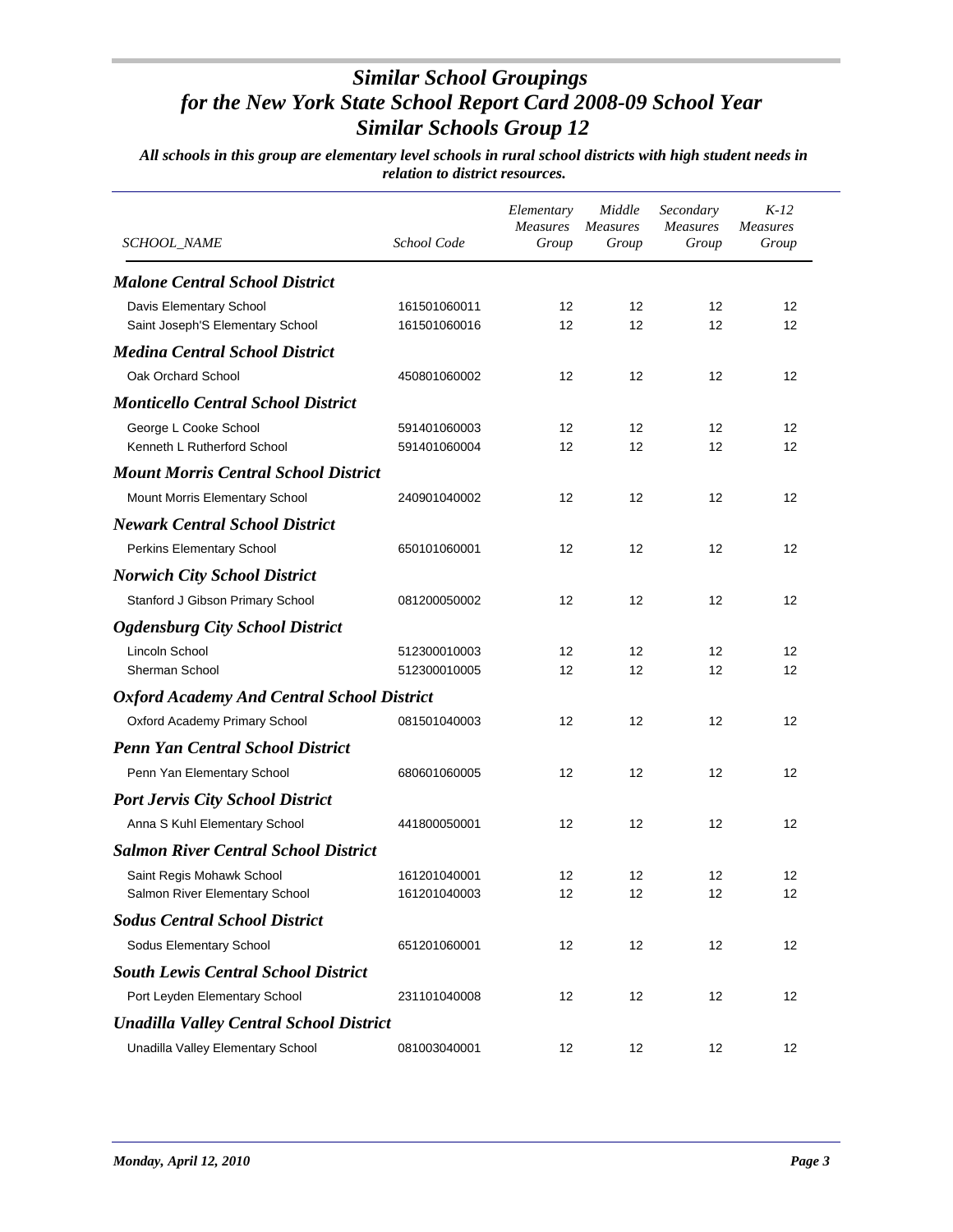# *Similar School Groupings for the New York State School Report Card 2008-09 School Year Similar Schools Group 12*

***All schools in this group are elementary level schools in rural school districts with high student needs in relation to district resources.***

| *SCHOOL_NAME* | *School Code* | *Elementary Measures Group* | *Middle Measures Group* | *Secondary Measures Group* | *K-12 Measures Group* |
|---|---|---|---|---|---|
| ***Malone Central School District*** | | | | | |
| Davis Elementary School | 161501060011 | 12 | 12 | 12 | 12 |
| Saint Joseph'S Elementary School | 161501060016 | 12 | 12 | 12 | 12 |
| ***Medina Central School District*** | | | | | |
| Oak Orchard School | 450801060002 | 12 | 12 | 12 | 12 |
| ***Monticello Central School District*** | | | | | |
| George L Cooke School | 591401060003 | 12 | 12 | 12 | 12 |
| Kenneth L Rutherford School | 591401060004 | 12 | 12 | 12 | 12 |
| ***Mount Morris Central School District*** | | | | | |
| Mount Morris Elementary School | 240901040002 | 12 | 12 | 12 | 12 |
| ***Newark Central School District*** | | | | | |
| Perkins Elementary School | 650101060001 | 12 | 12 | 12 | 12 |
| ***Norwich City School District*** | | | | | |
| Stanford J Gibson Primary School | 081200050002 | 12 | 12 | 12 | 12 |
| ***Ogdensburg City School District*** | | | | | |
| Lincoln School | 512300010003 | 12 | 12 | 12 | 12 |
| Sherman School | 512300010005 | 12 | 12 | 12 | 12 |
| ***Oxford Academy And Central School District*** | | | | | |
| Oxford Academy Primary School | 081501040003 | 12 | 12 | 12 | 12 |
| ***Penn Yan Central School District*** | | | | | |
| Penn Yan Elementary School | 680601060005 | 12 | 12 | 12 | 12 |
| ***Port Jervis City School District*** | | | | | |
| Anna S Kuhl Elementary School | 441800050001 | 12 | 12 | 12 | 12 |
| ***Salmon River Central School District*** | | | | | |
| Saint Regis Mohawk School | 161201040001 | 12 | 12 | 12 | 12 |
| Salmon River Elementary School | 161201040003 | 12 | 12 | 12 | 12 |
| ***Sodus Central School District*** | | | | | |
| Sodus Elementary School | 651201060001 | 12 | 12 | 12 | 12 |
| ***South Lewis Central School District*** | | | | | |
| Port Leyden Elementary School | 231101040008 | 12 | 12 | 12 | 12 |
| ***Unadilla Valley Central School District*** | | | | | |
| Unadilla Valley Elementary School | 081003040001 | 12 | 12 | 12 | 12 |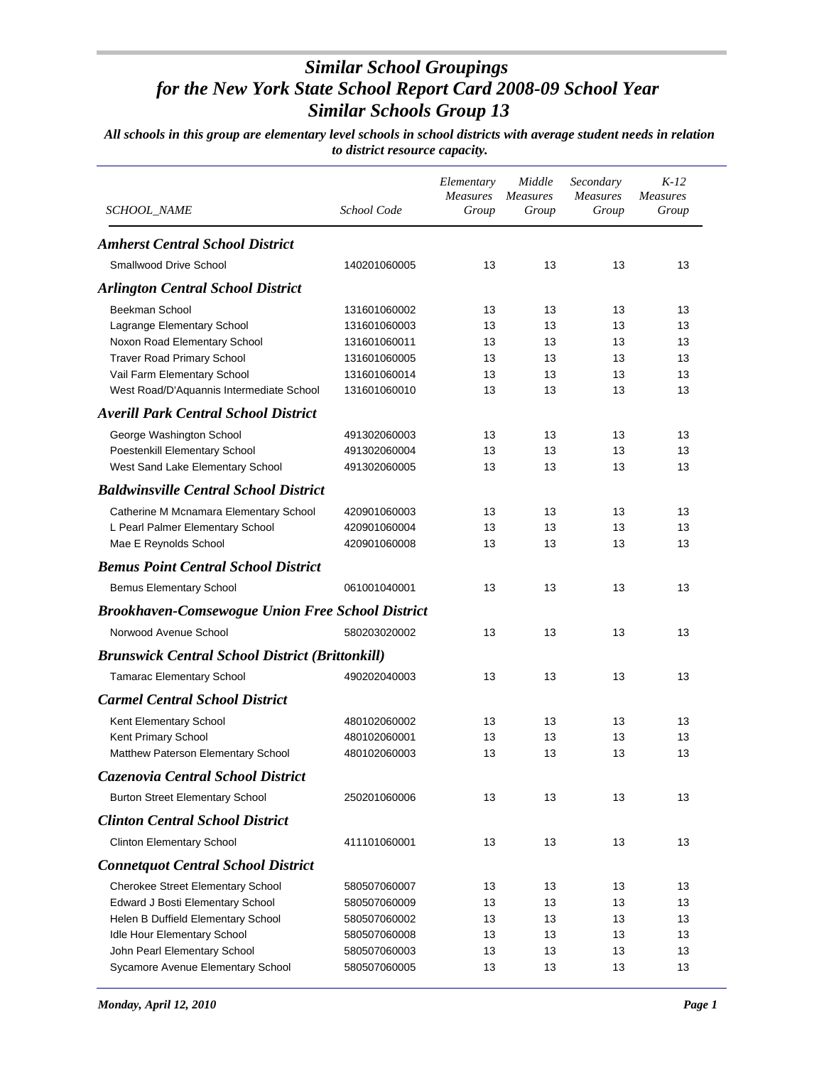# *Similar School Groupings for the New York State School Report Card 2008-09 School Year Similar Schools Group 13*

***All schools in this group are elementary level schools in school districts with average student needs in relation to district resource capacity.***

| *SCHOOL_NAME* | *School Code* | *Elementary Measures Group* | *Middle Measures Group* | *Secondary Measures Group* | *K-12 Measures Group* |
|---|---|---|---|---|---|
| ***Amherst Central School District*** | | | | | |
| Smallwood Drive School | 140201060005 | 13 | 13 | 13 | 13 |
| ***Arlington Central School District*** | | | | | |
| Beekman School | 131601060002 | 13 | 13 | 13 | 13 |
| Lagrange Elementary School | 131601060003 | 13 | 13 | 13 | 13 |
| Noxon Road Elementary School | 131601060011 | 13 | 13 | 13 | 13 |
| Traver Road Primary School | 131601060005 | 13 | 13 | 13 | 13 |
| Vail Farm Elementary School | 131601060014 | 13 | 13 | 13 | 13 |
| West Road/D'Aquannis Intermediate School | 131601060010 | 13 | 13 | 13 | 13 |
| ***Averill Park Central School District*** | | | | | |
| George Washington School | 491302060003 | 13 | 13 | 13 | 13 |
| Poestenkill Elementary School | 491302060004 | 13 | 13 | 13 | 13 |
| West Sand Lake Elementary School | 491302060005 | 13 | 13 | 13 | 13 |
| ***Baldwinsville Central School District*** | | | | | |
| Catherine M Mcnamara Elementary School | 420901060003 | 13 | 13 | 13 | 13 |
| L Pearl Palmer Elementary School | 420901060004 | 13 | 13 | 13 | 13 |
| Mae E Reynolds School | 420901060008 | 13 | 13 | 13 | 13 |
| ***Bemus Point Central School District*** | | | | | |
| Bemus Elementary School | 061001040001 | 13 | 13 | 13 | 13 |
| ***Brookhaven-Comsewogue Union Free School District*** | | | | | |
| Norwood Avenue School | 580203020002 | 13 | 13 | 13 | 13 |
| ***Brunswick Central School District (Brittonkill)*** | | | | | |
| Tamarac Elementary School | 490202040003 | 13 | 13 | 13 | 13 |
| ***Carmel Central School District*** | | | | | |
| Kent Elementary School | 480102060002 | 13 | 13 | 13 | 13 |
| Kent Primary School | 480102060001 | 13 | 13 | 13 | 13 |
| Matthew Paterson Elementary School | 480102060003 | 13 | 13 | 13 | 13 |
| ***Cazenovia Central School District*** | | | | | |
| Burton Street Elementary School | 250201060006 | 13 | 13 | 13 | 13 |
| ***Clinton Central School District*** | | | | | |
| Clinton Elementary School | 411101060001 | 13 | 13 | 13 | 13 |
| ***Connetquot Central School District*** | | | | | |
| Cherokee Street Elementary School | 580507060007 | 13 | 13 | 13 | 13 |
| Edward J Bosti Elementary School | 580507060009 | 13 | 13 | 13 | 13 |
| Helen B Duffield Elementary School | 580507060002 | 13 | 13 | 13 | 13 |
| Idle Hour Elementary School | 580507060008 | 13 | 13 | 13 | 13 |
| John Pearl Elementary School | 580507060003 | 13 | 13 | 13 | 13 |
| Sycamore Avenue Elementary School | 580507060005 | 13 | 13 | 13 | 13 |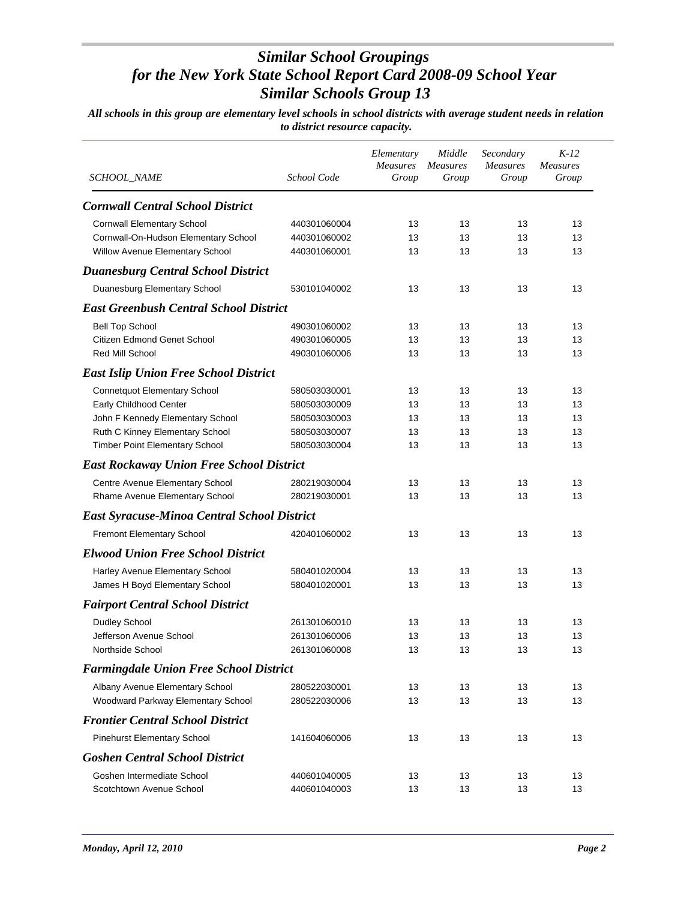# *Similar School Groupings for the New York State School Report Card 2008-09 School Year Similar Schools Group 13*

***All schools in this group are elementary level schools in school districts with average student needs in relation to district resource capacity.***

| *SCHOOL_NAME* | *School Code* | *Elementary Measures Group* | *Middle Measures Group* | *Secondary Measures Group* | *K-12 Measures Group* |
|---|---|---|---|---|---|
| ***Cornwall Central School District*** | | | | | |
| Cornwall Elementary School | 440301060004 | 13 | 13 | 13 | 13 |
| Cornwall-On-Hudson Elementary School | 440301060002 | 13 | 13 | 13 | 13 |
| Willow Avenue Elementary School | 440301060001 | 13 | 13 | 13 | 13 |
| ***Duanesburg Central School District*** | | | | | |
| Duanesburg Elementary School | 530101040002 | 13 | 13 | 13 | 13 |
| ***East Greenbush Central School District*** | | | | | |
| Bell Top School | 490301060002 | 13 | 13 | 13 | 13 |
| Citizen Edmond Genet School | 490301060005 | 13 | 13 | 13 | 13 |
| Red Mill School | 490301060006 | 13 | 13 | 13 | 13 |
| ***East Islip Union Free School District*** | | | | | |
| Connetquot Elementary School | 580503030001 | 13 | 13 | 13 | 13 |
| Early Childhood Center | 580503030009 | 13 | 13 | 13 | 13 |
| John F Kennedy Elementary School | 580503030003 | 13 | 13 | 13 | 13 |
| Ruth C Kinney Elementary School | 580503030007 | 13 | 13 | 13 | 13 |
| Timber Point Elementary School | 580503030004 | 13 | 13 | 13 | 13 |
| ***East Rockaway Union Free School District*** | | | | | |
| Centre Avenue Elementary School | 280219030004 | 13 | 13 | 13 | 13 |
| Rhame Avenue Elementary School | 280219030001 | 13 | 13 | 13 | 13 |
| ***East Syracuse-Minoa Central School District*** | | | | | |
| Fremont Elementary School | 420401060002 | 13 | 13 | 13 | 13 |
| ***Elwood Union Free School District*** | | | | | |
| Harley Avenue Elementary School | 580401020004 | 13 | 13 | 13 | 13 |
| James H Boyd Elementary School | 580401020001 | 13 | 13 | 13 | 13 |
| ***Fairport Central School District*** | | | | | |
| Dudley School | 261301060010 | 13 | 13 | 13 | 13 |
| Jefferson Avenue School | 261301060006 | 13 | 13 | 13 | 13 |
| Northside School | 261301060008 | 13 | 13 | 13 | 13 |
| ***Farmingdale Union Free School District*** | | | | | |
| Albany Avenue Elementary School | 280522030001 | 13 | 13 | 13 | 13 |
| Woodward Parkway Elementary School | 280522030006 | 13 | 13 | 13 | 13 |
| ***Frontier Central School District*** | | | | | |
| Pinehurst Elementary School | 141604060006 | 13 | 13 | 13 | 13 |
| ***Goshen Central School District*** | | | | | |
| Goshen Intermediate School | 440601040005 | 13 | 13 | 13 | 13 |
| Scotchtown Avenue School | 440601040003 | 13 | 13 | 13 | 13 |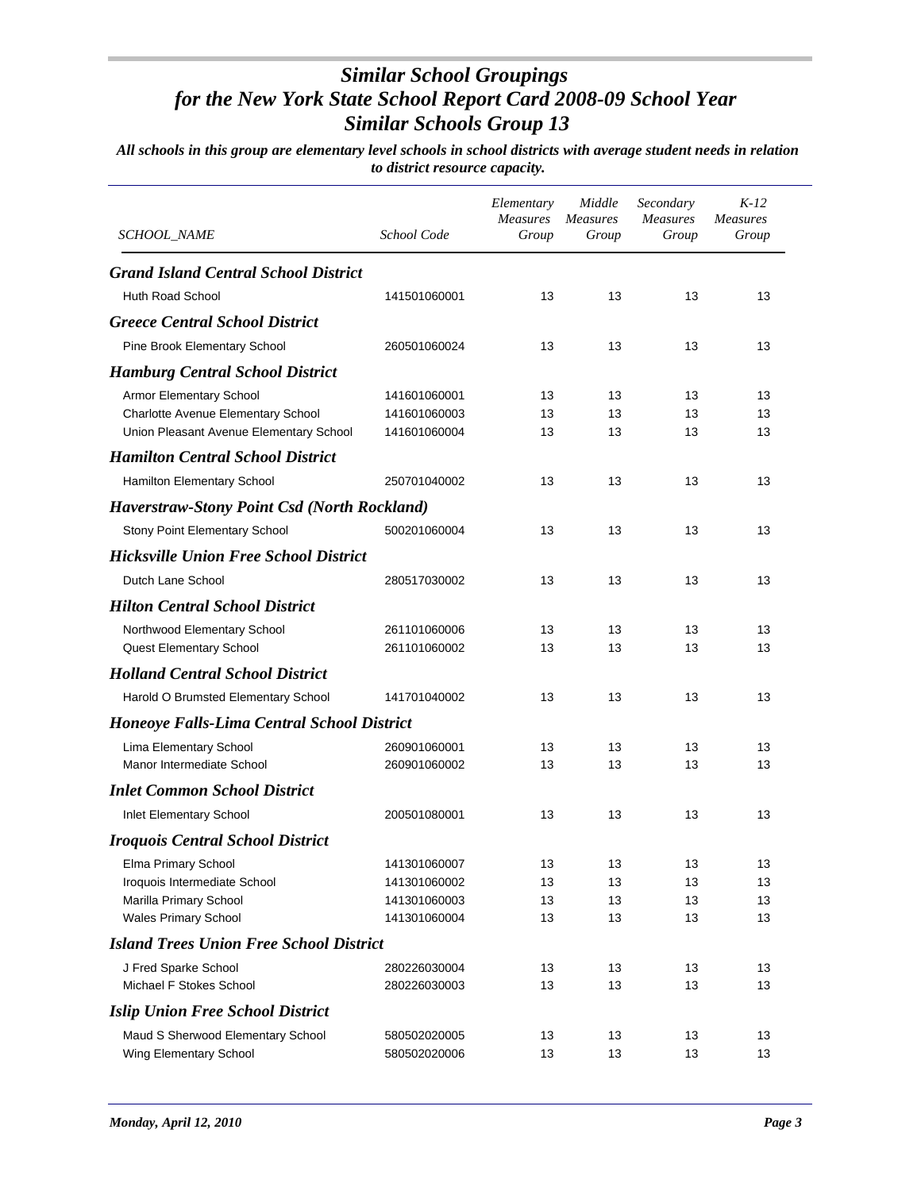# *Similar School Groupings for the New York State School Report Card 2008-09 School Year Similar Schools Group 13*

***All schools in this group are elementary level schools in school districts with average student needs in relation to district resource capacity.***

| *SCHOOL_NAME* | *School Code* | *Elementary Measures Group* | *Middle Measures Group* | *Secondary Measures Group* | *K-12 Measures Group* |
|---|---|---|---|---|---|
| ***Grand Island Central School District*** | | | | | |
| Huth Road School | 141501060001 | 13 | 13 | 13 | 13 |
| ***Greece Central School District*** | | | | | |
| Pine Brook Elementary School | 260501060024 | 13 | 13 | 13 | 13 |
| ***Hamburg Central School District*** | | | | | |
| Armor Elementary School | 141601060001 | 13 | 13 | 13 | 13 |
| Charlotte Avenue Elementary School | 141601060003 | 13 | 13 | 13 | 13 |
| Union Pleasant Avenue Elementary School | 141601060004 | 13 | 13 | 13 | 13 |
| ***Hamilton Central School District*** | | | | | |
| Hamilton Elementary School | 250701040002 | 13 | 13 | 13 | 13 |
| ***Haverstraw-Stony Point Csd (North Rockland)*** | | | | | |
| Stony Point Elementary School | 500201060004 | 13 | 13 | 13 | 13 |
| ***Hicksville Union Free School District*** | | | | | |
| Dutch Lane School | 280517030002 | 13 | 13 | 13 | 13 |
| ***Hilton Central School District*** | | | | | |
| Northwood Elementary School | 261101060006 | 13 | 13 | 13 | 13 |
| Quest Elementary School | 261101060002 | 13 | 13 | 13 | 13 |
| ***Holland Central School District*** | | | | | |
| Harold O Brumsted Elementary School | 141701040002 | 13 | 13 | 13 | 13 |
| ***Honeoye Falls-Lima Central School District*** | | | | | |
| Lima Elementary School | 260901060001 | 13 | 13 | 13 | 13 |
| Manor Intermediate School | 260901060002 | 13 | 13 | 13 | 13 |
| ***Inlet Common School District*** | | | | | |
| Inlet Elementary School | 200501080001 | 13 | 13 | 13 | 13 |
| ***Iroquois Central School District*** | | | | | |
| Elma Primary School | 141301060007 | 13 | 13 | 13 | 13 |
| Iroquois Intermediate School | 141301060002 | 13 | 13 | 13 | 13 |
| Marilla Primary School | 141301060003 | 13 | 13 | 13 | 13 |
| Wales Primary School | 141301060004 | 13 | 13 | 13 | 13 |
| ***Island Trees Union Free School District*** | | | | | |
| J Fred Sparke School | 280226030004 | 13 | 13 | 13 | 13 |
| Michael F Stokes School | 280226030003 | 13 | 13 | 13 | 13 |
| ***Islip Union Free School District*** | | | | | |
| Maud S Sherwood Elementary School | 580502020005 | 13 | 13 | 13 | 13 |
| Wing Elementary School | 580502020006 | 13 | 13 | 13 | 13 |

*Monday, April 12, 2010*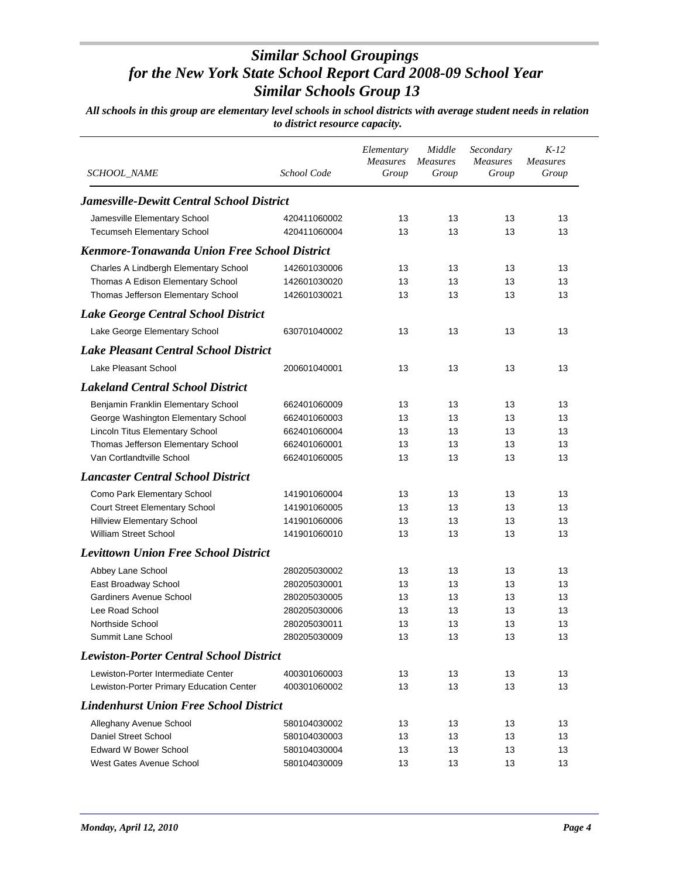# *Similar School Groupings for the New York State School Report Card 2008-09 School Year Similar Schools Group 13*

***All schools in this group are elementary level schools in school districts with average student needs in relation to district resource capacity.***

| SCHOOL_NAME | School Code | Elementary Measures Group | Middle Measures Group | Secondary Measures Group | K-12 Measures Group |
|---|---|---|---|---|---|
| ***Jamesville-Dewitt Central School District*** | | | | | |
| Jamesville Elementary School | 420411060002 | 13 | 13 | 13 | 13 |
| Tecumseh Elementary School | 420411060004 | 13 | 13 | 13 | 13 |
| ***Kenmore-Tonawanda Union Free School District*** | | | | | |
| Charles A Lindbergh Elementary School | 142601030006 | 13 | 13 | 13 | 13 |
| Thomas A Edison Elementary School | 142601030020 | 13 | 13 | 13 | 13 |
| Thomas Jefferson Elementary School | 142601030021 | 13 | 13 | 13 | 13 |
| ***Lake George Central School District*** | | | | | |
| Lake George Elementary School | 630701040002 | 13 | 13 | 13 | 13 |
| ***Lake Pleasant Central School District*** | | | | | |
| Lake Pleasant School | 200601040001 | 13 | 13 | 13 | 13 |
| ***Lakeland Central School District*** | | | | | |
| Benjamin Franklin Elementary School | 662401060009 | 13 | 13 | 13 | 13 |
| George Washington Elementary School | 662401060003 | 13 | 13 | 13 | 13 |
| Lincoln Titus Elementary School | 662401060004 | 13 | 13 | 13 | 13 |
| Thomas Jefferson Elementary School | 662401060001 | 13 | 13 | 13 | 13 |
| Van Cortlandtville School | 662401060005 | 13 | 13 | 13 | 13 |
| ***Lancaster Central School District*** | | | | | |
| Como Park Elementary School | 141901060004 | 13 | 13 | 13 | 13 |
| Court Street Elementary School | 141901060005 | 13 | 13 | 13 | 13 |
| Hillview Elementary School | 141901060006 | 13 | 13 | 13 | 13 |
| William Street School | 141901060010 | 13 | 13 | 13 | 13 |
| ***Levittown Union Free School District*** | | | | | |
| Abbey Lane School | 280205030002 | 13 | 13 | 13 | 13 |
| East Broadway School | 280205030001 | 13 | 13 | 13 | 13 |
| Gardiners Avenue School | 280205030005 | 13 | 13 | 13 | 13 |
| Lee Road School | 280205030006 | 13 | 13 | 13 | 13 |
| Northside School | 280205030011 | 13 | 13 | 13 | 13 |
| Summit Lane School | 280205030009 | 13 | 13 | 13 | 13 |
| ***Lewiston-Porter Central School District*** | | | | | |
| Lewiston-Porter Intermediate Center | 400301060003 | 13 | 13 | 13 | 13 |
| Lewiston-Porter Primary Education Center | 400301060002 | 13 | 13 | 13 | 13 |
| ***Lindenhurst Union Free School District*** | | | | | |
| Alleghany Avenue School | 580104030002 | 13 | 13 | 13 | 13 |
| Daniel Street School | 580104030003 | 13 | 13 | 13 | 13 |
| Edward W Bower School | 580104030004 | 13 | 13 | 13 | 13 |
| West Gates Avenue School | 580104030009 | 13 | 13 | 13 | 13 |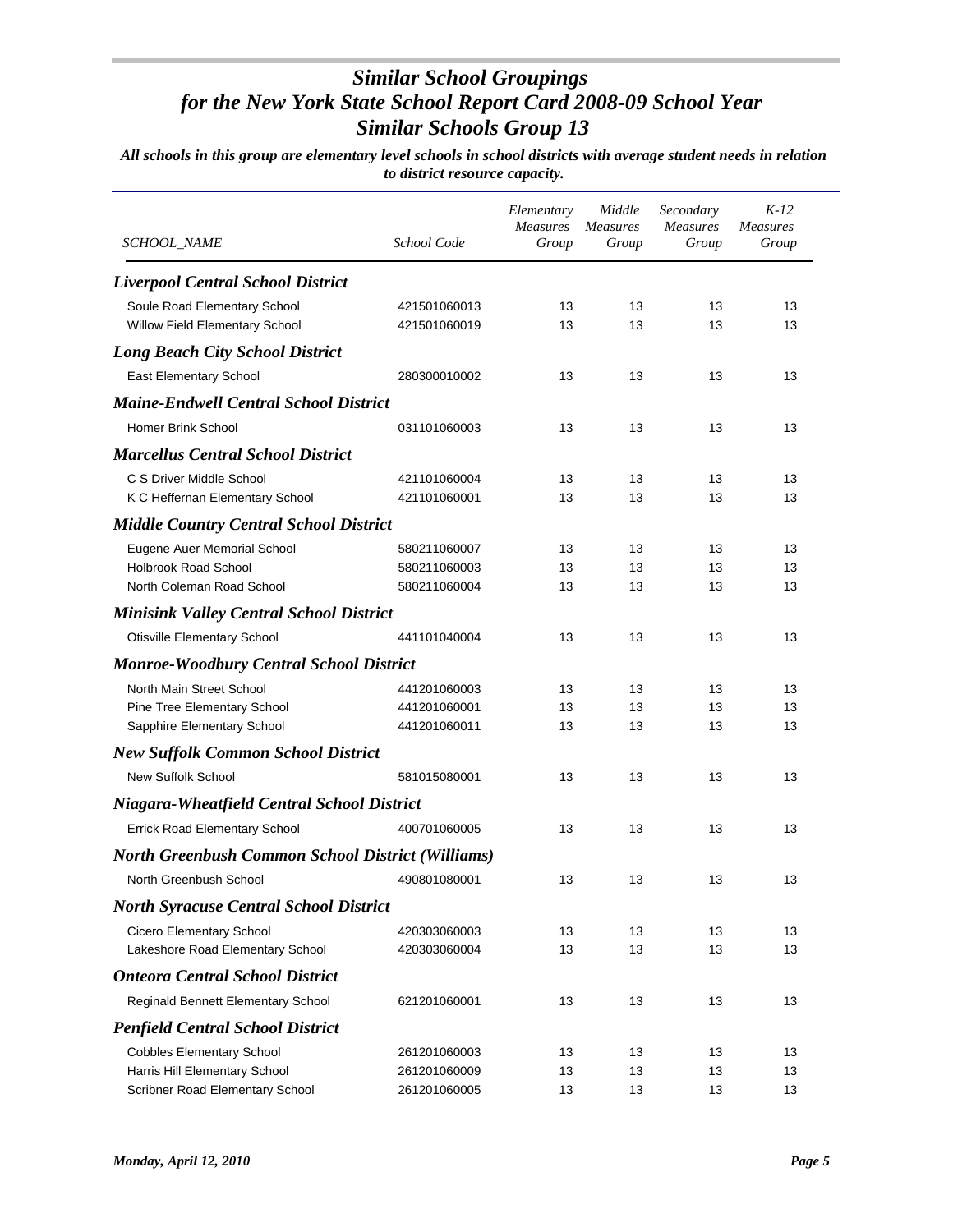# Similar School Groupings
## for the New York State School Report Card 2008-09 School Year
## Similar Schools Group 13

***All schools in this group are elementary level schools in school districts with average student needs in relation to district resource capacity.***

| SCHOOL_NAME | School Code | Elementary Measures Group | Middle Measures Group | Secondary Measures Group | K-12 Measures Group |
|---|---|---|---|---|---|
| ***Liverpool Central School District*** | | | | | |
| Soule Road Elementary School | 421501060013 | 13 | 13 | 13 | 13 |
| Willow Field Elementary School | 421501060019 | 13 | 13 | 13 | 13 |
| ***Long Beach City School District*** | | | | | |
| East Elementary School | 280300010002 | 13 | 13 | 13 | 13 |
| ***Maine-Endwell Central School District*** | | | | | |
| Homer Brink School | 031101060003 | 13 | 13 | 13 | 13 |
| ***Marcellus Central School District*** | | | | | |
| C S Driver Middle School | 421101060004 | 13 | 13 | 13 | 13 |
| K C Heffernan Elementary School | 421101060001 | 13 | 13 | 13 | 13 |
| ***Middle Country Central School District*** | | | | | |
| Eugene Auer Memorial School | 580211060007 | 13 | 13 | 13 | 13 |
| Holbrook Road School | 580211060003 | 13 | 13 | 13 | 13 |
| North Coleman Road School | 580211060004 | 13 | 13 | 13 | 13 |
| ***Minisink Valley Central School District*** | | | | | |
| Otisville Elementary School | 441101040004 | 13 | 13 | 13 | 13 |
| ***Monroe-Woodbury Central School District*** | | | | | |
| North Main Street School | 441201060003 | 13 | 13 | 13 | 13 |
| Pine Tree Elementary School | 441201060001 | 13 | 13 | 13 | 13 |
| Sapphire Elementary School | 441201060011 | 13 | 13 | 13 | 13 |
| ***New Suffolk Common School District*** | | | | | |
| New Suffolk School | 581015080001 | 13 | 13 | 13 | 13 |
| ***Niagara-Wheatfield Central School District*** | | | | | |
| Errick Road Elementary School | 400701060005 | 13 | 13 | 13 | 13 |
| ***North Greenbush Common School District (Williams)*** | | | | | |
| North Greenbush School | 490801080001 | 13 | 13 | 13 | 13 |
| ***North Syracuse Central School District*** | | | | | |
| Cicero Elementary School | 420303060003 | 13 | 13 | 13 | 13 |
| Lakeshore Road Elementary School | 420303060004 | 13 | 13 | 13 | 13 |
| ***Onteora Central School District*** | | | | | |
| Reginald Bennett Elementary School | 621201060001 | 13 | 13 | 13 | 13 |
| ***Penfield Central School District*** | | | | | |
| Cobbles Elementary School | 261201060003 | 13 | 13 | 13 | 13 |
| Harris Hill Elementary School | 261201060009 | 13 | 13 | 13 | 13 |
| Scribner Road Elementary School | 261201060005 | 13 | 13 | 13 | 13 |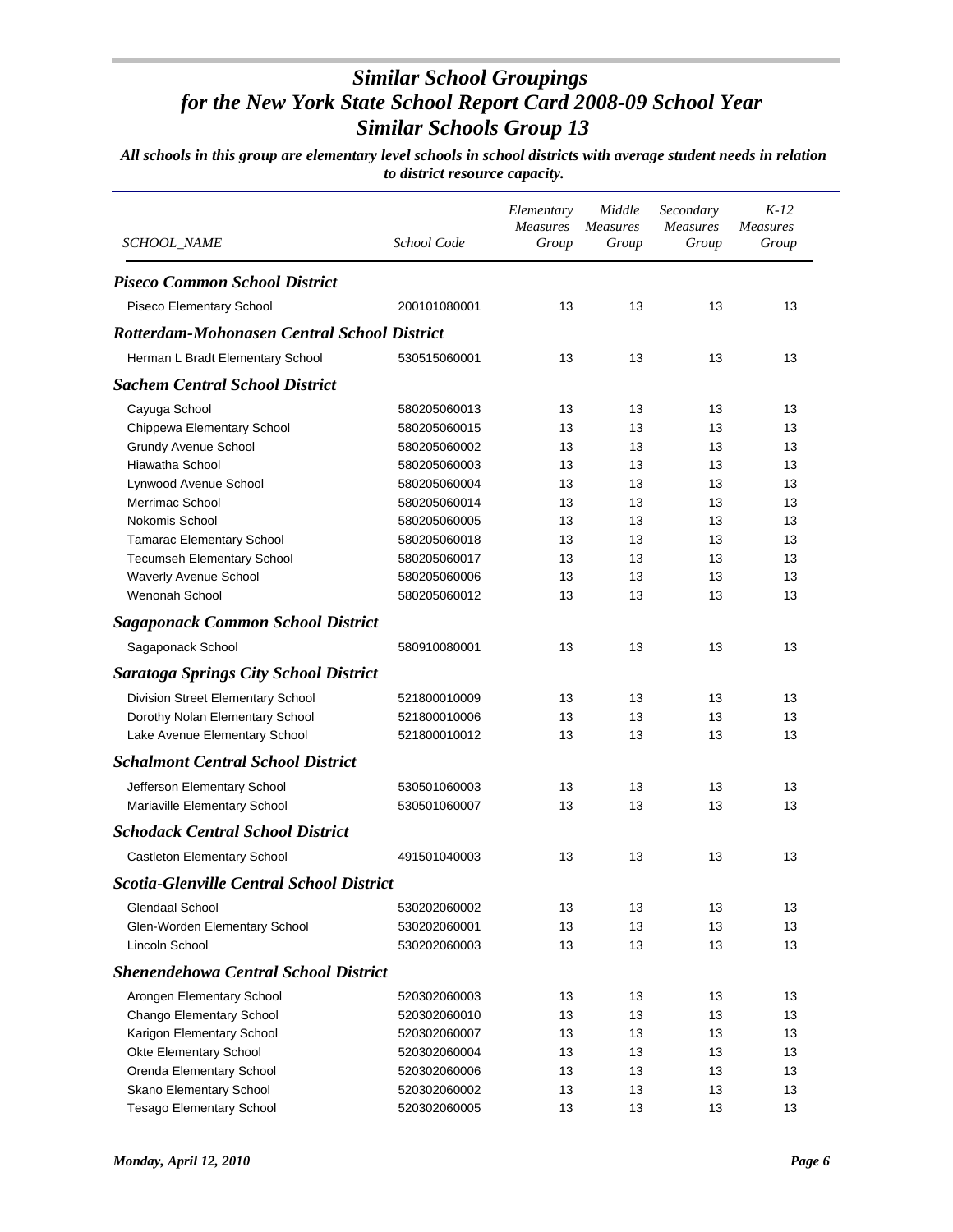# Similar School Groupings
# for the New York State School Report Card 2008-09 School Year
# Similar Schools Group 13

*All schools in this group are elementary level schools in school districts with average student needs in relation to district resource capacity.*

| SCHOOL_NAME | School Code | Elementary Measures Group | Middle Measures Group | Secondary Measures Group | K-12 Measures Group |
|---|---|---|---|---|---|
| ***Piseco Common School District*** | | | | | |
| Piseco Elementary School | 200101080001 | 13 | 13 | 13 | 13 |
| ***Rotterdam-Mohonasen Central School District*** | | | | | |
| Herman L Bradt Elementary School | 530515060001 | 13 | 13 | 13 | 13 |
| ***Sachem Central School District*** | | | | | |
| Cayuga School | 580205060013 | 13 | 13 | 13 | 13 |
| Chippewa Elementary School | 580205060015 | 13 | 13 | 13 | 13 |
| Grundy Avenue School | 580205060002 | 13 | 13 | 13 | 13 |
| Hiawatha School | 580205060003 | 13 | 13 | 13 | 13 |
| Lynwood Avenue School | 580205060004 | 13 | 13 | 13 | 13 |
| Merrimac School | 580205060014 | 13 | 13 | 13 | 13 |
| Nokomis School | 580205060005 | 13 | 13 | 13 | 13 |
| Tamarac Elementary School | 580205060018 | 13 | 13 | 13 | 13 |
| Tecumseh Elementary School | 580205060017 | 13 | 13 | 13 | 13 |
| Waverly Avenue School | 580205060006 | 13 | 13 | 13 | 13 |
| Wenonah School | 580205060012 | 13 | 13 | 13 | 13 |
| ***Sagaponack Common School District*** | | | | | |
| Sagaponack School | 580910080001 | 13 | 13 | 13 | 13 |
| ***Saratoga Springs City School District*** | | | | | |
| Division Street Elementary School | 521800010009 | 13 | 13 | 13 | 13 |
| Dorothy Nolan Elementary School | 521800010006 | 13 | 13 | 13 | 13 |
| Lake Avenue Elementary School | 521800010012 | 13 | 13 | 13 | 13 |
| ***Schalmont Central School District*** | | | | | |
| Jefferson Elementary School | 530501060003 | 13 | 13 | 13 | 13 |
| Mariaville Elementary School | 530501060007 | 13 | 13 | 13 | 13 |
| ***Schodack Central School District*** | | | | | |
| Castleton Elementary School | 491501040003 | 13 | 13 | 13 | 13 |
| ***Scotia-Glenville Central School District*** | | | | | |
| Glendaal School | 530202060002 | 13 | 13 | 13 | 13 |
| Glen-Worden Elementary School | 530202060001 | 13 | 13 | 13 | 13 |
| Lincoln School | 530202060003 | 13 | 13 | 13 | 13 |
| ***Shenendehowa Central School District*** | | | | | |
| Arongen Elementary School | 520302060003 | 13 | 13 | 13 | 13 |
| Chango Elementary School | 520302060010 | 13 | 13 | 13 | 13 |
| Karigon Elementary School | 520302060007 | 13 | 13 | 13 | 13 |
| Okte Elementary School | 520302060004 | 13 | 13 | 13 | 13 |
| Orenda Elementary School | 520302060006 | 13 | 13 | 13 | 13 |
| Skano Elementary School | 520302060002 | 13 | 13 | 13 | 13 |
| Tesago Elementary School | 520302060005 | 13 | 13 | 13 | 13 |

*Monday, April 12, 2010*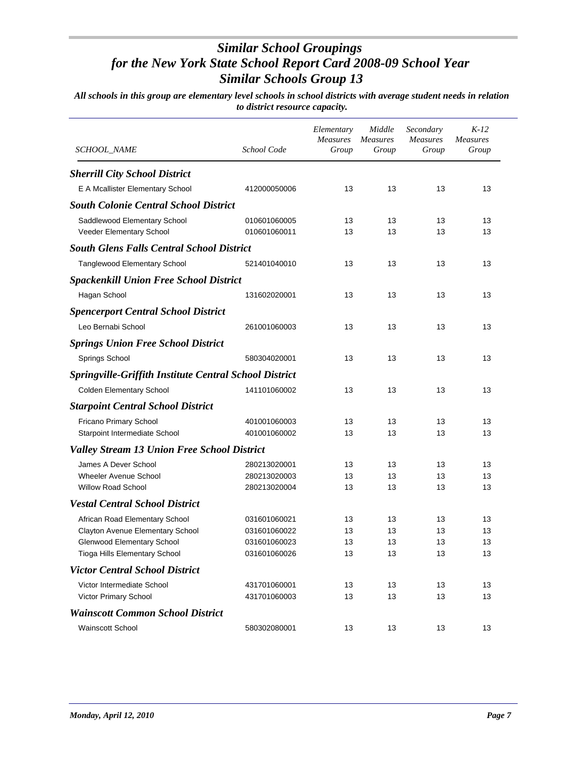# *Similar School Groupings for the New York State School Report Card 2008-09 School Year Similar Schools Group 13*

***All schools in this group are elementary level schools in school districts with average student needs in relation to district resource capacity.***

| *SCHOOL_NAME* | *School Code* | *Elementary Measures Group* | *Middle Measures Group* | *Secondary Measures Group* | *K-12 Measures Group* |
|---|---|---|---|---|---|
| ***Sherrill City School District*** | | | | | |
| E A Mcallister Elementary School | 412000050006 | 13 | 13 | 13 | 13 |
| ***South Colonie Central School District*** | | | | | |
| Saddlewood Elementary School | 010601060005 | 13 | 13 | 13 | 13 |
| Veeder Elementary School | 010601060011 | 13 | 13 | 13 | 13 |
| ***South Glens Falls Central School District*** | | | | | |
| Tanglewood Elementary School | 521401040010 | 13 | 13 | 13 | 13 |
| ***Spackenkill Union Free School District*** | | | | | |
| Hagan School | 131602020001 | 13 | 13 | 13 | 13 |
| ***Spencerport Central School District*** | | | | | |
| Leo Bernabi School | 261001060003 | 13 | 13 | 13 | 13 |
| ***Springs Union Free School District*** | | | | | |
| Springs School | 580304020001 | 13 | 13 | 13 | 13 |
| ***Springville-Griffith Institute Central School District*** | | | | | |
| Colden Elementary School | 141101060002 | 13 | 13 | 13 | 13 |
| ***Starpoint Central School District*** | | | | | |
| Fricano Primary School | 401001060003 | 13 | 13 | 13 | 13 |
| Starpoint Intermediate School | 401001060002 | 13 | 13 | 13 | 13 |
| ***Valley Stream 13 Union Free School District*** | | | | | |
| James A Dever School | 280213020001 | 13 | 13 | 13 | 13 |
| Wheeler Avenue School | 280213020003 | 13 | 13 | 13 | 13 |
| Willow Road School | 280213020004 | 13 | 13 | 13 | 13 |
| ***Vestal Central School District*** | | | | | |
| African Road Elementary School | 031601060021 | 13 | 13 | 13 | 13 |
| Clayton Avenue Elementary School | 031601060022 | 13 | 13 | 13 | 13 |
| Glenwood Elementary School | 031601060023 | 13 | 13 | 13 | 13 |
| Tioga Hills Elementary School | 031601060026 | 13 | 13 | 13 | 13 |
| ***Victor Central School District*** | | | | | |
| Victor Intermediate School | 431701060001 | 13 | 13 | 13 | 13 |
| Victor Primary School | 431701060003 | 13 | 13 | 13 | 13 |
| ***Wainscott Common School District*** | | | | | |
| Wainscott School | 580302080001 | 13 | 13 | 13 | 13 |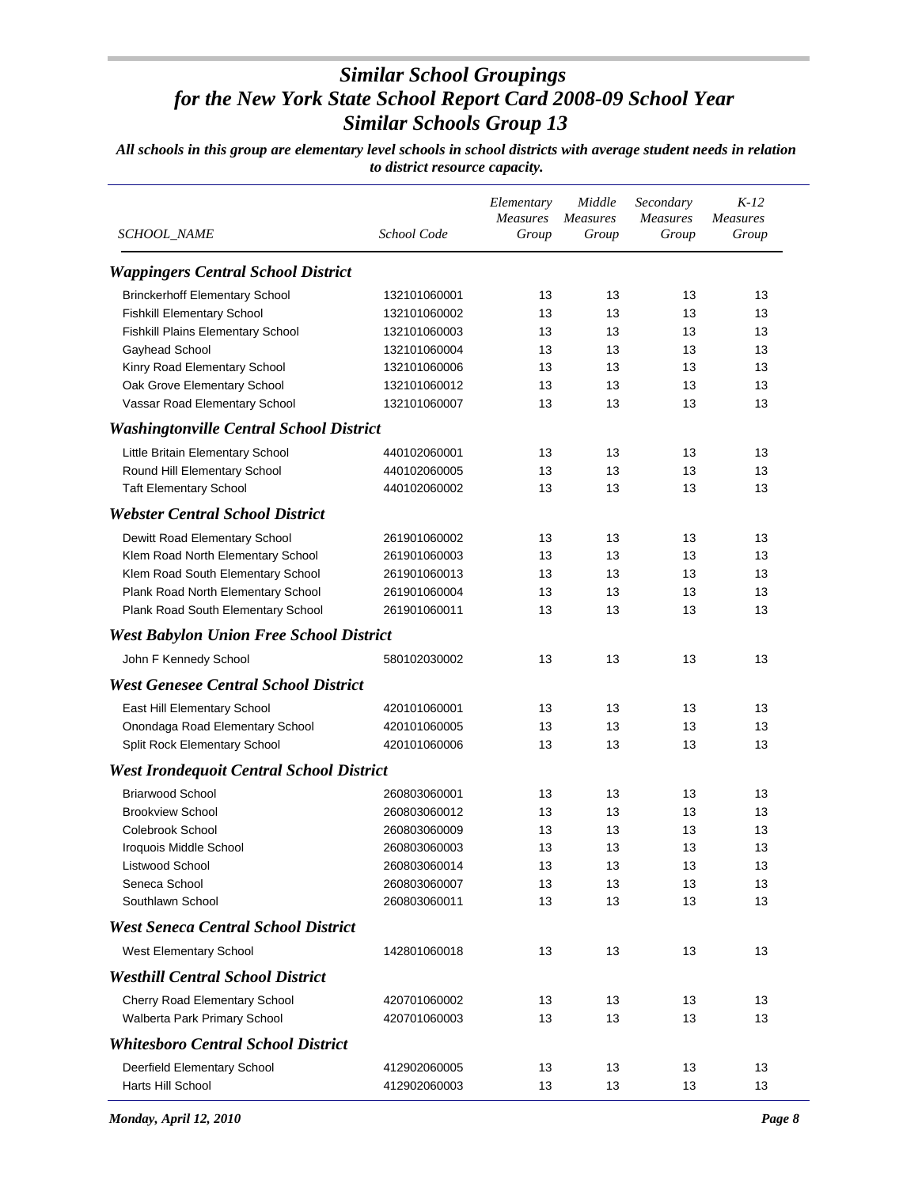# Similar School Groupings for the New York State School Report Card 2008-09 School Year Similar Schools Group 13

*All schools in this group are elementary level schools in school districts with average student needs in relation to district resource capacity.*

| SCHOOL_NAME | School Code | Elementary Measures Group | Middle Measures Group | Secondary Measures Group | K-12 Measures Group |
|---|---|---|---|---|---|
| ***Wappingers Central School District*** | | | | | |
| Brinckerhoff Elementary School | 132101060001 | 13 | 13 | 13 | 13 |
| Fishkill Elementary School | 132101060002 | 13 | 13 | 13 | 13 |
| Fishkill Plains Elementary School | 132101060003 | 13 | 13 | 13 | 13 |
| Gayhead School | 132101060004 | 13 | 13 | 13 | 13 |
| Kinry Road Elementary School | 132101060006 | 13 | 13 | 13 | 13 |
| Oak Grove Elementary School | 132101060012 | 13 | 13 | 13 | 13 |
| Vassar Road Elementary School | 132101060007 | 13 | 13 | 13 | 13 |
| ***Washingtonville Central School District*** | | | | | |
| Little Britain Elementary School | 440102060001 | 13 | 13 | 13 | 13 |
| Round Hill Elementary School | 440102060005 | 13 | 13 | 13 | 13 |
| Taft Elementary School | 440102060002 | 13 | 13 | 13 | 13 |
| ***Webster Central School District*** | | | | | |
| Dewitt Road Elementary School | 261901060002 | 13 | 13 | 13 | 13 |
| Klem Road North Elementary School | 261901060003 | 13 | 13 | 13 | 13 |
| Klem Road South Elementary School | 261901060013 | 13 | 13 | 13 | 13 |
| Plank Road North Elementary School | 261901060004 | 13 | 13 | 13 | 13 |
| Plank Road South Elementary School | 261901060011 | 13 | 13 | 13 | 13 |
| ***West Babylon Union Free School District*** | | | | | |
| John F Kennedy School | 580102030002 | 13 | 13 | 13 | 13 |
| ***West Genesee Central School District*** | | | | | |
| East Hill Elementary School | 420101060001 | 13 | 13 | 13 | 13 |
| Onondaga Road Elementary School | 420101060005 | 13 | 13 | 13 | 13 |
| Split Rock Elementary School | 420101060006 | 13 | 13 | 13 | 13 |
| ***West Irondequoit Central School District*** | | | | | |
| Briarwood School | 260803060001 | 13 | 13 | 13 | 13 |
| Brookview School | 260803060012 | 13 | 13 | 13 | 13 |
| Colebrook School | 260803060009 | 13 | 13 | 13 | 13 |
| Iroquois Middle School | 260803060003 | 13 | 13 | 13 | 13 |
| Listwood School | 260803060014 | 13 | 13 | 13 | 13 |
| Seneca School | 260803060007 | 13 | 13 | 13 | 13 |
| Southlawn School | 260803060011 | 13 | 13 | 13 | 13 |
| ***West Seneca Central School District*** | | | | | |
| West Elementary School | 142801060018 | 13 | 13 | 13 | 13 |
| ***Westhill Central School District*** | | | | | |
| Cherry Road Elementary School | 420701060002 | 13 | 13 | 13 | 13 |
| Walberta Park Primary School | 420701060003 | 13 | 13 | 13 | 13 |
| ***Whitesboro Central School District*** | | | | | |
| Deerfield Elementary School | 412902060005 | 13 | 13 | 13 | 13 |
| Harts Hill School | 412902060003 | 13 | 13 | 13 | 13 |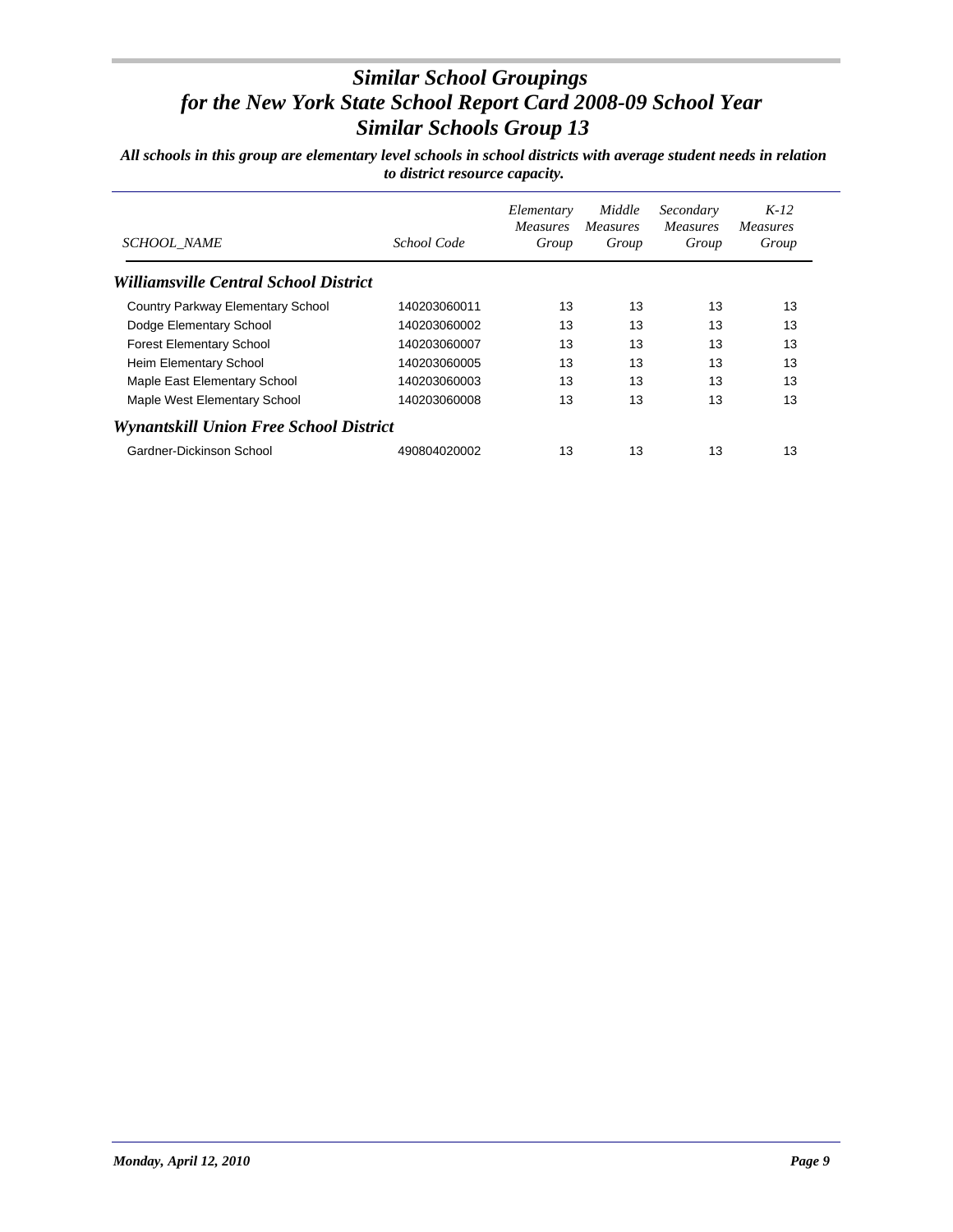# *Similar School Groupings*
# *for the New York State School Report Card 2008-09 School Year*
# *Similar Schools Group 13*

***All schools in this group are elementary level schools in school districts with average student needs in relation to district resource capacity.***

| *SCHOOL_NAME* | *School Code* | *Elementary Measures Group* | *Middle Measures Group* | *Secondary Measures Group* | *K-12 Measures Group* |
|---|---|---|---|---|---|
| ***Williamsville Central School District*** | | | | | |
| Country Parkway Elementary School | 140203060011 | 13 | 13 | 13 | 13 |
| Dodge Elementary School | 140203060002 | 13 | 13 | 13 | 13 |
| Forest Elementary School | 140203060007 | 13 | 13 | 13 | 13 |
| Heim Elementary School | 140203060005 | 13 | 13 | 13 | 13 |
| Maple East Elementary School | 140203060003 | 13 | 13 | 13 | 13 |
| Maple West Elementary School | 140203060008 | 13 | 13 | 13 | 13 |
| ***Wynantskill Union Free School District*** | | | | | |
| Gardner-Dickinson School | 490804020002 | 13 | 13 | 13 | 13 |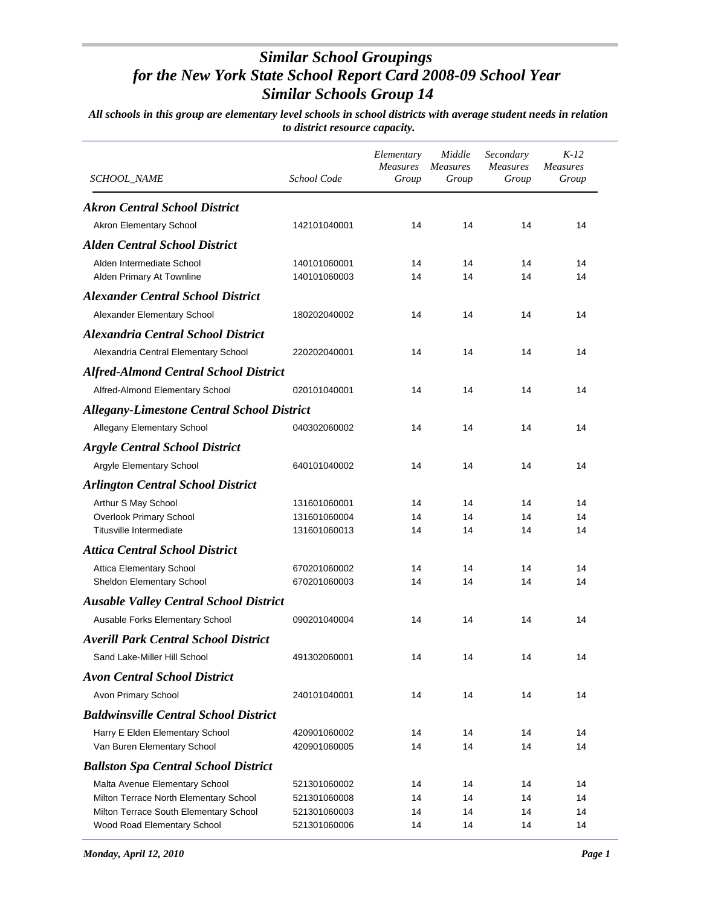# *Similar School Groupings for the New York State School Report Card 2008-09 School Year Similar Schools Group 14*

***All schools in this group are elementary level schools in school districts with average student needs in relation to district resource capacity.***

| *SCHOOL_NAME* | *School Code* | *Elementary Measures Group* | *Middle Measures Group* | *Secondary Measures Group* | *K-12 Measures Group* |
|---|---|---|---|---|---|
| ***Akron Central School District*** | | | | | |
| Akron Elementary School | 142101040001 | 14 | 14 | 14 | 14 |
| ***Alden Central School District*** | | | | | |
| Alden Intermediate School | 140101060001 | 14 | 14 | 14 | 14 |
| Alden Primary At Townline | 140101060003 | 14 | 14 | 14 | 14 |
| ***Alexander Central School District*** | | | | | |
| Alexander Elementary School | 180202040002 | 14 | 14 | 14 | 14 |
| ***Alexandria Central School District*** | | | | | |
| Alexandria Central Elementary School | 220202040001 | 14 | 14 | 14 | 14 |
| ***Alfred-Almond Central School District*** | | | | | |
| Alfred-Almond Elementary School | 020101040001 | 14 | 14 | 14 | 14 |
| ***Allegany-Limestone Central School District*** | | | | | |
| Allegany Elementary School | 040302060002 | 14 | 14 | 14 | 14 |
| ***Argyle Central School District*** | | | | | |
| Argyle Elementary School | 640101040002 | 14 | 14 | 14 | 14 |
| ***Arlington Central School District*** | | | | | |
| Arthur S May School | 131601060001 | 14 | 14 | 14 | 14 |
| Overlook Primary School | 131601060004 | 14 | 14 | 14 | 14 |
| Titusville Intermediate | 131601060013 | 14 | 14 | 14 | 14 |
| ***Attica Central School District*** | | | | | |
| Attica Elementary School | 670201060002 | 14 | 14 | 14 | 14 |
| Sheldon Elementary School | 670201060003 | 14 | 14 | 14 | 14 |
| ***Ausable Valley Central School District*** | | | | | |
| Ausable Forks Elementary School | 090201040004 | 14 | 14 | 14 | 14 |
| ***Averill Park Central School District*** | | | | | |
| Sand Lake-Miller Hill School | 491302060001 | 14 | 14 | 14 | 14 |
| ***Avon Central School District*** | | | | | |
| Avon Primary School | 240101040001 | 14 | 14 | 14 | 14 |
| ***Baldwinsville Central School District*** | | | | | |
| Harry E Elden Elementary School | 420901060002 | 14 | 14 | 14 | 14 |
| Van Buren Elementary School | 420901060005 | 14 | 14 | 14 | 14 |
| ***Ballston Spa Central School District*** | | | | | |
| Malta Avenue Elementary School | 521301060002 | 14 | 14 | 14 | 14 |
| Milton Terrace North Elementary School | 521301060008 | 14 | 14 | 14 | 14 |
| Milton Terrace South Elementary School | 521301060003 | 14 | 14 | 14 | 14 |
| Wood Road Elementary School | 521301060006 | 14 | 14 | 14 | 14 |

*Monday, April 12, 2010*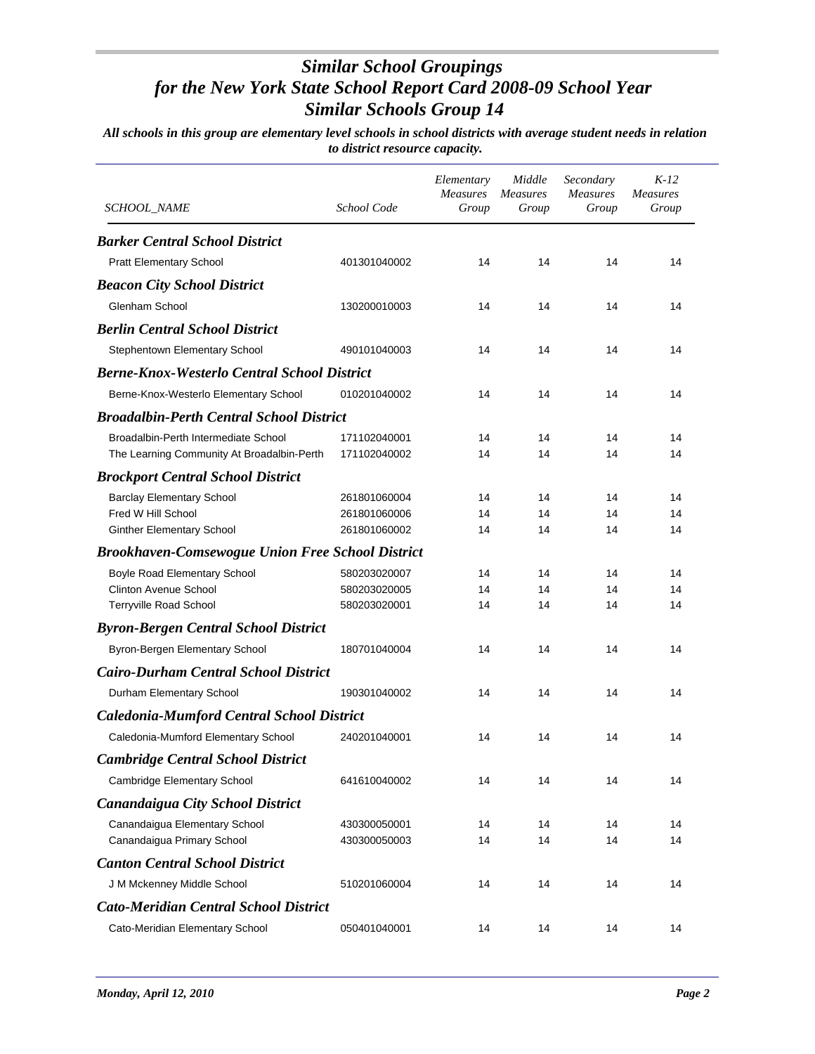# *Similar School Groupings for the New York State School Report Card 2008-09 School Year Similar Schools Group 14*

***All schools in this group are elementary level schools in school districts with average student needs in relation to district resource capacity.***

| *SCHOOL_NAME* | *School Code* | *Elementary Measures Group* | *Middle Measures Group* | *Secondary Measures Group* | *K-12 Measures Group* |
|---|---|---|---|---|---|
| ***Barker Central School District*** | | | | | |
| Pratt Elementary School | 401301040002 | 14 | 14 | 14 | 14 |
| ***Beacon City School District*** | | | | | |
| Glenham School | 130200010003 | 14 | 14 | 14 | 14 |
| ***Berlin Central School District*** | | | | | |
| Stephentown Elementary School | 490101040003 | 14 | 14 | 14 | 14 |
| ***Berne-Knox-Westerlo Central School District*** | | | | | |
| Berne-Knox-Westerlo Elementary School | 010201040002 | 14 | 14 | 14 | 14 |
| ***Broadalbin-Perth Central School District*** | | | | | |
| Broadalbin-Perth Intermediate School | 171102040001 | 14 | 14 | 14 | 14 |
| The Learning Community At Broadalbin-Perth | 171102040002 | 14 | 14 | 14 | 14 |
| ***Brockport Central School District*** | | | | | |
| Barclay Elementary School | 261801060004 | 14 | 14 | 14 | 14 |
| Fred W Hill School | 261801060006 | 14 | 14 | 14 | 14 |
| Ginther Elementary School | 261801060002 | 14 | 14 | 14 | 14 |
| ***Brookhaven-Comsewogue Union Free School District*** | | | | | |
| Boyle Road Elementary School | 580203020007 | 14 | 14 | 14 | 14 |
| Clinton Avenue School | 580203020005 | 14 | 14 | 14 | 14 |
| Terryville Road School | 580203020001 | 14 | 14 | 14 | 14 |
| ***Byron-Bergen Central School District*** | | | | | |
| Byron-Bergen Elementary School | 180701040004 | 14 | 14 | 14 | 14 |
| ***Cairo-Durham Central School District*** | | | | | |
| Durham Elementary School | 190301040002 | 14 | 14 | 14 | 14 |
| ***Caledonia-Mumford Central School District*** | | | | | |
| Caledonia-Mumford Elementary School | 240201040001 | 14 | 14 | 14 | 14 |
| ***Cambridge Central School District*** | | | | | |
| Cambridge Elementary School | 641610040002 | 14 | 14 | 14 | 14 |
| ***Canandaigua City School District*** | | | | | |
| Canandaigua Elementary School | 430300050001 | 14 | 14 | 14 | 14 |
| Canandaigua Primary School | 430300050003 | 14 | 14 | 14 | 14 |
| ***Canton Central School District*** | | | | | |
| J M Mckenney Middle School | 510201060004 | 14 | 14 | 14 | 14 |
| ***Cato-Meridian Central School District*** | | | | | |
| Cato-Meridian Elementary School | 050401040001 | 14 | 14 | 14 | 14 |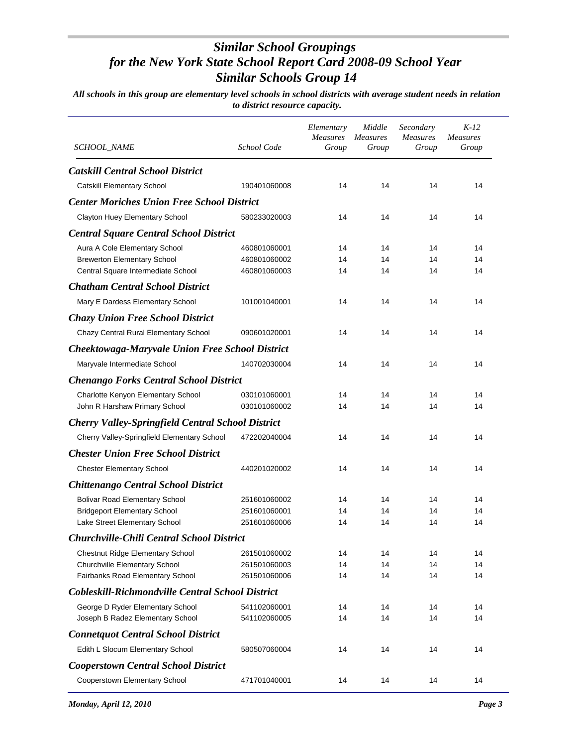# *Similar School Groupings for the New York State School Report Card 2008-09 School Year Similar Schools Group 14*

***All schools in this group are elementary level schools in school districts with average student needs in relation to district resource capacity.***

| *SCHOOL_NAME* | *School Code* | *Elementary Measures Group* | *Middle Measures Group* | *Secondary Measures Group* | *K-12 Measures Group* |
|---|---|---|---|---|---|
| ***Catskill Central School District*** | | | | | |
| Catskill Elementary School | 190401060008 | 14 | 14 | 14 | 14 |
| ***Center Moriches Union Free School District*** | | | | | |
| Clayton Huey Elementary School | 580233020003 | 14 | 14 | 14 | 14 |
| ***Central Square Central School District*** | | | | | |
| Aura A Cole Elementary School | 460801060001 | 14 | 14 | 14 | 14 |
| Brewerton Elementary School | 460801060002 | 14 | 14 | 14 | 14 |
| Central Square Intermediate School | 460801060003 | 14 | 14 | 14 | 14 |
| ***Chatham Central School District*** | | | | | |
| Mary E Dardess Elementary School | 101001040001 | 14 | 14 | 14 | 14 |
| ***Chazy Union Free School District*** | | | | | |
| Chazy Central Rural Elementary School | 090601020001 | 14 | 14 | 14 | 14 |
| ***Cheektowaga-Maryvale Union Free School District*** | | | | | |
| Maryvale Intermediate School | 140702030004 | 14 | 14 | 14 | 14 |
| ***Chenango Forks Central School District*** | | | | | |
| Charlotte Kenyon Elementary School | 030101060001 | 14 | 14 | 14 | 14 |
| John R Harshaw Primary School | 030101060002 | 14 | 14 | 14 | 14 |
| ***Cherry Valley-Springfield Central School District*** | | | | | |
| Cherry Valley-Springfield Elementary School | 472202040004 | 14 | 14 | 14 | 14 |
| ***Chester Union Free School District*** | | | | | |
| Chester Elementary School | 440201020002 | 14 | 14 | 14 | 14 |
| ***Chittenango Central School District*** | | | | | |
| Bolivar Road Elementary School | 251601060002 | 14 | 14 | 14 | 14 |
| Bridgeport Elementary School | 251601060001 | 14 | 14 | 14 | 14 |
| Lake Street Elementary School | 251601060006 | 14 | 14 | 14 | 14 |
| ***Churchville-Chili Central School District*** | | | | | |
| Chestnut Ridge Elementary School | 261501060002 | 14 | 14 | 14 | 14 |
| Churchville Elementary School | 261501060003 | 14 | 14 | 14 | 14 |
| Fairbanks Road Elementary School | 261501060006 | 14 | 14 | 14 | 14 |
| ***Cobleskill-Richmondville Central School District*** | | | | | |
| George D Ryder Elementary School | 541102060001 | 14 | 14 | 14 | 14 |
| Joseph B Radez Elementary School | 541102060005 | 14 | 14 | 14 | 14 |
| ***Connetquot Central School District*** | | | | | |
| Edith L Slocum Elementary School | 580507060004 | 14 | 14 | 14 | 14 |
| ***Cooperstown Central School District*** | | | | | |
| Cooperstown Elementary School | 471701040001 | 14 | 14 | 14 | 14 |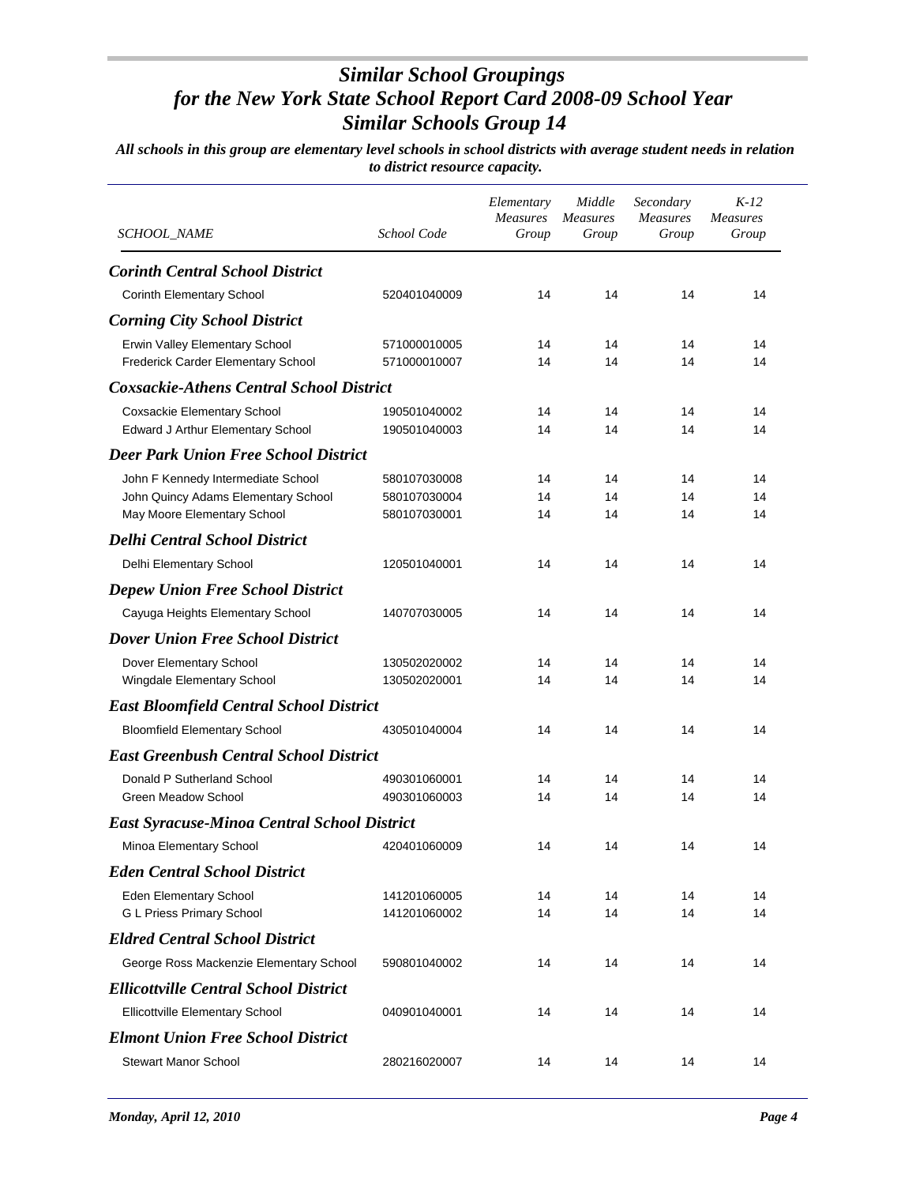# Similar School Groupings
# for the New York State School Report Card 2008-09 School Year
# Similar Schools Group 14

***All schools in this group are elementary level schools in school districts with average student needs in relation to district resource capacity.***

| SCHOOL_NAME | School Code | Elementary Measures Group | Middle Measures Group | Secondary Measures Group | K-12 Measures Group |
|---|---|---|---|---|---|
| ***Corinth Central School District*** | | | | | |
| Corinth Elementary School | 520401040009 | 14 | 14 | 14 | 14 |
| ***Corning City School District*** | | | | | |
| Erwin Valley Elementary School | 571000010005 | 14 | 14 | 14 | 14 |
| Frederick Carder Elementary School | 571000010007 | 14 | 14 | 14 | 14 |
| ***Coxsackie-Athens Central School District*** | | | | | |
| Coxsackie Elementary School | 190501040002 | 14 | 14 | 14 | 14 |
| Edward J Arthur Elementary School | 190501040003 | 14 | 14 | 14 | 14 |
| ***Deer Park Union Free School District*** | | | | | |
| John F Kennedy Intermediate School | 580107030008 | 14 | 14 | 14 | 14 |
| John Quincy Adams Elementary School | 580107030004 | 14 | 14 | 14 | 14 |
| May Moore Elementary School | 580107030001 | 14 | 14 | 14 | 14 |
| ***Delhi Central School District*** | | | | | |
| Delhi Elementary School | 120501040001 | 14 | 14 | 14 | 14 |
| ***Depew Union Free School District*** | | | | | |
| Cayuga Heights Elementary School | 140707030005 | 14 | 14 | 14 | 14 |
| ***Dover Union Free School District*** | | | | | |
| Dover Elementary School | 130502020002 | 14 | 14 | 14 | 14 |
| Wingdale Elementary School | 130502020001 | 14 | 14 | 14 | 14 |
| ***East Bloomfield Central School District*** | | | | | |
| Bloomfield Elementary School | 430501040004 | 14 | 14 | 14 | 14 |
| ***East Greenbush Central School District*** | | | | | |
| Donald P Sutherland School | 490301060001 | 14 | 14 | 14 | 14 |
| Green Meadow School | 490301060003 | 14 | 14 | 14 | 14 |
| ***East Syracuse-Minoa Central School District*** | | | | | |
| Minoa Elementary School | 420401060009 | 14 | 14 | 14 | 14 |
| ***Eden Central School District*** | | | | | |
| Eden Elementary School | 141201060005 | 14 | 14 | 14 | 14 |
| G L Priess Primary School | 141201060002 | 14 | 14 | 14 | 14 |
| ***Eldred Central School District*** | | | | | |
| George Ross Mackenzie Elementary School | 590801040002 | 14 | 14 | 14 | 14 |
| ***Ellicottville Central School District*** | | | | | |
| Ellicottville Elementary School | 040901040001 | 14 | 14 | 14 | 14 |
| ***Elmont Union Free School District*** | | | | | |
| Stewart Manor School | 280216020007 | 14 | 14 | 14 | 14 |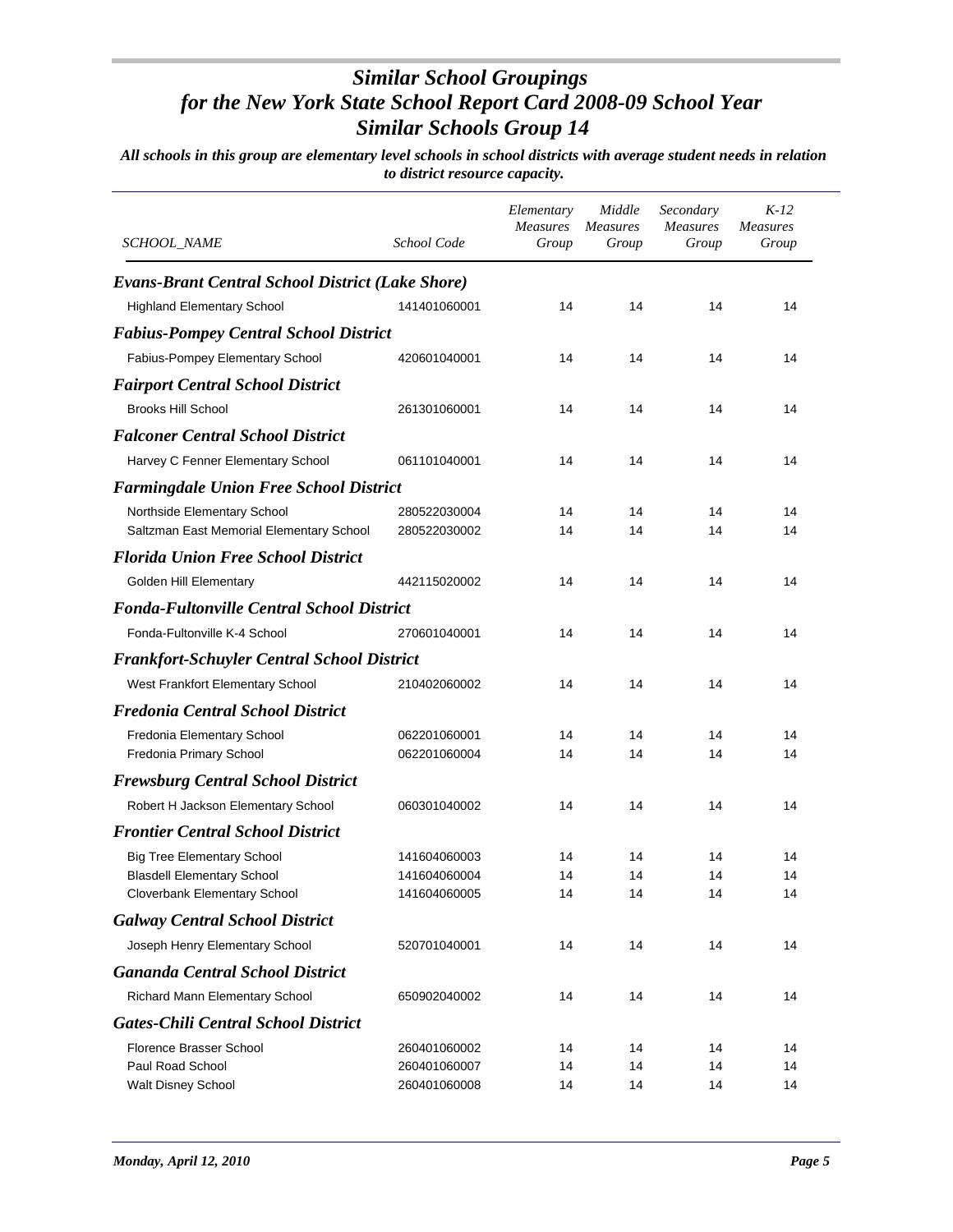# Similar School Groupings for the New York State School Report Card 2008-09 School Year Similar Schools Group 14

*All schools in this group are elementary level schools in school districts with average student needs in relation to district resource capacity.*

| SCHOOL_NAME | School Code | Elementary Measures Group | Middle Measures Group | Secondary Measures Group | K-12 Measures Group |
|---|---|---|---|---|---|
| ***Evans-Brant Central School District (Lake Shore)*** | | | | | |
| Highland Elementary School | 141401060001 | 14 | 14 | 14 | 14 |
| ***Fabius-Pompey Central School District*** | | | | | |
| Fabius-Pompey Elementary School | 420601040001 | 14 | 14 | 14 | 14 |
| ***Fairport Central School District*** | | | | | |
| Brooks Hill School | 261301060001 | 14 | 14 | 14 | 14 |
| ***Falconer Central School District*** | | | | | |
| Harvey C Fenner Elementary School | 061101040001 | 14 | 14 | 14 | 14 |
| ***Farmingdale Union Free School District*** | | | | | |
| Northside Elementary School | 280522030004 | 14 | 14 | 14 | 14 |
| Saltzman East Memorial Elementary School | 280522030002 | 14 | 14 | 14 | 14 |
| ***Florida Union Free School District*** | | | | | |
| Golden Hill Elementary | 442115020002 | 14 | 14 | 14 | 14 |
| ***Fonda-Fultonville Central School District*** | | | | | |
| Fonda-Fultonville K-4 School | 270601040001 | 14 | 14 | 14 | 14 |
| ***Frankfort-Schuyler Central School District*** | | | | | |
| West Frankfort Elementary School | 210402060002 | 14 | 14 | 14 | 14 |
| ***Fredonia Central School District*** | | | | | |
| Fredonia Elementary School | 062201060001 | 14 | 14 | 14 | 14 |
| Fredonia Primary School | 062201060004 | 14 | 14 | 14 | 14 |
| ***Frewsburg Central School District*** | | | | | |
| Robert H Jackson Elementary School | 060301040002 | 14 | 14 | 14 | 14 |
| ***Frontier Central School District*** | | | | | |
| Big Tree Elementary School | 141604060003 | 14 | 14 | 14 | 14 |
| Blasdell Elementary School | 141604060004 | 14 | 14 | 14 | 14 |
| Cloverbank Elementary School | 141604060005 | 14 | 14 | 14 | 14 |
| ***Galway Central School District*** | | | | | |
| Joseph Henry Elementary School | 520701040001 | 14 | 14 | 14 | 14 |
| ***Gananda Central School District*** | | | | | |
| Richard Mann Elementary School | 650902040002 | 14 | 14 | 14 | 14 |
| ***Gates-Chili Central School District*** | | | | | |
| Florence Brasser School | 260401060002 | 14 | 14 | 14 | 14 |
| Paul Road School | 260401060007 | 14 | 14 | 14 | 14 |
| Walt Disney School | 260401060008 | 14 | 14 | 14 | 14 |

*Monday, April 12, 2010*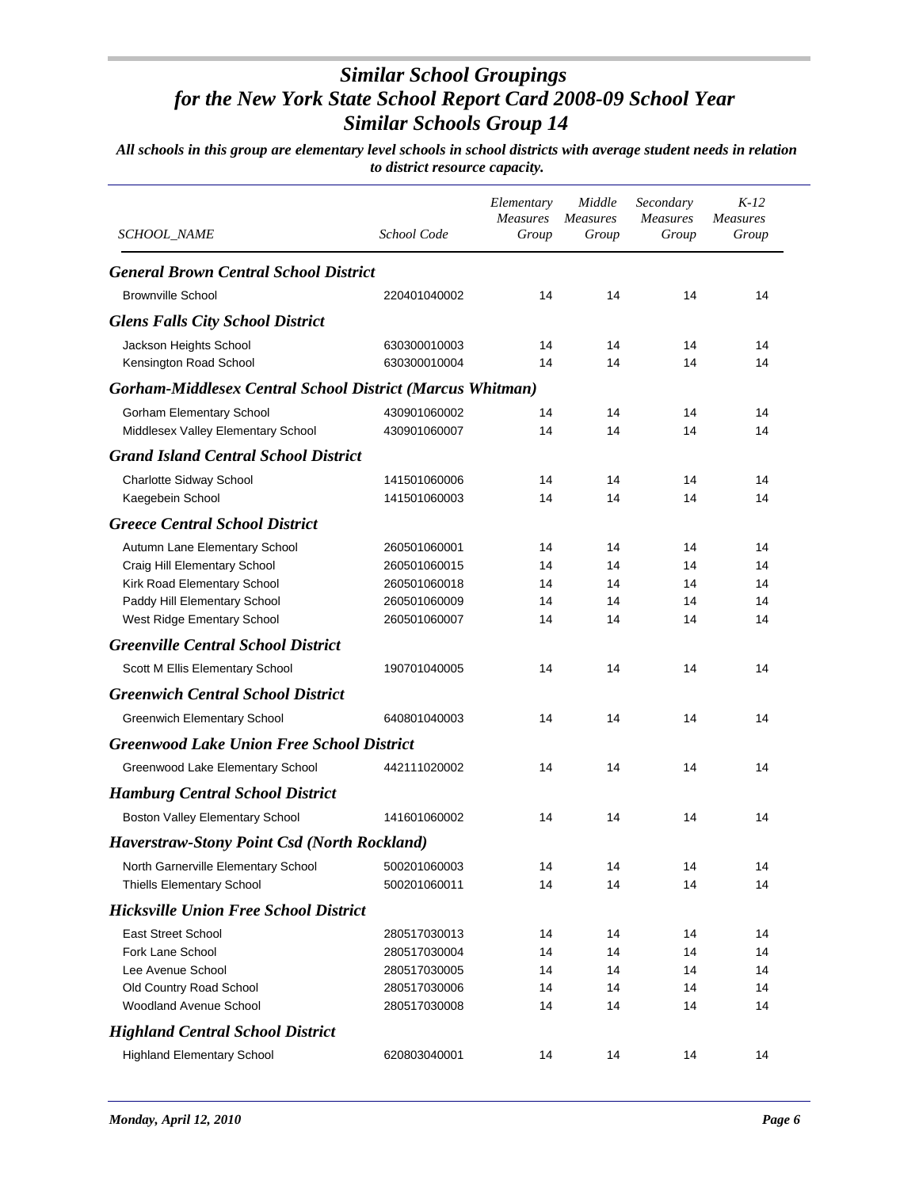# *Similar School Groupings for the New York State School Report Card 2008-09 School Year Similar Schools Group 14*

***All schools in this group are elementary level schools in school districts with average student needs in relation to district resource capacity.***

| *SCHOOL_NAME* | *School Code* | *Elementary Measures Group* | *Middle Measures Group* | *Secondary Measures Group* | *K-12 Measures Group* |
|---|---|---|---|---|---|
| ***General Brown Central School District*** | | | | | |
| Brownville School | 220401040002 | 14 | 14 | 14 | 14 |
| ***Glens Falls City School District*** | | | | | |
| Jackson Heights School | 630300010003 | 14 | 14 | 14 | 14 |
| Kensington Road School | 630300010004 | 14 | 14 | 14 | 14 |
| ***Gorham-Middlesex Central School District (Marcus Whitman)*** | | | | | |
| Gorham Elementary School | 430901060002 | 14 | 14 | 14 | 14 |
| Middlesex Valley Elementary School | 430901060007 | 14 | 14 | 14 | 14 |
| ***Grand Island Central School District*** | | | | | |
| Charlotte Sidway School | 141501060006 | 14 | 14 | 14 | 14 |
| Kaegebein School | 141501060003 | 14 | 14 | 14 | 14 |
| ***Greece Central School District*** | | | | | |
| Autumn Lane Elementary School | 260501060001 | 14 | 14 | 14 | 14 |
| Craig Hill Elementary School | 260501060015 | 14 | 14 | 14 | 14 |
| Kirk Road Elementary School | 260501060018 | 14 | 14 | 14 | 14 |
| Paddy Hill Elementary School | 260501060009 | 14 | 14 | 14 | 14 |
| West Ridge Ementary School | 260501060007 | 14 | 14 | 14 | 14 |
| ***Greenville Central School District*** | | | | | |
| Scott M Ellis Elementary School | 190701040005 | 14 | 14 | 14 | 14 |
| ***Greenwich Central School District*** | | | | | |
| Greenwich Elementary School | 640801040003 | 14 | 14 | 14 | 14 |
| ***Greenwood Lake Union Free School District*** | | | | | |
| Greenwood Lake Elementary School | 442111020002 | 14 | 14 | 14 | 14 |
| ***Hamburg Central School District*** | | | | | |
| Boston Valley Elementary School | 141601060002 | 14 | 14 | 14 | 14 |
| ***Haverstraw-Stony Point Csd (North Rockland)*** | | | | | |
| North Garnerville Elementary School | 500201060003 | 14 | 14 | 14 | 14 |
| Thiells Elementary School | 500201060011 | 14 | 14 | 14 | 14 |
| ***Hicksville Union Free School District*** | | | | | |
| East Street School | 280517030013 | 14 | 14 | 14 | 14 |
| Fork Lane School | 280517030004 | 14 | 14 | 14 | 14 |
| Lee Avenue School | 280517030005 | 14 | 14 | 14 | 14 |
| Old Country Road School | 280517030006 | 14 | 14 | 14 | 14 |
| Woodland Avenue School | 280517030008 | 14 | 14 | 14 | 14 |
| ***Highland Central School District*** | | | | | |
| Highland Elementary School | 620803040001 | 14 | 14 | 14 | 14 |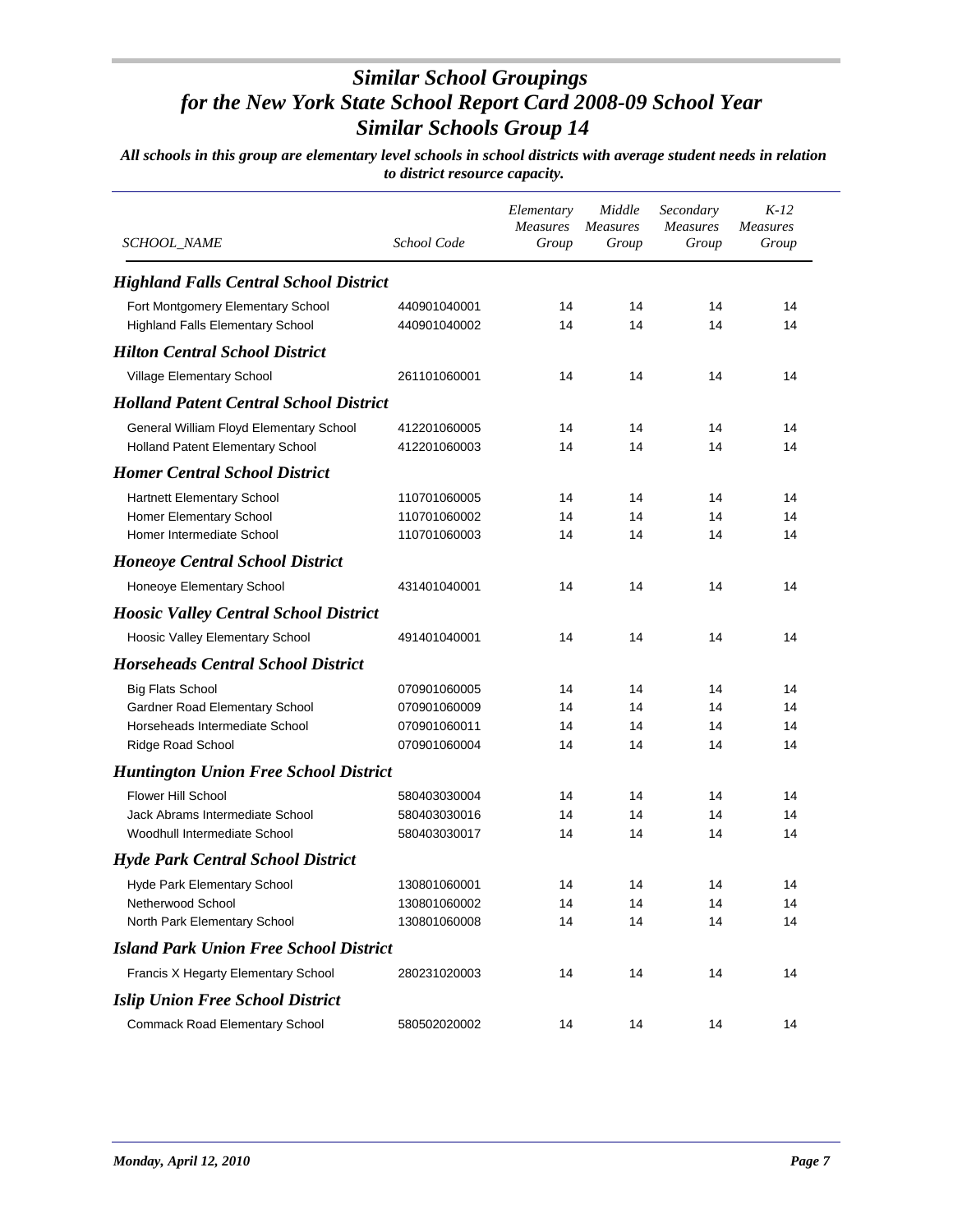# Similar School Groupings for the New York State School Report Card 2008-09 School Year Similar Schools Group 14

***All schools in this group are elementary level schools in school districts with average student needs in relation to district resource capacity.***

| *SCHOOL_NAME* | *School Code* | *Elementary Measures Group* | *Middle Measures Group* | *Secondary Measures Group* | *K-12 Measures Group* |
|---|---|---|---|---|---|
| ***Highland Falls Central School District*** | | | | | |
| Fort Montgomery Elementary School | 440901040001 | 14 | 14 | 14 | 14 |
| Highland Falls Elementary School | 440901040002 | 14 | 14 | 14 | 14 |
| ***Hilton Central School District*** | | | | | |
| Village Elementary School | 261101060001 | 14 | 14 | 14 | 14 |
| ***Holland Patent Central School District*** | | | | | |
| General William Floyd Elementary School | 412201060005 | 14 | 14 | 14 | 14 |
| Holland Patent Elementary School | 412201060003 | 14 | 14 | 14 | 14 |
| ***Homer Central School District*** | | | | | |
| Hartnett Elementary School | 110701060005 | 14 | 14 | 14 | 14 |
| Homer Elementary School | 110701060002 | 14 | 14 | 14 | 14 |
| Homer Intermediate School | 110701060003 | 14 | 14 | 14 | 14 |
| ***Honeoye Central School District*** | | | | | |
| Honeoye Elementary School | 431401040001 | 14 | 14 | 14 | 14 |
| ***Hoosic Valley Central School District*** | | | | | |
| Hoosic Valley Elementary School | 491401040001 | 14 | 14 | 14 | 14 |
| ***Horseheads Central School District*** | | | | | |
| Big Flats School | 070901060005 | 14 | 14 | 14 | 14 |
| Gardner Road Elementary School | 070901060009 | 14 | 14 | 14 | 14 |
| Horseheads Intermediate School | 070901060011 | 14 | 14 | 14 | 14 |
| Ridge Road School | 070901060004 | 14 | 14 | 14 | 14 |
| ***Huntington Union Free School District*** | | | | | |
| Flower Hill School | 580403030004 | 14 | 14 | 14 | 14 |
| Jack Abrams Intermediate School | 580403030016 | 14 | 14 | 14 | 14 |
| Woodhull Intermediate School | 580403030017 | 14 | 14 | 14 | 14 |
| ***Hyde Park Central School District*** | | | | | |
| Hyde Park Elementary School | 130801060001 | 14 | 14 | 14 | 14 |
| Netherwood School | 130801060002 | 14 | 14 | 14 | 14 |
| North Park Elementary School | 130801060008 | 14 | 14 | 14 | 14 |
| ***Island Park Union Free School District*** | | | | | |
| Francis X Hegarty Elementary School | 280231020003 | 14 | 14 | 14 | 14 |
| ***Islip Union Free School District*** | | | | | |
| Commack Road Elementary School | 580502020002 | 14 | 14 | 14 | 14 |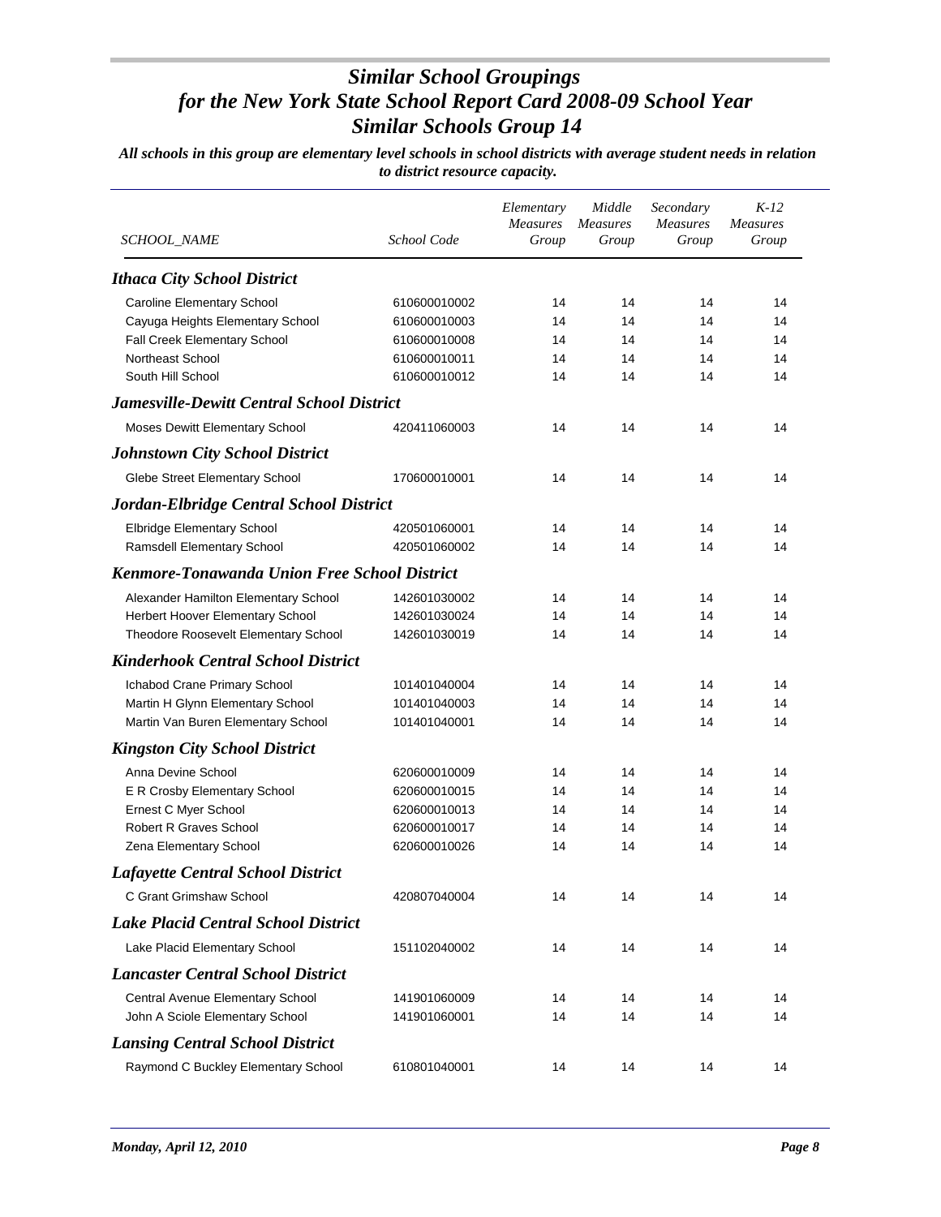# *Similar School Groupings for the New York State School Report Card 2008-09 School Year Similar Schools Group 14*

***All schools in this group are elementary level schools in school districts with average student needs in relation to district resource capacity.***

| *SCHOOL_NAME* | *School Code* | *Elementary Measures Group* | *Middle Measures Group* | *Secondary Measures Group* | *K-12 Measures Group* |
|---|---|---|---|---|---|
| ***Ithaca City School District*** | | | | | |
| Caroline Elementary School | 610600010002 | 14 | 14 | 14 | 14 |
| Cayuga Heights Elementary School | 610600010003 | 14 | 14 | 14 | 14 |
| Fall Creek Elementary School | 610600010008 | 14 | 14 | 14 | 14 |
| Northeast School | 610600010011 | 14 | 14 | 14 | 14 |
| South Hill School | 610600010012 | 14 | 14 | 14 | 14 |
| ***Jamesville-Dewitt Central School District*** | | | | | |
| Moses Dewitt Elementary School | 420411060003 | 14 | 14 | 14 | 14 |
| ***Johnstown City School District*** | | | | | |
| Glebe Street Elementary School | 170600010001 | 14 | 14 | 14 | 14 |
| ***Jordan-Elbridge Central School District*** | | | | | |
| Elbridge Elementary School | 420501060001 | 14 | 14 | 14 | 14 |
| Ramsdell Elementary School | 420501060002 | 14 | 14 | 14 | 14 |
| ***Kenmore-Tonawanda Union Free School District*** | | | | | |
| Alexander Hamilton Elementary School | 142601030002 | 14 | 14 | 14 | 14 |
| Herbert Hoover Elementary School | 142601030024 | 14 | 14 | 14 | 14 |
| Theodore Roosevelt Elementary School | 142601030019 | 14 | 14 | 14 | 14 |
| ***Kinderhook Central School District*** | | | | | |
| Ichabod Crane Primary School | 101401040004 | 14 | 14 | 14 | 14 |
| Martin H Glynn Elementary School | 101401040003 | 14 | 14 | 14 | 14 |
| Martin Van Buren Elementary School | 101401040001 | 14 | 14 | 14 | 14 |
| ***Kingston City School District*** | | | | | |
| Anna Devine School | 620600010009 | 14 | 14 | 14 | 14 |
| E R Crosby Elementary School | 620600010015 | 14 | 14 | 14 | 14 |
| Ernest C Myer School | 620600010013 | 14 | 14 | 14 | 14 |
| Robert R Graves School | 620600010017 | 14 | 14 | 14 | 14 |
| Zena Elementary School | 620600010026 | 14 | 14 | 14 | 14 |
| ***Lafayette Central School District*** | | | | | |
| C Grant Grimshaw School | 420807040004 | 14 | 14 | 14 | 14 |
| ***Lake Placid Central School District*** | | | | | |
| Lake Placid Elementary School | 151102040002 | 14 | 14 | 14 | 14 |
| ***Lancaster Central School District*** | | | | | |
| Central Avenue Elementary School | 141901060009 | 14 | 14 | 14 | 14 |
| John A Sciole Elementary School | 141901060001 | 14 | 14 | 14 | 14 |
| ***Lansing Central School District*** | | | | | |
| Raymond C Buckley Elementary School | 610801040001 | 14 | 14 | 14 | 14 |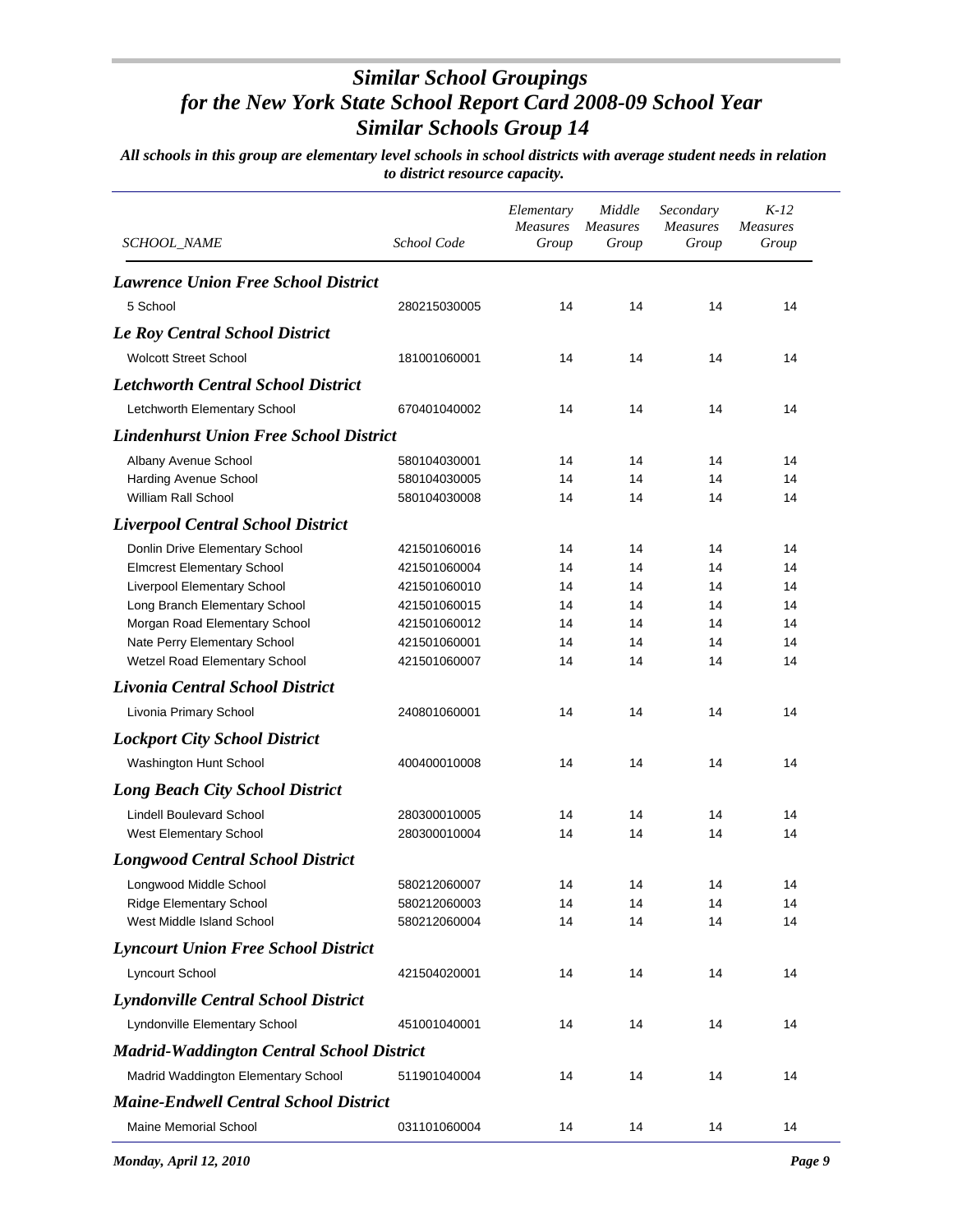# *Similar School Groupings for the New York State School Report Card 2008-09 School Year Similar Schools Group 14*

***All schools in this group are elementary level schools in school districts with average student needs in relation to district resource capacity.***

| *SCHOOL_NAME* | *School Code* | *Elementary Measures Group* | *Middle Measures Group* | *Secondary Measures Group* | *K-12 Measures Group* |
|---|---|---|---|---|---|
| ***Lawrence Union Free School District*** | | | | | |
| 5 School | 280215030005 | 14 | 14 | 14 | 14 |
| ***Le Roy Central School District*** | | | | | |
| Wolcott Street School | 181001060001 | 14 | 14 | 14 | 14 |
| ***Letchworth Central School District*** | | | | | |
| Letchworth Elementary School | 670401040002 | 14 | 14 | 14 | 14 |
| ***Lindenhurst Union Free School District*** | | | | | |
| Albany Avenue School | 580104030001 | 14 | 14 | 14 | 14 |
| Harding Avenue School | 580104030005 | 14 | 14 | 14 | 14 |
| William Rall School | 580104030008 | 14 | 14 | 14 | 14 |
| ***Liverpool Central School District*** | | | | | |
| Donlin Drive Elementary School | 421501060016 | 14 | 14 | 14 | 14 |
| Elmcrest Elementary School | 421501060004 | 14 | 14 | 14 | 14 |
| Liverpool Elementary School | 421501060010 | 14 | 14 | 14 | 14 |
| Long Branch Elementary School | 421501060015 | 14 | 14 | 14 | 14 |
| Morgan Road Elementary School | 421501060012 | 14 | 14 | 14 | 14 |
| Nate Perry Elementary School | 421501060001 | 14 | 14 | 14 | 14 |
| Wetzel Road Elementary School | 421501060007 | 14 | 14 | 14 | 14 |
| ***Livonia Central School District*** | | | | | |
| Livonia Primary School | 240801060001 | 14 | 14 | 14 | 14 |
| ***Lockport City School District*** | | | | | |
| Washington Hunt School | 400400010008 | 14 | 14 | 14 | 14 |
| ***Long Beach City School District*** | | | | | |
| Lindell Boulevard School | 280300010005 | 14 | 14 | 14 | 14 |
| West Elementary School | 280300010004 | 14 | 14 | 14 | 14 |
| ***Longwood Central School District*** | | | | | |
| Longwood Middle School | 580212060007 | 14 | 14 | 14 | 14 |
| Ridge Elementary School | 580212060003 | 14 | 14 | 14 | 14 |
| West Middle Island School | 580212060004 | 14 | 14 | 14 | 14 |
| ***Lyncourt Union Free School District*** | | | | | |
| Lyncourt School | 421504020001 | 14 | 14 | 14 | 14 |
| ***Lyndonville Central School District*** | | | | | |
| Lyndonville Elementary School | 451001040001 | 14 | 14 | 14 | 14 |
| ***Madrid-Waddington Central School District*** | | | | | |
| Madrid Waddington Elementary School | 511901040004 | 14 | 14 | 14 | 14 |
| ***Maine-Endwell Central School District*** | | | | | |
| Maine Memorial School | 031101060004 | 14 | 14 | 14 | 14 |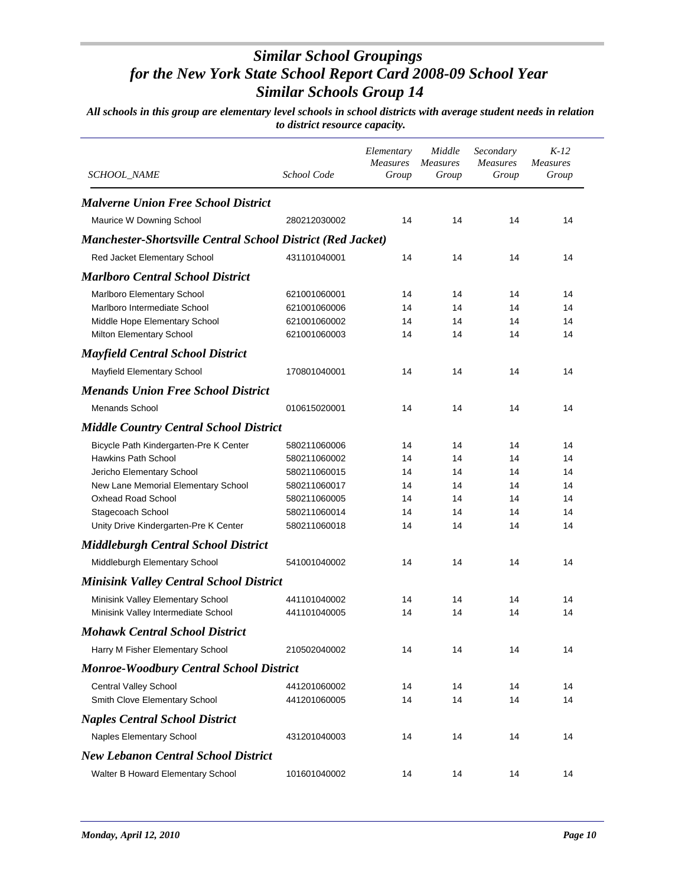# *Similar School Groupings for the New York State School Report Card 2008-09 School Year Similar Schools Group 14*

***All schools in this group are elementary level schools in school districts with average student needs in relation to district resource capacity.***

| SCHOOL_NAME | School Code | Elementary Measures Group | Middle Measures Group | Secondary Measures Group | K-12 Measures Group |
|---|---|---|---|---|---|
| ***Malverne Union Free School District*** | | | | | |
| Maurice W Downing School | 280212030002 | 14 | 14 | 14 | 14 |
| ***Manchester-Shortsville Central School District (Red Jacket)*** | | | | | |
| Red Jacket Elementary School | 431101040001 | 14 | 14 | 14 | 14 |
| ***Marlboro Central School District*** | | | | | |
| Marlboro Elementary School | 621001060001 | 14 | 14 | 14 | 14 |
| Marlboro Intermediate School | 621001060006 | 14 | 14 | 14 | 14 |
| Middle Hope Elementary School | 621001060002 | 14 | 14 | 14 | 14 |
| Milton Elementary School | 621001060003 | 14 | 14 | 14 | 14 |
| ***Mayfield Central School District*** | | | | | |
| Mayfield Elementary School | 170801040001 | 14 | 14 | 14 | 14 |
| ***Menands Union Free School District*** | | | | | |
| Menands School | 010615020001 | 14 | 14 | 14 | 14 |
| ***Middle Country Central School District*** | | | | | |
| Bicycle Path Kindergarten-Pre K Center | 580211060006 | 14 | 14 | 14 | 14 |
| Hawkins Path School | 580211060002 | 14 | 14 | 14 | 14 |
| Jericho Elementary School | 580211060015 | 14 | 14 | 14 | 14 |
| New Lane Memorial Elementary School | 580211060017 | 14 | 14 | 14 | 14 |
| Oxhead Road School | 580211060005 | 14 | 14 | 14 | 14 |
| Stagecoach School | 580211060014 | 14 | 14 | 14 | 14 |
| Unity Drive Kindergarten-Pre K Center | 580211060018 | 14 | 14 | 14 | 14 |
| ***Middleburgh Central School District*** | | | | | |
| Middleburgh Elementary School | 541001040002 | 14 | 14 | 14 | 14 |
| ***Minisink Valley Central School District*** | | | | | |
| Minisink Valley Elementary School | 441101040002 | 14 | 14 | 14 | 14 |
| Minisink Valley Intermediate School | 441101040005 | 14 | 14 | 14 | 14 |
| ***Mohawk Central School District*** | | | | | |
| Harry M Fisher Elementary School | 210502040002 | 14 | 14 | 14 | 14 |
| ***Monroe-Woodbury Central School District*** | | | | | |
| Central Valley School | 441201060002 | 14 | 14 | 14 | 14 |
| Smith Clove Elementary School | 441201060005 | 14 | 14 | 14 | 14 |
| ***Naples Central School District*** | | | | | |
| Naples Elementary School | 431201040003 | 14 | 14 | 14 | 14 |
| ***New Lebanon Central School District*** | | | | | |
| Walter B Howard Elementary School | 101601040002 | 14 | 14 | 14 | 14 |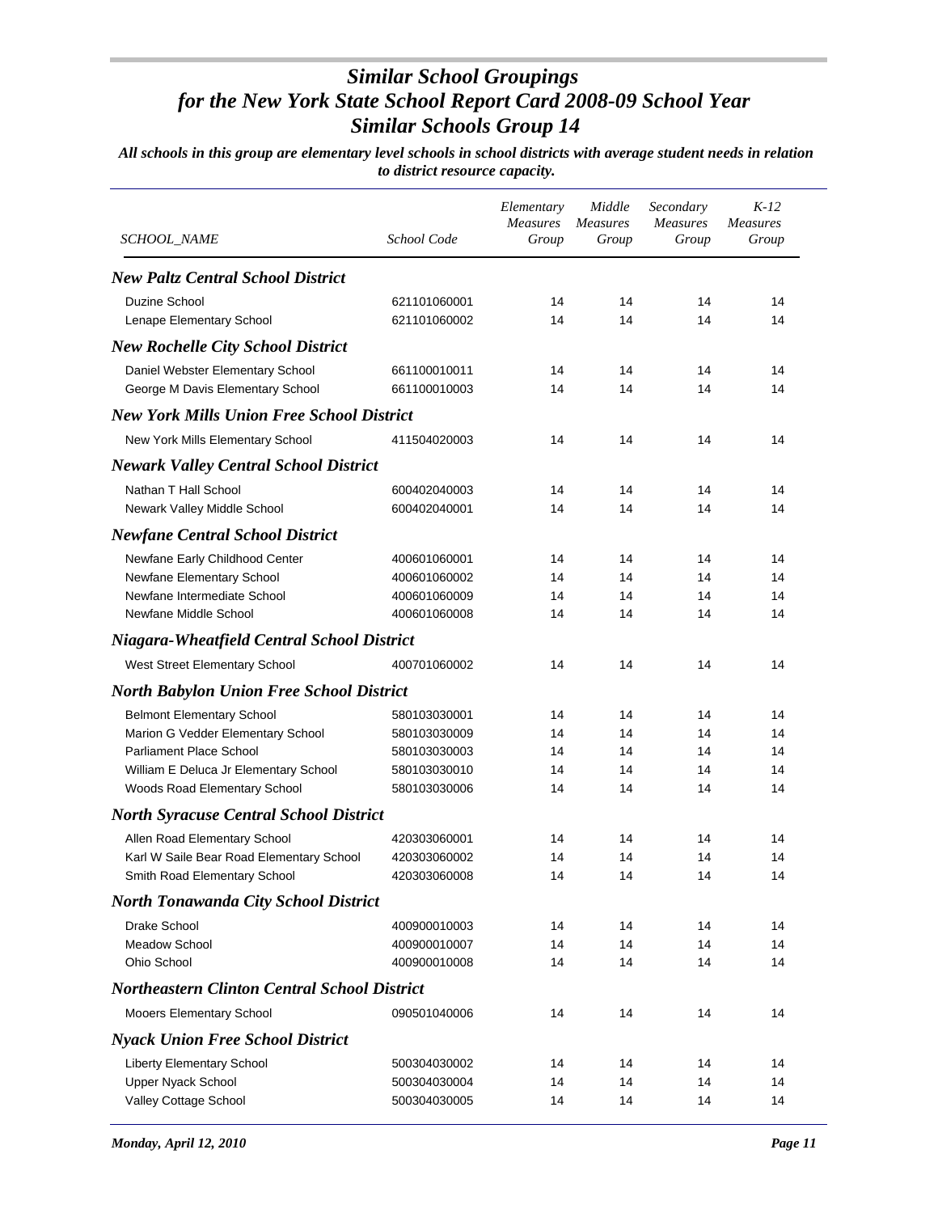# *Similar School Groupings for the New York State School Report Card 2008-09 School Year Similar Schools Group 14*

***All schools in this group are elementary level schools in school districts with average student needs in relation to district resource capacity.***

| SCHOOL_NAME | School Code | Elementary Measures Group | Middle Measures Group | Secondary Measures Group | K-12 Measures Group |
|---|---|---|---|---|---|
| ***New Paltz Central School District*** | | | | | |
| Duzine School | 621101060001 | 14 | 14 | 14 | 14 |
| Lenape Elementary School | 621101060002 | 14 | 14 | 14 | 14 |
| ***New Rochelle City School District*** | | | | | |
| Daniel Webster Elementary School | 661100010011 | 14 | 14 | 14 | 14 |
| George M Davis Elementary School | 661100010003 | 14 | 14 | 14 | 14 |
| ***New York Mills Union Free School District*** | | | | | |
| New York Mills Elementary School | 411504020003 | 14 | 14 | 14 | 14 |
| ***Newark Valley Central School District*** | | | | | |
| Nathan T Hall School | 600402040003 | 14 | 14 | 14 | 14 |
| Newark Valley Middle School | 600402040001 | 14 | 14 | 14 | 14 |
| ***Newfane Central School District*** | | | | | |
| Newfane Early Childhood Center | 400601060001 | 14 | 14 | 14 | 14 |
| Newfane Elementary School | 400601060002 | 14 | 14 | 14 | 14 |
| Newfane Intermediate School | 400601060009 | 14 | 14 | 14 | 14 |
| Newfane Middle School | 400601060008 | 14 | 14 | 14 | 14 |
| ***Niagara-Wheatfield Central School District*** | | | | | |
| West Street Elementary School | 400701060002 | 14 | 14 | 14 | 14 |
| ***North Babylon Union Free School District*** | | | | | |
| Belmont Elementary School | 580103030001 | 14 | 14 | 14 | 14 |
| Marion G Vedder Elementary School | 580103030009 | 14 | 14 | 14 | 14 |
| Parliament Place School | 580103030003 | 14 | 14 | 14 | 14 |
| William E Deluca Jr Elementary School | 580103030010 | 14 | 14 | 14 | 14 |
| Woods Road Elementary School | 580103030006 | 14 | 14 | 14 | 14 |
| ***North Syracuse Central School District*** | | | | | |
| Allen Road Elementary School | 420303060001 | 14 | 14 | 14 | 14 |
| Karl W Saile Bear Road Elementary School | 420303060002 | 14 | 14 | 14 | 14 |
| Smith Road Elementary School | 420303060008 | 14 | 14 | 14 | 14 |
| ***North Tonawanda City School District*** | | | | | |
| Drake School | 400900010003 | 14 | 14 | 14 | 14 |
| Meadow School | 400900010007 | 14 | 14 | 14 | 14 |
| Ohio School | 400900010008 | 14 | 14 | 14 | 14 |
| ***Northeastern Clinton Central School District*** | | | | | |
| Mooers Elementary School | 090501040006 | 14 | 14 | 14 | 14 |
| ***Nyack Union Free School District*** | | | | | |
| Liberty Elementary School | 500304030002 | 14 | 14 | 14 | 14 |
| Upper Nyack School | 500304030004 | 14 | 14 | 14 | 14 |
| Valley Cottage School | 500304030005 | 14 | 14 | 14 | 14 |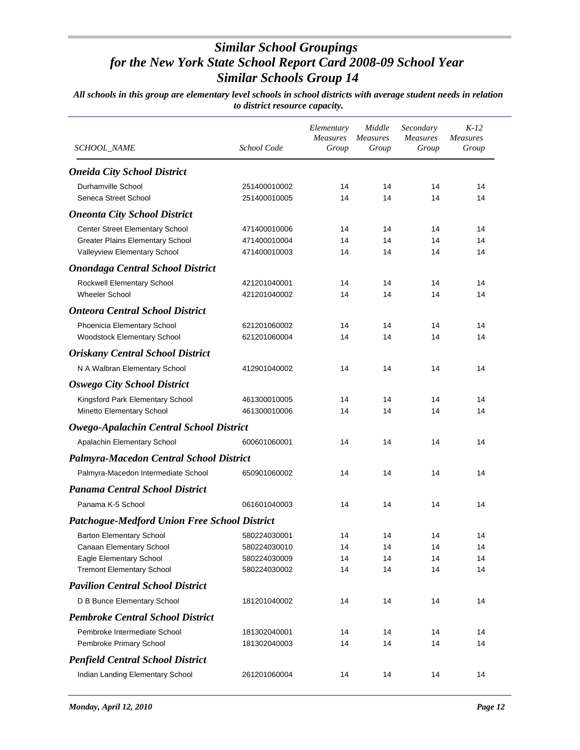# *Similar School Groupings*
# *for the New York State School Report Card 2008-09 School Year*
# *Similar Schools Group 14*

***All schools in this group are elementary level schools in school districts with average student needs in relation to district resource capacity.***

| *SCHOOL_NAME* | *School Code* | *Elementary Measures Group* | *Middle Measures Group* | *Secondary Measures Group* | *K-12 Measures Group* |
|---|---|---|---|---|---|
| ***Oneida City School District*** | | | | | |
| Durhamville School | 251400010002 | 14 | 14 | 14 | 14 |
| Seneca Street School | 251400010005 | 14 | 14 | 14 | 14 |
| ***Oneonta City School District*** | | | | | |
| Center Street Elementary School | 471400010006 | 14 | 14 | 14 | 14 |
| Greater Plains Elementary School | 471400010004 | 14 | 14 | 14 | 14 |
| Valleyview Elementary School | 471400010003 | 14 | 14 | 14 | 14 |
| ***Onondaga Central School District*** | | | | | |
| Rockwell Elementary School | 421201040001 | 14 | 14 | 14 | 14 |
| Wheeler School | 421201040002 | 14 | 14 | 14 | 14 |
| ***Onteora Central School District*** | | | | | |
| Phoenicia Elementary School | 621201060002 | 14 | 14 | 14 | 14 |
| Woodstock Elementary School | 621201060004 | 14 | 14 | 14 | 14 |
| ***Oriskany Central School District*** | | | | | |
| N A Walbran Elementary School | 412901040002 | 14 | 14 | 14 | 14 |
| ***Oswego City School District*** | | | | | |
| Kingsford Park Elementary School | 461300010005 | 14 | 14 | 14 | 14 |
| Minetto Elementary School | 461300010006 | 14 | 14 | 14 | 14 |
| ***Owego-Apalachin Central School District*** | | | | | |
| Apalachin Elementary School | 600601060001 | 14 | 14 | 14 | 14 |
| ***Palmyra-Macedon Central School District*** | | | | | |
| Palmyra-Macedon Intermediate School | 650901060002 | 14 | 14 | 14 | 14 |
| ***Panama Central School District*** | | | | | |
| Panama K-5 School | 061601040003 | 14 | 14 | 14 | 14 |
| ***Patchogue-Medford Union Free School District*** | | | | | |
| Barton Elementary School | 580224030001 | 14 | 14 | 14 | 14 |
| Canaan Elementary School | 580224030010 | 14 | 14 | 14 | 14 |
| Eagle Elementary School | 580224030009 | 14 | 14 | 14 | 14 |
| Tremont Elementary School | 580224030002 | 14 | 14 | 14 | 14 |
| ***Pavilion Central School District*** | | | | | |
| D B Bunce Elementary School | 181201040002 | 14 | 14 | 14 | 14 |
| ***Pembroke Central School District*** | | | | | |
| Pembroke Intermediate School | 181302040001 | 14 | 14 | 14 | 14 |
| Pembroke Primary School | 181302040003 | 14 | 14 | 14 | 14 |
| ***Penfield Central School District*** | | | | | |
| Indian Landing Elementary School | 261201060004 | 14 | 14 | 14 | 14 |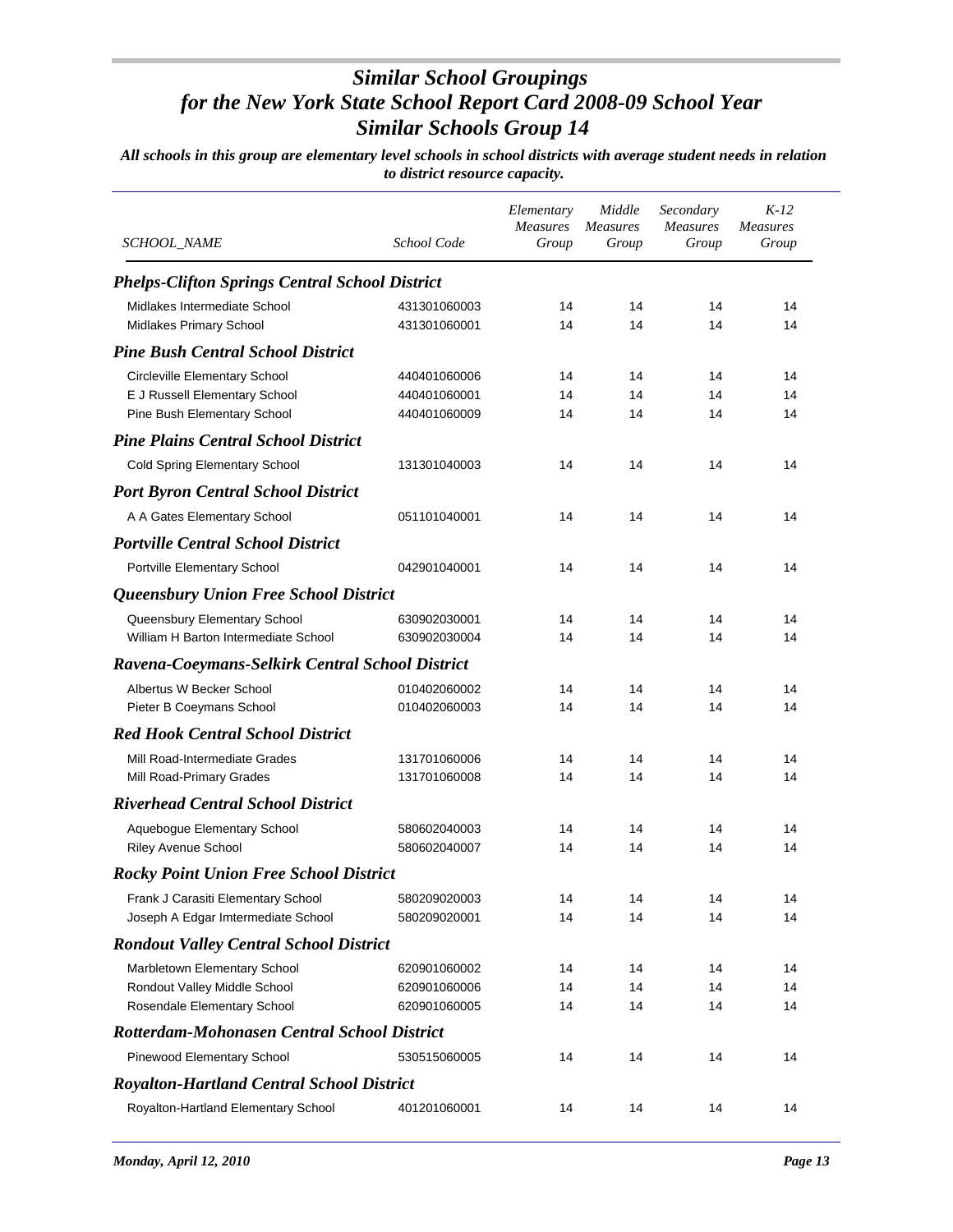# Similar School Groupings
# for the New York State School Report Card 2008-09 School Year
# Similar Schools Group 14

***All schools in this group are elementary level schools in school districts with average student needs in relation to district resource capacity.***

| *SCHOOL_NAME* | *School Code* | *Elementary Measures Group* | *Middle Measures Group* | *Secondary Measures Group* | *K-12 Measures Group* |
|---|---|---|---|---|---|
| ***Phelps-Clifton Springs Central School District*** | | | | | |
| Midlakes Intermediate School | 431301060003 | 14 | 14 | 14 | 14 |
| Midlakes Primary School | 431301060001 | 14 | 14 | 14 | 14 |
| ***Pine Bush Central School District*** | | | | | |
| Circleville Elementary School | 440401060006 | 14 | 14 | 14 | 14 |
| E J Russell Elementary School | 440401060001 | 14 | 14 | 14 | 14 |
| Pine Bush Elementary School | 440401060009 | 14 | 14 | 14 | 14 |
| ***Pine Plains Central School District*** | | | | | |
| Cold Spring Elementary School | 131301040003 | 14 | 14 | 14 | 14 |
| ***Port Byron Central School District*** | | | | | |
| A A Gates Elementary School | 051101040001 | 14 | 14 | 14 | 14 |
| ***Portville Central School District*** | | | | | |
| Portville Elementary School | 042901040001 | 14 | 14 | 14 | 14 |
| ***Queensbury Union Free School District*** | | | | | |
| Queensbury Elementary School | 630902030001 | 14 | 14 | 14 | 14 |
| William H Barton Intermediate School | 630902030004 | 14 | 14 | 14 | 14 |
| ***Ravena-Coeymans-Selkirk Central School District*** | | | | | |
| Albertus W Becker School | 010402060002 | 14 | 14 | 14 | 14 |
| Pieter B Coeymans School | 010402060003 | 14 | 14 | 14 | 14 |
| ***Red Hook Central School District*** | | | | | |
| Mill Road-Intermediate Grades | 131701060006 | 14 | 14 | 14 | 14 |
| Mill Road-Primary Grades | 131701060008 | 14 | 14 | 14 | 14 |
| ***Riverhead Central School District*** | | | | | |
| Aquebogue Elementary School | 580602040003 | 14 | 14 | 14 | 14 |
| Riley Avenue School | 580602040007 | 14 | 14 | 14 | 14 |
| ***Rocky Point Union Free School District*** | | | | | |
| Frank J Carasiti Elementary School | 580209020003 | 14 | 14 | 14 | 14 |
| Joseph A Edgar Imtermediate School | 580209020001 | 14 | 14 | 14 | 14 |
| ***Rondout Valley Central School District*** | | | | | |
| Marbletown Elementary School | 620901060002 | 14 | 14 | 14 | 14 |
| Rondout Valley Middle School | 620901060006 | 14 | 14 | 14 | 14 |
| Rosendale Elementary School | 620901060005 | 14 | 14 | 14 | 14 |
| ***Rotterdam-Mohonasen Central School District*** | | | | | |
| Pinewood Elementary School | 530515060005 | 14 | 14 | 14 | 14 |
| ***Royalton-Hartland Central School District*** | | | | | |
| Royalton-Hartland Elementary School | 401201060001 | 14 | 14 | 14 | 14 |

*Monday, April 12, 2010*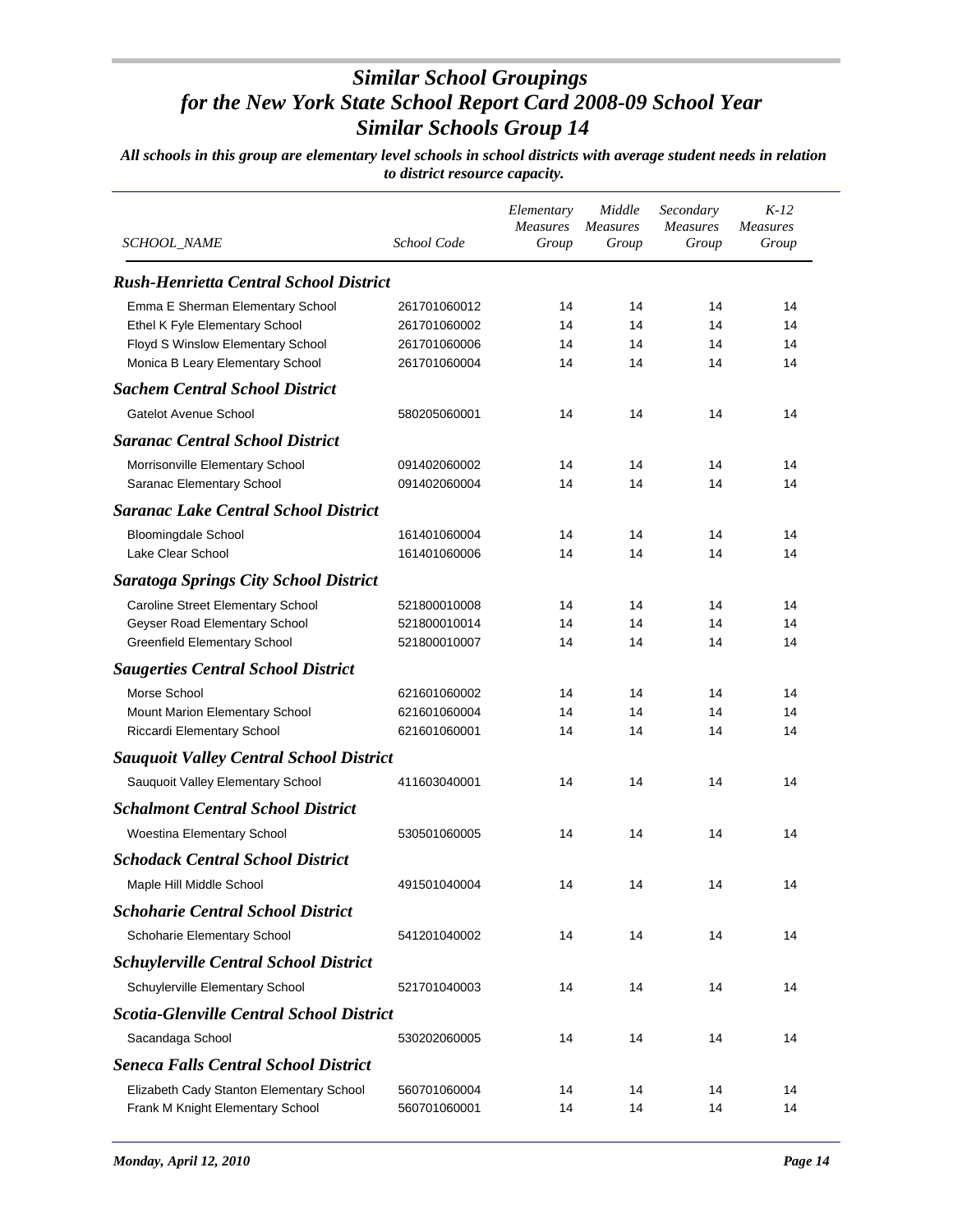# Similar School Groupings
# for the New York State School Report Card 2008-09 School Year
# Similar Schools Group 14

***All schools in this group are elementary level schools in school districts with average student needs in relation to district resource capacity.***

| SCHOOL_NAME | School Code | Elementary Measures Group | Middle Measures Group | Secondary Measures Group | K-12 Measures Group |
|---|---|---|---|---|---|
| ***Rush-Henrietta Central School District*** | | | | | |
| Emma E Sherman Elementary School | 261701060012 | 14 | 14 | 14 | 14 |
| Ethel K Fyle Elementary School | 261701060002 | 14 | 14 | 14 | 14 |
| Floyd S Winslow Elementary School | 261701060006 | 14 | 14 | 14 | 14 |
| Monica B Leary Elementary School | 261701060004 | 14 | 14 | 14 | 14 |
| ***Sachem Central School District*** | | | | | |
| Gatelot Avenue School | 580205060001 | 14 | 14 | 14 | 14 |
| ***Saranac Central School District*** | | | | | |
| Morrisonville Elementary School | 091402060002 | 14 | 14 | 14 | 14 |
| Saranac Elementary School | 091402060004 | 14 | 14 | 14 | 14 |
| ***Saranac Lake Central School District*** | | | | | |
| Bloomingdale School | 161401060004 | 14 | 14 | 14 | 14 |
| Lake Clear School | 161401060006 | 14 | 14 | 14 | 14 |
| ***Saratoga Springs City School District*** | | | | | |
| Caroline Street Elementary School | 521800010008 | 14 | 14 | 14 | 14 |
| Geyser Road Elementary School | 521800010014 | 14 | 14 | 14 | 14 |
| Greenfield Elementary School | 521800010007 | 14 | 14 | 14 | 14 |
| ***Saugerties Central School District*** | | | | | |
| Morse School | 621601060002 | 14 | 14 | 14 | 14 |
| Mount Marion Elementary School | 621601060004 | 14 | 14 | 14 | 14 |
| Riccardi Elementary School | 621601060001 | 14 | 14 | 14 | 14 |
| ***Sauquoit Valley Central School District*** | | | | | |
| Sauquoit Valley Elementary School | 411603040001 | 14 | 14 | 14 | 14 |
| ***Schalmont Central School District*** | | | | | |
| Woestina Elementary School | 530501060005 | 14 | 14 | 14 | 14 |
| ***Schodack Central School District*** | | | | | |
| Maple Hill Middle School | 491501040004 | 14 | 14 | 14 | 14 |
| ***Schoharie Central School District*** | | | | | |
| Schoharie Elementary School | 541201040002 | 14 | 14 | 14 | 14 |
| ***Schuylerville Central School District*** | | | | | |
| Schuylerville Elementary School | 521701040003 | 14 | 14 | 14 | 14 |
| ***Scotia-Glenville Central School District*** | | | | | |
| Sacandaga School | 530202060005 | 14 | 14 | 14 | 14 |
| ***Seneca Falls Central School District*** | | | | | |
| Elizabeth Cady Stanton Elementary School | 560701060004 | 14 | 14 | 14 | 14 |
| Frank M Knight Elementary School | 560701060001 | 14 | 14 | 14 | 14 |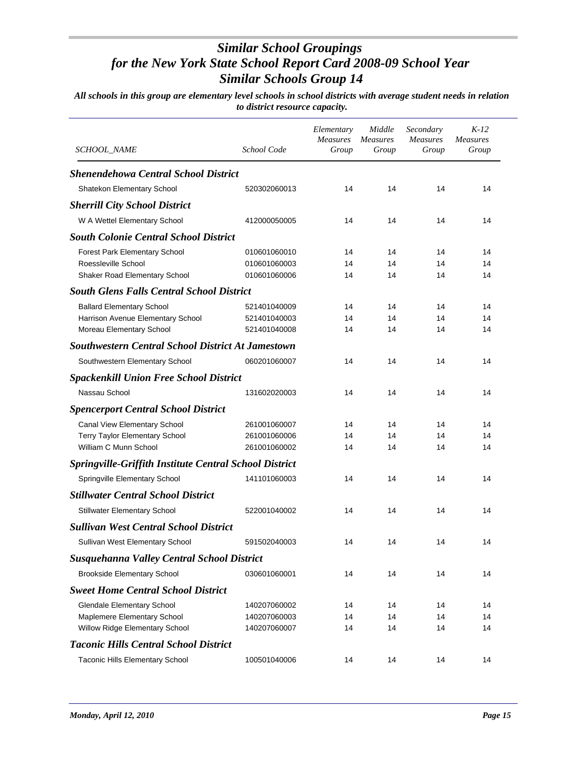# *Similar School Groupings for the New York State School Report Card 2008-09 School Year Similar Schools Group 14*

***All schools in this group are elementary level schools in school districts with average student needs in relation to district resource capacity.***

| *SCHOOL_NAME* | *School Code* | *Elementary Measures Group* | *Middle Measures Group* | *Secondary Measures Group* | *K-12 Measures Group* |
|---|---|---|---|---|---|
| ***Shenendehowa Central School District*** | | | | | |
| Shatekon Elementary School | 520302060013 | 14 | 14 | 14 | 14 |
| ***Sherrill City School District*** | | | | | |
| W A Wettel Elementary School | 412000050005 | 14 | 14 | 14 | 14 |
| ***South Colonie Central School District*** | | | | | |
| Forest Park Elementary School | 010601060010 | 14 | 14 | 14 | 14 |
| Roessleville School | 010601060003 | 14 | 14 | 14 | 14 |
| Shaker Road Elementary School | 010601060006 | 14 | 14 | 14 | 14 |
| ***South Glens Falls Central School District*** | | | | | |
| Ballard Elementary School | 521401040009 | 14 | 14 | 14 | 14 |
| Harrison Avenue Elementary School | 521401040003 | 14 | 14 | 14 | 14 |
| Moreau Elementary School | 521401040008 | 14 | 14 | 14 | 14 |
| ***Southwestern Central School District At Jamestown*** | | | | | |
| Southwestern Elementary School | 060201060007 | 14 | 14 | 14 | 14 |
| ***Spackenkill Union Free School District*** | | | | | |
| Nassau School | 131602020003 | 14 | 14 | 14 | 14 |
| ***Spencerport Central School District*** | | | | | |
| Canal View Elementary School | 261001060007 | 14 | 14 | 14 | 14 |
| Terry Taylor Elementary School | 261001060006 | 14 | 14 | 14 | 14 |
| William C Munn School | 261001060002 | 14 | 14 | 14 | 14 |
| ***Springville-Griffith Institute Central School District*** | | | | | |
| Springville Elementary School | 141101060003 | 14 | 14 | 14 | 14 |
| ***Stillwater Central School District*** | | | | | |
| Stillwater Elementary School | 522001040002 | 14 | 14 | 14 | 14 |
| ***Sullivan West Central School District*** | | | | | |
| Sullivan West Elementary School | 591502040003 | 14 | 14 | 14 | 14 |
| ***Susquehanna Valley Central School District*** | | | | | |
| Brookside Elementary School | 030601060001 | 14 | 14 | 14 | 14 |
| ***Sweet Home Central School District*** | | | | | |
| Glendale Elementary School | 140207060002 | 14 | 14 | 14 | 14 |
| Maplemere Elementary School | 140207060003 | 14 | 14 | 14 | 14 |
| Willow Ridge Elementary School | 140207060007 | 14 | 14 | 14 | 14 |
| ***Taconic Hills Central School District*** | | | | | |
| Taconic Hills Elementary School | 100501040006 | 14 | 14 | 14 | 14 |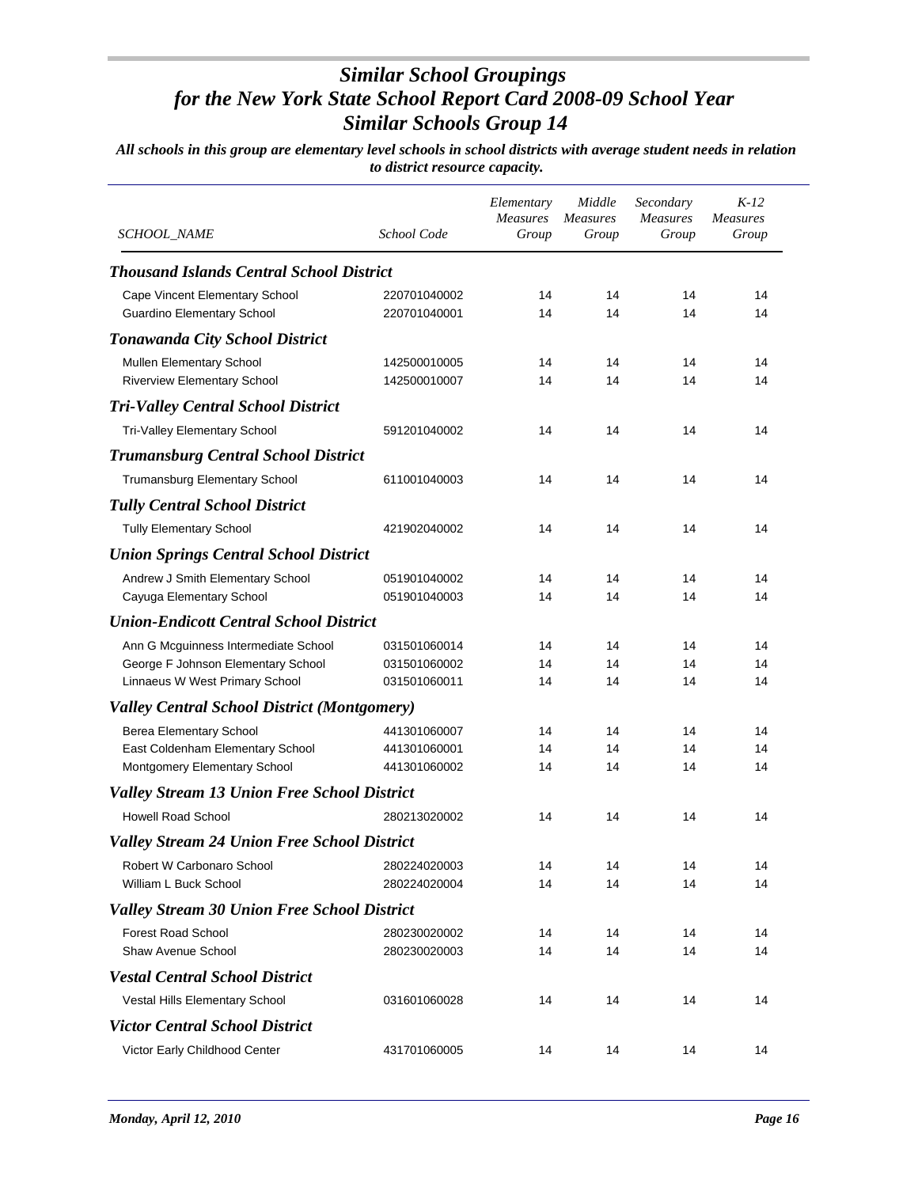# *Similar School Groupings for the New York State School Report Card 2008-09 School Year Similar Schools Group 14*

***All schools in this group are elementary level schools in school districts with average student needs in relation to district resource capacity.***

| *SCHOOL_NAME* | *School Code* | *Elementary Measures Group* | *Middle Measures Group* | *Secondary Measures Group* | *K-12 Measures Group* |
|---|---|---|---|---|---|
| ***Thousand Islands Central School District*** | | | | | |
| Cape Vincent Elementary School | 220701040002 | 14 | 14 | 14 | 14 |
| Guardino Elementary School | 220701040001 | 14 | 14 | 14 | 14 |
| ***Tonawanda City School District*** | | | | | |
| Mullen Elementary School | 142500010005 | 14 | 14 | 14 | 14 |
| Riverview Elementary School | 142500010007 | 14 | 14 | 14 | 14 |
| ***Tri-Valley Central School District*** | | | | | |
| Tri-Valley Elementary School | 591201040002 | 14 | 14 | 14 | 14 |
| ***Trumansburg Central School District*** | | | | | |
| Trumansburg Elementary School | 611001040003 | 14 | 14 | 14 | 14 |
| ***Tully Central School District*** | | | | | |
| Tully Elementary School | 421902040002 | 14 | 14 | 14 | 14 |
| ***Union Springs Central School District*** | | | | | |
| Andrew J Smith Elementary School | 051901040002 | 14 | 14 | 14 | 14 |
| Cayuga Elementary School | 051901040003 | 14 | 14 | 14 | 14 |
| ***Union-Endicott Central School District*** | | | | | |
| Ann G Mcguinness Intermediate School | 031501060014 | 14 | 14 | 14 | 14 |
| George F Johnson Elementary School | 031501060002 | 14 | 14 | 14 | 14 |
| Linnaeus W West Primary School | 031501060011 | 14 | 14 | 14 | 14 |
| ***Valley Central School District (Montgomery)*** | | | | | |
| Berea Elementary School | 441301060007 | 14 | 14 | 14 | 14 |
| East Coldenham Elementary School | 441301060001 | 14 | 14 | 14 | 14 |
| Montgomery Elementary School | 441301060002 | 14 | 14 | 14 | 14 |
| ***Valley Stream 13 Union Free School District*** | | | | | |
| Howell Road School | 280213020002 | 14 | 14 | 14 | 14 |
| ***Valley Stream 24 Union Free School District*** | | | | | |
| Robert W Carbonaro School | 280224020003 | 14 | 14 | 14 | 14 |
| William L Buck School | 280224020004 | 14 | 14 | 14 | 14 |
| ***Valley Stream 30 Union Free School District*** | | | | | |
| Forest Road School | 280230020002 | 14 | 14 | 14 | 14 |
| Shaw Avenue School | 280230020003 | 14 | 14 | 14 | 14 |
| ***Vestal Central School District*** | | | | | |
| Vestal Hills Elementary School | 031601060028 | 14 | 14 | 14 | 14 |
| ***Victor Central School District*** | | | | | |
| Victor Early Childhood Center | 431701060005 | 14 | 14 | 14 | 14 |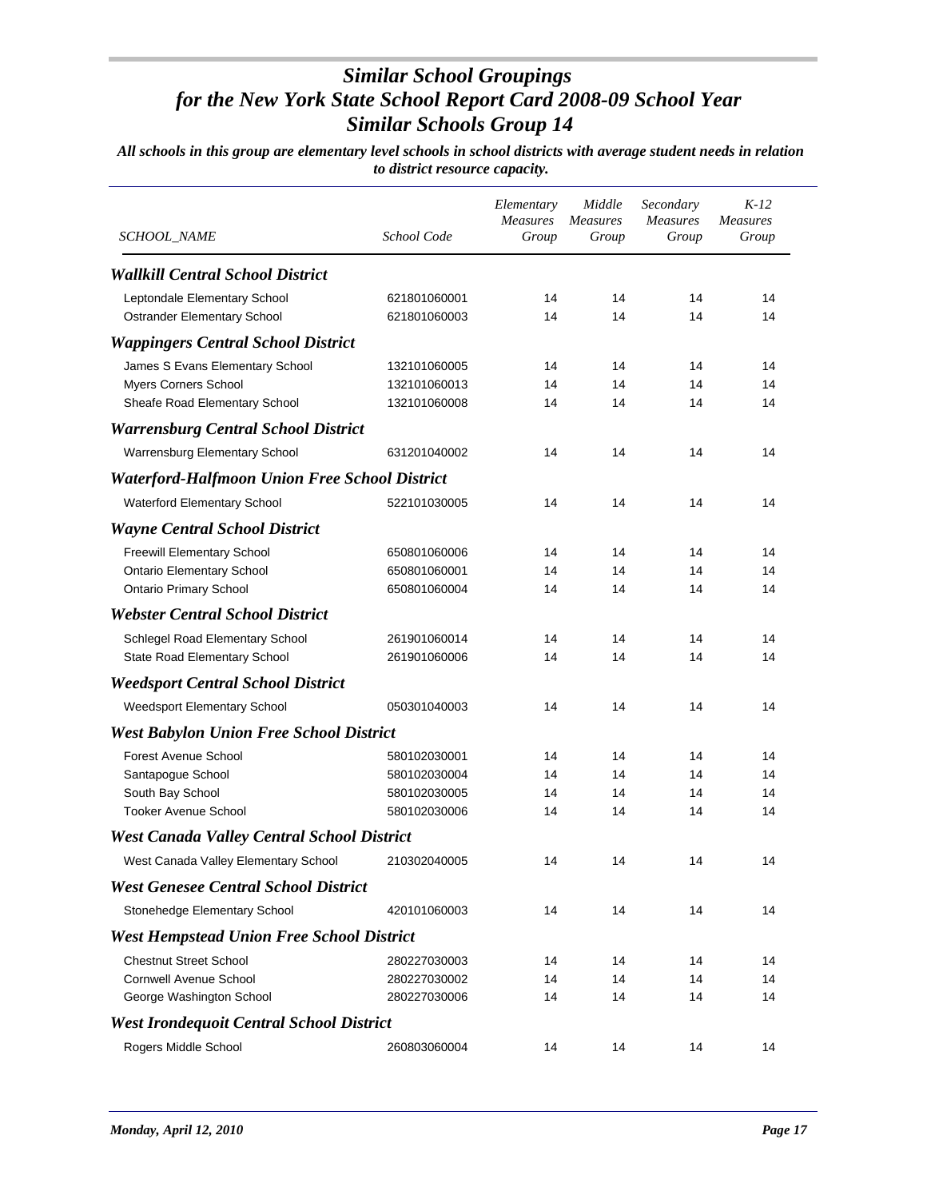# Similar School Groupings
# for the New York State School Report Card 2008-09 School Year
# Similar Schools Group 14

***All schools in this group are elementary level schools in school districts with average student needs in relation to district resource capacity.***

| SCHOOL_NAME | School Code | Elementary Measures Group | Middle Measures Group | Secondary Measures Group | K-12 Measures Group |
|---|---|---|---|---|---|
| ***Wallkill Central School District*** | | | | | |
| Leptondale Elementary School | 621801060001 | 14 | 14 | 14 | 14 |
| Ostrander Elementary School | 621801060003 | 14 | 14 | 14 | 14 |
| ***Wappingers Central School District*** | | | | | |
| James S Evans Elementary School | 132101060005 | 14 | 14 | 14 | 14 |
| Myers Corners School | 132101060013 | 14 | 14 | 14 | 14 |
| Sheafe Road Elementary School | 132101060008 | 14 | 14 | 14 | 14 |
| ***Warrensburg Central School District*** | | | | | |
| Warrensburg Elementary School | 631201040002 | 14 | 14 | 14 | 14 |
| ***Waterford-Halfmoon Union Free School District*** | | | | | |
| Waterford Elementary School | 522101030005 | 14 | 14 | 14 | 14 |
| ***Wayne Central School District*** | | | | | |
| Freewill Elementary School | 650801060006 | 14 | 14 | 14 | 14 |
| Ontario Elementary School | 650801060001 | 14 | 14 | 14 | 14 |
| Ontario Primary School | 650801060004 | 14 | 14 | 14 | 14 |
| ***Webster Central School District*** | | | | | |
| Schlegel Road Elementary School | 261901060014 | 14 | 14 | 14 | 14 |
| State Road Elementary School | 261901060006 | 14 | 14 | 14 | 14 |
| ***Weedsport Central School District*** | | | | | |
| Weedsport Elementary School | 050301040003 | 14 | 14 | 14 | 14 |
| ***West Babylon Union Free School District*** | | | | | |
| Forest Avenue School | 580102030001 | 14 | 14 | 14 | 14 |
| Santapogue School | 580102030004 | 14 | 14 | 14 | 14 |
| South Bay School | 580102030005 | 14 | 14 | 14 | 14 |
| Tooker Avenue School | 580102030006 | 14 | 14 | 14 | 14 |
| ***West Canada Valley Central School District*** | | | | | |
| West Canada Valley Elementary School | 210302040005 | 14 | 14 | 14 | 14 |
| ***West Genesee Central School District*** | | | | | |
| Stonehedge Elementary School | 420101060003 | 14 | 14 | 14 | 14 |
| ***West Hempstead Union Free School District*** | | | | | |
| Chestnut Street School | 280227030003 | 14 | 14 | 14 | 14 |
| Cornwell Avenue School | 280227030002 | 14 | 14 | 14 | 14 |
| George Washington School | 280227030006 | 14 | 14 | 14 | 14 |
| ***West Irondequoit Central School District*** | | | | | |
| Rogers Middle School | 260803060004 | 14 | 14 | 14 | 14 |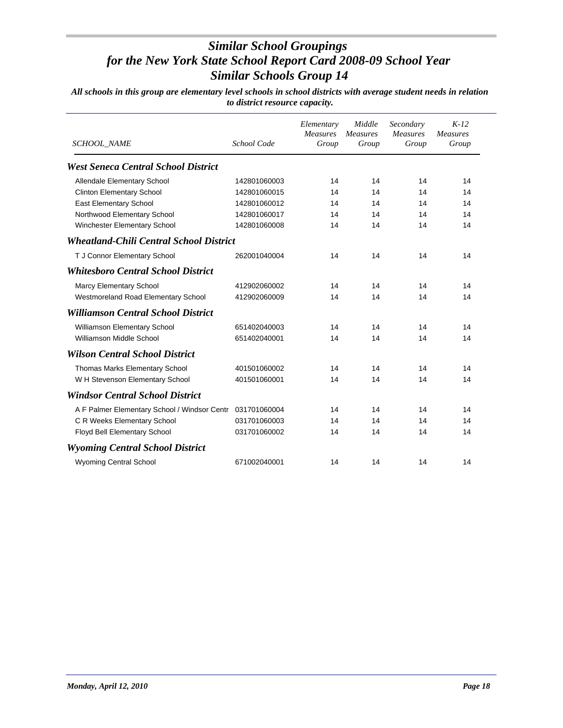# Similar School Groupings
# for the New York State School Report Card 2008-09 School Year
# Similar Schools Group 14

***All schools in this group are elementary level schools in school districts with average student needs in relation to district resource capacity.***

| SCHOOL_NAME | School Code | Elementary Measures Group | Middle Measures Group | Secondary Measures Group | K-12 Measures Group |
|---|---|---|---|---|---|
| ***West Seneca Central School District*** | | | | | |
| Allendale Elementary School | 142801060003 | 14 | 14 | 14 | 14 |
| Clinton Elementary School | 142801060015 | 14 | 14 | 14 | 14 |
| East Elementary School | 142801060012 | 14 | 14 | 14 | 14 |
| Northwood Elementary School | 142801060017 | 14 | 14 | 14 | 14 |
| Winchester Elementary School | 142801060008 | 14 | 14 | 14 | 14 |
| ***Wheatland-Chili Central School District*** | | | | | |
| T J Connor Elementary School | 262001040004 | 14 | 14 | 14 | 14 |
| ***Whitesboro Central School District*** | | | | | |
| Marcy Elementary School | 412902060002 | 14 | 14 | 14 | 14 |
| Westmoreland Road Elementary School | 412902060009 | 14 | 14 | 14 | 14 |
| ***Williamson Central School District*** | | | | | |
| Williamson Elementary School | 651402040003 | 14 | 14 | 14 | 14 |
| Williamson Middle School | 651402040001 | 14 | 14 | 14 | 14 |
| ***Wilson Central School District*** | | | | | |
| Thomas Marks Elementary School | 401501060002 | 14 | 14 | 14 | 14 |
| W H Stevenson Elementary School | 401501060001 | 14 | 14 | 14 | 14 |
| ***Windsor Central School District*** | | | | | |
| A F Palmer Elementary School / Windsor Centr | 031701060004 | 14 | 14 | 14 | 14 |
| C R Weeks Elementary School | 031701060003 | 14 | 14 | 14 | 14 |
| Floyd Bell Elementary School | 031701060002 | 14 | 14 | 14 | 14 |
| ***Wyoming Central School District*** | | | | | |
| Wyoming Central School | 671002040001 | 14 | 14 | 14 | 14 |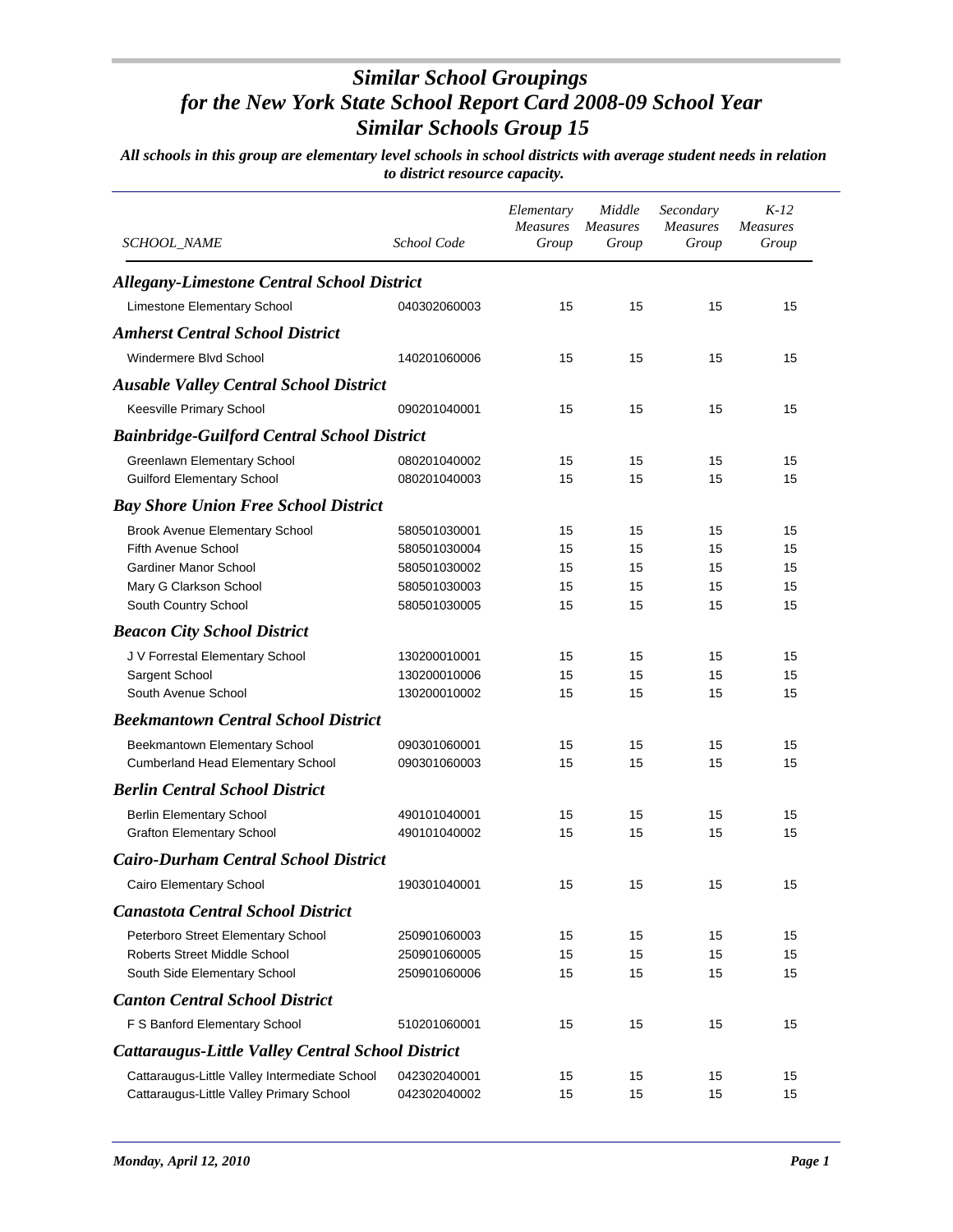# *Similar School Groupings for the New York State School Report Card 2008-09 School Year Similar Schools Group 15*

***All schools in this group are elementary level schools in school districts with average student needs in relation to district resource capacity.***

| *SCHOOL_NAME* | *School Code* | *Elementary Measures Group* | *Middle Measures Group* | *Secondary Measures Group* | *K-12 Measures Group* |
|---|---|---|---|---|---|
| ***Allegany-Limestone Central School District*** | | | | | |
| Limestone Elementary School | 040302060003 | 15 | 15 | 15 | 15 |
| ***Amherst Central School District*** | | | | | |
| Windermere Blvd School | 140201060006 | 15 | 15 | 15 | 15 |
| ***Ausable Valley Central School District*** | | | | | |
| Keesville Primary School | 090201040001 | 15 | 15 | 15 | 15 |
| ***Bainbridge-Guilford Central School District*** | | | | | |
| Greenlawn Elementary School | 080201040002 | 15 | 15 | 15 | 15 |
| Guilford Elementary School | 080201040003 | 15 | 15 | 15 | 15 |
| ***Bay Shore Union Free School District*** | | | | | |
| Brook Avenue Elementary School | 580501030001 | 15 | 15 | 15 | 15 |
| Fifth Avenue School | 580501030004 | 15 | 15 | 15 | 15 |
| Gardiner Manor School | 580501030002 | 15 | 15 | 15 | 15 |
| Mary G Clarkson School | 580501030003 | 15 | 15 | 15 | 15 |
| South Country School | 580501030005 | 15 | 15 | 15 | 15 |
| ***Beacon City School District*** | | | | | |
| J V Forrestal Elementary School | 130200010001 | 15 | 15 | 15 | 15 |
| Sargent School | 130200010006 | 15 | 15 | 15 | 15 |
| South Avenue School | 130200010002 | 15 | 15 | 15 | 15 |
| ***Beekmantown Central School District*** | | | | | |
| Beekmantown Elementary School | 090301060001 | 15 | 15 | 15 | 15 |
| Cumberland Head Elementary School | 090301060003 | 15 | 15 | 15 | 15 |
| ***Berlin Central School District*** | | | | | |
| Berlin Elementary School | 490101040001 | 15 | 15 | 15 | 15 |
| Grafton Elementary School | 490101040002 | 15 | 15 | 15 | 15 |
| ***Cairo-Durham Central School District*** | | | | | |
| Cairo Elementary School | 190301040001 | 15 | 15 | 15 | 15 |
| ***Canastota Central School District*** | | | | | |
| Peterboro Street Elementary School | 250901060003 | 15 | 15 | 15 | 15 |
| Roberts Street Middle School | 250901060005 | 15 | 15 | 15 | 15 |
| South Side Elementary School | 250901060006 | 15 | 15 | 15 | 15 |
| ***Canton Central School District*** | | | | | |
| F S Banford Elementary School | 510201060001 | 15 | 15 | 15 | 15 |
| ***Cattaraugus-Little Valley Central School District*** | | | | | |
| Cattaraugus-Little Valley Intermediate School | 042302040001 | 15 | 15 | 15 | 15 |
| Cattaraugus-Little Valley Primary School | 042302040002 | 15 | 15 | 15 | 15 |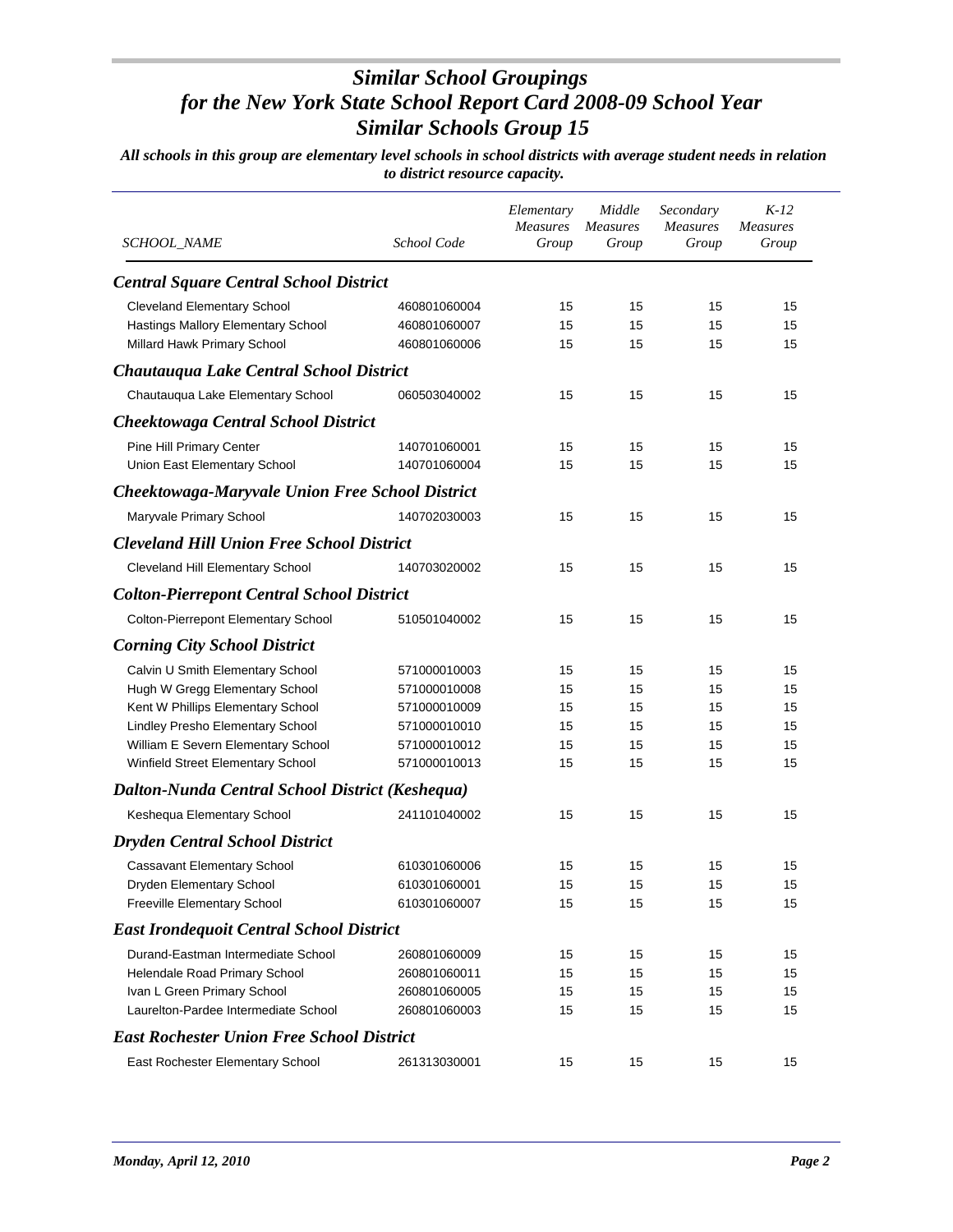# *Similar School Groupings for the New York State School Report Card 2008-09 School Year*
# *Similar Schools Group 15*

***All schools in this group are elementary level schools in school districts with average student needs in relation to district resource capacity.***

| *SCHOOL_NAME* | *School Code* | *Elementary Measures Group* | *Middle Measures Group* | *Secondary Measures Group* | *K-12 Measures Group* |
|---|---|---|---|---|---|
| ***Central Square Central School District*** | | | | | |
| Cleveland Elementary School | 460801060004 | 15 | 15 | 15 | 15 |
| Hastings Mallory Elementary School | 460801060007 | 15 | 15 | 15 | 15 |
| Millard Hawk Primary School | 460801060006 | 15 | 15 | 15 | 15 |
| ***Chautauqua Lake Central School District*** | | | | | |
| Chautauqua Lake Elementary School | 060503040002 | 15 | 15 | 15 | 15 |
| ***Cheektowaga Central School District*** | | | | | |
| Pine Hill Primary Center | 140701060001 | 15 | 15 | 15 | 15 |
| Union East Elementary School | 140701060004 | 15 | 15 | 15 | 15 |
| ***Cheektowaga-Maryvale Union Free School District*** | | | | | |
| Maryvale Primary School | 140702030003 | 15 | 15 | 15 | 15 |
| ***Cleveland Hill Union Free School District*** | | | | | |
| Cleveland Hill Elementary School | 140703020002 | 15 | 15 | 15 | 15 |
| ***Colton-Pierrepont Central School District*** | | | | | |
| Colton-Pierrepont Elementary School | 510501040002 | 15 | 15 | 15 | 15 |
| ***Corning City School District*** | | | | | |
| Calvin U Smith Elementary School | 571000010003 | 15 | 15 | 15 | 15 |
| Hugh W Gregg Elementary School | 571000010008 | 15 | 15 | 15 | 15 |
| Kent W Phillips Elementary School | 571000010009 | 15 | 15 | 15 | 15 |
| Lindley Presho Elementary School | 571000010010 | 15 | 15 | 15 | 15 |
| William E Severn Elementary School | 571000010012 | 15 | 15 | 15 | 15 |
| Winfield Street Elementary School | 571000010013 | 15 | 15 | 15 | 15 |
| ***Dalton-Nunda Central School District (Keshequa)*** | | | | | |
| Keshequa Elementary School | 241101040002 | 15 | 15 | 15 | 15 |
| ***Dryden Central School District*** | | | | | |
| Cassavant Elementary School | 610301060006 | 15 | 15 | 15 | 15 |
| Dryden Elementary School | 610301060001 | 15 | 15 | 15 | 15 |
| Freeville Elementary School | 610301060007 | 15 | 15 | 15 | 15 |
| ***East Irondequoit Central School District*** | | | | | |
| Durand-Eastman Intermediate School | 260801060009 | 15 | 15 | 15 | 15 |
| Helendale Road Primary School | 260801060011 | 15 | 15 | 15 | 15 |
| Ivan L Green Primary School | 260801060005 | 15 | 15 | 15 | 15 |
| Laurelton-Pardee Intermediate School | 260801060003 | 15 | 15 | 15 | 15 |
| ***East Rochester Union Free School District*** | | | | | |
| East Rochester Elementary School | 261313030001 | 15 | 15 | 15 | 15 |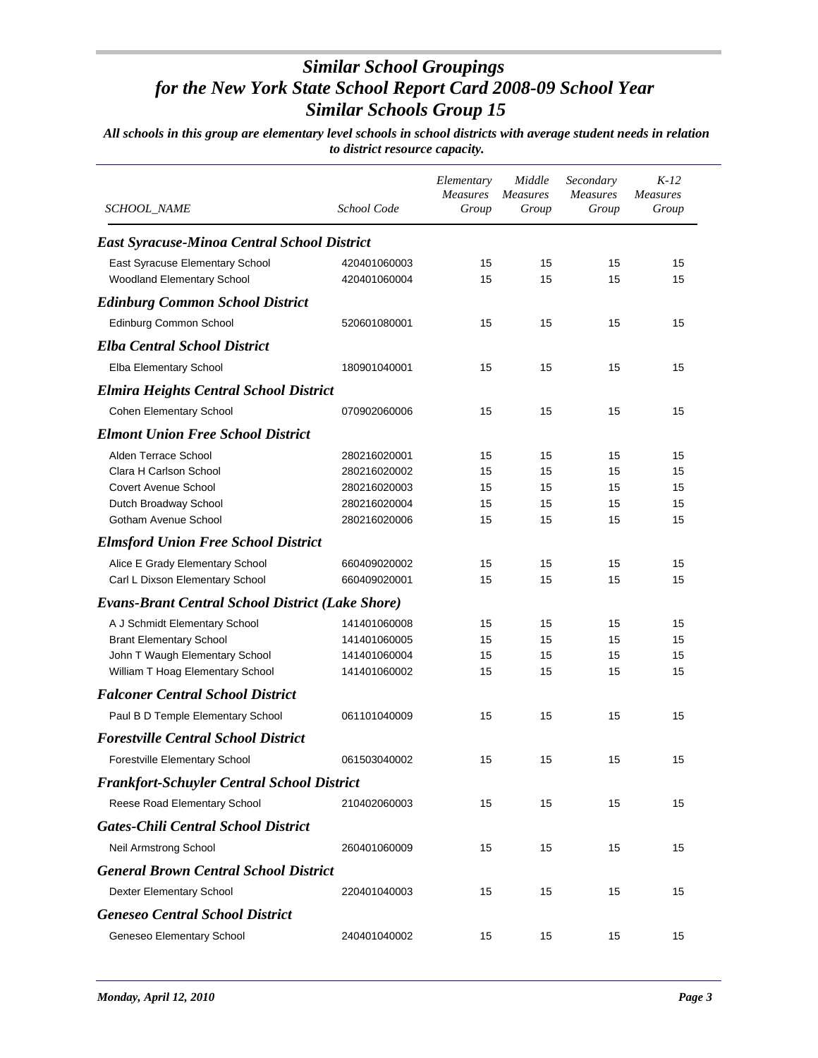# *Similar School Groupings for the New York State School Report Card 2008-09 School Year Similar Schools Group 15*

***All schools in this group are elementary level schools in school districts with average student needs in relation to district resource capacity.***

| SCHOOL_NAME | School Code | Elementary Measures Group | Middle Measures Group | Secondary Measures Group | K-12 Measures Group |
|---|---|---|---|---|---|
| ***East Syracuse-Minoa Central School District*** | | | | | |
| East Syracuse Elementary School | 420401060003 | 15 | 15 | 15 | 15 |
| Woodland Elementary School | 420401060004 | 15 | 15 | 15 | 15 |
| ***Edinburg Common School District*** | | | | | |
| Edinburg Common School | 520601080001 | 15 | 15 | 15 | 15 |
| ***Elba Central School District*** | | | | | |
| Elba Elementary School | 180901040001 | 15 | 15 | 15 | 15 |
| ***Elmira Heights Central School District*** | | | | | |
| Cohen Elementary School | 070902060006 | 15 | 15 | 15 | 15 |
| ***Elmont Union Free School District*** | | | | | |
| Alden Terrace School | 280216020001 | 15 | 15 | 15 | 15 |
| Clara H Carlson School | 280216020002 | 15 | 15 | 15 | 15 |
| Covert Avenue School | 280216020003 | 15 | 15 | 15 | 15 |
| Dutch Broadway School | 280216020004 | 15 | 15 | 15 | 15 |
| Gotham Avenue School | 280216020006 | 15 | 15 | 15 | 15 |
| ***Elmsford Union Free School District*** | | | | | |
| Alice E Grady Elementary School | 660409020002 | 15 | 15 | 15 | 15 |
| Carl L Dixson Elementary School | 660409020001 | 15 | 15 | 15 | 15 |
| ***Evans-Brant Central School District (Lake Shore)*** | | | | | |
| A J Schmidt Elementary School | 141401060008 | 15 | 15 | 15 | 15 |
| Brant Elementary School | 141401060005 | 15 | 15 | 15 | 15 |
| John T Waugh Elementary School | 141401060004 | 15 | 15 | 15 | 15 |
| William T Hoag Elementary School | 141401060002 | 15 | 15 | 15 | 15 |
| ***Falconer Central School District*** | | | | | |
| Paul B D Temple Elementary School | 061101040009 | 15 | 15 | 15 | 15 |
| ***Forestville Central School District*** | | | | | |
| Forestville Elementary School | 061503040002 | 15 | 15 | 15 | 15 |
| ***Frankfort-Schuyler Central School District*** | | | | | |
| Reese Road Elementary School | 210402060003 | 15 | 15 | 15 | 15 |
| ***Gates-Chili Central School District*** | | | | | |
| Neil Armstrong School | 260401060009 | 15 | 15 | 15 | 15 |
| ***General Brown Central School District*** | | | | | |
| Dexter Elementary School | 220401040003 | 15 | 15 | 15 | 15 |
| ***Geneseo Central School District*** | | | | | |
| Geneseo Elementary School | 240401040002 | 15 | 15 | 15 | 15 |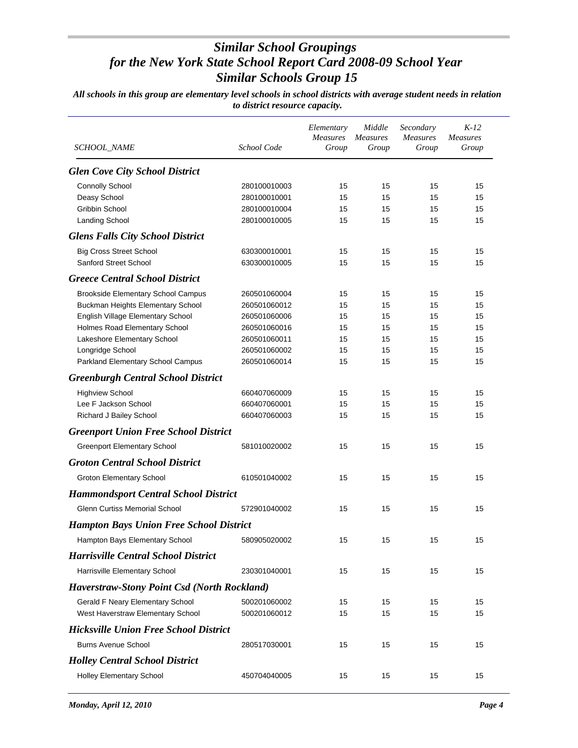# *Similar School Groupings for the New York State School Report Card 2008-09 School Year Similar Schools Group 15*

***All schools in this group are elementary level schools in school districts with average student needs in relation to district resource capacity.***

| *SCHOOL_NAME* | *School Code* | *Elementary Measures Group* | *Middle Measures Group* | *Secondary Measures Group* | *K-12 Measures Group* |
|---|---|---|---|---|---|
| ***Glen Cove City School District*** | | | | | |
| Connolly School | 280100010003 | 15 | 15 | 15 | 15 |
| Deasy School | 280100010001 | 15 | 15 | 15 | 15 |
| Gribbin School | 280100010004 | 15 | 15 | 15 | 15 |
| Landing School | 280100010005 | 15 | 15 | 15 | 15 |
| ***Glens Falls City School District*** | | | | | |
| Big Cross Street School | 630300010001 | 15 | 15 | 15 | 15 |
| Sanford Street School | 630300010005 | 15 | 15 | 15 | 15 |
| ***Greece Central School District*** | | | | | |
| Brookside Elementary School Campus | 260501060004 | 15 | 15 | 15 | 15 |
| Buckman Heights Elementary School | 260501060012 | 15 | 15 | 15 | 15 |
| English Village Elementary School | 260501060006 | 15 | 15 | 15 | 15 |
| Holmes Road Elementary School | 260501060016 | 15 | 15 | 15 | 15 |
| Lakeshore Elementary School | 260501060011 | 15 | 15 | 15 | 15 |
| Longridge School | 260501060002 | 15 | 15 | 15 | 15 |
| Parkland Elementary School Campus | 260501060014 | 15 | 15 | 15 | 15 |
| ***Greenburgh Central School District*** | | | | | |
| Highview School | 660407060009 | 15 | 15 | 15 | 15 |
| Lee F Jackson School | 660407060001 | 15 | 15 | 15 | 15 |
| Richard J Bailey School | 660407060003 | 15 | 15 | 15 | 15 |
| ***Greenport Union Free School District*** | | | | | |
| Greenport Elementary School | 581010020002 | 15 | 15 | 15 | 15 |
| ***Groton Central School District*** | | | | | |
| Groton Elementary School | 610501040002 | 15 | 15 | 15 | 15 |
| ***Hammondsport Central School District*** | | | | | |
| Glenn Curtiss Memorial School | 572901040002 | 15 | 15 | 15 | 15 |
| ***Hampton Bays Union Free School District*** | | | | | |
| Hampton Bays Elementary School | 580905020002 | 15 | 15 | 15 | 15 |
| ***Harrisville Central School District*** | | | | | |
| Harrisville Elementary School | 230301040001 | 15 | 15 | 15 | 15 |
| ***Haverstraw-Stony Point Csd (North Rockland)*** | | | | | |
| Gerald F Neary Elementary School | 500201060002 | 15 | 15 | 15 | 15 |
| West Haverstraw Elementary School | 500201060012 | 15 | 15 | 15 | 15 |
| ***Hicksville Union Free School District*** | | | | | |
| Burns Avenue School | 280517030001 | 15 | 15 | 15 | 15 |
| ***Holley Central School District*** | | | | | |
| Holley Elementary School | 450704040005 | 15 | 15 | 15 | 15 |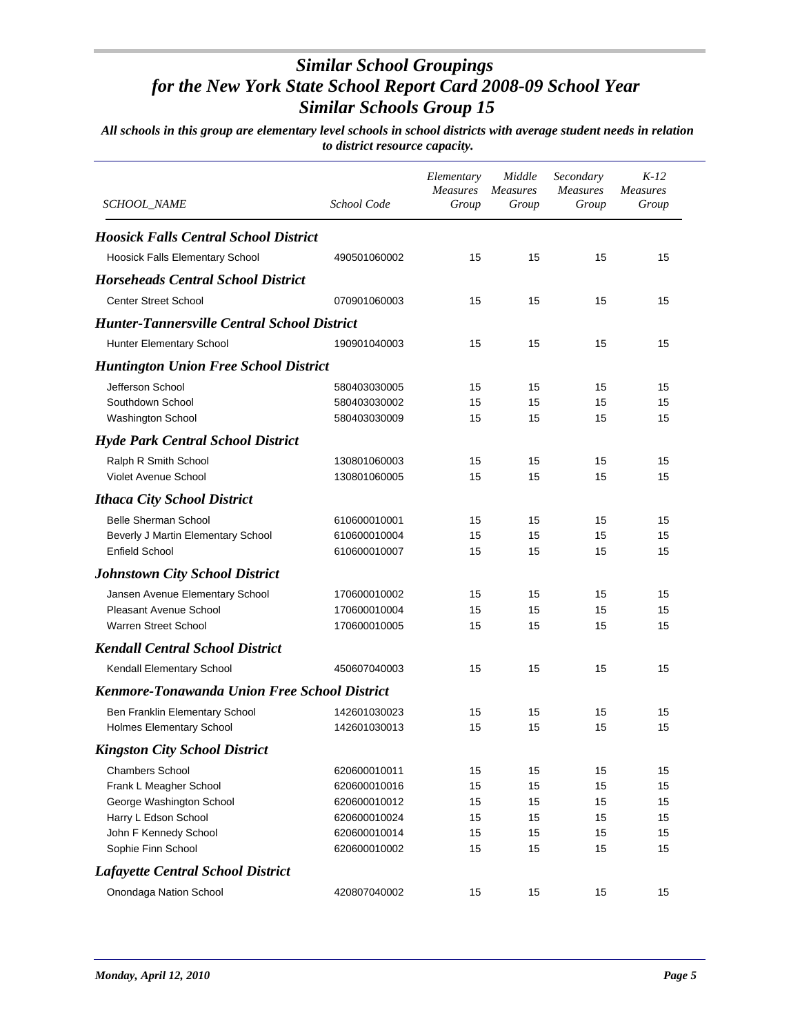# *Similar School Groupings for the New York State School Report Card 2008-09 School Year Similar Schools Group 15*

***All schools in this group are elementary level schools in school districts with average student needs in relation to district resource capacity.***

| *SCHOOL_NAME* | *School Code* | *Elementary Measures Group* | *Middle Measures Group* | *Secondary Measures Group* | *K-12 Measures Group* |
|---|---|---|---|---|---|
| ***Hoosick Falls Central School District*** | | | | | |
| Hoosick Falls Elementary School | 490501060002 | 15 | 15 | 15 | 15 |
| ***Horseheads Central School District*** | | | | | |
| Center Street School | 070901060003 | 15 | 15 | 15 | 15 |
| ***Hunter-Tannersville Central School District*** | | | | | |
| Hunter Elementary School | 190901040003 | 15 | 15 | 15 | 15 |
| ***Huntington Union Free School District*** | | | | | |
| Jefferson School | 580403030005 | 15 | 15 | 15 | 15 |
| Southdown School | 580403030002 | 15 | 15 | 15 | 15 |
| Washington School | 580403030009 | 15 | 15 | 15 | 15 |
| ***Hyde Park Central School District*** | | | | | |
| Ralph R Smith School | 130801060003 | 15 | 15 | 15 | 15 |
| Violet Avenue School | 130801060005 | 15 | 15 | 15 | 15 |
| ***Ithaca City School District*** | | | | | |
| Belle Sherman School | 610600010001 | 15 | 15 | 15 | 15 |
| Beverly J Martin Elementary School | 610600010004 | 15 | 15 | 15 | 15 |
| Enfield School | 610600010007 | 15 | 15 | 15 | 15 |
| ***Johnstown City School District*** | | | | | |
| Jansen Avenue Elementary School | 170600010002 | 15 | 15 | 15 | 15 |
| Pleasant Avenue School | 170600010004 | 15 | 15 | 15 | 15 |
| Warren Street School | 170600010005 | 15 | 15 | 15 | 15 |
| ***Kendall Central School District*** | | | | | |
| Kendall Elementary School | 450607040003 | 15 | 15 | 15 | 15 |
| ***Kenmore-Tonawanda Union Free School District*** | | | | | |
| Ben Franklin Elementary School | 142601030023 | 15 | 15 | 15 | 15 |
| Holmes Elementary School | 142601030013 | 15 | 15 | 15 | 15 |
| ***Kingston City School District*** | | | | | |
| Chambers School | 620600010011 | 15 | 15 | 15 | 15 |
| Frank L Meagher School | 620600010016 | 15 | 15 | 15 | 15 |
| George Washington School | 620600010012 | 15 | 15 | 15 | 15 |
| Harry L Edson School | 620600010024 | 15 | 15 | 15 | 15 |
| John F Kennedy School | 620600010014 | 15 | 15 | 15 | 15 |
| Sophie Finn School | 620600010002 | 15 | 15 | 15 | 15 |
| ***Lafayette Central School District*** | | | | | |
| Onondaga Nation School | 420807040002 | 15 | 15 | 15 | 15 |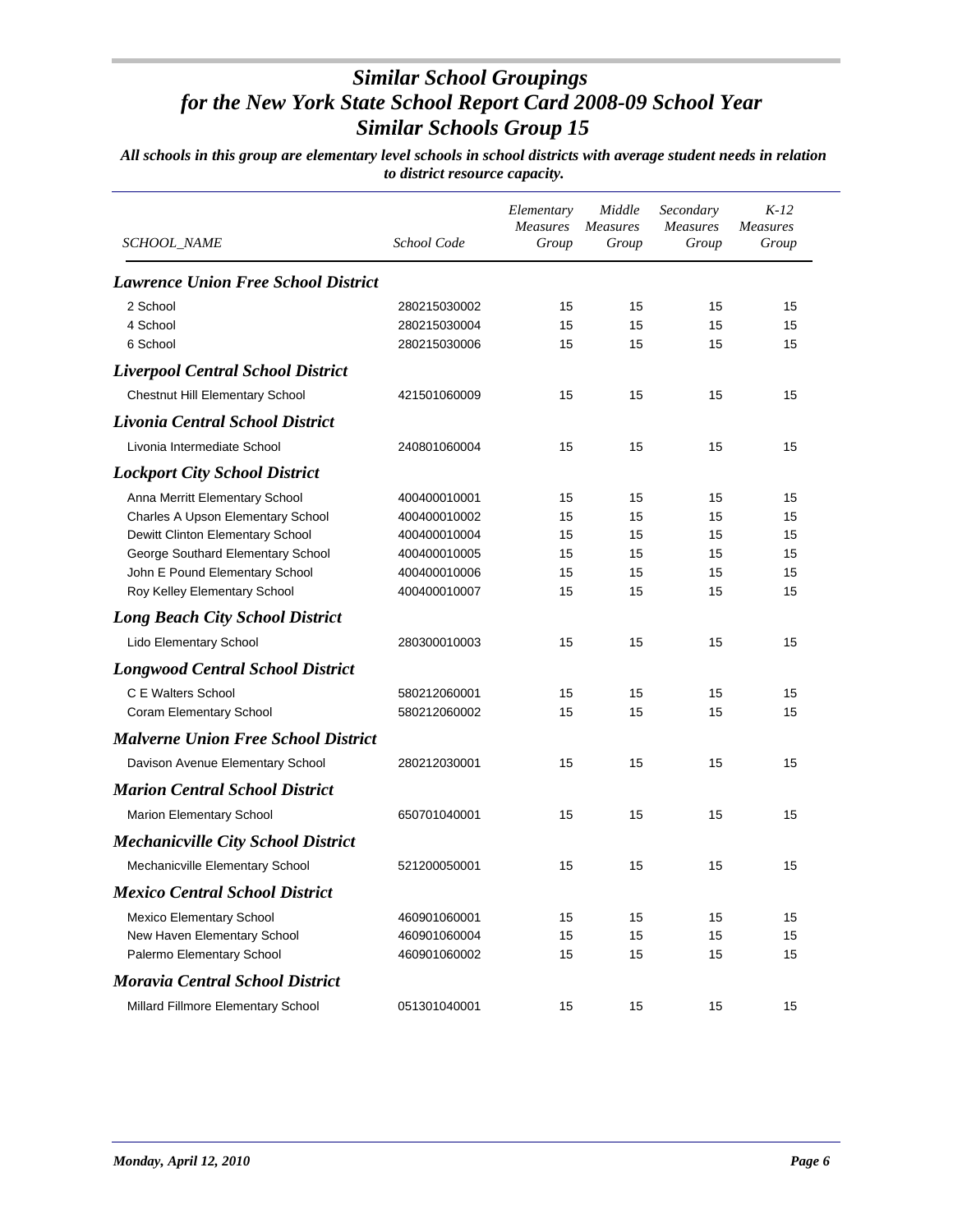# *Similar School Groupings for the New York State School Report Card 2008-09 School Year Similar Schools Group 15*

***All schools in this group are elementary level schools in school districts with average student needs in relation to district resource capacity.***

| *SCHOOL_NAME* | *School Code* | *Elementary Measures Group* | *Middle Measures Group* | *Secondary Measures Group* | *K-12 Measures Group* |
|---|---|---|---|---|---|
| ***Lawrence Union Free School District*** | | | | | |
| 2 School | 280215030002 | 15 | 15 | 15 | 15 |
| 4 School | 280215030004 | 15 | 15 | 15 | 15 |
| 6 School | 280215030006 | 15 | 15 | 15 | 15 |
| ***Liverpool Central School District*** | | | | | |
| Chestnut Hill Elementary School | 421501060009 | 15 | 15 | 15 | 15 |
| ***Livonia Central School District*** | | | | | |
| Livonia Intermediate School | 240801060004 | 15 | 15 | 15 | 15 |
| ***Lockport City School District*** | | | | | |
| Anna Merritt Elementary School | 400400010001 | 15 | 15 | 15 | 15 |
| Charles A Upson Elementary School | 400400010002 | 15 | 15 | 15 | 15 |
| Dewitt Clinton Elementary School | 400400010004 | 15 | 15 | 15 | 15 |
| George Southard Elementary School | 400400010005 | 15 | 15 | 15 | 15 |
| John E Pound Elementary School | 400400010006 | 15 | 15 | 15 | 15 |
| Roy Kelley Elementary School | 400400010007 | 15 | 15 | 15 | 15 |
| ***Long Beach City School District*** | | | | | |
| Lido Elementary School | 280300010003 | 15 | 15 | 15 | 15 |
| ***Longwood Central School District*** | | | | | |
| C E Walters School | 580212060001 | 15 | 15 | 15 | 15 |
| Coram Elementary School | 580212060002 | 15 | 15 | 15 | 15 |
| ***Malverne Union Free School District*** | | | | | |
| Davison Avenue Elementary School | 280212030001 | 15 | 15 | 15 | 15 |
| ***Marion Central School District*** | | | | | |
| Marion Elementary School | 650701040001 | 15 | 15 | 15 | 15 |
| ***Mechanicville City School District*** | | | | | |
| Mechanicville Elementary School | 521200050001 | 15 | 15 | 15 | 15 |
| ***Mexico Central School District*** | | | | | |
| Mexico Elementary School | 460901060001 | 15 | 15 | 15 | 15 |
| New Haven Elementary School | 460901060004 | 15 | 15 | 15 | 15 |
| Palermo Elementary School | 460901060002 | 15 | 15 | 15 | 15 |
| ***Moravia Central School District*** | | | | | |
| Millard Fillmore Elementary School | 051301040001 | 15 | 15 | 15 | 15 |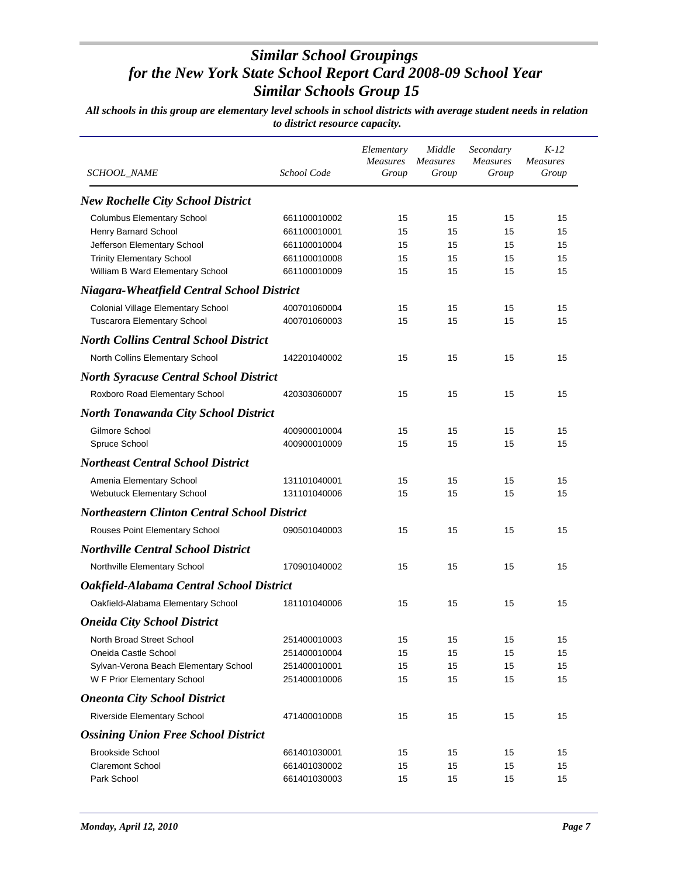# *Similar School Groupings for the New York State School Report Card 2008-09 School Year Similar Schools Group 15*

***All schools in this group are elementary level schools in school districts with average student needs in relation to district resource capacity.***

| *SCHOOL_NAME* | *School Code* | *Elementary Measures Group* | *Middle Measures Group* | *Secondary Measures Group* | *K-12 Measures Group* |
|---|---|---|---|---|---|
| ***New Rochelle City School District*** | | | | | |
| Columbus Elementary School | 661100010002 | 15 | 15 | 15 | 15 |
| Henry Barnard School | 661100010001 | 15 | 15 | 15 | 15 |
| Jefferson Elementary School | 661100010004 | 15 | 15 | 15 | 15 |
| Trinity Elementary School | 661100010008 | 15 | 15 | 15 | 15 |
| William B Ward Elementary School | 661100010009 | 15 | 15 | 15 | 15 |
| ***Niagara-Wheatfield Central School District*** | | | | | |
| Colonial Village Elementary School | 400701060004 | 15 | 15 | 15 | 15 |
| Tuscarora Elementary School | 400701060003 | 15 | 15 | 15 | 15 |
| ***North Collins Central School District*** | | | | | |
| North Collins Elementary School | 142201040002 | 15 | 15 | 15 | 15 |
| ***North Syracuse Central School District*** | | | | | |
| Roxboro Road Elementary School | 420303060007 | 15 | 15 | 15 | 15 |
| ***North Tonawanda City School District*** | | | | | |
| Gilmore School | 400900010004 | 15 | 15 | 15 | 15 |
| Spruce School | 400900010009 | 15 | 15 | 15 | 15 |
| ***Northeast Central School District*** | | | | | |
| Amenia Elementary School | 131101040001 | 15 | 15 | 15 | 15 |
| Webutuck Elementary School | 131101040006 | 15 | 15 | 15 | 15 |
| ***Northeastern Clinton Central School District*** | | | | | |
| Rouses Point Elementary School | 090501040003 | 15 | 15 | 15 | 15 |
| ***Northville Central School District*** | | | | | |
| Northville Elementary School | 170901040002 | 15 | 15 | 15 | 15 |
| ***Oakfield-Alabama Central School District*** | | | | | |
| Oakfield-Alabama Elementary School | 181101040006 | 15 | 15 | 15 | 15 |
| ***Oneida City School District*** | | | | | |
| North Broad Street School | 251400010003 | 15 | 15 | 15 | 15 |
| Oneida Castle School | 251400010004 | 15 | 15 | 15 | 15 |
| Sylvan-Verona Beach Elementary School | 251400010001 | 15 | 15 | 15 | 15 |
| W F Prior Elementary School | 251400010006 | 15 | 15 | 15 | 15 |
| ***Oneonta City School District*** | | | | | |
| Riverside Elementary School | 471400010008 | 15 | 15 | 15 | 15 |
| ***Ossining Union Free School District*** | | | | | |
| Brookside School | 661401030001 | 15 | 15 | 15 | 15 |
| Claremont School | 661401030002 | 15 | 15 | 15 | 15 |
| Park School | 661401030003 | 15 | 15 | 15 | 15 |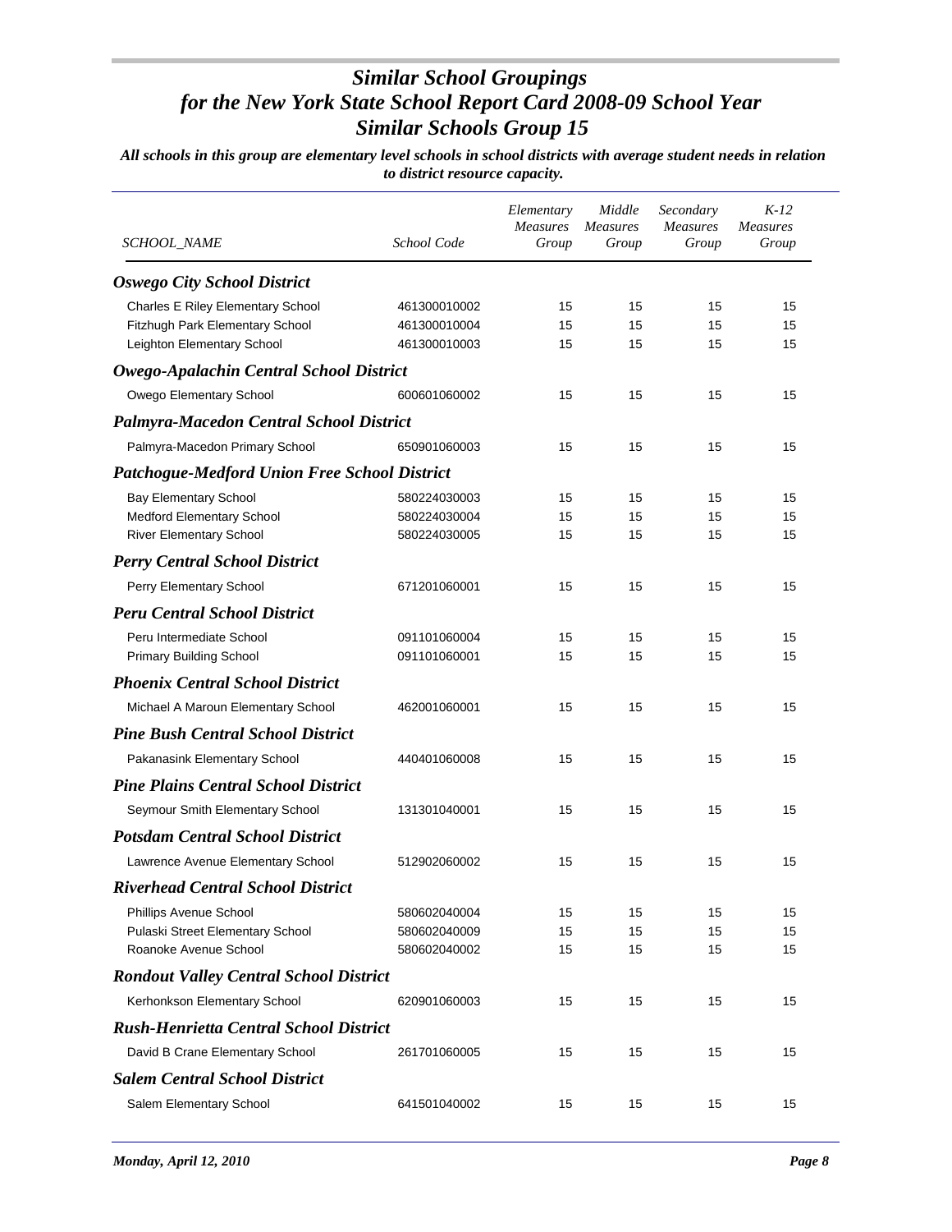# *Similar School Groupings for the New York State School Report Card 2008-09 School Year Similar Schools Group 15*

***All schools in this group are elementary level schools in school districts with average student needs in relation to district resource capacity.***

| *SCHOOL_NAME* | *School Code* | *Elementary Measures Group* | *Middle Measures Group* | *Secondary Measures Group* | *K-12 Measures Group* |
|---|---|---|---|---|---|
| ***Oswego City School District*** | | | | | |
| Charles E Riley Elementary School | 461300010002 | 15 | 15 | 15 | 15 |
| Fitzhugh Park Elementary School | 461300010004 | 15 | 15 | 15 | 15 |
| Leighton Elementary School | 461300010003 | 15 | 15 | 15 | 15 |
| ***Owego-Apalachin Central School District*** | | | | | |
| Owego Elementary School | 600601060002 | 15 | 15 | 15 | 15 |
| ***Palmyra-Macedon Central School District*** | | | | | |
| Palmyra-Macedon Primary School | 650901060003 | 15 | 15 | 15 | 15 |
| ***Patchogue-Medford Union Free School District*** | | | | | |
| Bay Elementary School | 580224030003 | 15 | 15 | 15 | 15 |
| Medford Elementary School | 580224030004 | 15 | 15 | 15 | 15 |
| River Elementary School | 580224030005 | 15 | 15 | 15 | 15 |
| ***Perry Central School District*** | | | | | |
| Perry Elementary School | 671201060001 | 15 | 15 | 15 | 15 |
| ***Peru Central School District*** | | | | | |
| Peru Intermediate School | 091101060004 | 15 | 15 | 15 | 15 |
| Primary Building School | 091101060001 | 15 | 15 | 15 | 15 |
| ***Phoenix Central School District*** | | | | | |
| Michael A Maroun Elementary School | 462001060001 | 15 | 15 | 15 | 15 |
| ***Pine Bush Central School District*** | | | | | |
| Pakanasink Elementary School | 440401060008 | 15 | 15 | 15 | 15 |
| ***Pine Plains Central School District*** | | | | | |
| Seymour Smith Elementary School | 131301040001 | 15 | 15 | 15 | 15 |
| ***Potsdam Central School District*** | | | | | |
| Lawrence Avenue Elementary School | 512902060002 | 15 | 15 | 15 | 15 |
| ***Riverhead Central School District*** | | | | | |
| Phillips Avenue School | 580602040004 | 15 | 15 | 15 | 15 |
| Pulaski Street Elementary School | 580602040009 | 15 | 15 | 15 | 15 |
| Roanoke Avenue School | 580602040002 | 15 | 15 | 15 | 15 |
| ***Rondout Valley Central School District*** | | | | | |
| Kerhonkson Elementary School | 620901060003 | 15 | 15 | 15 | 15 |
| ***Rush-Henrietta Central School District*** | | | | | |
| David B Crane Elementary School | 261701060005 | 15 | 15 | 15 | 15 |
| ***Salem Central School District*** | | | | | |
| Salem Elementary School | 641501040002 | 15 | 15 | 15 | 15 |

*Monday, April 12, 2010*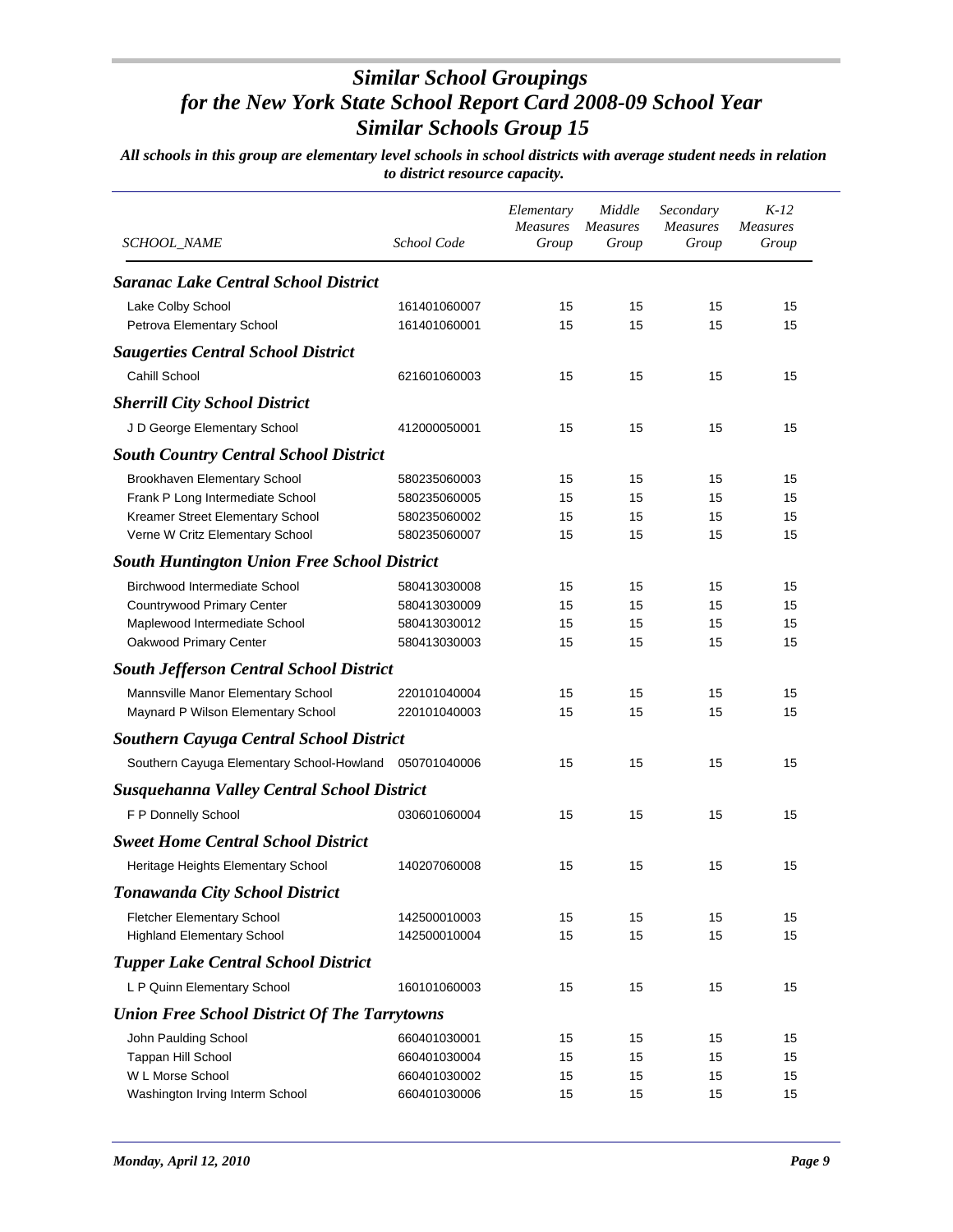# Similar School Groupings for the New York State School Report Card 2008-09 School Year Similar Schools Group 15

*All schools in this group are elementary level schools in school districts with average student needs in relation to district resource capacity.*

| SCHOOL_NAME | School Code | Elementary Measures Group | Middle Measures Group | Secondary Measures Group | K-12 Measures Group |
|---|---|---|---|---|---|
| ***Saranac Lake Central School District*** | | | | | |
| Lake Colby School | 161401060007 | 15 | 15 | 15 | 15 |
| Petrova Elementary School | 161401060001 | 15 | 15 | 15 | 15 |
| ***Saugerties Central School District*** | | | | | |
| Cahill School | 621601060003 | 15 | 15 | 15 | 15 |
| ***Sherrill City School District*** | | | | | |
| J D George Elementary School | 412000050001 | 15 | 15 | 15 | 15 |
| ***South Country Central School District*** | | | | | |
| Brookhaven Elementary School | 580235060003 | 15 | 15 | 15 | 15 |
| Frank P Long Intermediate School | 580235060005 | 15 | 15 | 15 | 15 |
| Kreamer Street Elementary School | 580235060002 | 15 | 15 | 15 | 15 |
| Verne W Critz Elementary School | 580235060007 | 15 | 15 | 15 | 15 |
| ***South Huntington Union Free School District*** | | | | | |
| Birchwood Intermediate School | 580413030008 | 15 | 15 | 15 | 15 |
| Countrywood Primary Center | 580413030009 | 15 | 15 | 15 | 15 |
| Maplewood Intermediate School | 580413030012 | 15 | 15 | 15 | 15 |
| Oakwood Primary Center | 580413030003 | 15 | 15 | 15 | 15 |
| ***South Jefferson Central School District*** | | | | | |
| Mannsville Manor Elementary School | 220101040004 | 15 | 15 | 15 | 15 |
| Maynard P Wilson Elementary School | 220101040003 | 15 | 15 | 15 | 15 |
| ***Southern Cayuga Central School District*** | | | | | |
| Southern Cayuga Elementary School-Howland | 050701040006 | 15 | 15 | 15 | 15 |
| ***Susquehanna Valley Central School District*** | | | | | |
| F P Donnelly School | 030601060004 | 15 | 15 | 15 | 15 |
| ***Sweet Home Central School District*** | | | | | |
| Heritage Heights Elementary School | 140207060008 | 15 | 15 | 15 | 15 |
| ***Tonawanda City School District*** | | | | | |
| Fletcher Elementary School | 142500010003 | 15 | 15 | 15 | 15 |
| Highland Elementary School | 142500010004 | 15 | 15 | 15 | 15 |
| ***Tupper Lake Central School District*** | | | | | |
| L P Quinn Elementary School | 160101060003 | 15 | 15 | 15 | 15 |
| ***Union Free School District Of The Tarrytowns*** | | | | | |
| John Paulding School | 660401030001 | 15 | 15 | 15 | 15 |
| Tappan Hill School | 660401030004 | 15 | 15 | 15 | 15 |
| W L Morse School | 660401030002 | 15 | 15 | 15 | 15 |
| Washington Irving Interm School | 660401030006 | 15 | 15 | 15 | 15 |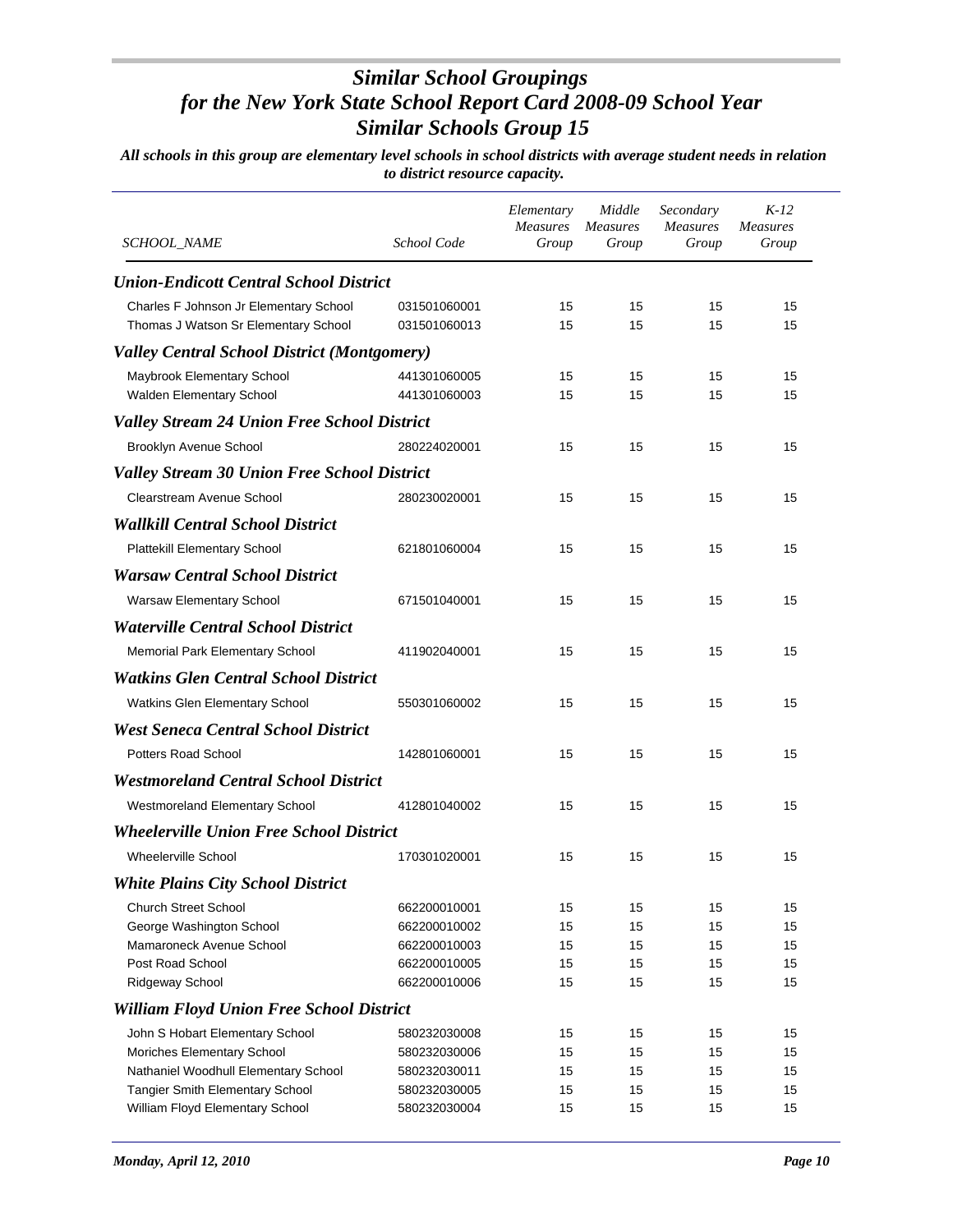# *Similar School Groupings for the New York State School Report Card 2008-09 School Year Similar Schools Group 15*

***All schools in this group are elementary level schools in school districts with average student needs in relation to district resource capacity.***

| *SCHOOL_NAME* | *School Code* | *Elementary Measures Group* | *Middle Measures Group* | *Secondary Measures Group* | *K-12 Measures Group* |
|---|---|---|---|---|---|
| ***Union-Endicott Central School District*** | | | | | |
| Charles F Johnson Jr Elementary School | 031501060001 | 15 | 15 | 15 | 15 |
| Thomas J Watson Sr Elementary School | 031501060013 | 15 | 15 | 15 | 15 |
| ***Valley Central School District (Montgomery)*** | | | | | |
| Maybrook Elementary School | 441301060005 | 15 | 15 | 15 | 15 |
| Walden Elementary School | 441301060003 | 15 | 15 | 15 | 15 |
| ***Valley Stream 24 Union Free School District*** | | | | | |
| Brooklyn Avenue School | 280224020001 | 15 | 15 | 15 | 15 |
| ***Valley Stream 30 Union Free School District*** | | | | | |
| Clearstream Avenue School | 280230020001 | 15 | 15 | 15 | 15 |
| ***Wallkill Central School District*** | | | | | |
| Plattekill Elementary School | 621801060004 | 15 | 15 | 15 | 15 |
| ***Warsaw Central School District*** | | | | | |
| Warsaw Elementary School | 671501040001 | 15 | 15 | 15 | 15 |
| ***Waterville Central School District*** | | | | | |
| Memorial Park Elementary School | 411902040001 | 15 | 15 | 15 | 15 |
| ***Watkins Glen Central School District*** | | | | | |
| Watkins Glen Elementary School | 550301060002 | 15 | 15 | 15 | 15 |
| ***West Seneca Central School District*** | | | | | |
| Potters Road School | 142801060001 | 15 | 15 | 15 | 15 |
| ***Westmoreland Central School District*** | | | | | |
| Westmoreland Elementary School | 412801040002 | 15 | 15 | 15 | 15 |
| ***Wheelerville Union Free School District*** | | | | | |
| Wheelerville School | 170301020001 | 15 | 15 | 15 | 15 |
| ***White Plains City School District*** | | | | | |
| Church Street School | 662200010001 | 15 | 15 | 15 | 15 |
| George Washington School | 662200010002 | 15 | 15 | 15 | 15 |
| Mamaroneck Avenue School | 662200010003 | 15 | 15 | 15 | 15 |
| Post Road School | 662200010005 | 15 | 15 | 15 | 15 |
| Ridgeway School | 662200010006 | 15 | 15 | 15 | 15 |
| ***William Floyd Union Free School District*** | | | | | |
| John S Hobart Elementary School | 580232030008 | 15 | 15 | 15 | 15 |
| Moriches Elementary School | 580232030006 | 15 | 15 | 15 | 15 |
| Nathaniel Woodhull Elementary School | 580232030011 | 15 | 15 | 15 | 15 |
| Tangier Smith Elementary School | 580232030005 | 15 | 15 | 15 | 15 |
| William Floyd Elementary School | 580232030004 | 15 | 15 | 15 | 15 |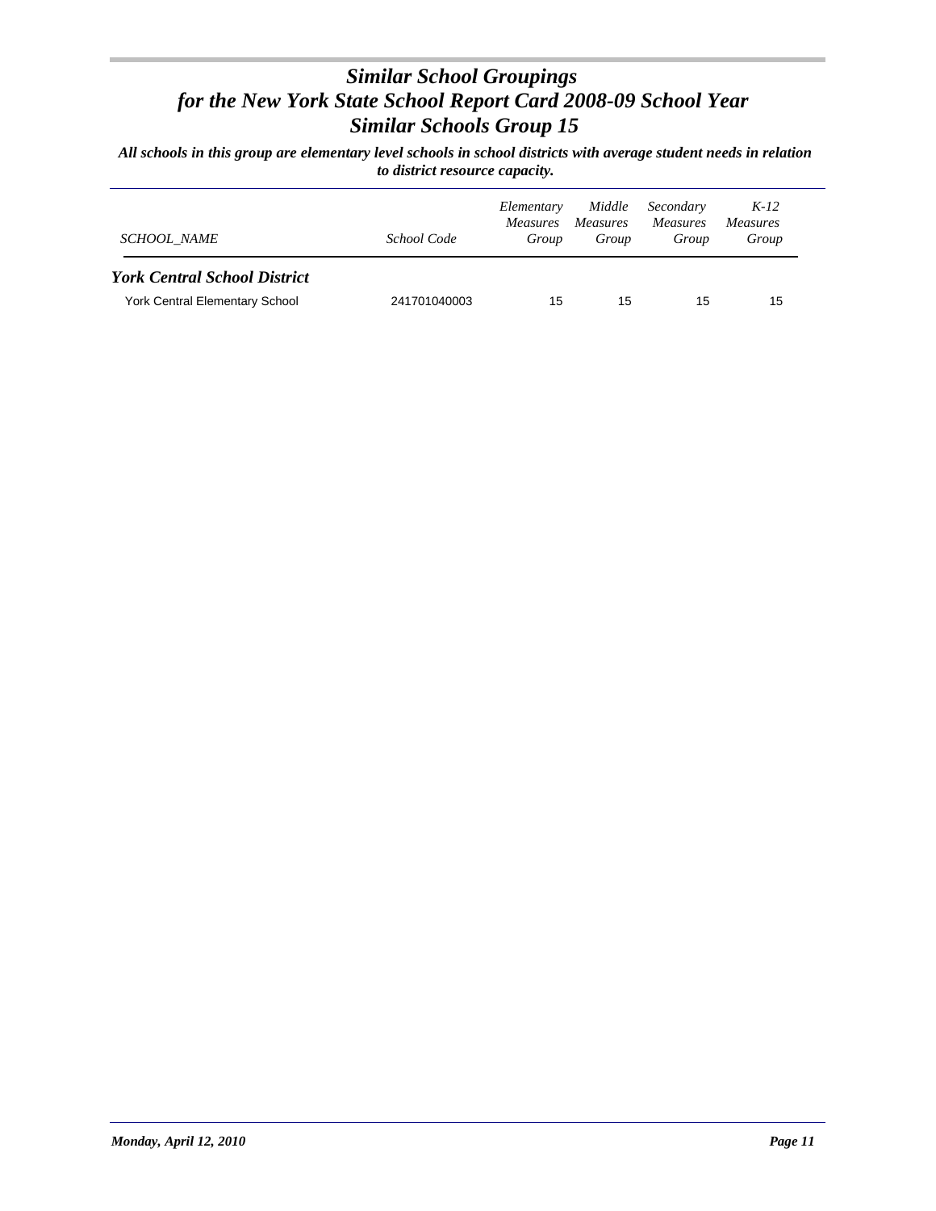# *Similar School Groupings*
# *for the New York State School Report Card 2008-09 School Year*
# *Similar Schools Group 15*

***All schools in this group are elementary level schools in school districts with average student needs in relation to district resource capacity.***

| *SCHOOL_NAME* | *School Code* | *Elementary Measures Group* | *Middle Measures Group* | *Secondary Measures Group* | *K-12 Measures Group* |
|---|---|---|---|---|---|
| ***York Central School District*** | | | | | |
| York Central Elementary School | 241701040003 | 15 | 15 | 15 | 15 |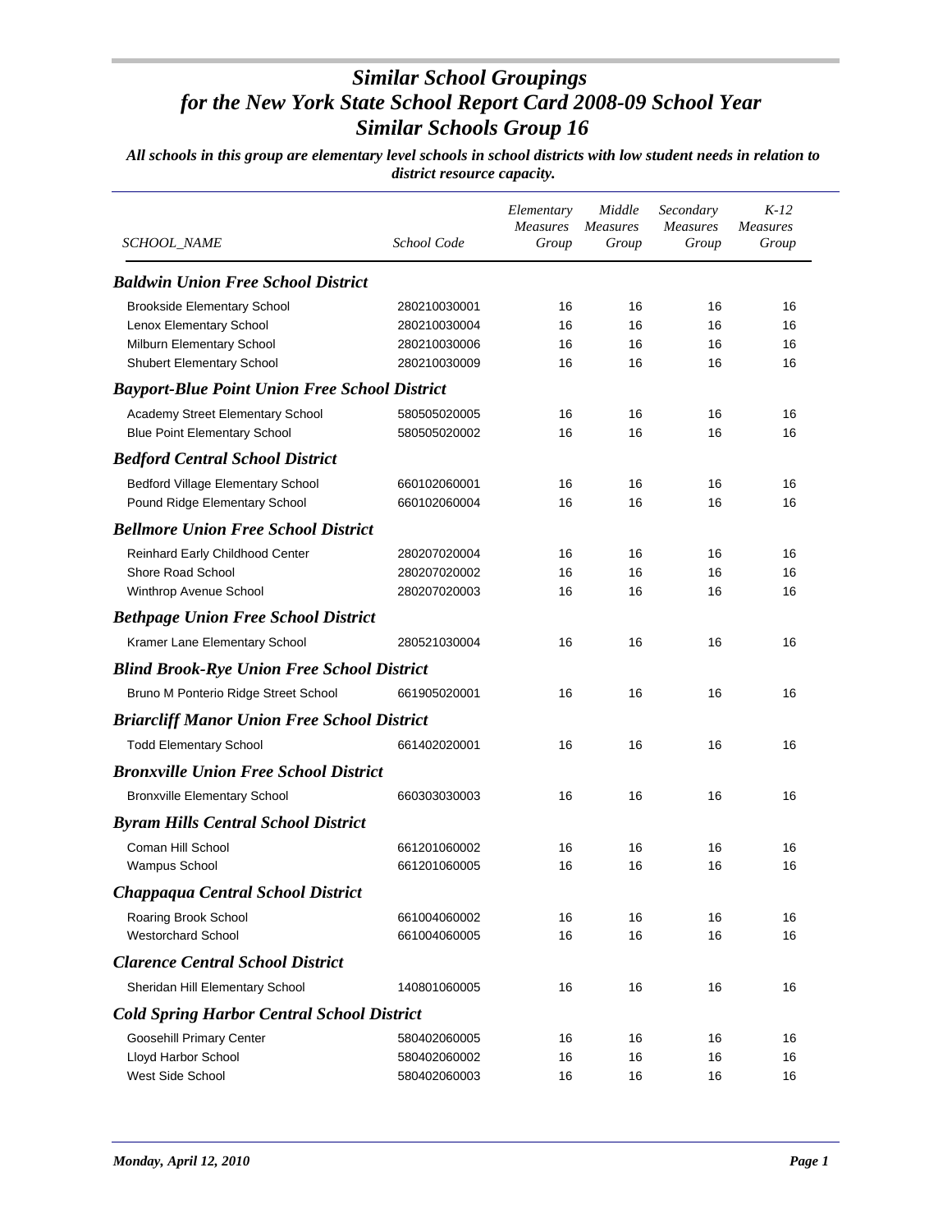# *Similar School Groupings for the New York State School Report Card 2008-09 School Year Similar Schools Group 16*

***All schools in this group are elementary level schools in school districts with low student needs in relation to district resource capacity.***

| *SCHOOL_NAME* | *School Code* | *Elementary Measures Group* | *Middle Measures Group* | *Secondary Measures Group* | *K-12 Measures Group* |
|---|---|---|---|---|---|
| ***Baldwin Union Free School District*** | | | | | |
| Brookside Elementary School | 280210030001 | 16 | 16 | 16 | 16 |
| Lenox Elementary School | 280210030004 | 16 | 16 | 16 | 16 |
| Milburn Elementary School | 280210030006 | 16 | 16 | 16 | 16 |
| Shubert Elementary School | 280210030009 | 16 | 16 | 16 | 16 |
| ***Bayport-Blue Point Union Free School District*** | | | | | |
| Academy Street Elementary School | 580505020005 | 16 | 16 | 16 | 16 |
| Blue Point Elementary School | 580505020002 | 16 | 16 | 16 | 16 |
| ***Bedford Central School District*** | | | | | |
| Bedford Village Elementary School | 660102060001 | 16 | 16 | 16 | 16 |
| Pound Ridge Elementary School | 660102060004 | 16 | 16 | 16 | 16 |
| ***Bellmore Union Free School District*** | | | | | |
| Reinhard Early Childhood Center | 280207020004 | 16 | 16 | 16 | 16 |
| Shore Road School | 280207020002 | 16 | 16 | 16 | 16 |
| Winthrop Avenue School | 280207020003 | 16 | 16 | 16 | 16 |
| ***Bethpage Union Free School District*** | | | | | |
| Kramer Lane Elementary School | 280521030004 | 16 | 16 | 16 | 16 |
| ***Blind Brook-Rye Union Free School District*** | | | | | |
| Bruno M Ponterio Ridge Street School | 661905020001 | 16 | 16 | 16 | 16 |
| ***Briarcliff Manor Union Free School District*** | | | | | |
| Todd Elementary School | 661402020001 | 16 | 16 | 16 | 16 |
| ***Bronxville Union Free School District*** | | | | | |
| Bronxville Elementary School | 660303030003 | 16 | 16 | 16 | 16 |
| ***Byram Hills Central School District*** | | | | | |
| Coman Hill School | 661201060002 | 16 | 16 | 16 | 16 |
| Wampus School | 661201060005 | 16 | 16 | 16 | 16 |
| ***Chappaqua Central School District*** | | | | | |
| Roaring Brook School | 661004060002 | 16 | 16 | 16 | 16 |
| Westorchard School | 661004060005 | 16 | 16 | 16 | 16 |
| ***Clarence Central School District*** | | | | | |
| Sheridan Hill Elementary School | 140801060005 | 16 | 16 | 16 | 16 |
| ***Cold Spring Harbor Central School District*** | | | | | |
| Goosehill Primary Center | 580402060005 | 16 | 16 | 16 | 16 |
| Lloyd Harbor School | 580402060002 | 16 | 16 | 16 | 16 |
| West Side School | 580402060003 | 16 | 16 | 16 | 16 |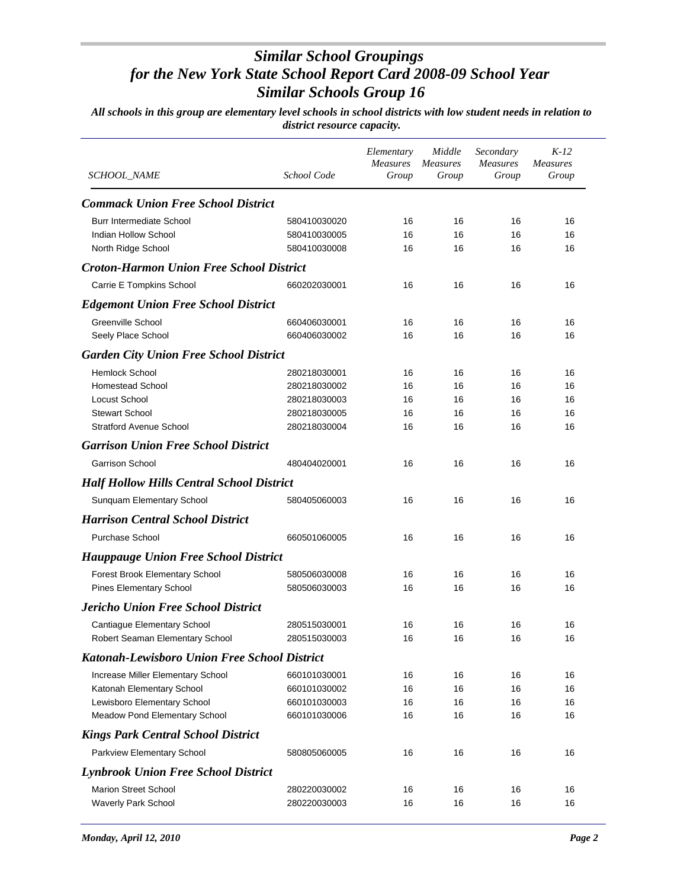# *Similar School Groupings for the New York State School Report Card 2008-09 School Year Similar Schools Group 16*

***All schools in this group are elementary level schools in school districts with low student needs in relation to district resource capacity.***

| *SCHOOL_NAME* | *School Code* | *Elementary Measures Group* | *Middle Measures Group* | *Secondary Measures Group* | *K-12 Measures Group* |
|---|---|---|---|---|---|
| ***Commack Union Free School District*** | | | | | |
| Burr Intermediate School | 580410030020 | 16 | 16 | 16 | 16 |
| Indian Hollow School | 580410030005 | 16 | 16 | 16 | 16 |
| North Ridge School | 580410030008 | 16 | 16 | 16 | 16 |
| ***Croton-Harmon Union Free School District*** | | | | | |
| Carrie E Tompkins School | 660202030001 | 16 | 16 | 16 | 16 |
| ***Edgemont Union Free School District*** | | | | | |
| Greenville School | 660406030001 | 16 | 16 | 16 | 16 |
| Seely Place School | 660406030002 | 16 | 16 | 16 | 16 |
| ***Garden City Union Free School District*** | | | | | |
| Hemlock School | 280218030001 | 16 | 16 | 16 | 16 |
| Homestead School | 280218030002 | 16 | 16 | 16 | 16 |
| Locust School | 280218030003 | 16 | 16 | 16 | 16 |
| Stewart School | 280218030005 | 16 | 16 | 16 | 16 |
| Stratford Avenue School | 280218030004 | 16 | 16 | 16 | 16 |
| ***Garrison Union Free School District*** | | | | | |
| Garrison School | 480404020001 | 16 | 16 | 16 | 16 |
| ***Half Hollow Hills Central School District*** | | | | | |
| Sunquam Elementary School | 580405060003 | 16 | 16 | 16 | 16 |
| ***Harrison Central School District*** | | | | | |
| Purchase School | 660501060005 | 16 | 16 | 16 | 16 |
| ***Hauppauge Union Free School District*** | | | | | |
| Forest Brook Elementary School | 580506030008 | 16 | 16 | 16 | 16 |
| Pines Elementary School | 580506030003 | 16 | 16 | 16 | 16 |
| ***Jericho Union Free School District*** | | | | | |
| Cantiague Elementary School | 280515030001 | 16 | 16 | 16 | 16 |
| Robert Seaman Elementary School | 280515030003 | 16 | 16 | 16 | 16 |
| ***Katonah-Lewisboro Union Free School District*** | | | | | |
| Increase Miller Elementary School | 660101030001 | 16 | 16 | 16 | 16 |
| Katonah Elementary School | 660101030002 | 16 | 16 | 16 | 16 |
| Lewisboro Elementary School | 660101030003 | 16 | 16 | 16 | 16 |
| Meadow Pond Elementary School | 660101030006 | 16 | 16 | 16 | 16 |
| ***Kings Park Central School District*** | | | | | |
| Parkview Elementary School | 580805060005 | 16 | 16 | 16 | 16 |
| ***Lynbrook Union Free School District*** | | | | | |
| Marion Street School | 280220030002 | 16 | 16 | 16 | 16 |
| Waverly Park School | 280220030003 | 16 | 16 | 16 | 16 |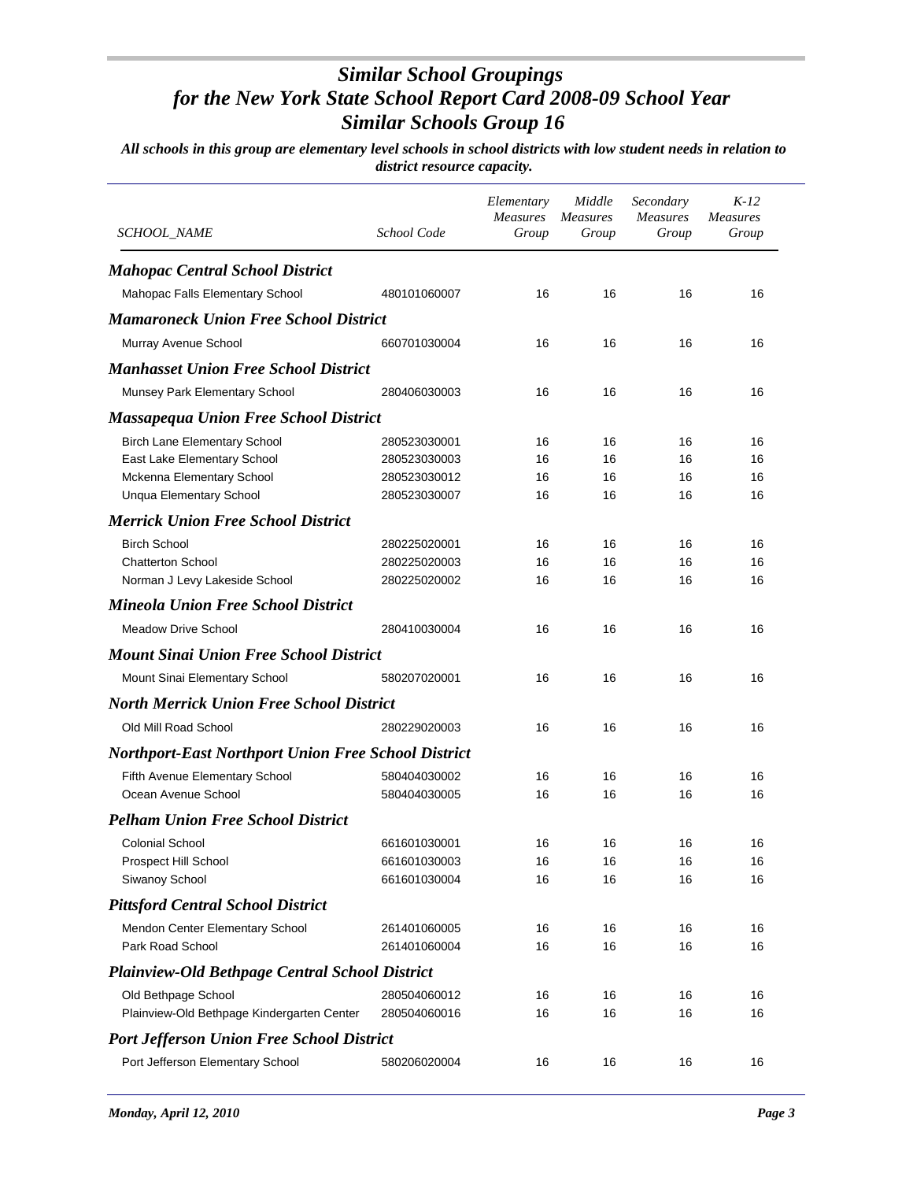# *Similar School Groupings for the New York State School Report Card 2008-09 School Year Similar Schools Group 16*

***All schools in this group are elementary level schools in school districts with low student needs in relation to district resource capacity.***

| *SCHOOL_NAME* | *School Code* | *Elementary Measures Group* | *Middle Measures Group* | *Secondary Measures Group* | *K-12 Measures Group* |
|---|---|---|---|---|---|
| ***Mahopac Central School District*** | | | | | |
| Mahopac Falls Elementary School | 480101060007 | 16 | 16 | 16 | 16 |
| ***Mamaroneck Union Free School District*** | | | | | |
| Murray Avenue School | 660701030004 | 16 | 16 | 16 | 16 |
| ***Manhasset Union Free School District*** | | | | | |
| Munsey Park Elementary School | 280406030003 | 16 | 16 | 16 | 16 |
| ***Massapequa Union Free School District*** | | | | | |
| Birch Lane Elementary School | 280523030001 | 16 | 16 | 16 | 16 |
| East Lake Elementary School | 280523030003 | 16 | 16 | 16 | 16 |
| Mckenna Elementary School | 280523030012 | 16 | 16 | 16 | 16 |
| Unqua Elementary School | 280523030007 | 16 | 16 | 16 | 16 |
| ***Merrick Union Free School District*** | | | | | |
| Birch School | 280225020001 | 16 | 16 | 16 | 16 |
| Chatterton School | 280225020003 | 16 | 16 | 16 | 16 |
| Norman J Levy Lakeside School | 280225020002 | 16 | 16 | 16 | 16 |
| ***Mineola Union Free School District*** | | | | | |
| Meadow Drive School | 280410030004 | 16 | 16 | 16 | 16 |
| ***Mount Sinai Union Free School District*** | | | | | |
| Mount Sinai Elementary School | 580207020001 | 16 | 16 | 16 | 16 |
| ***North Merrick Union Free School District*** | | | | | |
| Old Mill Road School | 280229020003 | 16 | 16 | 16 | 16 |
| ***Northport-East Northport Union Free School District*** | | | | | |
| Fifth Avenue Elementary School | 580404030002 | 16 | 16 | 16 | 16 |
| Ocean Avenue School | 580404030005 | 16 | 16 | 16 | 16 |
| ***Pelham Union Free School District*** | | | | | |
| Colonial School | 661601030001 | 16 | 16 | 16 | 16 |
| Prospect Hill School | 661601030003 | 16 | 16 | 16 | 16 |
| Siwanoy School | 661601030004 | 16 | 16 | 16 | 16 |
| ***Pittsford Central School District*** | | | | | |
| Mendon Center Elementary School | 261401060005 | 16 | 16 | 16 | 16 |
| Park Road School | 261401060004 | 16 | 16 | 16 | 16 |
| ***Plainview-Old Bethpage Central School District*** | | | | | |
| Old Bethpage School | 280504060012 | 16 | 16 | 16 | 16 |
| Plainview-Old Bethpage Kindergarten Center | 280504060016 | 16 | 16 | 16 | 16 |
| ***Port Jefferson Union Free School District*** | | | | | |
| Port Jefferson Elementary School | 580206020004 | 16 | 16 | 16 | 16 |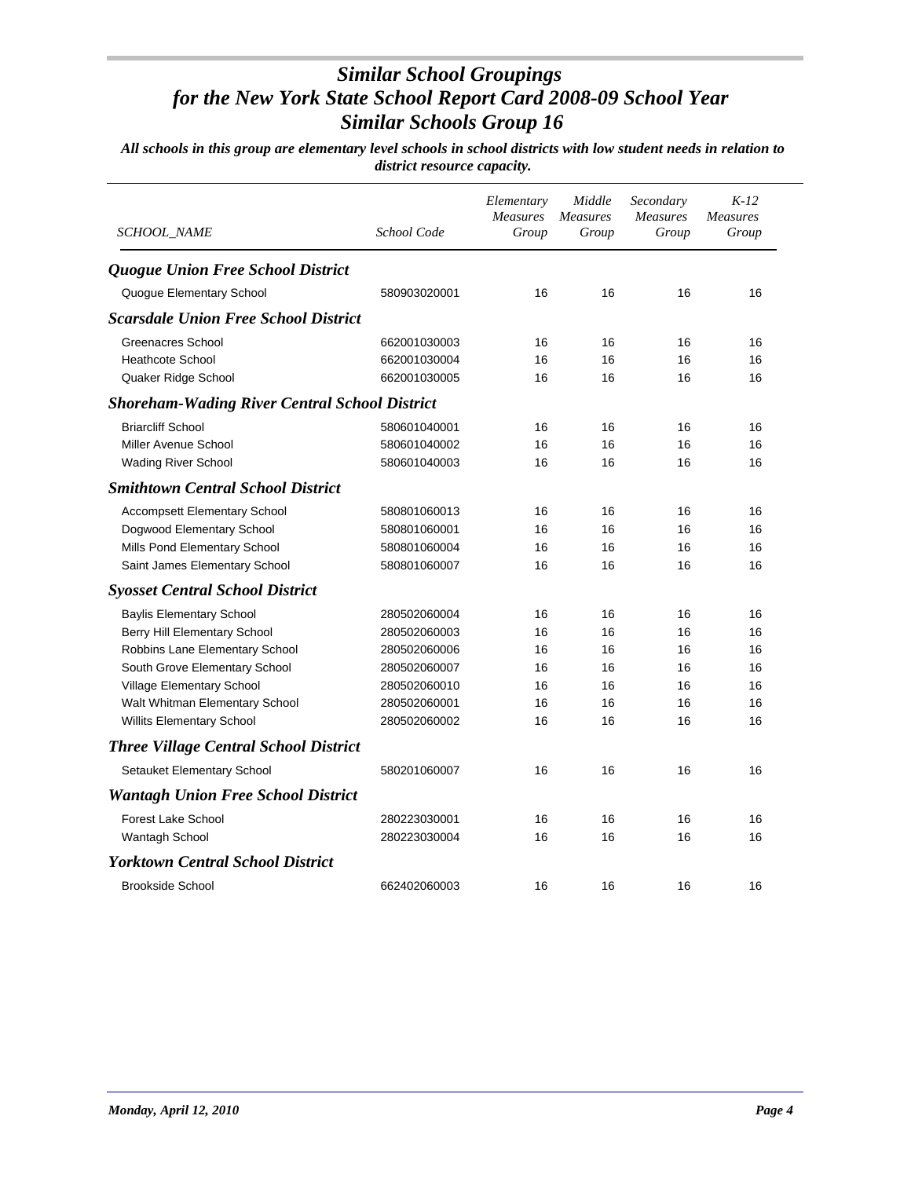# *Similar School Groupings for the New York State School Report Card 2008-09 School Year Similar Schools Group 16*

***All schools in this group are elementary level schools in school districts with low student needs in relation to district resource capacity.***

| *SCHOOL_NAME* | *School Code* | *Elementary Measures Group* | *Middle Measures Group* | *Secondary Measures Group* | *K-12 Measures Group* |
|---|---|---|---|---|---|
| ***Quogue Union Free School District*** | | | | | |
| Quogue Elementary School | 580903020001 | 16 | 16 | 16 | 16 |
| ***Scarsdale Union Free School District*** | | | | | |
| Greenacres School | 662001030003 | 16 | 16 | 16 | 16 |
| Heathcote School | 662001030004 | 16 | 16 | 16 | 16 |
| Quaker Ridge School | 662001030005 | 16 | 16 | 16 | 16 |
| ***Shoreham-Wading River Central School District*** | | | | | |
| Briarcliff School | 580601040001 | 16 | 16 | 16 | 16 |
| Miller Avenue School | 580601040002 | 16 | 16 | 16 | 16 |
| Wading River School | 580601040003 | 16 | 16 | 16 | 16 |
| ***Smithtown Central School District*** | | | | | |
| Accompsett Elementary School | 580801060013 | 16 | 16 | 16 | 16 |
| Dogwood Elementary School | 580801060001 | 16 | 16 | 16 | 16 |
| Mills Pond Elementary School | 580801060004 | 16 | 16 | 16 | 16 |
| Saint James Elementary School | 580801060007 | 16 | 16 | 16 | 16 |
| ***Syosset Central School District*** | | | | | |
| Baylis Elementary School | 280502060004 | 16 | 16 | 16 | 16 |
| Berry Hill Elementary School | 280502060003 | 16 | 16 | 16 | 16 |
| Robbins Lane Elementary School | 280502060006 | 16 | 16 | 16 | 16 |
| South Grove Elementary School | 280502060007 | 16 | 16 | 16 | 16 |
| Village Elementary School | 280502060010 | 16 | 16 | 16 | 16 |
| Walt Whitman Elementary School | 280502060001 | 16 | 16 | 16 | 16 |
| Willits Elementary School | 280502060002 | 16 | 16 | 16 | 16 |
| ***Three Village Central School District*** | | | | | |
| Setauket Elementary School | 580201060007 | 16 | 16 | 16 | 16 |
| ***Wantagh Union Free School District*** | | | | | |
| Forest Lake School | 280223030001 | 16 | 16 | 16 | 16 |
| Wantagh School | 280223030004 | 16 | 16 | 16 | 16 |
| ***Yorktown Central School District*** | | | | | |
| Brookside School | 662402060003 | 16 | 16 | 16 | 16 |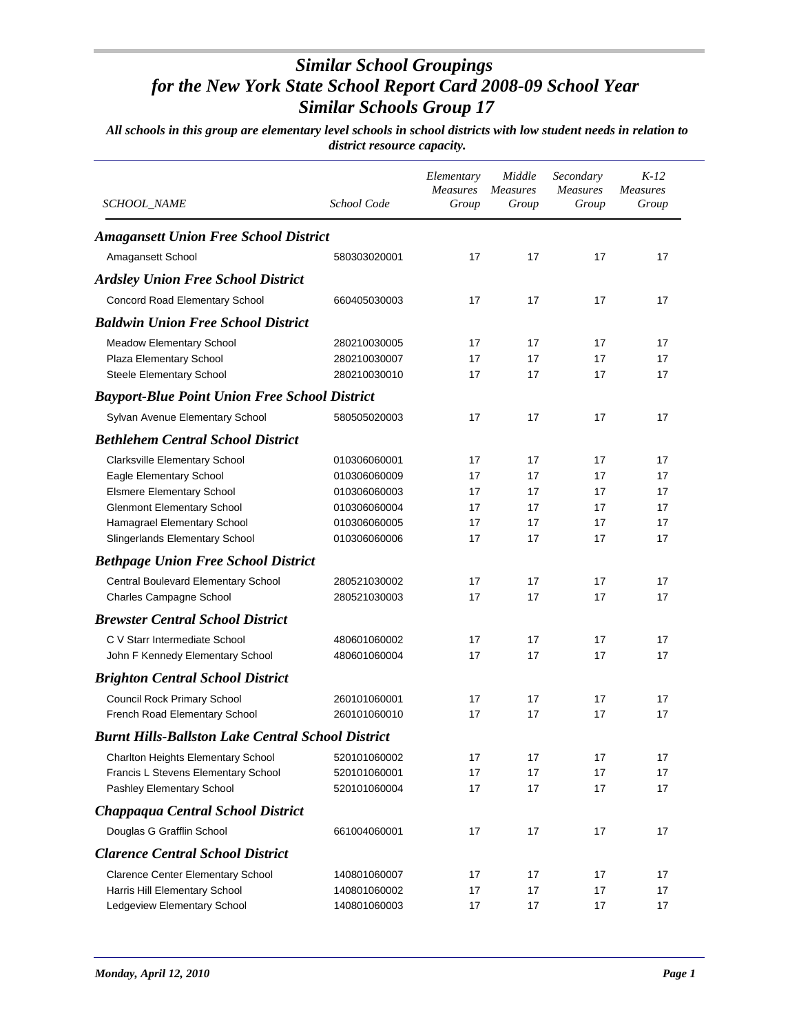# *Similar School Groupings for the New York State School Report Card 2008-09 School Year Similar Schools Group 17*

***All schools in this group are elementary level schools in school districts with low student needs in relation to district resource capacity.***

| SCHOOL_NAME | School Code | Elementary Measures Group | Middle Measures Group | Secondary Measures Group | K-12 Measures Group |
|---|---|---|---|---|---|
| ***Amagansett Union Free School District*** | | | | | |
| Amagansett School | 580303020001 | 17 | 17 | 17 | 17 |
| ***Ardsley Union Free School District*** | | | | | |
| Concord Road Elementary School | 660405030003 | 17 | 17 | 17 | 17 |
| ***Baldwin Union Free School District*** | | | | | |
| Meadow Elementary School | 280210030005 | 17 | 17 | 17 | 17 |
| Plaza Elementary School | 280210030007 | 17 | 17 | 17 | 17 |
| Steele Elementary School | 280210030010 | 17 | 17 | 17 | 17 |
| ***Bayport-Blue Point Union Free School District*** | | | | | |
| Sylvan Avenue Elementary School | 580505020003 | 17 | 17 | 17 | 17 |
| ***Bethlehem Central School District*** | | | | | |
| Clarksville Elementary School | 010306060001 | 17 | 17 | 17 | 17 |
| Eagle Elementary School | 010306060009 | 17 | 17 | 17 | 17 |
| Elsmere Elementary School | 010306060003 | 17 | 17 | 17 | 17 |
| Glenmont Elementary School | 010306060004 | 17 | 17 | 17 | 17 |
| Hamagrael Elementary School | 010306060005 | 17 | 17 | 17 | 17 |
| Slingerlands Elementary School | 010306060006 | 17 | 17 | 17 | 17 |
| ***Bethpage Union Free School District*** | | | | | |
| Central Boulevard Elementary School | 280521030002 | 17 | 17 | 17 | 17 |
| Charles Campagne School | 280521030003 | 17 | 17 | 17 | 17 |
| ***Brewster Central School District*** | | | | | |
| C V Starr Intermediate School | 480601060002 | 17 | 17 | 17 | 17 |
| John F Kennedy Elementary School | 480601060004 | 17 | 17 | 17 | 17 |
| ***Brighton Central School District*** | | | | | |
| Council Rock Primary School | 260101060001 | 17 | 17 | 17 | 17 |
| French Road Elementary School | 260101060010 | 17 | 17 | 17 | 17 |
| ***Burnt Hills-Ballston Lake Central School District*** | | | | | |
| Charlton Heights Elementary School | 520101060002 | 17 | 17 | 17 | 17 |
| Francis L Stevens Elementary School | 520101060001 | 17 | 17 | 17 | 17 |
| Pashley Elementary School | 520101060004 | 17 | 17 | 17 | 17 |
| ***Chappaqua Central School District*** | | | | | |
| Douglas G Grafflin School | 661004060001 | 17 | 17 | 17 | 17 |
| ***Clarence Central School District*** | | | | | |
| Clarence Center Elementary School | 140801060007 | 17 | 17 | 17 | 17 |
| Harris Hill Elementary School | 140801060002 | 17 | 17 | 17 | 17 |
| Ledgeview Elementary School | 140801060003 | 17 | 17 | 17 | 17 |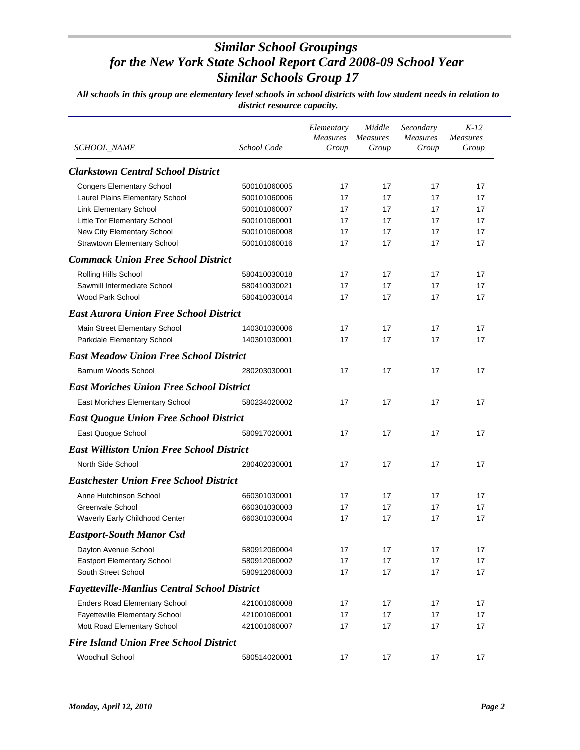# *Similar School Groupings for the New York State School Report Card 2008-09 School Year Similar Schools Group 17*

***All schools in this group are elementary level schools in school districts with low student needs in relation to district resource capacity.***

| *SCHOOL_NAME* | *School Code* | *Elementary Measures Group* | *Middle Measures Group* | *Secondary Measures Group* | *K-12 Measures Group* |
|---|---|---|---|---|---|
| ***Clarkstown Central School District*** | | | | | |
| Congers Elementary School | 500101060005 | 17 | 17 | 17 | 17 |
| Laurel Plains Elementary School | 500101060006 | 17 | 17 | 17 | 17 |
| Link Elementary School | 500101060007 | 17 | 17 | 17 | 17 |
| Little Tor Elementary School | 500101060001 | 17 | 17 | 17 | 17 |
| New City Elementary School | 500101060008 | 17 | 17 | 17 | 17 |
| Strawtown Elementary School | 500101060016 | 17 | 17 | 17 | 17 |
| ***Commack Union Free School District*** | | | | | |
| Rolling Hills School | 580410030018 | 17 | 17 | 17 | 17 |
| Sawmill Intermediate School | 580410030021 | 17 | 17 | 17 | 17 |
| Wood Park School | 580410030014 | 17 | 17 | 17 | 17 |
| ***East Aurora Union Free School District*** | | | | | |
| Main Street Elementary School | 140301030006 | 17 | 17 | 17 | 17 |
| Parkdale Elementary School | 140301030001 | 17 | 17 | 17 | 17 |
| ***East Meadow Union Free School District*** | | | | | |
| Barnum Woods School | 280203030001 | 17 | 17 | 17 | 17 |
| ***East Moriches Union Free School District*** | | | | | |
| East Moriches Elementary School | 580234020002 | 17 | 17 | 17 | 17 |
| ***East Quogue Union Free School District*** | | | | | |
| East Quogue School | 580917020001 | 17 | 17 | 17 | 17 |
| ***East Williston Union Free School District*** | | | | | |
| North Side School | 280402030001 | 17 | 17 | 17 | 17 |
| ***Eastchester Union Free School District*** | | | | | |
| Anne Hutchinson School | 660301030001 | 17 | 17 | 17 | 17 |
| Greenvale School | 660301030003 | 17 | 17 | 17 | 17 |
| Waverly Early Childhood Center | 660301030004 | 17 | 17 | 17 | 17 |
| ***Eastport-South Manor Csd*** | | | | | |
| Dayton Avenue School | 580912060004 | 17 | 17 | 17 | 17 |
| Eastport Elementary School | 580912060002 | 17 | 17 | 17 | 17 |
| South Street School | 580912060003 | 17 | 17 | 17 | 17 |
| ***Fayetteville-Manlius Central School District*** | | | | | |
| Enders Road Elementary School | 421001060008 | 17 | 17 | 17 | 17 |
| Fayetteville Elementary School | 421001060001 | 17 | 17 | 17 | 17 |
| Mott Road Elementary School | 421001060007 | 17 | 17 | 17 | 17 |
| ***Fire Island Union Free School District*** | | | | | |
| Woodhull School | 580514020001 | 17 | 17 | 17 | 17 |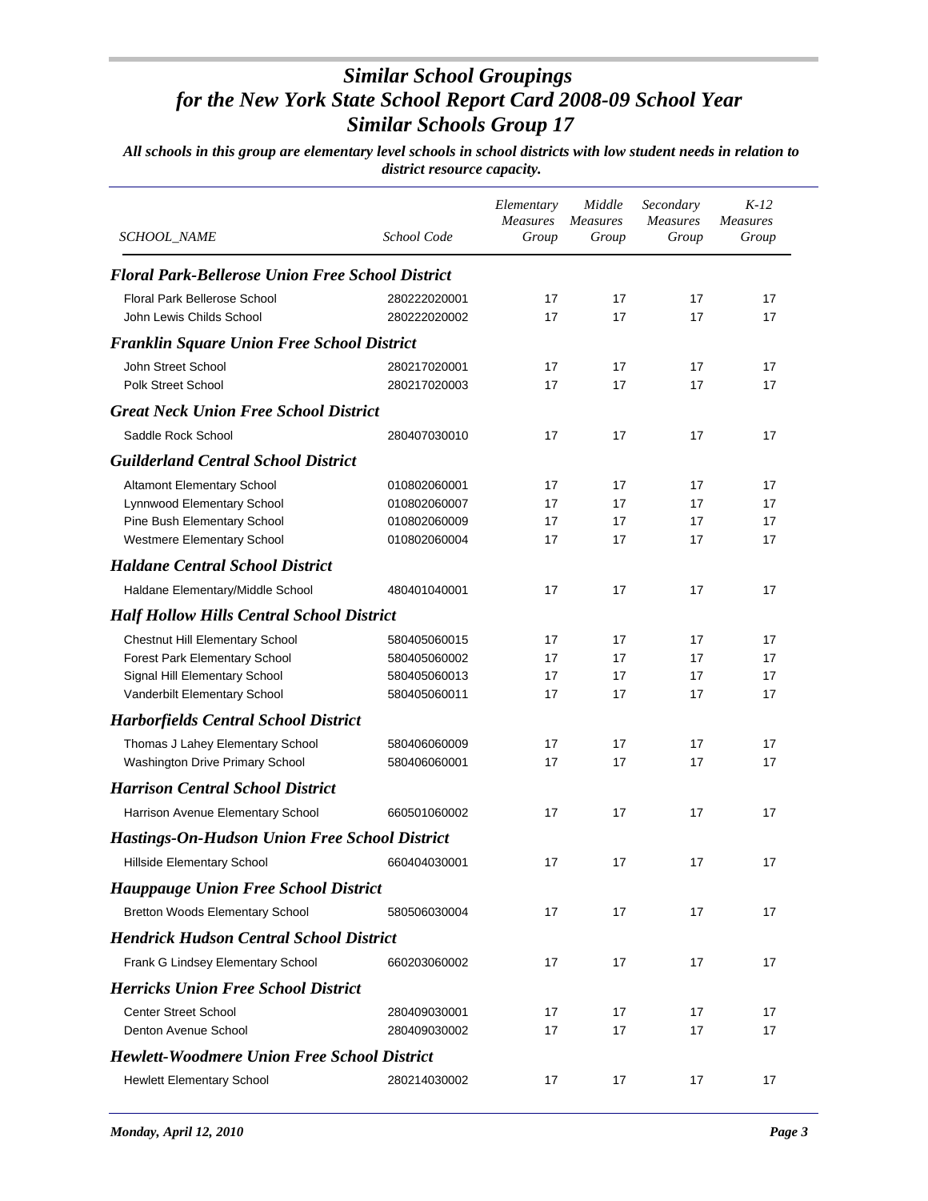# Similar School Groupings for the New York State School Report Card 2008-09 School Year Similar Schools Group 17

*All schools in this group are elementary level schools in school districts with low student needs in relation to district resource capacity.*

| SCHOOL_NAME | School Code | Elementary Measures Group | Middle Measures Group | Secondary Measures Group | K-12 Measures Group |
|---|---|---|---|---|---|
| ***Floral Park-Bellerose Union Free School District*** | | | | | |
| Floral Park Bellerose School | 280222020001 | 17 | 17 | 17 | 17 |
| John Lewis Childs School | 280222020002 | 17 | 17 | 17 | 17 |
| ***Franklin Square Union Free School District*** | | | | | |
| John Street School | 280217020001 | 17 | 17 | 17 | 17 |
| Polk Street School | 280217020003 | 17 | 17 | 17 | 17 |
| ***Great Neck Union Free School District*** | | | | | |
| Saddle Rock School | 280407030010 | 17 | 17 | 17 | 17 |
| ***Guilderland Central School District*** | | | | | |
| Altamont Elementary School | 010802060001 | 17 | 17 | 17 | 17 |
| Lynnwood Elementary School | 010802060007 | 17 | 17 | 17 | 17 |
| Pine Bush Elementary School | 010802060009 | 17 | 17 | 17 | 17 |
| Westmere Elementary School | 010802060004 | 17 | 17 | 17 | 17 |
| ***Haldane Central School District*** | | | | | |
| Haldane Elementary/Middle School | 480401040001 | 17 | 17 | 17 | 17 |
| ***Half Hollow Hills Central School District*** | | | | | |
| Chestnut Hill Elementary School | 580405060015 | 17 | 17 | 17 | 17 |
| Forest Park Elementary School | 580405060002 | 17 | 17 | 17 | 17 |
| Signal Hill Elementary School | 580405060013 | 17 | 17 | 17 | 17 |
| Vanderbilt Elementary School | 580405060011 | 17 | 17 | 17 | 17 |
| ***Harborfields Central School District*** | | | | | |
| Thomas J Lahey Elementary School | 580406060009 | 17 | 17 | 17 | 17 |
| Washington Drive Primary School | 580406060001 | 17 | 17 | 17 | 17 |
| ***Harrison Central School District*** | | | | | |
| Harrison Avenue Elementary School | 660501060002 | 17 | 17 | 17 | 17 |
| ***Hastings-On-Hudson Union Free School District*** | | | | | |
| Hillside Elementary School | 660404030001 | 17 | 17 | 17 | 17 |
| ***Hauppauge Union Free School District*** | | | | | |
| Bretton Woods Elementary School | 580506030004 | 17 | 17 | 17 | 17 |
| ***Hendrick Hudson Central School District*** | | | | | |
| Frank G Lindsey Elementary School | 660203060002 | 17 | 17 | 17 | 17 |
| ***Herricks Union Free School District*** | | | | | |
| Center Street School | 280409030001 | 17 | 17 | 17 | 17 |
| Denton Avenue School | 280409030002 | 17 | 17 | 17 | 17 |
| ***Hewlett-Woodmere Union Free School District*** | | | | | |
| Hewlett Elementary School | 280214030002 | 17 | 17 | 17 | 17 |

*Monday, April 12, 2010*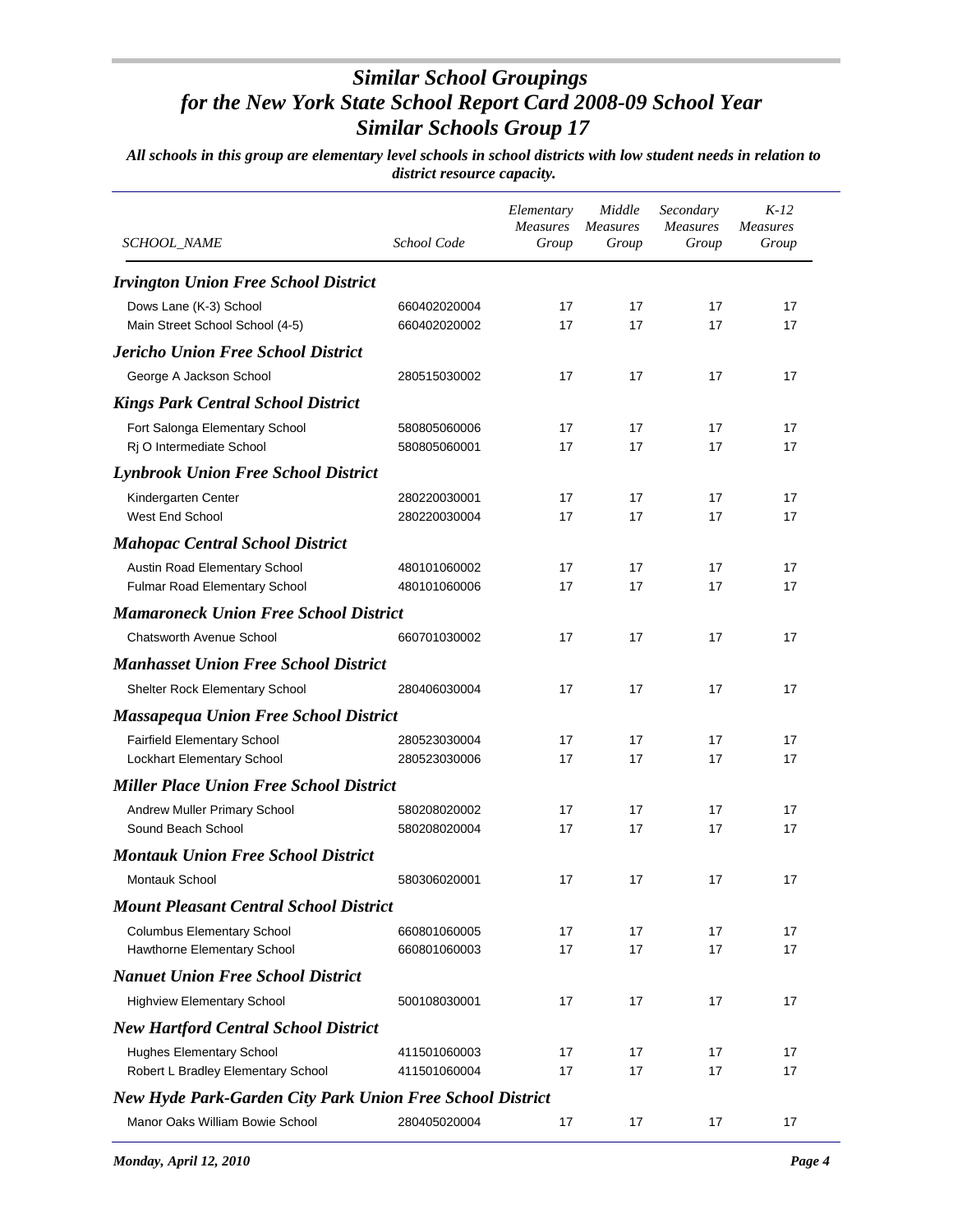# *Similar School Groupings for the New York State School Report Card 2008-09 School Year Similar Schools Group 17*

***All schools in this group are elementary level schools in school districts with low student needs in relation to district resource capacity.***

| *SCHOOL_NAME* | *School Code* | *Elementary Measures Group* | *Middle Measures Group* | *Secondary Measures Group* | *K-12 Measures Group* |
|---|---|---|---|---|---|
| ***Irvington Union Free School District*** | | | | | |
| Dows Lane (K-3) School | 660402020004 | 17 | 17 | 17 | 17 |
| Main Street School School (4-5) | 660402020002 | 17 | 17 | 17 | 17 |
| ***Jericho Union Free School District*** | | | | | |
| George A Jackson School | 280515030002 | 17 | 17 | 17 | 17 |
| ***Kings Park Central School District*** | | | | | |
| Fort Salonga Elementary School | 580805060006 | 17 | 17 | 17 | 17 |
| Rj O Intermediate School | 580805060001 | 17 | 17 | 17 | 17 |
| ***Lynbrook Union Free School District*** | | | | | |
| Kindergarten Center | 280220030001 | 17 | 17 | 17 | 17 |
| West End School | 280220030004 | 17 | 17 | 17 | 17 |
| ***Mahopac Central School District*** | | | | | |
| Austin Road Elementary School | 480101060002 | 17 | 17 | 17 | 17 |
| Fulmar Road Elementary School | 480101060006 | 17 | 17 | 17 | 17 |
| ***Mamaroneck Union Free School District*** | | | | | |
| Chatsworth Avenue School | 660701030002 | 17 | 17 | 17 | 17 |
| ***Manhasset Union Free School District*** | | | | | |
| Shelter Rock Elementary School | 280406030004 | 17 | 17 | 17 | 17 |
| ***Massapequa Union Free School District*** | | | | | |
| Fairfield Elementary School | 280523030004 | 17 | 17 | 17 | 17 |
| Lockhart Elementary School | 280523030006 | 17 | 17 | 17 | 17 |
| ***Miller Place Union Free School District*** | | | | | |
| Andrew Muller Primary School | 580208020002 | 17 | 17 | 17 | 17 |
| Sound Beach School | 580208020004 | 17 | 17 | 17 | 17 |
| ***Montauk Union Free School District*** | | | | | |
| Montauk School | 580306020001 | 17 | 17 | 17 | 17 |
| ***Mount Pleasant Central School District*** | | | | | |
| Columbus Elementary School | 660801060005 | 17 | 17 | 17 | 17 |
| Hawthorne Elementary School | 660801060003 | 17 | 17 | 17 | 17 |
| ***Nanuet Union Free School District*** | | | | | |
| Highview Elementary School | 500108030001 | 17 | 17 | 17 | 17 |
| ***New Hartford Central School District*** | | | | | |
| Hughes Elementary School | 411501060003 | 17 | 17 | 17 | 17 |
| Robert L Bradley Elementary School | 411501060004 | 17 | 17 | 17 | 17 |
| ***New Hyde Park-Garden City Park Union Free School District*** | | | | | |
| Manor Oaks William Bowie School | 280405020004 | 17 | 17 | 17 | 17 |

*Monday, April 12, 2010*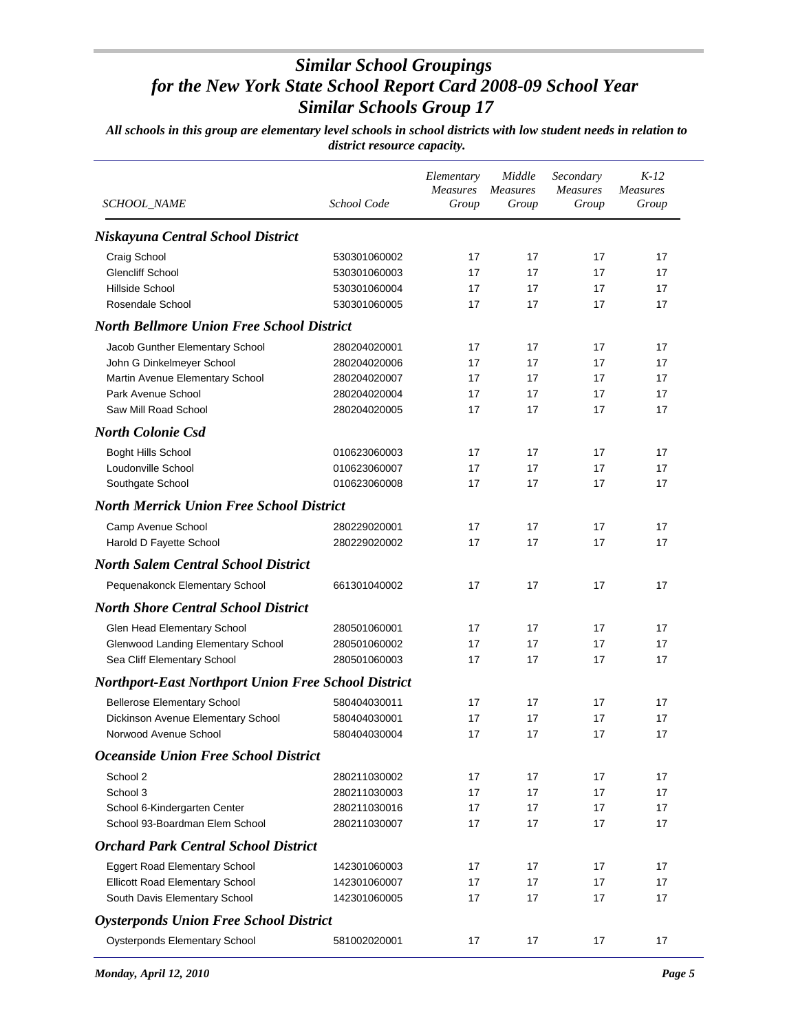# *Similar School Groupings for the New York State School Report Card 2008-09 School Year Similar Schools Group 17*

***All schools in this group are elementary level schools in school districts with low student needs in relation to district resource capacity.***

| *SCHOOL_NAME* | *School Code* | *Elementary Measures Group* | *Middle Measures Group* | *Secondary Measures Group* | *K-12 Measures Group* |
|---|---|---|---|---|---|
| ***Niskayuna Central School District*** | | | | | |
| Craig School | 530301060002 | 17 | 17 | 17 | 17 |
| Glencliff School | 530301060003 | 17 | 17 | 17 | 17 |
| Hillside School | 530301060004 | 17 | 17 | 17 | 17 |
| Rosendale School | 530301060005 | 17 | 17 | 17 | 17 |
| ***North Bellmore Union Free School District*** | | | | | |
| Jacob Gunther Elementary School | 280204020001 | 17 | 17 | 17 | 17 |
| John G Dinkelmeyer School | 280204020006 | 17 | 17 | 17 | 17 |
| Martin Avenue Elementary School | 280204020007 | 17 | 17 | 17 | 17 |
| Park Avenue School | 280204020004 | 17 | 17 | 17 | 17 |
| Saw Mill Road School | 280204020005 | 17 | 17 | 17 | 17 |
| ***North Colonie Csd*** | | | | | |
| Boght Hills School | 010623060003 | 17 | 17 | 17 | 17 |
| Loudonville School | 010623060007 | 17 | 17 | 17 | 17 |
| Southgate School | 010623060008 | 17 | 17 | 17 | 17 |
| ***North Merrick Union Free School District*** | | | | | |
| Camp Avenue School | 280229020001 | 17 | 17 | 17 | 17 |
| Harold D Fayette School | 280229020002 | 17 | 17 | 17 | 17 |
| ***North Salem Central School District*** | | | | | |
| Pequenakonck Elementary School | 661301040002 | 17 | 17 | 17 | 17 |
| ***North Shore Central School District*** | | | | | |
| Glen Head Elementary School | 280501060001 | 17 | 17 | 17 | 17 |
| Glenwood Landing Elementary School | 280501060002 | 17 | 17 | 17 | 17 |
| Sea Cliff Elementary School | 280501060003 | 17 | 17 | 17 | 17 |
| ***Northport-East Northport Union Free School District*** | | | | | |
| Bellerose Elementary School | 580404030011 | 17 | 17 | 17 | 17 |
| Dickinson Avenue Elementary School | 580404030001 | 17 | 17 | 17 | 17 |
| Norwood Avenue School | 580404030004 | 17 | 17 | 17 | 17 |
| ***Oceanside Union Free School District*** | | | | | |
| School 2 | 280211030002 | 17 | 17 | 17 | 17 |
| School 3 | 280211030003 | 17 | 17 | 17 | 17 |
| School 6-Kindergarten Center | 280211030016 | 17 | 17 | 17 | 17 |
| School 93-Boardman Elem School | 280211030007 | 17 | 17 | 17 | 17 |
| ***Orchard Park Central School District*** | | | | | |
| Eggert Road Elementary School | 142301060003 | 17 | 17 | 17 | 17 |
| Ellicott Road Elementary School | 142301060007 | 17 | 17 | 17 | 17 |
| South Davis Elementary School | 142301060005 | 17 | 17 | 17 | 17 |
| ***Oysterponds Union Free School District*** | | | | | |
| Oysterponds Elementary School | 581002020001 | 17 | 17 | 17 | 17 |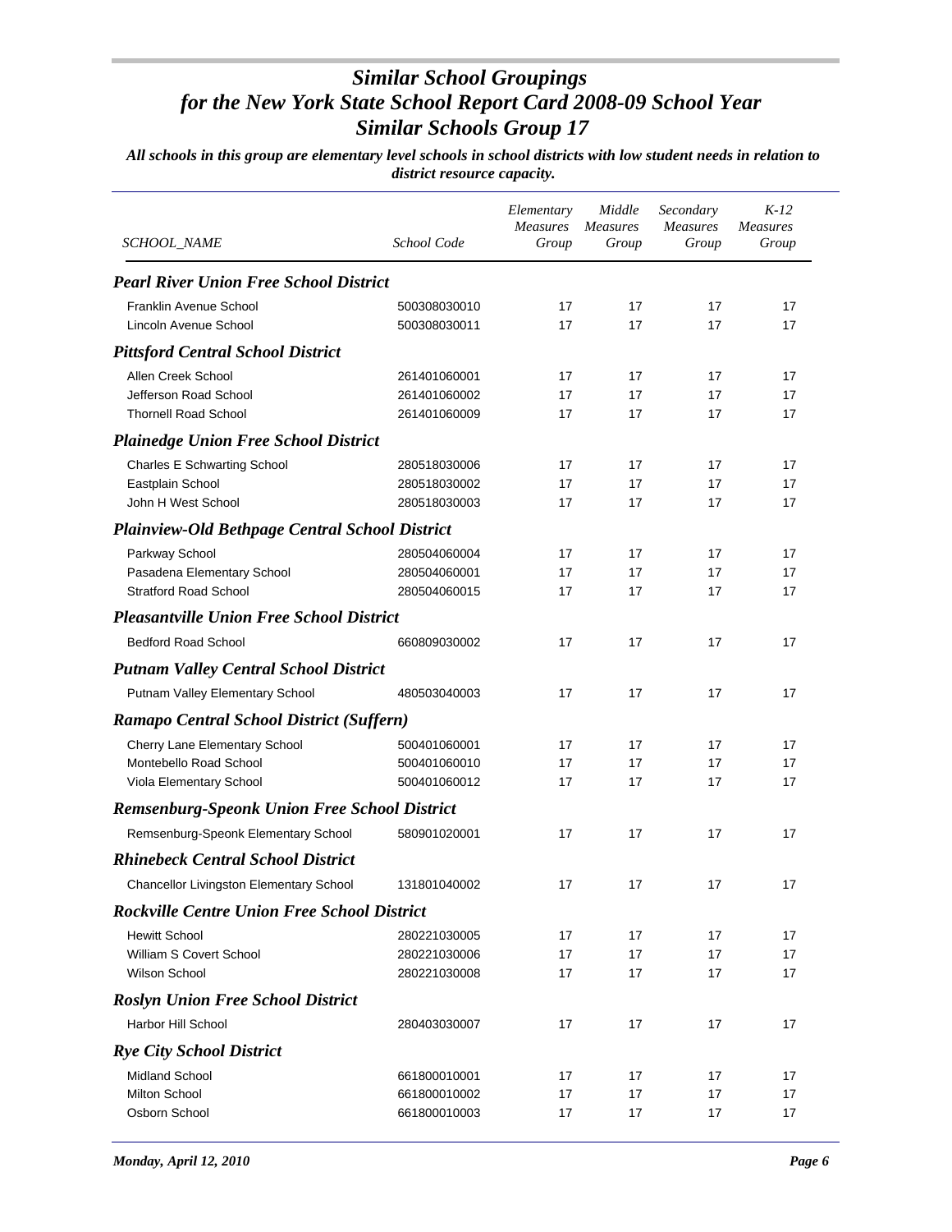# Similar School Groupings
# for the New York State School Report Card 2008-09 School Year
# Similar Schools Group 17

***All schools in this group are elementary level schools in school districts with low student needs in relation to district resource capacity.***

| SCHOOL_NAME | School Code | Elementary Measures Group | Middle Measures Group | Secondary Measures Group | K-12 Measures Group |
|---|---|---|---|---|---|
| ***Pearl River Union Free School District*** | | | | | |
| Franklin Avenue School | 500308030010 | 17 | 17 | 17 | 17 |
| Lincoln Avenue School | 500308030011 | 17 | 17 | 17 | 17 |
| ***Pittsford Central School District*** | | | | | |
| Allen Creek School | 261401060001 | 17 | 17 | 17 | 17 |
| Jefferson Road School | 261401060002 | 17 | 17 | 17 | 17 |
| Thornell Road School | 261401060009 | 17 | 17 | 17 | 17 |
| ***Plainedge Union Free School District*** | | | | | |
| Charles E Schwarting School | 280518030006 | 17 | 17 | 17 | 17 |
| Eastplain School | 280518030002 | 17 | 17 | 17 | 17 |
| John H West School | 280518030003 | 17 | 17 | 17 | 17 |
| ***Plainview-Old Bethpage Central School District*** | | | | | |
| Parkway School | 280504060004 | 17 | 17 | 17 | 17 |
| Pasadena Elementary School | 280504060001 | 17 | 17 | 17 | 17 |
| Stratford Road School | 280504060015 | 17 | 17 | 17 | 17 |
| ***Pleasantville Union Free School District*** | | | | | |
| Bedford Road School | 660809030002 | 17 | 17 | 17 | 17 |
| ***Putnam Valley Central School District*** | | | | | |
| Putnam Valley Elementary School | 480503040003 | 17 | 17 | 17 | 17 |
| ***Ramapo Central School District (Suffern)*** | | | | | |
| Cherry Lane Elementary School | 500401060001 | 17 | 17 | 17 | 17 |
| Montebello Road School | 500401060010 | 17 | 17 | 17 | 17 |
| Viola Elementary School | 500401060012 | 17 | 17 | 17 | 17 |
| ***Remsenburg-Speonk Union Free School District*** | | | | | |
| Remsenburg-Speonk Elementary School | 580901020001 | 17 | 17 | 17 | 17 |
| ***Rhinebeck Central School District*** | | | | | |
| Chancellor Livingston Elementary School | 131801040002 | 17 | 17 | 17 | 17 |
| ***Rockville Centre Union Free School District*** | | | | | |
| Hewitt School | 280221030005 | 17 | 17 | 17 | 17 |
| William S Covert School | 280221030006 | 17 | 17 | 17 | 17 |
| Wilson School | 280221030008 | 17 | 17 | 17 | 17 |
| ***Roslyn Union Free School District*** | | | | | |
| Harbor Hill School | 280403030007 | 17 | 17 | 17 | 17 |
| ***Rye City School District*** | | | | | |
| Midland School | 661800010001 | 17 | 17 | 17 | 17 |
| Milton School | 661800010002 | 17 | 17 | 17 | 17 |
| Osborn School | 661800010003 | 17 | 17 | 17 | 17 |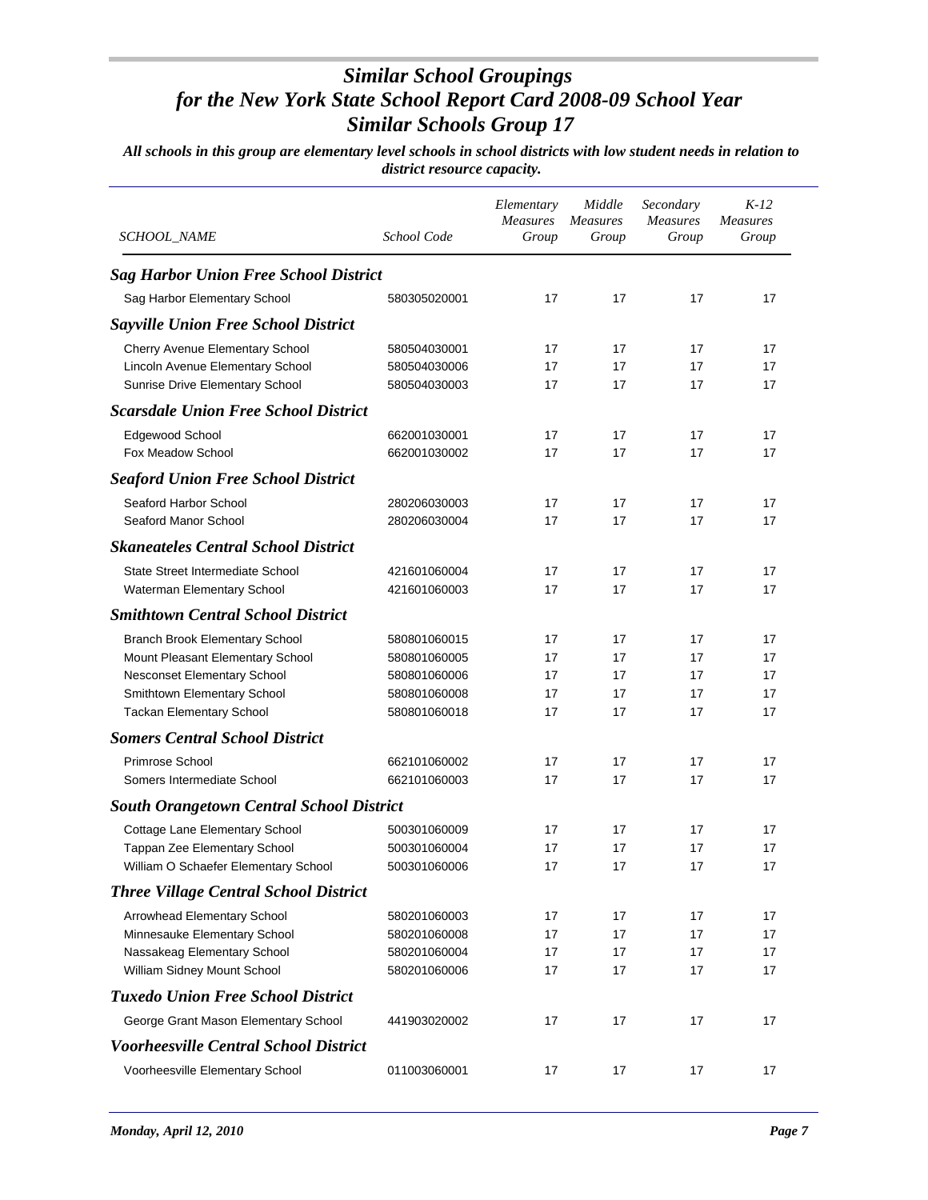# *Similar School Groupings for the New York State School Report Card 2008-09 School Year Similar Schools Group 17*

***All schools in this group are elementary level schools in school districts with low student needs in relation to district resource capacity.***

| *SCHOOL_NAME* | *School Code* | *Elementary Measures Group* | *Middle Measures Group* | *Secondary Measures Group* | *K-12 Measures Group* |
|---|---|---|---|---|---|
| ***Sag Harbor Union Free School District*** | | | | | |
| Sag Harbor Elementary School | 580305020001 | 17 | 17 | 17 | 17 |
| ***Sayville Union Free School District*** | | | | | |
| Cherry Avenue Elementary School | 580504030001 | 17 | 17 | 17 | 17 |
| Lincoln Avenue Elementary School | 580504030006 | 17 | 17 | 17 | 17 |
| Sunrise Drive Elementary School | 580504030003 | 17 | 17 | 17 | 17 |
| ***Scarsdale Union Free School District*** | | | | | |
| Edgewood School | 662001030001 | 17 | 17 | 17 | 17 |
| Fox Meadow School | 662001030002 | 17 | 17 | 17 | 17 |
| ***Seaford Union Free School District*** | | | | | |
| Seaford Harbor School | 280206030003 | 17 | 17 | 17 | 17 |
| Seaford Manor School | 280206030004 | 17 | 17 | 17 | 17 |
| ***Skaneateles Central School District*** | | | | | |
| State Street Intermediate School | 421601060004 | 17 | 17 | 17 | 17 |
| Waterman Elementary School | 421601060003 | 17 | 17 | 17 | 17 |
| ***Smithtown Central School District*** | | | | | |
| Branch Brook Elementary School | 580801060015 | 17 | 17 | 17 | 17 |
| Mount Pleasant Elementary School | 580801060005 | 17 | 17 | 17 | 17 |
| Nesconset Elementary School | 580801060006 | 17 | 17 | 17 | 17 |
| Smithtown Elementary School | 580801060008 | 17 | 17 | 17 | 17 |
| Tackan Elementary School | 580801060018 | 17 | 17 | 17 | 17 |
| ***Somers Central School District*** | | | | | |
| Primrose School | 662101060002 | 17 | 17 | 17 | 17 |
| Somers Intermediate School | 662101060003 | 17 | 17 | 17 | 17 |
| ***South Orangetown Central School District*** | | | | | |
| Cottage Lane Elementary School | 500301060009 | 17 | 17 | 17 | 17 |
| Tappan Zee Elementary School | 500301060004 | 17 | 17 | 17 | 17 |
| William O Schaefer Elementary School | 500301060006 | 17 | 17 | 17 | 17 |
| ***Three Village Central School District*** | | | | | |
| Arrowhead Elementary School | 580201060003 | 17 | 17 | 17 | 17 |
| Minnesauke Elementary School | 580201060008 | 17 | 17 | 17 | 17 |
| Nassakeag Elementary School | 580201060004 | 17 | 17 | 17 | 17 |
| William Sidney Mount School | 580201060006 | 17 | 17 | 17 | 17 |
| ***Tuxedo Union Free School District*** | | | | | |
| George Grant Mason Elementary School | 441903020002 | 17 | 17 | 17 | 17 |
| ***Voorheesville Central School District*** | | | | | |
| Voorheesville Elementary School | 011003060001 | 17 | 17 | 17 | 17 |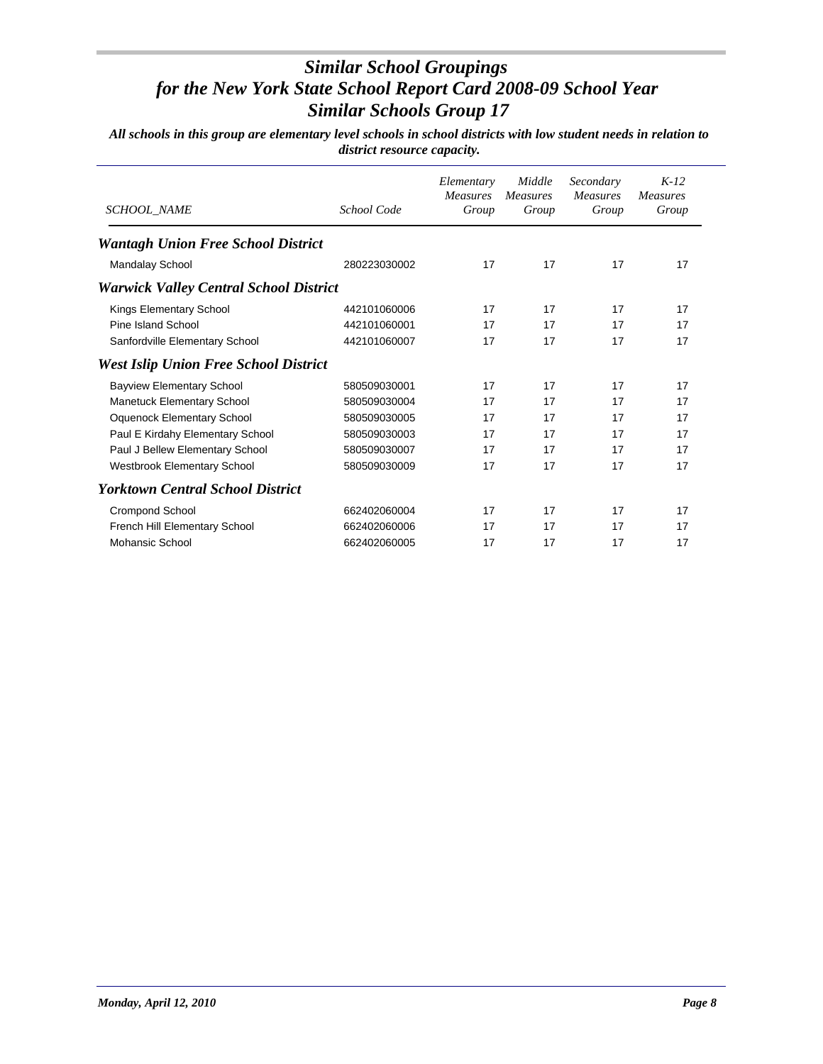# Similar School Groupings
# for the New York State School Report Card 2008-09 School Year
# Similar Schools Group 17

***All schools in this group are elementary level schools in school districts with low student needs in relation to district resource capacity.***

| *SCHOOL_NAME* | *School Code* | *Elementary Measures Group* | *Middle Measures Group* | *Secondary Measures Group* | *K-12 Measures Group* |
|---|---|---|---|---|---|
| ***Wantagh Union Free School District*** | | | | | |
| Mandalay School | 280223030002 | 17 | 17 | 17 | 17 |
| ***Warwick Valley Central School District*** | | | | | |
| Kings Elementary School | 442101060006 | 17 | 17 | 17 | 17 |
| Pine Island School | 442101060001 | 17 | 17 | 17 | 17 |
| Sanfordville Elementary School | 442101060007 | 17 | 17 | 17 | 17 |
| ***West Islip Union Free School District*** | | | | | |
| Bayview Elementary School | 580509030001 | 17 | 17 | 17 | 17 |
| Manetuck Elementary School | 580509030004 | 17 | 17 | 17 | 17 |
| Oquenock Elementary School | 580509030005 | 17 | 17 | 17 | 17 |
| Paul E Kirdahy Elementary School | 580509030003 | 17 | 17 | 17 | 17 |
| Paul J Bellew Elementary School | 580509030007 | 17 | 17 | 17 | 17 |
| Westbrook Elementary School | 580509030009 | 17 | 17 | 17 | 17 |
| ***Yorktown Central School District*** | | | | | |
| Crompond School | 662402060004 | 17 | 17 | 17 | 17 |
| French Hill Elementary School | 662402060006 | 17 | 17 | 17 | 17 |
| Mohansic School | 662402060005 | 17 | 17 | 17 | 17 |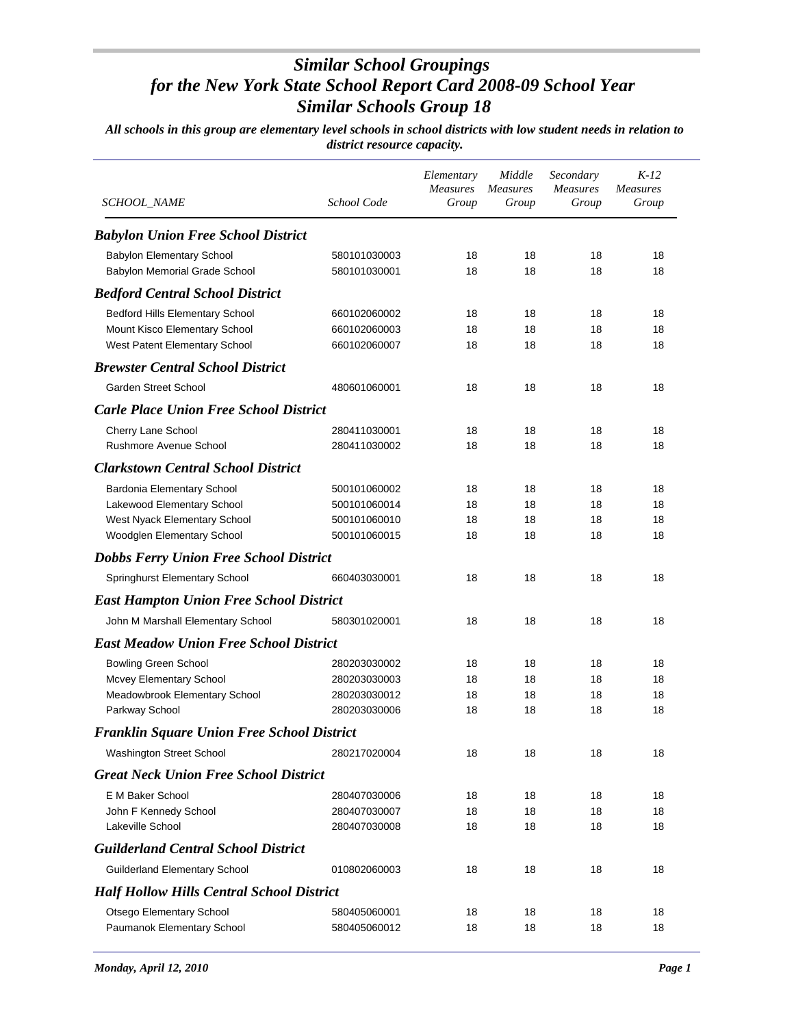# Similar School Groupings for the New York State School Report Card 2008-09 School Year Similar Schools Group 18

*All schools in this group are elementary level schools in school districts with low student needs in relation to district resource capacity.*

| SCHOOL_NAME | School Code | Elementary Measures Group | Middle Measures Group | Secondary Measures Group | K-12 Measures Group |
|---|---|---|---|---|---|
| ***Babylon Union Free School District*** | | | | | |
| Babylon Elementary School | 580101030003 | 18 | 18 | 18 | 18 |
| Babylon Memorial Grade School | 580101030001 | 18 | 18 | 18 | 18 |
| ***Bedford Central School District*** | | | | | |
| Bedford Hills Elementary School | 660102060002 | 18 | 18 | 18 | 18 |
| Mount Kisco Elementary School | 660102060003 | 18 | 18 | 18 | 18 |
| West Patent Elementary School | 660102060007 | 18 | 18 | 18 | 18 |
| ***Brewster Central School District*** | | | | | |
| Garden Street School | 480601060001 | 18 | 18 | 18 | 18 |
| ***Carle Place Union Free School District*** | | | | | |
| Cherry Lane School | 280411030001 | 18 | 18 | 18 | 18 |
| Rushmore Avenue School | 280411030002 | 18 | 18 | 18 | 18 |
| ***Clarkstown Central School District*** | | | | | |
| Bardonia Elementary School | 500101060002 | 18 | 18 | 18 | 18 |
| Lakewood Elementary School | 500101060014 | 18 | 18 | 18 | 18 |
| West Nyack Elementary School | 500101060010 | 18 | 18 | 18 | 18 |
| Woodglen Elementary School | 500101060015 | 18 | 18 | 18 | 18 |
| ***Dobbs Ferry Union Free School District*** | | | | | |
| Springhurst Elementary School | 660403030001 | 18 | 18 | 18 | 18 |
| ***East Hampton Union Free School District*** | | | | | |
| John M Marshall Elementary School | 580301020001 | 18 | 18 | 18 | 18 |
| ***East Meadow Union Free School District*** | | | | | |
| Bowling Green School | 280203030002 | 18 | 18 | 18 | 18 |
| Mcvey Elementary School | 280203030003 | 18 | 18 | 18 | 18 |
| Meadowbrook Elementary School | 280203030012 | 18 | 18 | 18 | 18 |
| Parkway School | 280203030006 | 18 | 18 | 18 | 18 |
| ***Franklin Square Union Free School District*** | | | | | |
| Washington Street School | 280217020004 | 18 | 18 | 18 | 18 |
| ***Great Neck Union Free School District*** | | | | | |
| E M Baker School | 280407030006 | 18 | 18 | 18 | 18 |
| John F Kennedy School | 280407030007 | 18 | 18 | 18 | 18 |
| Lakeville School | 280407030008 | 18 | 18 | 18 | 18 |
| ***Guilderland Central School District*** | | | | | |
| Guilderland Elementary School | 010802060003 | 18 | 18 | 18 | 18 |
| ***Half Hollow Hills Central School District*** | | | | | |
| Otsego Elementary School | 580405060001 | 18 | 18 | 18 | 18 |
| Paumanok Elementary School | 580405060012 | 18 | 18 | 18 | 18 |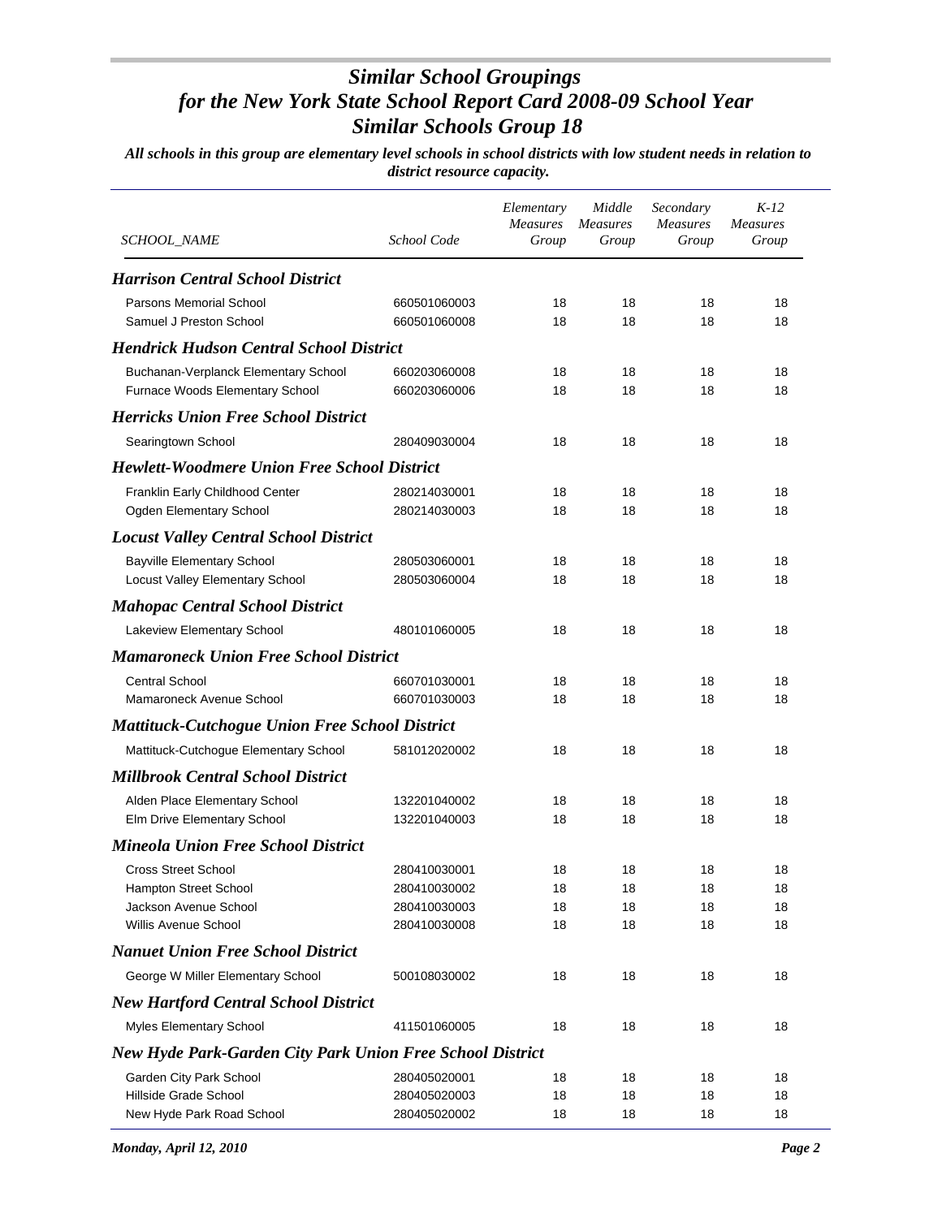# *Similar School Groupings for the New York State School Report Card 2008-09 School Year Similar Schools Group 18*

***All schools in this group are elementary level schools in school districts with low student needs in relation to district resource capacity.***

| *SCHOOL_NAME* | *School Code* | *Elementary Measures Group* | *Middle Measures Group* | *Secondary Measures Group* | *K-12 Measures Group* |
|---|---|---|---|---|---|
| ***Harrison Central School District*** | | | | | |
| Parsons Memorial School | 660501060003 | 18 | 18 | 18 | 18 |
| Samuel J Preston School | 660501060008 | 18 | 18 | 18 | 18 |
| ***Hendrick Hudson Central School District*** | | | | | |
| Buchanan-Verplanck Elementary School | 660203060008 | 18 | 18 | 18 | 18 |
| Furnace Woods Elementary School | 660203060006 | 18 | 18 | 18 | 18 |
| ***Herricks Union Free School District*** | | | | | |
| Searingtown School | 280409030004 | 18 | 18 | 18 | 18 |
| ***Hewlett-Woodmere Union Free School District*** | | | | | |
| Franklin Early Childhood Center | 280214030001 | 18 | 18 | 18 | 18 |
| Ogden Elementary School | 280214030003 | 18 | 18 | 18 | 18 |
| ***Locust Valley Central School District*** | | | | | |
| Bayville Elementary School | 280503060001 | 18 | 18 | 18 | 18 |
| Locust Valley Elementary School | 280503060004 | 18 | 18 | 18 | 18 |
| ***Mahopac Central School District*** | | | | | |
| Lakeview Elementary School | 480101060005 | 18 | 18 | 18 | 18 |
| ***Mamaroneck Union Free School District*** | | | | | |
| Central School | 660701030001 | 18 | 18 | 18 | 18 |
| Mamaroneck Avenue School | 660701030003 | 18 | 18 | 18 | 18 |
| ***Mattituck-Cutchogue Union Free School District*** | | | | | |
| Mattituck-Cutchogue Elementary School | 581012020002 | 18 | 18 | 18 | 18 |
| ***Millbrook Central School District*** | | | | | |
| Alden Place Elementary School | 132201040002 | 18 | 18 | 18 | 18 |
| Elm Drive Elementary School | 132201040003 | 18 | 18 | 18 | 18 |
| ***Mineola Union Free School District*** | | | | | |
| Cross Street School | 280410030001 | 18 | 18 | 18 | 18 |
| Hampton Street School | 280410030002 | 18 | 18 | 18 | 18 |
| Jackson Avenue School | 280410030003 | 18 | 18 | 18 | 18 |
| Willis Avenue School | 280410030008 | 18 | 18 | 18 | 18 |
| ***Nanuet Union Free School District*** | | | | | |
| George W Miller Elementary School | 500108030002 | 18 | 18 | 18 | 18 |
| ***New Hartford Central School District*** | | | | | |
| Myles Elementary School | 411501060005 | 18 | 18 | 18 | 18 |
| ***New Hyde Park-Garden City Park Union Free School District*** | | | | | |
| Garden City Park School | 280405020001 | 18 | 18 | 18 | 18 |
| Hillside Grade School | 280405020003 | 18 | 18 | 18 | 18 |
| New Hyde Park Road School | 280405020002 | 18 | 18 | 18 | 18 |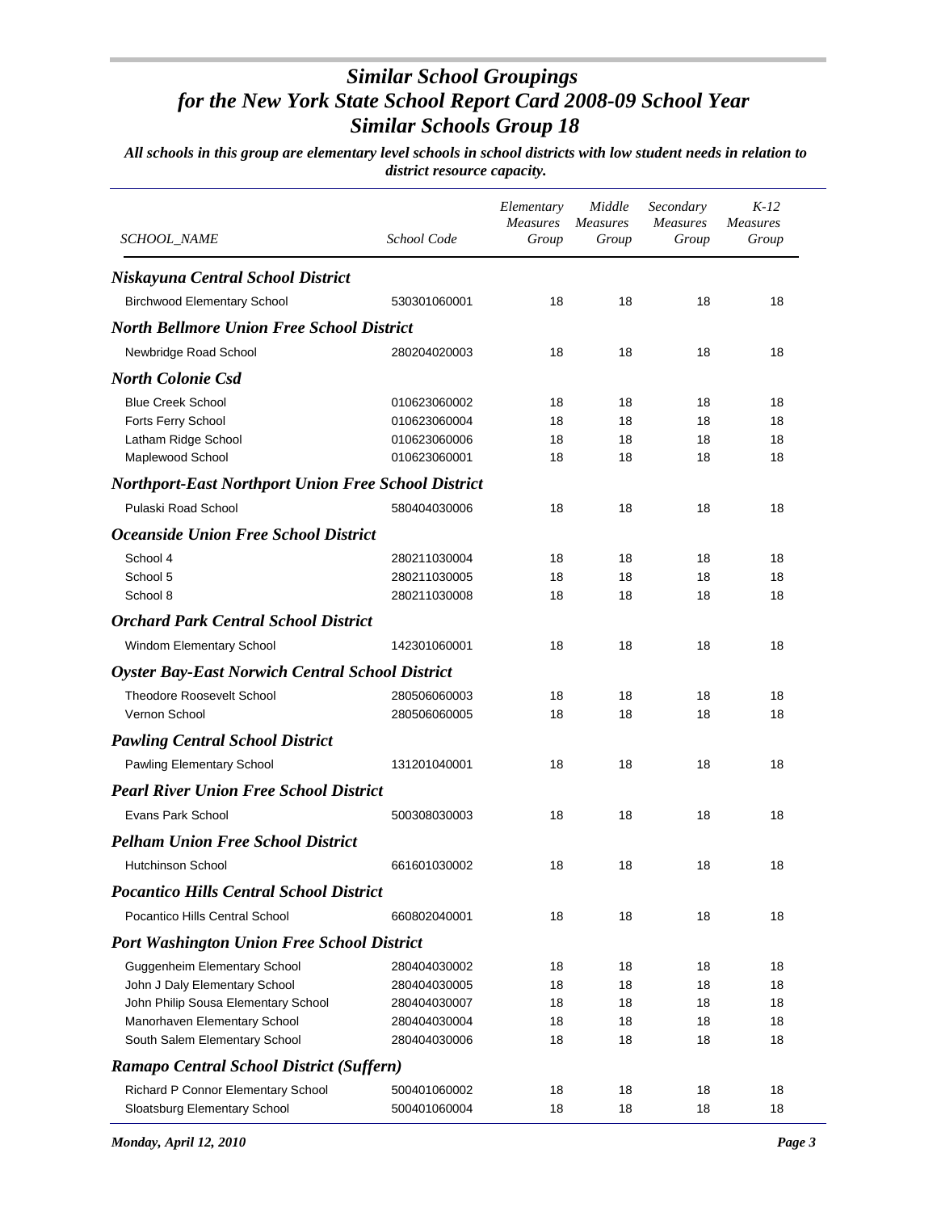# *Similar School Groupings for the New York State School Report Card 2008-09 School Year Similar Schools Group 18*

***All schools in this group are elementary level schools in school districts with low student needs in relation to district resource capacity.***

| SCHOOL_NAME | School Code | Elementary Measures Group | Middle Measures Group | Secondary Measures Group | K-12 Measures Group |
|---|---|---|---|---|---|
| ***Niskayuna Central School District*** | | | | | |
| Birchwood Elementary School | 530301060001 | 18 | 18 | 18 | 18 |
| ***North Bellmore Union Free School District*** | | | | | |
| Newbridge Road School | 280204020003 | 18 | 18 | 18 | 18 |
| ***North Colonie Csd*** | | | | | |
| Blue Creek School | 010623060002 | 18 | 18 | 18 | 18 |
| Forts Ferry School | 010623060004 | 18 | 18 | 18 | 18 |
| Latham Ridge School | 010623060006 | 18 | 18 | 18 | 18 |
| Maplewood School | 010623060001 | 18 | 18 | 18 | 18 |
| ***Northport-East Northport Union Free School District*** | | | | | |
| Pulaski Road School | 580404030006 | 18 | 18 | 18 | 18 |
| ***Oceanside Union Free School District*** | | | | | |
| School 4 | 280211030004 | 18 | 18 | 18 | 18 |
| School 5 | 280211030005 | 18 | 18 | 18 | 18 |
| School 8 | 280211030008 | 18 | 18 | 18 | 18 |
| ***Orchard Park Central School District*** | | | | | |
| Windom Elementary School | 142301060001 | 18 | 18 | 18 | 18 |
| ***Oyster Bay-East Norwich Central School District*** | | | | | |
| Theodore Roosevelt School | 280506060003 | 18 | 18 | 18 | 18 |
| Vernon School | 280506060005 | 18 | 18 | 18 | 18 |
| ***Pawling Central School District*** | | | | | |
| Pawling Elementary School | 131201040001 | 18 | 18 | 18 | 18 |
| ***Pearl River Union Free School District*** | | | | | |
| Evans Park School | 500308030003 | 18 | 18 | 18 | 18 |
| ***Pelham Union Free School District*** | | | | | |
| Hutchinson School | 661601030002 | 18 | 18 | 18 | 18 |
| ***Pocantico Hills Central School District*** | | | | | |
| Pocantico Hills Central School | 660802040001 | 18 | 18 | 18 | 18 |
| ***Port Washington Union Free School District*** | | | | | |
| Guggenheim Elementary School | 280404030002 | 18 | 18 | 18 | 18 |
| John J Daly Elementary School | 280404030005 | 18 | 18 | 18 | 18 |
| John Philip Sousa Elementary School | 280404030007 | 18 | 18 | 18 | 18 |
| Manorhaven Elementary School | 280404030004 | 18 | 18 | 18 | 18 |
| South Salem Elementary School | 280404030006 | 18 | 18 | 18 | 18 |
| ***Ramapo Central School District (Suffern)*** | | | | | |
| Richard P Connor Elementary School | 500401060002 | 18 | 18 | 18 | 18 |
| Sloatsburg Elementary School | 500401060004 | 18 | 18 | 18 | 18 |

*Monday, April 12, 2010*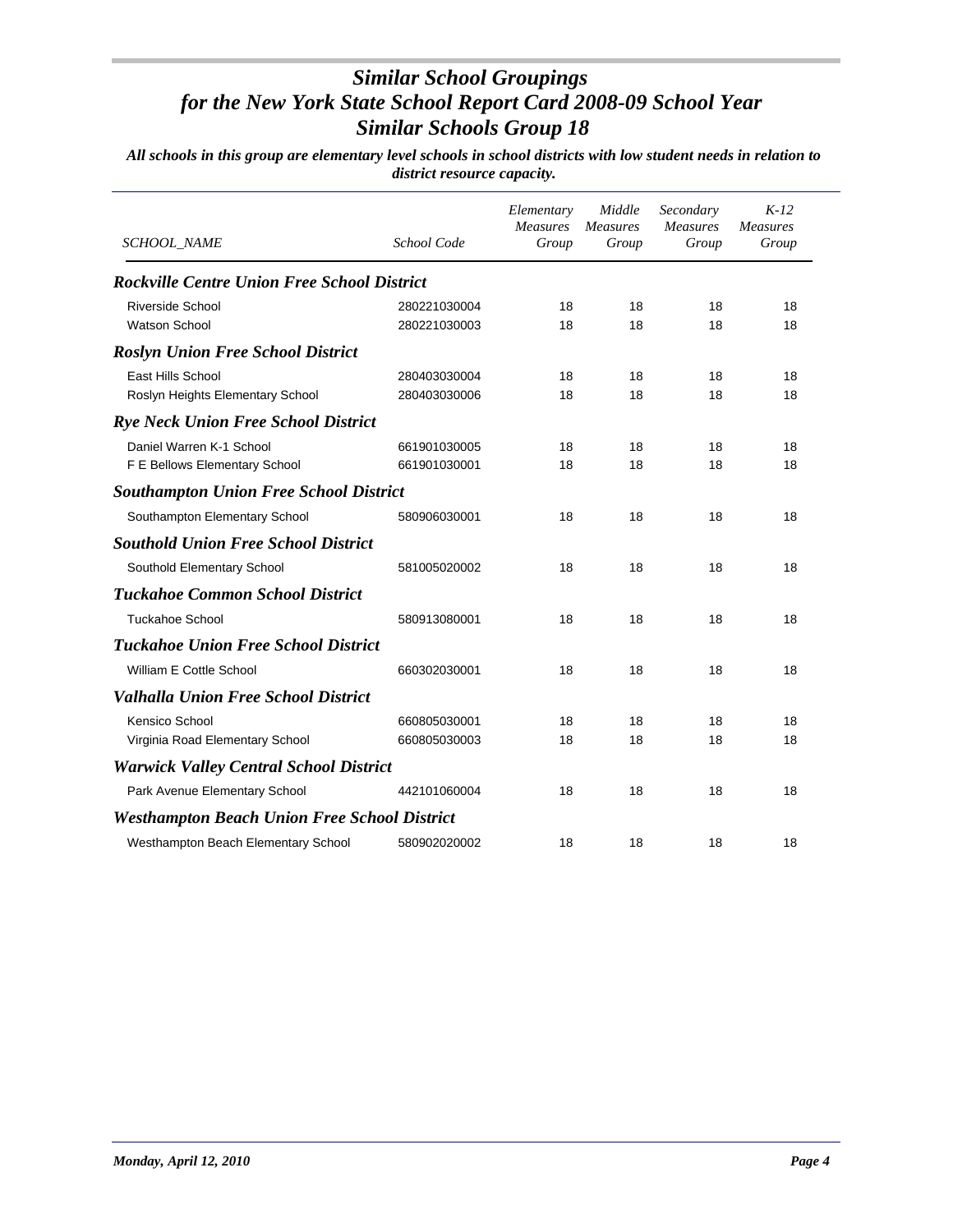# *Similar School Groupings for the New York State School Report Card 2008-09 School Year*
# *Similar Schools Group 18*

***All schools in this group are elementary level schools in school districts with low student needs in relation to district resource capacity.***

| *SCHOOL_NAME* | *School Code* | *Elementary Measures Group* | *Middle Measures Group* | *Secondary Measures Group* | *K-12 Measures Group* |
|---|---|---|---|---|---|
| ***Rockville Centre Union Free School District*** | | | | | |
| Riverside School | 280221030004 | 18 | 18 | 18 | 18 |
| Watson School | 280221030003 | 18 | 18 | 18 | 18 |
| ***Roslyn Union Free School District*** | | | | | |
| East Hills School | 280403030004 | 18 | 18 | 18 | 18 |
| Roslyn Heights Elementary School | 280403030006 | 18 | 18 | 18 | 18 |
| ***Rye Neck Union Free School District*** | | | | | |
| Daniel Warren K-1 School | 661901030005 | 18 | 18 | 18 | 18 |
| F E Bellows Elementary School | 661901030001 | 18 | 18 | 18 | 18 |
| ***Southampton Union Free School District*** | | | | | |
| Southampton Elementary School | 580906030001 | 18 | 18 | 18 | 18 |
| ***Southold Union Free School District*** | | | | | |
| Southold Elementary School | 581005020002 | 18 | 18 | 18 | 18 |
| ***Tuckahoe Common School District*** | | | | | |
| Tuckahoe School | 580913080001 | 18 | 18 | 18 | 18 |
| ***Tuckahoe Union Free School District*** | | | | | |
| William E Cottle School | 660302030001 | 18 | 18 | 18 | 18 |
| ***Valhalla Union Free School District*** | | | | | |
| Kensico School | 660805030001 | 18 | 18 | 18 | 18 |
| Virginia Road Elementary School | 660805030003 | 18 | 18 | 18 | 18 |
| ***Warwick Valley Central School District*** | | | | | |
| Park Avenue Elementary School | 442101060004 | 18 | 18 | 18 | 18 |
| ***Westhampton Beach Union Free School District*** | | | | | |
| Westhampton Beach Elementary School | 580902020002 | 18 | 18 | 18 | 18 |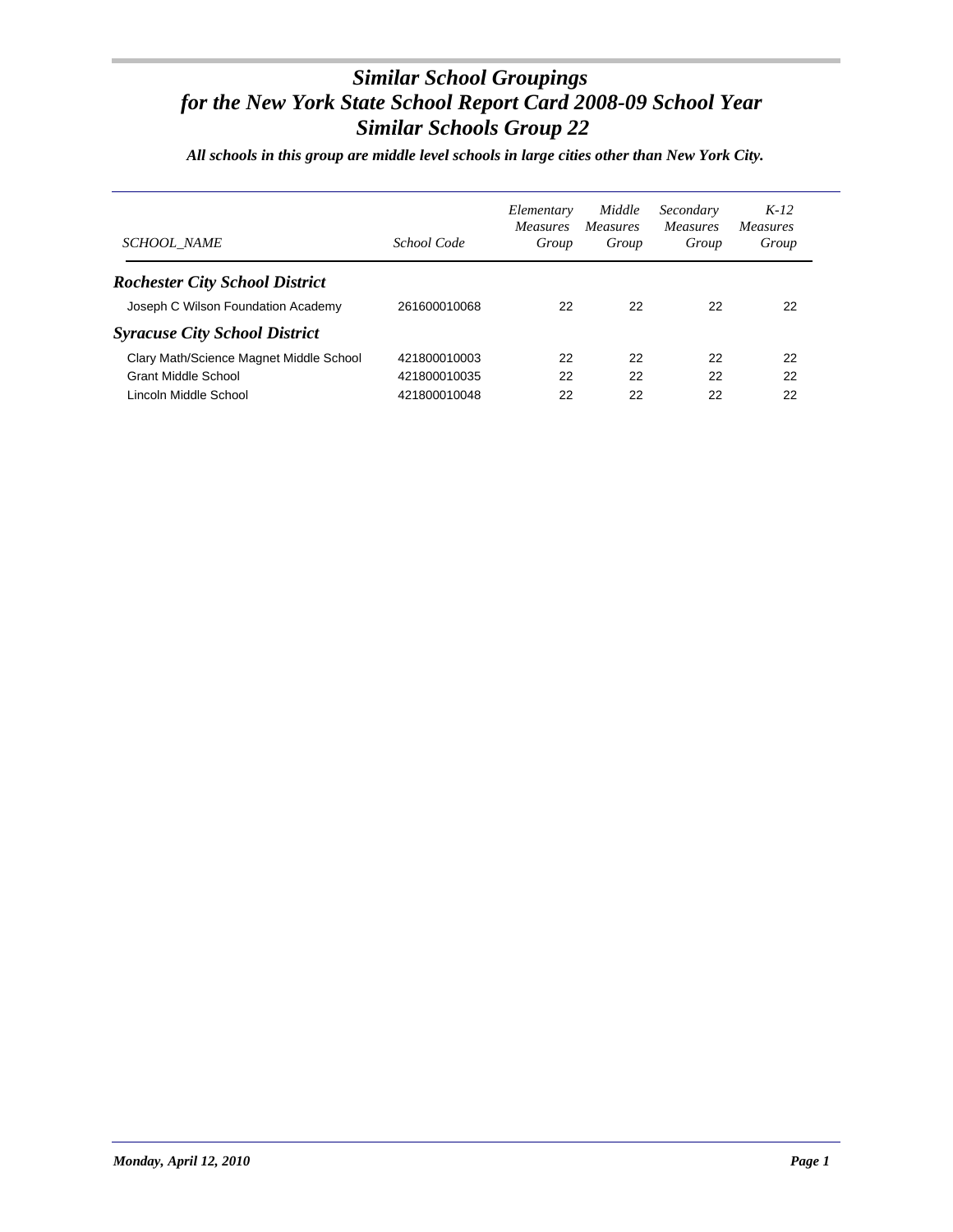# *Similar School Groupings for the New York State School Report Card 2008-09 School Year Similar Schools Group 22*

***All schools in this group are middle level schools in large cities other than New York City.***

| *SCHOOL_NAME* | *School Code* | *Elementary Measures Group* | *Middle Measures Group* | *Secondary Measures Group* | *K-12 Measures Group* |
|---|---|---|---|---|---|
| ***Rochester City School District*** | | | | | |
| Joseph C Wilson Foundation Academy | 261600010068 | 22 | 22 | 22 | 22 |
| ***Syracuse City School District*** | | | | | |
| Clary Math/Science Magnet Middle School | 421800010003 | 22 | 22 | 22 | 22 |
| Grant Middle School | 421800010035 | 22 | 22 | 22 | 22 |
| Lincoln Middle School | 421800010048 | 22 | 22 | 22 | 22 |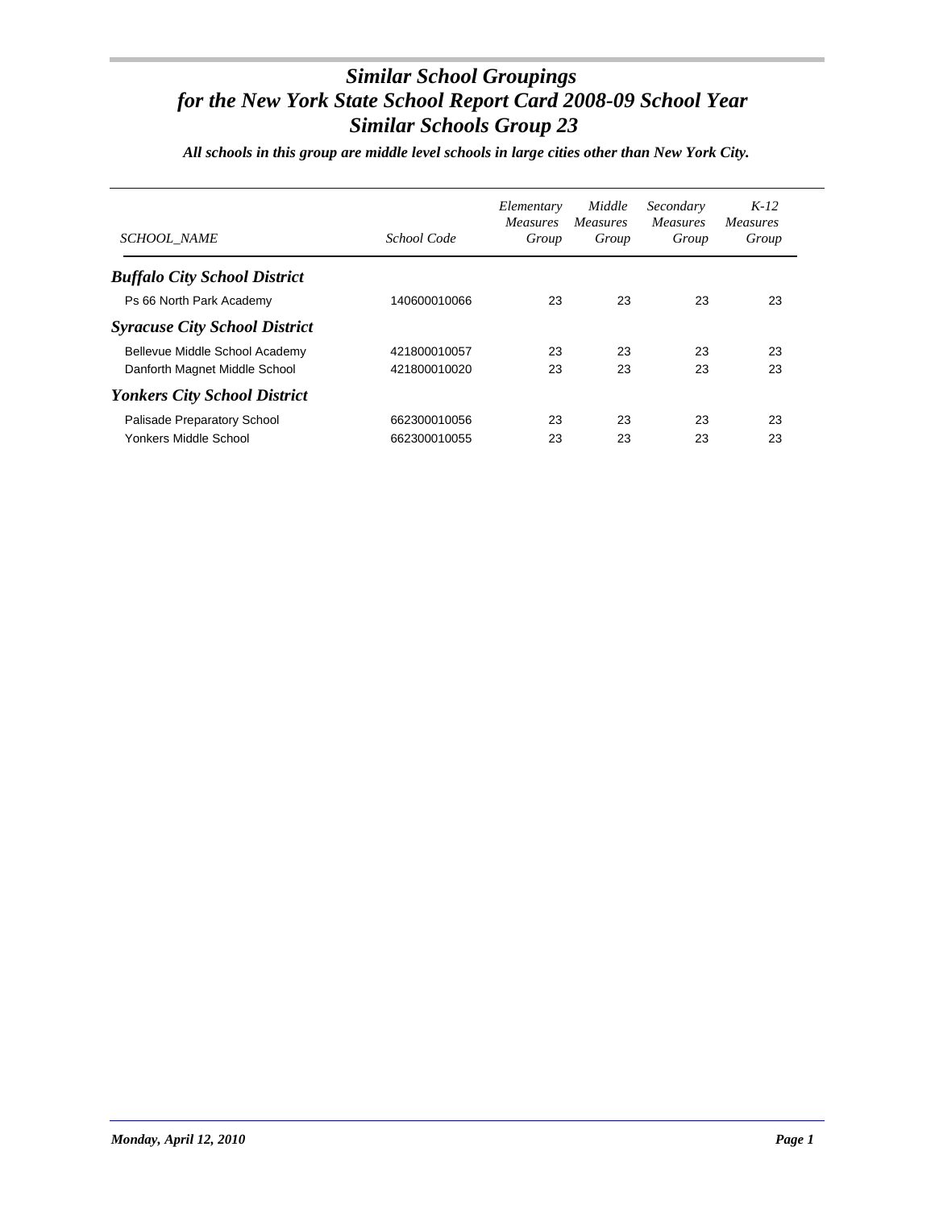# *Similar School Groupings*
# *for the New York State School Report Card 2008-09 School Year*
# *Similar Schools Group 23*

***All schools in this group are middle level schools in large cities other than New York City.***

| *SCHOOL_NAME* | *School Code* | *Elementary Measures Group* | *Middle Measures Group* | *Secondary Measures Group* | *K-12 Measures Group* |
|---|---|---|---|---|---|
| ***Buffalo City School District*** | | | | | |
| Ps 66 North Park Academy | 140600010066 | 23 | 23 | 23 | 23 |
| ***Syracuse City School District*** | | | | | |
| Bellevue Middle School Academy | 421800010057 | 23 | 23 | 23 | 23 |
| Danforth Magnet Middle School | 421800010020 | 23 | 23 | 23 | 23 |
| ***Yonkers City School District*** | | | | | |
| Palisade Preparatory School | 662300010056 | 23 | 23 | 23 | 23 |
| Yonkers Middle School | 662300010055 | 23 | 23 | 23 | 23 |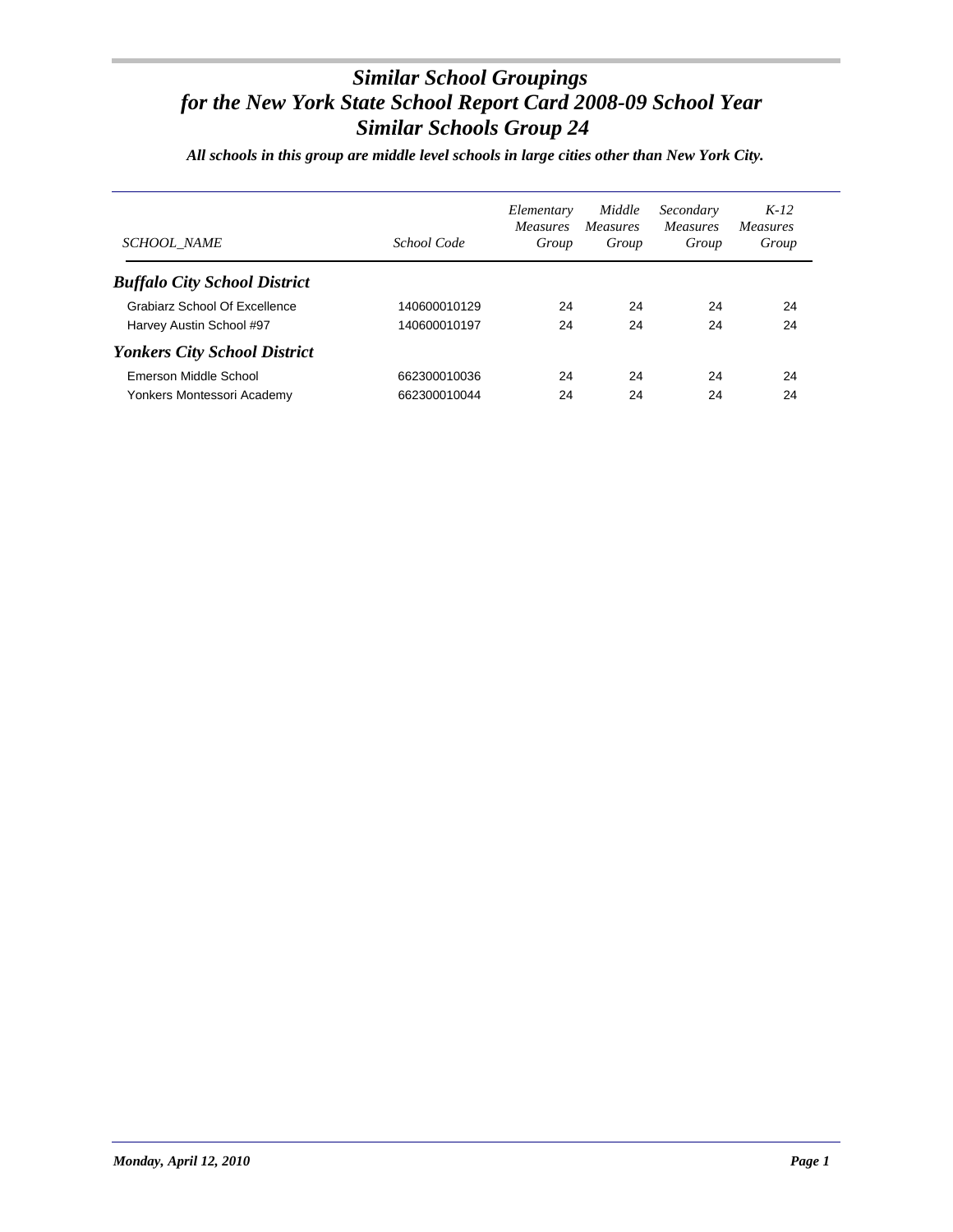# *Similar School Groupings for the New York State School Report Card 2008-09 School Year Similar Schools Group 24*

***All schools in this group are middle level schools in large cities other than New York City.***

| SCHOOL_NAME | School Code | Elementary Measures Group | Middle Measures Group | Secondary Measures Group | K-12 Measures Group |
|---|---|---|---|---|---|
| ***Buffalo City School District*** | | | | | |
| Grabiarz School Of Excellence | 140600010129 | 24 | 24 | 24 | 24 |
| Harvey Austin School #97 | 140600010197 | 24 | 24 | 24 | 24 |
| ***Yonkers City School District*** | | | | | |
| Emerson Middle School | 662300010036 | 24 | 24 | 24 | 24 |
| Yonkers Montessori Academy | 662300010044 | 24 | 24 | 24 | 24 |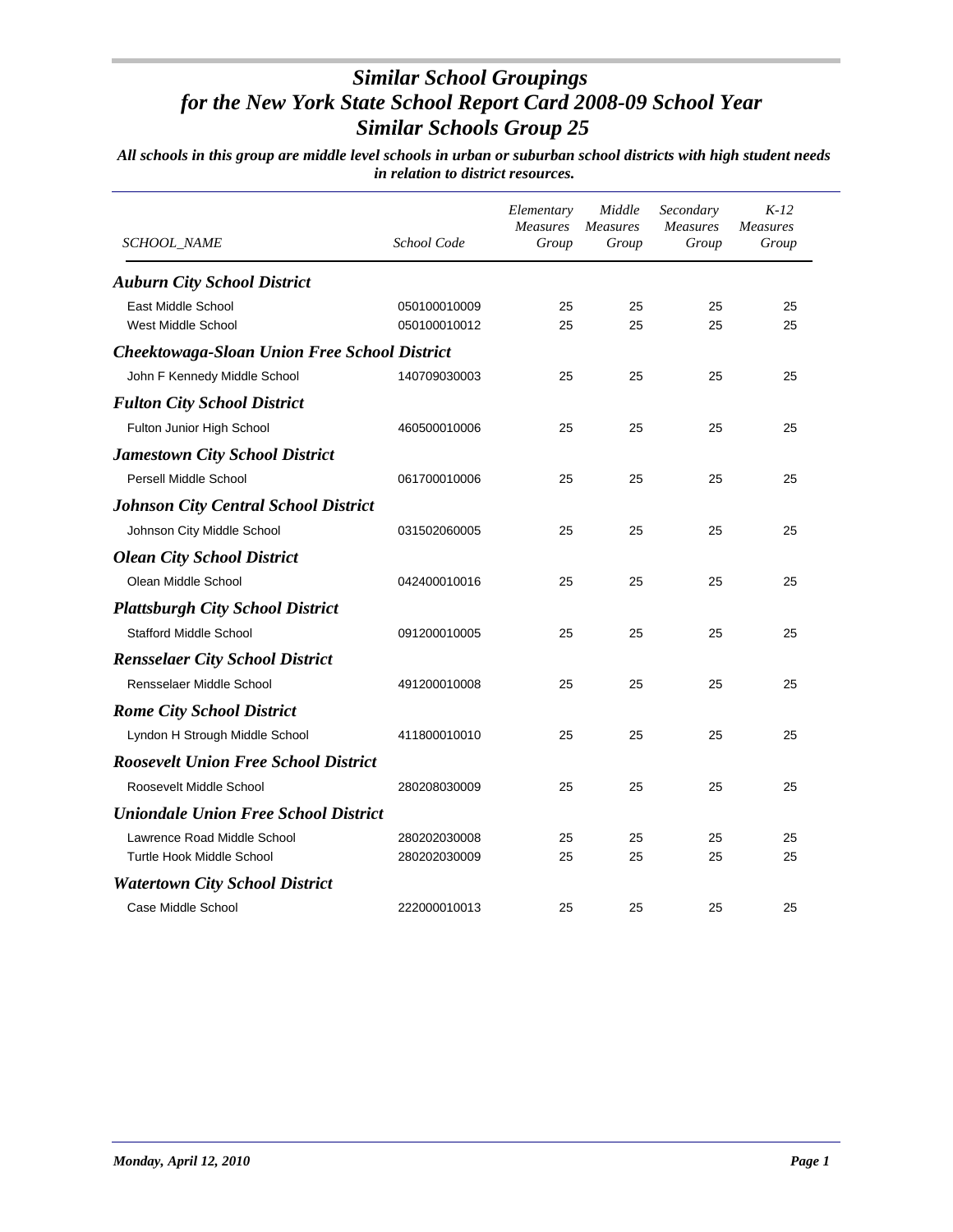# Similar School Groupings for the New York State School Report Card 2008-09 School Year Similar Schools Group 25

***All schools in this group are middle level schools in urban or suburban school districts with high student needs in relation to district resources.***

| SCHOOL_NAME | School Code | Elementary Measures Group | Middle Measures Group | Secondary Measures Group | K-12 Measures Group |
|---|---|---|---|---|---|
| ***Auburn City School District*** | | | | | |
| East Middle School | 050100010009 | 25 | 25 | 25 | 25 |
| West Middle School | 050100010012 | 25 | 25 | 25 | 25 |
| ***Cheektowaga-Sloan Union Free School District*** | | | | | |
| John F Kennedy Middle School | 140709030003 | 25 | 25 | 25 | 25 |
| ***Fulton City School District*** | | | | | |
| Fulton Junior High School | 460500010006 | 25 | 25 | 25 | 25 |
| ***Jamestown City School District*** | | | | | |
| Persell Middle School | 061700010006 | 25 | 25 | 25 | 25 |
| ***Johnson City Central School District*** | | | | | |
| Johnson City Middle School | 031502060005 | 25 | 25 | 25 | 25 |
| ***Olean City School District*** | | | | | |
| Olean Middle School | 042400010016 | 25 | 25 | 25 | 25 |
| ***Plattsburgh City School District*** | | | | | |
| Stafford Middle School | 091200010005 | 25 | 25 | 25 | 25 |
| ***Rensselaer City School District*** | | | | | |
| Rensselaer Middle School | 491200010008 | 25 | 25 | 25 | 25 |
| ***Rome City School District*** | | | | | |
| Lyndon H Strough Middle School | 411800010010 | 25 | 25 | 25 | 25 |
| ***Roosevelt Union Free School District*** | | | | | |
| Roosevelt Middle School | 280208030009 | 25 | 25 | 25 | 25 |
| ***Uniondale Union Free School District*** | | | | | |
| Lawrence Road Middle School | 280202030008 | 25 | 25 | 25 | 25 |
| Turtle Hook Middle School | 280202030009 | 25 | 25 | 25 | 25 |
| ***Watertown City School District*** | | | | | |
| Case Middle School | 222000010013 | 25 | 25 | 25 | 25 |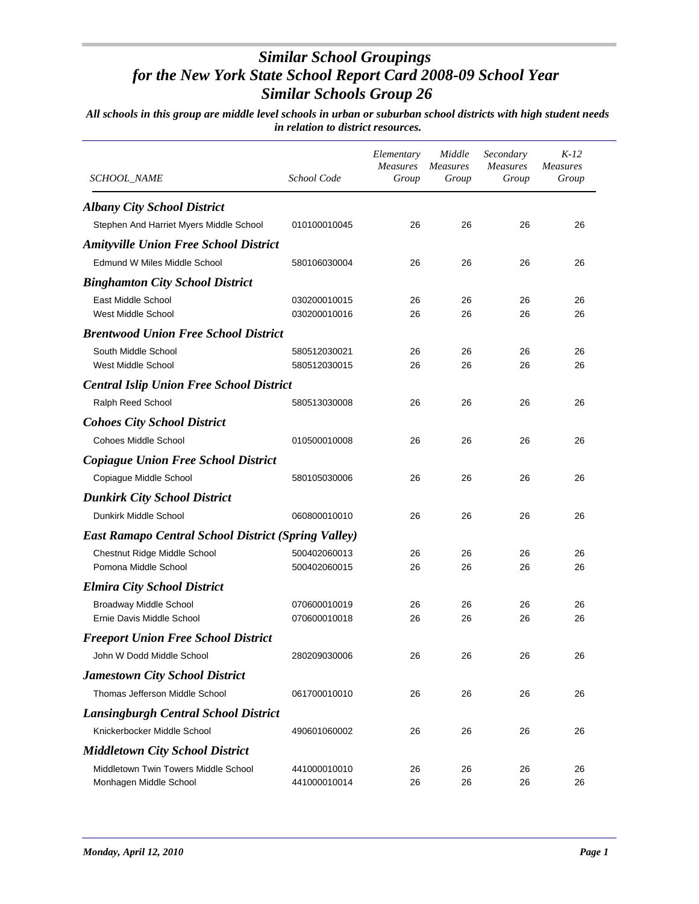# *Similar School Groupings for the New York State School Report Card 2008-09 School Year Similar Schools Group 26*

***All schools in this group are middle level schools in urban or suburban school districts with high student needs in relation to district resources.***

| *SCHOOL_NAME* | *School Code* | *Elementary Measures Group* | *Middle Measures Group* | *Secondary Measures Group* | *K-12 Measures Group* |
|---|---|---|---|---|---|
| ***Albany City School District*** | | | | | |
| Stephen And Harriet Myers Middle School | 010100010045 | 26 | 26 | 26 | 26 |
| ***Amityville Union Free School District*** | | | | | |
| Edmund W Miles Middle School | 580106030004 | 26 | 26 | 26 | 26 |
| ***Binghamton City School District*** | | | | | |
| East Middle School | 030200010015 | 26 | 26 | 26 | 26 |
| West Middle School | 030200010016 | 26 | 26 | 26 | 26 |
| ***Brentwood Union Free School District*** | | | | | |
| South Middle School | 580512030021 | 26 | 26 | 26 | 26 |
| West Middle School | 580512030015 | 26 | 26 | 26 | 26 |
| ***Central Islip Union Free School District*** | | | | | |
| Ralph Reed School | 580513030008 | 26 | 26 | 26 | 26 |
| ***Cohoes City School District*** | | | | | |
| Cohoes Middle School | 010500010008 | 26 | 26 | 26 | 26 |
| ***Copiague Union Free School District*** | | | | | |
| Copiague Middle School | 580105030006 | 26 | 26 | 26 | 26 |
| ***Dunkirk City School District*** | | | | | |
| Dunkirk Middle School | 060800010010 | 26 | 26 | 26 | 26 |
| ***East Ramapo Central School District (Spring Valley)*** | | | | | |
| Chestnut Ridge Middle School | 500402060013 | 26 | 26 | 26 | 26 |
| Pomona Middle School | 500402060015 | 26 | 26 | 26 | 26 |
| ***Elmira City School District*** | | | | | |
| Broadway Middle School | 070600010019 | 26 | 26 | 26 | 26 |
| Ernie Davis Middle School | 070600010018 | 26 | 26 | 26 | 26 |
| ***Freeport Union Free School District*** | | | | | |
| John W Dodd Middle School | 280209030006 | 26 | 26 | 26 | 26 |
| ***Jamestown City School District*** | | | | | |
| Thomas Jefferson Middle School | 061700010010 | 26 | 26 | 26 | 26 |
| ***Lansingburgh Central School District*** | | | | | |
| Knickerbocker Middle School | 490601060002 | 26 | 26 | 26 | 26 |
| ***Middletown City School District*** | | | | | |
| Middletown Twin Towers Middle School | 441000010010 | 26 | 26 | 26 | 26 |
| Monhagen Middle School | 441000010014 | 26 | 26 | 26 | 26 |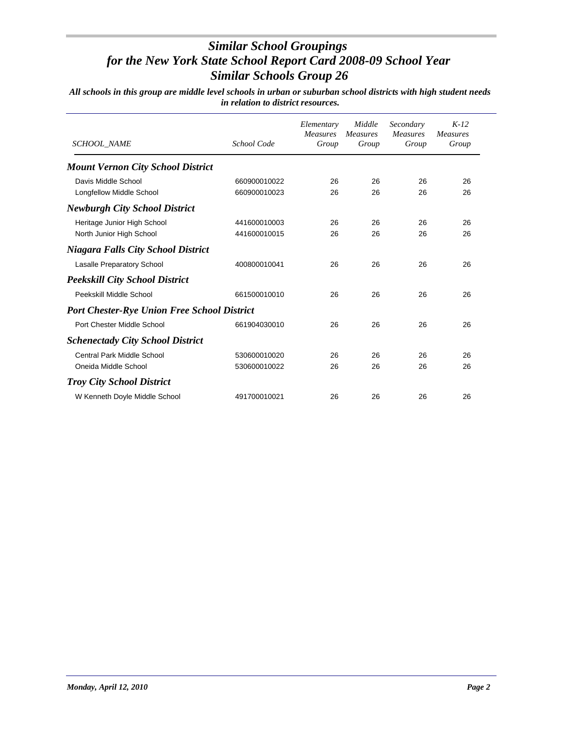# *Similar School Groupings for the New York State School Report Card 2008-09 School Year Similar Schools Group 26*

***All schools in this group are middle level schools in urban or suburban school districts with high student needs in relation to district resources.***

| *SCHOOL_NAME* | *School Code* | *Elementary Measures Group* | *Middle Measures Group* | *Secondary Measures Group* | *K-12 Measures Group* |
|---|---|---|---|---|---|
| ***Mount Vernon City School District*** | | | | | |
| Davis Middle School | 660900010022 | 26 | 26 | 26 | 26 |
| Longfellow Middle School | 660900010023 | 26 | 26 | 26 | 26 |
| ***Newburgh City School District*** | | | | | |
| Heritage Junior High School | 441600010003 | 26 | 26 | 26 | 26 |
| North Junior High School | 441600010015 | 26 | 26 | 26 | 26 |
| ***Niagara Falls City School District*** | | | | | |
| Lasalle Preparatory School | 400800010041 | 26 | 26 | 26 | 26 |
| ***Peekskill City School District*** | | | | | |
| Peekskill Middle School | 661500010010 | 26 | 26 | 26 | 26 |
| ***Port Chester-Rye Union Free School District*** | | | | | |
| Port Chester Middle School | 661904030010 | 26 | 26 | 26 | 26 |
| ***Schenectady City School District*** | | | | | |
| Central Park Middle School | 530600010020 | 26 | 26 | 26 | 26 |
| Oneida Middle School | 530600010022 | 26 | 26 | 26 | 26 |
| ***Troy City School District*** | | | | | |
| W Kenneth Doyle Middle School | 491700010021 | 26 | 26 | 26 | 26 |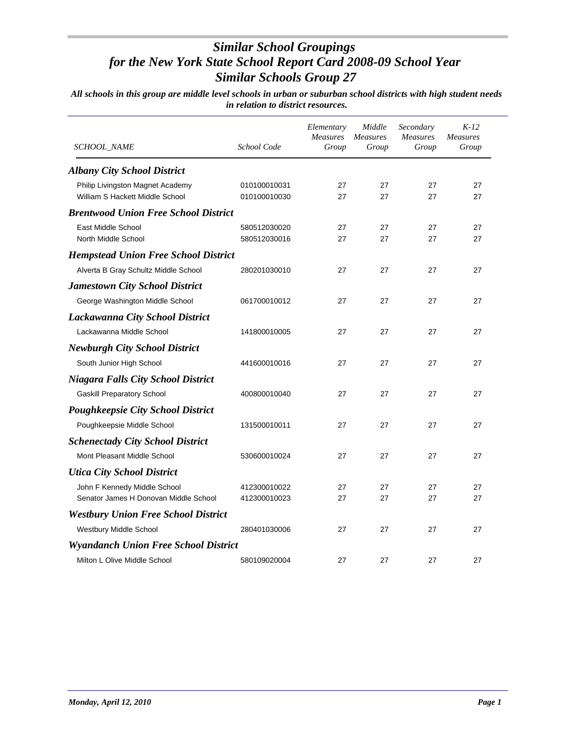# *Similar School Groupings for the New York State School Report Card 2008-09 School Year Similar Schools Group 27*

***All schools in this group are middle level schools in urban or suburban school districts with high student needs in relation to district resources.***

| *SCHOOL_NAME* | *School Code* | *Elementary Measures Group* | *Middle Measures Group* | *Secondary Measures Group* | *K-12 Measures Group* |
|---|---|---|---|---|---|
| ***Albany City School District*** | | | | | |
| Philip Livingston Magnet Academy | 010100010031 | 27 | 27 | 27 | 27 |
| William S Hackett Middle School | 010100010030 | 27 | 27 | 27 | 27 |
| ***Brentwood Union Free School District*** | | | | | |
| East Middle School | 580512030020 | 27 | 27 | 27 | 27 |
| North Middle School | 580512030016 | 27 | 27 | 27 | 27 |
| ***Hempstead Union Free School District*** | | | | | |
| Alverta B Gray Schultz Middle School | 280201030010 | 27 | 27 | 27 | 27 |
| ***Jamestown City School District*** | | | | | |
| George Washington Middle School | 061700010012 | 27 | 27 | 27 | 27 |
| ***Lackawanna City School District*** | | | | | |
| Lackawanna Middle School | 141800010005 | 27 | 27 | 27 | 27 |
| ***Newburgh City School District*** | | | | | |
| South Junior High School | 441600010016 | 27 | 27 | 27 | 27 |
| ***Niagara Falls City School District*** | | | | | |
| Gaskill Preparatory School | 400800010040 | 27 | 27 | 27 | 27 |
| ***Poughkeepsie City School District*** | | | | | |
| Poughkeepsie Middle School | 131500010011 | 27 | 27 | 27 | 27 |
| ***Schenectady City School District*** | | | | | |
| Mont Pleasant Middle School | 530600010024 | 27 | 27 | 27 | 27 |
| ***Utica City School District*** | | | | | |
| John F Kennedy Middle School | 412300010022 | 27 | 27 | 27 | 27 |
| Senator James H Donovan Middle School | 412300010023 | 27 | 27 | 27 | 27 |
| ***Westbury Union Free School District*** | | | | | |
| Westbury Middle School | 280401030006 | 27 | 27 | 27 | 27 |
| ***Wyandanch Union Free School District*** | | | | | |
| Milton L Olive Middle School | 580109020004 | 27 | 27 | 27 | 27 |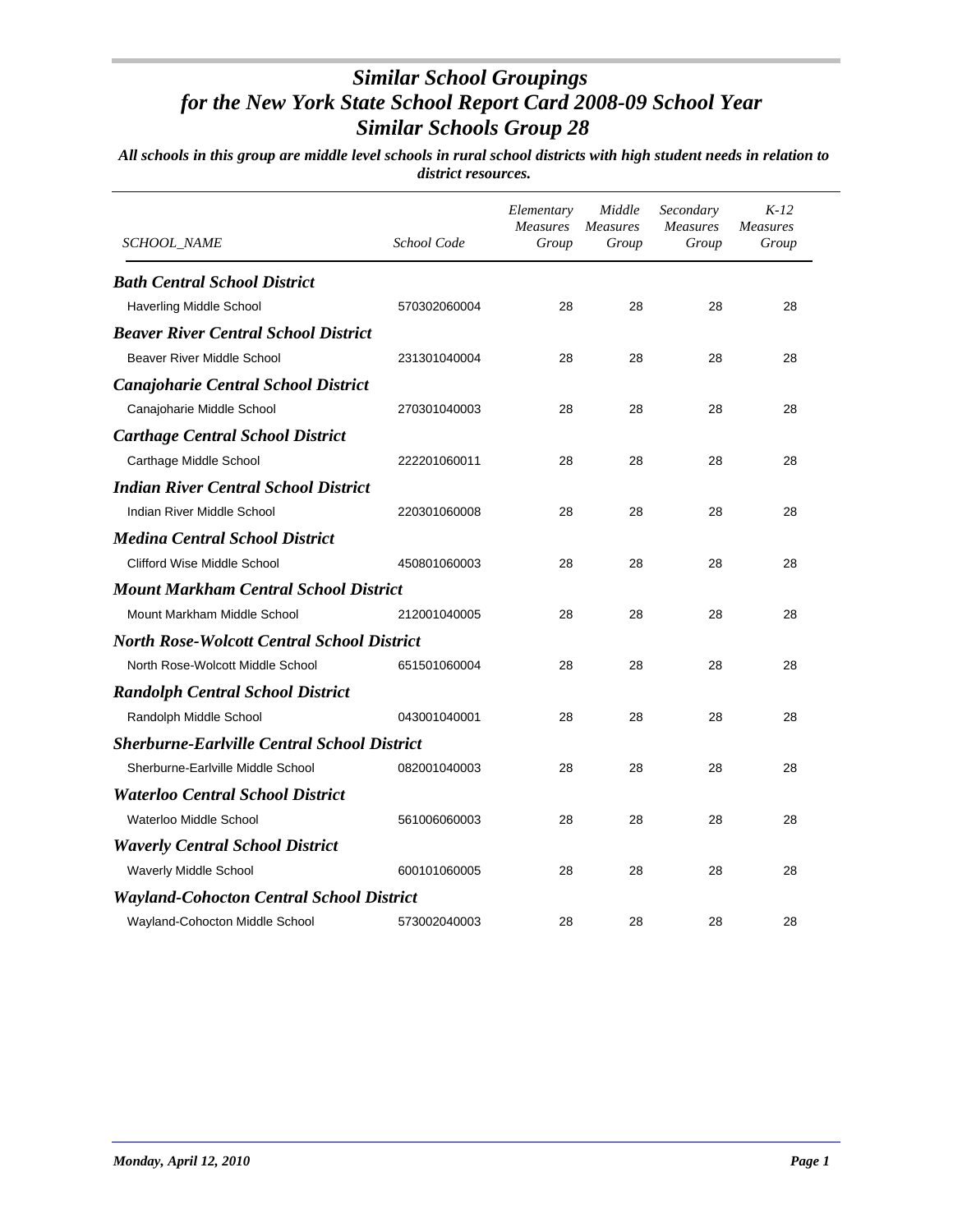# *Similar School Groupings for the New York State School Report Card 2008-09 School Year Similar Schools Group 28*

***All schools in this group are middle level schools in rural school districts with high student needs in relation to district resources.***

| *SCHOOL_NAME* | *School Code* | *Elementary Measures Group* | *Middle Measures Group* | *Secondary Measures Group* | *K-12 Measures Group* |
|---|---|---|---|---|---|
| ***Bath Central School District*** | | | | | |
| Haverling Middle School | 570302060004 | 28 | 28 | 28 | 28 |
| ***Beaver River Central School District*** | | | | | |
| Beaver River Middle School | 231301040004 | 28 | 28 | 28 | 28 |
| ***Canajoharie Central School District*** | | | | | |
| Canajoharie Middle School | 270301040003 | 28 | 28 | 28 | 28 |
| ***Carthage Central School District*** | | | | | |
| Carthage Middle School | 222201060011 | 28 | 28 | 28 | 28 |
| ***Indian River Central School District*** | | | | | |
| Indian River Middle School | 220301060008 | 28 | 28 | 28 | 28 |
| ***Medina Central School District*** | | | | | |
| Clifford Wise Middle School | 450801060003 | 28 | 28 | 28 | 28 |
| ***Mount Markham Central School District*** | | | | | |
| Mount Markham Middle School | 212001040005 | 28 | 28 | 28 | 28 |
| ***North Rose-Wolcott Central School District*** | | | | | |
| North Rose-Wolcott Middle School | 651501060004 | 28 | 28 | 28 | 28 |
| ***Randolph Central School District*** | | | | | |
| Randolph Middle School | 043001040001 | 28 | 28 | 28 | 28 |
| ***Sherburne-Earlville Central School District*** | | | | | |
| Sherburne-Earlville Middle School | 082001040003 | 28 | 28 | 28 | 28 |
| ***Waterloo Central School District*** | | | | | |
| Waterloo Middle School | 561006060003 | 28 | 28 | 28 | 28 |
| ***Waverly Central School District*** | | | | | |
| Waverly Middle School | 600101060005 | 28 | 28 | 28 | 28 |
| ***Wayland-Cohocton Central School District*** | | | | | |
| Wayland-Cohocton Middle School | 573002040003 | 28 | 28 | 28 | 28 |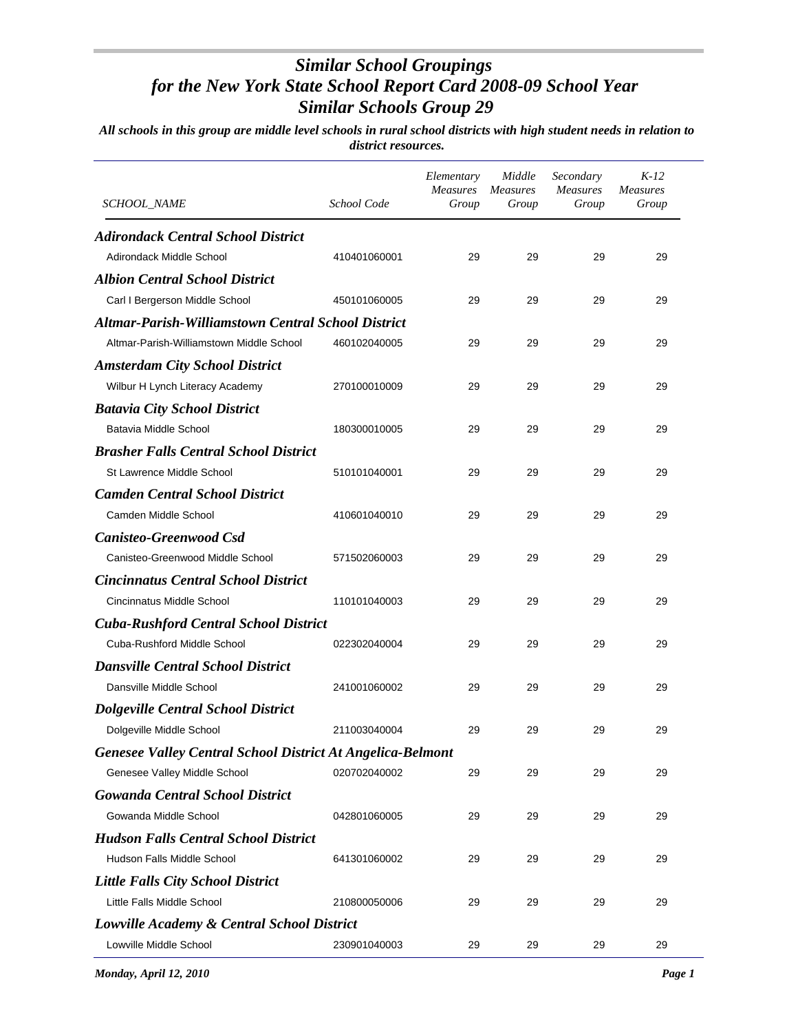# *Similar School Groupings for the New York State School Report Card 2008-09 School Year Similar Schools Group 29*

***All schools in this group are middle level schools in rural school districts with high student needs in relation to district resources.***

| *SCHOOL_NAME* | *School Code* | *Elementary Measures Group* | *Middle Measures Group* | *Secondary Measures Group* | *K-12 Measures Group* |
|---|---|---|---|---|---|
| ***Adirondack Central School District*** | | | | | |
| Adirondack Middle School | 410401060001 | 29 | 29 | 29 | 29 |
| ***Albion Central School District*** | | | | | |
| Carl I Bergerson Middle School | 450101060005 | 29 | 29 | 29 | 29 |
| ***Altmar-Parish-Williamstown Central School District*** | | | | | |
| Altmar-Parish-Williamstown Middle School | 460102040005 | 29 | 29 | 29 | 29 |
| ***Amsterdam City School District*** | | | | | |
| Wilbur H Lynch Literacy Academy | 270100010009 | 29 | 29 | 29 | 29 |
| ***Batavia City School District*** | | | | | |
| Batavia Middle School | 180300010005 | 29 | 29 | 29 | 29 |
| ***Brasher Falls Central School District*** | | | | | |
| St Lawrence Middle School | 510101040001 | 29 | 29 | 29 | 29 |
| ***Camden Central School District*** | | | | | |
| Camden Middle School | 410601040010 | 29 | 29 | 29 | 29 |
| ***Canisteo-Greenwood Csd*** | | | | | |
| Canisteo-Greenwood Middle School | 571502060003 | 29 | 29 | 29 | 29 |
| ***Cincinnatus Central School District*** | | | | | |
| Cincinnatus Middle School | 110101040003 | 29 | 29 | 29 | 29 |
| ***Cuba-Rushford Central School District*** | | | | | |
| Cuba-Rushford Middle School | 022302040004 | 29 | 29 | 29 | 29 |
| ***Dansville Central School District*** | | | | | |
| Dansville Middle School | 241001060002 | 29 | 29 | 29 | 29 |
| ***Dolgeville Central School District*** | | | | | |
| Dolgeville Middle School | 211003040004 | 29 | 29 | 29 | 29 |
| ***Genesee Valley Central School District At Angelica-Belmont*** | | | | | |
| Genesee Valley Middle School | 020702040002 | 29 | 29 | 29 | 29 |
| ***Gowanda Central School District*** | | | | | |
| Gowanda Middle School | 042801060005 | 29 | 29 | 29 | 29 |
| ***Hudson Falls Central School District*** | | | | | |
| Hudson Falls Middle School | 641301060002 | 29 | 29 | 29 | 29 |
| ***Little Falls City School District*** | | | | | |
| Little Falls Middle School | 210800050006 | 29 | 29 | 29 | 29 |
| ***Lowville Academy & Central School District*** | | | | | |
| Lowville Middle School | 230901040003 | 29 | 29 | 29 | 29 |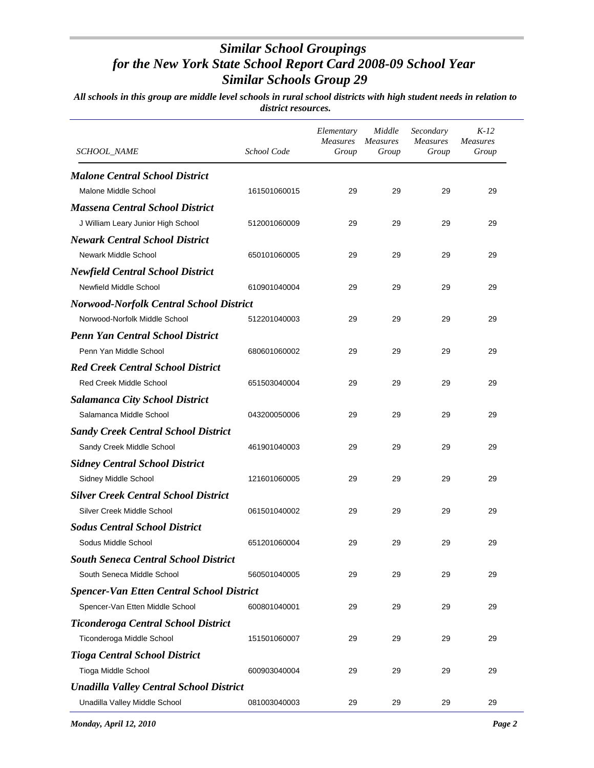# *Similar School Groupings for the New York State School Report Card 2008-09 School Year Similar Schools Group 29*

***All schools in this group are middle level schools in rural school districts with high student needs in relation to district resources.***

| *SCHOOL_NAME* | *School Code* | *Elementary Measures Group* | *Middle Measures Group* | *Secondary Measures Group* | *K-12 Measures Group* |
|---|---|---|---|---|---|
| ***Malone Central School District*** | | | | | |
| Malone Middle School | 161501060015 | 29 | 29 | 29 | 29 |
| ***Massena Central School District*** | | | | | |
| J William Leary Junior High School | 512001060009 | 29 | 29 | 29 | 29 |
| ***Newark Central School District*** | | | | | |
| Newark Middle School | 650101060005 | 29 | 29 | 29 | 29 |
| ***Newfield Central School District*** | | | | | |
| Newfield Middle School | 610901040004 | 29 | 29 | 29 | 29 |
| ***Norwood-Norfolk Central School District*** | | | | | |
| Norwood-Norfolk Middle School | 512201040003 | 29 | 29 | 29 | 29 |
| ***Penn Yan Central School District*** | | | | | |
| Penn Yan Middle School | 680601060002 | 29 | 29 | 29 | 29 |
| ***Red Creek Central School District*** | | | | | |
| Red Creek Middle School | 651503040004 | 29 | 29 | 29 | 29 |
| ***Salamanca City School District*** | | | | | |
| Salamanca Middle School | 043200050006 | 29 | 29 | 29 | 29 |
| ***Sandy Creek Central School District*** | | | | | |
| Sandy Creek Middle School | 461901040003 | 29 | 29 | 29 | 29 |
| ***Sidney Central School District*** | | | | | |
| Sidney Middle School | 121601060005 | 29 | 29 | 29 | 29 |
| ***Silver Creek Central School District*** | | | | | |
| Silver Creek Middle School | 061501040002 | 29 | 29 | 29 | 29 |
| ***Sodus Central School District*** | | | | | |
| Sodus Middle School | 651201060004 | 29 | 29 | 29 | 29 |
| ***South Seneca Central School District*** | | | | | |
| South Seneca Middle School | 560501040005 | 29 | 29 | 29 | 29 |
| ***Spencer-Van Etten Central School District*** | | | | | |
| Spencer-Van Etten Middle School | 600801040001 | 29 | 29 | 29 | 29 |
| ***Ticonderoga Central School District*** | | | | | |
| Ticonderoga Middle School | 151501060007 | 29 | 29 | 29 | 29 |
| ***Tioga Central School District*** | | | | | |
| Tioga Middle School | 600903040004 | 29 | 29 | 29 | 29 |
| ***Unadilla Valley Central School District*** | | | | | |
| Unadilla Valley Middle School | 081003040003 | 29 | 29 | 29 | 29 |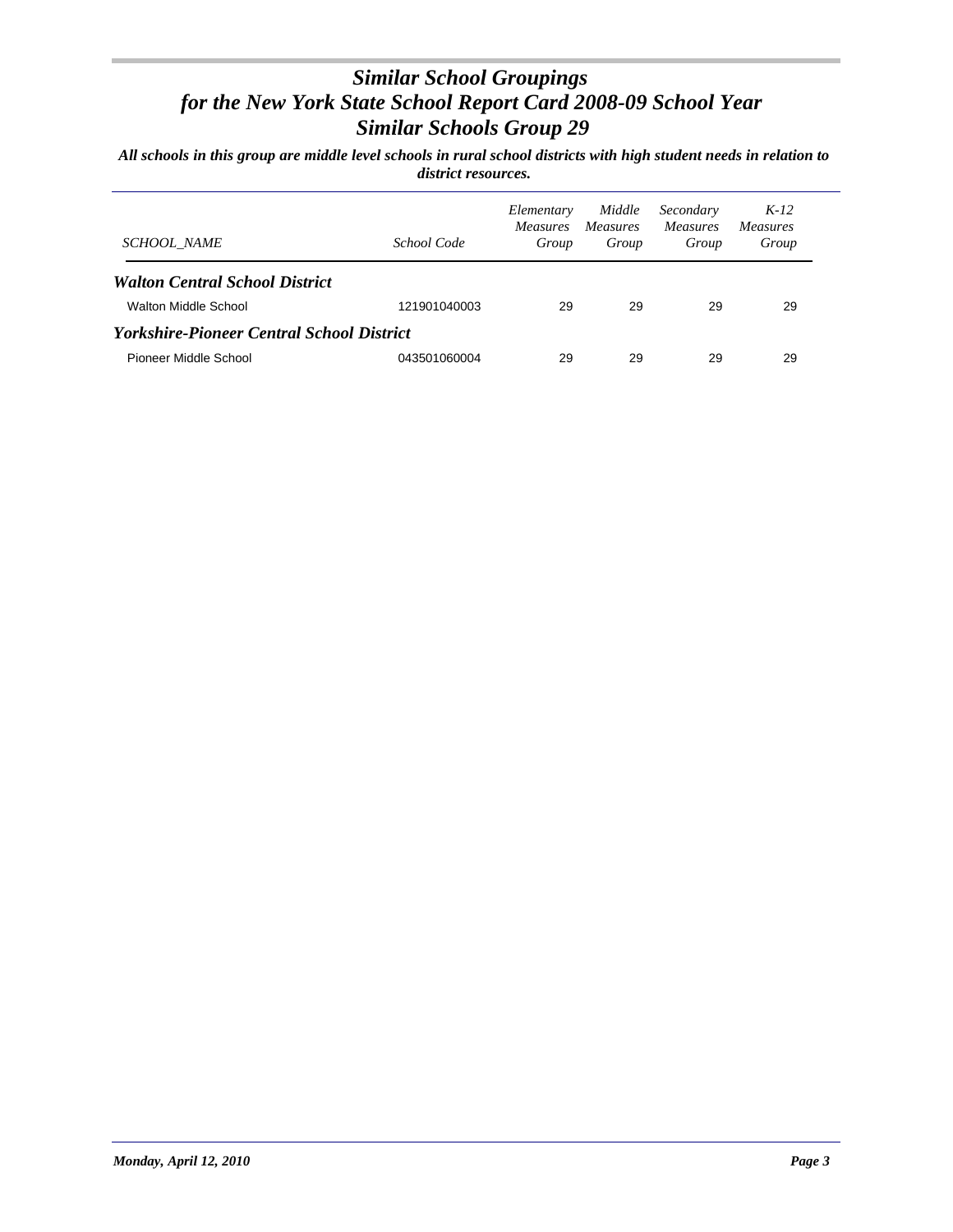# *Similar School Groupings*
# *for the New York State School Report Card 2008-09 School Year*
# *Similar Schools Group 29*

***All schools in this group are middle level schools in rural school districts with high student needs in relation to district resources.***

| *SCHOOL_NAME* | *School Code* | *Elementary Measures Group* | *Middle Measures Group* | *Secondary Measures Group* | *K-12 Measures Group* |
|---|---|---|---|---|---|
| ***Walton Central School District*** | | | | | |
| Walton Middle School | 121901040003 | 29 | 29 | 29 | 29 |
| ***Yorkshire-Pioneer Central School District*** | | | | | |
| Pioneer Middle School | 043501060004 | 29 | 29 | 29 | 29 |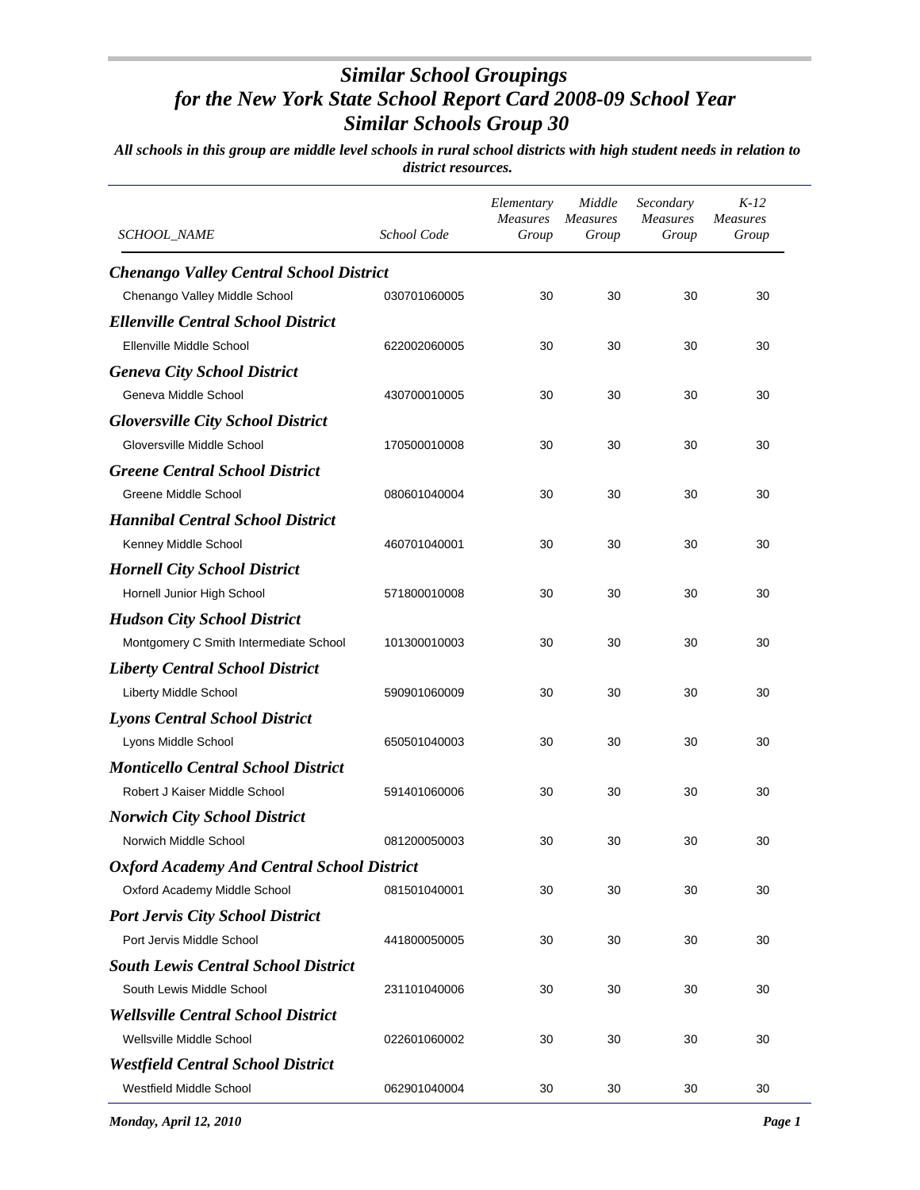# *Similar School Groupings for the New York State School Report Card 2008-09 School Year Similar Schools Group 30*

***All schools in this group are middle level schools in rural school districts with high student needs in relation to district resources.***

| *SCHOOL_NAME* | *School Code* | *Elementary Measures Group* | *Middle Measures Group* | *Secondary Measures Group* | *K-12 Measures Group* |
|---|---|---|---|---|---|
| ***Chenango Valley Central School District*** | | | | | |
| Chenango Valley Middle School | 030701060005 | 30 | 30 | 30 | 30 |
| ***Ellenville Central School District*** | | | | | |
| Ellenville Middle School | 622002060005 | 30 | 30 | 30 | 30 |
| ***Geneva City School District*** | | | | | |
| Geneva Middle School | 430700010005 | 30 | 30 | 30 | 30 |
| ***Gloversville City School District*** | | | | | |
| Gloversville Middle School | 170500010008 | 30 | 30 | 30 | 30 |
| ***Greene Central School District*** | | | | | |
| Greene Middle School | 080601040004 | 30 | 30 | 30 | 30 |
| ***Hannibal Central School District*** | | | | | |
| Kenney Middle School | 460701040001 | 30 | 30 | 30 | 30 |
| ***Hornell City School District*** | | | | | |
| Hornell Junior High School | 571800010008 | 30 | 30 | 30 | 30 |
| ***Hudson City School District*** | | | | | |
| Montgomery C Smith Intermediate School | 101300010003 | 30 | 30 | 30 | 30 |
| ***Liberty Central School District*** | | | | | |
| Liberty Middle School | 590901060009 | 30 | 30 | 30 | 30 |
| ***Lyons Central School District*** | | | | | |
| Lyons Middle School | 650501040003 | 30 | 30 | 30 | 30 |
| ***Monticello Central School District*** | | | | | |
| Robert J Kaiser Middle School | 591401060006 | 30 | 30 | 30 | 30 |
| ***Norwich City School District*** | | | | | |
| Norwich Middle School | 081200050003 | 30 | 30 | 30 | 30 |
| ***Oxford Academy And Central School District*** | | | | | |
| Oxford Academy Middle School | 081501040001 | 30 | 30 | 30 | 30 |
| ***Port Jervis City School District*** | | | | | |
| Port Jervis Middle School | 441800050005 | 30 | 30 | 30 | 30 |
| ***South Lewis Central School District*** | | | | | |
| South Lewis Middle School | 231101040006 | 30 | 30 | 30 | 30 |
| ***Wellsville Central School District*** | | | | | |
| Wellsville Middle School | 022601060002 | 30 | 30 | 30 | 30 |
| ***Westfield Central School District*** | | | | | |
| Westfield Middle School | 062901040004 | 30 | 30 | 30 | 30 |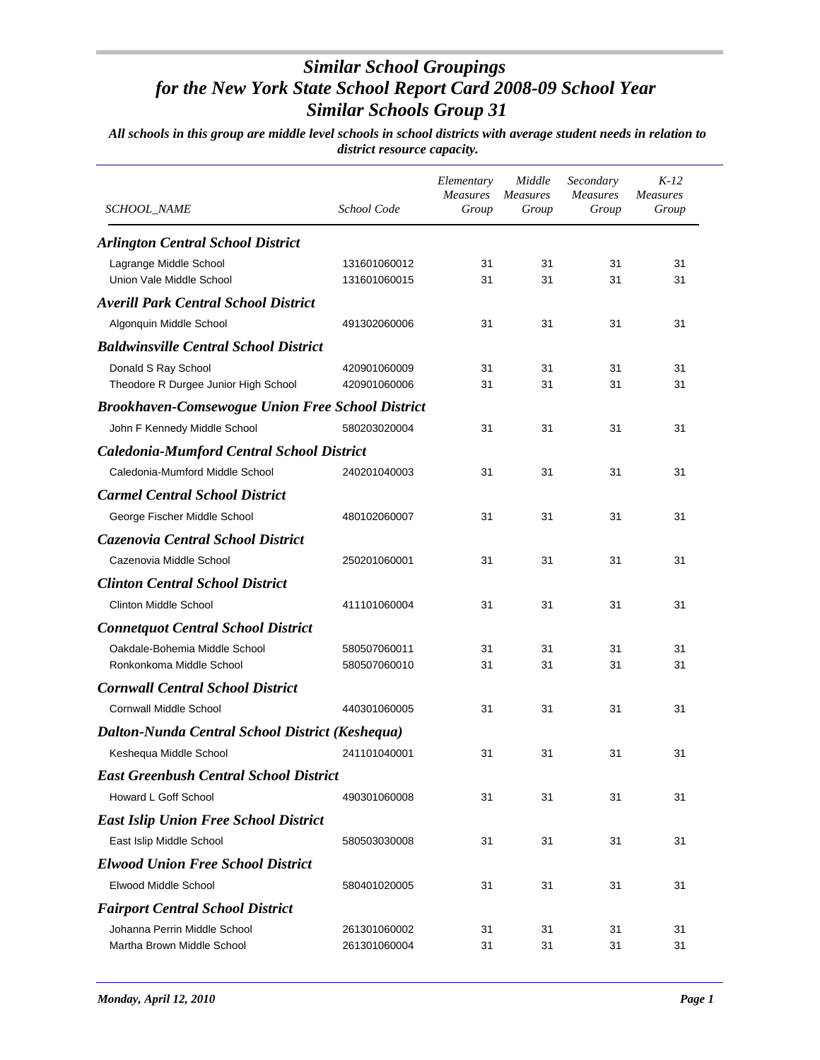# *Similar School Groupings for the New York State School Report Card 2008-09 School Year Similar Schools Group 31*

*All schools in this group are middle level schools in school districts with average student needs in relation to district resource capacity.*

| *SCHOOL_NAME* | *School Code* | *Elementary Measures Group* | *Middle Measures Group* | *Secondary Measures Group* | *K-12 Measures Group* |
|---|---|---|---|---|---|
| ***Arlington Central School District*** | | | | | |
| Lagrange Middle School | 131601060012 | 31 | 31 | 31 | 31 |
| Union Vale Middle School | 131601060015 | 31 | 31 | 31 | 31 |
| ***Averill Park Central School District*** | | | | | |
| Algonquin Middle School | 491302060006 | 31 | 31 | 31 | 31 |
| ***Baldwinsville Central School District*** | | | | | |
| Donald S Ray School | 420901060009 | 31 | 31 | 31 | 31 |
| Theodore R Durgee Junior High School | 420901060006 | 31 | 31 | 31 | 31 |
| ***Brookhaven-Comsewogue Union Free School District*** | | | | | |
| John F Kennedy Middle School | 580203020004 | 31 | 31 | 31 | 31 |
| ***Caledonia-Mumford Central School District*** | | | | | |
| Caledonia-Mumford Middle School | 240201040003 | 31 | 31 | 31 | 31 |
| ***Carmel Central School District*** | | | | | |
| George Fischer Middle School | 480102060007 | 31 | 31 | 31 | 31 |
| ***Cazenovia Central School District*** | | | | | |
| Cazenovia Middle School | 250201060001 | 31 | 31 | 31 | 31 |
| ***Clinton Central School District*** | | | | | |
| Clinton Middle School | 411101060004 | 31 | 31 | 31 | 31 |
| ***Connetquot Central School District*** | | | | | |
| Oakdale-Bohemia Middle School | 580507060011 | 31 | 31 | 31 | 31 |
| Ronkonkoma Middle School | 580507060010 | 31 | 31 | 31 | 31 |
| ***Cornwall Central School District*** | | | | | |
| Cornwall Middle School | 440301060005 | 31 | 31 | 31 | 31 |
| ***Dalton-Nunda Central School District (Keshequa)*** | | | | | |
| Keshequa Middle School | 241101040001 | 31 | 31 | 31 | 31 |
| ***East Greenbush Central School District*** | | | | | |
| Howard L Goff School | 490301060008 | 31 | 31 | 31 | 31 |
| ***East Islip Union Free School District*** | | | | | |
| East Islip Middle School | 580503030008 | 31 | 31 | 31 | 31 |
| ***Elwood Union Free School District*** | | | | | |
| Elwood Middle School | 580401020005 | 31 | 31 | 31 | 31 |
| ***Fairport Central School District*** | | | | | |
| Johanna Perrin Middle School | 261301060002 | 31 | 31 | 31 | 31 |
| Martha Brown Middle School | 261301060004 | 31 | 31 | 31 | 31 |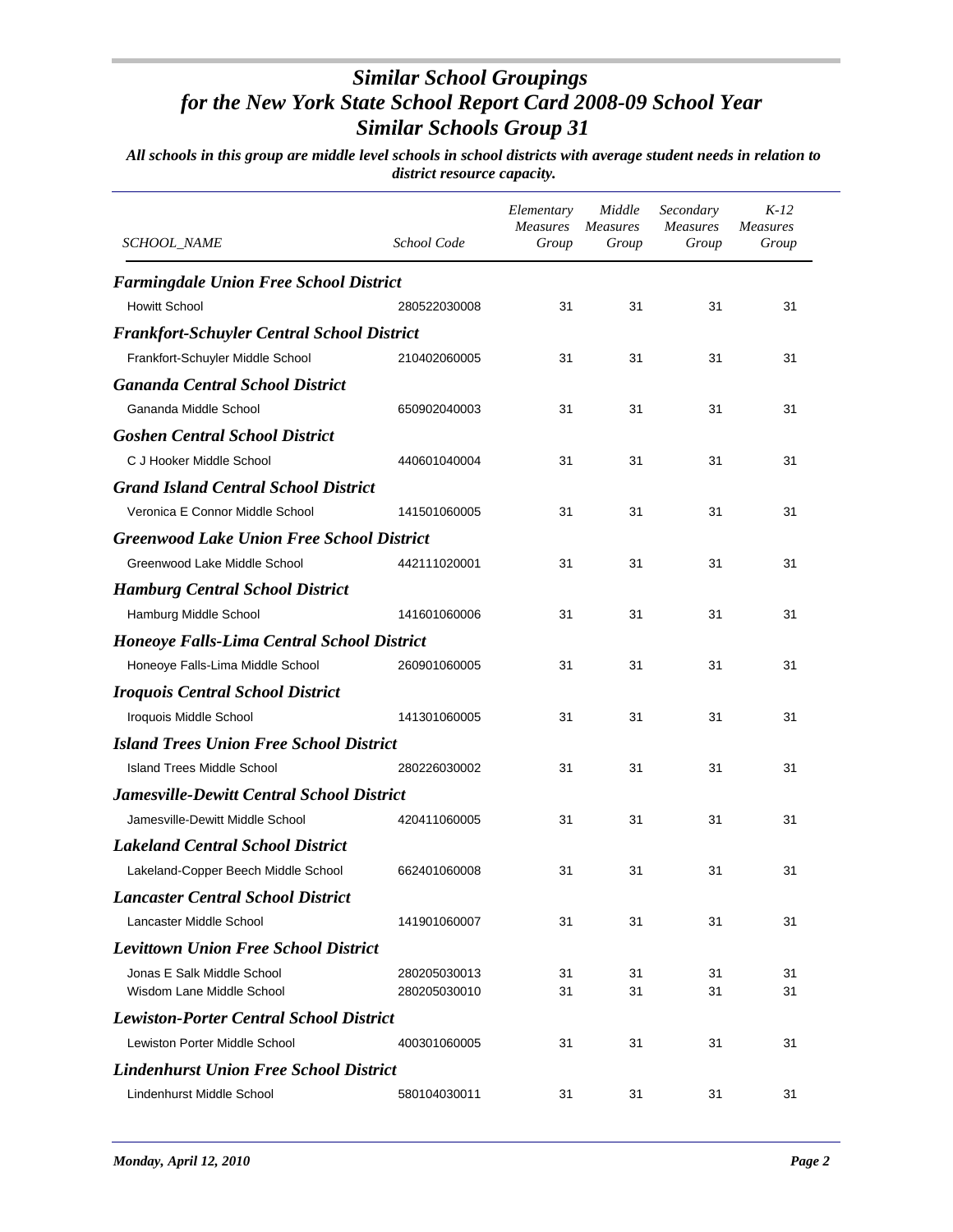# *Similar School Groupings for the New York State School Report Card 2008-09 School Year Similar Schools Group 31*

***All schools in this group are middle level schools in school districts with average student needs in relation to district resource capacity.***

| *SCHOOL_NAME* | *School Code* | *Elementary Measures Group* | *Middle Measures Group* | *Secondary Measures Group* | *K-12 Measures Group* |
|---|---|---|---|---|---|
| ***Farmingdale Union Free School District*** | | | | | |
| Howitt School | 280522030008 | 31 | 31 | 31 | 31 |
| ***Frankfort-Schuyler Central School District*** | | | | | |
| Frankfort-Schuyler Middle School | 210402060005 | 31 | 31 | 31 | 31 |
| ***Gananda Central School District*** | | | | | |
| Gananda Middle School | 650902040003 | 31 | 31 | 31 | 31 |
| ***Goshen Central School District*** | | | | | |
| C J Hooker Middle School | 440601040004 | 31 | 31 | 31 | 31 |
| ***Grand Island Central School District*** | | | | | |
| Veronica E Connor Middle School | 141501060005 | 31 | 31 | 31 | 31 |
| ***Greenwood Lake Union Free School District*** | | | | | |
| Greenwood Lake Middle School | 442111020001 | 31 | 31 | 31 | 31 |
| ***Hamburg Central School District*** | | | | | |
| Hamburg Middle School | 141601060006 | 31 | 31 | 31 | 31 |
| ***Honeoye Falls-Lima Central School District*** | | | | | |
| Honeoye Falls-Lima Middle School | 260901060005 | 31 | 31 | 31 | 31 |
| ***Iroquois Central School District*** | | | | | |
| Iroquois Middle School | 141301060005 | 31 | 31 | 31 | 31 |
| ***Island Trees Union Free School District*** | | | | | |
| Island Trees Middle School | 280226030002 | 31 | 31 | 31 | 31 |
| ***Jamesville-Dewitt Central School District*** | | | | | |
| Jamesville-Dewitt Middle School | 420411060005 | 31 | 31 | 31 | 31 |
| ***Lakeland Central School District*** | | | | | |
| Lakeland-Copper Beech Middle School | 662401060008 | 31 | 31 | 31 | 31 |
| ***Lancaster Central School District*** | | | | | |
| Lancaster Middle School | 141901060007 | 31 | 31 | 31 | 31 |
| ***Levittown Union Free School District*** | | | | | |
| Jonas E Salk Middle School | 280205030013 | 31 | 31 | 31 | 31 |
| Wisdom Lane Middle School | 280205030010 | 31 | 31 | 31 | 31 |
| ***Lewiston-Porter Central School District*** | | | | | |
| Lewiston Porter Middle School | 400301060005 | 31 | 31 | 31 | 31 |
| ***Lindenhurst Union Free School District*** | | | | | |
| Lindenhurst Middle School | 580104030011 | 31 | 31 | 31 | 31 |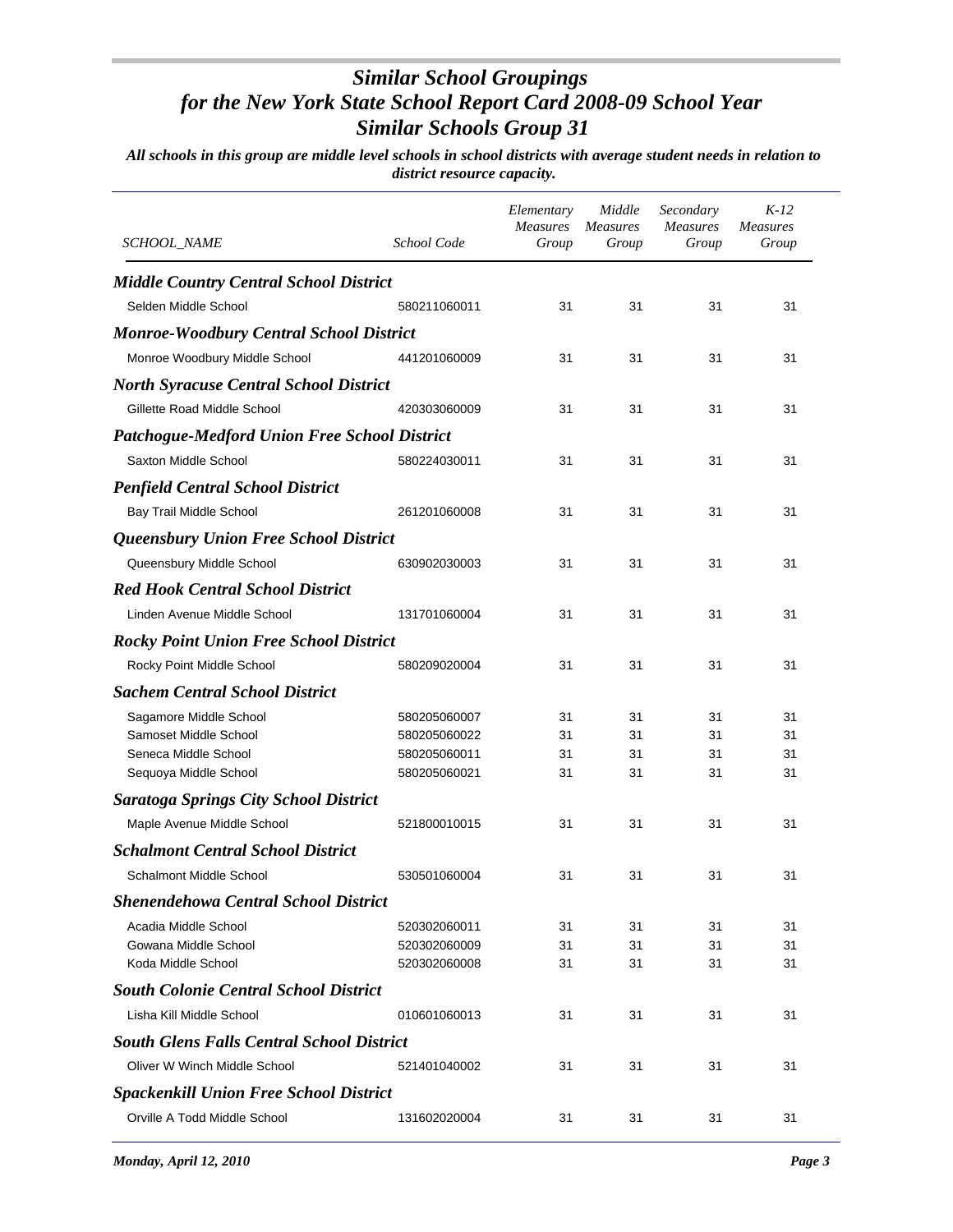# Similar School Groupings
## for the New York State School Report Card 2008-09 School Year
## Similar Schools Group 31

***All schools in this group are middle level schools in school districts with average student needs in relation to district resource capacity.***

| SCHOOL_NAME | School Code | Elementary Measures Group | Middle Measures Group | Secondary Measures Group | K-12 Measures Group |
|---|---|---|---|---|---|
| ***Middle Country Central School District*** | | | | | |
| Selden Middle School | 580211060011 | 31 | 31 | 31 | 31 |
| ***Monroe-Woodbury Central School District*** | | | | | |
| Monroe Woodbury Middle School | 441201060009 | 31 | 31 | 31 | 31 |
| ***North Syracuse Central School District*** | | | | | |
| Gillette Road Middle School | 420303060009 | 31 | 31 | 31 | 31 |
| ***Patchogue-Medford Union Free School District*** | | | | | |
| Saxton Middle School | 580224030011 | 31 | 31 | 31 | 31 |
| ***Penfield Central School District*** | | | | | |
| Bay Trail Middle School | 261201060008 | 31 | 31 | 31 | 31 |
| ***Queensbury Union Free School District*** | | | | | |
| Queensbury Middle School | 630902030003 | 31 | 31 | 31 | 31 |
| ***Red Hook Central School District*** | | | | | |
| Linden Avenue Middle School | 131701060004 | 31 | 31 | 31 | 31 |
| ***Rocky Point Union Free School District*** | | | | | |
| Rocky Point Middle School | 580209020004 | 31 | 31 | 31 | 31 |
| ***Sachem Central School District*** | | | | | |
| Sagamore Middle School | 580205060007 | 31 | 31 | 31 | 31 |
| Samoset Middle School | 580205060022 | 31 | 31 | 31 | 31 |
| Seneca Middle School | 580205060011 | 31 | 31 | 31 | 31 |
| Sequoya Middle School | 580205060021 | 31 | 31 | 31 | 31 |
| ***Saratoga Springs City School District*** | | | | | |
| Maple Avenue Middle School | 521800010015 | 31 | 31 | 31 | 31 |
| ***Schalmont Central School District*** | | | | | |
| Schalmont Middle School | 530501060004 | 31 | 31 | 31 | 31 |
| ***Shenendehowa Central School District*** | | | | | |
| Acadia Middle School | 520302060011 | 31 | 31 | 31 | 31 |
| Gowana Middle School | 520302060009 | 31 | 31 | 31 | 31 |
| Koda Middle School | 520302060008 | 31 | 31 | 31 | 31 |
| ***South Colonie Central School District*** | | | | | |
| Lisha Kill Middle School | 010601060013 | 31 | 31 | 31 | 31 |
| ***South Glens Falls Central School District*** | | | | | |
| Oliver W Winch Middle School | 521401040002 | 31 | 31 | 31 | 31 |
| ***Spackenkill Union Free School District*** | | | | | |
| Orville A Todd Middle School | 131602020004 | 31 | 31 | 31 | 31 |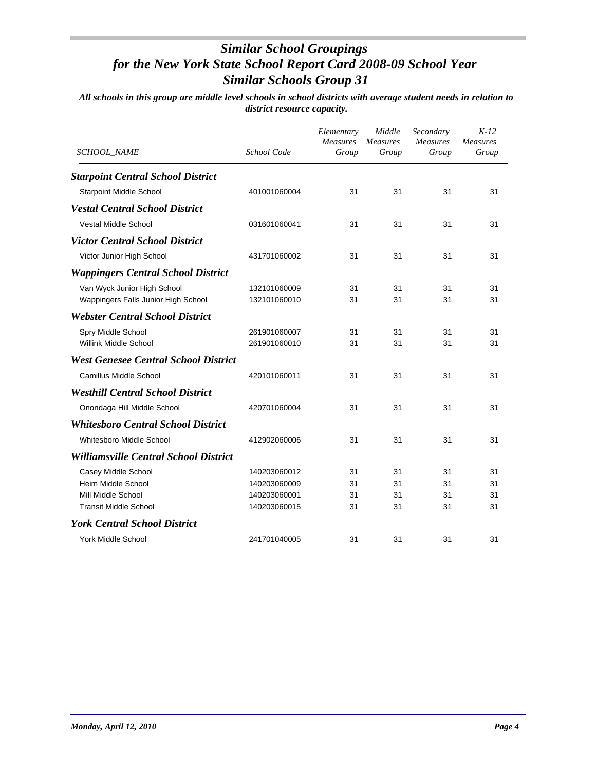# *Similar School Groupings*
# *for the New York State School Report Card 2008-09 School Year*
# *Similar Schools Group 31*

***All schools in this group are middle level schools in school districts with average student needs in relation to district resource capacity.***

| *SCHOOL_NAME* | *School Code* | *Elementary Measures Group* | *Middle Measures Group* | *Secondary Measures Group* | *K-12 Measures Group* |
|---|---|---|---|---|---|
| ***Starpoint Central School District*** | | | | | |
| Starpoint Middle School | 401001060004 | 31 | 31 | 31 | 31 |
| ***Vestal Central School District*** | | | | | |
| Vestal Middle School | 031601060041 | 31 | 31 | 31 | 31 |
| ***Victor Central School District*** | | | | | |
| Victor Junior High School | 431701060002 | 31 | 31 | 31 | 31 |
| ***Wappingers Central School District*** | | | | | |
| Van Wyck Junior High School | 132101060009 | 31 | 31 | 31 | 31 |
| Wappingers Falls Junior High School | 132101060010 | 31 | 31 | 31 | 31 |
| ***Webster Central School District*** | | | | | |
| Spry Middle School | 261901060007 | 31 | 31 | 31 | 31 |
| Willink Middle School | 261901060010 | 31 | 31 | 31 | 31 |
| ***West Genesee Central School District*** | | | | | |
| Camillus Middle School | 420101060011 | 31 | 31 | 31 | 31 |
| ***Westhill Central School District*** | | | | | |
| Onondaga Hill Middle School | 420701060004 | 31 | 31 | 31 | 31 |
| ***Whitesboro Central School District*** | | | | | |
| Whitesboro Middle School | 412902060006 | 31 | 31 | 31 | 31 |
| ***Williamsville Central School District*** | | | | | |
| Casey Middle School | 140203060012 | 31 | 31 | 31 | 31 |
| Heim Middle School | 140203060009 | 31 | 31 | 31 | 31 |
| Mill Middle School | 140203060001 | 31 | 31 | 31 | 31 |
| Transit Middle School | 140203060015 | 31 | 31 | 31 | 31 |
| ***York Central School District*** | | | | | |
| York Middle School | 241701040005 | 31 | 31 | 31 | 31 |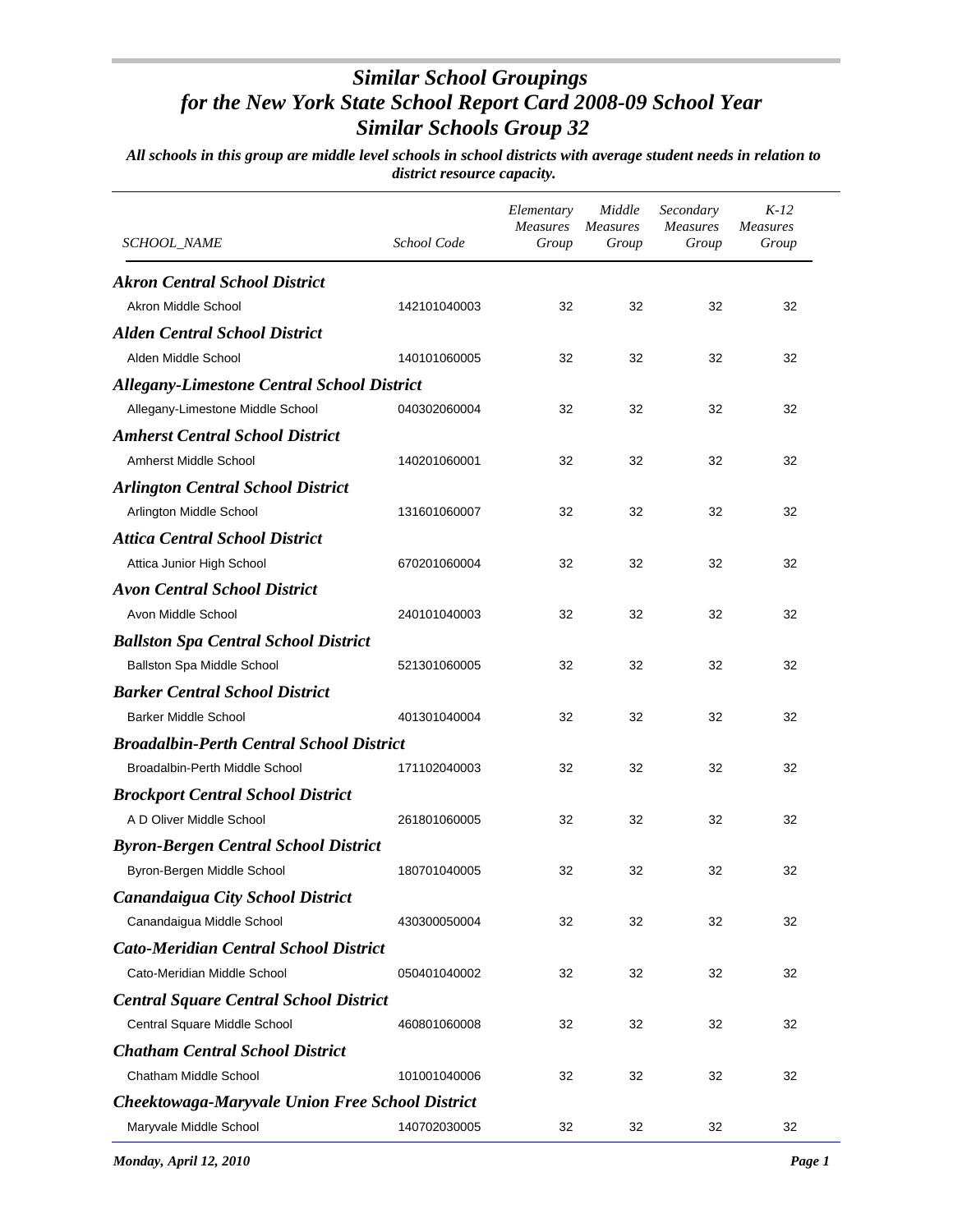# *Similar School Groupings for the New York State School Report Card 2008-09 School Year*
# *Similar Schools Group 32*

***All schools in this group are middle level schools in school districts with average student needs in relation to district resource capacity.***

| SCHOOL_NAME | School Code | Elementary Measures Group | Middle Measures Group | Secondary Measures Group | K-12 Measures Group |
|---|---|---|---|---|---|
| ***Akron Central School District*** | | | | | |
| Akron Middle School | 142101040003 | 32 | 32 | 32 | 32 |
| ***Alden Central School District*** | | | | | |
| Alden Middle School | 140101060005 | 32 | 32 | 32 | 32 |
| ***Allegany-Limestone Central School District*** | | | | | |
| Allegany-Limestone Middle School | 040302060004 | 32 | 32 | 32 | 32 |
| ***Amherst Central School District*** | | | | | |
| Amherst Middle School | 140201060001 | 32 | 32 | 32 | 32 |
| ***Arlington Central School District*** | | | | | |
| Arlington Middle School | 131601060007 | 32 | 32 | 32 | 32 |
| ***Attica Central School District*** | | | | | |
| Attica Junior High School | 670201060004 | 32 | 32 | 32 | 32 |
| ***Avon Central School District*** | | | | | |
| Avon Middle School | 240101040003 | 32 | 32 | 32 | 32 |
| ***Ballston Spa Central School District*** | | | | | |
| Ballston Spa Middle School | 521301060005 | 32 | 32 | 32 | 32 |
| ***Barker Central School District*** | | | | | |
| Barker Middle School | 401301040004 | 32 | 32 | 32 | 32 |
| ***Broadalbin-Perth Central School District*** | | | | | |
| Broadalbin-Perth Middle School | 171102040003 | 32 | 32 | 32 | 32 |
| ***Brockport Central School District*** | | | | | |
| A D Oliver Middle School | 261801060005 | 32 | 32 | 32 | 32 |
| ***Byron-Bergen Central School District*** | | | | | |
| Byron-Bergen Middle School | 180701040005 | 32 | 32 | 32 | 32 |
| ***Canandaigua City School District*** | | | | | |
| Canandaigua Middle School | 430300050004 | 32 | 32 | 32 | 32 |
| ***Cato-Meridian Central School District*** | | | | | |
| Cato-Meridian Middle School | 050401040002 | 32 | 32 | 32 | 32 |
| ***Central Square Central School District*** | | | | | |
| Central Square Middle School | 460801060008 | 32 | 32 | 32 | 32 |
| ***Chatham Central School District*** | | | | | |
| Chatham Middle School | 101001040006 | 32 | 32 | 32 | 32 |
| ***Cheektowaga-Maryvale Union Free School District*** | | | | | |
| Maryvale Middle School | 140702030005 | 32 | 32 | 32 | 32 |

*Monday, April 12, 2010*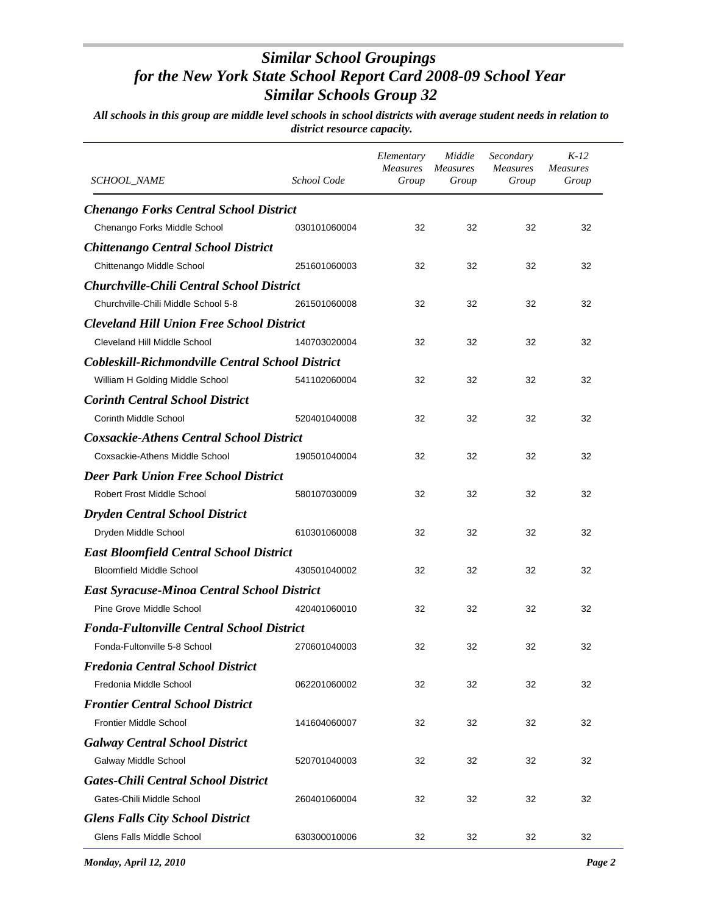# *Similar School Groupings for the New York State School Report Card 2008-09 School Year Similar Schools Group 32*

***All schools in this group are middle level schools in school districts with average student needs in relation to district resource capacity.***

| *SCHOOL_NAME* | *School Code* | *Elementary Measures Group* | *Middle Measures Group* | *Secondary Measures Group* | *K-12 Measures Group* |
|---|---|---|---|---|---|
| ***Chenango Forks Central School District*** | | | | | |
| Chenango Forks Middle School | 030101060004 | 32 | 32 | 32 | 32 |
| ***Chittenango Central School District*** | | | | | |
| Chittenango Middle School | 251601060003 | 32 | 32 | 32 | 32 |
| ***Churchville-Chili Central School District*** | | | | | |
| Churchville-Chili Middle School 5-8 | 261501060008 | 32 | 32 | 32 | 32 |
| ***Cleveland Hill Union Free School District*** | | | | | |
| Cleveland Hill Middle School | 140703020004 | 32 | 32 | 32 | 32 |
| ***Cobleskill-Richmondville Central School District*** | | | | | |
| William H Golding Middle School | 541102060004 | 32 | 32 | 32 | 32 |
| ***Corinth Central School District*** | | | | | |
| Corinth Middle School | 520401040008 | 32 | 32 | 32 | 32 |
| ***Coxsackie-Athens Central School District*** | | | | | |
| Coxsackie-Athens Middle School | 190501040004 | 32 | 32 | 32 | 32 |
| ***Deer Park Union Free School District*** | | | | | |
| Robert Frost Middle School | 580107030009 | 32 | 32 | 32 | 32 |
| ***Dryden Central School District*** | | | | | |
| Dryden Middle School | 610301060008 | 32 | 32 | 32 | 32 |
| ***East Bloomfield Central School District*** | | | | | |
| Bloomfield Middle School | 430501040002 | 32 | 32 | 32 | 32 |
| ***East Syracuse-Minoa Central School District*** | | | | | |
| Pine Grove Middle School | 420401060010 | 32 | 32 | 32 | 32 |
| ***Fonda-Fultonville Central School District*** | | | | | |
| Fonda-Fultonville 5-8 School | 270601040003 | 32 | 32 | 32 | 32 |
| ***Fredonia Central School District*** | | | | | |
| Fredonia Middle School | 062201060002 | 32 | 32 | 32 | 32 |
| ***Frontier Central School District*** | | | | | |
| Frontier Middle School | 141604060007 | 32 | 32 | 32 | 32 |
| ***Galway Central School District*** | | | | | |
| Galway Middle School | 520701040003 | 32 | 32 | 32 | 32 |
| ***Gates-Chili Central School District*** | | | | | |
| Gates-Chili Middle School | 260401060004 | 32 | 32 | 32 | 32 |
| ***Glens Falls City School District*** | | | | | |
| Glens Falls Middle School | 630300010006 | 32 | 32 | 32 | 32 |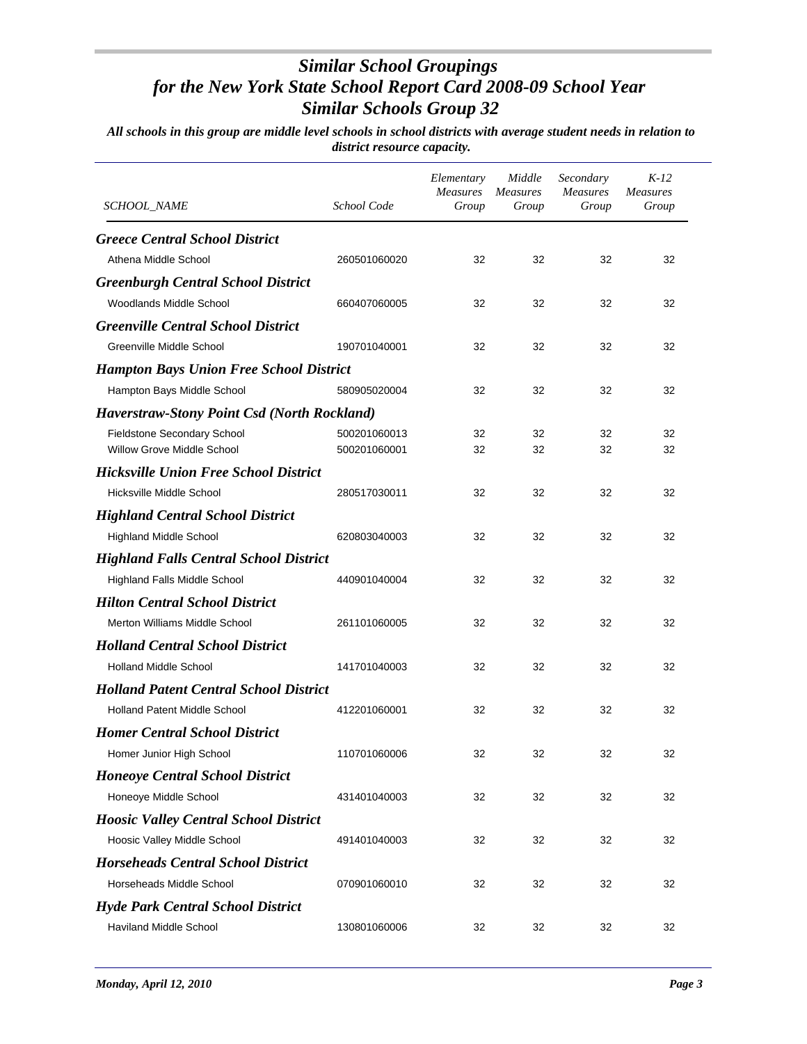# *Similar School Groupings for the New York State School Report Card 2008-09 School Year Similar Schools Group 32*

***All schools in this group are middle level schools in school districts with average student needs in relation to district resource capacity.***

| *SCHOOL_NAME* | *School Code* | *Elementary Measures Group* | *Middle Measures Group* | *Secondary Measures Group* | *K-12 Measures Group* |
|---|---|---|---|---|---|
| ***Greece Central School District*** | | | | | |
| Athena Middle School | 260501060020 | 32 | 32 | 32 | 32 |
| ***Greenburgh Central School District*** | | | | | |
| Woodlands Middle School | 660407060005 | 32 | 32 | 32 | 32 |
| ***Greenville Central School District*** | | | | | |
| Greenville Middle School | 190701040001 | 32 | 32 | 32 | 32 |
| ***Hampton Bays Union Free School District*** | | | | | |
| Hampton Bays Middle School | 580905020004 | 32 | 32 | 32 | 32 |
| ***Haverstraw-Stony Point Csd (North Rockland)*** | | | | | |
| Fieldstone Secondary School | 500201060013 | 32 | 32 | 32 | 32 |
| Willow Grove Middle School | 500201060001 | 32 | 32 | 32 | 32 |
| ***Hicksville Union Free School District*** | | | | | |
| Hicksville Middle School | 280517030011 | 32 | 32 | 32 | 32 |
| ***Highland Central School District*** | | | | | |
| Highland Middle School | 620803040003 | 32 | 32 | 32 | 32 |
| ***Highland Falls Central School District*** | | | | | |
| Highland Falls Middle School | 440901040004 | 32 | 32 | 32 | 32 |
| ***Hilton Central School District*** | | | | | |
| Merton Williams Middle School | 261101060005 | 32 | 32 | 32 | 32 |
| ***Holland Central School District*** | | | | | |
| Holland Middle School | 141701040003 | 32 | 32 | 32 | 32 |
| ***Holland Patent Central School District*** | | | | | |
| Holland Patent Middle School | 412201060001 | 32 | 32 | 32 | 32 |
| ***Homer Central School District*** | | | | | |
| Homer Junior High School | 110701060006 | 32 | 32 | 32 | 32 |
| ***Honeoye Central School District*** | | | | | |
| Honeoye Middle School | 431401040003 | 32 | 32 | 32 | 32 |
| ***Hoosic Valley Central School District*** | | | | | |
| Hoosic Valley Middle School | 491401040003 | 32 | 32 | 32 | 32 |
| ***Horseheads Central School District*** | | | | | |
| Horseheads Middle School | 070901060010 | 32 | 32 | 32 | 32 |
| ***Hyde Park Central School District*** | | | | | |
| Haviland Middle School | 130801060006 | 32 | 32 | 32 | 32 |

*Monday, April 12, 2010*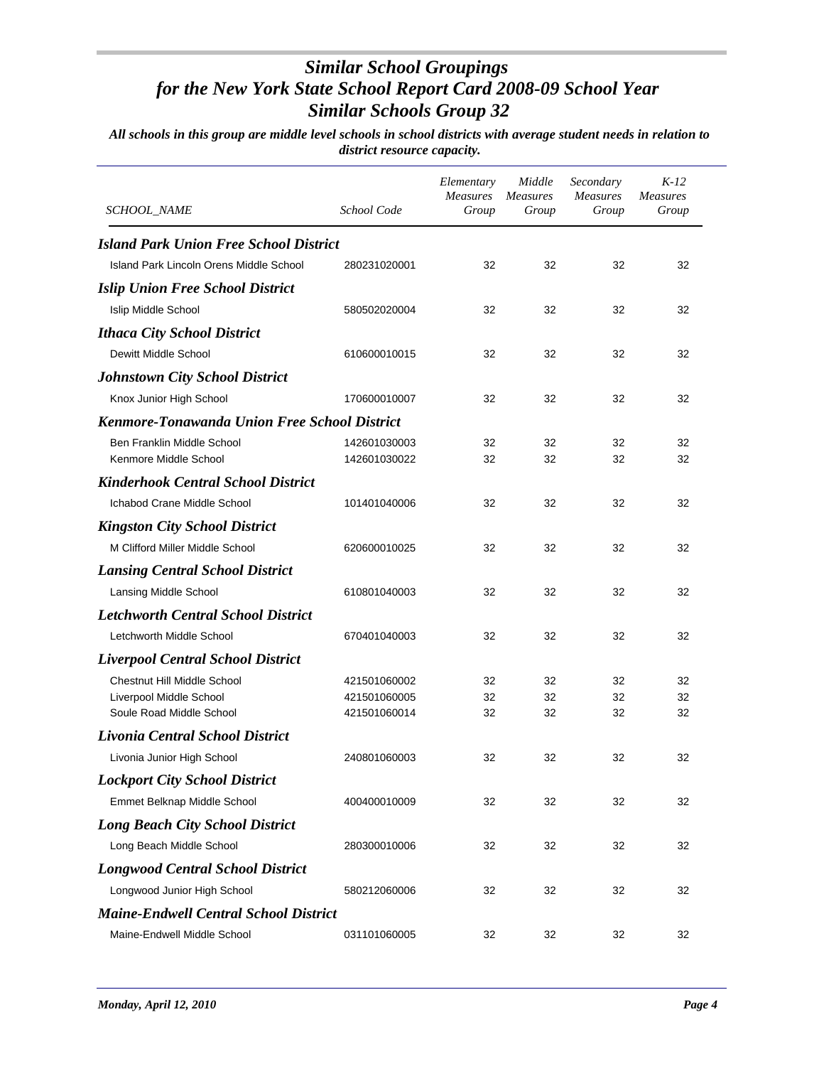# *Similar School Groupings for the New York State School Report Card 2008-09 School Year Similar Schools Group 32*

***All schools in this group are middle level schools in school districts with average student needs in relation to district resource capacity.***

| *SCHOOL_NAME* | *School Code* | *Elementary Measures Group* | *Middle Measures Group* | *Secondary Measures Group* | *K-12 Measures Group* |
|---|---|---|---|---|---|
| ***Island Park Union Free School District*** | | | | | |
| Island Park Lincoln Orens Middle School | 280231020001 | 32 | 32 | 32 | 32 |
| ***Islip Union Free School District*** | | | | | |
| Islip Middle School | 580502020004 | 32 | 32 | 32 | 32 |
| ***Ithaca City School District*** | | | | | |
| Dewitt Middle School | 610600010015 | 32 | 32 | 32 | 32 |
| ***Johnstown City School District*** | | | | | |
| Knox Junior High School | 170600010007 | 32 | 32 | 32 | 32 |
| ***Kenmore-Tonawanda Union Free School District*** | | | | | |
| Ben Franklin Middle School | 142601030003 | 32 | 32 | 32 | 32 |
| Kenmore Middle School | 142601030022 | 32 | 32 | 32 | 32 |
| ***Kinderhook Central School District*** | | | | | |
| Ichabod Crane Middle School | 101401040006 | 32 | 32 | 32 | 32 |
| ***Kingston City School District*** | | | | | |
| M Clifford Miller Middle School | 620600010025 | 32 | 32 | 32 | 32 |
| ***Lansing Central School District*** | | | | | |
| Lansing Middle School | 610801040003 | 32 | 32 | 32 | 32 |
| ***Letchworth Central School District*** | | | | | |
| Letchworth Middle School | 670401040003 | 32 | 32 | 32 | 32 |
| ***Liverpool Central School District*** | | | | | |
| Chestnut Hill Middle School | 421501060002 | 32 | 32 | 32 | 32 |
| Liverpool Middle School | 421501060005 | 32 | 32 | 32 | 32 |
| Soule Road Middle School | 421501060014 | 32 | 32 | 32 | 32 |
| ***Livonia Central School District*** | | | | | |
| Livonia Junior High School | 240801060003 | 32 | 32 | 32 | 32 |
| ***Lockport City School District*** | | | | | |
| Emmet Belknap Middle School | 400400010009 | 32 | 32 | 32 | 32 |
| ***Long Beach City School District*** | | | | | |
| Long Beach Middle School | 280300010006 | 32 | 32 | 32 | 32 |
| ***Longwood Central School District*** | | | | | |
| Longwood Junior High School | 580212060006 | 32 | 32 | 32 | 32 |
| ***Maine-Endwell Central School District*** | | | | | |
| Maine-Endwell Middle School | 031101060005 | 32 | 32 | 32 | 32 |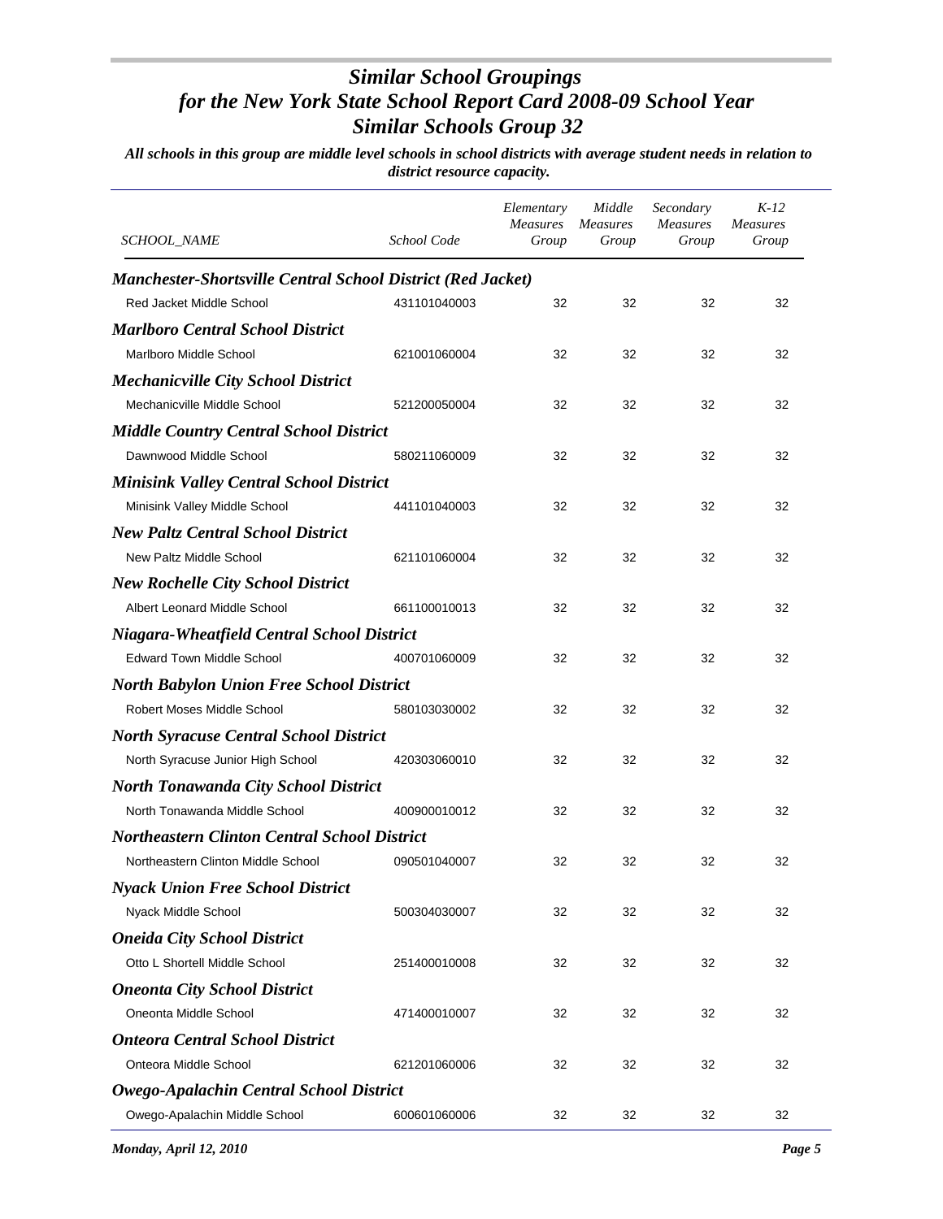# *Similar School Groupings for the New York State School Report Card 2008-09 School Year Similar Schools Group 32*

***All schools in this group are middle level schools in school districts with average student needs in relation to district resource capacity.***

| *SCHOOL_NAME* | *School Code* | *Elementary Measures Group* | *Middle Measures Group* | *Secondary Measures Group* | *K-12 Measures Group* |
|---|---|---|---|---|---|
| ***Manchester-Shortsville Central School District (Red Jacket)*** | | | | | |
| Red Jacket Middle School | 431101040003 | 32 | 32 | 32 | 32 |
| ***Marlboro Central School District*** | | | | | |
| Marlboro Middle School | 621001060004 | 32 | 32 | 32 | 32 |
| ***Mechanicville City School District*** | | | | | |
| Mechanicville Middle School | 521200050004 | 32 | 32 | 32 | 32 |
| ***Middle Country Central School District*** | | | | | |
| Dawnwood Middle School | 580211060009 | 32 | 32 | 32 | 32 |
| ***Minisink Valley Central School District*** | | | | | |
| Minisink Valley Middle School | 441101040003 | 32 | 32 | 32 | 32 |
| ***New Paltz Central School District*** | | | | | |
| New Paltz Middle School | 621101060004 | 32 | 32 | 32 | 32 |
| ***New Rochelle City School District*** | | | | | |
| Albert Leonard Middle School | 661100010013 | 32 | 32 | 32 | 32 |
| ***Niagara-Wheatfield Central School District*** | | | | | |
| Edward Town Middle School | 400701060009 | 32 | 32 | 32 | 32 |
| ***North Babylon Union Free School District*** | | | | | |
| Robert Moses Middle School | 580103030002 | 32 | 32 | 32 | 32 |
| ***North Syracuse Central School District*** | | | | | |
| North Syracuse Junior High School | 420303060010 | 32 | 32 | 32 | 32 |
| ***North Tonawanda City School District*** | | | | | |
| North Tonawanda Middle School | 400900010012 | 32 | 32 | 32 | 32 |
| ***Northeastern Clinton Central School District*** | | | | | |
| Northeastern Clinton Middle School | 090501040007 | 32 | 32 | 32 | 32 |
| ***Nyack Union Free School District*** | | | | | |
| Nyack Middle School | 500304030007 | 32 | 32 | 32 | 32 |
| ***Oneida City School District*** | | | | | |
| Otto L Shortell Middle School | 251400010008 | 32 | 32 | 32 | 32 |
| ***Oneonta City School District*** | | | | | |
| Oneonta Middle School | 471400010007 | 32 | 32 | 32 | 32 |
| ***Onteora Central School District*** | | | | | |
| Onteora Middle School | 621201060006 | 32 | 32 | 32 | 32 |
| ***Owego-Apalachin Central School District*** | | | | | |
| Owego-Apalachin Middle School | 600601060006 | 32 | 32 | 32 | 32 |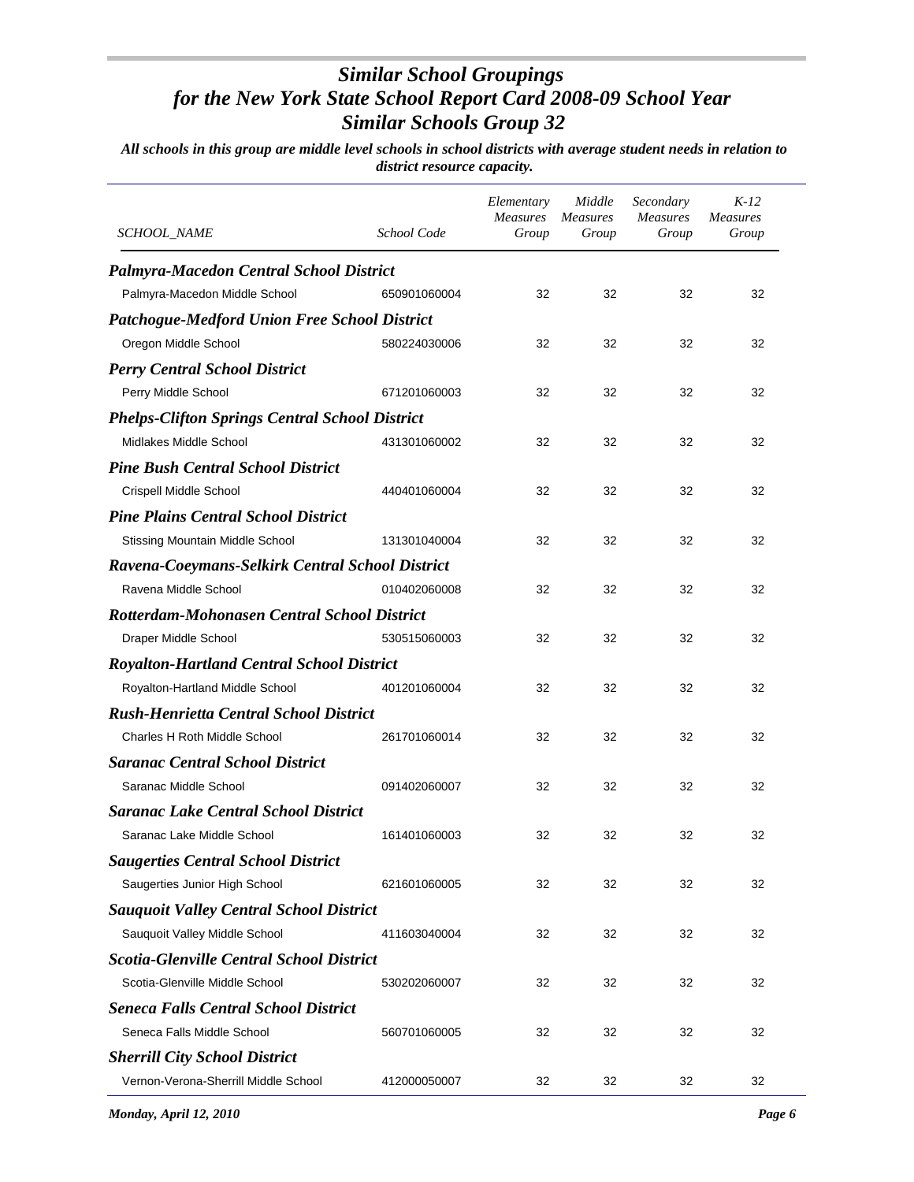# *Similar School Groupings for the New York State School Report Card 2008-09 School Year Similar Schools Group 32*

***All schools in this group are middle level schools in school districts with average student needs in relation to district resource capacity.***

| *SCHOOL_NAME* | *School Code* | *Elementary Measures Group* | *Middle Measures Group* | *Secondary Measures Group* | *K-12 Measures Group* |
|---|---|---|---|---|---|
| ***Palmyra-Macedon Central School District*** | | | | | |
| Palmyra-Macedon Middle School | 650901060004 | 32 | 32 | 32 | 32 |
| ***Patchogue-Medford Union Free School District*** | | | | | |
| Oregon Middle School | 580224030006 | 32 | 32 | 32 | 32 |
| ***Perry Central School District*** | | | | | |
| Perry Middle School | 671201060003 | 32 | 32 | 32 | 32 |
| ***Phelps-Clifton Springs Central School District*** | | | | | |
| Midlakes Middle School | 431301060002 | 32 | 32 | 32 | 32 |
| ***Pine Bush Central School District*** | | | | | |
| Crispell Middle School | 440401060004 | 32 | 32 | 32 | 32 |
| ***Pine Plains Central School District*** | | | | | |
| Stissing Mountain Middle School | 131301040004 | 32 | 32 | 32 | 32 |
| ***Ravena-Coeymans-Selkirk Central School District*** | | | | | |
| Ravena Middle School | 010402060008 | 32 | 32 | 32 | 32 |
| ***Rotterdam-Mohonasen Central School District*** | | | | | |
| Draper Middle School | 530515060003 | 32 | 32 | 32 | 32 |
| ***Royalton-Hartland Central School District*** | | | | | |
| Royalton-Hartland Middle School | 401201060004 | 32 | 32 | 32 | 32 |
| ***Rush-Henrietta Central School District*** | | | | | |
| Charles H Roth Middle School | 261701060014 | 32 | 32 | 32 | 32 |
| ***Saranac Central School District*** | | | | | |
| Saranac Middle School | 091402060007 | 32 | 32 | 32 | 32 |
| ***Saranac Lake Central School District*** | | | | | |
| Saranac Lake Middle School | 161401060003 | 32 | 32 | 32 | 32 |
| ***Saugerties Central School District*** | | | | | |
| Saugerties Junior High School | 621601060005 | 32 | 32 | 32 | 32 |
| ***Sauquoit Valley Central School District*** | | | | | |
| Sauquoit Valley Middle School | 411603040004 | 32 | 32 | 32 | 32 |
| ***Scotia-Glenville Central School District*** | | | | | |
| Scotia-Glenville Middle School | 530202060007 | 32 | 32 | 32 | 32 |
| ***Seneca Falls Central School District*** | | | | | |
| Seneca Falls Middle School | 560701060005 | 32 | 32 | 32 | 32 |
| ***Sherrill City School District*** | | | | | |
| Vernon-Verona-Sherrill Middle School | 412000050007 | 32 | 32 | 32 | 32 |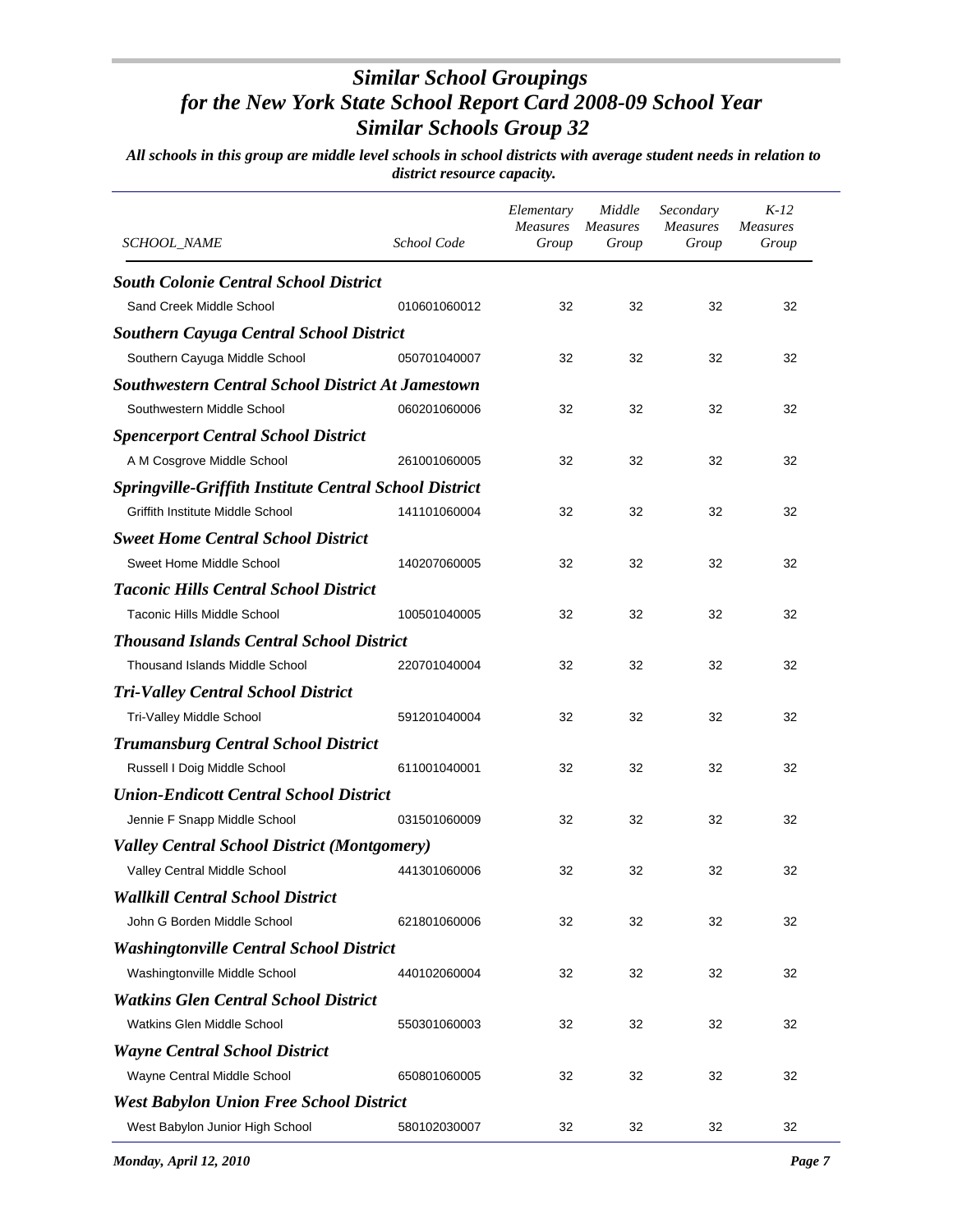# *Similar School Groupings for the New York State School Report Card 2008-09 School Year Similar Schools Group 32*

***All schools in this group are middle level schools in school districts with average student needs in relation to district resource capacity.***

| *SCHOOL_NAME* | *School Code* | *Elementary Measures Group* | *Middle Measures Group* | *Secondary Measures Group* | *K-12 Measures Group* |
|---|---|---|---|---|---|
| ***South Colonie Central School District*** | | | | | |
| Sand Creek Middle School | 010601060012 | 32 | 32 | 32 | 32 |
| ***Southern Cayuga Central School District*** | | | | | |
| Southern Cayuga Middle School | 050701040007 | 32 | 32 | 32 | 32 |
| ***Southwestern Central School District At Jamestown*** | | | | | |
| Southwestern Middle School | 060201060006 | 32 | 32 | 32 | 32 |
| ***Spencerport Central School District*** | | | | | |
| A M Cosgrove Middle School | 261001060005 | 32 | 32 | 32 | 32 |
| ***Springville-Griffith Institute Central School District*** | | | | | |
| Griffith Institute Middle School | 141101060004 | 32 | 32 | 32 | 32 |
| ***Sweet Home Central School District*** | | | | | |
| Sweet Home Middle School | 140207060005 | 32 | 32 | 32 | 32 |
| ***Taconic Hills Central School District*** | | | | | |
| Taconic Hills Middle School | 100501040005 | 32 | 32 | 32 | 32 |
| ***Thousand Islands Central School District*** | | | | | |
| Thousand Islands Middle School | 220701040004 | 32 | 32 | 32 | 32 |
| ***Tri-Valley Central School District*** | | | | | |
| Tri-Valley Middle School | 591201040004 | 32 | 32 | 32 | 32 |
| ***Trumansburg Central School District*** | | | | | |
| Russell I Doig Middle School | 611001040001 | 32 | 32 | 32 | 32 |
| ***Union-Endicott Central School District*** | | | | | |
| Jennie F Snapp Middle School | 031501060009 | 32 | 32 | 32 | 32 |
| ***Valley Central School District (Montgomery)*** | | | | | |
| Valley Central Middle School | 441301060006 | 32 | 32 | 32 | 32 |
| ***Wallkill Central School District*** | | | | | |
| John G Borden Middle School | 621801060006 | 32 | 32 | 32 | 32 |
| ***Washingtonville Central School District*** | | | | | |
| Washingtonville Middle School | 440102060004 | 32 | 32 | 32 | 32 |
| ***Watkins Glen Central School District*** | | | | | |
| Watkins Glen Middle School | 550301060003 | 32 | 32 | 32 | 32 |
| ***Wayne Central School District*** | | | | | |
| Wayne Central Middle School | 650801060005 | 32 | 32 | 32 | 32 |
| ***West Babylon Union Free School District*** | | | | | |
| West Babylon Junior High School | 580102030007 | 32 | 32 | 32 | 32 |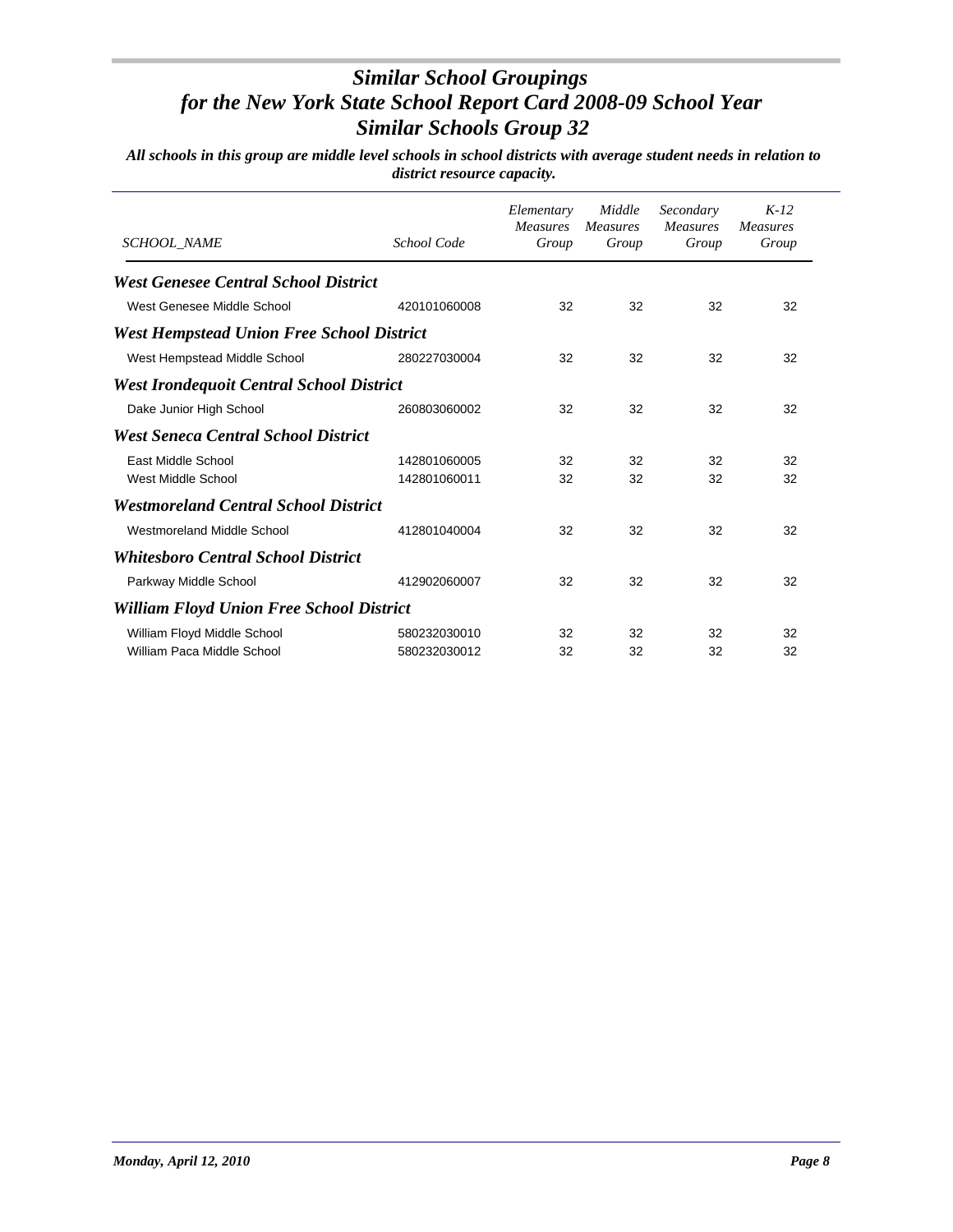# *Similar School Groupings for the New York State School Report Card 2008-09 School Year Similar Schools Group 32*

***All schools in this group are middle level schools in school districts with average student needs in relation to district resource capacity.***

| *SCHOOL_NAME* | *School Code* | *Elementary Measures Group* | *Middle Measures Group* | *Secondary Measures Group* | *K-12 Measures Group* |
|---|---|---|---|---|---|
| ***West Genesee Central School District*** | | | | | |
| West Genesee Middle School | 420101060008 | 32 | 32 | 32 | 32 |
| ***West Hempstead Union Free School District*** | | | | | |
| West Hempstead Middle School | 280227030004 | 32 | 32 | 32 | 32 |
| ***West Irondequoit Central School District*** | | | | | |
| Dake Junior High School | 260803060002 | 32 | 32 | 32 | 32 |
| ***West Seneca Central School District*** | | | | | |
| East Middle School | 142801060005 | 32 | 32 | 32 | 32 |
| West Middle School | 142801060011 | 32 | 32 | 32 | 32 |
| ***Westmoreland Central School District*** | | | | | |
| Westmoreland Middle School | 412801040004 | 32 | 32 | 32 | 32 |
| ***Whitesboro Central School District*** | | | | | |
| Parkway Middle School | 412902060007 | 32 | 32 | 32 | 32 |
| ***William Floyd Union Free School District*** | | | | | |
| William Floyd Middle School | 580232030010 | 32 | 32 | 32 | 32 |
| William Paca Middle School | 580232030012 | 32 | 32 | 32 | 32 |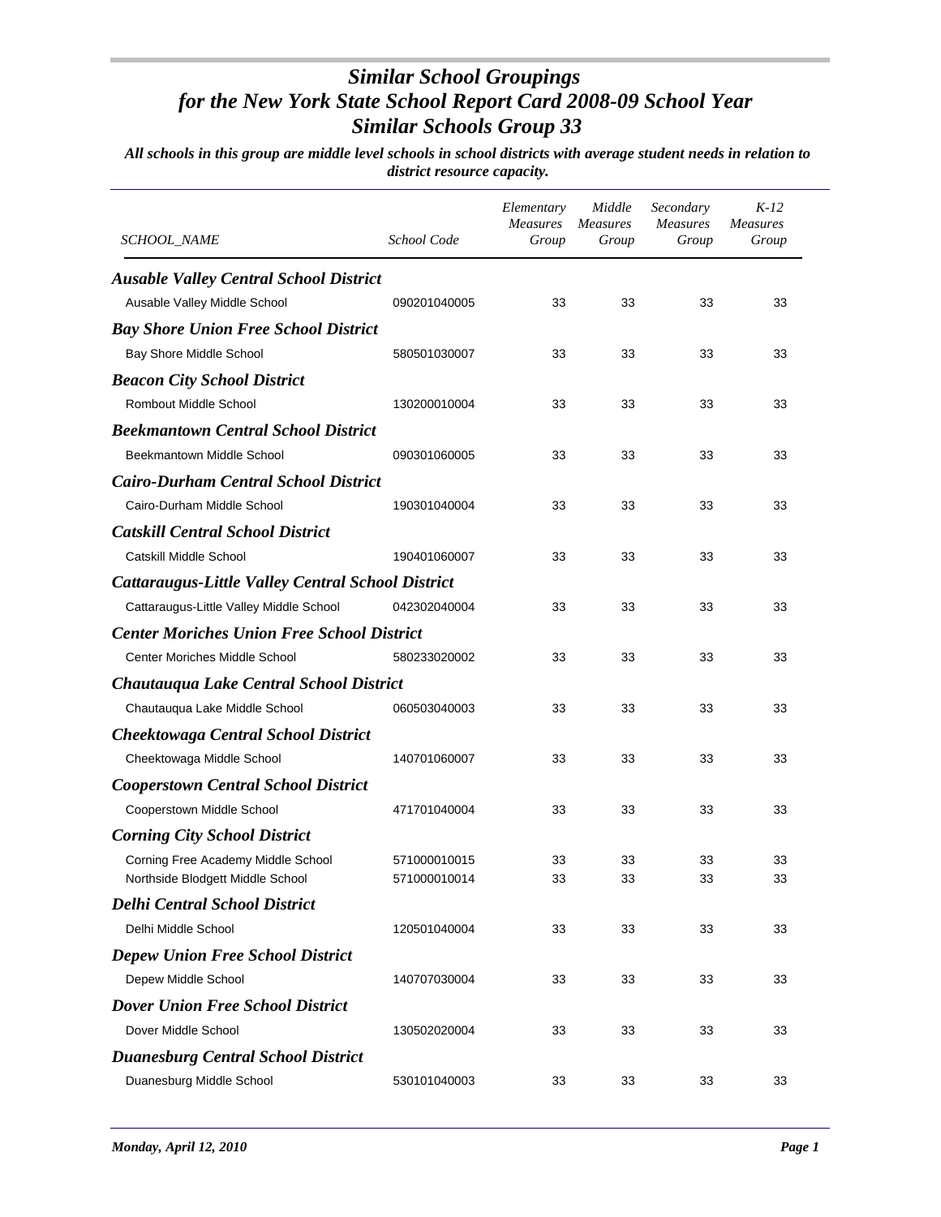# *Similar School Groupings for the New York State School Report Card 2008-09 School Year Similar Schools Group 33*

***All schools in this group are middle level schools in school districts with average student needs in relation to district resource capacity.***

| *SCHOOL_NAME* | *School Code* | *Elementary Measures Group* | *Middle Measures Group* | *Secondary Measures Group* | *K-12 Measures Group* |
|---|---|---|---|---|---|
| ***Ausable Valley Central School District*** | | | | | |
| Ausable Valley Middle School | 090201040005 | 33 | 33 | 33 | 33 |
| ***Bay Shore Union Free School District*** | | | | | |
| Bay Shore Middle School | 580501030007 | 33 | 33 | 33 | 33 |
| ***Beacon City School District*** | | | | | |
| Rombout Middle School | 130200010004 | 33 | 33 | 33 | 33 |
| ***Beekmantown Central School District*** | | | | | |
| Beekmantown Middle School | 090301060005 | 33 | 33 | 33 | 33 |
| ***Cairo-Durham Central School District*** | | | | | |
| Cairo-Durham Middle School | 190301040004 | 33 | 33 | 33 | 33 |
| ***Catskill Central School District*** | | | | | |
| Catskill Middle School | 190401060007 | 33 | 33 | 33 | 33 |
| ***Cattaraugus-Little Valley Central School District*** | | | | | |
| Cattaraugus-Little Valley Middle School | 042302040004 | 33 | 33 | 33 | 33 |
| ***Center Moriches Union Free School District*** | | | | | |
| Center Moriches Middle School | 580233020002 | 33 | 33 | 33 | 33 |
| ***Chautauqua Lake Central School District*** | | | | | |
| Chautauqua Lake Middle School | 060503040003 | 33 | 33 | 33 | 33 |
| ***Cheektowaga Central School District*** | | | | | |
| Cheektowaga Middle School | 140701060007 | 33 | 33 | 33 | 33 |
| ***Cooperstown Central School District*** | | | | | |
| Cooperstown Middle School | 471701040004 | 33 | 33 | 33 | 33 |
| ***Corning City School District*** | | | | | |
| Corning Free Academy Middle School | 571000010015 | 33 | 33 | 33 | 33 |
| Northside Blodgett Middle School | 571000010014 | 33 | 33 | 33 | 33 |
| ***Delhi Central School District*** | | | | | |
| Delhi Middle School | 120501040004 | 33 | 33 | 33 | 33 |
| ***Depew Union Free School District*** | | | | | |
| Depew Middle School | 140707030004 | 33 | 33 | 33 | 33 |
| ***Dover Union Free School District*** | | | | | |
| Dover Middle School | 130502020004 | 33 | 33 | 33 | 33 |
| ***Duanesburg Central School District*** | | | | | |
| Duanesburg Middle School | 530101040003 | 33 | 33 | 33 | 33 |

*Monday, April 12, 2010*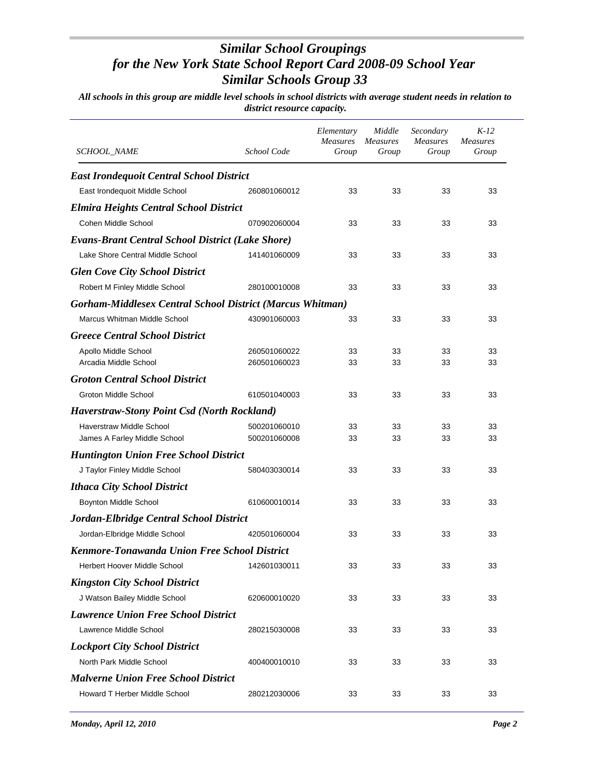# *Similar School Groupings*
# *for the New York State School Report Card 2008-09 School Year*
# *Similar Schools Group 33*

***All schools in this group are middle level schools in school districts with average student needs in relation to district resource capacity.***

| *SCHOOL_NAME* | *School Code* | *Elementary Measures Group* | *Middle Measures Group* | *Secondary Measures Group* | *K-12 Measures Group* |
|---|---|---|---|---|---|
| ***East Irondequoit Central School District*** | | | | | |
| East Irondequoit Middle School | 260801060012 | 33 | 33 | 33 | 33 |
| ***Elmira Heights Central School District*** | | | | | |
| Cohen Middle School | 070902060004 | 33 | 33 | 33 | 33 |
| ***Evans-Brant Central School District (Lake Shore)*** | | | | | |
| Lake Shore Central Middle School | 141401060009 | 33 | 33 | 33 | 33 |
| ***Glen Cove City School District*** | | | | | |
| Robert M Finley Middle School | 280100010008 | 33 | 33 | 33 | 33 |
| ***Gorham-Middlesex Central School District (Marcus Whitman)*** | | | | | |
| Marcus Whitman Middle School | 430901060003 | 33 | 33 | 33 | 33 |
| ***Greece Central School District*** | | | | | |
| Apollo Middle School | 260501060022 | 33 | 33 | 33 | 33 |
| Arcadia Middle School | 260501060023 | 33 | 33 | 33 | 33 |
| ***Groton Central School District*** | | | | | |
| Groton Middle School | 610501040003 | 33 | 33 | 33 | 33 |
| ***Haverstraw-Stony Point Csd (North Rockland)*** | | | | | |
| Haverstraw Middle School | 500201060010 | 33 | 33 | 33 | 33 |
| James A Farley Middle School | 500201060008 | 33 | 33 | 33 | 33 |
| ***Huntington Union Free School District*** | | | | | |
| J Taylor Finley Middle School | 580403030014 | 33 | 33 | 33 | 33 |
| ***Ithaca City School District*** | | | | | |
| Boynton Middle School | 610600010014 | 33 | 33 | 33 | 33 |
| ***Jordan-Elbridge Central School District*** | | | | | |
| Jordan-Elbridge Middle School | 420501060004 | 33 | 33 | 33 | 33 |
| ***Kenmore-Tonawanda Union Free School District*** | | | | | |
| Herbert Hoover Middle School | 142601030011 | 33 | 33 | 33 | 33 |
| ***Kingston City School District*** | | | | | |
| J Watson Bailey Middle School | 620600010020 | 33 | 33 | 33 | 33 |
| ***Lawrence Union Free School District*** | | | | | |
| Lawrence Middle School | 280215030008 | 33 | 33 | 33 | 33 |
| ***Lockport City School District*** | | | | | |
| North Park Middle School | 400400010010 | 33 | 33 | 33 | 33 |
| ***Malverne Union Free School District*** | | | | | |
| Howard T Herber Middle School | 280212030006 | 33 | 33 | 33 | 33 |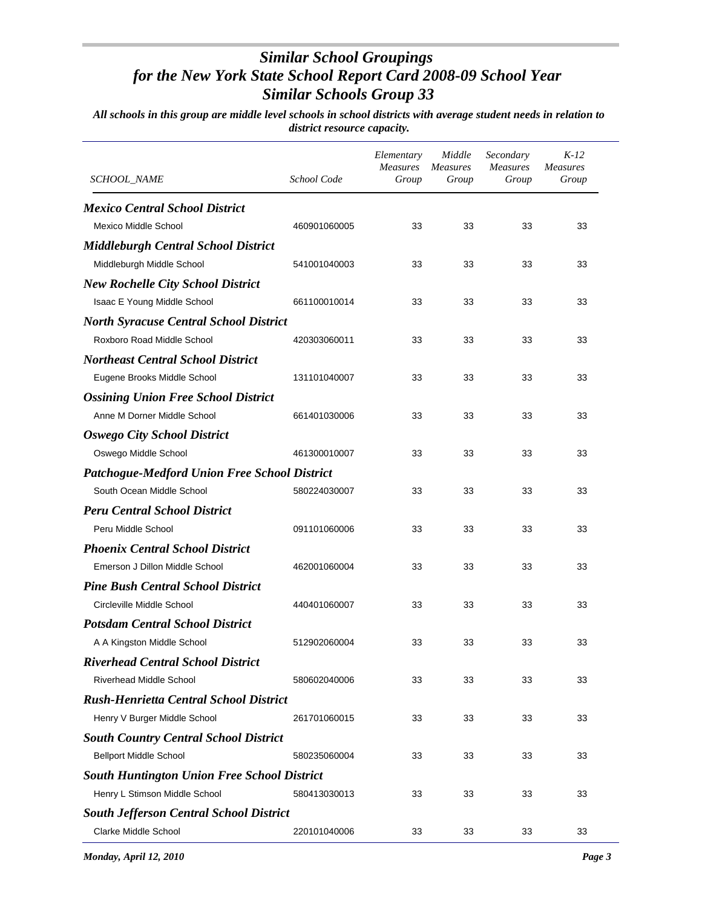# *Similar School Groupings for the New York State School Report Card 2008-09 School Year Similar Schools Group 33*

***All schools in this group are middle level schools in school districts with average student needs in relation to district resource capacity.***

| *SCHOOL_NAME* | *School Code* | *Elementary Measures Group* | *Middle Measures Group* | *Secondary Measures Group* | *K-12 Measures Group* |
|---|---|---|---|---|---|
| ***Mexico Central School District*** | | | | | |
| Mexico Middle School | 460901060005 | 33 | 33 | 33 | 33 |
| ***Middleburgh Central School District*** | | | | | |
| Middleburgh Middle School | 541001040003 | 33 | 33 | 33 | 33 |
| ***New Rochelle City School District*** | | | | | |
| Isaac E Young Middle School | 661100010014 | 33 | 33 | 33 | 33 |
| ***North Syracuse Central School District*** | | | | | |
| Roxboro Road Middle School | 420303060011 | 33 | 33 | 33 | 33 |
| ***Northeast Central School District*** | | | | | |
| Eugene Brooks Middle School | 131101040007 | 33 | 33 | 33 | 33 |
| ***Ossining Union Free School District*** | | | | | |
| Anne M Dorner Middle School | 661401030006 | 33 | 33 | 33 | 33 |
| ***Oswego City School District*** | | | | | |
| Oswego Middle School | 461300010007 | 33 | 33 | 33 | 33 |
| ***Patchogue-Medford Union Free School District*** | | | | | |
| South Ocean Middle School | 580224030007 | 33 | 33 | 33 | 33 |
| ***Peru Central School District*** | | | | | |
| Peru Middle School | 091101060006 | 33 | 33 | 33 | 33 |
| ***Phoenix Central School District*** | | | | | |
| Emerson J Dillon Middle School | 462001060004 | 33 | 33 | 33 | 33 |
| ***Pine Bush Central School District*** | | | | | |
| Circleville Middle School | 440401060007 | 33 | 33 | 33 | 33 |
| ***Potsdam Central School District*** | | | | | |
| A A Kingston Middle School | 512902060004 | 33 | 33 | 33 | 33 |
| ***Riverhead Central School District*** | | | | | |
| Riverhead Middle School | 580602040006 | 33 | 33 | 33 | 33 |
| ***Rush-Henrietta Central School District*** | | | | | |
| Henry V Burger Middle School | 261701060015 | 33 | 33 | 33 | 33 |
| ***South Country Central School District*** | | | | | |
| Bellport Middle School | 580235060004 | 33 | 33 | 33 | 33 |
| ***South Huntington Union Free School District*** | | | | | |
| Henry L Stimson Middle School | 580413030013 | 33 | 33 | 33 | 33 |
| ***South Jefferson Central School District*** | | | | | |
| Clarke Middle School | 220101040006 | 33 | 33 | 33 | 33 |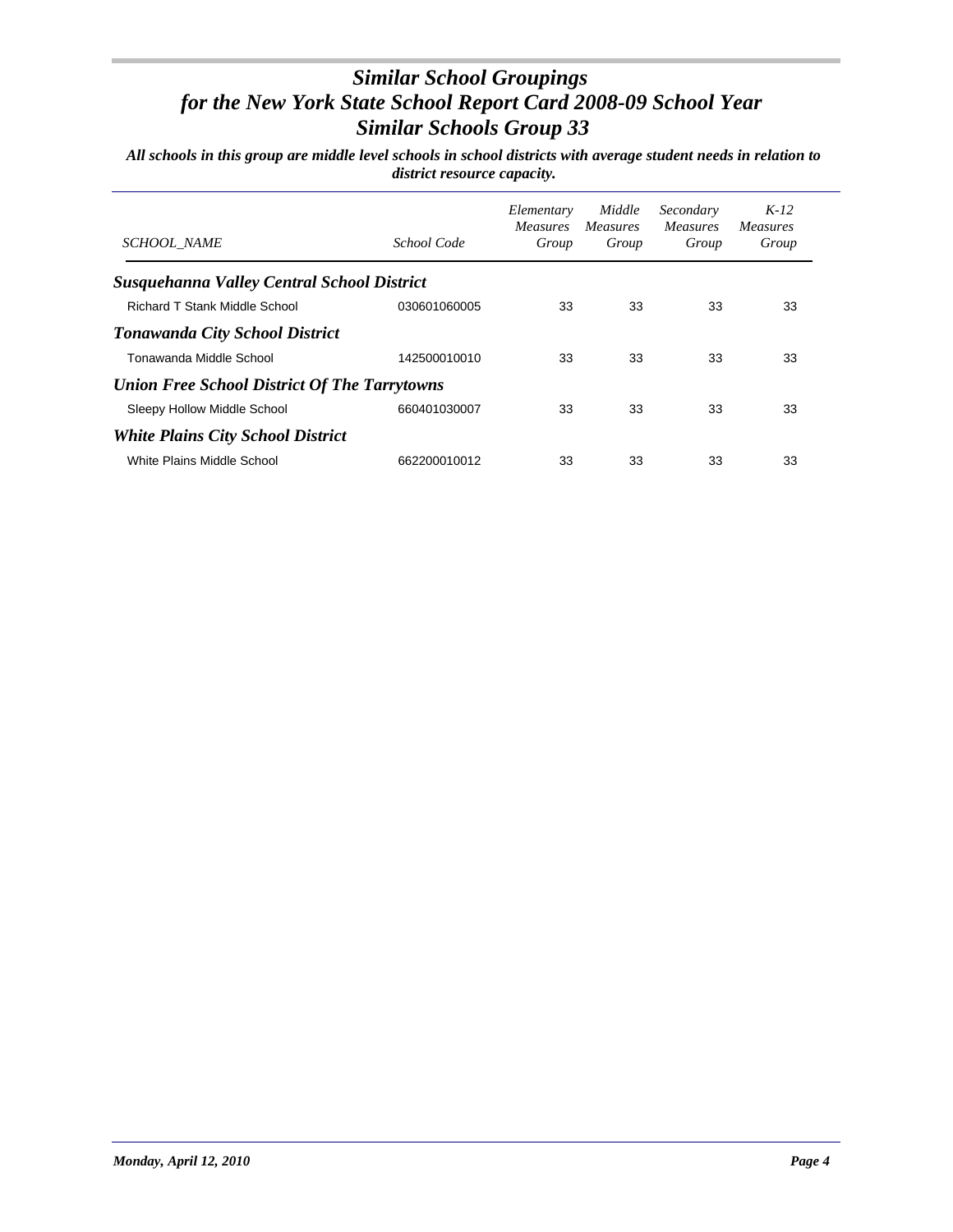# Similar School Groupings
# for the New York State School Report Card 2008-09 School Year
# Similar Schools Group 33

***All schools in this group are middle level schools in school districts with average student needs in relation to district resource capacity.***

| SCHOOL_NAME | School Code | Elementary Measures Group | Middle Measures Group | Secondary Measures Group | K-12 Measures Group |
|---|---|---|---|---|---|
| ***Susquehanna Valley Central School District*** | | | | | |
| Richard T Stank Middle School | 030601060005 | 33 | 33 | 33 | 33 |
| ***Tonawanda City School District*** | | | | | |
| Tonawanda Middle School | 142500010010 | 33 | 33 | 33 | 33 |
| ***Union Free School District Of The Tarrytowns*** | | | | | |
| Sleepy Hollow Middle School | 660401030007 | 33 | 33 | 33 | 33 |
| ***White Plains City School District*** | | | | | |
| White Plains Middle School | 662200010012 | 33 | 33 | 33 | 33 |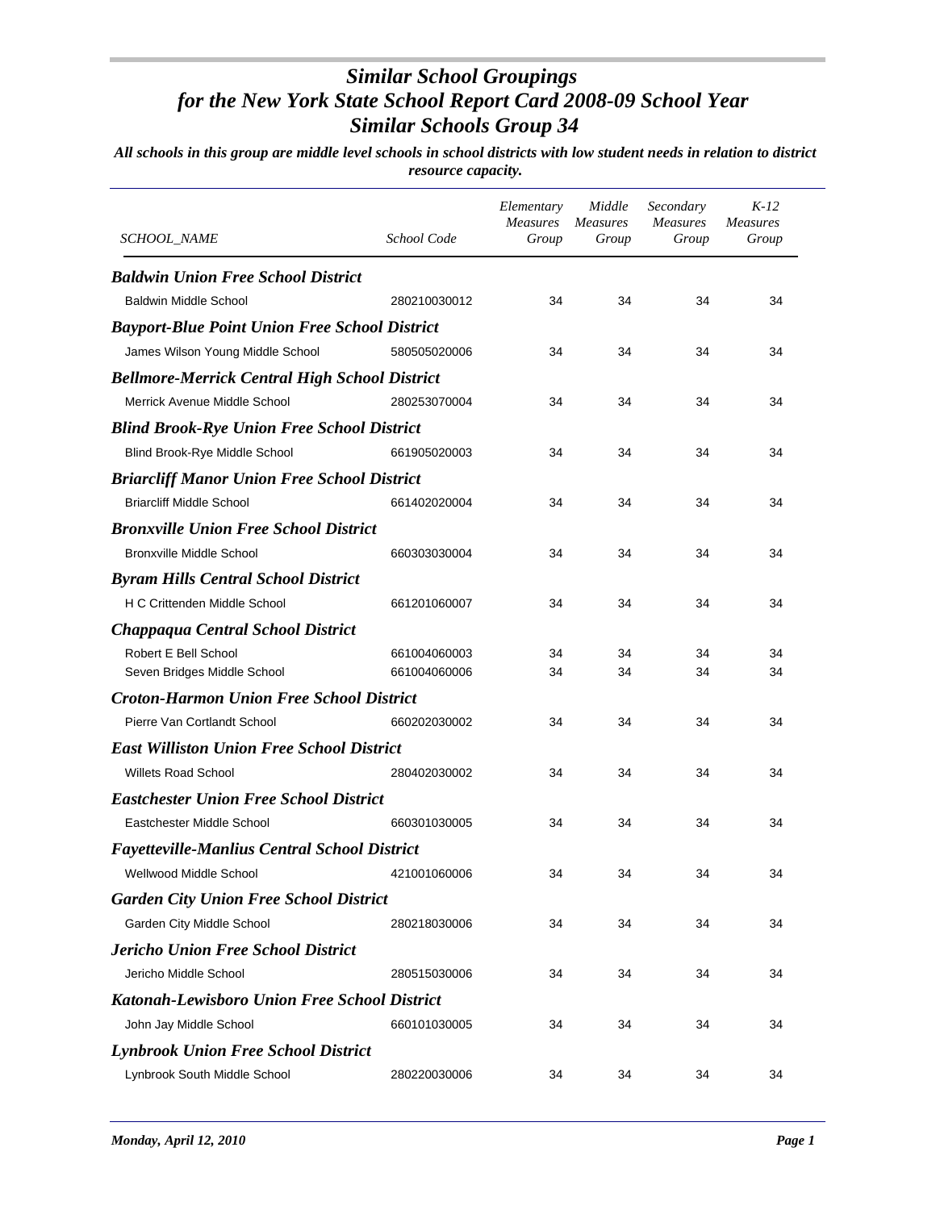# *Similar School Groupings for the New York State School Report Card 2008-09 School Year Similar Schools Group 34*

***All schools in this group are middle level schools in school districts with low student needs in relation to district resource capacity.***

| *SCHOOL_NAME* | *School Code* | *Elementary Measures Group* | *Middle Measures Group* | *Secondary Measures Group* | *K-12 Measures Group* |
|---|---|---|---|---|---|
| ***Baldwin Union Free School District*** | | | | | |
| Baldwin Middle School | 280210030012 | 34 | 34 | 34 | 34 |
| ***Bayport-Blue Point Union Free School District*** | | | | | |
| James Wilson Young Middle School | 580505020006 | 34 | 34 | 34 | 34 |
| ***Bellmore-Merrick Central High School District*** | | | | | |
| Merrick Avenue Middle School | 280253070004 | 34 | 34 | 34 | 34 |
| ***Blind Brook-Rye Union Free School District*** | | | | | |
| Blind Brook-Rye Middle School | 661905020003 | 34 | 34 | 34 | 34 |
| ***Briarcliff Manor Union Free School District*** | | | | | |
| Briarcliff Middle School | 661402020004 | 34 | 34 | 34 | 34 |
| ***Bronxville Union Free School District*** | | | | | |
| Bronxville Middle School | 660303030004 | 34 | 34 | 34 | 34 |
| ***Byram Hills Central School District*** | | | | | |
| H C Crittenden Middle School | 661201060007 | 34 | 34 | 34 | 34 |
| ***Chappaqua Central School District*** | | | | | |
| Robert E Bell School | 661004060003 | 34 | 34 | 34 | 34 |
| Seven Bridges Middle School | 661004060006 | 34 | 34 | 34 | 34 |
| ***Croton-Harmon Union Free School District*** | | | | | |
| Pierre Van Cortlandt School | 660202030002 | 34 | 34 | 34 | 34 |
| ***East Williston Union Free School District*** | | | | | |
| Willets Road School | 280402030002 | 34 | 34 | 34 | 34 |
| ***Eastchester Union Free School District*** | | | | | |
| Eastchester Middle School | 660301030005 | 34 | 34 | 34 | 34 |
| ***Fayetteville-Manlius Central School District*** | | | | | |
| Wellwood Middle School | 421001060006 | 34 | 34 | 34 | 34 |
| ***Garden City Union Free School District*** | | | | | |
| Garden City Middle School | 280218030006 | 34 | 34 | 34 | 34 |
| ***Jericho Union Free School District*** | | | | | |
| Jericho Middle School | 280515030006 | 34 | 34 | 34 | 34 |
| ***Katonah-Lewisboro Union Free School District*** | | | | | |
| John Jay Middle School | 660101030005 | 34 | 34 | 34 | 34 |
| ***Lynbrook Union Free School District*** | | | | | |
| Lynbrook South Middle School | 280220030006 | 34 | 34 | 34 | 34 |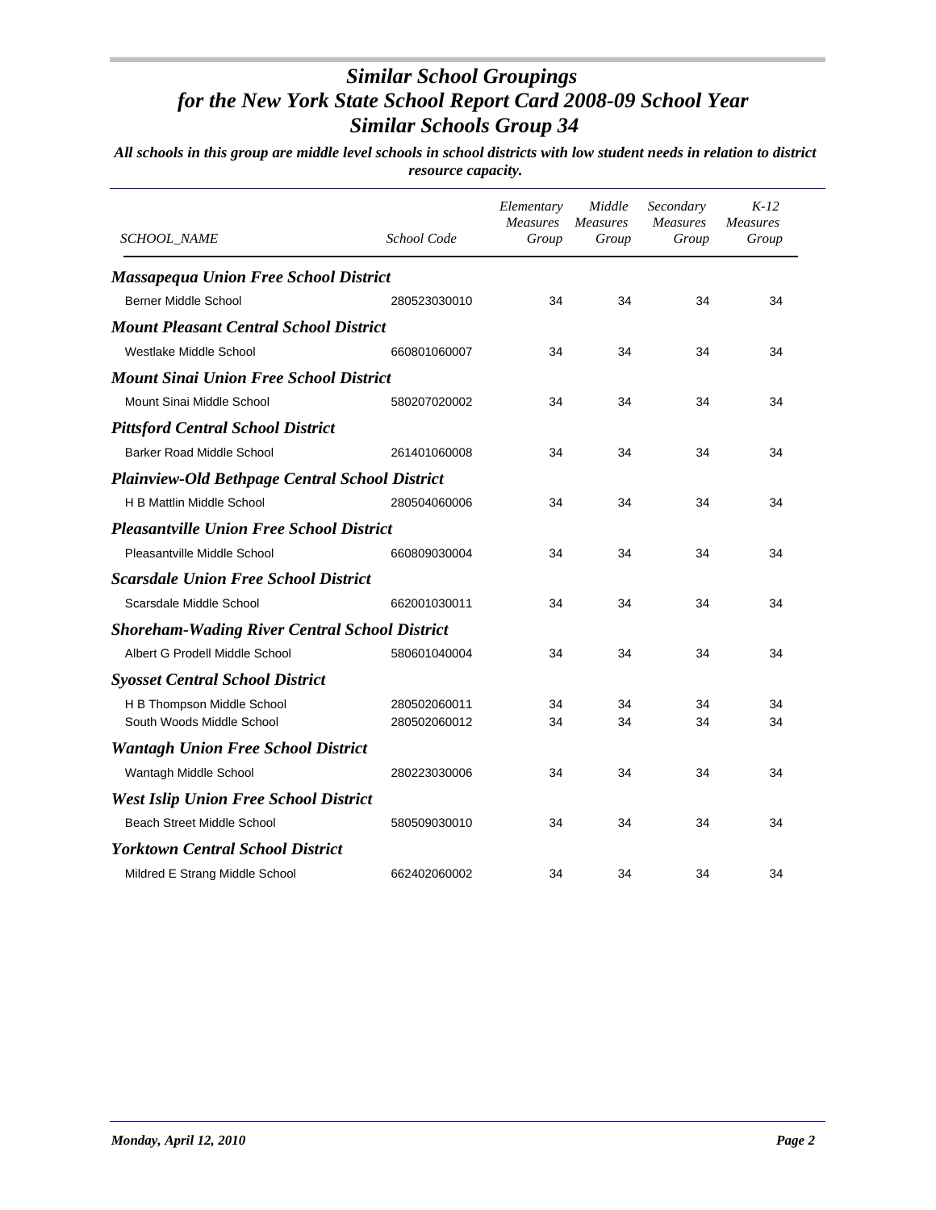# *Similar School Groupings for the New York State School Report Card 2008-09 School Year*
# *Similar Schools Group 34*

***All schools in this group are middle level schools in school districts with low student needs in relation to district resource capacity.***

| *SCHOOL_NAME* | *School Code* | *Elementary Measures Group* | *Middle Measures Group* | *Secondary Measures Group* | *K-12 Measures Group* |
|---|---|---|---|---|---|
| ***Massapequa Union Free School District*** | | | | | |
| Berner Middle School | 280523030010 | 34 | 34 | 34 | 34 |
| ***Mount Pleasant Central School District*** | | | | | |
| Westlake Middle School | 660801060007 | 34 | 34 | 34 | 34 |
| ***Mount Sinai Union Free School District*** | | | | | |
| Mount Sinai Middle School | 580207020002 | 34 | 34 | 34 | 34 |
| ***Pittsford Central School District*** | | | | | |
| Barker Road Middle School | 261401060008 | 34 | 34 | 34 | 34 |
| ***Plainview-Old Bethpage Central School District*** | | | | | |
| H B Mattlin Middle School | 280504060006 | 34 | 34 | 34 | 34 |
| ***Pleasantville Union Free School District*** | | | | | |
| Pleasantville Middle School | 660809030004 | 34 | 34 | 34 | 34 |
| ***Scarsdale Union Free School District*** | | | | | |
| Scarsdale Middle School | 662001030011 | 34 | 34 | 34 | 34 |
| ***Shoreham-Wading River Central School District*** | | | | | |
| Albert G Prodell Middle School | 580601040004 | 34 | 34 | 34 | 34 |
| ***Syosset Central School District*** | | | | | |
| H B Thompson Middle School | 280502060011 | 34 | 34 | 34 | 34 |
| South Woods Middle School | 280502060012 | 34 | 34 | 34 | 34 |
| ***Wantagh Union Free School District*** | | | | | |
| Wantagh Middle School | 280223030006 | 34 | 34 | 34 | 34 |
| ***West Islip Union Free School District*** | | | | | |
| Beach Street Middle School | 580509030010 | 34 | 34 | 34 | 34 |
| ***Yorktown Central School District*** | | | | | |
| Mildred E Strang Middle School | 662402060002 | 34 | 34 | 34 | 34 |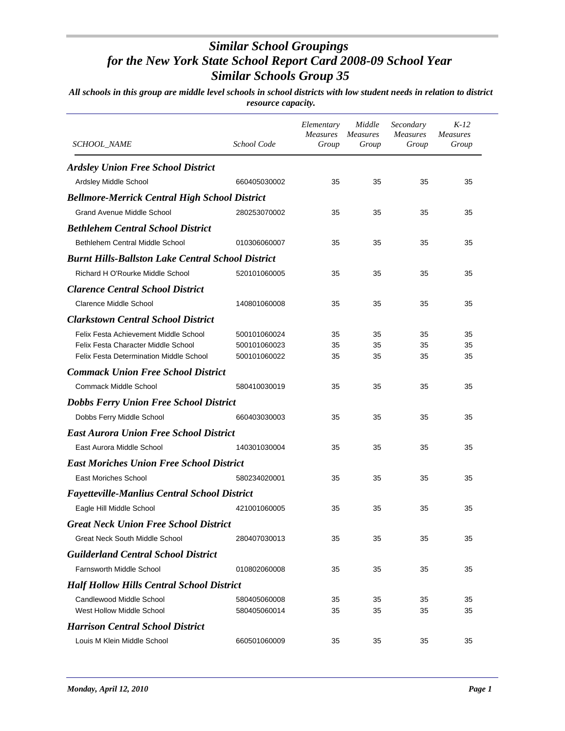# *Similar School Groupings for the New York State School Report Card 2008-09 School Year Similar Schools Group 35*

***All schools in this group are middle level schools in school districts with low student needs in relation to district resource capacity.***

| SCHOOL_NAME | School Code | Elementary Measures Group | Middle Measures Group | Secondary Measures Group | K-12 Measures Group |
|---|---|---|---|---|---|
| ***Ardsley Union Free School District*** | | | | | |
| Ardsley Middle School | 660405030002 | 35 | 35 | 35 | 35 |
| ***Bellmore-Merrick Central High School District*** | | | | | |
| Grand Avenue Middle School | 280253070002 | 35 | 35 | 35 | 35 |
| ***Bethlehem Central School District*** | | | | | |
| Bethlehem Central Middle School | 010306060007 | 35 | 35 | 35 | 35 |
| ***Burnt Hills-Ballston Lake Central School District*** | | | | | |
| Richard H O'Rourke Middle School | 520101060005 | 35 | 35 | 35 | 35 |
| ***Clarence Central School District*** | | | | | |
| Clarence Middle School | 140801060008 | 35 | 35 | 35 | 35 |
| ***Clarkstown Central School District*** | | | | | |
| Felix Festa Achievement Middle School | 500101060024 | 35 | 35 | 35 | 35 |
| Felix Festa Character Middle School | 500101060023 | 35 | 35 | 35 | 35 |
| Felix Festa Determination Middle School | 500101060022 | 35 | 35 | 35 | 35 |
| ***Commack Union Free School District*** | | | | | |
| Commack Middle School | 580410030019 | 35 | 35 | 35 | 35 |
| ***Dobbs Ferry Union Free School District*** | | | | | |
| Dobbs Ferry Middle School | 660403030003 | 35 | 35 | 35 | 35 |
| ***East Aurora Union Free School District*** | | | | | |
| East Aurora Middle School | 140301030004 | 35 | 35 | 35 | 35 |
| ***East Moriches Union Free School District*** | | | | | |
| East Moriches School | 580234020001 | 35 | 35 | 35 | 35 |
| ***Fayetteville-Manlius Central School District*** | | | | | |
| Eagle Hill Middle School | 421001060005 | 35 | 35 | 35 | 35 |
| ***Great Neck Union Free School District*** | | | | | |
| Great Neck South Middle School | 280407030013 | 35 | 35 | 35 | 35 |
| ***Guilderland Central School District*** | | | | | |
| Farnsworth Middle School | 010802060008 | 35 | 35 | 35 | 35 |
| ***Half Hollow Hills Central School District*** | | | | | |
| Candlewood Middle School | 580405060008 | 35 | 35 | 35 | 35 |
| West Hollow Middle School | 580405060014 | 35 | 35 | 35 | 35 |
| ***Harrison Central School District*** | | | | | |
| Louis M Klein Middle School | 660501060009 | 35 | 35 | 35 | 35 |

*Monday, April 12, 2010*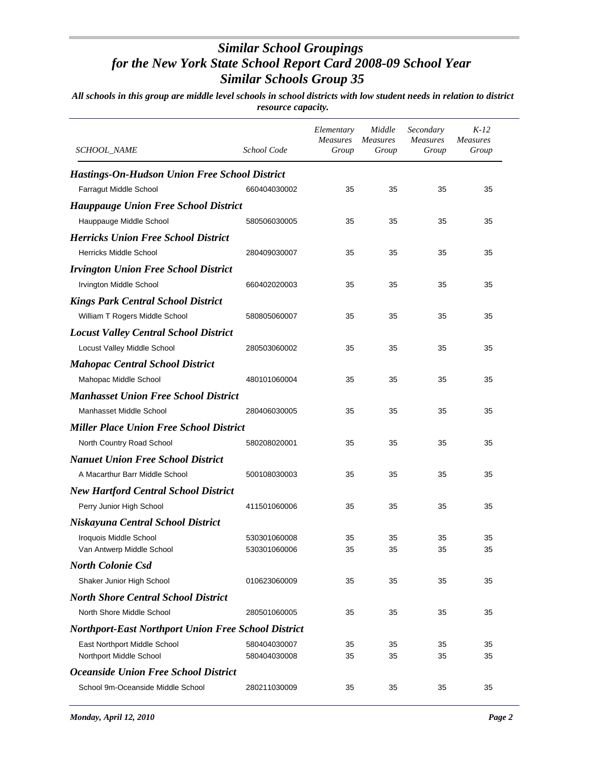# *Similar School Groupings for the New York State School Report Card 2008-09 School Year Similar Schools Group 35*

***All schools in this group are middle level schools in school districts with low student needs in relation to district resource capacity.***

| *SCHOOL_NAME* | *School Code* | *Elementary Measures Group* | *Middle Measures Group* | *Secondary Measures Group* | *K-12 Measures Group* |
|---|---|---|---|---|---|
| ***Hastings-On-Hudson Union Free School District*** | | | | | |
| Farragut Middle School | 660404030002 | 35 | 35 | 35 | 35 |
| ***Hauppauge Union Free School District*** | | | | | |
| Hauppauge Middle School | 580506030005 | 35 | 35 | 35 | 35 |
| ***Herricks Union Free School District*** | | | | | |
| Herricks Middle School | 280409030007 | 35 | 35 | 35 | 35 |
| ***Irvington Union Free School District*** | | | | | |
| Irvington Middle School | 660402020003 | 35 | 35 | 35 | 35 |
| ***Kings Park Central School District*** | | | | | |
| William T Rogers Middle School | 580805060007 | 35 | 35 | 35 | 35 |
| ***Locust Valley Central School District*** | | | | | |
| Locust Valley Middle School | 280503060002 | 35 | 35 | 35 | 35 |
| ***Mahopac Central School District*** | | | | | |
| Mahopac Middle School | 480101060004 | 35 | 35 | 35 | 35 |
| ***Manhasset Union Free School District*** | | | | | |
| Manhasset Middle School | 280406030005 | 35 | 35 | 35 | 35 |
| ***Miller Place Union Free School District*** | | | | | |
| North Country Road School | 580208020001 | 35 | 35 | 35 | 35 |
| ***Nanuet Union Free School District*** | | | | | |
| A Macarthur Barr Middle School | 500108030003 | 35 | 35 | 35 | 35 |
| ***New Hartford Central School District*** | | | | | |
| Perry Junior High School | 411501060006 | 35 | 35 | 35 | 35 |
| ***Niskayuna Central School District*** | | | | | |
| Iroquois Middle School | 530301060008 | 35 | 35 | 35 | 35 |
| Van Antwerp Middle School | 530301060006 | 35 | 35 | 35 | 35 |
| ***North Colonie Csd*** | | | | | |
| Shaker Junior High School | 010623060009 | 35 | 35 | 35 | 35 |
| ***North Shore Central School District*** | | | | | |
| North Shore Middle School | 280501060005 | 35 | 35 | 35 | 35 |
| ***Northport-East Northport Union Free School District*** | | | | | |
| East Northport Middle School | 580404030007 | 35 | 35 | 35 | 35 |
| Northport Middle School | 580404030008 | 35 | 35 | 35 | 35 |
| ***Oceanside Union Free School District*** | | | | | |
| School 9m-Oceanside Middle School | 280211030009 | 35 | 35 | 35 | 35 |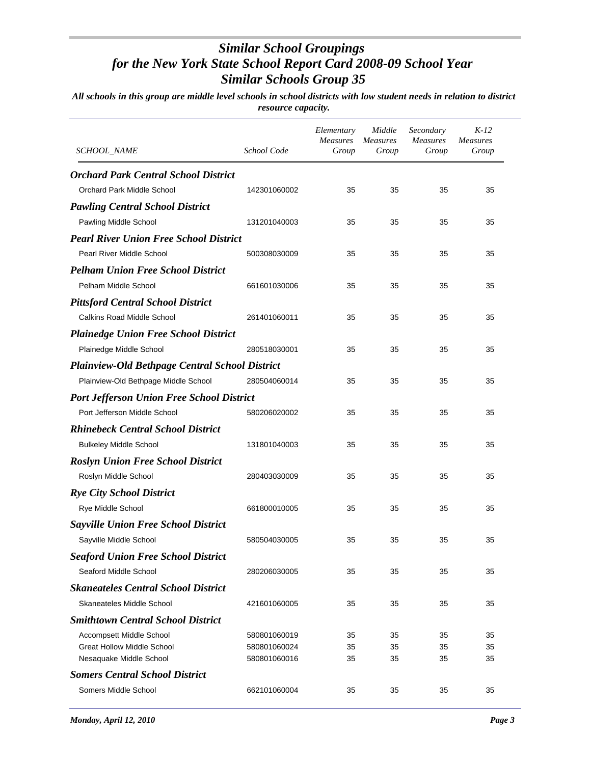# Similar School Groupings for the New York State School Report Card 2008-09 School Year
# Similar Schools Group 35

***All schools in this group are middle level schools in school districts with low student needs in relation to district resource capacity.***

| SCHOOL_NAME | School Code | Elementary Measures Group | Middle Measures Group | Secondary Measures Group | K-12 Measures Group |
|---|---|---|---|---|---|
| ***Orchard Park Central School District*** | | | | | |
| Orchard Park Middle School | 142301060002 | 35 | 35 | 35 | 35 |
| ***Pawling Central School District*** | | | | | |
| Pawling Middle School | 131201040003 | 35 | 35 | 35 | 35 |
| ***Pearl River Union Free School District*** | | | | | |
| Pearl River Middle School | 500308030009 | 35 | 35 | 35 | 35 |
| ***Pelham Union Free School District*** | | | | | |
| Pelham Middle School | 661601030006 | 35 | 35 | 35 | 35 |
| ***Pittsford Central School District*** | | | | | |
| Calkins Road Middle School | 261401060011 | 35 | 35 | 35 | 35 |
| ***Plainedge Union Free School District*** | | | | | |
| Plainedge Middle School | 280518030001 | 35 | 35 | 35 | 35 |
| ***Plainview-Old Bethpage Central School District*** | | | | | |
| Plainview-Old Bethpage Middle School | 280504060014 | 35 | 35 | 35 | 35 |
| ***Port Jefferson Union Free School District*** | | | | | |
| Port Jefferson Middle School | 580206020002 | 35 | 35 | 35 | 35 |
| ***Rhinebeck Central School District*** | | | | | |
| Bulkeley Middle School | 131801040003 | 35 | 35 | 35 | 35 |
| ***Roslyn Union Free School District*** | | | | | |
| Roslyn Middle School | 280403030009 | 35 | 35 | 35 | 35 |
| ***Rye City School District*** | | | | | |
| Rye Middle School | 661800010005 | 35 | 35 | 35 | 35 |
| ***Sayville Union Free School District*** | | | | | |
| Sayville Middle School | 580504030005 | 35 | 35 | 35 | 35 |
| ***Seaford Union Free School District*** | | | | | |
| Seaford Middle School | 280206030005 | 35 | 35 | 35 | 35 |
| ***Skaneateles Central School District*** | | | | | |
| Skaneateles Middle School | 421601060005 | 35 | 35 | 35 | 35 |
| ***Smithtown Central School District*** | | | | | |
| Accompsett Middle School | 580801060019 | 35 | 35 | 35 | 35 |
| Great Hollow Middle School | 580801060024 | 35 | 35 | 35 | 35 |
| Nesaquake Middle School | 580801060016 | 35 | 35 | 35 | 35 |
| ***Somers Central School District*** | | | | | |
| Somers Middle School | 662101060004 | 35 | 35 | 35 | 35 |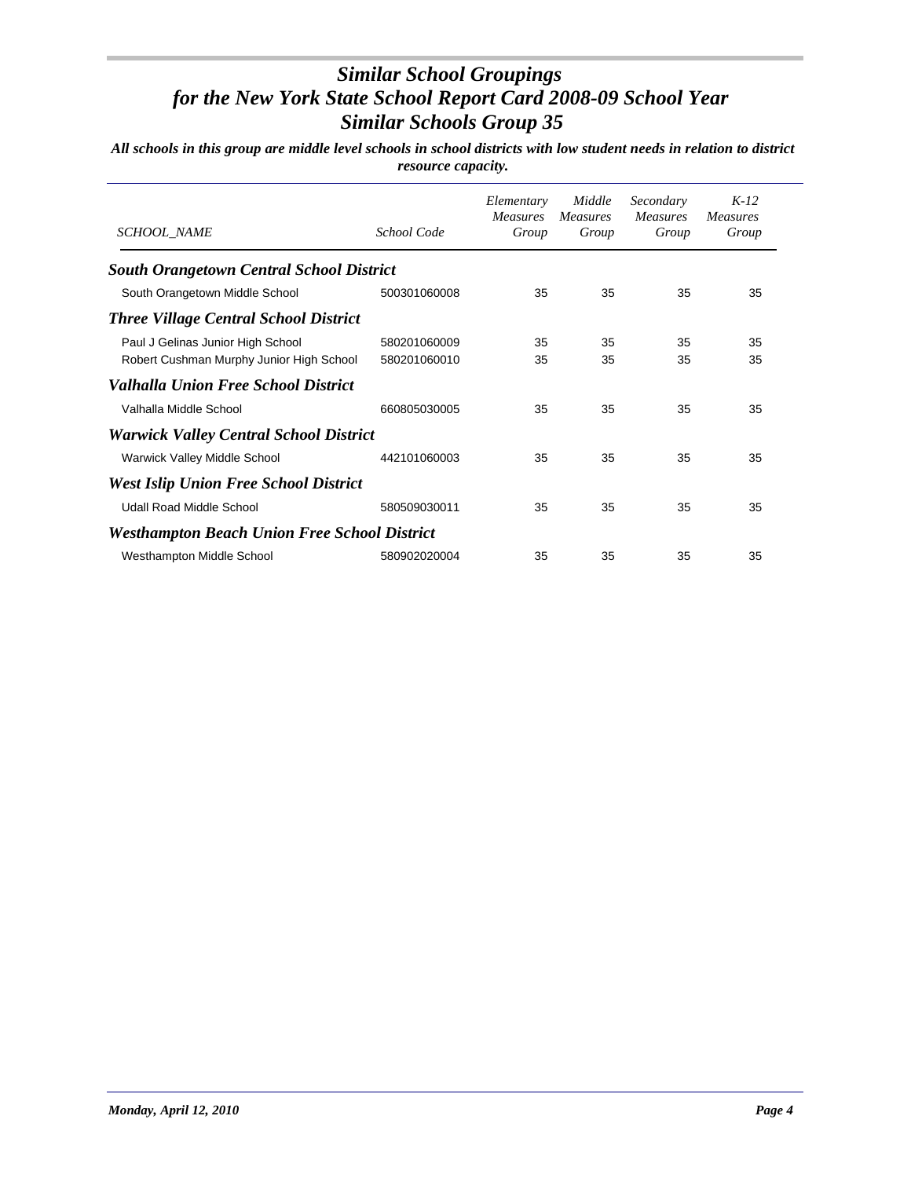# *Similar School Groupings for the New York State School Report Card 2008-09 School Year Similar Schools Group 35*

***All schools in this group are middle level schools in school districts with low student needs in relation to district resource capacity.***

| *SCHOOL_NAME* | *School Code* | *Elementary Measures Group* | *Middle Measures Group* | *Secondary Measures Group* | *K-12 Measures Group* |
|---|---|---|---|---|---|
| ***South Orangetown Central School District*** | | | | | |
| South Orangetown Middle School | 500301060008 | 35 | 35 | 35 | 35 |
| ***Three Village Central School District*** | | | | | |
| Paul J Gelinas Junior High School | 580201060009 | 35 | 35 | 35 | 35 |
| Robert Cushman Murphy Junior High School | 580201060010 | 35 | 35 | 35 | 35 |
| ***Valhalla Union Free School District*** | | | | | |
| Valhalla Middle School | 660805030005 | 35 | 35 | 35 | 35 |
| ***Warwick Valley Central School District*** | | | | | |
| Warwick Valley Middle School | 442101060003 | 35 | 35 | 35 | 35 |
| ***West Islip Union Free School District*** | | | | | |
| Udall Road Middle School | 580509030011 | 35 | 35 | 35 | 35 |
| ***Westhampton Beach Union Free School District*** | | | | | |
| Westhampton Middle School | 580902020004 | 35 | 35 | 35 | 35 |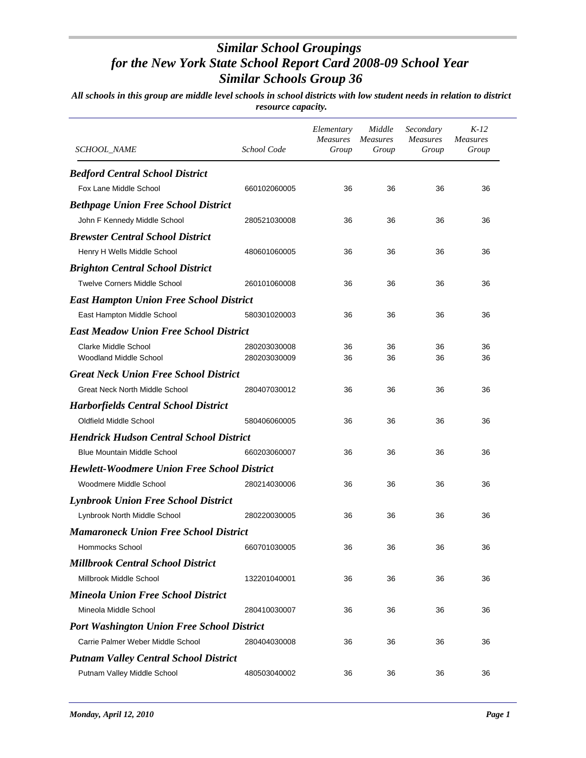# *Similar School Groupings for the New York State School Report Card 2008-09 School Year Similar Schools Group 36*

***All schools in this group are middle level schools in school districts with low student needs in relation to district resource capacity.***

| *SCHOOL_NAME* | *School Code* | *Elementary Measures Group* | *Middle Measures Group* | *Secondary Measures Group* | *K-12 Measures Group* |
|---|---|---|---|---|---|
| ***Bedford Central School District*** | | | | | |
| Fox Lane Middle School | 660102060005 | 36 | 36 | 36 | 36 |
| ***Bethpage Union Free School District*** | | | | | |
| John F Kennedy Middle School | 280521030008 | 36 | 36 | 36 | 36 |
| ***Brewster Central School District*** | | | | | |
| Henry H Wells Middle School | 480601060005 | 36 | 36 | 36 | 36 |
| ***Brighton Central School District*** | | | | | |
| Twelve Corners Middle School | 260101060008 | 36 | 36 | 36 | 36 |
| ***East Hampton Union Free School District*** | | | | | |
| East Hampton Middle School | 580301020003 | 36 | 36 | 36 | 36 |
| ***East Meadow Union Free School District*** | | | | | |
| Clarke Middle School | 280203030008 | 36 | 36 | 36 | 36 |
| Woodland Middle School | 280203030009 | 36 | 36 | 36 | 36 |
| ***Great Neck Union Free School District*** | | | | | |
| Great Neck North Middle School | 280407030012 | 36 | 36 | 36 | 36 |
| ***Harborfields Central School District*** | | | | | |
| Oldfield Middle School | 580406060005 | 36 | 36 | 36 | 36 |
| ***Hendrick Hudson Central School District*** | | | | | |
| Blue Mountain Middle School | 660203060007 | 36 | 36 | 36 | 36 |
| ***Hewlett-Woodmere Union Free School District*** | | | | | |
| Woodmere Middle School | 280214030006 | 36 | 36 | 36 | 36 |
| ***Lynbrook Union Free School District*** | | | | | |
| Lynbrook North Middle School | 280220030005 | 36 | 36 | 36 | 36 |
| ***Mamaroneck Union Free School District*** | | | | | |
| Hommocks School | 660701030005 | 36 | 36 | 36 | 36 |
| ***Millbrook Central School District*** | | | | | |
| Millbrook Middle School | 132201040001 | 36 | 36 | 36 | 36 |
| ***Mineola Union Free School District*** | | | | | |
| Mineola Middle School | 280410030007 | 36 | 36 | 36 | 36 |
| ***Port Washington Union Free School District*** | | | | | |
| Carrie Palmer Weber Middle School | 280404030008 | 36 | 36 | 36 | 36 |
| ***Putnam Valley Central School District*** | | | | | |
| Putnam Valley Middle School | 480503040002 | 36 | 36 | 36 | 36 |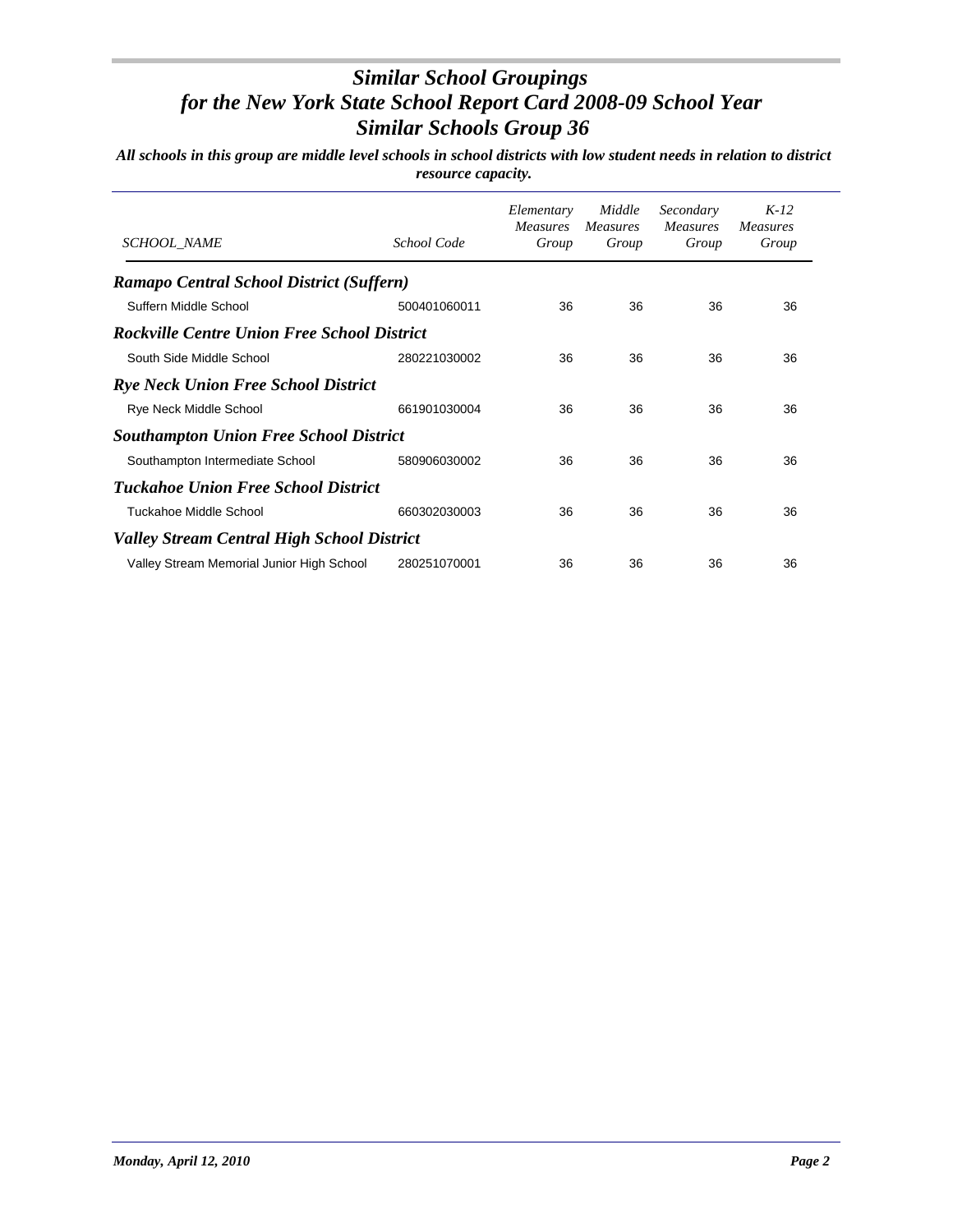# Similar School Groupings
## for the New York State School Report Card 2008-09 School Year
## Similar Schools Group 36

***All schools in this group are middle level schools in school districts with low student needs in relation to district resource capacity.***

| *SCHOOL_NAME* | *School Code* | *Elementary Measures Group* | *Middle Measures Group* | *Secondary Measures Group* | *K-12 Measures Group* |
|---|---|---|---|---|---|
| ***Ramapo Central School District (Suffern)*** | | | | | |
| Suffern Middle School | 500401060011 | 36 | 36 | 36 | 36 |
| ***Rockville Centre Union Free School District*** | | | | | |
| South Side Middle School | 280221030002 | 36 | 36 | 36 | 36 |
| ***Rye Neck Union Free School District*** | | | | | |
| Rye Neck Middle School | 661901030004 | 36 | 36 | 36 | 36 |
| ***Southampton Union Free School District*** | | | | | |
| Southampton Intermediate School | 580906030002 | 36 | 36 | 36 | 36 |
| ***Tuckahoe Union Free School District*** | | | | | |
| Tuckahoe Middle School | 660302030003 | 36 | 36 | 36 | 36 |
| ***Valley Stream Central High School District*** | | | | | |
| Valley Stream Memorial Junior High School | 280251070001 | 36 | 36 | 36 | 36 |

*Monday, April 12, 2010*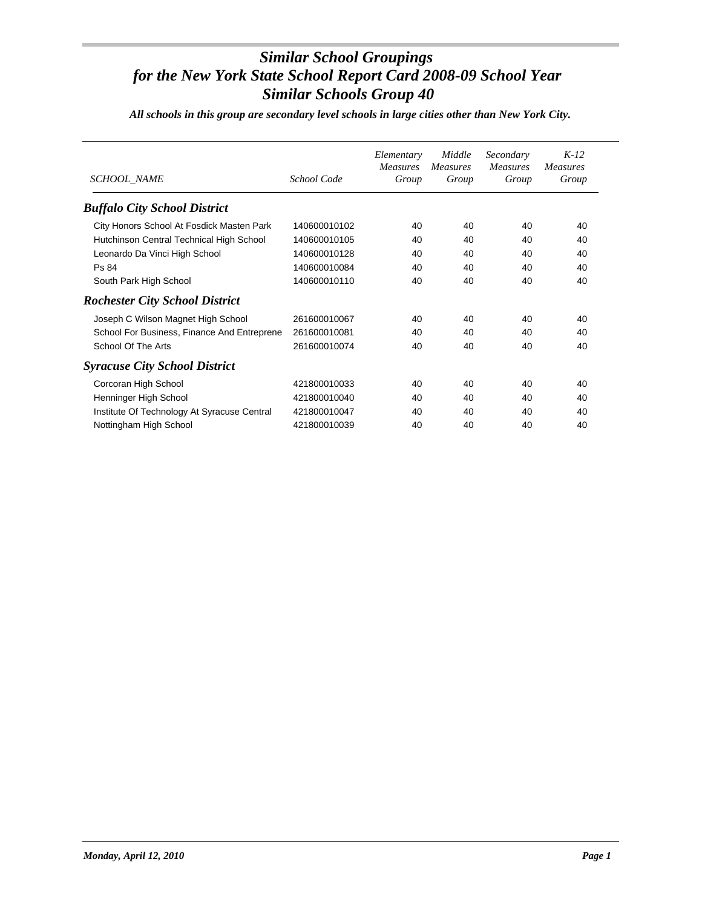# *Similar School Groupings for the New York State School Report Card 2008-09 School Year Similar Schools Group 40*

***All schools in this group are secondary level schools in large cities other than New York City.***

| *SCHOOL_NAME* | *School Code* | *Elementary Measures Group* | *Middle Measures Group* | *Secondary Measures Group* | *K-12 Measures Group* |
|---|---|---|---|---|---|
| ***Buffalo City School District*** | | | | | |
| City Honors School At Fosdick Masten Park | 140600010102 | 40 | 40 | 40 | 40 |
| Hutchinson Central Technical High School | 140600010105 | 40 | 40 | 40 | 40 |
| Leonardo Da Vinci High School | 140600010128 | 40 | 40 | 40 | 40 |
| Ps 84 | 140600010084 | 40 | 40 | 40 | 40 |
| South Park High School | 140600010110 | 40 | 40 | 40 | 40 |
| ***Rochester City School District*** | | | | | |
| Joseph C Wilson Magnet High School | 261600010067 | 40 | 40 | 40 | 40 |
| School For Business, Finance And Entreprene | 261600010081 | 40 | 40 | 40 | 40 |
| School Of The Arts | 261600010074 | 40 | 40 | 40 | 40 |
| ***Syracuse City School District*** | | | | | |
| Corcoran High School | 421800010033 | 40 | 40 | 40 | 40 |
| Henninger High School | 421800010040 | 40 | 40 | 40 | 40 |
| Institute Of Technology At Syracuse Central | 421800010047 | 40 | 40 | 40 | 40 |
| Nottingham High School | 421800010039 | 40 | 40 | 40 | 40 |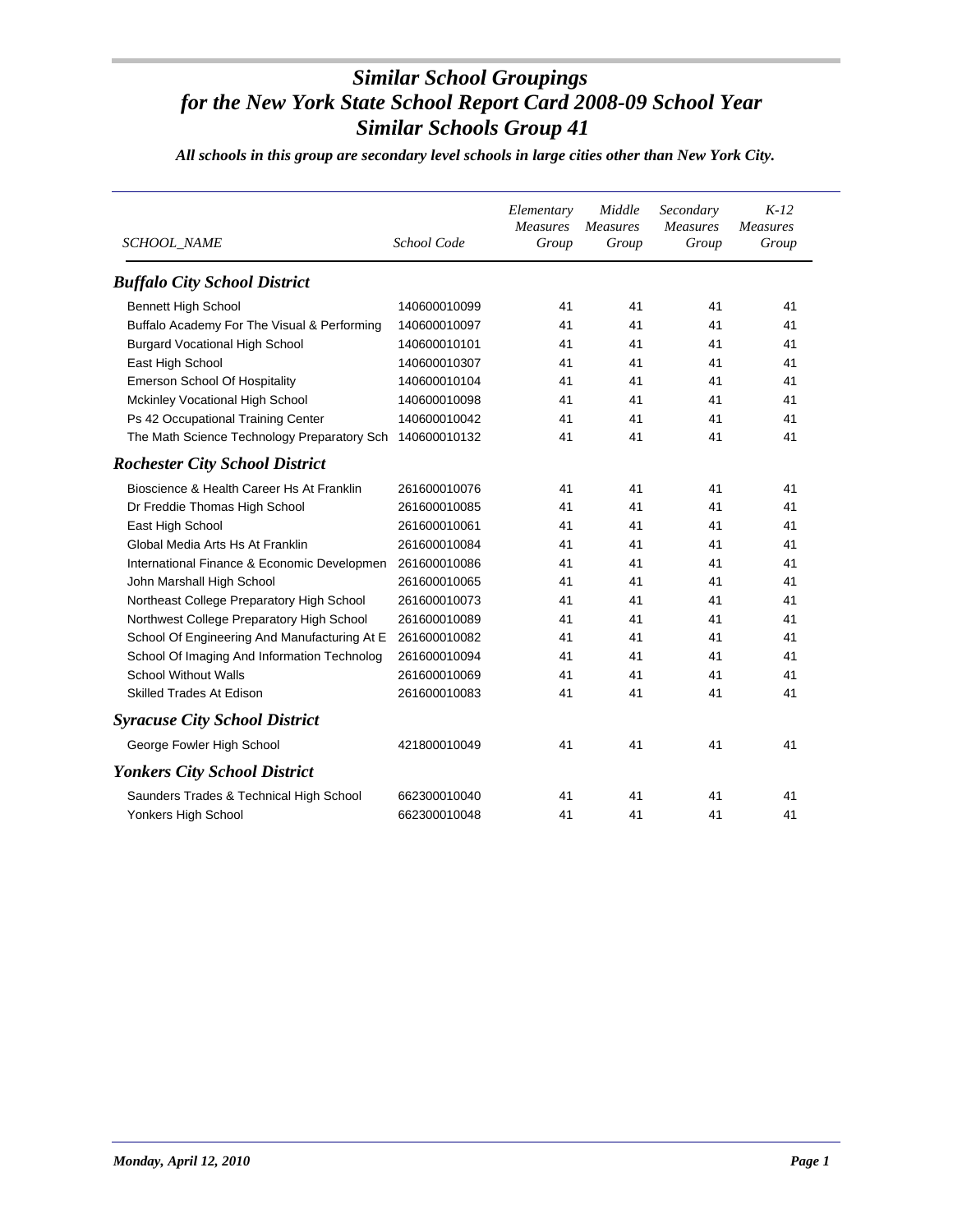# *Similar School Groupings for the New York State School Report Card 2008-09 School Year Similar Schools Group 41*

***All schools in this group are secondary level schools in large cities other than New York City.***

| *SCHOOL_NAME* | *School Code* | *Elementary Measures Group* | *Middle Measures Group* | *Secondary Measures Group* | *K-12 Measures Group* |
|---|---|---|---|---|---|
| ***Buffalo City School District*** | | | | | |
| Bennett High School | 140600010099 | 41 | 41 | 41 | 41 |
| Buffalo Academy For The Visual & Performing | 140600010097 | 41 | 41 | 41 | 41 |
| Burgard Vocational High School | 140600010101 | 41 | 41 | 41 | 41 |
| East High School | 140600010307 | 41 | 41 | 41 | 41 |
| Emerson School Of Hospitality | 140600010104 | 41 | 41 | 41 | 41 |
| Mckinley Vocational High School | 140600010098 | 41 | 41 | 41 | 41 |
| Ps 42 Occupational Training Center | 140600010042 | 41 | 41 | 41 | 41 |
| The Math Science Technology Preparatory Sch | 140600010132 | 41 | 41 | 41 | 41 |
| ***Rochester City School District*** | | | | | |
| Bioscience & Health Career Hs At Franklin | 261600010076 | 41 | 41 | 41 | 41 |
| Dr Freddie Thomas High School | 261600010085 | 41 | 41 | 41 | 41 |
| East High School | 261600010061 | 41 | 41 | 41 | 41 |
| Global Media Arts Hs At Franklin | 261600010084 | 41 | 41 | 41 | 41 |
| International Finance & Economic Developmen | 261600010086 | 41 | 41 | 41 | 41 |
| John Marshall High School | 261600010065 | 41 | 41 | 41 | 41 |
| Northeast College Preparatory High School | 261600010073 | 41 | 41 | 41 | 41 |
| Northwest College Preparatory High School | 261600010089 | 41 | 41 | 41 | 41 |
| School Of Engineering And Manufacturing At E | 261600010082 | 41 | 41 | 41 | 41 |
| School Of Imaging And Information Technolog | 261600010094 | 41 | 41 | 41 | 41 |
| School Without Walls | 261600010069 | 41 | 41 | 41 | 41 |
| Skilled Trades At Edison | 261600010083 | 41 | 41 | 41 | 41 |
| ***Syracuse City School District*** | | | | | |
| George Fowler High School | 421800010049 | 41 | 41 | 41 | 41 |
| ***Yonkers City School District*** | | | | | |
| Saunders Trades & Technical High School | 662300010040 | 41 | 41 | 41 | 41 |
| Yonkers High School | 662300010048 | 41 | 41 | 41 | 41 |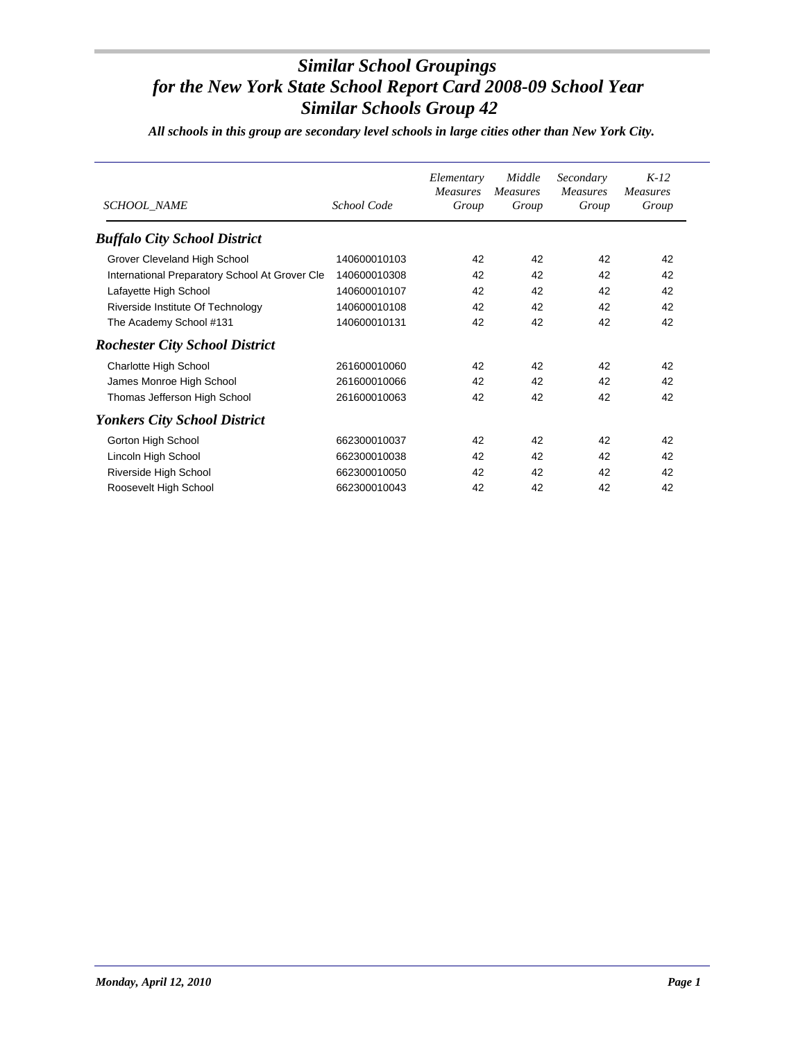# *Similar School Groupings for the New York State School Report Card 2008-09 School Year Similar Schools Group 42*

***All schools in this group are secondary level schools in large cities other than New York City.***

| *SCHOOL_NAME* | *School Code* | *Elementary Measures Group* | *Middle Measures Group* | *Secondary Measures Group* | *K-12 Measures Group* |
|---|---|---|---|---|---|
| ***Buffalo City School District*** | | | | | |
| Grover Cleveland High School | 140600010103 | 42 | 42 | 42 | 42 |
| International Preparatory School At Grover Cle | 140600010308 | 42 | 42 | 42 | 42 |
| Lafayette High School | 140600010107 | 42 | 42 | 42 | 42 |
| Riverside Institute Of Technology | 140600010108 | 42 | 42 | 42 | 42 |
| The Academy School #131 | 140600010131 | 42 | 42 | 42 | 42 |
| ***Rochester City School District*** | | | | | |
| Charlotte High School | 261600010060 | 42 | 42 | 42 | 42 |
| James Monroe High School | 261600010066 | 42 | 42 | 42 | 42 |
| Thomas Jefferson High School | 261600010063 | 42 | 42 | 42 | 42 |
| ***Yonkers City School District*** | | | | | |
| Gorton High School | 662300010037 | 42 | 42 | 42 | 42 |
| Lincoln High School | 662300010038 | 42 | 42 | 42 | 42 |
| Riverside High School | 662300010050 | 42 | 42 | 42 | 42 |
| Roosevelt High School | 662300010043 | 42 | 42 | 42 | 42 |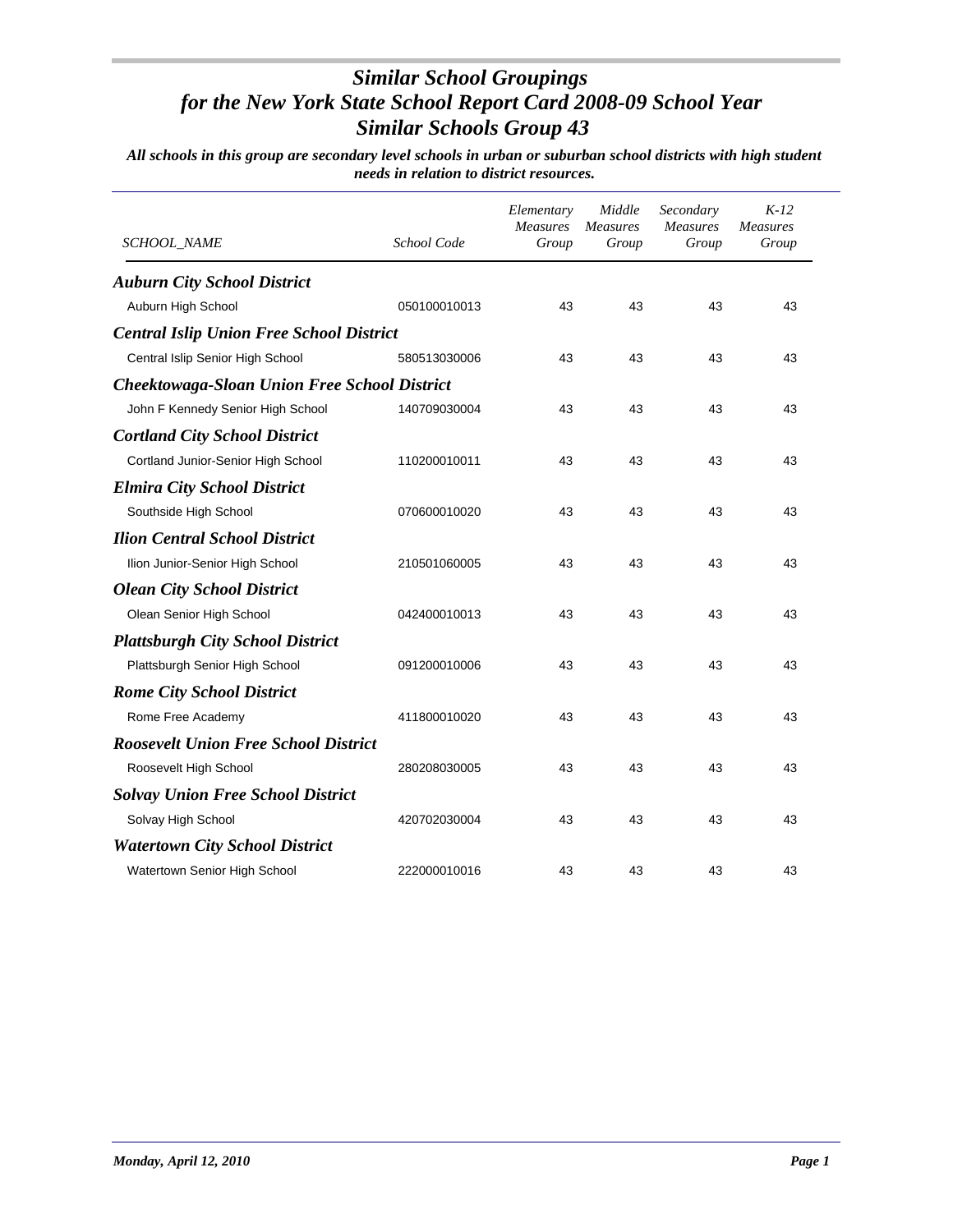# Similar School Groupings
## for the New York State School Report Card 2008-09 School Year
## Similar Schools Group 43

***All schools in this group are secondary level schools in urban or suburban school districts with high student needs in relation to district resources.***

| SCHOOL_NAME | School Code | Elementary Measures Group | Middle Measures Group | Secondary Measures Group | K-12 Measures Group |
|---|---|---|---|---|---|
| ***Auburn City School District*** | | | | | |
| Auburn High School | 050100010013 | 43 | 43 | 43 | 43 |
| ***Central Islip Union Free School District*** | | | | | |
| Central Islip Senior High School | 580513030006 | 43 | 43 | 43 | 43 |
| ***Cheektowaga-Sloan Union Free School District*** | | | | | |
| John F Kennedy Senior High School | 140709030004 | 43 | 43 | 43 | 43 |
| ***Cortland City School District*** | | | | | |
| Cortland Junior-Senior High School | 110200010011 | 43 | 43 | 43 | 43 |
| ***Elmira City School District*** | | | | | |
| Southside High School | 070600010020 | 43 | 43 | 43 | 43 |
| ***Ilion Central School District*** | | | | | |
| Ilion Junior-Senior High School | 210501060005 | 43 | 43 | 43 | 43 |
| ***Olean City School District*** | | | | | |
| Olean Senior High School | 042400010013 | 43 | 43 | 43 | 43 |
| ***Plattsburgh City School District*** | | | | | |
| Plattsburgh Senior High School | 091200010006 | 43 | 43 | 43 | 43 |
| ***Rome City School District*** | | | | | |
| Rome Free Academy | 411800010020 | 43 | 43 | 43 | 43 |
| ***Roosevelt Union Free School District*** | | | | | |
| Roosevelt High School | 280208030005 | 43 | 43 | 43 | 43 |
| ***Solvay Union Free School District*** | | | | | |
| Solvay High School | 420702030004 | 43 | 43 | 43 | 43 |
| ***Watertown City School District*** | | | | | |
| Watertown Senior High School | 222000010016 | 43 | 43 | 43 | 43 |

*Monday, April 12, 2010*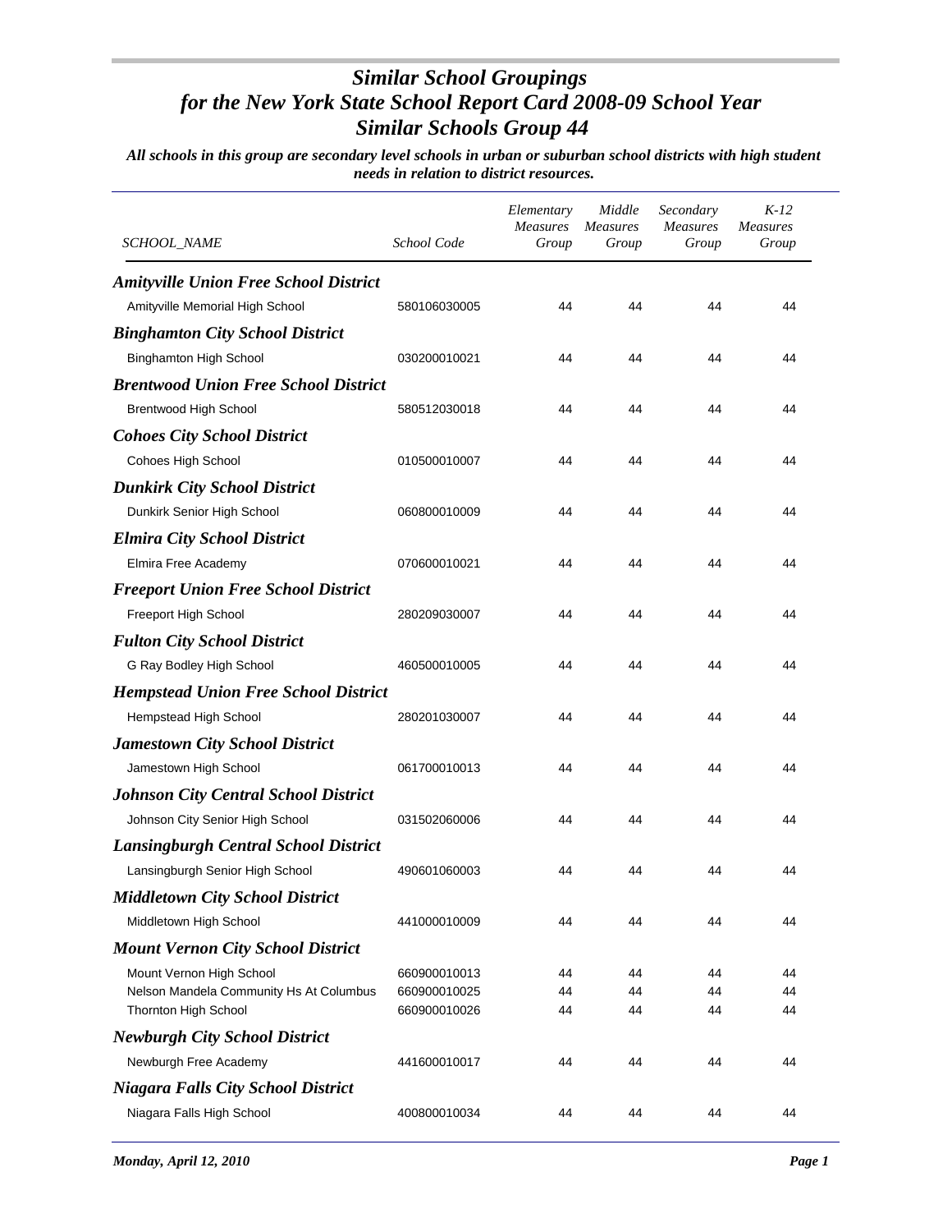# *Similar School Groupings for the New York State School Report Card 2008-09 School Year Similar Schools Group 44*

***All schools in this group are secondary level schools in urban or suburban school districts with high student needs in relation to district resources.***

| *SCHOOL_NAME* | *School Code* | *Elementary Measures Group* | *Middle Measures Group* | *Secondary Measures Group* | *K-12 Measures Group* |
|---|---|---|---|---|---|
| ***Amityville Union Free School District*** | | | | | |
| Amityville Memorial High School | 580106030005 | 44 | 44 | 44 | 44 |
| ***Binghamton City School District*** | | | | | |
| Binghamton High School | 030200010021 | 44 | 44 | 44 | 44 |
| ***Brentwood Union Free School District*** | | | | | |
| Brentwood High School | 580512030018 | 44 | 44 | 44 | 44 |
| ***Cohoes City School District*** | | | | | |
| Cohoes High School | 010500010007 | 44 | 44 | 44 | 44 |
| ***Dunkirk City School District*** | | | | | |
| Dunkirk Senior High School | 060800010009 | 44 | 44 | 44 | 44 |
| ***Elmira City School District*** | | | | | |
| Elmira Free Academy | 070600010021 | 44 | 44 | 44 | 44 |
| ***Freeport Union Free School District*** | | | | | |
| Freeport High School | 280209030007 | 44 | 44 | 44 | 44 |
| ***Fulton City School District*** | | | | | |
| G Ray Bodley High School | 460500010005 | 44 | 44 | 44 | 44 |
| ***Hempstead Union Free School District*** | | | | | |
| Hempstead High School | 280201030007 | 44 | 44 | 44 | 44 |
| ***Jamestown City School District*** | | | | | |
| Jamestown High School | 061700010013 | 44 | 44 | 44 | 44 |
| ***Johnson City Central School District*** | | | | | |
| Johnson City Senior High School | 031502060006 | 44 | 44 | 44 | 44 |
| ***Lansingburgh Central School District*** | | | | | |
| Lansingburgh Senior High School | 490601060003 | 44 | 44 | 44 | 44 |
| ***Middletown City School District*** | | | | | |
| Middletown High School | 441000010009 | 44 | 44 | 44 | 44 |
| ***Mount Vernon City School District*** | | | | | |
| Mount Vernon High School | 660900010013 | 44 | 44 | 44 | 44 |
| Nelson Mandela Community Hs At Columbus | 660900010025 | 44 | 44 | 44 | 44 |
| Thornton High School | 660900010026 | 44 | 44 | 44 | 44 |
| ***Newburgh City School District*** | | | | | |
| Newburgh Free Academy | 441600010017 | 44 | 44 | 44 | 44 |
| ***Niagara Falls City School District*** | | | | | |
| Niagara Falls High School | 400800010034 | 44 | 44 | 44 | 44 |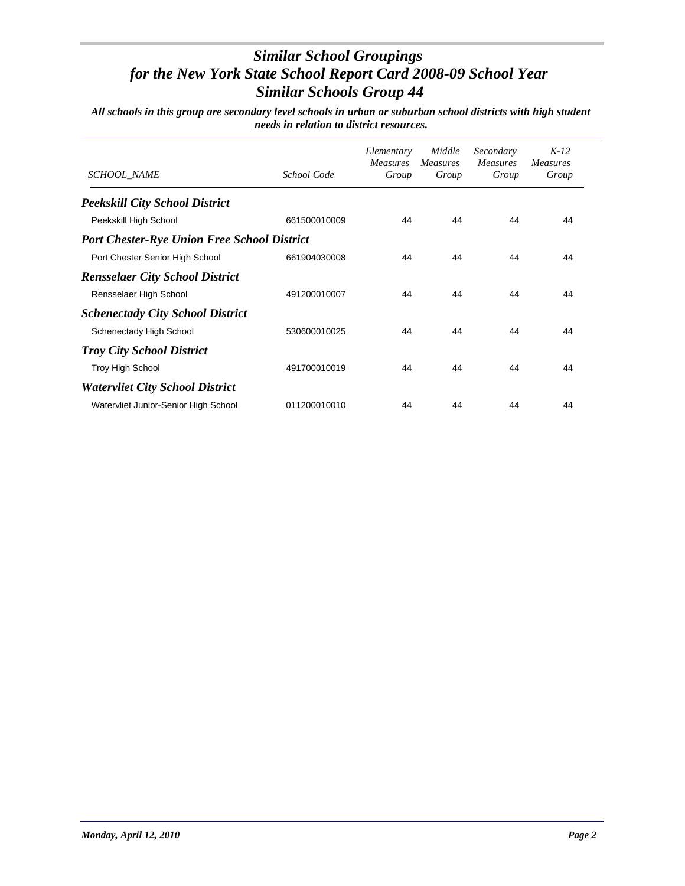# Similar School Groupings
## for the New York State School Report Card 2008-09 School Year
## Similar Schools Group 44

***All schools in this group are secondary level schools in urban or suburban school districts with high student needs in relation to district resources.***

| *SCHOOL_NAME* | *School Code* | *Elementary Measures Group* | *Middle Measures Group* | *Secondary Measures Group* | *K-12 Measures Group* |
|---|---|---|---|---|---|
| ***Peekskill City School District*** | | | | | |
| Peekskill High School | 661500010009 | 44 | 44 | 44 | 44 |
| ***Port Chester-Rye Union Free School District*** | | | | | |
| Port Chester Senior High School | 661904030008 | 44 | 44 | 44 | 44 |
| ***Rensselaer City School District*** | | | | | |
| Rensselaer High School | 491200010007 | 44 | 44 | 44 | 44 |
| ***Schenectady City School District*** | | | | | |
| Schenectady High School | 530600010025 | 44 | 44 | 44 | 44 |
| ***Troy City School District*** | | | | | |
| Troy High School | 491700010019 | 44 | 44 | 44 | 44 |
| ***Watervliet City School District*** | | | | | |
| Watervliet Junior-Senior High School | 011200010010 | 44 | 44 | 44 | 44 |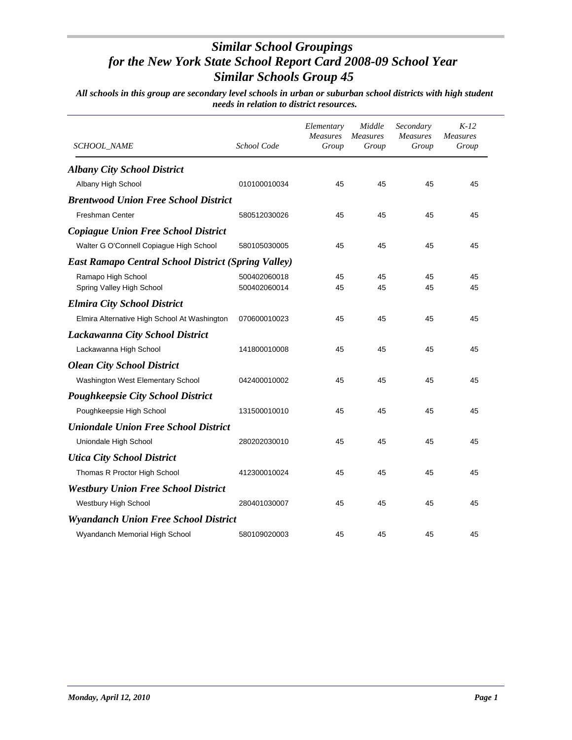# *Similar School Groupings for the New York State School Report Card 2008-09 School Year Similar Schools Group 45*

***All schools in this group are secondary level schools in urban or suburban school districts with high student needs in relation to district resources.***

| *SCHOOL_NAME* | *School Code* | *Elementary Measures Group* | *Middle Measures Group* | *Secondary Measures Group* | *K-12 Measures Group* |
|---|---|---|---|---|---|
| ***Albany City School District*** | | | | | |
| Albany High School | 010100010034 | 45 | 45 | 45 | 45 |
| ***Brentwood Union Free School District*** | | | | | |
| Freshman Center | 580512030026 | 45 | 45 | 45 | 45 |
| ***Copiague Union Free School District*** | | | | | |
| Walter G O'Connell Copiague High School | 580105030005 | 45 | 45 | 45 | 45 |
| ***East Ramapo Central School District (Spring Valley)*** | | | | | |
| Ramapo High School | 500402060018 | 45 | 45 | 45 | 45 |
| Spring Valley High School | 500402060014 | 45 | 45 | 45 | 45 |
| ***Elmira City School District*** | | | | | |
| Elmira Alternative High School At Washington | 070600010023 | 45 | 45 | 45 | 45 |
| ***Lackawanna City School District*** | | | | | |
| Lackawanna High School | 141800010008 | 45 | 45 | 45 | 45 |
| ***Olean City School District*** | | | | | |
| Washington West Elementary School | 042400010002 | 45 | 45 | 45 | 45 |
| ***Poughkeepsie City School District*** | | | | | |
| Poughkeepsie High School | 131500010010 | 45 | 45 | 45 | 45 |
| ***Uniondale Union Free School District*** | | | | | |
| Uniondale High School | 280202030010 | 45 | 45 | 45 | 45 |
| ***Utica City School District*** | | | | | |
| Thomas R Proctor High School | 412300010024 | 45 | 45 | 45 | 45 |
| ***Westbury Union Free School District*** | | | | | |
| Westbury High School | 280401030007 | 45 | 45 | 45 | 45 |
| ***Wyandanch Union Free School District*** | | | | | |
| Wyandanch Memorial High School | 580109020003 | 45 | 45 | 45 | 45 |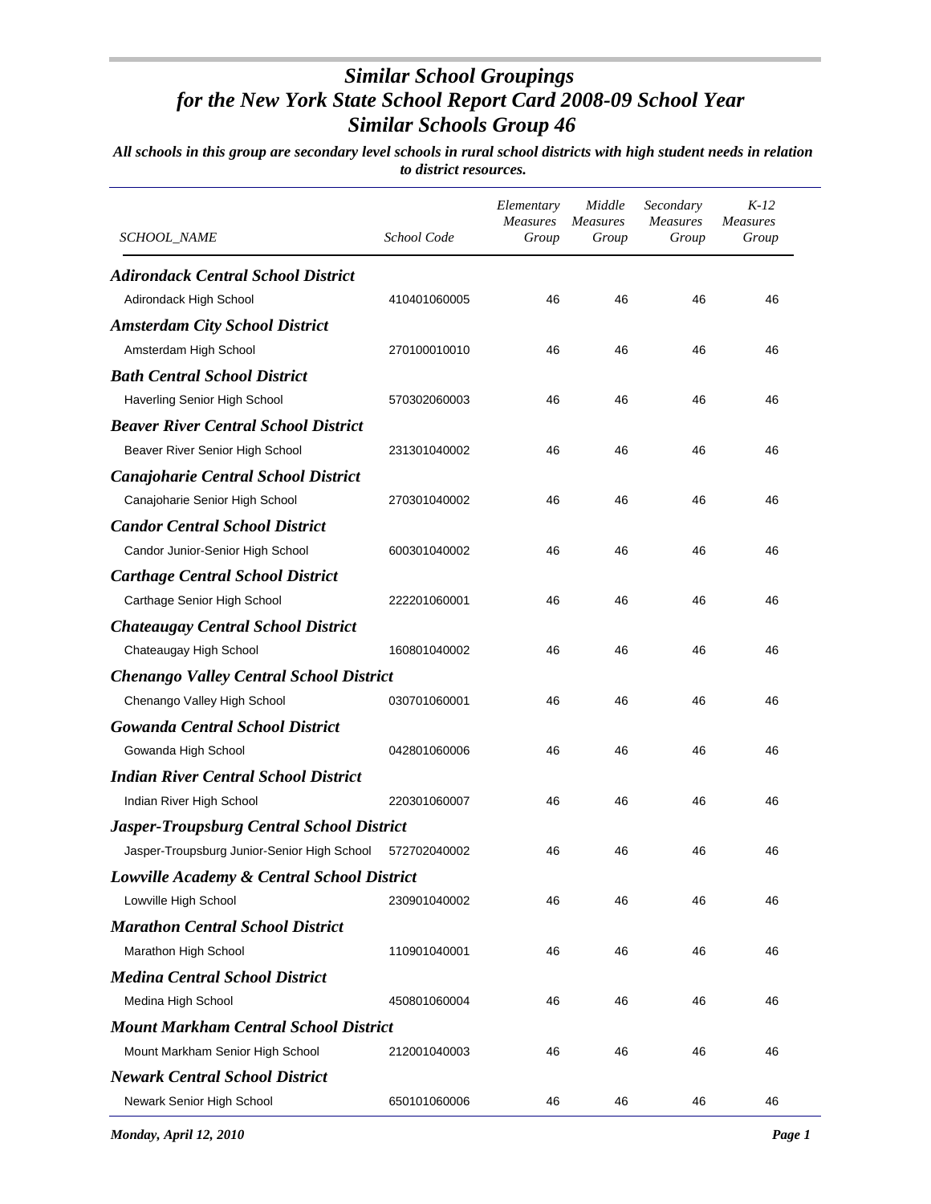# *Similar School Groupings for the New York State School Report Card 2008-09 School Year Similar Schools Group 46*

***All schools in this group are secondary level schools in rural school districts with high student needs in relation to district resources.***

| *SCHOOL_NAME* | *School Code* | *Elementary Measures Group* | *Middle Measures Group* | *Secondary Measures Group* | *K-12 Measures Group* |
|---|---|---|---|---|---|
| ***Adirondack Central School District*** | | | | | |
| Adirondack High School | 410401060005 | 46 | 46 | 46 | 46 |
| ***Amsterdam City School District*** | | | | | |
| Amsterdam High School | 270100010010 | 46 | 46 | 46 | 46 |
| ***Bath Central School District*** | | | | | |
| Haverling Senior High School | 570302060003 | 46 | 46 | 46 | 46 |
| ***Beaver River Central School District*** | | | | | |
| Beaver River Senior High School | 231301040002 | 46 | 46 | 46 | 46 |
| ***Canajoharie Central School District*** | | | | | |
| Canajoharie Senior High School | 270301040002 | 46 | 46 | 46 | 46 |
| ***Candor Central School District*** | | | | | |
| Candor Junior-Senior High School | 600301040002 | 46 | 46 | 46 | 46 |
| ***Carthage Central School District*** | | | | | |
| Carthage Senior High School | 222201060001 | 46 | 46 | 46 | 46 |
| ***Chateaugay Central School District*** | | | | | |
| Chateaugay High School | 160801040002 | 46 | 46 | 46 | 46 |
| ***Chenango Valley Central School District*** | | | | | |
| Chenango Valley High School | 030701060001 | 46 | 46 | 46 | 46 |
| ***Gowanda Central School District*** | | | | | |
| Gowanda High School | 042801060006 | 46 | 46 | 46 | 46 |
| ***Indian River Central School District*** | | | | | |
| Indian River High School | 220301060007 | 46 | 46 | 46 | 46 |
| ***Jasper-Troupsburg Central School District*** | | | | | |
| Jasper-Troupsburg Junior-Senior High School | 572702040002 | 46 | 46 | 46 | 46 |
| ***Lowville Academy & Central School District*** | | | | | |
| Lowville High School | 230901040002 | 46 | 46 | 46 | 46 |
| ***Marathon Central School District*** | | | | | |
| Marathon High School | 110901040001 | 46 | 46 | 46 | 46 |
| ***Medina Central School District*** | | | | | |
| Medina High School | 450801060004 | 46 | 46 | 46 | 46 |
| ***Mount Markham Central School District*** | | | | | |
| Mount Markham Senior High School | 212001040003 | 46 | 46 | 46 | 46 |
| ***Newark Central School District*** | | | | | |
| Newark Senior High School | 650101060006 | 46 | 46 | 46 | 46 |

*Monday, April 12, 2010*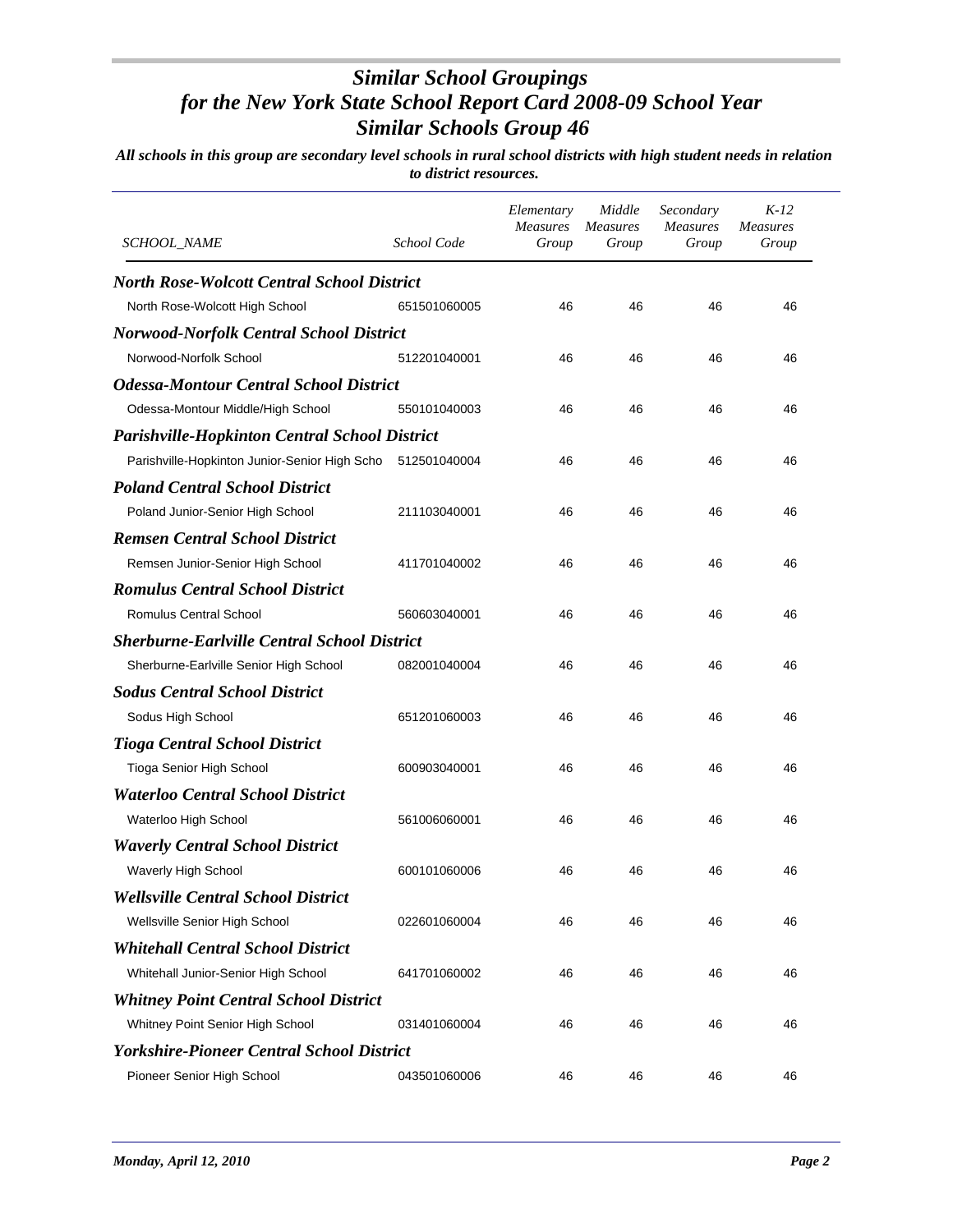# *Similar School Groupings for the New York State School Report Card 2008-09 School Year*
# *Similar Schools Group 46*

***All schools in this group are secondary level schools in rural school districts with high student needs in relation to district resources.***

| *SCHOOL_NAME* | *School Code* | *Elementary Measures Group* | *Middle Measures Group* | *Secondary Measures Group* | *K-12 Measures Group* |
|---|---|---|---|---|---|
| ***North Rose-Wolcott Central School District*** | | | | | |
| North Rose-Wolcott High School | 651501060005 | 46 | 46 | 46 | 46 |
| ***Norwood-Norfolk Central School District*** | | | | | |
| Norwood-Norfolk School | 512201040001 | 46 | 46 | 46 | 46 |
| ***Odessa-Montour Central School District*** | | | | | |
| Odessa-Montour Middle/High School | 550101040003 | 46 | 46 | 46 | 46 |
| ***Parishville-Hopkinton Central School District*** | | | | | |
| Parishville-Hopkinton Junior-Senior High Scho | 512501040004 | 46 | 46 | 46 | 46 |
| ***Poland Central School District*** | | | | | |
| Poland Junior-Senior High School | 211103040001 | 46 | 46 | 46 | 46 |
| ***Remsen Central School District*** | | | | | |
| Remsen Junior-Senior High School | 411701040002 | 46 | 46 | 46 | 46 |
| ***Romulus Central School District*** | | | | | |
| Romulus Central School | 560603040001 | 46 | 46 | 46 | 46 |
| ***Sherburne-Earlville Central School District*** | | | | | |
| Sherburne-Earlville Senior High School | 082001040004 | 46 | 46 | 46 | 46 |
| ***Sodus Central School District*** | | | | | |
| Sodus High School | 651201060003 | 46 | 46 | 46 | 46 |
| ***Tioga Central School District*** | | | | | |
| Tioga Senior High School | 600903040001 | 46 | 46 | 46 | 46 |
| ***Waterloo Central School District*** | | | | | |
| Waterloo High School | 561006060001 | 46 | 46 | 46 | 46 |
| ***Waverly Central School District*** | | | | | |
| Waverly High School | 600101060006 | 46 | 46 | 46 | 46 |
| ***Wellsville Central School District*** | | | | | |
| Wellsville Senior High School | 022601060004 | 46 | 46 | 46 | 46 |
| ***Whitehall Central School District*** | | | | | |
| Whitehall Junior-Senior High School | 641701060002 | 46 | 46 | 46 | 46 |
| ***Whitney Point Central School District*** | | | | | |
| Whitney Point Senior High School | 031401060004 | 46 | 46 | 46 | 46 |
| ***Yorkshire-Pioneer Central School District*** | | | | | |
| Pioneer Senior High School | 043501060006 | 46 | 46 | 46 | 46 |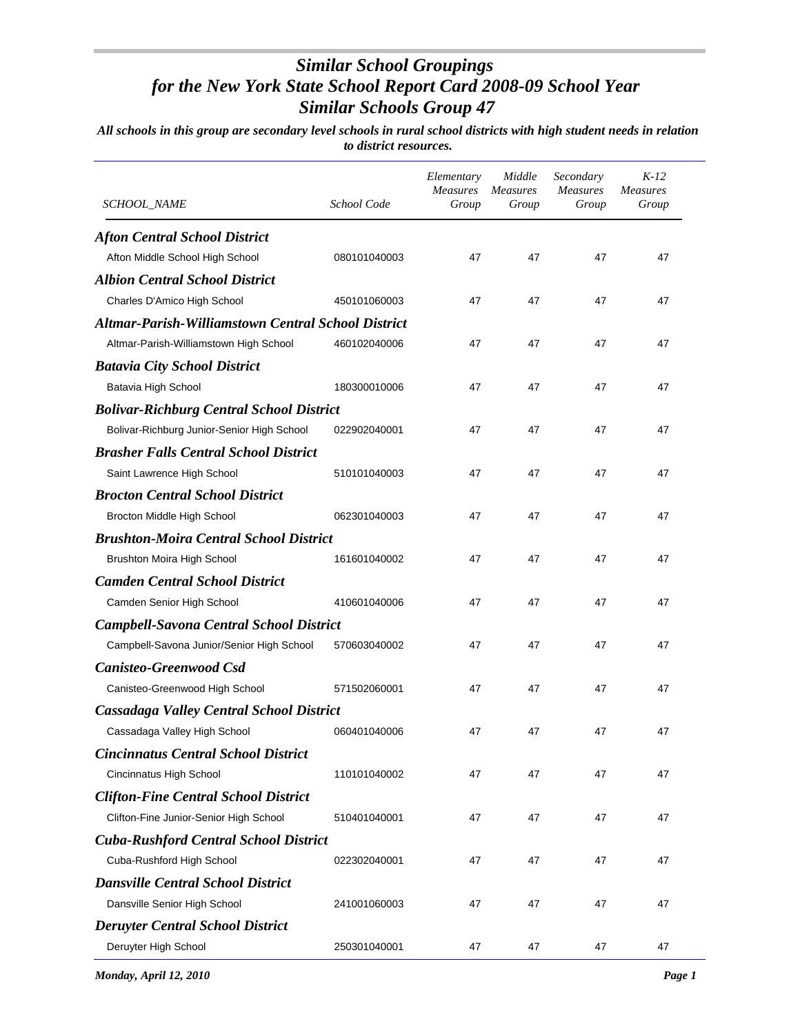# *Similar School Groupings for the New York State School Report Card 2008-09 School Year Similar Schools Group 47*

***All schools in this group are secondary level schools in rural school districts with high student needs in relation to district resources.***

| *SCHOOL_NAME* | *School Code* | *Elementary Measures Group* | *Middle Measures Group* | *Secondary Measures Group* | *K-12 Measures Group* |
|---|---|---|---|---|---|
| ***Afton Central School District*** | | | | | |
| Afton Middle School High School | 080101040003 | 47 | 47 | 47 | 47 |
| ***Albion Central School District*** | | | | | |
| Charles D'Amico High School | 450101060003 | 47 | 47 | 47 | 47 |
| ***Altmar-Parish-Williamstown Central School District*** | | | | | |
| Altmar-Parish-Williamstown High School | 460102040006 | 47 | 47 | 47 | 47 |
| ***Batavia City School District*** | | | | | |
| Batavia High School | 180300010006 | 47 | 47 | 47 | 47 |
| ***Bolivar-Richburg Central School District*** | | | | | |
| Bolivar-Richburg Junior-Senior High School | 022902040001 | 47 | 47 | 47 | 47 |
| ***Brasher Falls Central School District*** | | | | | |
| Saint Lawrence High School | 510101040003 | 47 | 47 | 47 | 47 |
| ***Brocton Central School District*** | | | | | |
| Brocton Middle High School | 062301040003 | 47 | 47 | 47 | 47 |
| ***Brushton-Moira Central School District*** | | | | | |
| Brushton Moira High School | 161601040002 | 47 | 47 | 47 | 47 |
| ***Camden Central School District*** | | | | | |
| Camden Senior High School | 410601040006 | 47 | 47 | 47 | 47 |
| ***Campbell-Savona Central School District*** | | | | | |
| Campbell-Savona Junior/Senior High School | 570603040002 | 47 | 47 | 47 | 47 |
| ***Canisteo-Greenwood Csd*** | | | | | |
| Canisteo-Greenwood High School | 571502060001 | 47 | 47 | 47 | 47 |
| ***Cassadaga Valley Central School District*** | | | | | |
| Cassadaga Valley High School | 060401040006 | 47 | 47 | 47 | 47 |
| ***Cincinnatus Central School District*** | | | | | |
| Cincinnatus High School | 110101040002 | 47 | 47 | 47 | 47 |
| ***Clifton-Fine Central School District*** | | | | | |
| Clifton-Fine Junior-Senior High School | 510401040001 | 47 | 47 | 47 | 47 |
| ***Cuba-Rushford Central School District*** | | | | | |
| Cuba-Rushford High School | 022302040001 | 47 | 47 | 47 | 47 |
| ***Dansville Central School District*** | | | | | |
| Dansville Senior High School | 241001060003 | 47 | 47 | 47 | 47 |
| ***Deruyter Central School District*** | | | | | |
| Deruyter High School | 250301040001 | 47 | 47 | 47 | 47 |

*Monday, April 12, 2010*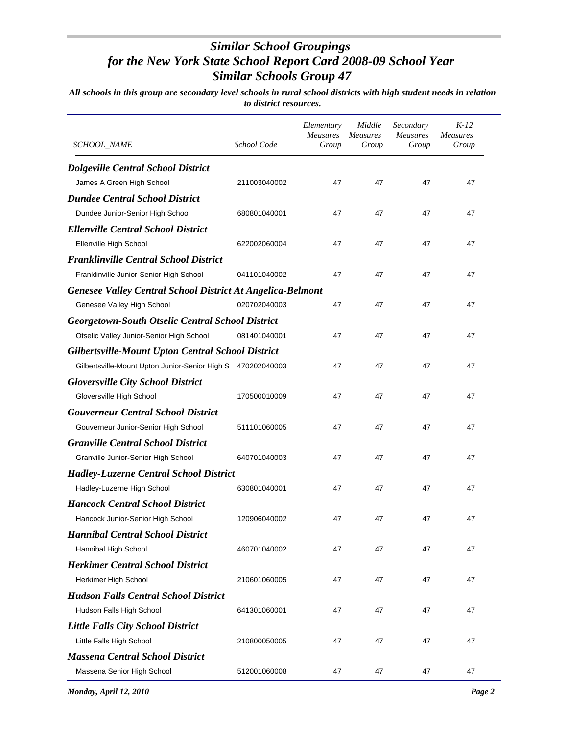# *Similar School Groupings for the New York State School Report Card 2008-09 School Year Similar Schools Group 47*

***All schools in this group are secondary level schools in rural school districts with high student needs in relation to district resources.***

| *SCHOOL_NAME* | *School Code* | *Elementary Measures Group* | *Middle Measures Group* | *Secondary Measures Group* | *K-12 Measures Group* |
|---|---|---|---|---|---|
| ***Dolgeville Central School District*** | | | | | |
| James A Green High School | 211003040002 | 47 | 47 | 47 | 47 |
| ***Dundee Central School District*** | | | | | |
| Dundee Junior-Senior High School | 680801040001 | 47 | 47 | 47 | 47 |
| ***Ellenville Central School District*** | | | | | |
| Ellenville High School | 622002060004 | 47 | 47 | 47 | 47 |
| ***Franklinville Central School District*** | | | | | |
| Franklinville Junior-Senior High School | 041101040002 | 47 | 47 | 47 | 47 |
| ***Genesee Valley Central School District At Angelica-Belmont*** | | | | | |
| Genesee Valley High School | 020702040003 | 47 | 47 | 47 | 47 |
| ***Georgetown-South Otselic Central School District*** | | | | | |
| Otselic Valley Junior-Senior High School | 081401040001 | 47 | 47 | 47 | 47 |
| ***Gilbertsville-Mount Upton Central School District*** | | | | | |
| Gilbertsville-Mount Upton Junior-Senior High S | 470202040003 | 47 | 47 | 47 | 47 |
| ***Gloversville City School District*** | | | | | |
| Gloversville High School | 170500010009 | 47 | 47 | 47 | 47 |
| ***Gouverneur Central School District*** | | | | | |
| Gouverneur Junior-Senior High School | 511101060005 | 47 | 47 | 47 | 47 |
| ***Granville Central School District*** | | | | | |
| Granville Junior-Senior High School | 640701040003 | 47 | 47 | 47 | 47 |
| ***Hadley-Luzerne Central School District*** | | | | | |
| Hadley-Luzerne High School | 630801040001 | 47 | 47 | 47 | 47 |
| ***Hancock Central School District*** | | | | | |
| Hancock Junior-Senior High School | 120906040002 | 47 | 47 | 47 | 47 |
| ***Hannibal Central School District*** | | | | | |
| Hannibal High School | 460701040002 | 47 | 47 | 47 | 47 |
| ***Herkimer Central School District*** | | | | | |
| Herkimer High School | 210601060005 | 47 | 47 | 47 | 47 |
| ***Hudson Falls Central School District*** | | | | | |
| Hudson Falls High School | 641301060001 | 47 | 47 | 47 | 47 |
| ***Little Falls City School District*** | | | | | |
| Little Falls High School | 210800050005 | 47 | 47 | 47 | 47 |
| ***Massena Central School District*** | | | | | |
| Massena Senior High School | 512001060008 | 47 | 47 | 47 | 47 |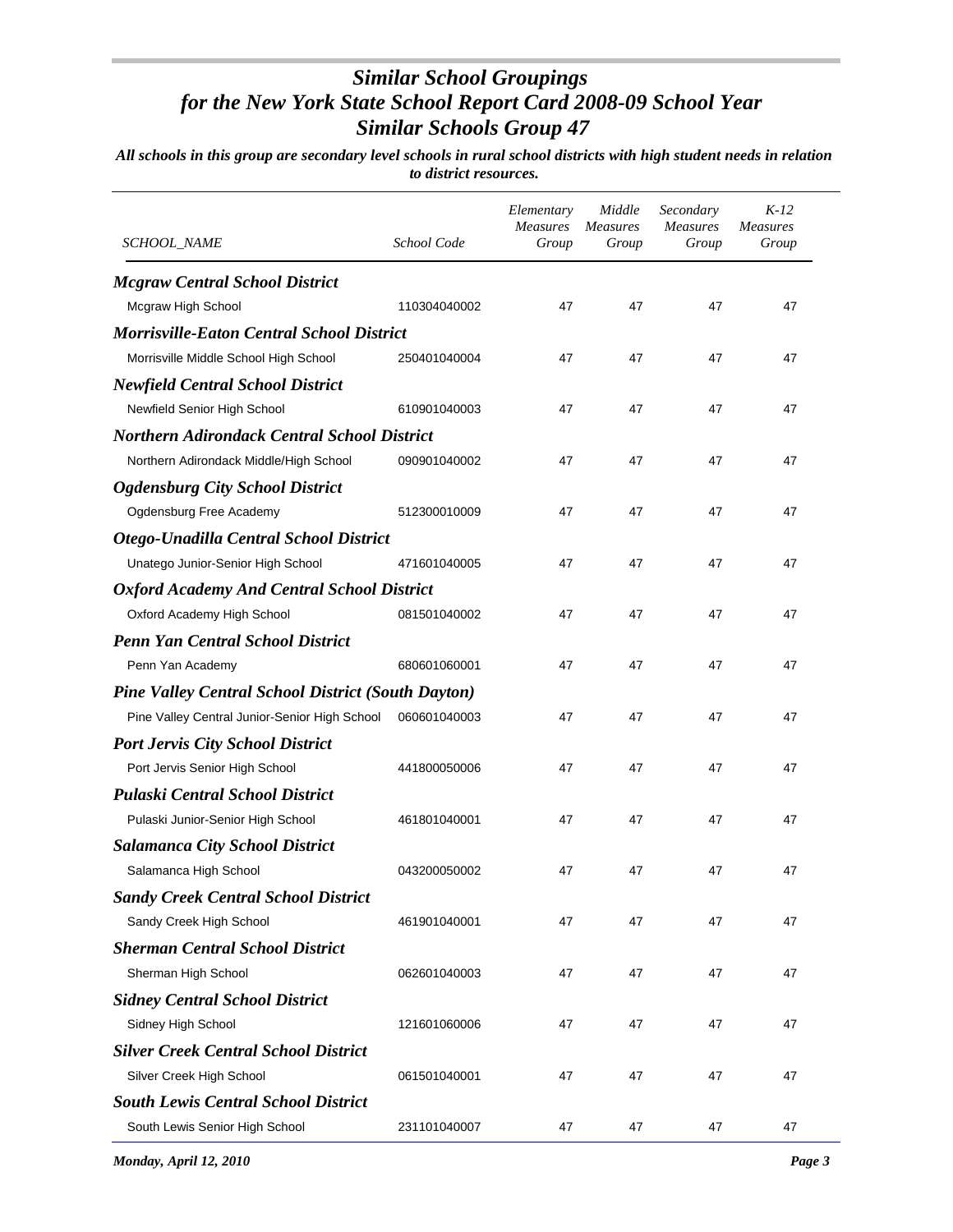# *Similar School Groupings*
# *for the New York State School Report Card 2008-09 School Year*
# *Similar Schools Group 47*

***All schools in this group are secondary level schools in rural school districts with high student needs in relation to district resources.***

| *SCHOOL_NAME* | *School Code* | *Elementary Measures Group* | *Middle Measures Group* | *Secondary Measures Group* | *K-12 Measures Group* |
|---|---|---|---|---|---|
| ***Mcgraw Central School District*** | | | | | |
| Mcgraw High School | 110304040002 | 47 | 47 | 47 | 47 |
| ***Morrisville-Eaton Central School District*** | | | | | |
| Morrisville Middle School High School | 250401040004 | 47 | 47 | 47 | 47 |
| ***Newfield Central School District*** | | | | | |
| Newfield Senior High School | 610901040003 | 47 | 47 | 47 | 47 |
| ***Northern Adirondack Central School District*** | | | | | |
| Northern Adirondack Middle/High School | 090901040002 | 47 | 47 | 47 | 47 |
| ***Ogdensburg City School District*** | | | | | |
| Ogdensburg Free Academy | 512300010009 | 47 | 47 | 47 | 47 |
| ***Otego-Unadilla Central School District*** | | | | | |
| Unatego Junior-Senior High School | 471601040005 | 47 | 47 | 47 | 47 |
| ***Oxford Academy And Central School District*** | | | | | |
| Oxford Academy High School | 081501040002 | 47 | 47 | 47 | 47 |
| ***Penn Yan Central School District*** | | | | | |
| Penn Yan Academy | 680601060001 | 47 | 47 | 47 | 47 |
| ***Pine Valley Central School District (South Dayton)*** | | | | | |
| Pine Valley Central Junior-Senior High School | 060601040003 | 47 | 47 | 47 | 47 |
| ***Port Jervis City School District*** | | | | | |
| Port Jervis Senior High School | 441800050006 | 47 | 47 | 47 | 47 |
| ***Pulaski Central School District*** | | | | | |
| Pulaski Junior-Senior High School | 461801040001 | 47 | 47 | 47 | 47 |
| ***Salamanca City School District*** | | | | | |
| Salamanca High School | 043200050002 | 47 | 47 | 47 | 47 |
| ***Sandy Creek Central School District*** | | | | | |
| Sandy Creek High School | 461901040001 | 47 | 47 | 47 | 47 |
| ***Sherman Central School District*** | | | | | |
| Sherman High School | 062601040003 | 47 | 47 | 47 | 47 |
| ***Sidney Central School District*** | | | | | |
| Sidney High School | 121601060006 | 47 | 47 | 47 | 47 |
| ***Silver Creek Central School District*** | | | | | |
| Silver Creek High School | 061501040001 | 47 | 47 | 47 | 47 |
| ***South Lewis Central School District*** | | | | | |
| South Lewis Senior High School | 231101040007 | 47 | 47 | 47 | 47 |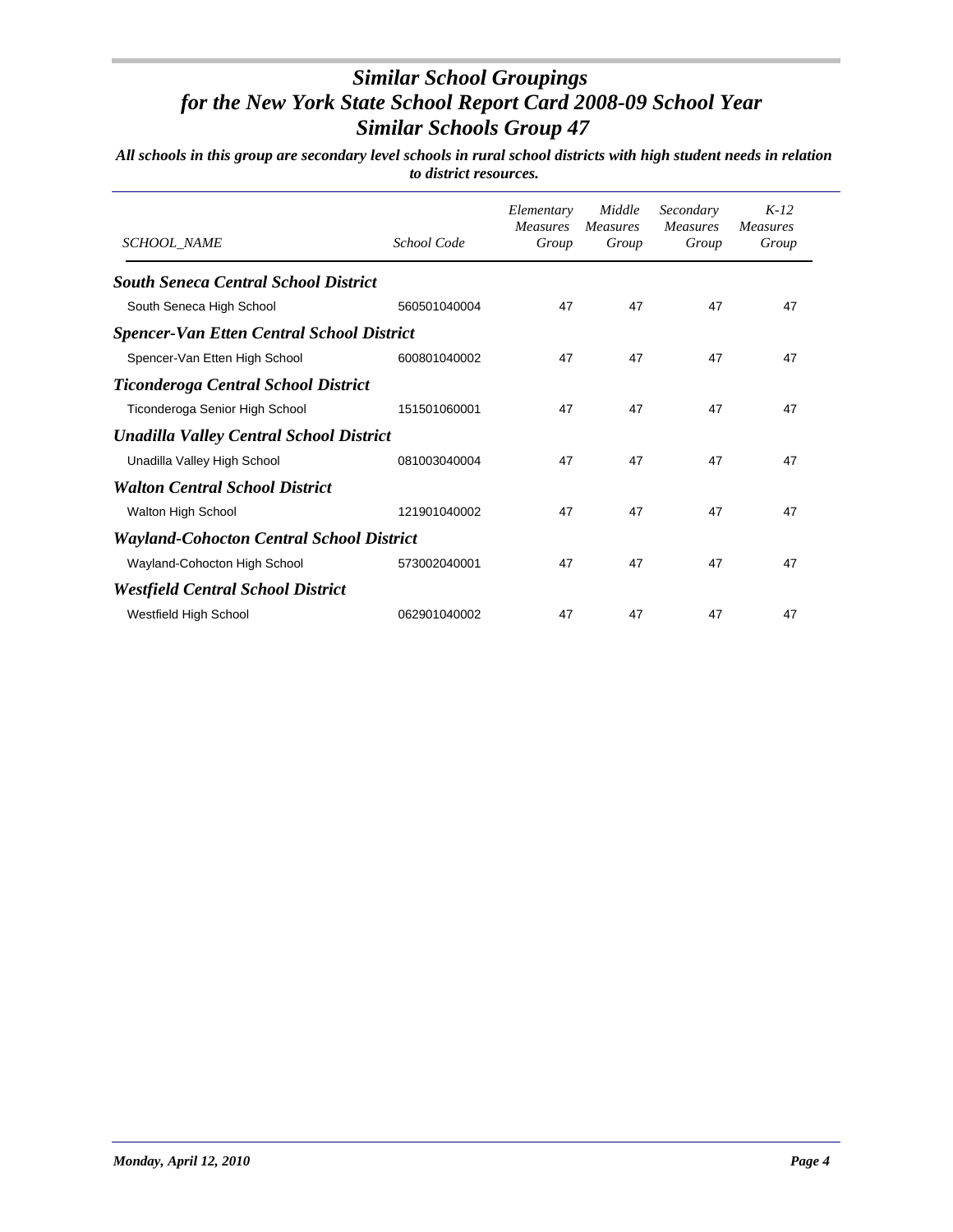# *Similar School Groupings*
# *for the New York State School Report Card 2008-09 School Year*
# *Similar Schools Group 47*

***All schools in this group are secondary level schools in rural school districts with high student needs in relation to district resources.***

| *SCHOOL_NAME* | *School Code* | *Elementary Measures Group* | *Middle Measures Group* | *Secondary Measures Group* | *K-12 Measures Group* |
|---|---|---|---|---|---|
| ***South Seneca Central School District*** | | | | | |
| South Seneca High School | 560501040004 | 47 | 47 | 47 | 47 |
| ***Spencer-Van Etten Central School District*** | | | | | |
| Spencer-Van Etten High School | 600801040002 | 47 | 47 | 47 | 47 |
| ***Ticonderoga Central School District*** | | | | | |
| Ticonderoga Senior High School | 151501060001 | 47 | 47 | 47 | 47 |
| ***Unadilla Valley Central School District*** | | | | | |
| Unadilla Valley High School | 081003040004 | 47 | 47 | 47 | 47 |
| ***Walton Central School District*** | | | | | |
| Walton High School | 121901040002 | 47 | 47 | 47 | 47 |
| ***Wayland-Cohocton Central School District*** | | | | | |
| Wayland-Cohocton High School | 573002040001 | 47 | 47 | 47 | 47 |
| ***Westfield Central School District*** | | | | | |
| Westfield High School | 062901040002 | 47 | 47 | 47 | 47 |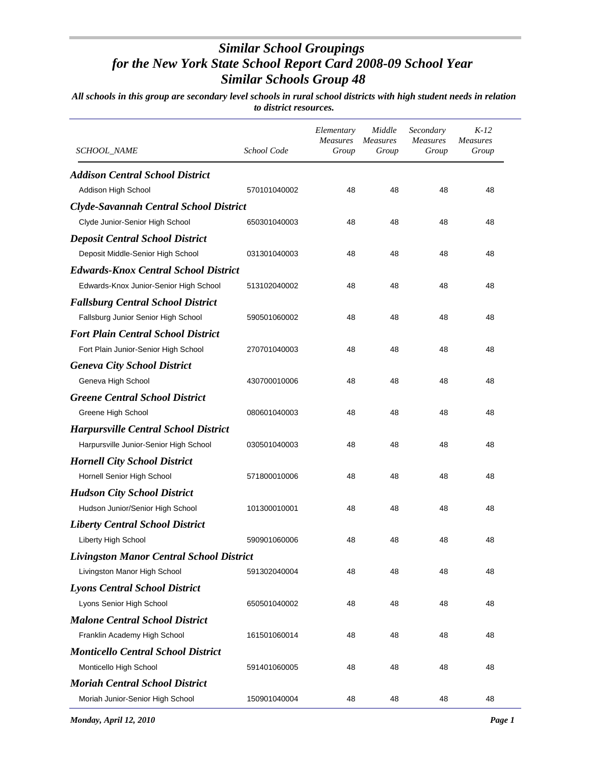# *Similar School Groupings for the New York State School Report Card 2008-09 School Year*
# *Similar Schools Group 48*

***All schools in this group are secondary level schools in rural school districts with high student needs in relation to district resources.***

| SCHOOL_NAME | School Code | Elementary Measures Group | Middle Measures Group | Secondary Measures Group | K-12 Measures Group |
|---|---|---|---|---|---|
| ***Addison Central School District*** | | | | | |
| Addison High School | 570101040002 | 48 | 48 | 48 | 48 |
| ***Clyde-Savannah Central School District*** | | | | | |
| Clyde Junior-Senior High School | 650301040003 | 48 | 48 | 48 | 48 |
| ***Deposit Central School District*** | | | | | |
| Deposit Middle-Senior High School | 031301040003 | 48 | 48 | 48 | 48 |
| ***Edwards-Knox Central School District*** | | | | | |
| Edwards-Knox Junior-Senior High School | 513102040002 | 48 | 48 | 48 | 48 |
| ***Fallsburg Central School District*** | | | | | |
| Fallsburg Junior Senior High School | 590501060002 | 48 | 48 | 48 | 48 |
| ***Fort Plain Central School District*** | | | | | |
| Fort Plain Junior-Senior High School | 270701040003 | 48 | 48 | 48 | 48 |
| ***Geneva City School District*** | | | | | |
| Geneva High School | 430700010006 | 48 | 48 | 48 | 48 |
| ***Greene Central School District*** | | | | | |
| Greene High School | 080601040003 | 48 | 48 | 48 | 48 |
| ***Harpursville Central School District*** | | | | | |
| Harpursville Junior-Senior High School | 030501040003 | 48 | 48 | 48 | 48 |
| ***Hornell City School District*** | | | | | |
| Hornell Senior High School | 571800010006 | 48 | 48 | 48 | 48 |
| ***Hudson City School District*** | | | | | |
| Hudson Junior/Senior High School | 101300010001 | 48 | 48 | 48 | 48 |
| ***Liberty Central School District*** | | | | | |
| Liberty High School | 590901060006 | 48 | 48 | 48 | 48 |
| ***Livingston Manor Central School District*** | | | | | |
| Livingston Manor High School | 591302040004 | 48 | 48 | 48 | 48 |
| ***Lyons Central School District*** | | | | | |
| Lyons Senior High School | 650501040002 | 48 | 48 | 48 | 48 |
| ***Malone Central School District*** | | | | | |
| Franklin Academy High School | 161501060014 | 48 | 48 | 48 | 48 |
| ***Monticello Central School District*** | | | | | |
| Monticello High School | 591401060005 | 48 | 48 | 48 | 48 |
| ***Moriah Central School District*** | | | | | |
| Moriah Junior-Senior High School | 150901040004 | 48 | 48 | 48 | 48 |

*Monday, April 12, 2010*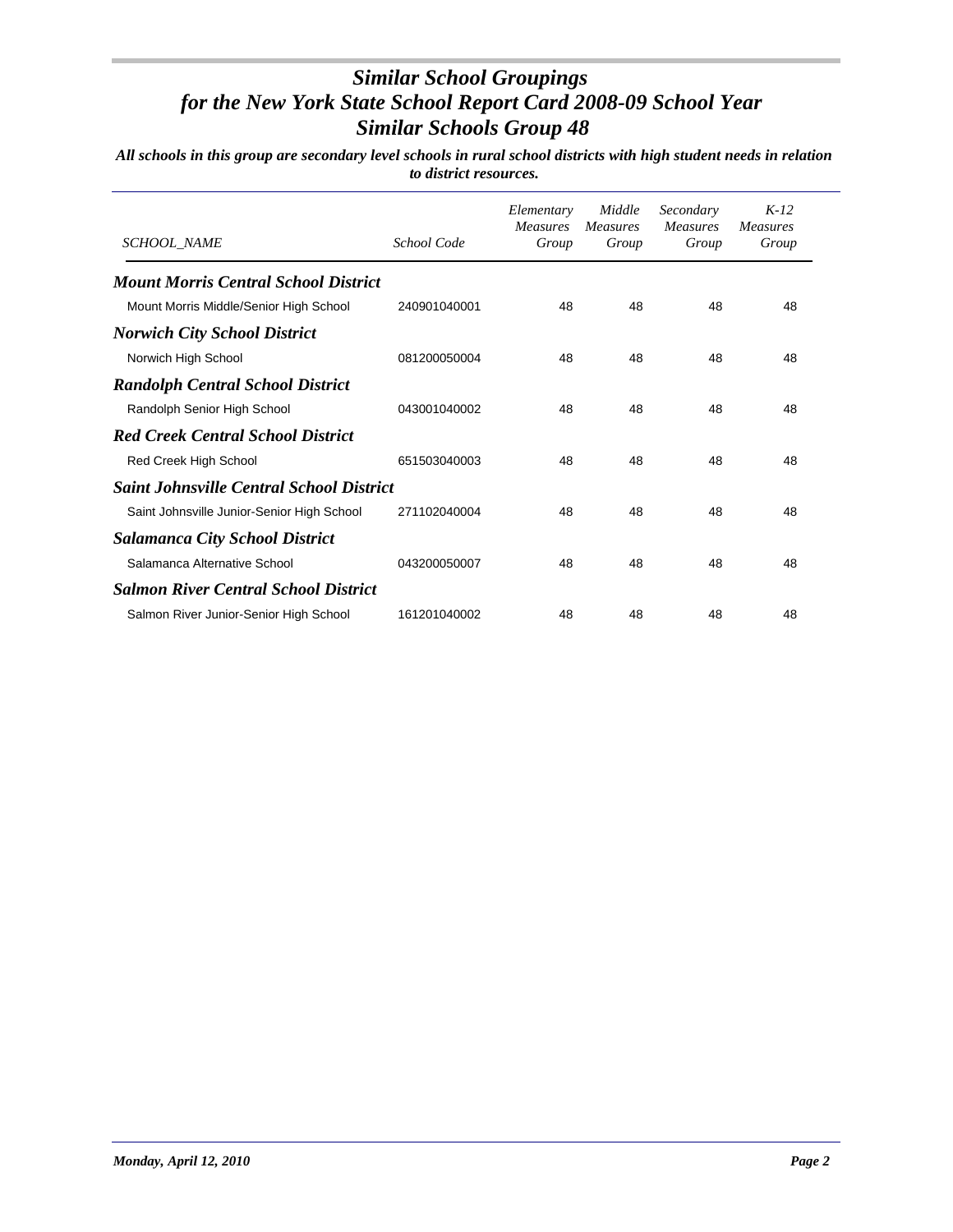# *Similar School Groupings*
# *for the New York State School Report Card 2008-09 School Year*
# *Similar Schools Group 48*

***All schools in this group are secondary level schools in rural school districts with high student needs in relation to district resources.***

| *SCHOOL_NAME* | *School Code* | *Elementary Measures Group* | *Middle Measures Group* | *Secondary Measures Group* | *K-12 Measures Group* |
|---|---|---|---|---|---|
| ***Mount Morris Central School District*** | | | | | |
| Mount Morris Middle/Senior High School | 240901040001 | 48 | 48 | 48 | 48 |
| ***Norwich City School District*** | | | | | |
| Norwich High School | 081200050004 | 48 | 48 | 48 | 48 |
| ***Randolph Central School District*** | | | | | |
| Randolph Senior High School | 043001040002 | 48 | 48 | 48 | 48 |
| ***Red Creek Central School District*** | | | | | |
| Red Creek High School | 651503040003 | 48 | 48 | 48 | 48 |
| ***Saint Johnsville Central School District*** | | | | | |
| Saint Johnsville Junior-Senior High School | 271102040004 | 48 | 48 | 48 | 48 |
| ***Salamanca City School District*** | | | | | |
| Salamanca Alternative School | 043200050007 | 48 | 48 | 48 | 48 |
| ***Salmon River Central School District*** | | | | | |
| Salmon River Junior-Senior High School | 161201040002 | 48 | 48 | 48 | 48 |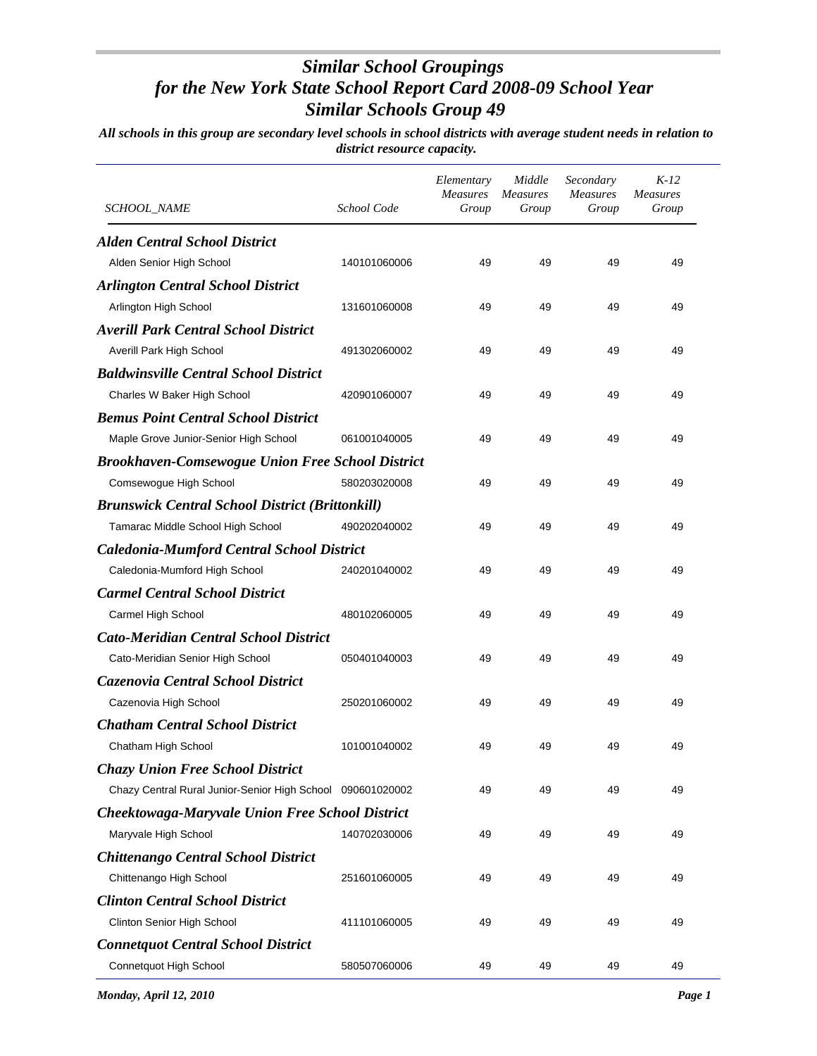# *Similar School Groupings*
# *for the New York State School Report Card 2008-09 School Year*
# *Similar Schools Group 49*

***All schools in this group are secondary level schools in school districts with average student needs in relation to district resource capacity.***

| *SCHOOL_NAME* | *School Code* | *Elementary Measures Group* | *Middle Measures Group* | *Secondary Measures Group* | *K-12 Measures Group* |
|---|---|---|---|---|---|
| ***Alden Central School District*** | | | | | |
| Alden Senior High School | 140101060006 | 49 | 49 | 49 | 49 |
| ***Arlington Central School District*** | | | | | |
| Arlington High School | 131601060008 | 49 | 49 | 49 | 49 |
| ***Averill Park Central School District*** | | | | | |
| Averill Park High School | 491302060002 | 49 | 49 | 49 | 49 |
| ***Baldwinsville Central School District*** | | | | | |
| Charles W Baker High School | 420901060007 | 49 | 49 | 49 | 49 |
| ***Bemus Point Central School District*** | | | | | |
| Maple Grove Junior-Senior High School | 061001040005 | 49 | 49 | 49 | 49 |
| ***Brookhaven-Comsewogue Union Free School District*** | | | | | |
| Comsewogue High School | 580203020008 | 49 | 49 | 49 | 49 |
| ***Brunswick Central School District (Brittonkill)*** | | | | | |
| Tamarac Middle School High School | 490202040002 | 49 | 49 | 49 | 49 |
| ***Caledonia-Mumford Central School District*** | | | | | |
| Caledonia-Mumford High School | 240201040002 | 49 | 49 | 49 | 49 |
| ***Carmel Central School District*** | | | | | |
| Carmel High School | 480102060005 | 49 | 49 | 49 | 49 |
| ***Cato-Meridian Central School District*** | | | | | |
| Cato-Meridian Senior High School | 050401040003 | 49 | 49 | 49 | 49 |
| ***Cazenovia Central School District*** | | | | | |
| Cazenovia High School | 250201060002 | 49 | 49 | 49 | 49 |
| ***Chatham Central School District*** | | | | | |
| Chatham High School | 101001040002 | 49 | 49 | 49 | 49 |
| ***Chazy Union Free School District*** | | | | | |
| Chazy Central Rural Junior-Senior High School | 090601020002 | 49 | 49 | 49 | 49 |
| ***Cheektowaga-Maryvale Union Free School District*** | | | | | |
| Maryvale High School | 140702030006 | 49 | 49 | 49 | 49 |
| ***Chittenango Central School District*** | | | | | |
| Chittenango High School | 251601060005 | 49 | 49 | 49 | 49 |
| ***Clinton Central School District*** | | | | | |
| Clinton Senior High School | 411101060005 | 49 | 49 | 49 | 49 |
| ***Connetquot Central School District*** | | | | | |
| Connetquot High School | 580507060006 | 49 | 49 | 49 | 49 |

*Monday, April 12, 2010*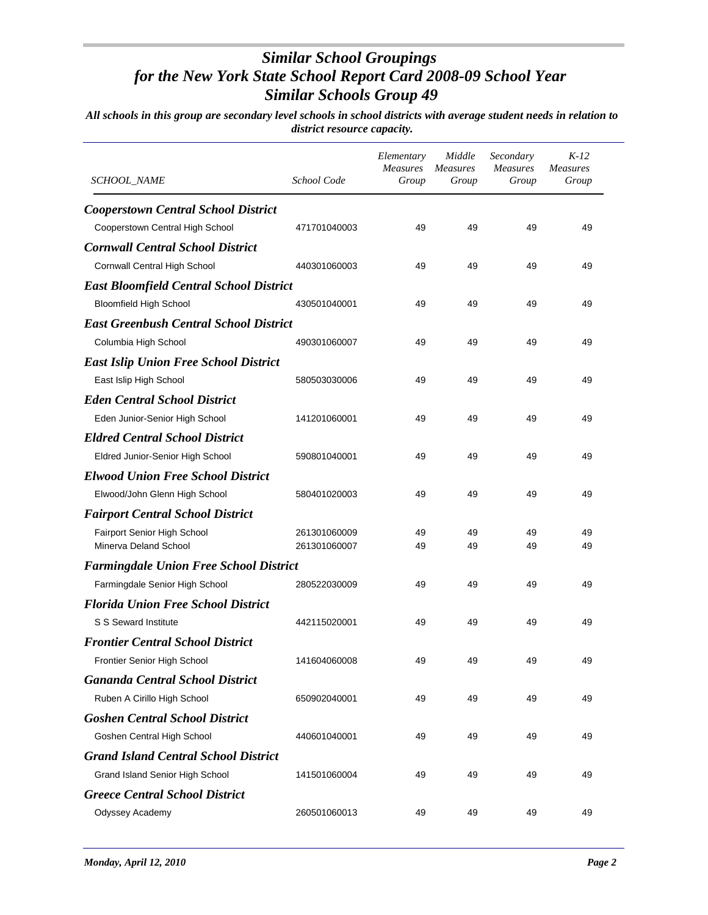# *Similar School Groupings for the New York State School Report Card 2008-09 School Year Similar Schools Group 49*

***All schools in this group are secondary level schools in school districts with average student needs in relation to district resource capacity.***

| *SCHOOL_NAME* | *School Code* | *Elementary Measures Group* | *Middle Measures Group* | *Secondary Measures Group* | *K-12 Measures Group* |
|---|---|---|---|---|---|
| ***Cooperstown Central School District*** | | | | | |
| Cooperstown Central High School | 471701040003 | 49 | 49 | 49 | 49 |
| ***Cornwall Central School District*** | | | | | |
| Cornwall Central High School | 440301060003 | 49 | 49 | 49 | 49 |
| ***East Bloomfield Central School District*** | | | | | |
| Bloomfield High School | 430501040001 | 49 | 49 | 49 | 49 |
| ***East Greenbush Central School District*** | | | | | |
| Columbia High School | 490301060007 | 49 | 49 | 49 | 49 |
| ***East Islip Union Free School District*** | | | | | |
| East Islip High School | 580503030006 | 49 | 49 | 49 | 49 |
| ***Eden Central School District*** | | | | | |
| Eden Junior-Senior High School | 141201060001 | 49 | 49 | 49 | 49 |
| ***Eldred Central School District*** | | | | | |
| Eldred Junior-Senior High School | 590801040001 | 49 | 49 | 49 | 49 |
| ***Elwood Union Free School District*** | | | | | |
| Elwood/John Glenn High School | 580401020003 | 49 | 49 | 49 | 49 |
| ***Fairport Central School District*** | | | | | |
| Fairport Senior High School | 261301060009 | 49 | 49 | 49 | 49 |
| Minerva Deland School | 261301060007 | 49 | 49 | 49 | 49 |
| ***Farmingdale Union Free School District*** | | | | | |
| Farmingdale Senior High School | 280522030009 | 49 | 49 | 49 | 49 |
| ***Florida Union Free School District*** | | | | | |
| S S Seward Institute | 442115020001 | 49 | 49 | 49 | 49 |
| ***Frontier Central School District*** | | | | | |
| Frontier Senior High School | 141604060008 | 49 | 49 | 49 | 49 |
| ***Gananda Central School District*** | | | | | |
| Ruben A Cirillo High School | 650902040001 | 49 | 49 | 49 | 49 |
| ***Goshen Central School District*** | | | | | |
| Goshen Central High School | 440601040001 | 49 | 49 | 49 | 49 |
| ***Grand Island Central School District*** | | | | | |
| Grand Island Senior High School | 141501060004 | 49 | 49 | 49 | 49 |
| ***Greece Central School District*** | | | | | |
| Odyssey Academy | 260501060013 | 49 | 49 | 49 | 49 |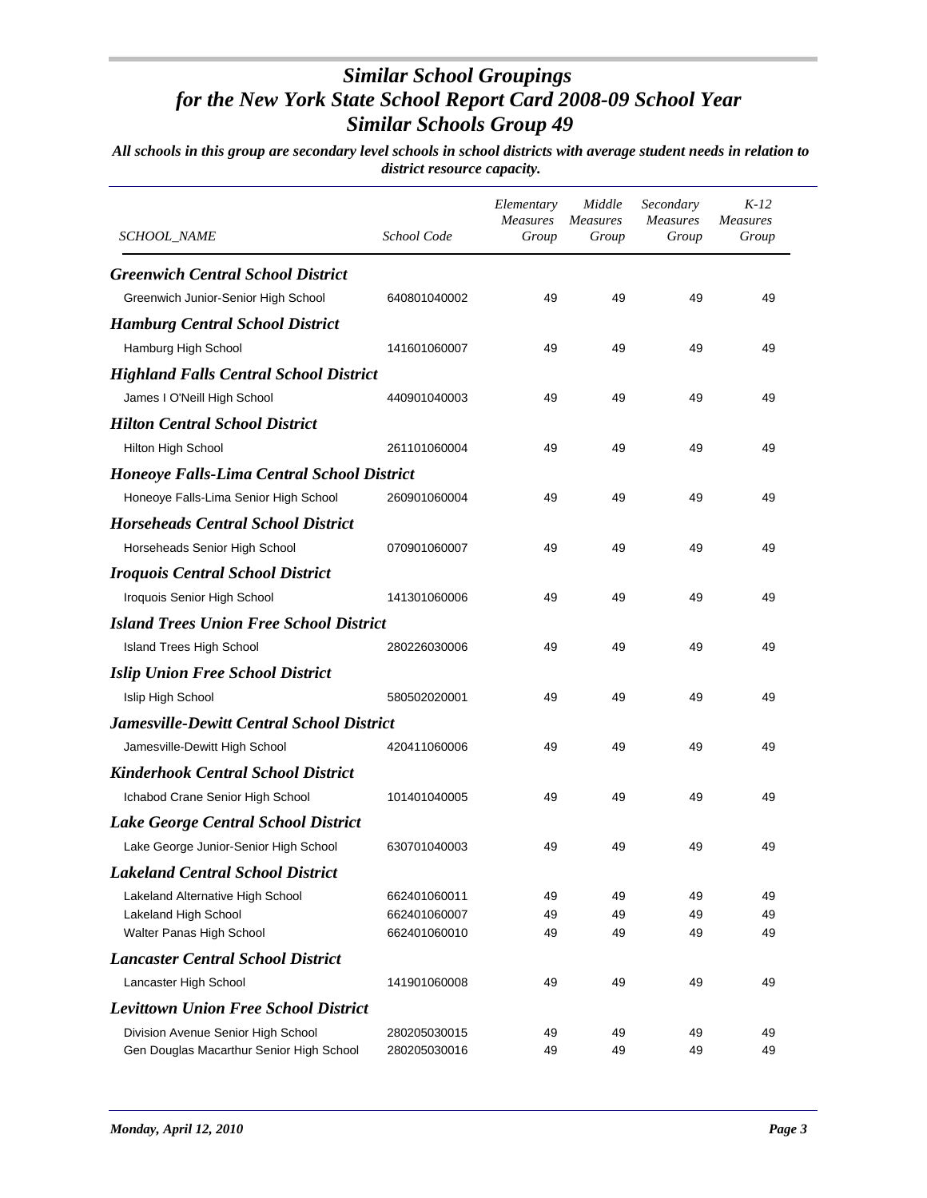# *Similar School Groupings for the New York State School Report Card 2008-09 School Year Similar Schools Group 49*

***All schools in this group are secondary level schools in school districts with average student needs in relation to district resource capacity.***

| *SCHOOL_NAME* | *School Code* | *Elementary Measures Group* | *Middle Measures Group* | *Secondary Measures Group* | *K-12 Measures Group* |
|---|---|---|---|---|---|
| ***Greenwich Central School District*** | | | | | |
| Greenwich Junior-Senior High School | 640801040002 | 49 | 49 | 49 | 49 |
| ***Hamburg Central School District*** | | | | | |
| Hamburg High School | 141601060007 | 49 | 49 | 49 | 49 |
| ***Highland Falls Central School District*** | | | | | |
| James I O'Neill High School | 440901040003 | 49 | 49 | 49 | 49 |
| ***Hilton Central School District*** | | | | | |
| Hilton High School | 261101060004 | 49 | 49 | 49 | 49 |
| ***Honeoye Falls-Lima Central School District*** | | | | | |
| Honeoye Falls-Lima Senior High School | 260901060004 | 49 | 49 | 49 | 49 |
| ***Horseheads Central School District*** | | | | | |
| Horseheads Senior High School | 070901060007 | 49 | 49 | 49 | 49 |
| ***Iroquois Central School District*** | | | | | |
| Iroquois Senior High School | 141301060006 | 49 | 49 | 49 | 49 |
| ***Island Trees Union Free School District*** | | | | | |
| Island Trees High School | 280226030006 | 49 | 49 | 49 | 49 |
| ***Islip Union Free School District*** | | | | | |
| Islip High School | 580502020001 | 49 | 49 | 49 | 49 |
| ***Jamesville-Dewitt Central School District*** | | | | | |
| Jamesville-Dewitt High School | 420411060006 | 49 | 49 | 49 | 49 |
| ***Kinderhook Central School District*** | | | | | |
| Ichabod Crane Senior High School | 101401040005 | 49 | 49 | 49 | 49 |
| ***Lake George Central School District*** | | | | | |
| Lake George Junior-Senior High School | 630701040003 | 49 | 49 | 49 | 49 |
| ***Lakeland Central School District*** | | | | | |
| Lakeland Alternative High School | 662401060011 | 49 | 49 | 49 | 49 |
| Lakeland High School | 662401060007 | 49 | 49 | 49 | 49 |
| Walter Panas High School | 662401060010 | 49 | 49 | 49 | 49 |
| ***Lancaster Central School District*** | | | | | |
| Lancaster High School | 141901060008 | 49 | 49 | 49 | 49 |
| ***Levittown Union Free School District*** | | | | | |
| Division Avenue Senior High School | 280205030015 | 49 | 49 | 49 | 49 |
| Gen Douglas Macarthur Senior High School | 280205030016 | 49 | 49 | 49 | 49 |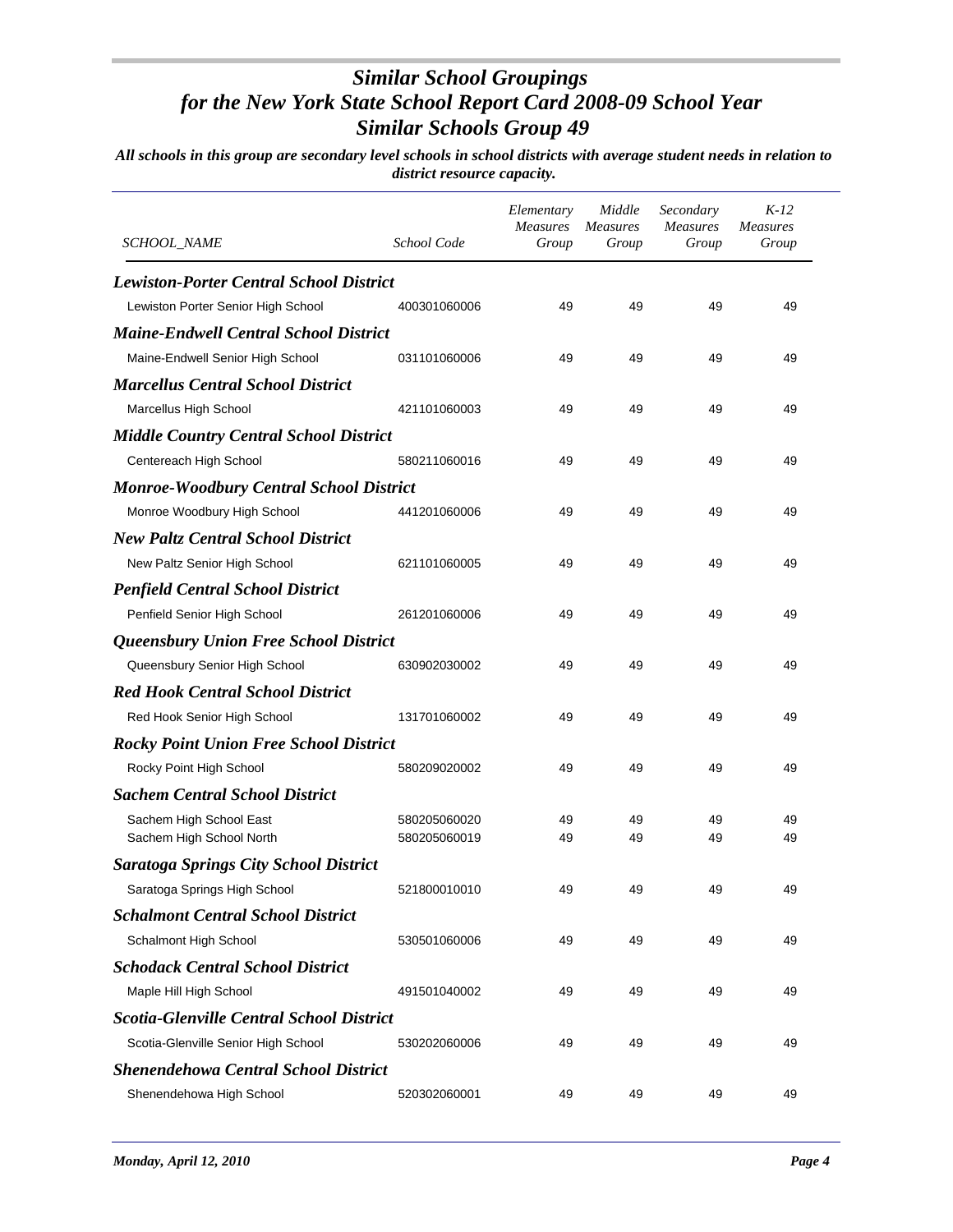# *Similar School Groupings for the New York State School Report Card 2008-09 School Year Similar Schools Group 49*

***All schools in this group are secondary level schools in school districts with average student needs in relation to district resource capacity.***

| *SCHOOL_NAME* | *School Code* | *Elementary Measures Group* | *Middle Measures Group* | *Secondary Measures Group* | *K-12 Measures Group* |
|---|---|---|---|---|---|
| ***Lewiston-Porter Central School District*** | | | | | |
| Lewiston Porter Senior High School | 400301060006 | 49 | 49 | 49 | 49 |
| ***Maine-Endwell Central School District*** | | | | | |
| Maine-Endwell Senior High School | 031101060006 | 49 | 49 | 49 | 49 |
| ***Marcellus Central School District*** | | | | | |
| Marcellus High School | 421101060003 | 49 | 49 | 49 | 49 |
| ***Middle Country Central School District*** | | | | | |
| Centereach High School | 580211060016 | 49 | 49 | 49 | 49 |
| ***Monroe-Woodbury Central School District*** | | | | | |
| Monroe Woodbury High School | 441201060006 | 49 | 49 | 49 | 49 |
| ***New Paltz Central School District*** | | | | | |
| New Paltz Senior High School | 621101060005 | 49 | 49 | 49 | 49 |
| ***Penfield Central School District*** | | | | | |
| Penfield Senior High School | 261201060006 | 49 | 49 | 49 | 49 |
| ***Queensbury Union Free School District*** | | | | | |
| Queensbury Senior High School | 630902030002 | 49 | 49 | 49 | 49 |
| ***Red Hook Central School District*** | | | | | |
| Red Hook Senior High School | 131701060002 | 49 | 49 | 49 | 49 |
| ***Rocky Point Union Free School District*** | | | | | |
| Rocky Point High School | 580209020002 | 49 | 49 | 49 | 49 |
| ***Sachem Central School District*** | | | | | |
| Sachem High School East | 580205060020 | 49 | 49 | 49 | 49 |
| Sachem High School North | 580205060019 | 49 | 49 | 49 | 49 |
| ***Saratoga Springs City School District*** | | | | | |
| Saratoga Springs High School | 521800010010 | 49 | 49 | 49 | 49 |
| ***Schalmont Central School District*** | | | | | |
| Schalmont High School | 530501060006 | 49 | 49 | 49 | 49 |
| ***Schodack Central School District*** | | | | | |
| Maple Hill High School | 491501040002 | 49 | 49 | 49 | 49 |
| ***Scotia-Glenville Central School District*** | | | | | |
| Scotia-Glenville Senior High School | 530202060006 | 49 | 49 | 49 | 49 |
| ***Shenendehowa Central School District*** | | | | | |
| Shenendehowa High School | 520302060001 | 49 | 49 | 49 | 49 |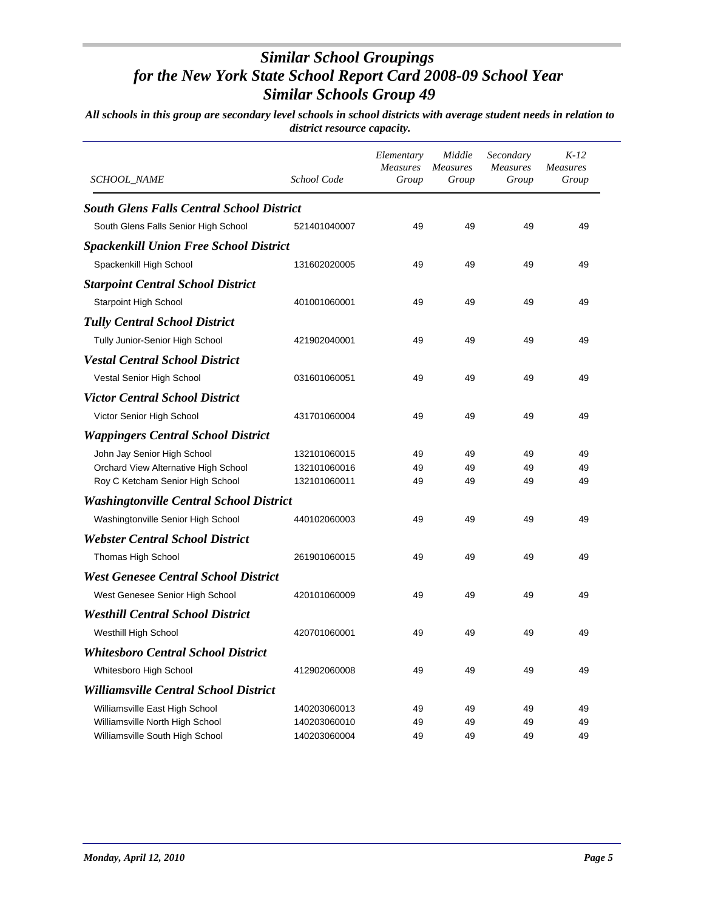# Similar School Groupings
# for the New York State School Report Card 2008-09 School Year
# Similar Schools Group 49

***All schools in this group are secondary level schools in school districts with average student needs in relation to district resource capacity.***

| SCHOOL_NAME | School Code | Elementary Measures Group | Middle Measures Group | Secondary Measures Group | K-12 Measures Group |
|---|---|---|---|---|---|
| ***South Glens Falls Central School District*** | | | | | |
| South Glens Falls Senior High School | 521401040007 | 49 | 49 | 49 | 49 |
| ***Spackenkill Union Free School District*** | | | | | |
| Spackenkill High School | 131602020005 | 49 | 49 | 49 | 49 |
| ***Starpoint Central School District*** | | | | | |
| Starpoint High School | 401001060001 | 49 | 49 | 49 | 49 |
| ***Tully Central School District*** | | | | | |
| Tully Junior-Senior High School | 421902040001 | 49 | 49 | 49 | 49 |
| ***Vestal Central School District*** | | | | | |
| Vestal Senior High School | 031601060051 | 49 | 49 | 49 | 49 |
| ***Victor Central School District*** | | | | | |
| Victor Senior High School | 431701060004 | 49 | 49 | 49 | 49 |
| ***Wappingers Central School District*** | | | | | |
| John Jay Senior High School | 132101060015 | 49 | 49 | 49 | 49 |
| Orchard View Alternative High School | 132101060016 | 49 | 49 | 49 | 49 |
| Roy C Ketcham Senior High School | 132101060011 | 49 | 49 | 49 | 49 |
| ***Washingtonville Central School District*** | | | | | |
| Washingtonville Senior High School | 440102060003 | 49 | 49 | 49 | 49 |
| ***Webster Central School District*** | | | | | |
| Thomas High School | 261901060015 | 49 | 49 | 49 | 49 |
| ***West Genesee Central School District*** | | | | | |
| West Genesee Senior High School | 420101060009 | 49 | 49 | 49 | 49 |
| ***Westhill Central School District*** | | | | | |
| Westhill High School | 420701060001 | 49 | 49 | 49 | 49 |
| ***Whitesboro Central School District*** | | | | | |
| Whitesboro High School | 412902060008 | 49 | 49 | 49 | 49 |
| ***Williamsville Central School District*** | | | | | |
| Williamsville East High School | 140203060013 | 49 | 49 | 49 | 49 |
| Williamsville North High School | 140203060010 | 49 | 49 | 49 | 49 |
| Williamsville South High School | 140203060004 | 49 | 49 | 49 | 49 |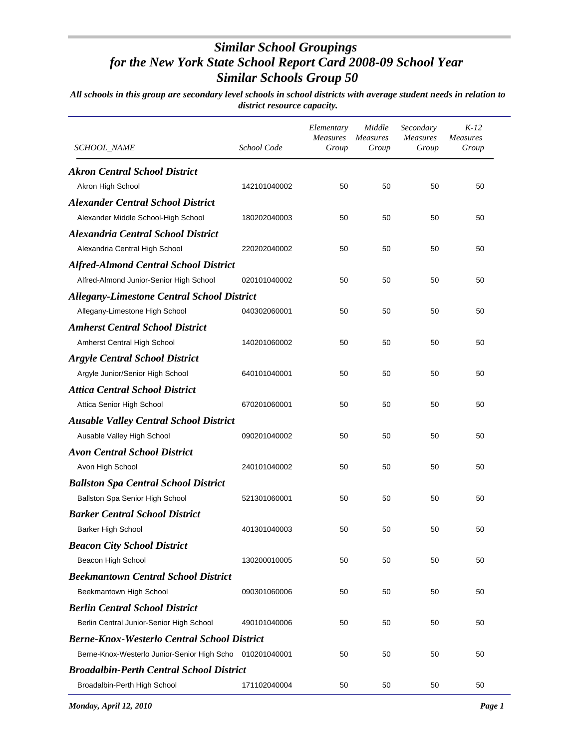# *Similar School Groupings for the New York State School Report Card 2008-09 School Year Similar Schools Group 50*

***All schools in this group are secondary level schools in school districts with average student needs in relation to district resource capacity.***

| *SCHOOL_NAME* | *School Code* | *Elementary Measures Group* | *Middle Measures Group* | *Secondary Measures Group* | *K-12 Measures Group* |
|---|---|---|---|---|---|
| ***Akron Central School District*** | | | | | |
| Akron High School | 142101040002 | 50 | 50 | 50 | 50 |
| ***Alexander Central School District*** | | | | | |
| Alexander Middle School-High School | 180202040003 | 50 | 50 | 50 | 50 |
| ***Alexandria Central School District*** | | | | | |
| Alexandria Central High School | 220202040002 | 50 | 50 | 50 | 50 |
| ***Alfred-Almond Central School District*** | | | | | |
| Alfred-Almond Junior-Senior High School | 020101040002 | 50 | 50 | 50 | 50 |
| ***Allegany-Limestone Central School District*** | | | | | |
| Allegany-Limestone High School | 040302060001 | 50 | 50 | 50 | 50 |
| ***Amherst Central School District*** | | | | | |
| Amherst Central High School | 140201060002 | 50 | 50 | 50 | 50 |
| ***Argyle Central School District*** | | | | | |
| Argyle Junior/Senior High School | 640101040001 | 50 | 50 | 50 | 50 |
| ***Attica Central School District*** | | | | | |
| Attica Senior High School | 670201060001 | 50 | 50 | 50 | 50 |
| ***Ausable Valley Central School District*** | | | | | |
| Ausable Valley High School | 090201040002 | 50 | 50 | 50 | 50 |
| ***Avon Central School District*** | | | | | |
| Avon High School | 240101040002 | 50 | 50 | 50 | 50 |
| ***Ballston Spa Central School District*** | | | | | |
| Ballston Spa Senior High School | 521301060001 | 50 | 50 | 50 | 50 |
| ***Barker Central School District*** | | | | | |
| Barker High School | 401301040003 | 50 | 50 | 50 | 50 |
| ***Beacon City School District*** | | | | | |
| Beacon High School | 130200010005 | 50 | 50 | 50 | 50 |
| ***Beekmantown Central School District*** | | | | | |
| Beekmantown High School | 090301060006 | 50 | 50 | 50 | 50 |
| ***Berlin Central School District*** | | | | | |
| Berlin Central Junior-Senior High School | 490101040006 | 50 | 50 | 50 | 50 |
| ***Berne-Knox-Westerlo Central School District*** | | | | | |
| Berne-Knox-Westerlo Junior-Senior High Scho | 010201040001 | 50 | 50 | 50 | 50 |
| ***Broadalbin-Perth Central School District*** | | | | | |
| Broadalbin-Perth High School | 171102040004 | 50 | 50 | 50 | 50 |

*Monday, April 12, 2010*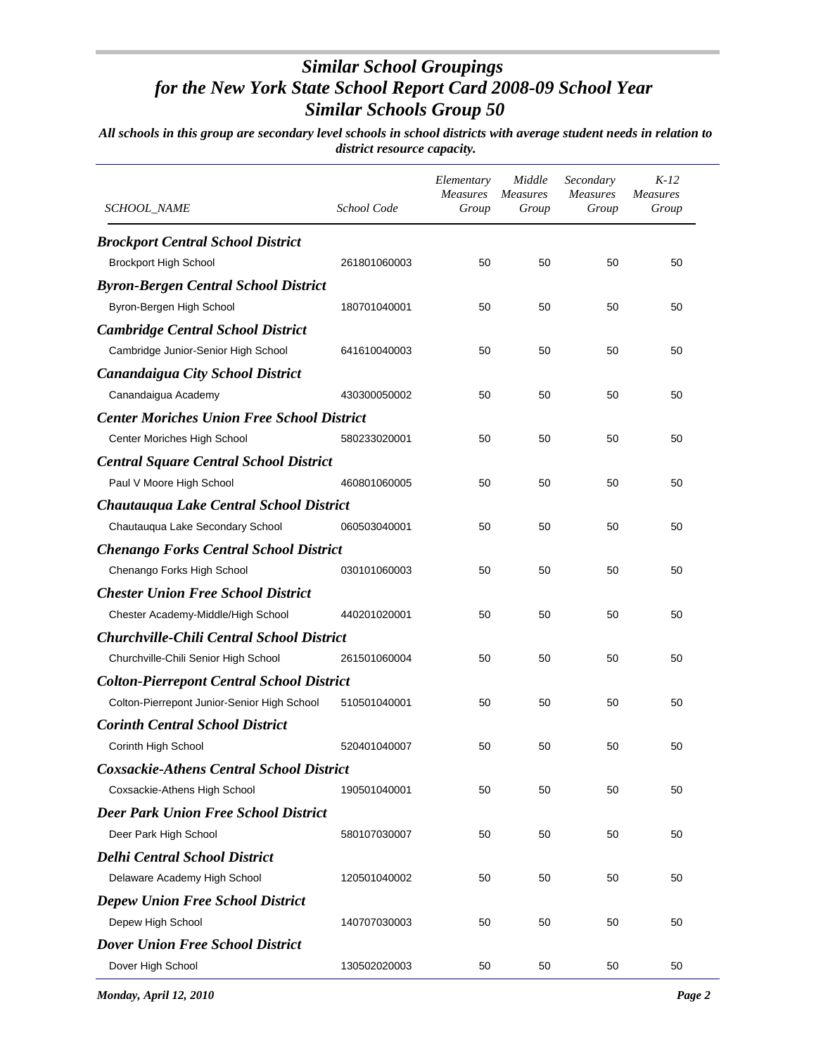# *Similar School Groupings for the New York State School Report Card 2008-09 School Year Similar Schools Group 50*

***All schools in this group are secondary level schools in school districts with average student needs in relation to district resource capacity.***

| *SCHOOL_NAME* | *School Code* | *Elementary Measures Group* | *Middle Measures Group* | *Secondary Measures Group* | *K-12 Measures Group* |
|---|---|---|---|---|---|
| ***Brockport Central School District*** | | | | | |
| Brockport High School | 261801060003 | 50 | 50 | 50 | 50 |
| ***Byron-Bergen Central School District*** | | | | | |
| Byron-Bergen High School | 180701040001 | 50 | 50 | 50 | 50 |
| ***Cambridge Central School District*** | | | | | |
| Cambridge Junior-Senior High School | 641610040003 | 50 | 50 | 50 | 50 |
| ***Canandaigua City School District*** | | | | | |
| Canandaigua Academy | 430300050002 | 50 | 50 | 50 | 50 |
| ***Center Moriches Union Free School District*** | | | | | |
| Center Moriches High School | 580233020001 | 50 | 50 | 50 | 50 |
| ***Central Square Central School District*** | | | | | |
| Paul V Moore High School | 460801060005 | 50 | 50 | 50 | 50 |
| ***Chautauqua Lake Central School District*** | | | | | |
| Chautauqua Lake Secondary School | 060503040001 | 50 | 50 | 50 | 50 |
| ***Chenango Forks Central School District*** | | | | | |
| Chenango Forks High School | 030101060003 | 50 | 50 | 50 | 50 |
| ***Chester Union Free School District*** | | | | | |
| Chester Academy-Middle/High School | 440201020001 | 50 | 50 | 50 | 50 |
| ***Churchville-Chili Central School District*** | | | | | |
| Churchville-Chili Senior High School | 261501060004 | 50 | 50 | 50 | 50 |
| ***Colton-Pierrepont Central School District*** | | | | | |
| Colton-Pierrepont Junior-Senior High School | 510501040001 | 50 | 50 | 50 | 50 |
| ***Corinth Central School District*** | | | | | |
| Corinth High School | 520401040007 | 50 | 50 | 50 | 50 |
| ***Coxsackie-Athens Central School District*** | | | | | |
| Coxsackie-Athens High School | 190501040001 | 50 | 50 | 50 | 50 |
| ***Deer Park Union Free School District*** | | | | | |
| Deer Park High School | 580107030007 | 50 | 50 | 50 | 50 |
| ***Delhi Central School District*** | | | | | |
| Delaware Academy High School | 120501040002 | 50 | 50 | 50 | 50 |
| ***Depew Union Free School District*** | | | | | |
| Depew High School | 140707030003 | 50 | 50 | 50 | 50 |
| ***Dover Union Free School District*** | | | | | |
| Dover High School | 130502020003 | 50 | 50 | 50 | 50 |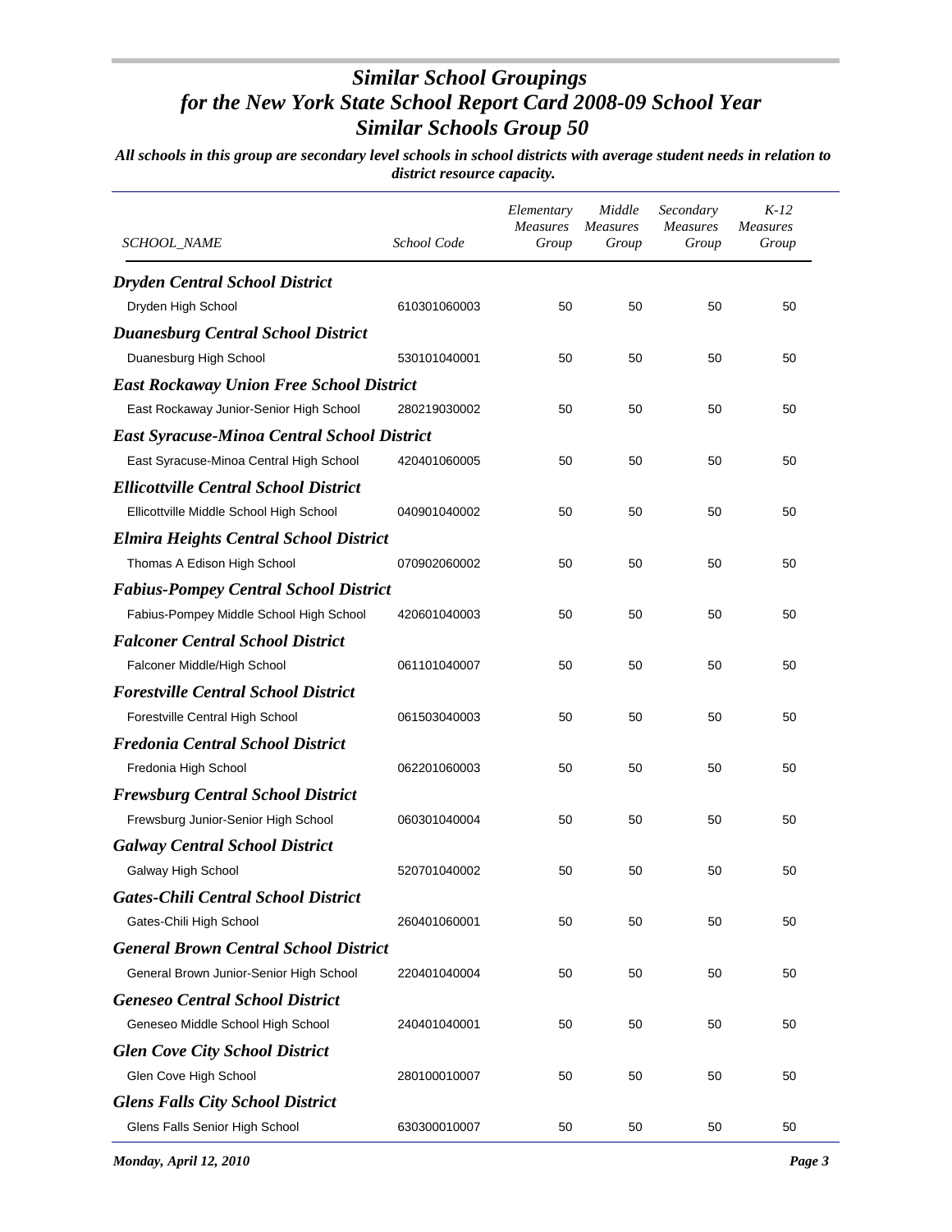# *Similar School Groupings for the New York State School Report Card 2008-09 School Year Similar Schools Group 50*

***All schools in this group are secondary level schools in school districts with average student needs in relation to district resource capacity.***

| *SCHOOL_NAME* | *School Code* | *Elementary Measures Group* | *Middle Measures Group* | *Secondary Measures Group* | *K-12 Measures Group* |
|---|---|---|---|---|---|
| ***Dryden Central School District*** | | | | | |
| Dryden High School | 610301060003 | 50 | 50 | 50 | 50 |
| ***Duanesburg Central School District*** | | | | | |
| Duanesburg High School | 530101040001 | 50 | 50 | 50 | 50 |
| ***East Rockaway Union Free School District*** | | | | | |
| East Rockaway Junior-Senior High School | 280219030002 | 50 | 50 | 50 | 50 |
| ***East Syracuse-Minoa Central School District*** | | | | | |
| East Syracuse-Minoa Central High School | 420401060005 | 50 | 50 | 50 | 50 |
| ***Ellicottville Central School District*** | | | | | |
| Ellicottville Middle School High School | 040901040002 | 50 | 50 | 50 | 50 |
| ***Elmira Heights Central School District*** | | | | | |
| Thomas A Edison High School | 070902060002 | 50 | 50 | 50 | 50 |
| ***Fabius-Pompey Central School District*** | | | | | |
| Fabius-Pompey Middle School High School | 420601040003 | 50 | 50 | 50 | 50 |
| ***Falconer Central School District*** | | | | | |
| Falconer Middle/High School | 061101040007 | 50 | 50 | 50 | 50 |
| ***Forestville Central School District*** | | | | | |
| Forestville Central High School | 061503040003 | 50 | 50 | 50 | 50 |
| ***Fredonia Central School District*** | | | | | |
| Fredonia High School | 062201060003 | 50 | 50 | 50 | 50 |
| ***Frewsburg Central School District*** | | | | | |
| Frewsburg Junior-Senior High School | 060301040004 | 50 | 50 | 50 | 50 |
| ***Galway Central School District*** | | | | | |
| Galway High School | 520701040002 | 50 | 50 | 50 | 50 |
| ***Gates-Chili Central School District*** | | | | | |
| Gates-Chili High School | 260401060001 | 50 | 50 | 50 | 50 |
| ***General Brown Central School District*** | | | | | |
| General Brown Junior-Senior High School | 220401040004 | 50 | 50 | 50 | 50 |
| ***Geneseo Central School District*** | | | | | |
| Geneseo Middle School High School | 240401040001 | 50 | 50 | 50 | 50 |
| ***Glen Cove City School District*** | | | | | |
| Glen Cove High School | 280100010007 | 50 | 50 | 50 | 50 |
| ***Glens Falls City School District*** | | | | | |
| Glens Falls Senior High School | 630300010007 | 50 | 50 | 50 | 50 |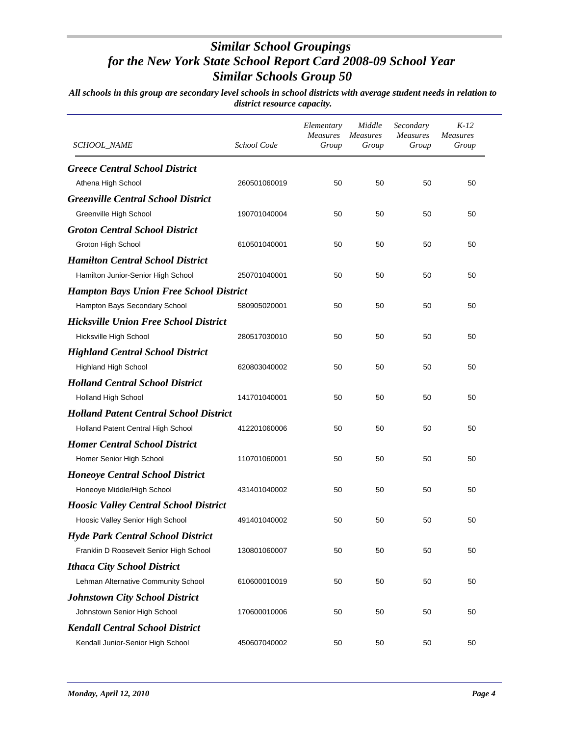# *Similar School Groupings for the New York State School Report Card 2008-09 School Year Similar Schools Group 50*

***All schools in this group are secondary level schools in school districts with average student needs in relation to district resource capacity.***

| *SCHOOL_NAME* | *School Code* | *Elementary Measures Group* | *Middle Measures Group* | *Secondary Measures Group* | *K-12 Measures Group* |
|---|---|---|---|---|---|
| ***Greece Central School District*** | | | | | |
| Athena High School | 260501060019 | 50 | 50 | 50 | 50 |
| ***Greenville Central School District*** | | | | | |
| Greenville High School | 190701040004 | 50 | 50 | 50 | 50 |
| ***Groton Central School District*** | | | | | |
| Groton High School | 610501040001 | 50 | 50 | 50 | 50 |
| ***Hamilton Central School District*** | | | | | |
| Hamilton Junior-Senior High School | 250701040001 | 50 | 50 | 50 | 50 |
| ***Hampton Bays Union Free School District*** | | | | | |
| Hampton Bays Secondary School | 580905020001 | 50 | 50 | 50 | 50 |
| ***Hicksville Union Free School District*** | | | | | |
| Hicksville High School | 280517030010 | 50 | 50 | 50 | 50 |
| ***Highland Central School District*** | | | | | |
| Highland High School | 620803040002 | 50 | 50 | 50 | 50 |
| ***Holland Central School District*** | | | | | |
| Holland High School | 141701040001 | 50 | 50 | 50 | 50 |
| ***Holland Patent Central School District*** | | | | | |
| Holland Patent Central High School | 412201060006 | 50 | 50 | 50 | 50 |
| ***Homer Central School District*** | | | | | |
| Homer Senior High School | 110701060001 | 50 | 50 | 50 | 50 |
| ***Honeoye Central School District*** | | | | | |
| Honeoye Middle/High School | 431401040002 | 50 | 50 | 50 | 50 |
| ***Hoosic Valley Central School District*** | | | | | |
| Hoosic Valley Senior High School | 491401040002 | 50 | 50 | 50 | 50 |
| ***Hyde Park Central School District*** | | | | | |
| Franklin D Roosevelt Senior High School | 130801060007 | 50 | 50 | 50 | 50 |
| ***Ithaca City School District*** | | | | | |
| Lehman Alternative Community School | 610600010019 | 50 | 50 | 50 | 50 |
| ***Johnstown City School District*** | | | | | |
| Johnstown Senior High School | 170600010006 | 50 | 50 | 50 | 50 |
| ***Kendall Central School District*** | | | | | |
| Kendall Junior-Senior High School | 450607040002 | 50 | 50 | 50 | 50 |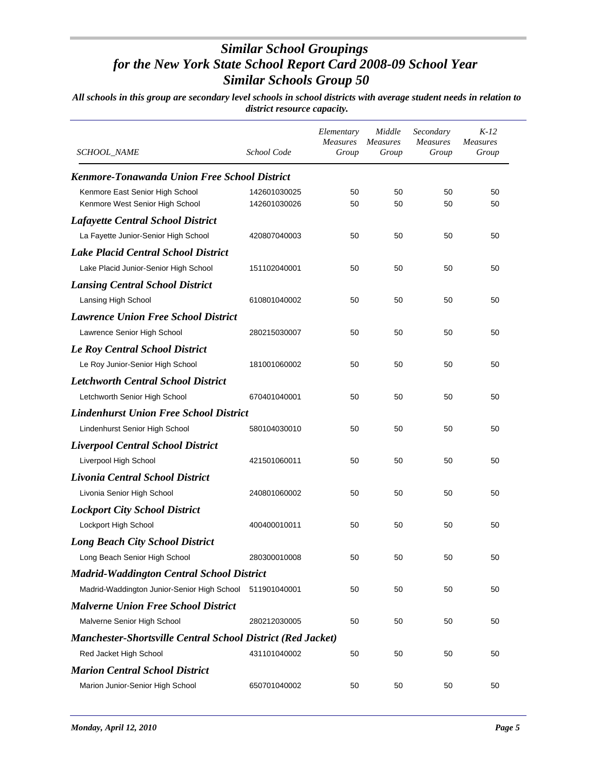# *Similar School Groupings for the New York State School Report Card 2008-09 School Year Similar Schools Group 50*

***All schools in this group are secondary level schools in school districts with average student needs in relation to district resource capacity.***

| *SCHOOL_NAME* | *School Code* | *Elementary Measures Group* | *Middle Measures Group* | *Secondary Measures Group* | *K-12 Measures Group* |
|---|---|---|---|---|---|
| ***Kenmore-Tonawanda Union Free School District*** | | | | | |
| Kenmore East Senior High School | 142601030025 | 50 | 50 | 50 | 50 |
| Kenmore West Senior High School | 142601030026 | 50 | 50 | 50 | 50 |
| ***Lafayette Central School District*** | | | | | |
| La Fayette Junior-Senior High School | 420807040003 | 50 | 50 | 50 | 50 |
| ***Lake Placid Central School District*** | | | | | |
| Lake Placid Junior-Senior High School | 151102040001 | 50 | 50 | 50 | 50 |
| ***Lansing Central School District*** | | | | | |
| Lansing High School | 610801040002 | 50 | 50 | 50 | 50 |
| ***Lawrence Union Free School District*** | | | | | |
| Lawrence Senior High School | 280215030007 | 50 | 50 | 50 | 50 |
| ***Le Roy Central School District*** | | | | | |
| Le Roy Junior-Senior High School | 181001060002 | 50 | 50 | 50 | 50 |
| ***Letchworth Central School District*** | | | | | |
| Letchworth Senior High School | 670401040001 | 50 | 50 | 50 | 50 |
| ***Lindenhurst Union Free School District*** | | | | | |
| Lindenhurst Senior High School | 580104030010 | 50 | 50 | 50 | 50 |
| ***Liverpool Central School District*** | | | | | |
| Liverpool High School | 421501060011 | 50 | 50 | 50 | 50 |
| ***Livonia Central School District*** | | | | | |
| Livonia Senior High School | 240801060002 | 50 | 50 | 50 | 50 |
| ***Lockport City School District*** | | | | | |
| Lockport High School | 400400010011 | 50 | 50 | 50 | 50 |
| ***Long Beach City School District*** | | | | | |
| Long Beach Senior High School | 280300010008 | 50 | 50 | 50 | 50 |
| ***Madrid-Waddington Central School District*** | | | | | |
| Madrid-Waddington Junior-Senior High School | 511901040001 | 50 | 50 | 50 | 50 |
| ***Malverne Union Free School District*** | | | | | |
| Malverne Senior High School | 280212030005 | 50 | 50 | 50 | 50 |
| ***Manchester-Shortsville Central School District (Red Jacket)*** | | | | | |
| Red Jacket High School | 431101040002 | 50 | 50 | 50 | 50 |
| ***Marion Central School District*** | | | | | |
| Marion Junior-Senior High School | 650701040002 | 50 | 50 | 50 | 50 |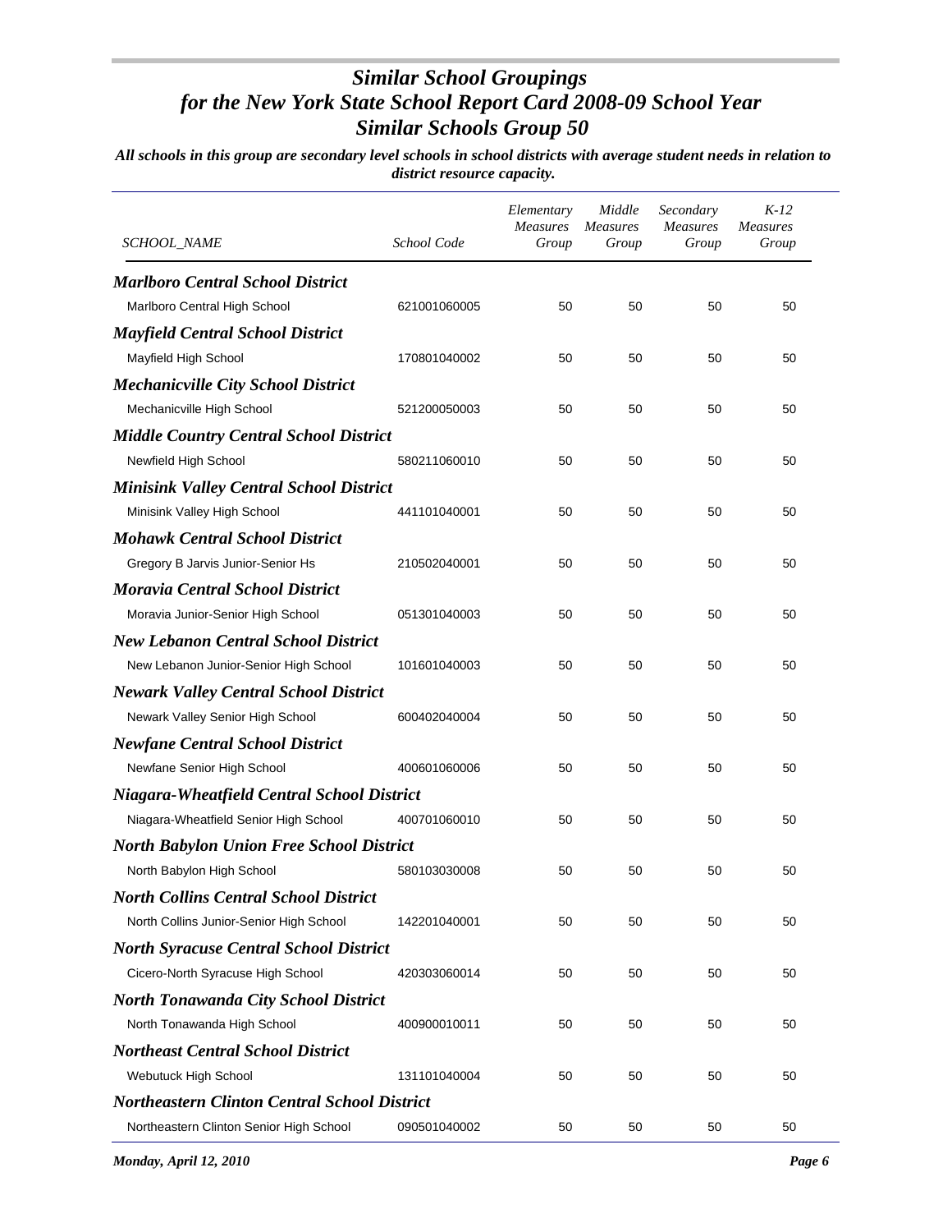# *Similar School Groupings for the New York State School Report Card 2008-09 School Year Similar Schools Group 50*

***All schools in this group are secondary level schools in school districts with average student needs in relation to district resource capacity.***

| *SCHOOL_NAME* | *School Code* | *Elementary Measures Group* | *Middle Measures Group* | *Secondary Measures Group* | *K-12 Measures Group* |
|---|---|---|---|---|---|
| ***Marlboro Central School District*** | | | | | |
| Marlboro Central High School | 621001060005 | 50 | 50 | 50 | 50 |
| ***Mayfield Central School District*** | | | | | |
| Mayfield High School | 170801040002 | 50 | 50 | 50 | 50 |
| ***Mechanicville City School District*** | | | | | |
| Mechanicville High School | 521200050003 | 50 | 50 | 50 | 50 |
| ***Middle Country Central School District*** | | | | | |
| Newfield High School | 580211060010 | 50 | 50 | 50 | 50 |
| ***Minisink Valley Central School District*** | | | | | |
| Minisink Valley High School | 441101040001 | 50 | 50 | 50 | 50 |
| ***Mohawk Central School District*** | | | | | |
| Gregory B Jarvis Junior-Senior Hs | 210502040001 | 50 | 50 | 50 | 50 |
| ***Moravia Central School District*** | | | | | |
| Moravia Junior-Senior High School | 051301040003 | 50 | 50 | 50 | 50 |
| ***New Lebanon Central School District*** | | | | | |
| New Lebanon Junior-Senior High School | 101601040003 | 50 | 50 | 50 | 50 |
| ***Newark Valley Central School District*** | | | | | |
| Newark Valley Senior High School | 600402040004 | 50 | 50 | 50 | 50 |
| ***Newfane Central School District*** | | | | | |
| Newfane Senior High School | 400601060006 | 50 | 50 | 50 | 50 |
| ***Niagara-Wheatfield Central School District*** | | | | | |
| Niagara-Wheatfield Senior High School | 400701060010 | 50 | 50 | 50 | 50 |
| ***North Babylon Union Free School District*** | | | | | |
| North Babylon High School | 580103030008 | 50 | 50 | 50 | 50 |
| ***North Collins Central School District*** | | | | | |
| North Collins Junior-Senior High School | 142201040001 | 50 | 50 | 50 | 50 |
| ***North Syracuse Central School District*** | | | | | |
| Cicero-North Syracuse High School | 420303060014 | 50 | 50 | 50 | 50 |
| ***North Tonawanda City School District*** | | | | | |
| North Tonawanda High School | 400900010011 | 50 | 50 | 50 | 50 |
| ***Northeast Central School District*** | | | | | |
| Webutuck High School | 131101040004 | 50 | 50 | 50 | 50 |
| ***Northeastern Clinton Central School District*** | | | | | |
| Northeastern Clinton Senior High School | 090501040002 | 50 | 50 | 50 | 50 |

*Monday, April 12, 2010*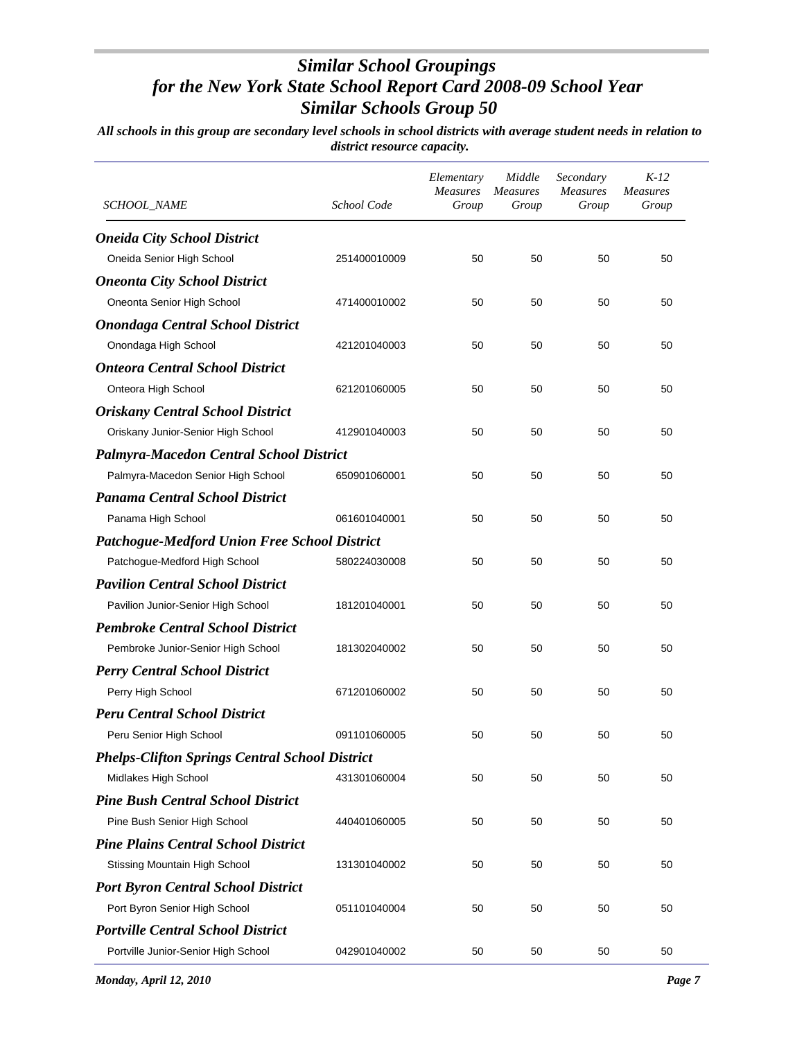# *Similar School Groupings for the New York State School Report Card 2008-09 School Year Similar Schools Group 50*

***All schools in this group are secondary level schools in school districts with average student needs in relation to district resource capacity.***

| *SCHOOL_NAME* | *School Code* | *Elementary Measures Group* | *Middle Measures Group* | *Secondary Measures Group* | *K-12 Measures Group* |
|---|---|---|---|---|---|
| ***Oneida City School District*** | | | | | |
| Oneida Senior High School | 251400010009 | 50 | 50 | 50 | 50 |
| ***Oneonta City School District*** | | | | | |
| Oneonta Senior High School | 471400010002 | 50 | 50 | 50 | 50 |
| ***Onondaga Central School District*** | | | | | |
| Onondaga High School | 421201040003 | 50 | 50 | 50 | 50 |
| ***Onteora Central School District*** | | | | | |
| Onteora High School | 621201060005 | 50 | 50 | 50 | 50 |
| ***Oriskany Central School District*** | | | | | |
| Oriskany Junior-Senior High School | 412901040003 | 50 | 50 | 50 | 50 |
| ***Palmyra-Macedon Central School District*** | | | | | |
| Palmyra-Macedon Senior High School | 650901060001 | 50 | 50 | 50 | 50 |
| ***Panama Central School District*** | | | | | |
| Panama High School | 061601040001 | 50 | 50 | 50 | 50 |
| ***Patchogue-Medford Union Free School District*** | | | | | |
| Patchogue-Medford High School | 580224030008 | 50 | 50 | 50 | 50 |
| ***Pavilion Central School District*** | | | | | |
| Pavilion Junior-Senior High School | 181201040001 | 50 | 50 | 50 | 50 |
| ***Pembroke Central School District*** | | | | | |
| Pembroke Junior-Senior High School | 181302040002 | 50 | 50 | 50 | 50 |
| ***Perry Central School District*** | | | | | |
| Perry High School | 671201060002 | 50 | 50 | 50 | 50 |
| ***Peru Central School District*** | | | | | |
| Peru Senior High School | 091101060005 | 50 | 50 | 50 | 50 |
| ***Phelps-Clifton Springs Central School District*** | | | | | |
| Midlakes High School | 431301060004 | 50 | 50 | 50 | 50 |
| ***Pine Bush Central School District*** | | | | | |
| Pine Bush Senior High School | 440401060005 | 50 | 50 | 50 | 50 |
| ***Pine Plains Central School District*** | | | | | |
| Stissing Mountain High School | 131301040002 | 50 | 50 | 50 | 50 |
| ***Port Byron Central School District*** | | | | | |
| Port Byron Senior High School | 051101040004 | 50 | 50 | 50 | 50 |
| ***Portville Central School District*** | | | | | |
| Portville Junior-Senior High School | 042901040002 | 50 | 50 | 50 | 50 |

*Monday, April 12, 2010*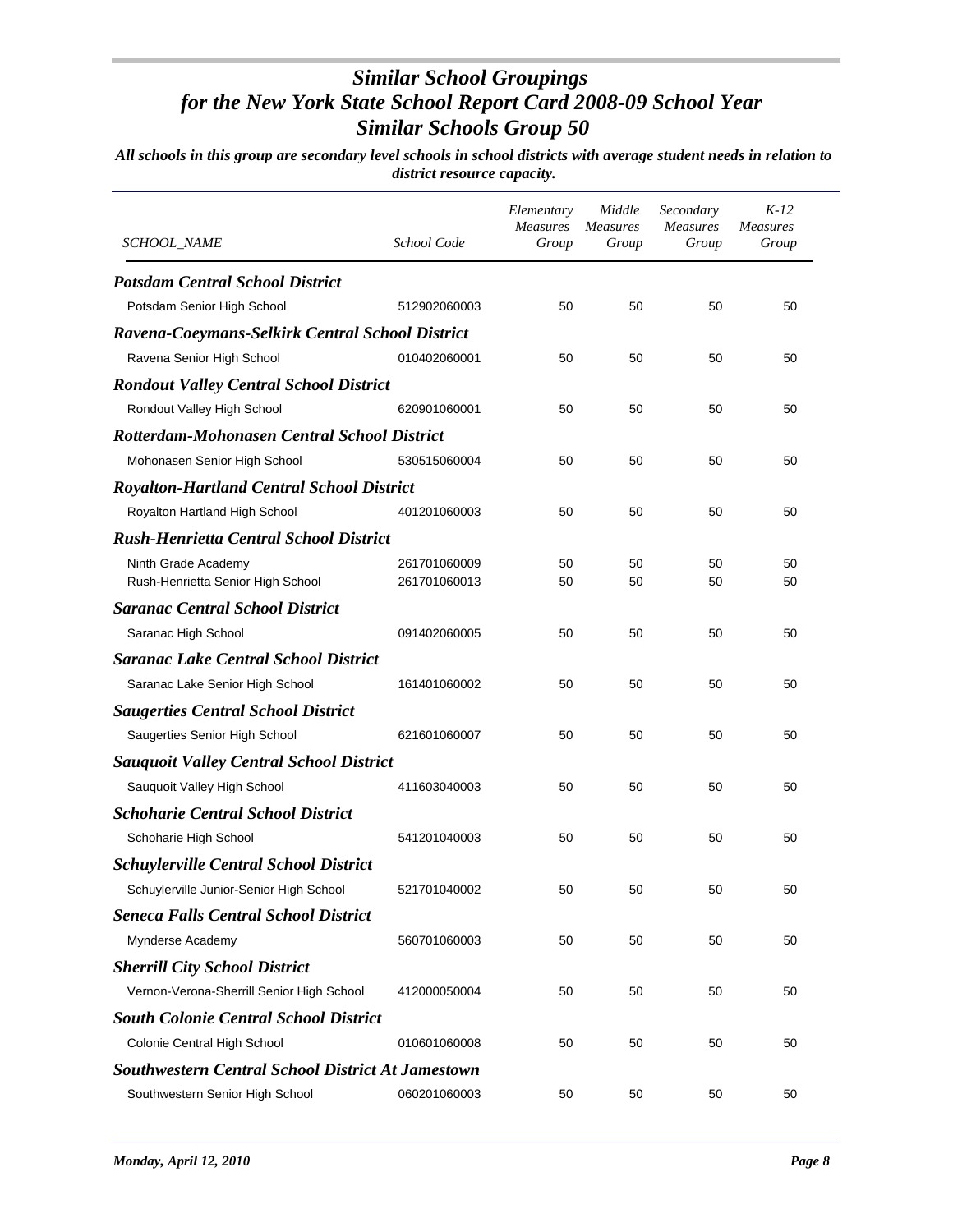# *Similar School Groupings for the New York State School Report Card 2008-09 School Year Similar Schools Group 50*

***All schools in this group are secondary level schools in school districts with average student needs in relation to district resource capacity.***

| *SCHOOL_NAME* | *School Code* | *Elementary Measures Group* | *Middle Measures Group* | *Secondary Measures Group* | *K-12 Measures Group* |
|---|---|---|---|---|---|
| ***Potsdam Central School District*** | | | | | |
| Potsdam Senior High School | 512902060003 | 50 | 50 | 50 | 50 |
| ***Ravena-Coeymans-Selkirk Central School District*** | | | | | |
| Ravena Senior High School | 010402060001 | 50 | 50 | 50 | 50 |
| ***Rondout Valley Central School District*** | | | | | |
| Rondout Valley High School | 620901060001 | 50 | 50 | 50 | 50 |
| ***Rotterdam-Mohonasen Central School District*** | | | | | |
| Mohonasen Senior High School | 530515060004 | 50 | 50 | 50 | 50 |
| ***Royalton-Hartland Central School District*** | | | | | |
| Royalton Hartland High School | 401201060003 | 50 | 50 | 50 | 50 |
| ***Rush-Henrietta Central School District*** | | | | | |
| Ninth Grade Academy | 261701060009 | 50 | 50 | 50 | 50 |
| Rush-Henrietta Senior High School | 261701060013 | 50 | 50 | 50 | 50 |
| ***Saranac Central School District*** | | | | | |
| Saranac High School | 091402060005 | 50 | 50 | 50 | 50 |
| ***Saranac Lake Central School District*** | | | | | |
| Saranac Lake Senior High School | 161401060002 | 50 | 50 | 50 | 50 |
| ***Saugerties Central School District*** | | | | | |
| Saugerties Senior High School | 621601060007 | 50 | 50 | 50 | 50 |
| ***Sauquoit Valley Central School District*** | | | | | |
| Sauquoit Valley High School | 411603040003 | 50 | 50 | 50 | 50 |
| ***Schoharie Central School District*** | | | | | |
| Schoharie High School | 541201040003 | 50 | 50 | 50 | 50 |
| ***Schuylerville Central School District*** | | | | | |
| Schuylerville Junior-Senior High School | 521701040002 | 50 | 50 | 50 | 50 |
| ***Seneca Falls Central School District*** | | | | | |
| Mynderse Academy | 560701060003 | 50 | 50 | 50 | 50 |
| ***Sherrill City School District*** | | | | | |
| Vernon-Verona-Sherrill Senior High School | 412000050004 | 50 | 50 | 50 | 50 |
| ***South Colonie Central School District*** | | | | | |
| Colonie Central High School | 010601060008 | 50 | 50 | 50 | 50 |
| ***Southwestern Central School District At Jamestown*** | | | | | |
| Southwestern Senior High School | 060201060003 | 50 | 50 | 50 | 50 |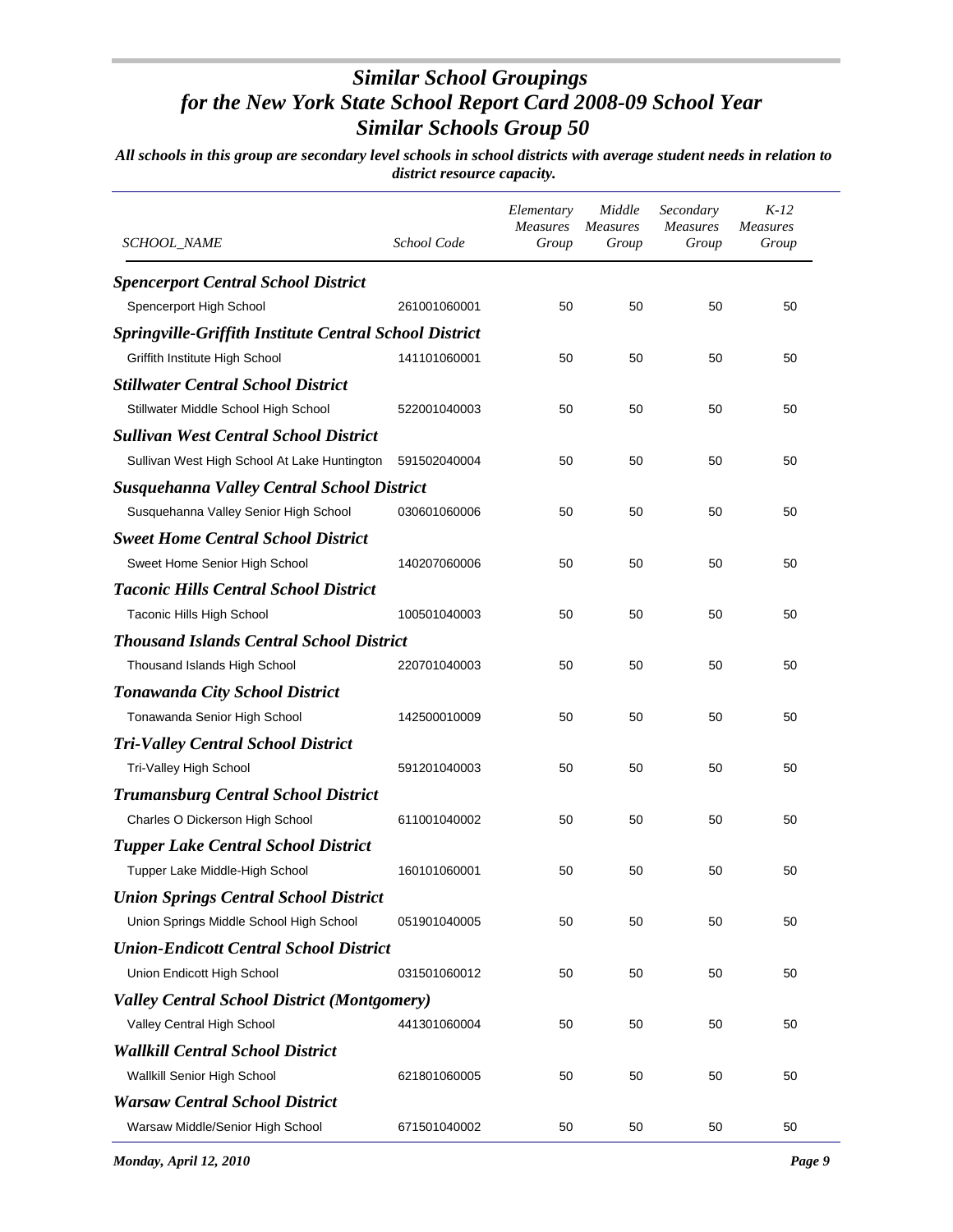# *Similar School Groupings for the New York State School Report Card 2008-09 School Year Similar Schools Group 50*

***All schools in this group are secondary level schools in school districts with average student needs in relation to district resource capacity.***

| *SCHOOL_NAME* | *School Code* | *Elementary Measures Group* | *Middle Measures Group* | *Secondary Measures Group* | *K-12 Measures Group* |
|---|---|---|---|---|---|
| ***Spencerport Central School District*** | | | | | |
| Spencerport High School | 261001060001 | 50 | 50 | 50 | 50 |
| ***Springville-Griffith Institute Central School District*** | | | | | |
| Griffith Institute High School | 141101060001 | 50 | 50 | 50 | 50 |
| ***Stillwater Central School District*** | | | | | |
| Stillwater Middle School High School | 522001040003 | 50 | 50 | 50 | 50 |
| ***Sullivan West Central School District*** | | | | | |
| Sullivan West High School At Lake Huntington | 591502040004 | 50 | 50 | 50 | 50 |
| ***Susquehanna Valley Central School District*** | | | | | |
| Susquehanna Valley Senior High School | 030601060006 | 50 | 50 | 50 | 50 |
| ***Sweet Home Central School District*** | | | | | |
| Sweet Home Senior High School | 140207060006 | 50 | 50 | 50 | 50 |
| ***Taconic Hills Central School District*** | | | | | |
| Taconic Hills High School | 100501040003 | 50 | 50 | 50 | 50 |
| ***Thousand Islands Central School District*** | | | | | |
| Thousand Islands High School | 220701040003 | 50 | 50 | 50 | 50 |
| ***Tonawanda City School District*** | | | | | |
| Tonawanda Senior High School | 142500010009 | 50 | 50 | 50 | 50 |
| ***Tri-Valley Central School District*** | | | | | |
| Tri-Valley High School | 591201040003 | 50 | 50 | 50 | 50 |
| ***Trumansburg Central School District*** | | | | | |
| Charles O Dickerson High School | 611001040002 | 50 | 50 | 50 | 50 |
| ***Tupper Lake Central School District*** | | | | | |
| Tupper Lake Middle-High School | 160101060001 | 50 | 50 | 50 | 50 |
| ***Union Springs Central School District*** | | | | | |
| Union Springs Middle School High School | 051901040005 | 50 | 50 | 50 | 50 |
| ***Union-Endicott Central School District*** | | | | | |
| Union Endicott High School | 031501060012 | 50 | 50 | 50 | 50 |
| ***Valley Central School District (Montgomery)*** | | | | | |
| Valley Central High School | 441301060004 | 50 | 50 | 50 | 50 |
| ***Wallkill Central School District*** | | | | | |
| Wallkill Senior High School | 621801060005 | 50 | 50 | 50 | 50 |
| ***Warsaw Central School District*** | | | | | |
| Warsaw Middle/Senior High School | 671501040002 | 50 | 50 | 50 | 50 |

*Monday, April 12, 2010*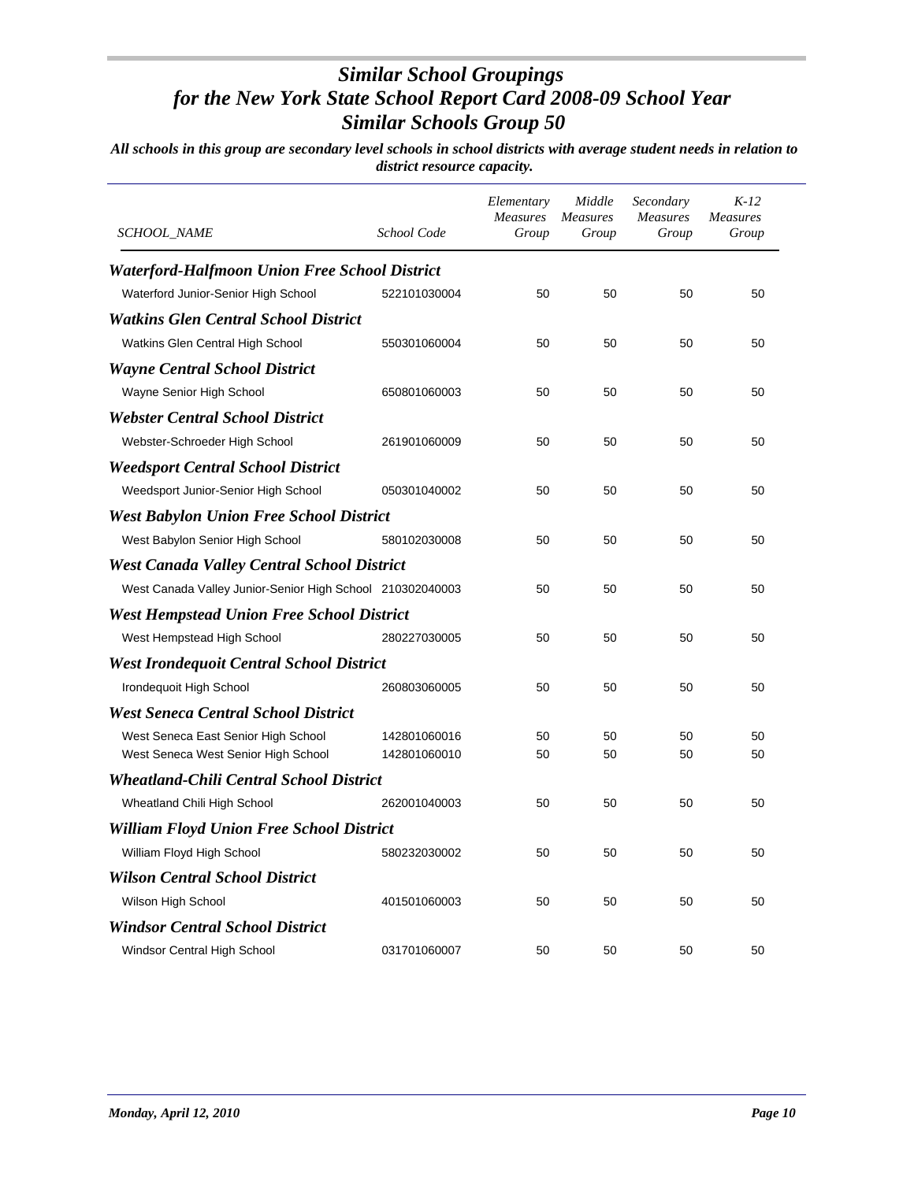# *Similar School Groupings for the New York State School Report Card 2008-09 School Year Similar Schools Group 50*

***All schools in this group are secondary level schools in school districts with average student needs in relation to district resource capacity.***

| *SCHOOL_NAME* | *School Code* | *Elementary Measures Group* | *Middle Measures Group* | *Secondary Measures Group* | *K-12 Measures Group* |
|---|---|---|---|---|---|
| ***Waterford-Halfmoon Union Free School District*** | | | | | |
| Waterford Junior-Senior High School | 522101030004 | 50 | 50 | 50 | 50 |
| ***Watkins Glen Central School District*** | | | | | |
| Watkins Glen Central High School | 550301060004 | 50 | 50 | 50 | 50 |
| ***Wayne Central School District*** | | | | | |
| Wayne Senior High School | 650801060003 | 50 | 50 | 50 | 50 |
| ***Webster Central School District*** | | | | | |
| Webster-Schroeder High School | 261901060009 | 50 | 50 | 50 | 50 |
| ***Weedsport Central School District*** | | | | | |
| Weedsport Junior-Senior High School | 050301040002 | 50 | 50 | 50 | 50 |
| ***West Babylon Union Free School District*** | | | | | |
| West Babylon Senior High School | 580102030008 | 50 | 50 | 50 | 50 |
| ***West Canada Valley Central School District*** | | | | | |
| West Canada Valley Junior-Senior High School | 210302040003 | 50 | 50 | 50 | 50 |
| ***West Hempstead Union Free School District*** | | | | | |
| West Hempstead High School | 280227030005 | 50 | 50 | 50 | 50 |
| ***West Irondequoit Central School District*** | | | | | |
| Irondequoit High School | 260803060005 | 50 | 50 | 50 | 50 |
| ***West Seneca Central School District*** | | | | | |
| West Seneca East Senior High School | 142801060016 | 50 | 50 | 50 | 50 |
| West Seneca West Senior High School | 142801060010 | 50 | 50 | 50 | 50 |
| ***Wheatland-Chili Central School District*** | | | | | |
| Wheatland Chili High School | 262001040003 | 50 | 50 | 50 | 50 |
| ***William Floyd Union Free School District*** | | | | | |
| William Floyd High School | 580232030002 | 50 | 50 | 50 | 50 |
| ***Wilson Central School District*** | | | | | |
| Wilson High School | 401501060003 | 50 | 50 | 50 | 50 |
| ***Windsor Central School District*** | | | | | |
| Windsor Central High School | 031701060007 | 50 | 50 | 50 | 50 |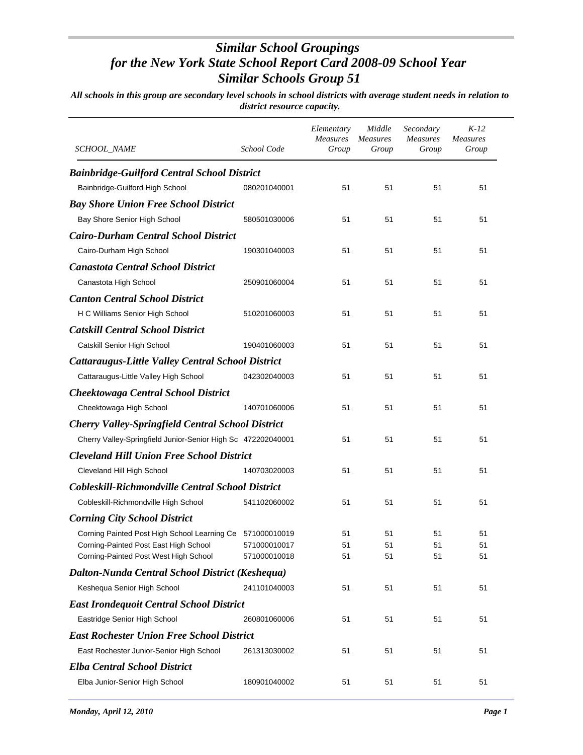# *Similar School Groupings for the New York State School Report Card 2008-09 School Year Similar Schools Group 51*

***All schools in this group are secondary level schools in school districts with average student needs in relation to district resource capacity.***

| SCHOOL_NAME | School Code | Elementary Measures Group | Middle Measures Group | Secondary Measures Group | K-12 Measures Group |
|---|---|---|---|---|---|
| ***Bainbridge-Guilford Central School District*** | | | | | |
| Bainbridge-Guilford High School | 080201040001 | 51 | 51 | 51 | 51 |
| ***Bay Shore Union Free School District*** | | | | | |
| Bay Shore Senior High School | 580501030006 | 51 | 51 | 51 | 51 |
| ***Cairo-Durham Central School District*** | | | | | |
| Cairo-Durham High School | 190301040003 | 51 | 51 | 51 | 51 |
| ***Canastota Central School District*** | | | | | |
| Canastota High School | 250901060004 | 51 | 51 | 51 | 51 |
| ***Canton Central School District*** | | | | | |
| H C Williams Senior High School | 510201060003 | 51 | 51 | 51 | 51 |
| ***Catskill Central School District*** | | | | | |
| Catskill Senior High School | 190401060003 | 51 | 51 | 51 | 51 |
| ***Cattaraugus-Little Valley Central School District*** | | | | | |
| Cattaraugus-Little Valley High School | 042302040003 | 51 | 51 | 51 | 51 |
| ***Cheektowaga Central School District*** | | | | | |
| Cheektowaga High School | 140701060006 | 51 | 51 | 51 | 51 |
| ***Cherry Valley-Springfield Central School District*** | | | | | |
| Cherry Valley-Springfield Junior-Senior High Sc | 472202040001 | 51 | 51 | 51 | 51 |
| ***Cleveland Hill Union Free School District*** | | | | | |
| Cleveland Hill High School | 140703020003 | 51 | 51 | 51 | 51 |
| ***Cobleskill-Richmondville Central School District*** | | | | | |
| Cobleskill-Richmondville High School | 541102060002 | 51 | 51 | 51 | 51 |
| ***Corning City School District*** | | | | | |
| Corning Painted Post High School Learning Ce | 571000010019 | 51 | 51 | 51 | 51 |
| Corning-Painted Post East High School | 571000010017 | 51 | 51 | 51 | 51 |
| Corning-Painted Post West High School | 571000010018 | 51 | 51 | 51 | 51 |
| ***Dalton-Nunda Central School District (Keshequa)*** | | | | | |
| Keshequa Senior High School | 241101040003 | 51 | 51 | 51 | 51 |
| ***East Irondequoit Central School District*** | | | | | |
| Eastridge Senior High School | 260801060006 | 51 | 51 | 51 | 51 |
| ***East Rochester Union Free School District*** | | | | | |
| East Rochester Junior-Senior High School | 261313030002 | 51 | 51 | 51 | 51 |
| ***Elba Central School District*** | | | | | |
| Elba Junior-Senior High School | 180901040002 | 51 | 51 | 51 | 51 |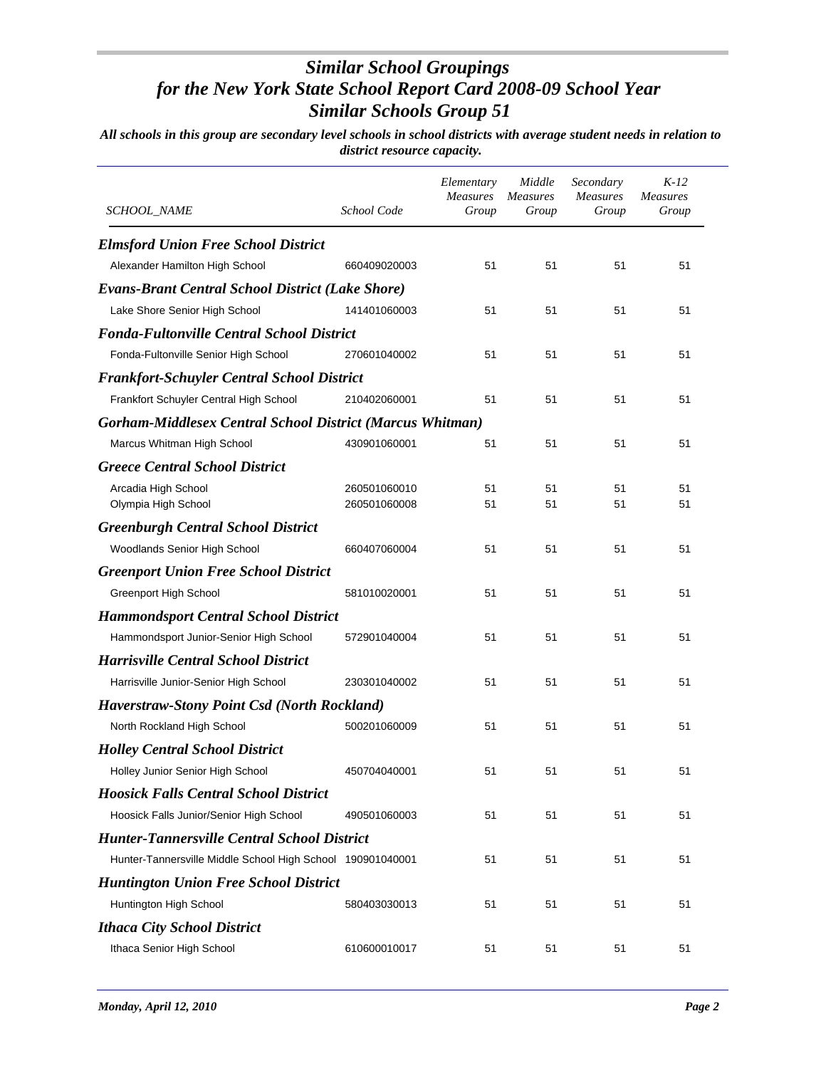# *Similar School Groupings for the New York State School Report Card 2008-09 School Year Similar Schools Group 51*

***All schools in this group are secondary level schools in school districts with average student needs in relation to district resource capacity.***

| *SCHOOL_NAME* | *School Code* | *Elementary Measures Group* | *Middle Measures Group* | *Secondary Measures Group* | *K-12 Measures Group* |
|---|---|---|---|---|---|
| ***Elmsford Union Free School District*** | | | | | |
| Alexander Hamilton High School | 660409020003 | 51 | 51 | 51 | 51 |
| ***Evans-Brant Central School District (Lake Shore)*** | | | | | |
| Lake Shore Senior High School | 141401060003 | 51 | 51 | 51 | 51 |
| ***Fonda-Fultonville Central School District*** | | | | | |
| Fonda-Fultonville Senior High School | 270601040002 | 51 | 51 | 51 | 51 |
| ***Frankfort-Schuyler Central School District*** | | | | | |
| Frankfort Schuyler Central High School | 210402060001 | 51 | 51 | 51 | 51 |
| ***Gorham-Middlesex Central School District (Marcus Whitman)*** | | | | | |
| Marcus Whitman High School | 430901060001 | 51 | 51 | 51 | 51 |
| ***Greece Central School District*** | | | | | |
| Arcadia High School | 260501060010 | 51 | 51 | 51 | 51 |
| Olympia High School | 260501060008 | 51 | 51 | 51 | 51 |
| ***Greenburgh Central School District*** | | | | | |
| Woodlands Senior High School | 660407060004 | 51 | 51 | 51 | 51 |
| ***Greenport Union Free School District*** | | | | | |
| Greenport High School | 581010020001 | 51 | 51 | 51 | 51 |
| ***Hammondsport Central School District*** | | | | | |
| Hammondsport Junior-Senior High School | 572901040004 | 51 | 51 | 51 | 51 |
| ***Harrisville Central School District*** | | | | | |
| Harrisville Junior-Senior High School | 230301040002 | 51 | 51 | 51 | 51 |
| ***Haverstraw-Stony Point Csd (North Rockland)*** | | | | | |
| North Rockland High School | 500201060009 | 51 | 51 | 51 | 51 |
| ***Holley Central School District*** | | | | | |
| Holley Junior Senior High School | 450704040001 | 51 | 51 | 51 | 51 |
| ***Hoosick Falls Central School District*** | | | | | |
| Hoosick Falls Junior/Senior High School | 490501060003 | 51 | 51 | 51 | 51 |
| ***Hunter-Tannersville Central School District*** | | | | | |
| Hunter-Tannersville Middle School High School | 190901040001 | 51 | 51 | 51 | 51 |
| ***Huntington Union Free School District*** | | | | | |
| Huntington High School | 580403030013 | 51 | 51 | 51 | 51 |
| ***Ithaca City School District*** | | | | | |
| Ithaca Senior High School | 610600010017 | 51 | 51 | 51 | 51 |

***Monday, April 12, 2010***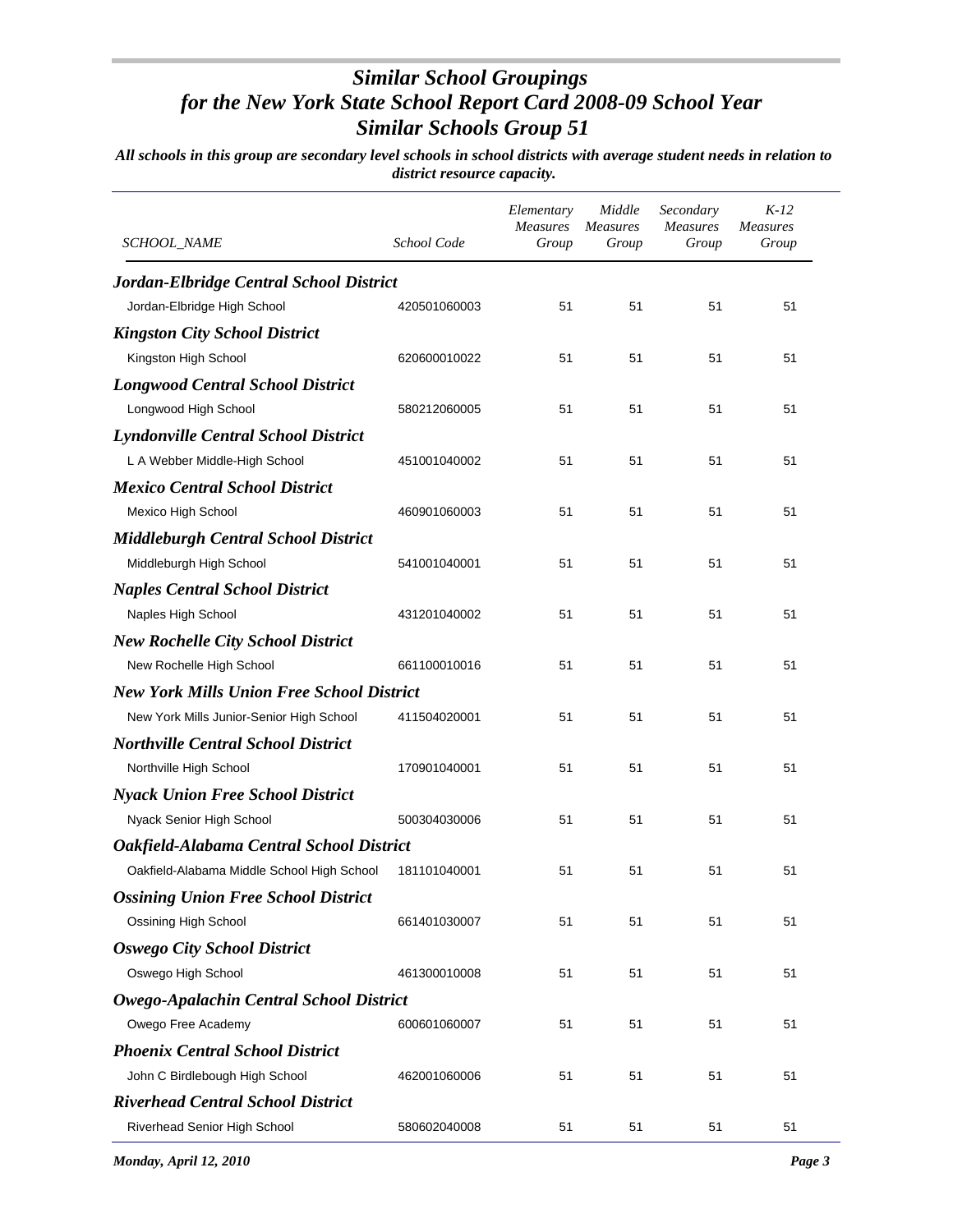# *Similar School Groupings for the New York State School Report Card 2008-09 School Year Similar Schools Group 51*

***All schools in this group are secondary level schools in school districts with average student needs in relation to district resource capacity.***

| *SCHOOL_NAME* | *School Code* | *Elementary Measures Group* | *Middle Measures Group* | *Secondary Measures Group* | *K-12 Measures Group* |
|---|---|---|---|---|---|
| ***Jordan-Elbridge Central School District*** | | | | | |
| Jordan-Elbridge High School | 420501060003 | 51 | 51 | 51 | 51 |
| ***Kingston City School District*** | | | | | |
| Kingston High School | 620600010022 | 51 | 51 | 51 | 51 |
| ***Longwood Central School District*** | | | | | |
| Longwood High School | 580212060005 | 51 | 51 | 51 | 51 |
| ***Lyndonville Central School District*** | | | | | |
| L A Webber Middle-High School | 451001040002 | 51 | 51 | 51 | 51 |
| ***Mexico Central School District*** | | | | | |
| Mexico High School | 460901060003 | 51 | 51 | 51 | 51 |
| ***Middleburgh Central School District*** | | | | | |
| Middleburgh High School | 541001040001 | 51 | 51 | 51 | 51 |
| ***Naples Central School District*** | | | | | |
| Naples High School | 431201040002 | 51 | 51 | 51 | 51 |
| ***New Rochelle City School District*** | | | | | |
| New Rochelle High School | 661100010016 | 51 | 51 | 51 | 51 |
| ***New York Mills Union Free School District*** | | | | | |
| New York Mills Junior-Senior High School | 411504020001 | 51 | 51 | 51 | 51 |
| ***Northville Central School District*** | | | | | |
| Northville High School | 170901040001 | 51 | 51 | 51 | 51 |
| ***Nyack Union Free School District*** | | | | | |
| Nyack Senior High School | 500304030006 | 51 | 51 | 51 | 51 |
| ***Oakfield-Alabama Central School District*** | | | | | |
| Oakfield-Alabama Middle School High School | 181101040001 | 51 | 51 | 51 | 51 |
| ***Ossining Union Free School District*** | | | | | |
| Ossining High School | 661401030007 | 51 | 51 | 51 | 51 |
| ***Oswego City School District*** | | | | | |
| Oswego High School | 461300010008 | 51 | 51 | 51 | 51 |
| ***Owego-Apalachin Central School District*** | | | | | |
| Owego Free Academy | 600601060007 | 51 | 51 | 51 | 51 |
| ***Phoenix Central School District*** | | | | | |
| John C Birdlebough High School | 462001060006 | 51 | 51 | 51 | 51 |
| ***Riverhead Central School District*** | | | | | |
| Riverhead Senior High School | 580602040008 | 51 | 51 | 51 | 51 |

*Monday, April 12, 2010*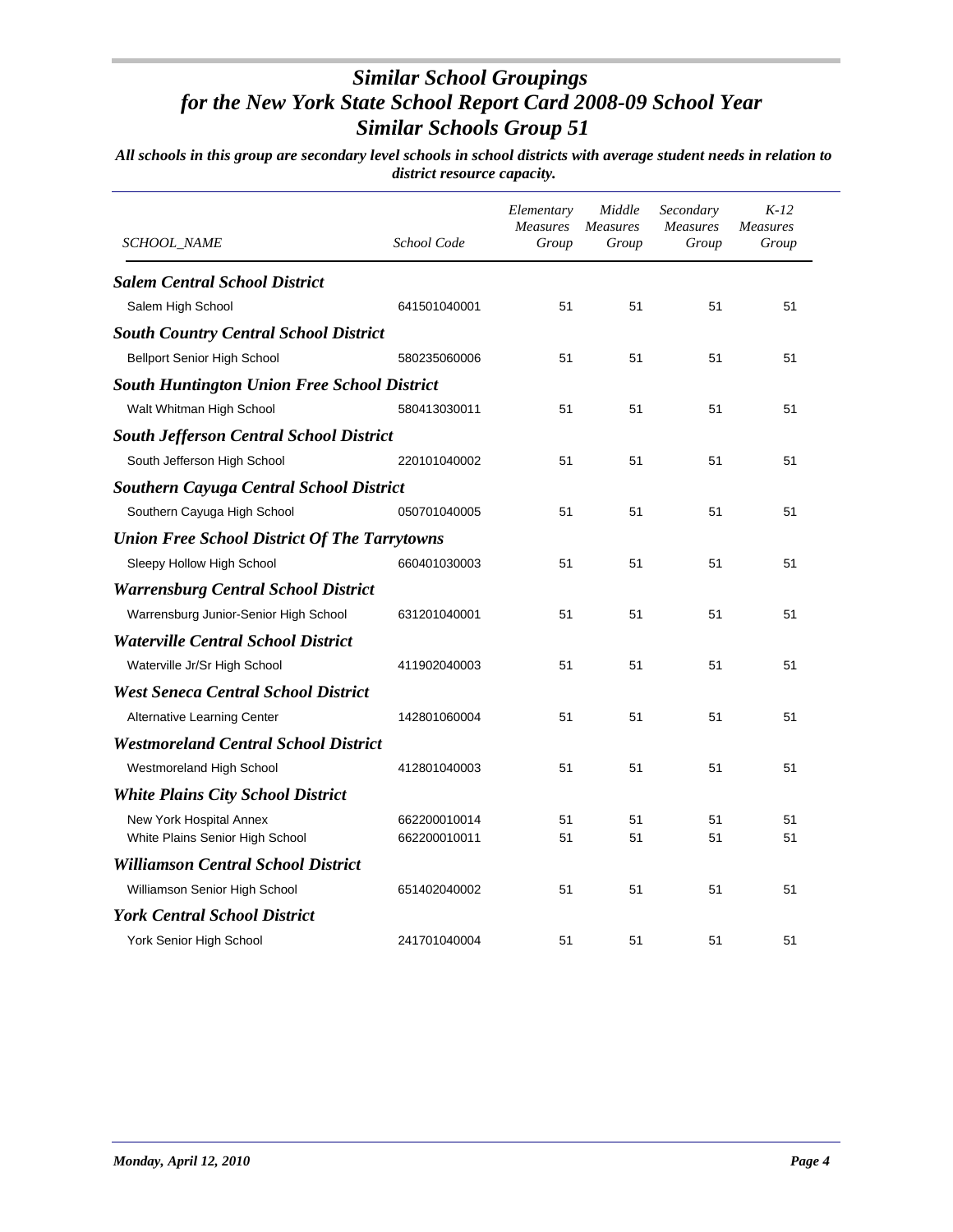# *Similar School Groupings for the New York State School Report Card 2008-09 School Year Similar Schools Group 51*

***All schools in this group are secondary level schools in school districts with average student needs in relation to district resource capacity.***

| *SCHOOL_NAME* | *School Code* | *Elementary Measures Group* | *Middle Measures Group* | *Secondary Measures Group* | *K-12 Measures Group* |
|---|---|---|---|---|---|
| ***Salem Central School District*** | | | | | |
| Salem High School | 641501040001 | 51 | 51 | 51 | 51 |
| ***South Country Central School District*** | | | | | |
| Bellport Senior High School | 580235060006 | 51 | 51 | 51 | 51 |
| ***South Huntington Union Free School District*** | | | | | |
| Walt Whitman High School | 580413030011 | 51 | 51 | 51 | 51 |
| ***South Jefferson Central School District*** | | | | | |
| South Jefferson High School | 220101040002 | 51 | 51 | 51 | 51 |
| ***Southern Cayuga Central School District*** | | | | | |
| Southern Cayuga High School | 050701040005 | 51 | 51 | 51 | 51 |
| ***Union Free School District Of The Tarrytowns*** | | | | | |
| Sleepy Hollow High School | 660401030003 | 51 | 51 | 51 | 51 |
| ***Warrensburg Central School District*** | | | | | |
| Warrensburg Junior-Senior High School | 631201040001 | 51 | 51 | 51 | 51 |
| ***Waterville Central School District*** | | | | | |
| Waterville Jr/Sr High School | 411902040003 | 51 | 51 | 51 | 51 |
| ***West Seneca Central School District*** | | | | | |
| Alternative Learning Center | 142801060004 | 51 | 51 | 51 | 51 |
| ***Westmoreland Central School District*** | | | | | |
| Westmoreland High School | 412801040003 | 51 | 51 | 51 | 51 |
| ***White Plains City School District*** | | | | | |
| New York Hospital Annex | 662200010014 | 51 | 51 | 51 | 51 |
| White Plains Senior High School | 662200010011 | 51 | 51 | 51 | 51 |
| ***Williamson Central School District*** | | | | | |
| Williamson Senior High School | 651402040002 | 51 | 51 | 51 | 51 |
| ***York Central School District*** | | | | | |
| York Senior High School | 241701040004 | 51 | 51 | 51 | 51 |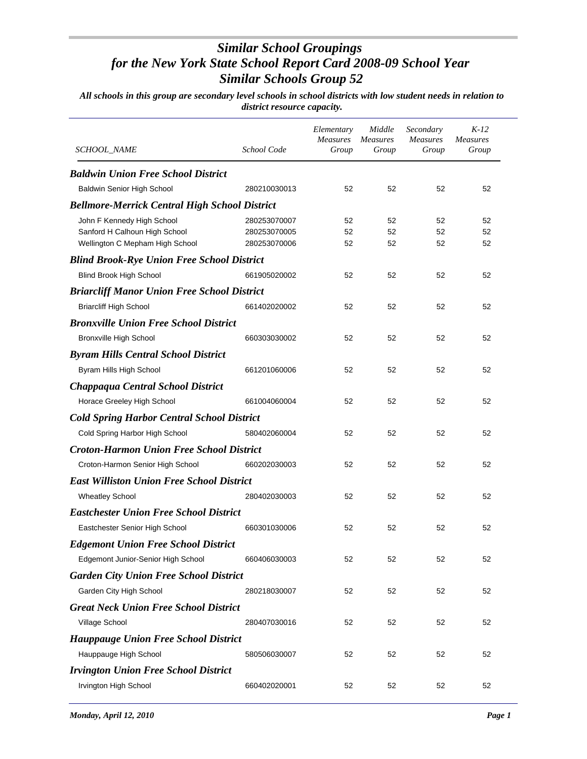# *Similar School Groupings for the New York State School Report Card 2008-09 School Year Similar Schools Group 52*

***All schools in this group are secondary level schools in school districts with low student needs in relation to district resource capacity.***

| SCHOOL_NAME | School Code | Elementary Measures Group | Middle Measures Group | Secondary Measures Group | K-12 Measures Group |
|---|---|---|---|---|---|
| ***Baldwin Union Free School District*** | | | | | |
| Baldwin Senior High School | 280210030013 | 52 | 52 | 52 | 52 |
| ***Bellmore-Merrick Central High School District*** | | | | | |
| John F Kennedy High School | 280253070007 | 52 | 52 | 52 | 52 |
| Sanford H Calhoun High School | 280253070005 | 52 | 52 | 52 | 52 |
| Wellington C Mepham High School | 280253070006 | 52 | 52 | 52 | 52 |
| ***Blind Brook-Rye Union Free School District*** | | | | | |
| Blind Brook High School | 661905020002 | 52 | 52 | 52 | 52 |
| ***Briarcliff Manor Union Free School District*** | | | | | |
| Briarcliff High School | 661402020002 | 52 | 52 | 52 | 52 |
| ***Bronxville Union Free School District*** | | | | | |
| Bronxville High School | 660303030002 | 52 | 52 | 52 | 52 |
| ***Byram Hills Central School District*** | | | | | |
| Byram Hills High School | 661201060006 | 52 | 52 | 52 | 52 |
| ***Chappaqua Central School District*** | | | | | |
| Horace Greeley High School | 661004060004 | 52 | 52 | 52 | 52 |
| ***Cold Spring Harbor Central School District*** | | | | | |
| Cold Spring Harbor High School | 580402060004 | 52 | 52 | 52 | 52 |
| ***Croton-Harmon Union Free School District*** | | | | | |
| Croton-Harmon Senior High School | 660202030003 | 52 | 52 | 52 | 52 |
| ***East Williston Union Free School District*** | | | | | |
| Wheatley School | 280402030003 | 52 | 52 | 52 | 52 |
| ***Eastchester Union Free School District*** | | | | | |
| Eastchester Senior High School | 660301030006 | 52 | 52 | 52 | 52 |
| ***Edgemont Union Free School District*** | | | | | |
| Edgemont Junior-Senior High School | 660406030003 | 52 | 52 | 52 | 52 |
| ***Garden City Union Free School District*** | | | | | |
| Garden City High School | 280218030007 | 52 | 52 | 52 | 52 |
| ***Great Neck Union Free School District*** | | | | | |
| Village School | 280407030016 | 52 | 52 | 52 | 52 |
| ***Hauppauge Union Free School District*** | | | | | |
| Hauppauge High School | 580506030007 | 52 | 52 | 52 | 52 |
| ***Irvington Union Free School District*** | | | | | |
| Irvington High School | 660402020001 | 52 | 52 | 52 | 52 |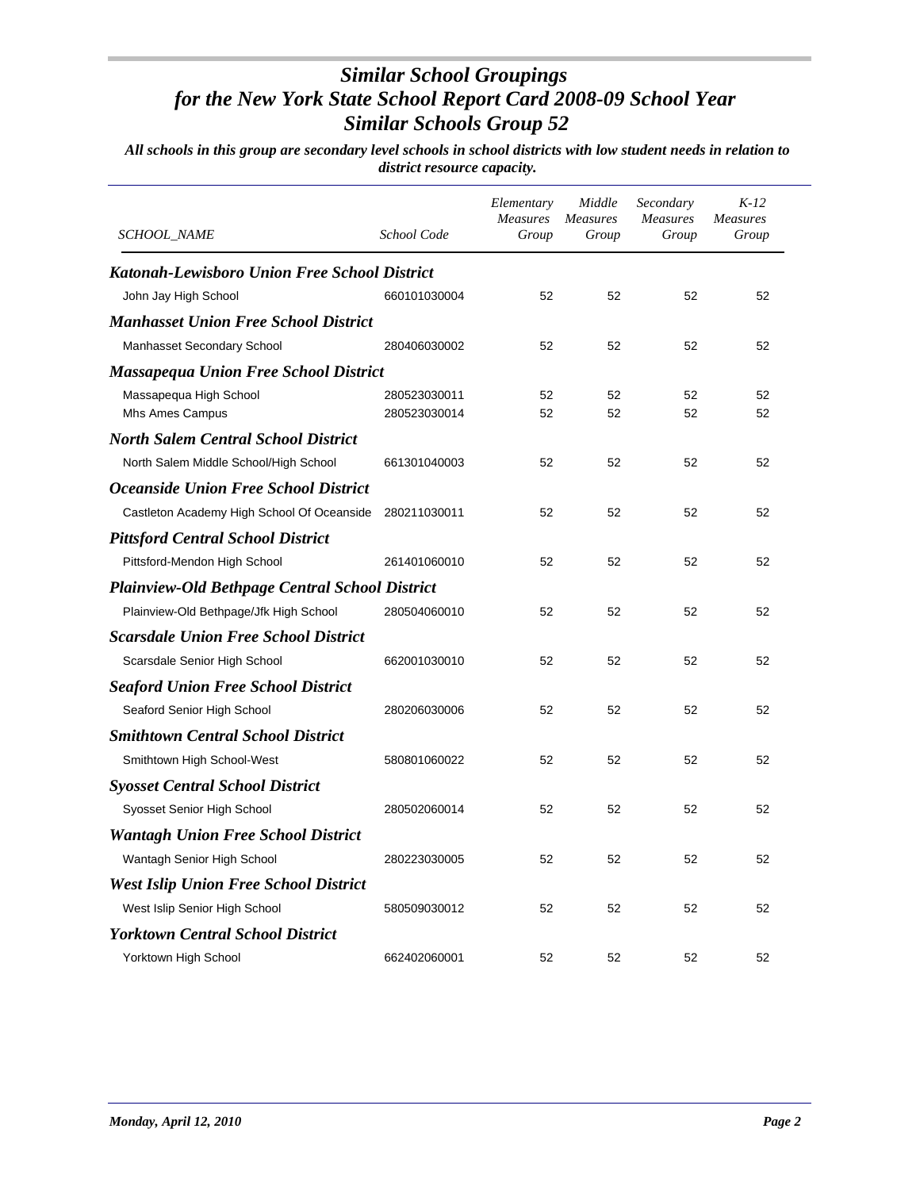# *Similar School Groupings*
# *for the New York State School Report Card 2008-09 School Year*
# *Similar Schools Group 52*

***All schools in this group are secondary level schools in school districts with low student needs in relation to district resource capacity.***

| *SCHOOL_NAME* | *School Code* | *Elementary Measures Group* | *Middle Measures Group* | *Secondary Measures Group* | *K-12 Measures Group* |
|---|---|---|---|---|---|
| ***Katonah-Lewisboro Union Free School District*** | | | | | |
| John Jay High School | 660101030004 | 52 | 52 | 52 | 52 |
| ***Manhasset Union Free School District*** | | | | | |
| Manhasset Secondary School | 280406030002 | 52 | 52 | 52 | 52 |
| ***Massapequa Union Free School District*** | | | | | |
| Massapequa High School | 280523030011 | 52 | 52 | 52 | 52 |
| Mhs Ames Campus | 280523030014 | 52 | 52 | 52 | 52 |
| ***North Salem Central School District*** | | | | | |
| North Salem Middle School/High School | 661301040003 | 52 | 52 | 52 | 52 |
| ***Oceanside Union Free School District*** | | | | | |
| Castleton Academy High School Of Oceanside | 280211030011 | 52 | 52 | 52 | 52 |
| ***Pittsford Central School District*** | | | | | |
| Pittsford-Mendon High School | 261401060010 | 52 | 52 | 52 | 52 |
| ***Plainview-Old Bethpage Central School District*** | | | | | |
| Plainview-Old Bethpage/Jfk High School | 280504060010 | 52 | 52 | 52 | 52 |
| ***Scarsdale Union Free School District*** | | | | | |
| Scarsdale Senior High School | 662001030010 | 52 | 52 | 52 | 52 |
| ***Seaford Union Free School District*** | | | | | |
| Seaford Senior High School | 280206030006 | 52 | 52 | 52 | 52 |
| ***Smithtown Central School District*** | | | | | |
| Smithtown High School-West | 580801060022 | 52 | 52 | 52 | 52 |
| ***Syosset Central School District*** | | | | | |
| Syosset Senior High School | 280502060014 | 52 | 52 | 52 | 52 |
| ***Wantagh Union Free School District*** | | | | | |
| Wantagh Senior High School | 280223030005 | 52 | 52 | 52 | 52 |
| ***West Islip Union Free School District*** | | | | | |
| West Islip Senior High School | 580509030012 | 52 | 52 | 52 | 52 |
| ***Yorktown Central School District*** | | | | | |
| Yorktown High School | 662402060001 | 52 | 52 | 52 | 52 |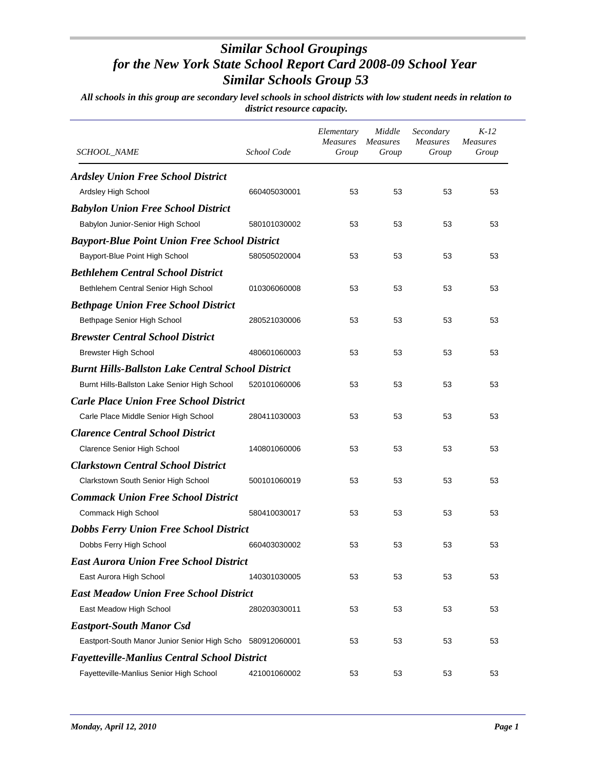# Similar School Groupings for the New York State School Report Card 2008-09 School Year Similar Schools Group 53

*All schools in this group are secondary level schools in school districts with low student needs in relation to district resource capacity.*

| SCHOOL_NAME | School Code | Elementary Measures Group | Middle Measures Group | Secondary Measures Group | K-12 Measures Group |
|---|---|---|---|---|---|
| ***Ardsley Union Free School District*** | | | | | |
| Ardsley High School | 660405030001 | 53 | 53 | 53 | 53 |
| ***Babylon Union Free School District*** | | | | | |
| Babylon Junior-Senior High School | 580101030002 | 53 | 53 | 53 | 53 |
| ***Bayport-Blue Point Union Free School District*** | | | | | |
| Bayport-Blue Point High School | 580505020004 | 53 | 53 | 53 | 53 |
| ***Bethlehem Central School District*** | | | | | |
| Bethlehem Central Senior High School | 010306060008 | 53 | 53 | 53 | 53 |
| ***Bethpage Union Free School District*** | | | | | |
| Bethpage Senior High School | 280521030006 | 53 | 53 | 53 | 53 |
| ***Brewster Central School District*** | | | | | |
| Brewster High School | 480601060003 | 53 | 53 | 53 | 53 |
| ***Burnt Hills-Ballston Lake Central School District*** | | | | | |
| Burnt Hills-Ballston Lake Senior High School | 520101060006 | 53 | 53 | 53 | 53 |
| ***Carle Place Union Free School District*** | | | | | |
| Carle Place Middle Senior High School | 280411030003 | 53 | 53 | 53 | 53 |
| ***Clarence Central School District*** | | | | | |
| Clarence Senior High School | 140801060006 | 53 | 53 | 53 | 53 |
| ***Clarkstown Central School District*** | | | | | |
| Clarkstown South Senior High School | 500101060019 | 53 | 53 | 53 | 53 |
| ***Commack Union Free School District*** | | | | | |
| Commack High School | 580410030017 | 53 | 53 | 53 | 53 |
| ***Dobbs Ferry Union Free School District*** | | | | | |
| Dobbs Ferry High School | 660403030002 | 53 | 53 | 53 | 53 |
| ***East Aurora Union Free School District*** | | | | | |
| East Aurora High School | 140301030005 | 53 | 53 | 53 | 53 |
| ***East Meadow Union Free School District*** | | | | | |
| East Meadow High School | 280203030011 | 53 | 53 | 53 | 53 |
| ***Eastport-South Manor Csd*** | | | | | |
| Eastport-South Manor Junior Senior High Scho | 580912060001 | 53 | 53 | 53 | 53 |
| ***Fayetteville-Manlius Central School District*** | | | | | |
| Fayetteville-Manlius Senior High School | 421001060002 | 53 | 53 | 53 | 53 |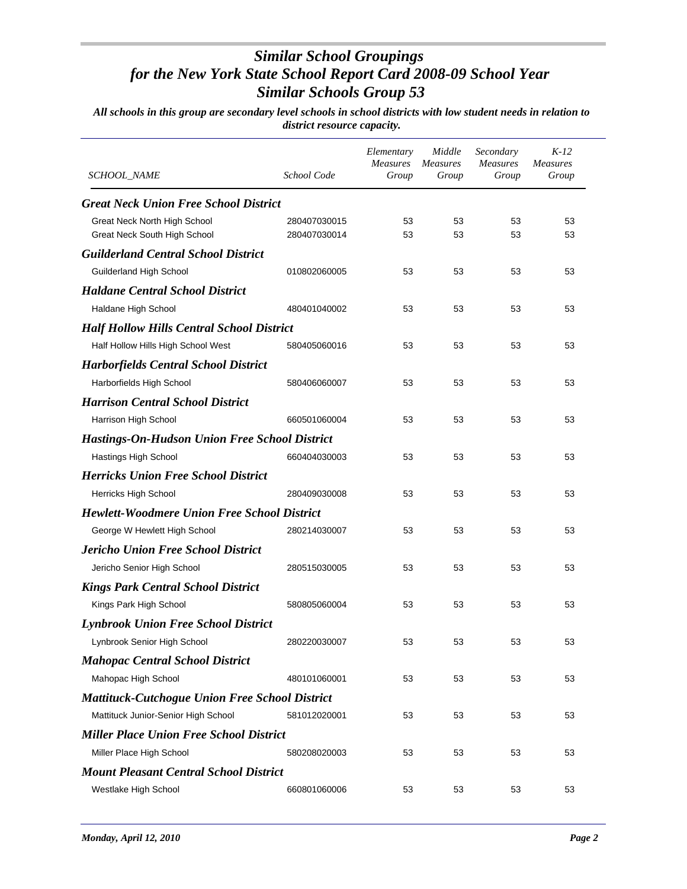# *Similar School Groupings for the New York State School Report Card 2008-09 School Year Similar Schools Group 53*

***All schools in this group are secondary level schools in school districts with low student needs in relation to district resource capacity.***

| *SCHOOL_NAME* | *School Code* | *Elementary Measures Group* | *Middle Measures Group* | *Secondary Measures Group* | *K-12 Measures Group* |
|---|---|---|---|---|---|
| ***Great Neck Union Free School District*** | | | | | |
| Great Neck North High School | 280407030015 | 53 | 53 | 53 | 53 |
| Great Neck South High School | 280407030014 | 53 | 53 | 53 | 53 |
| ***Guilderland Central School District*** | | | | | |
| Guilderland High School | 010802060005 | 53 | 53 | 53 | 53 |
| ***Haldane Central School District*** | | | | | |
| Haldane High School | 480401040002 | 53 | 53 | 53 | 53 |
| ***Half Hollow Hills Central School District*** | | | | | |
| Half Hollow Hills High School West | 580405060016 | 53 | 53 | 53 | 53 |
| ***Harborfields Central School District*** | | | | | |
| Harborfields High School | 580406060007 | 53 | 53 | 53 | 53 |
| ***Harrison Central School District*** | | | | | |
| Harrison High School | 660501060004 | 53 | 53 | 53 | 53 |
| ***Hastings-On-Hudson Union Free School District*** | | | | | |
| Hastings High School | 660404030003 | 53 | 53 | 53 | 53 |
| ***Herricks Union Free School District*** | | | | | |
| Herricks High School | 280409030008 | 53 | 53 | 53 | 53 |
| ***Hewlett-Woodmere Union Free School District*** | | | | | |
| George W Hewlett High School | 280214030007 | 53 | 53 | 53 | 53 |
| ***Jericho Union Free School District*** | | | | | |
| Jericho Senior High School | 280515030005 | 53 | 53 | 53 | 53 |
| ***Kings Park Central School District*** | | | | | |
| Kings Park High School | 580805060004 | 53 | 53 | 53 | 53 |
| ***Lynbrook Union Free School District*** | | | | | |
| Lynbrook Senior High School | 280220030007 | 53 | 53 | 53 | 53 |
| ***Mahopac Central School District*** | | | | | |
| Mahopac High School | 480101060001 | 53 | 53 | 53 | 53 |
| ***Mattituck-Cutchogue Union Free School District*** | | | | | |
| Mattituck Junior-Senior High School | 581012020001 | 53 | 53 | 53 | 53 |
| ***Miller Place Union Free School District*** | | | | | |
| Miller Place High School | 580208020003 | 53 | 53 | 53 | 53 |
| ***Mount Pleasant Central School District*** | | | | | |
| Westlake High School | 660801060006 | 53 | 53 | 53 | 53 |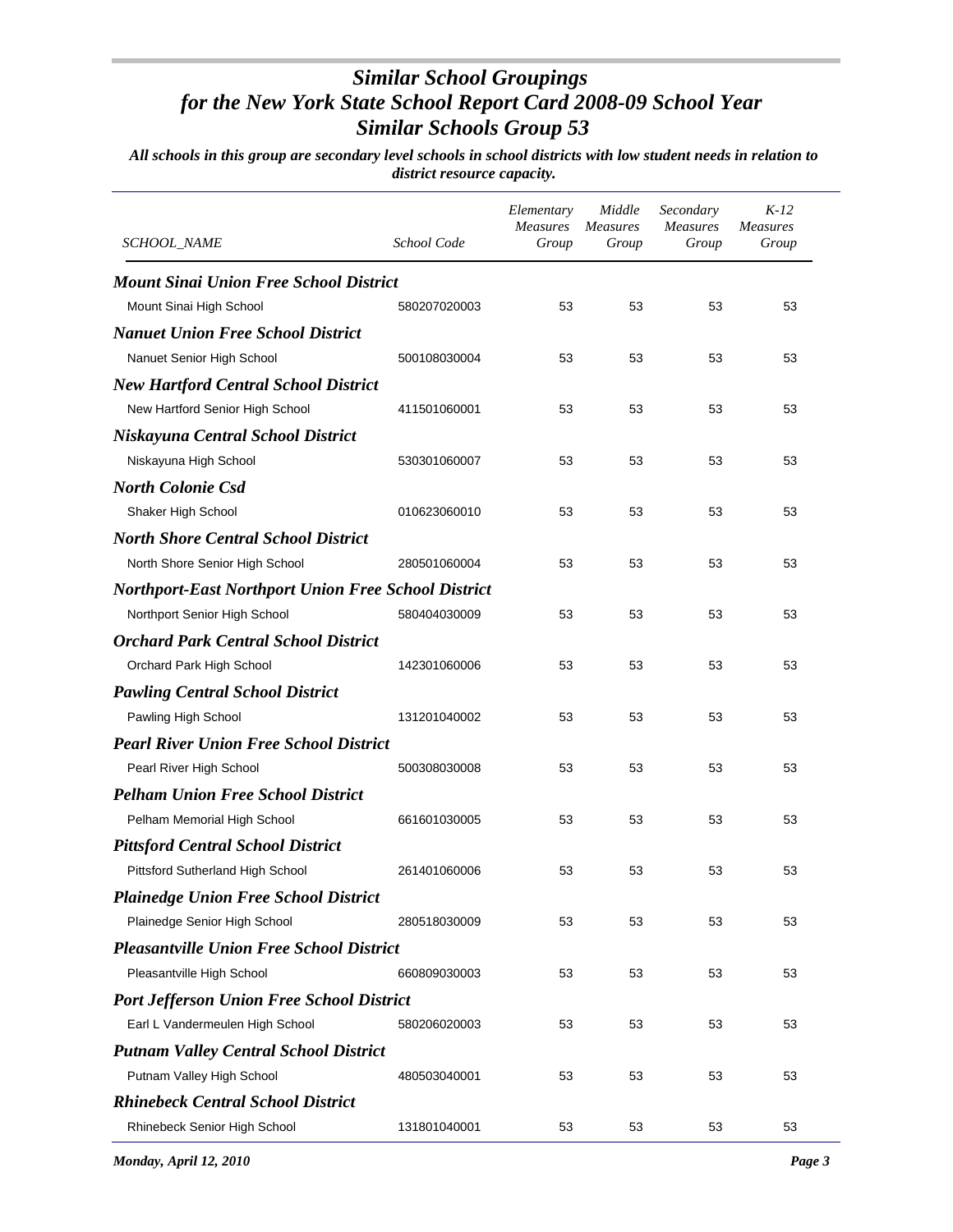# Similar School Groupings for the New York State School Report Card 2008-09 School Year
## Similar Schools Group 53

*All schools in this group are secondary level schools in school districts with low student needs in relation to district resource capacity.*

| SCHOOL_NAME | School Code | Elementary Measures Group | Middle Measures Group | Secondary Measures Group | K-12 Measures Group |
|---|---|---|---|---|---|
| ***Mount Sinai Union Free School District*** | | | | | |
| Mount Sinai High School | 580207020003 | 53 | 53 | 53 | 53 |
| ***Nanuet Union Free School District*** | | | | | |
| Nanuet Senior High School | 500108030004 | 53 | 53 | 53 | 53 |
| ***New Hartford Central School District*** | | | | | |
| New Hartford Senior High School | 411501060001 | 53 | 53 | 53 | 53 |
| ***Niskayuna Central School District*** | | | | | |
| Niskayuna High School | 530301060007 | 53 | 53 | 53 | 53 |
| ***North Colonie Csd*** | | | | | |
| Shaker High School | 010623060010 | 53 | 53 | 53 | 53 |
| ***North Shore Central School District*** | | | | | |
| North Shore Senior High School | 280501060004 | 53 | 53 | 53 | 53 |
| ***Northport-East Northport Union Free School District*** | | | | | |
| Northport Senior High School | 580404030009 | 53 | 53 | 53 | 53 |
| ***Orchard Park Central School District*** | | | | | |
| Orchard Park High School | 142301060006 | 53 | 53 | 53 | 53 |
| ***Pawling Central School District*** | | | | | |
| Pawling High School | 131201040002 | 53 | 53 | 53 | 53 |
| ***Pearl River Union Free School District*** | | | | | |
| Pearl River High School | 500308030008 | 53 | 53 | 53 | 53 |
| ***Pelham Union Free School District*** | | | | | |
| Pelham Memorial High School | 661601030005 | 53 | 53 | 53 | 53 |
| ***Pittsford Central School District*** | | | | | |
| Pittsford Sutherland High School | 261401060006 | 53 | 53 | 53 | 53 |
| ***Plainedge Union Free School District*** | | | | | |
| Plainedge Senior High School | 280518030009 | 53 | 53 | 53 | 53 |
| ***Pleasantville Union Free School District*** | | | | | |
| Pleasantville High School | 660809030003 | 53 | 53 | 53 | 53 |
| ***Port Jefferson Union Free School District*** | | | | | |
| Earl L Vandermeulen High School | 580206020003 | 53 | 53 | 53 | 53 |
| ***Putnam Valley Central School District*** | | | | | |
| Putnam Valley High School | 480503040001 | 53 | 53 | 53 | 53 |
| ***Rhinebeck Central School District*** | | | | | |
| Rhinebeck Senior High School | 131801040001 | 53 | 53 | 53 | 53 |

*Monday, April 12, 2010*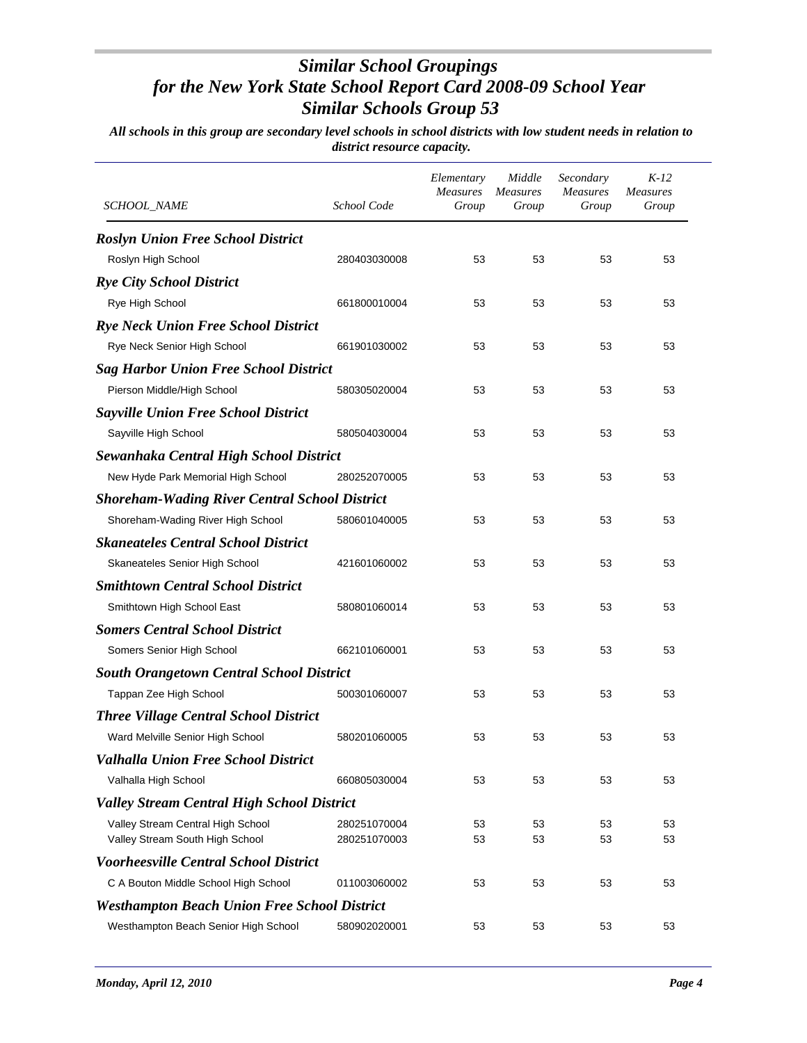# *Similar School Groupings for the New York State School Report Card 2008-09 School Year Similar Schools Group 53*

***All schools in this group are secondary level schools in school districts with low student needs in relation to district resource capacity.***

| *SCHOOL_NAME* | *School Code* | *Elementary Measures Group* | *Middle Measures Group* | *Secondary Measures Group* | *K-12 Measures Group* |
|---|---|---|---|---|---|
| ***Roslyn Union Free School District*** | | | | | |
| Roslyn High School | 280403030008 | 53 | 53 | 53 | 53 |
| ***Rye City School District*** | | | | | |
| Rye High School | 661800010004 | 53 | 53 | 53 | 53 |
| ***Rye Neck Union Free School District*** | | | | | |
| Rye Neck Senior High School | 661901030002 | 53 | 53 | 53 | 53 |
| ***Sag Harbor Union Free School District*** | | | | | |
| Pierson Middle/High School | 580305020004 | 53 | 53 | 53 | 53 |
| ***Sayville Union Free School District*** | | | | | |
| Sayville High School | 580504030004 | 53 | 53 | 53 | 53 |
| ***Sewanhaka Central High School District*** | | | | | |
| New Hyde Park Memorial High School | 280252070005 | 53 | 53 | 53 | 53 |
| ***Shoreham-Wading River Central School District*** | | | | | |
| Shoreham-Wading River High School | 580601040005 | 53 | 53 | 53 | 53 |
| ***Skaneateles Central School District*** | | | | | |
| Skaneateles Senior High School | 421601060002 | 53 | 53 | 53 | 53 |
| ***Smithtown Central School District*** | | | | | |
| Smithtown High School East | 580801060014 | 53 | 53 | 53 | 53 |
| ***Somers Central School District*** | | | | | |
| Somers Senior High School | 662101060001 | 53 | 53 | 53 | 53 |
| ***South Orangetown Central School District*** | | | | | |
| Tappan Zee High School | 500301060007 | 53 | 53 | 53 | 53 |
| ***Three Village Central School District*** | | | | | |
| Ward Melville Senior High School | 580201060005 | 53 | 53 | 53 | 53 |
| ***Valhalla Union Free School District*** | | | | | |
| Valhalla High School | 660805030004 | 53 | 53 | 53 | 53 |
| ***Valley Stream Central High School District*** | | | | | |
| Valley Stream Central High School | 280251070004 | 53 | 53 | 53 | 53 |
| Valley Stream South High School | 280251070003 | 53 | 53 | 53 | 53 |
| ***Voorheesville Central School District*** | | | | | |
| C A Bouton Middle School High School | 011003060002 | 53 | 53 | 53 | 53 |
| ***Westhampton Beach Union Free School District*** | | | | | |
| Westhampton Beach Senior High School | 580902020001 | 53 | 53 | 53 | 53 |

***Monday, April 12, 2010***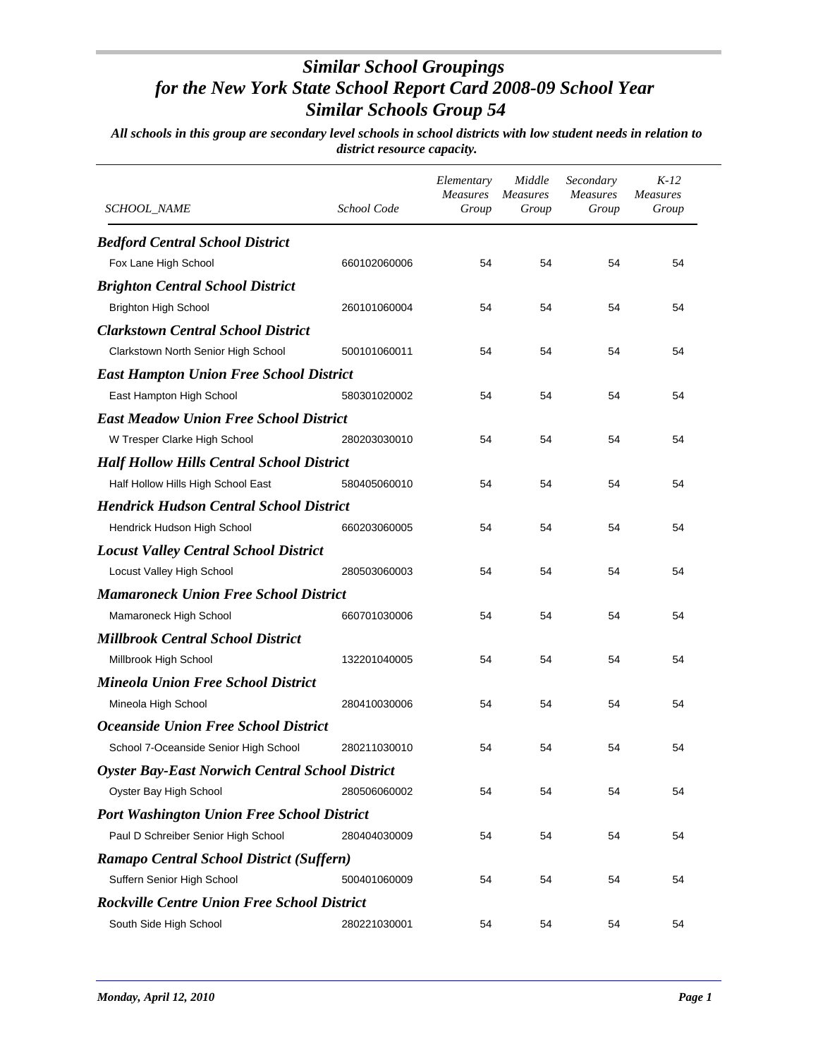# *Similar School Groupings for the New York State School Report Card 2008-09 School Year Similar Schools Group 54*

***All schools in this group are secondary level schools in school districts with low student needs in relation to district resource capacity.***

| *SCHOOL_NAME* | *School Code* | *Elementary Measures Group* | *Middle Measures Group* | *Secondary Measures Group* | *K-12 Measures Group* |
|---|---|---|---|---|---|
| ***Bedford Central School District*** | | | | | |
| Fox Lane High School | 660102060006 | 54 | 54 | 54 | 54 |
| ***Brighton Central School District*** | | | | | |
| Brighton High School | 260101060004 | 54 | 54 | 54 | 54 |
| ***Clarkstown Central School District*** | | | | | |
| Clarkstown North Senior High School | 500101060011 | 54 | 54 | 54 | 54 |
| ***East Hampton Union Free School District*** | | | | | |
| East Hampton High School | 580301020002 | 54 | 54 | 54 | 54 |
| ***East Meadow Union Free School District*** | | | | | |
| W Tresper Clarke High School | 280203030010 | 54 | 54 | 54 | 54 |
| ***Half Hollow Hills Central School District*** | | | | | |
| Half Hollow Hills High School East | 580405060010 | 54 | 54 | 54 | 54 |
| ***Hendrick Hudson Central School District*** | | | | | |
| Hendrick Hudson High School | 660203060005 | 54 | 54 | 54 | 54 |
| ***Locust Valley Central School District*** | | | | | |
| Locust Valley High School | 280503060003 | 54 | 54 | 54 | 54 |
| ***Mamaroneck Union Free School District*** | | | | | |
| Mamaroneck High School | 660701030006 | 54 | 54 | 54 | 54 |
| ***Millbrook Central School District*** | | | | | |
| Millbrook High School | 132201040005 | 54 | 54 | 54 | 54 |
| ***Mineola Union Free School District*** | | | | | |
| Mineola High School | 280410030006 | 54 | 54 | 54 | 54 |
| ***Oceanside Union Free School District*** | | | | | |
| School 7-Oceanside Senior High School | 280211030010 | 54 | 54 | 54 | 54 |
| ***Oyster Bay-East Norwich Central School District*** | | | | | |
| Oyster Bay High School | 280506060002 | 54 | 54 | 54 | 54 |
| ***Port Washington Union Free School District*** | | | | | |
| Paul D Schreiber Senior High School | 280404030009 | 54 | 54 | 54 | 54 |
| ***Ramapo Central School District (Suffern)*** | | | | | |
| Suffern Senior High School | 500401060009 | 54 | 54 | 54 | 54 |
| ***Rockville Centre Union Free School District*** | | | | | |
| South Side High School | 280221030001 | 54 | 54 | 54 | 54 |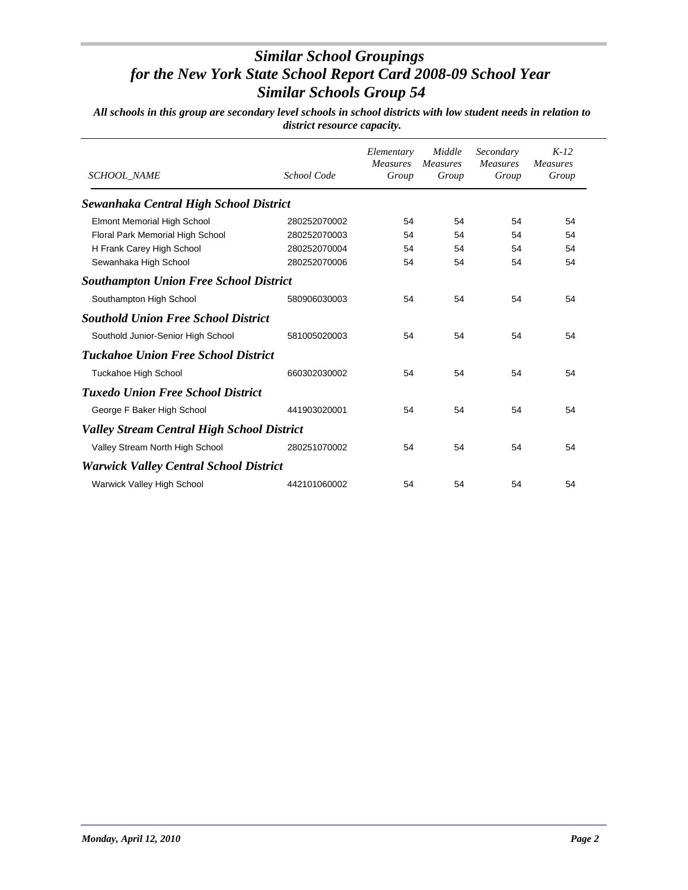# *Similar School Groupings for the New York State School Report Card 2008-09 School Year Similar Schools Group 54*

***All schools in this group are secondary level schools in school districts with low student needs in relation to district resource capacity.***

| *SCHOOL_NAME* | *School Code* | *Elementary Measures Group* | *Middle Measures Group* | *Secondary Measures Group* | *K-12 Measures Group* |
|---|---|---|---|---|---|
| ***Sewanhaka Central High School District*** | | | | | |
| Elmont Memorial High School | 280252070002 | 54 | 54 | 54 | 54 |
| Floral Park Memorial High School | 280252070003 | 54 | 54 | 54 | 54 |
| H Frank Carey High School | 280252070004 | 54 | 54 | 54 | 54 |
| Sewanhaka High School | 280252070006 | 54 | 54 | 54 | 54 |
| ***Southampton Union Free School District*** | | | | | |
| Southampton High School | 580906030003 | 54 | 54 | 54 | 54 |
| ***Southold Union Free School District*** | | | | | |
| Southold Junior-Senior High School | 581005020003 | 54 | 54 | 54 | 54 |
| ***Tuckahoe Union Free School District*** | | | | | |
| Tuckahoe High School | 660302030002 | 54 | 54 | 54 | 54 |
| ***Tuxedo Union Free School District*** | | | | | |
| George F Baker High School | 441903020001 | 54 | 54 | 54 | 54 |
| ***Valley Stream Central High School District*** | | | | | |
| Valley Stream North High School | 280251070002 | 54 | 54 | 54 | 54 |
| ***Warwick Valley Central School District*** | | | | | |
| Warwick Valley High School | 442101060002 | 54 | 54 | 54 | 54 |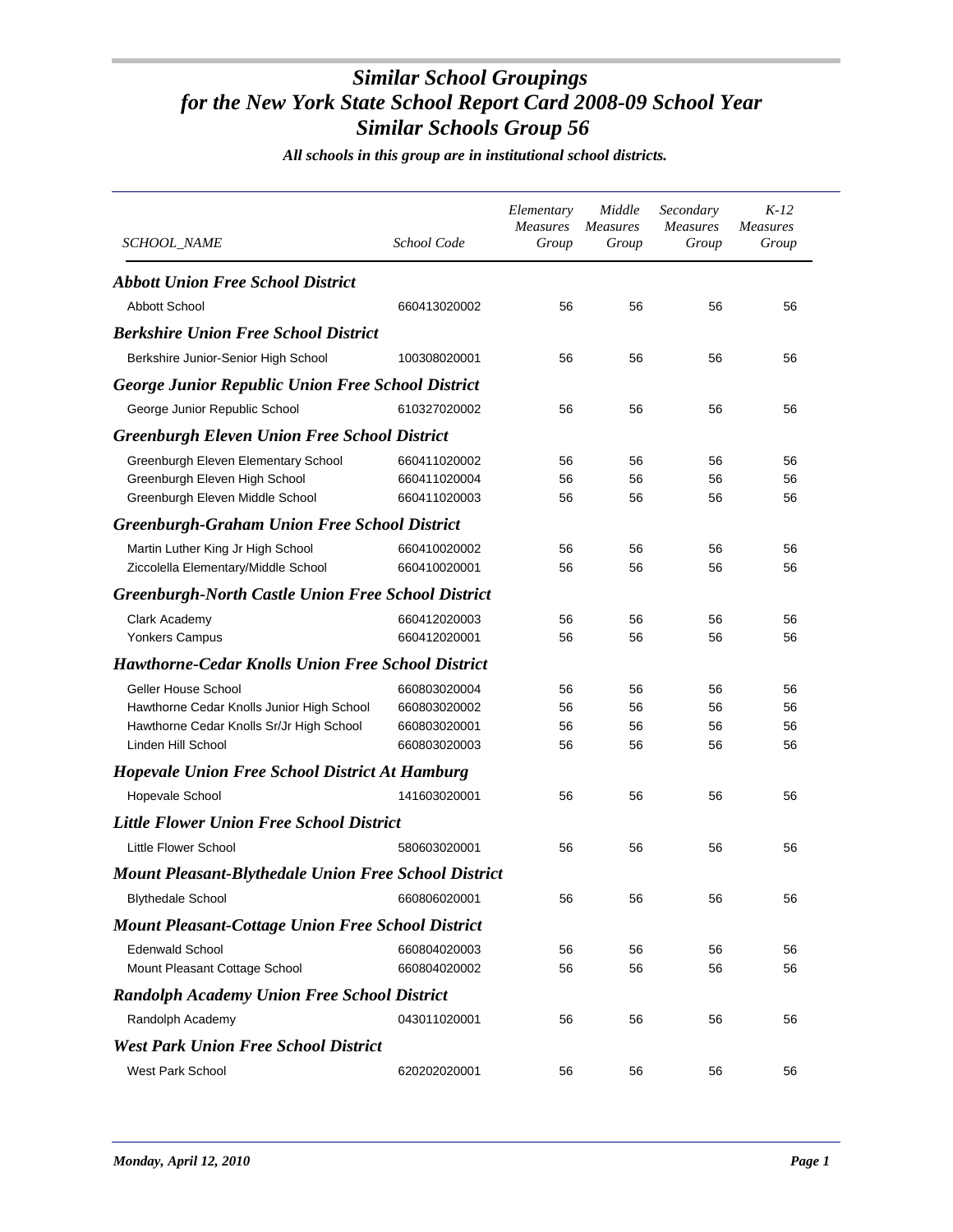# *Similar School Groupings for the New York State School Report Card 2008-09 School Year Similar Schools Group 56*

***All schools in this group are in institutional school districts.***

| SCHOOL_NAME | School Code | Elementary Measures Group | Middle Measures Group | Secondary Measures Group | K-12 Measures Group |
|---|---|---|---|---|---|
| ***Abbott Union Free School District*** | | | | | |
| Abbott School | 660413020002 | 56 | 56 | 56 | 56 |
| ***Berkshire Union Free School District*** | | | | | |
| Berkshire Junior-Senior High School | 100308020001 | 56 | 56 | 56 | 56 |
| ***George Junior Republic Union Free School District*** | | | | | |
| George Junior Republic School | 610327020002 | 56 | 56 | 56 | 56 |
| ***Greenburgh Eleven Union Free School District*** | | | | | |
| Greenburgh Eleven Elementary School | 660411020002 | 56 | 56 | 56 | 56 |
| Greenburgh Eleven High School | 660411020004 | 56 | 56 | 56 | 56 |
| Greenburgh Eleven Middle School | 660411020003 | 56 | 56 | 56 | 56 |
| ***Greenburgh-Graham Union Free School District*** | | | | | |
| Martin Luther King Jr High School | 660410020002 | 56 | 56 | 56 | 56 |
| Ziccolella Elementary/Middle School | 660410020001 | 56 | 56 | 56 | 56 |
| ***Greenburgh-North Castle Union Free School District*** | | | | | |
| Clark Academy | 660412020003 | 56 | 56 | 56 | 56 |
| Yonkers Campus | 660412020001 | 56 | 56 | 56 | 56 |
| ***Hawthorne-Cedar Knolls Union Free School District*** | | | | | |
| Geller House School | 660803020004 | 56 | 56 | 56 | 56 |
| Hawthorne Cedar Knolls Junior High School | 660803020002 | 56 | 56 | 56 | 56 |
| Hawthorne Cedar Knolls Sr/Jr High School | 660803020001 | 56 | 56 | 56 | 56 |
| Linden Hill School | 660803020003 | 56 | 56 | 56 | 56 |
| ***Hopevale Union Free School District At Hamburg*** | | | | | |
| Hopevale School | 141603020001 | 56 | 56 | 56 | 56 |
| ***Little Flower Union Free School District*** | | | | | |
| Little Flower School | 580603020001 | 56 | 56 | 56 | 56 |
| ***Mount Pleasant-Blythedale Union Free School District*** | | | | | |
| Blythedale School | 660806020001 | 56 | 56 | 56 | 56 |
| ***Mount Pleasant-Cottage Union Free School District*** | | | | | |
| Edenwald School | 660804020003 | 56 | 56 | 56 | 56 |
| Mount Pleasant Cottage School | 660804020002 | 56 | 56 | 56 | 56 |
| ***Randolph Academy Union Free School District*** | | | | | |
| Randolph Academy | 043011020001 | 56 | 56 | 56 | 56 |
| ***West Park Union Free School District*** | | | | | |
| West Park School | 620202020001 | 56 | 56 | 56 | 56 |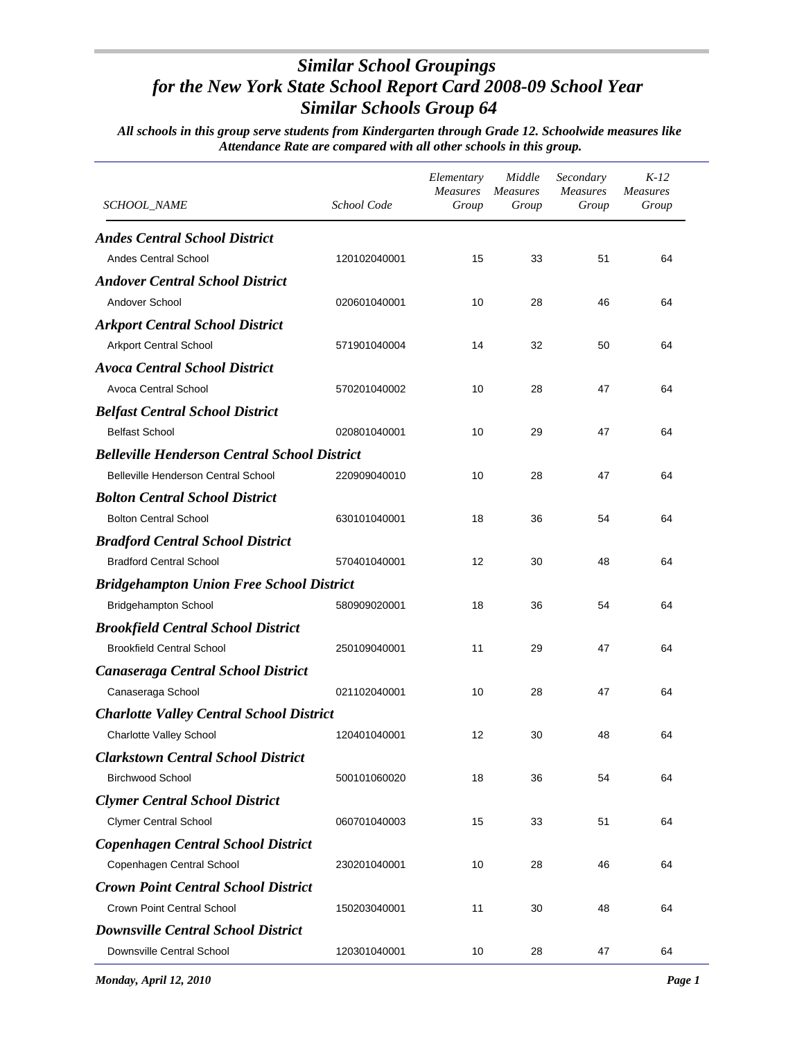# *Similar School Groupings for the New York State School Report Card 2008-09 School Year Similar Schools Group 64*

***All schools in this group serve students from Kindergarten through Grade 12. Schoolwide measures like Attendance Rate are compared with all other schools in this group.***

| *SCHOOL_NAME* | *School Code* | *Elementary Measures Group* | *Middle Measures Group* | *Secondary Measures Group* | *K-12 Measures Group* |
|---|---|---|---|---|---|
| ***Andes Central School District*** | | | | | |
| Andes Central School | 120102040001 | 15 | 33 | 51 | 64 |
| ***Andover Central School District*** | | | | | |
| Andover School | 020601040001 | 10 | 28 | 46 | 64 |
| ***Arkport Central School District*** | | | | | |
| Arkport Central School | 571901040004 | 14 | 32 | 50 | 64 |
| ***Avoca Central School District*** | | | | | |
| Avoca Central School | 570201040002 | 10 | 28 | 47 | 64 |
| ***Belfast Central School District*** | | | | | |
| Belfast School | 020801040001 | 10 | 29 | 47 | 64 |
| ***Belleville Henderson Central School District*** | | | | | |
| Belleville Henderson Central School | 220909040010 | 10 | 28 | 47 | 64 |
| ***Bolton Central School District*** | | | | | |
| Bolton Central School | 630101040001 | 18 | 36 | 54 | 64 |
| ***Bradford Central School District*** | | | | | |
| Bradford Central School | 570401040001 | 12 | 30 | 48 | 64 |
| ***Bridgehampton Union Free School District*** | | | | | |
| Bridgehampton School | 580909020001 | 18 | 36 | 54 | 64 |
| ***Brookfield Central School District*** | | | | | |
| Brookfield Central School | 250109040001 | 11 | 29 | 47 | 64 |
| ***Canaseraga Central School District*** | | | | | |
| Canaseraga School | 021102040001 | 10 | 28 | 47 | 64 |
| ***Charlotte Valley Central School District*** | | | | | |
| Charlotte Valley School | 120401040001 | 12 | 30 | 48 | 64 |
| ***Clarkstown Central School District*** | | | | | |
| Birchwood School | 500101060020 | 18 | 36 | 54 | 64 |
| ***Clymer Central School District*** | | | | | |
| Clymer Central School | 060701040003 | 15 | 33 | 51 | 64 |
| ***Copenhagen Central School District*** | | | | | |
| Copenhagen Central School | 230201040001 | 10 | 28 | 46 | 64 |
| ***Crown Point Central School District*** | | | | | |
| Crown Point Central School | 150203040001 | 11 | 30 | 48 | 64 |
| ***Downsville Central School District*** | | | | | |
| Downsville Central School | 120301040001 | 10 | 28 | 47 | 64 |

*Monday, April 12, 2010*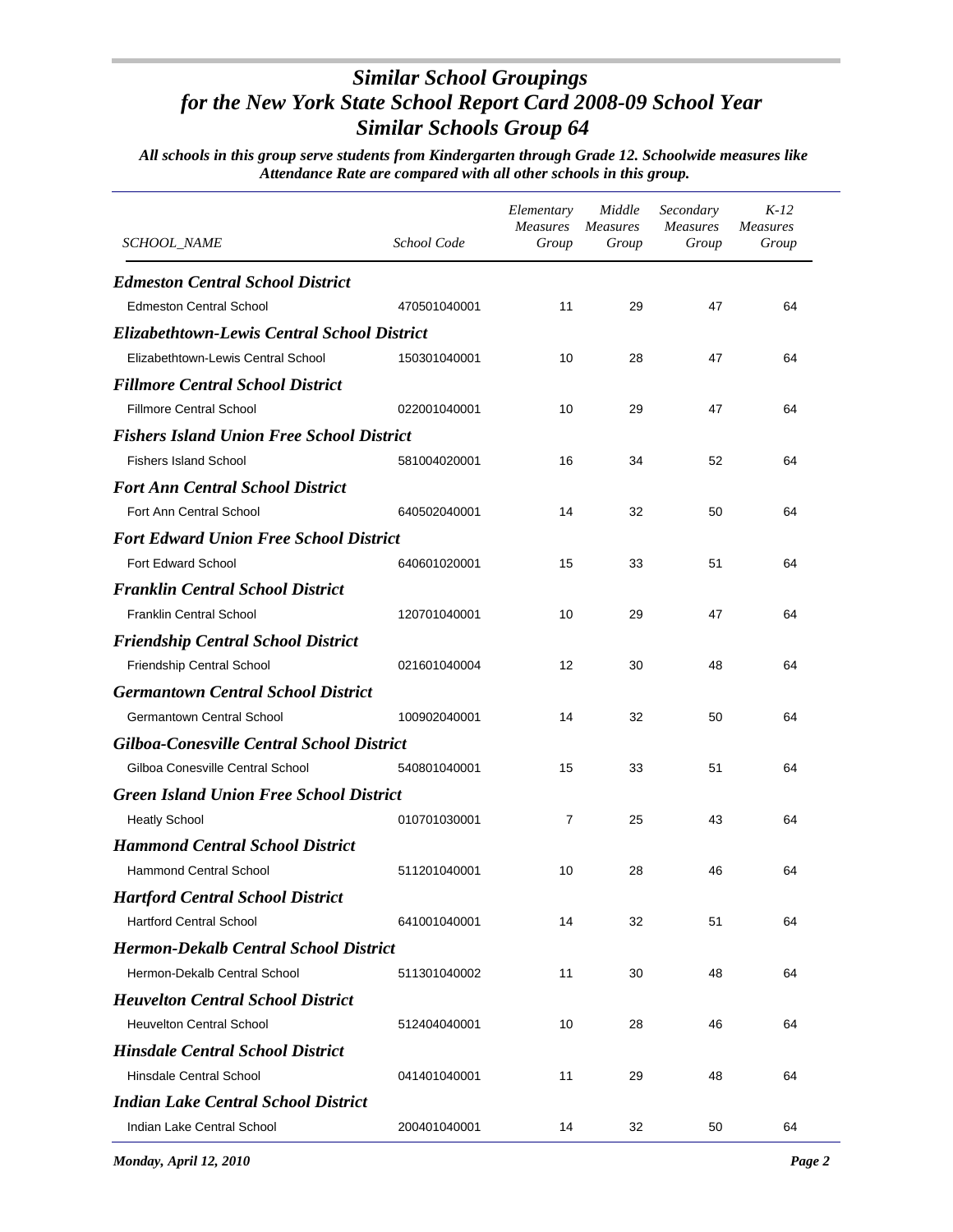# *Similar School Groupings for the New York State School Report Card 2008-09 School Year Similar Schools Group 64*

***All schools in this group serve students from Kindergarten through Grade 12. Schoolwide measures like Attendance Rate are compared with all other schools in this group.***

| *SCHOOL_NAME* | *School Code* | *Elementary Measures Group* | *Middle Measures Group* | *Secondary Measures Group* | *K-12 Measures Group* |
|---|---|---|---|---|---|
| ***Edmeston Central School District*** | | | | | |
| Edmeston Central School | 470501040001 | 11 | 29 | 47 | 64 |
| ***Elizabethtown-Lewis Central School District*** | | | | | |
| Elizabethtown-Lewis Central School | 150301040001 | 10 | 28 | 47 | 64 |
| ***Fillmore Central School District*** | | | | | |
| Fillmore Central School | 022001040001 | 10 | 29 | 47 | 64 |
| ***Fishers Island Union Free School District*** | | | | | |
| Fishers Island School | 581004020001 | 16 | 34 | 52 | 64 |
| ***Fort Ann Central School District*** | | | | | |
| Fort Ann Central School | 640502040001 | 14 | 32 | 50 | 64 |
| ***Fort Edward Union Free School District*** | | | | | |
| Fort Edward School | 640601020001 | 15 | 33 | 51 | 64 |
| ***Franklin Central School District*** | | | | | |
| Franklin Central School | 120701040001 | 10 | 29 | 47 | 64 |
| ***Friendship Central School District*** | | | | | |
| Friendship Central School | 021601040004 | 12 | 30 | 48 | 64 |
| ***Germantown Central School District*** | | | | | |
| Germantown Central School | 100902040001 | 14 | 32 | 50 | 64 |
| ***Gilboa-Conesville Central School District*** | | | | | |
| Gilboa Conesville Central School | 540801040001 | 15 | 33 | 51 | 64 |
| ***Green Island Union Free School District*** | | | | | |
| Heatly School | 010701030001 | 7 | 25 | 43 | 64 |
| ***Hammond Central School District*** | | | | | |
| Hammond Central School | 511201040001 | 10 | 28 | 46 | 64 |
| ***Hartford Central School District*** | | | | | |
| Hartford Central School | 641001040001 | 14 | 32 | 51 | 64 |
| ***Hermon-Dekalb Central School District*** | | | | | |
| Hermon-Dekalb Central School | 511301040002 | 11 | 30 | 48 | 64 |
| ***Heuvelton Central School District*** | | | | | |
| Heuvelton Central School | 512404040001 | 10 | 28 | 46 | 64 |
| ***Hinsdale Central School District*** | | | | | |
| Hinsdale Central School | 041401040001 | 11 | 29 | 48 | 64 |
| ***Indian Lake Central School District*** | | | | | |
| Indian Lake Central School | 200401040001 | 14 | 32 | 50 | 64 |

*Monday, April 12, 2010*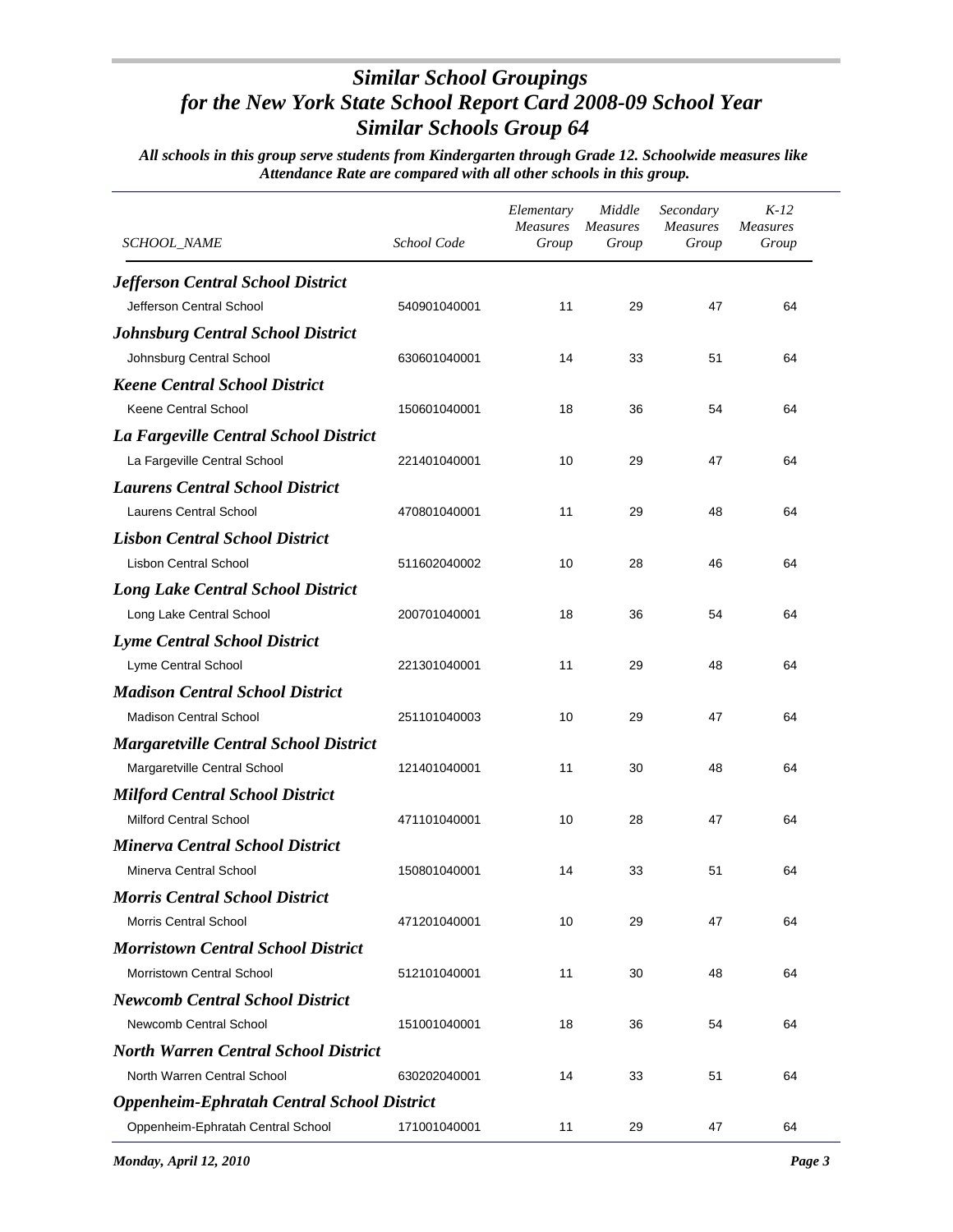# *Similar School Groupings for the New York State School Report Card 2008-09 School Year Similar Schools Group 64*

***All schools in this group serve students from Kindergarten through Grade 12. Schoolwide measures like Attendance Rate are compared with all other schools in this group.***

| *SCHOOL_NAME* | *School Code* | *Elementary Measures Group* | *Middle Measures Group* | *Secondary Measures Group* | *K-12 Measures Group* |
|---|---|---|---|---|---|
| ***Jefferson Central School District*** | | | | | |
| Jefferson Central School | 540901040001 | 11 | 29 | 47 | 64 |
| ***Johnsburg Central School District*** | | | | | |
| Johnsburg Central School | 630601040001 | 14 | 33 | 51 | 64 |
| ***Keene Central School District*** | | | | | |
| Keene Central School | 150601040001 | 18 | 36 | 54 | 64 |
| ***La Fargeville Central School District*** | | | | | |
| La Fargeville Central School | 221401040001 | 10 | 29 | 47 | 64 |
| ***Laurens Central School District*** | | | | | |
| Laurens Central School | 470801040001 | 11 | 29 | 48 | 64 |
| ***Lisbon Central School District*** | | | | | |
| Lisbon Central School | 511602040002 | 10 | 28 | 46 | 64 |
| ***Long Lake Central School District*** | | | | | |
| Long Lake Central School | 200701040001 | 18 | 36 | 54 | 64 |
| ***Lyme Central School District*** | | | | | |
| Lyme Central School | 221301040001 | 11 | 29 | 48 | 64 |
| ***Madison Central School District*** | | | | | |
| Madison Central School | 251101040003 | 10 | 29 | 47 | 64 |
| ***Margaretville Central School District*** | | | | | |
| Margaretville Central School | 121401040001 | 11 | 30 | 48 | 64 |
| ***Milford Central School District*** | | | | | |
| Milford Central School | 471101040001 | 10 | 28 | 47 | 64 |
| ***Minerva Central School District*** | | | | | |
| Minerva Central School | 150801040001 | 14 | 33 | 51 | 64 |
| ***Morris Central School District*** | | | | | |
| Morris Central School | 471201040001 | 10 | 29 | 47 | 64 |
| ***Morristown Central School District*** | | | | | |
| Morristown Central School | 512101040001 | 11 | 30 | 48 | 64 |
| ***Newcomb Central School District*** | | | | | |
| Newcomb Central School | 151001040001 | 18 | 36 | 54 | 64 |
| ***North Warren Central School District*** | | | | | |
| North Warren Central School | 630202040001 | 14 | 33 | 51 | 64 |
| ***Oppenheim-Ephratah Central School District*** | | | | | |
| Oppenheim-Ephratah Central School | 171001040001 | 11 | 29 | 47 | 64 |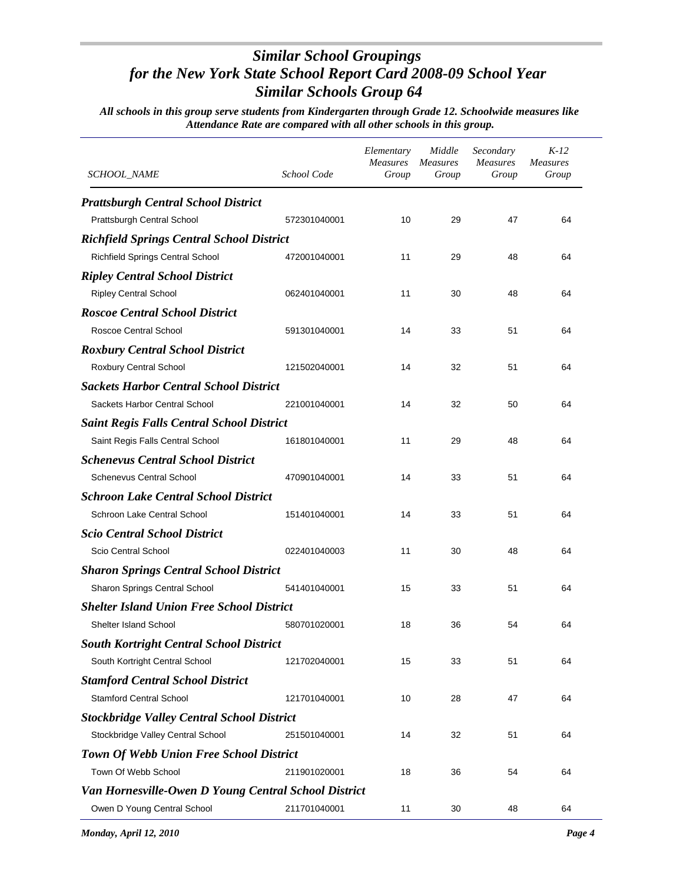# *Similar School Groupings for the New York State School Report Card 2008-09 School Year Similar Schools Group 64*

***All schools in this group serve students from Kindergarten through Grade 12. Schoolwide measures like Attendance Rate are compared with all other schools in this group.***

| SCHOOL_NAME | School Code | Elementary Measures Group | Middle Measures Group | Secondary Measures Group | K-12 Measures Group |
|---|---|---|---|---|---|
| ***Prattsburgh Central School District*** | | | | | |
| Prattsburgh Central School | 572301040001 | 10 | 29 | 47 | 64 |
| ***Richfield Springs Central School District*** | | | | | |
| Richfield Springs Central School | 472001040001 | 11 | 29 | 48 | 64 |
| ***Ripley Central School District*** | | | | | |
| Ripley Central School | 062401040001 | 11 | 30 | 48 | 64 |
| ***Roscoe Central School District*** | | | | | |
| Roscoe Central School | 591301040001 | 14 | 33 | 51 | 64 |
| ***Roxbury Central School District*** | | | | | |
| Roxbury Central School | 121502040001 | 14 | 32 | 51 | 64 |
| ***Sackets Harbor Central School District*** | | | | | |
| Sackets Harbor Central School | 221001040001 | 14 | 32 | 50 | 64 |
| ***Saint Regis Falls Central School District*** | | | | | |
| Saint Regis Falls Central School | 161801040001 | 11 | 29 | 48 | 64 |
| ***Schenevus Central School District*** | | | | | |
| Schenevus Central School | 470901040001 | 14 | 33 | 51 | 64 |
| ***Schroon Lake Central School District*** | | | | | |
| Schroon Lake Central School | 151401040001 | 14 | 33 | 51 | 64 |
| ***Scio Central School District*** | | | | | |
| Scio Central School | 022401040003 | 11 | 30 | 48 | 64 |
| ***Sharon Springs Central School District*** | | | | | |
| Sharon Springs Central School | 541401040001 | 15 | 33 | 51 | 64 |
| ***Shelter Island Union Free School District*** | | | | | |
| Shelter Island School | 580701020001 | 18 | 36 | 54 | 64 |
| ***South Kortright Central School District*** | | | | | |
| South Kortright Central School | 121702040001 | 15 | 33 | 51 | 64 |
| ***Stamford Central School District*** | | | | | |
| Stamford Central School | 121701040001 | 10 | 28 | 47 | 64 |
| ***Stockbridge Valley Central School District*** | | | | | |
| Stockbridge Valley Central School | 251501040001 | 14 | 32 | 51 | 64 |
| ***Town Of Webb Union Free School District*** | | | | | |
| Town Of Webb School | 211901020001 | 18 | 36 | 54 | 64 |
| ***Van Hornesville-Owen D Young Central School District*** | | | | | |
| Owen D Young Central School | 211701040001 | 11 | 30 | 48 | 64 |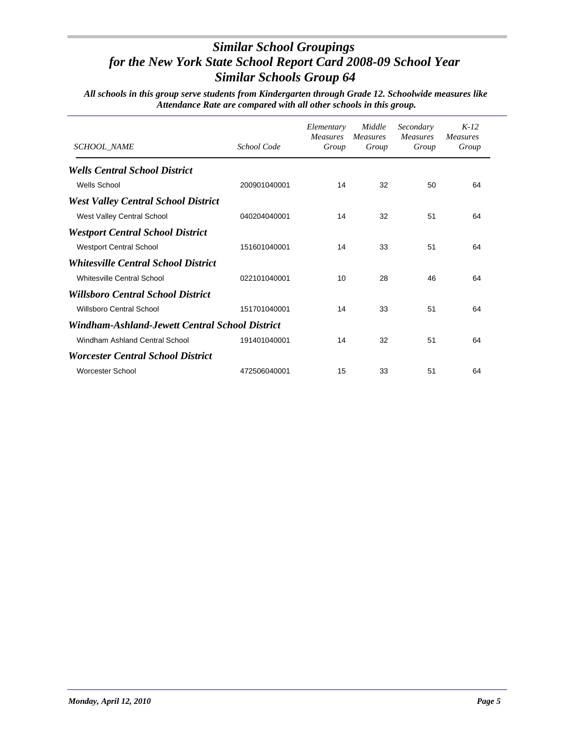# *Similar School Groupings for the New York State School Report Card 2008-09 School Year Similar Schools Group 64*

***All schools in this group serve students from Kindergarten through Grade 12. Schoolwide measures like Attendance Rate are compared with all other schools in this group.***

| *SCHOOL_NAME* | *School Code* | *Elementary Measures Group* | *Middle Measures Group* | *Secondary Measures Group* | *K-12 Measures Group* |
|---|---|---|---|---|---|
| ***Wells Central School District*** | | | | | |
| Wells School | 200901040001 | 14 | 32 | 50 | 64 |
| ***West Valley Central School District*** | | | | | |
| West Valley Central School | 040204040001 | 14 | 32 | 51 | 64 |
| ***Westport Central School District*** | | | | | |
| Westport Central School | 151601040001 | 14 | 33 | 51 | 64 |
| ***Whitesville Central School District*** | | | | | |
| Whitesville Central School | 022101040001 | 10 | 28 | 46 | 64 |
| ***Willsboro Central School District*** | | | | | |
| Willsboro Central School | 151701040001 | 14 | 33 | 51 | 64 |
| ***Windham-Ashland-Jewett Central School District*** | | | | | |
| Windham Ashland Central School | 191401040001 | 14 | 32 | 51 | 64 |
| ***Worcester Central School District*** | | | | | |
| Worcester School | 472506040001 | 15 | 33 | 51 | 64 |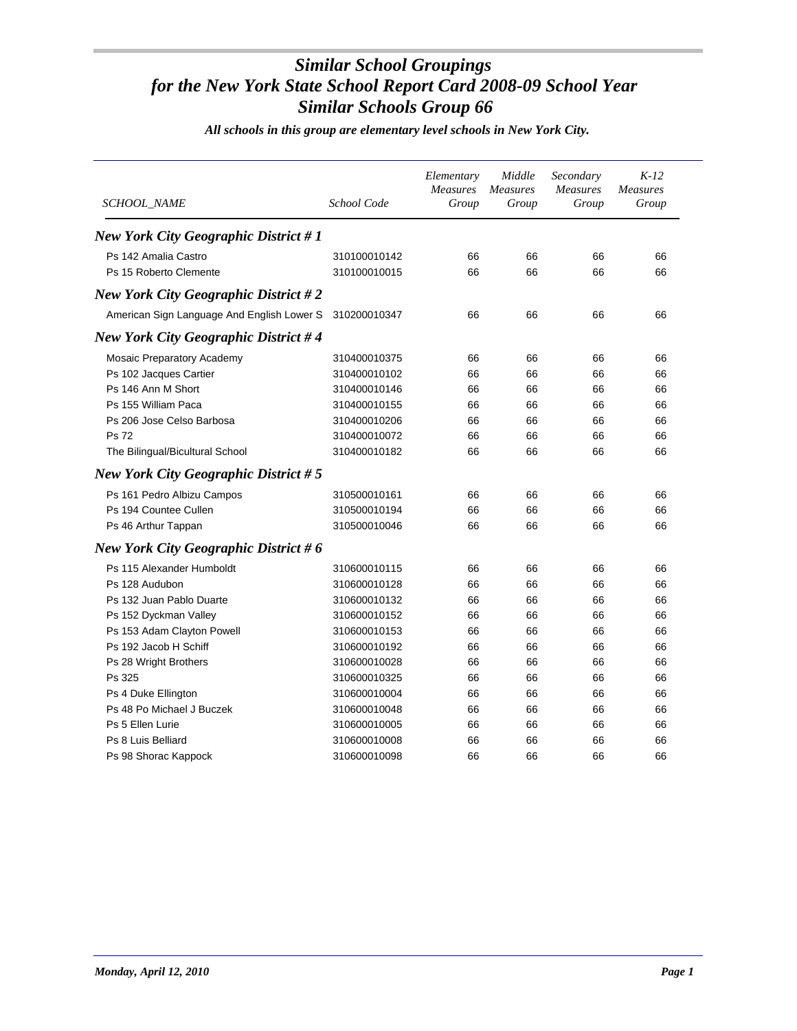# *Similar School Groupings for the New York State School Report Card 2008-09 School Year Similar Schools Group 66*

*All schools in this group are elementary level schools in New York City.*

| SCHOOL_NAME | School Code | Elementary Measures Group | Middle Measures Group | Secondary Measures Group | K-12 Measures Group |
|---|---|---|---|---|---|
| ***New York City Geographic District # 1*** | | | | | |
| Ps 142 Amalia Castro | 310100010142 | 66 | 66 | 66 | 66 |
| Ps 15 Roberto Clemente | 310100010015 | 66 | 66 | 66 | 66 |
| ***New York City Geographic District # 2*** | | | | | |
| American Sign Language And English Lower S | 310200010347 | 66 | 66 | 66 | 66 |
| ***New York City Geographic District # 4*** | | | | | |
| Mosaic Preparatory Academy | 310400010375 | 66 | 66 | 66 | 66 |
| Ps 102 Jacques Cartier | 310400010102 | 66 | 66 | 66 | 66 |
| Ps 146 Ann M Short | 310400010146 | 66 | 66 | 66 | 66 |
| Ps 155 William Paca | 310400010155 | 66 | 66 | 66 | 66 |
| Ps 206 Jose Celso Barbosa | 310400010206 | 66 | 66 | 66 | 66 |
| Ps 72 | 310400010072 | 66 | 66 | 66 | 66 |
| The Bilingual/Bicultural School | 310400010182 | 66 | 66 | 66 | 66 |
| ***New York City Geographic District # 5*** | | | | | |
| Ps 161 Pedro Albizu Campos | 310500010161 | 66 | 66 | 66 | 66 |
| Ps 194 Countee Cullen | 310500010194 | 66 | 66 | 66 | 66 |
| Ps 46 Arthur Tappan | 310500010046 | 66 | 66 | 66 | 66 |
| ***New York City Geographic District # 6*** | | | | | |
| Ps 115 Alexander Humboldt | 310600010115 | 66 | 66 | 66 | 66 |
| Ps 128 Audubon | 310600010128 | 66 | 66 | 66 | 66 |
| Ps 132 Juan Pablo Duarte | 310600010132 | 66 | 66 | 66 | 66 |
| Ps 152 Dyckman Valley | 310600010152 | 66 | 66 | 66 | 66 |
| Ps 153 Adam Clayton Powell | 310600010153 | 66 | 66 | 66 | 66 |
| Ps 192 Jacob H Schiff | 310600010192 | 66 | 66 | 66 | 66 |
| Ps 28 Wright Brothers | 310600010028 | 66 | 66 | 66 | 66 |
| Ps 325 | 310600010325 | 66 | 66 | 66 | 66 |
| Ps 4 Duke Ellington | 310600010004 | 66 | 66 | 66 | 66 |
| Ps 48 Po Michael J Buczek | 310600010048 | 66 | 66 | 66 | 66 |
| Ps 5 Ellen Lurie | 310600010005 | 66 | 66 | 66 | 66 |
| Ps 8 Luis Belliard | 310600010008 | 66 | 66 | 66 | 66 |
| Ps 98 Shorac Kappock | 310600010098 | 66 | 66 | 66 | 66 |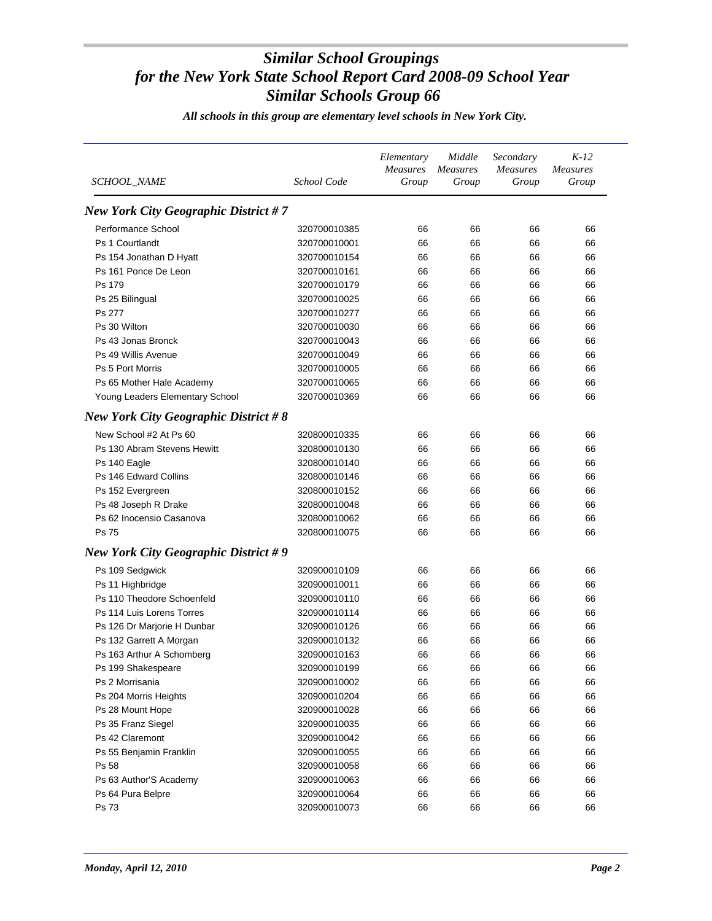# Similar School Groupings for the New York State School Report Card 2008-09 School Year Similar Schools Group 66

*All schools in this group are elementary level schools in New York City.*

| SCHOOL_NAME | School Code | Elementary Measures Group | Middle Measures Group | Secondary Measures Group | K-12 Measures Group |
|---|---|---|---|---|---|
| ***New York City Geographic District # 7*** | | | | | |
| Performance School | 320700010385 | 66 | 66 | 66 | 66 |
| Ps 1 Courtlandt | 320700010001 | 66 | 66 | 66 | 66 |
| Ps 154 Jonathan D Hyatt | 320700010154 | 66 | 66 | 66 | 66 |
| Ps 161 Ponce De Leon | 320700010161 | 66 | 66 | 66 | 66 |
| Ps 179 | 320700010179 | 66 | 66 | 66 | 66 |
| Ps 25 Bilingual | 320700010025 | 66 | 66 | 66 | 66 |
| Ps 277 | 320700010277 | 66 | 66 | 66 | 66 |
| Ps 30 Wilton | 320700010030 | 66 | 66 | 66 | 66 |
| Ps 43 Jonas Bronck | 320700010043 | 66 | 66 | 66 | 66 |
| Ps 49 Willis Avenue | 320700010049 | 66 | 66 | 66 | 66 |
| Ps 5 Port Morris | 320700010005 | 66 | 66 | 66 | 66 |
| Ps 65 Mother Hale Academy | 320700010065 | 66 | 66 | 66 | 66 |
| Young Leaders Elementary School | 320700010369 | 66 | 66 | 66 | 66 |
| ***New York City Geographic District # 8*** | | | | | |
| New School #2 At Ps 60 | 320800010335 | 66 | 66 | 66 | 66 |
| Ps 130 Abram Stevens Hewitt | 320800010130 | 66 | 66 | 66 | 66 |
| Ps 140 Eagle | 320800010140 | 66 | 66 | 66 | 66 |
| Ps 146 Edward Collins | 320800010146 | 66 | 66 | 66 | 66 |
| Ps 152 Evergreen | 320800010152 | 66 | 66 | 66 | 66 |
| Ps 48 Joseph R Drake | 320800010048 | 66 | 66 | 66 | 66 |
| Ps 62 Inocensio Casanova | 320800010062 | 66 | 66 | 66 | 66 |
| Ps 75 | 320800010075 | 66 | 66 | 66 | 66 |
| ***New York City Geographic District # 9*** | | | | | |
| Ps 109 Sedgwick | 320900010109 | 66 | 66 | 66 | 66 |
| Ps 11 Highbridge | 320900010011 | 66 | 66 | 66 | 66 |
| Ps 110 Theodore Schoenfeld | 320900010110 | 66 | 66 | 66 | 66 |
| Ps 114 Luis Lorens Torres | 320900010114 | 66 | 66 | 66 | 66 |
| Ps 126 Dr Marjorie H Dunbar | 320900010126 | 66 | 66 | 66 | 66 |
| Ps 132 Garrett A Morgan | 320900010132 | 66 | 66 | 66 | 66 |
| Ps 163 Arthur A Schomberg | 320900010163 | 66 | 66 | 66 | 66 |
| Ps 199 Shakespeare | 320900010199 | 66 | 66 | 66 | 66 |
| Ps 2 Morrisania | 320900010002 | 66 | 66 | 66 | 66 |
| Ps 204 Morris Heights | 320900010204 | 66 | 66 | 66 | 66 |
| Ps 28 Mount Hope | 320900010028 | 66 | 66 | 66 | 66 |
| Ps 35 Franz Siegel | 320900010035 | 66 | 66 | 66 | 66 |
| Ps 42 Claremont | 320900010042 | 66 | 66 | 66 | 66 |
| Ps 55 Benjamin Franklin | 320900010055 | 66 | 66 | 66 | 66 |
| Ps 58 | 320900010058 | 66 | 66 | 66 | 66 |
| Ps 63 Author'S Academy | 320900010063 | 66 | 66 | 66 | 66 |
| Ps 64 Pura Belpre | 320900010064 | 66 | 66 | 66 | 66 |
| Ps 73 | 320900010073 | 66 | 66 | 66 | 66 |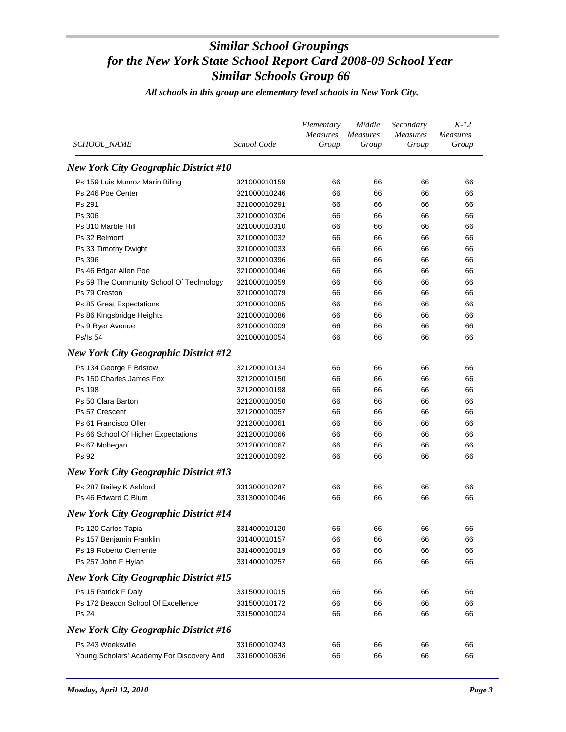# Similar School Groupings for the New York State School Report Card 2008-09 School Year Similar Schools Group 66

*All schools in this group are elementary level schools in New York City.*

| SCHOOL_NAME | School Code | Elementary Measures Group | Middle Measures Group | Secondary Measures Group | K-12 Measures Group |
|---|---|---|---|---|---|
| ***New York City Geographic District #10*** | | | | | |
| Ps 159 Luis Mumoz Marin Biling | 321000010159 | 66 | 66 | 66 | 66 |
| Ps 246 Poe Center | 321000010246 | 66 | 66 | 66 | 66 |
| Ps 291 | 321000010291 | 66 | 66 | 66 | 66 |
| Ps 306 | 321000010306 | 66 | 66 | 66 | 66 |
| Ps 310 Marble Hill | 321000010310 | 66 | 66 | 66 | 66 |
| Ps 32 Belmont | 321000010032 | 66 | 66 | 66 | 66 |
| Ps 33 Timothy Dwight | 321000010033 | 66 | 66 | 66 | 66 |
| Ps 396 | 321000010396 | 66 | 66 | 66 | 66 |
| Ps 46 Edgar Allen Poe | 321000010046 | 66 | 66 | 66 | 66 |
| Ps 59 The Community School Of Technology | 321000010059 | 66 | 66 | 66 | 66 |
| Ps 79 Creston | 321000010079 | 66 | 66 | 66 | 66 |
| Ps 85 Great Expectations | 321000010085 | 66 | 66 | 66 | 66 |
| Ps 86 Kingsbridge Heights | 321000010086 | 66 | 66 | 66 | 66 |
| Ps 9 Ryer Avenue | 321000010009 | 66 | 66 | 66 | 66 |
| Ps/Is 54 | 321000010054 | 66 | 66 | 66 | 66 |
| ***New York City Geographic District #12*** | | | | | |
| Ps 134 George F Bristow | 321200010134 | 66 | 66 | 66 | 66 |
| Ps 150 Charles James Fox | 321200010150 | 66 | 66 | 66 | 66 |
| Ps 198 | 321200010198 | 66 | 66 | 66 | 66 |
| Ps 50 Clara Barton | 321200010050 | 66 | 66 | 66 | 66 |
| Ps 57 Crescent | 321200010057 | 66 | 66 | 66 | 66 |
| Ps 61 Francisco Oller | 321200010061 | 66 | 66 | 66 | 66 |
| Ps 66 School Of Higher Expectations | 321200010066 | 66 | 66 | 66 | 66 |
| Ps 67 Mohegan | 321200010067 | 66 | 66 | 66 | 66 |
| Ps 92 | 321200010092 | 66 | 66 | 66 | 66 |
| ***New York City Geographic District #13*** | | | | | |
| Ps 287 Bailey K Ashford | 331300010287 | 66 | 66 | 66 | 66 |
| Ps 46 Edward C Blum | 331300010046 | 66 | 66 | 66 | 66 |
| ***New York City Geographic District #14*** | | | | | |
| Ps 120 Carlos Tapia | 331400010120 | 66 | 66 | 66 | 66 |
| Ps 157 Benjamin Franklin | 331400010157 | 66 | 66 | 66 | 66 |
| Ps 19 Roberto Clemente | 331400010019 | 66 | 66 | 66 | 66 |
| Ps 257 John F Hylan | 331400010257 | 66 | 66 | 66 | 66 |
| ***New York City Geographic District #15*** | | | | | |
| Ps 15 Patrick F Daly | 331500010015 | 66 | 66 | 66 | 66 |
| Ps 172 Beacon School Of Excellence | 331500010172 | 66 | 66 | 66 | 66 |
| Ps 24 | 331500010024 | 66 | 66 | 66 | 66 |
| ***New York City Geographic District #16*** | | | | | |
| Ps 243 Weeksville | 331600010243 | 66 | 66 | 66 | 66 |
| Young Scholars' Academy For Discovery And | 331600010636 | 66 | 66 | 66 | 66 |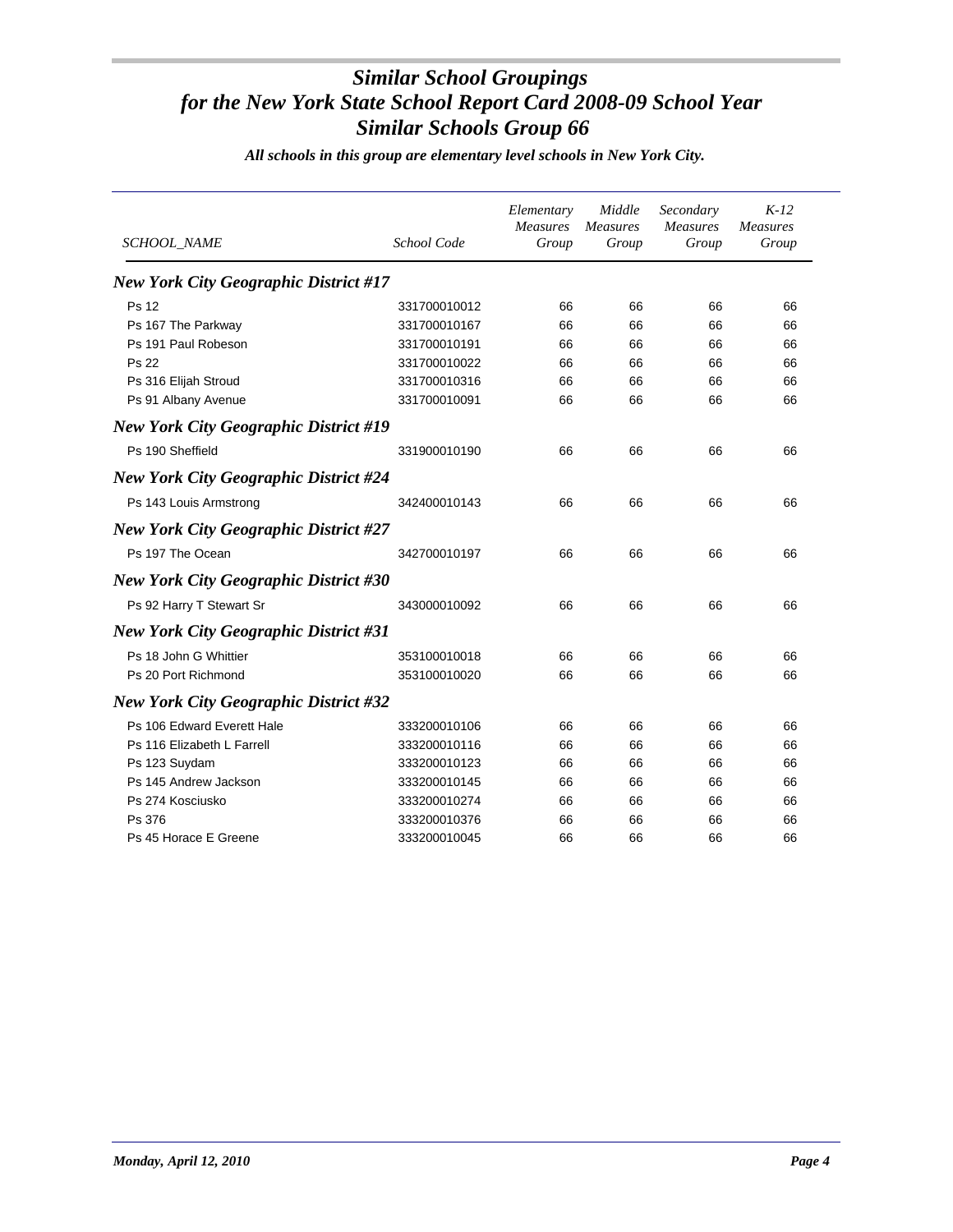# *Similar School Groupings*
# *for the New York State School Report Card 2008-09 School Year*
# *Similar Schools Group 66*

***All schools in this group are elementary level schools in New York City.***

| *SCHOOL_NAME* | *School Code* | *Elementary Measures Group* | *Middle Measures Group* | *Secondary Measures Group* | *K-12 Measures Group* |
|---|---|---|---|---|---|
| ***New York City Geographic District #17*** | | | | | |
| Ps 12 | 331700010012 | 66 | 66 | 66 | 66 |
| Ps 167 The Parkway | 331700010167 | 66 | 66 | 66 | 66 |
| Ps 191 Paul Robeson | 331700010191 | 66 | 66 | 66 | 66 |
| Ps 22 | 331700010022 | 66 | 66 | 66 | 66 |
| Ps 316 Elijah Stroud | 331700010316 | 66 | 66 | 66 | 66 |
| Ps 91 Albany Avenue | 331700010091 | 66 | 66 | 66 | 66 |
| ***New York City Geographic District #19*** | | | | | |
| Ps 190 Sheffield | 331900010190 | 66 | 66 | 66 | 66 |
| ***New York City Geographic District #24*** | | | | | |
| Ps 143 Louis Armstrong | 342400010143 | 66 | 66 | 66 | 66 |
| ***New York City Geographic District #27*** | | | | | |
| Ps 197 The Ocean | 342700010197 | 66 | 66 | 66 | 66 |
| ***New York City Geographic District #30*** | | | | | |
| Ps 92 Harry T Stewart Sr | 343000010092 | 66 | 66 | 66 | 66 |
| ***New York City Geographic District #31*** | | | | | |
| Ps 18 John G Whittier | 353100010018 | 66 | 66 | 66 | 66 |
| Ps 20 Port Richmond | 353100010020 | 66 | 66 | 66 | 66 |
| ***New York City Geographic District #32*** | | | | | |
| Ps 106 Edward Everett Hale | 333200010106 | 66 | 66 | 66 | 66 |
| Ps 116 Elizabeth L Farrell | 333200010116 | 66 | 66 | 66 | 66 |
| Ps 123 Suydam | 333200010123 | 66 | 66 | 66 | 66 |
| Ps 145 Andrew Jackson | 333200010145 | 66 | 66 | 66 | 66 |
| Ps 274 Kosciusko | 333200010274 | 66 | 66 | 66 | 66 |
| Ps 376 | 333200010376 | 66 | 66 | 66 | 66 |
| Ps 45 Horace E Greene | 333200010045 | 66 | 66 | 66 | 66 |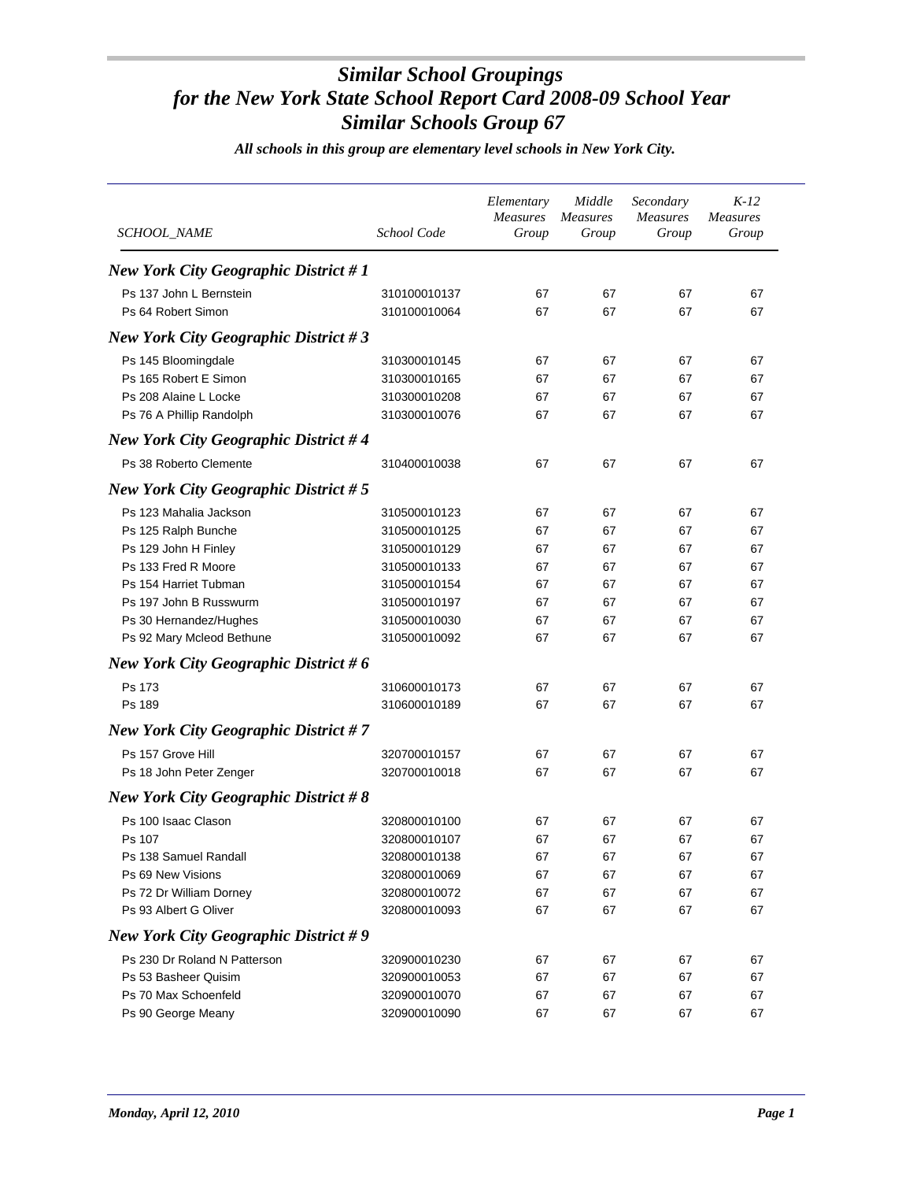# *Similar School Groupings*
# *for the New York State School Report Card 2008-09 School Year*
# *Similar Schools Group 67*

***All schools in this group are elementary level schools in New York City.***

| *SCHOOL_NAME* | *School Code* | *Elementary Measures Group* | *Middle Measures Group* | *Secondary Measures Group* | *K-12 Measures Group* |
|---|---|---|---|---|---|
| ***New York City Geographic District # 1*** | | | | | |
| Ps 137 John L Bernstein | 310100010137 | 67 | 67 | 67 | 67 |
| Ps 64 Robert Simon | 310100010064 | 67 | 67 | 67 | 67 |
| ***New York City Geographic District # 3*** | | | | | |
| Ps 145 Bloomingdale | 310300010145 | 67 | 67 | 67 | 67 |
| Ps 165 Robert E Simon | 310300010165 | 67 | 67 | 67 | 67 |
| Ps 208 Alaine L Locke | 310300010208 | 67 | 67 | 67 | 67 |
| Ps 76 A Phillip Randolph | 310300010076 | 67 | 67 | 67 | 67 |
| ***New York City Geographic District # 4*** | | | | | |
| Ps 38 Roberto Clemente | 310400010038 | 67 | 67 | 67 | 67 |
| ***New York City Geographic District # 5*** | | | | | |
| Ps 123 Mahalia Jackson | 310500010123 | 67 | 67 | 67 | 67 |
| Ps 125 Ralph Bunche | 310500010125 | 67 | 67 | 67 | 67 |
| Ps 129 John H Finley | 310500010129 | 67 | 67 | 67 | 67 |
| Ps 133 Fred R Moore | 310500010133 | 67 | 67 | 67 | 67 |
| Ps 154 Harriet Tubman | 310500010154 | 67 | 67 | 67 | 67 |
| Ps 197 John B Russwurm | 310500010197 | 67 | 67 | 67 | 67 |
| Ps 30 Hernandez/Hughes | 310500010030 | 67 | 67 | 67 | 67 |
| Ps 92 Mary Mcleod Bethune | 310500010092 | 67 | 67 | 67 | 67 |
| ***New York City Geographic District # 6*** | | | | | |
| Ps 173 | 310600010173 | 67 | 67 | 67 | 67 |
| Ps 189 | 310600010189 | 67 | 67 | 67 | 67 |
| ***New York City Geographic District # 7*** | | | | | |
| Ps 157 Grove Hill | 320700010157 | 67 | 67 | 67 | 67 |
| Ps 18 John Peter Zenger | 320700010018 | 67 | 67 | 67 | 67 |
| ***New York City Geographic District # 8*** | | | | | |
| Ps 100 Isaac Clason | 320800010100 | 67 | 67 | 67 | 67 |
| Ps 107 | 320800010107 | 67 | 67 | 67 | 67 |
| Ps 138 Samuel Randall | 320800010138 | 67 | 67 | 67 | 67 |
| Ps 69 New Visions | 320800010069 | 67 | 67 | 67 | 67 |
| Ps 72 Dr William Dorney | 320800010072 | 67 | 67 | 67 | 67 |
| Ps 93 Albert G Oliver | 320800010093 | 67 | 67 | 67 | 67 |
| ***New York City Geographic District # 9*** | | | | | |
| Ps 230 Dr Roland N Patterson | 320900010230 | 67 | 67 | 67 | 67 |
| Ps 53 Basheer Quisim | 320900010053 | 67 | 67 | 67 | 67 |
| Ps 70 Max Schoenfeld | 320900010070 | 67 | 67 | 67 | 67 |
| Ps 90 George Meany | 320900010090 | 67 | 67 | 67 | 67 |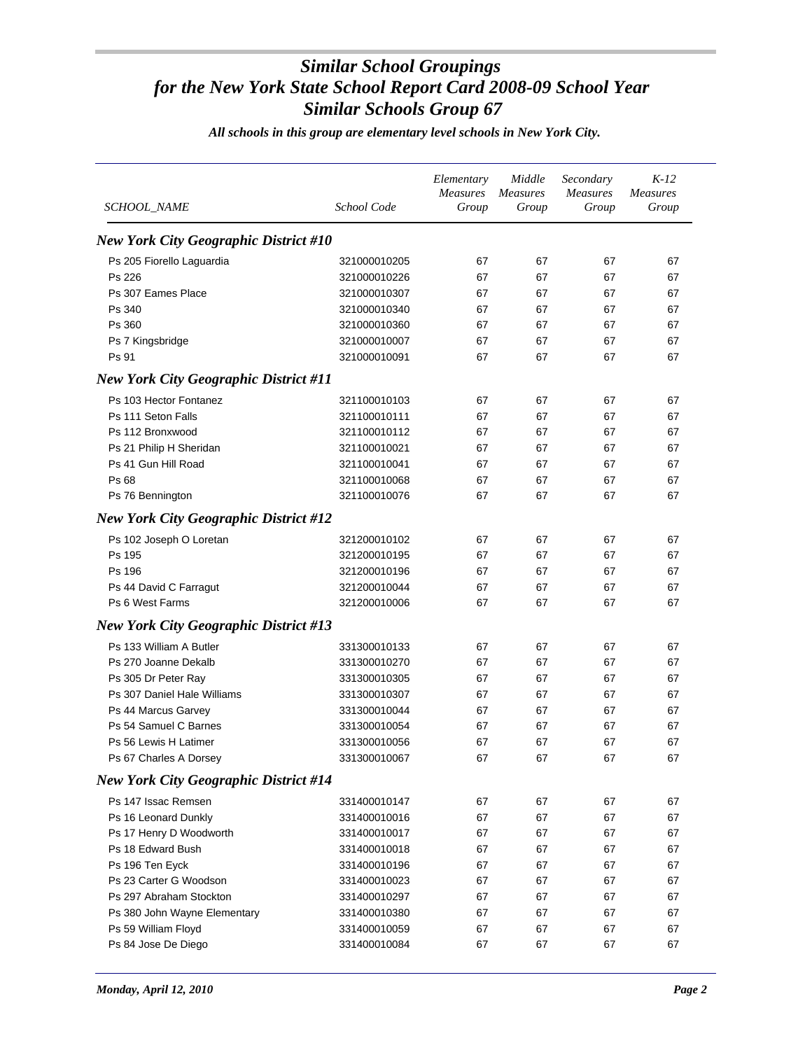# *Similar School Groupings for the New York State School Report Card 2008-09 School Year Similar Schools Group 67*

***All schools in this group are elementary level schools in New York City.***

| SCHOOL_NAME | School Code | Elementary Measures Group | Middle Measures Group | Secondary Measures Group | K-12 Measures Group |
|---|---|---|---|---|---|
| ***New York City Geographic District #10*** | | | | | |
| Ps 205 Fiorello Laguardia | 321000010205 | 67 | 67 | 67 | 67 |
| Ps 226 | 321000010226 | 67 | 67 | 67 | 67 |
| Ps 307 Eames Place | 321000010307 | 67 | 67 | 67 | 67 |
| Ps 340 | 321000010340 | 67 | 67 | 67 | 67 |
| Ps 360 | 321000010360 | 67 | 67 | 67 | 67 |
| Ps 7 Kingsbridge | 321000010007 | 67 | 67 | 67 | 67 |
| Ps 91 | 321000010091 | 67 | 67 | 67 | 67 |
| ***New York City Geographic District #11*** | | | | | |
| Ps 103 Hector Fontanez | 321100010103 | 67 | 67 | 67 | 67 |
| Ps 111 Seton Falls | 321100010111 | 67 | 67 | 67 | 67 |
| Ps 112 Bronxwood | 321100010112 | 67 | 67 | 67 | 67 |
| Ps 21 Philip H Sheridan | 321100010021 | 67 | 67 | 67 | 67 |
| Ps 41 Gun Hill Road | 321100010041 | 67 | 67 | 67 | 67 |
| Ps 68 | 321100010068 | 67 | 67 | 67 | 67 |
| Ps 76 Bennington | 321100010076 | 67 | 67 | 67 | 67 |
| ***New York City Geographic District #12*** | | | | | |
| Ps 102 Joseph O Loretan | 321200010102 | 67 | 67 | 67 | 67 |
| Ps 195 | 321200010195 | 67 | 67 | 67 | 67 |
| Ps 196 | 321200010196 | 67 | 67 | 67 | 67 |
| Ps 44 David C Farragut | 321200010044 | 67 | 67 | 67 | 67 |
| Ps 6 West Farms | 321200010006 | 67 | 67 | 67 | 67 |
| ***New York City Geographic District #13*** | | | | | |
| Ps 133 William A Butler | 331300010133 | 67 | 67 | 67 | 67 |
| Ps 270 Joanne Dekalb | 331300010270 | 67 | 67 | 67 | 67 |
| Ps 305 Dr Peter Ray | 331300010305 | 67 | 67 | 67 | 67 |
| Ps 307 Daniel Hale Williams | 331300010307 | 67 | 67 | 67 | 67 |
| Ps 44 Marcus Garvey | 331300010044 | 67 | 67 | 67 | 67 |
| Ps 54 Samuel C Barnes | 331300010054 | 67 | 67 | 67 | 67 |
| Ps 56 Lewis H Latimer | 331300010056 | 67 | 67 | 67 | 67 |
| Ps 67 Charles A Dorsey | 331300010067 | 67 | 67 | 67 | 67 |
| ***New York City Geographic District #14*** | | | | | |
| Ps 147 Issac Remsen | 331400010147 | 67 | 67 | 67 | 67 |
| Ps 16 Leonard Dunkly | 331400010016 | 67 | 67 | 67 | 67 |
| Ps 17 Henry D Woodworth | 331400010017 | 67 | 67 | 67 | 67 |
| Ps 18 Edward Bush | 331400010018 | 67 | 67 | 67 | 67 |
| Ps 196 Ten Eyck | 331400010196 | 67 | 67 | 67 | 67 |
| Ps 23 Carter G Woodson | 331400010023 | 67 | 67 | 67 | 67 |
| Ps 297 Abraham Stockton | 331400010297 | 67 | 67 | 67 | 67 |
| Ps 380 John Wayne Elementary | 331400010380 | 67 | 67 | 67 | 67 |
| Ps 59 William Floyd | 331400010059 | 67 | 67 | 67 | 67 |
| Ps 84 Jose De Diego | 331400010084 | 67 | 67 | 67 | 67 |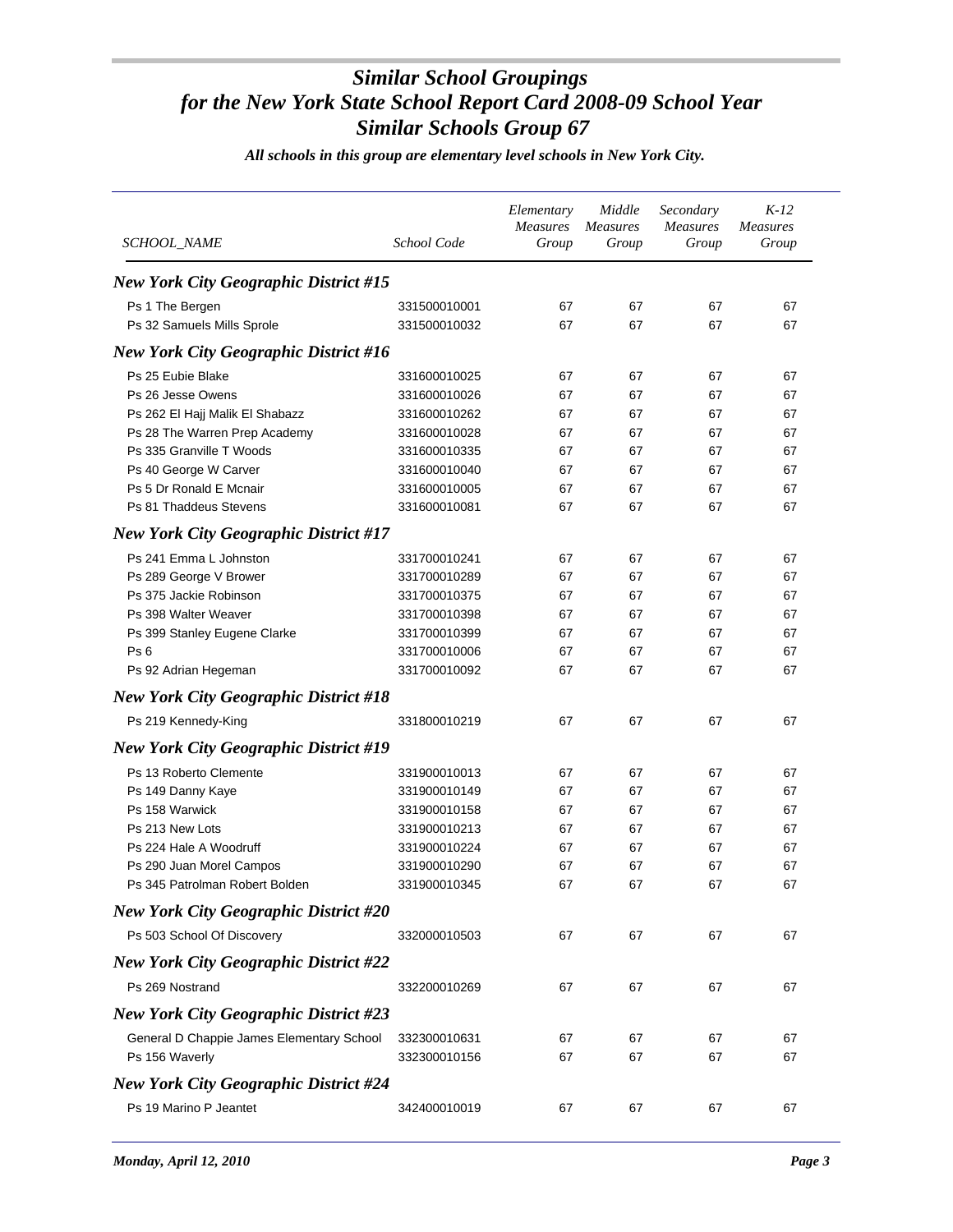# *Similar School Groupings for the New York State School Report Card 2008-09 School Year Similar Schools Group 67*

***All schools in this group are elementary level schools in New York City.***

| SCHOOL_NAME | School Code | Elementary Measures Group | Middle Measures Group | Secondary Measures Group | K-12 Measures Group |
|---|---|---|---|---|---|
| ***New York City Geographic District #15*** | | | | | |
| Ps 1 The Bergen | 331500010001 | 67 | 67 | 67 | 67 |
| Ps 32 Samuels Mills Sprole | 331500010032 | 67 | 67 | 67 | 67 |
| ***New York City Geographic District #16*** | | | | | |
| Ps 25 Eubie Blake | 331600010025 | 67 | 67 | 67 | 67 |
| Ps 26 Jesse Owens | 331600010026 | 67 | 67 | 67 | 67 |
| Ps 262 El Hajj Malik El Shabazz | 331600010262 | 67 | 67 | 67 | 67 |
| Ps 28 The Warren Prep Academy | 331600010028 | 67 | 67 | 67 | 67 |
| Ps 335 Granville T Woods | 331600010335 | 67 | 67 | 67 | 67 |
| Ps 40 George W Carver | 331600010040 | 67 | 67 | 67 | 67 |
| Ps 5 Dr Ronald E Mcnair | 331600010005 | 67 | 67 | 67 | 67 |
| Ps 81 Thaddeus Stevens | 331600010081 | 67 | 67 | 67 | 67 |
| ***New York City Geographic District #17*** | | | | | |
| Ps 241 Emma L Johnston | 331700010241 | 67 | 67 | 67 | 67 |
| Ps 289 George V Brower | 331700010289 | 67 | 67 | 67 | 67 |
| Ps 375 Jackie Robinson | 331700010375 | 67 | 67 | 67 | 67 |
| Ps 398 Walter Weaver | 331700010398 | 67 | 67 | 67 | 67 |
| Ps 399 Stanley Eugene Clarke | 331700010399 | 67 | 67 | 67 | 67 |
| Ps 6 | 331700010006 | 67 | 67 | 67 | 67 |
| Ps 92 Adrian Hegeman | 331700010092 | 67 | 67 | 67 | 67 |
| ***New York City Geographic District #18*** | | | | | |
| Ps 219 Kennedy-King | 331800010219 | 67 | 67 | 67 | 67 |
| ***New York City Geographic District #19*** | | | | | |
| Ps 13 Roberto Clemente | 331900010013 | 67 | 67 | 67 | 67 |
| Ps 149 Danny Kaye | 331900010149 | 67 | 67 | 67 | 67 |
| Ps 158 Warwick | 331900010158 | 67 | 67 | 67 | 67 |
| Ps 213 New Lots | 331900010213 | 67 | 67 | 67 | 67 |
| Ps 224 Hale A Woodruff | 331900010224 | 67 | 67 | 67 | 67 |
| Ps 290 Juan Morel Campos | 331900010290 | 67 | 67 | 67 | 67 |
| Ps 345 Patrolman Robert Bolden | 331900010345 | 67 | 67 | 67 | 67 |
| ***New York City Geographic District #20*** | | | | | |
| Ps 503 School Of Discovery | 332000010503 | 67 | 67 | 67 | 67 |
| ***New York City Geographic District #22*** | | | | | |
| Ps 269 Nostrand | 332200010269 | 67 | 67 | 67 | 67 |
| ***New York City Geographic District #23*** | | | | | |
| General D Chappie James Elementary School | 332300010631 | 67 | 67 | 67 | 67 |
| Ps 156 Waverly | 332300010156 | 67 | 67 | 67 | 67 |
| ***New York City Geographic District #24*** | | | | | |
| Ps 19 Marino P Jeantet | 342400010019 | 67 | 67 | 67 | 67 |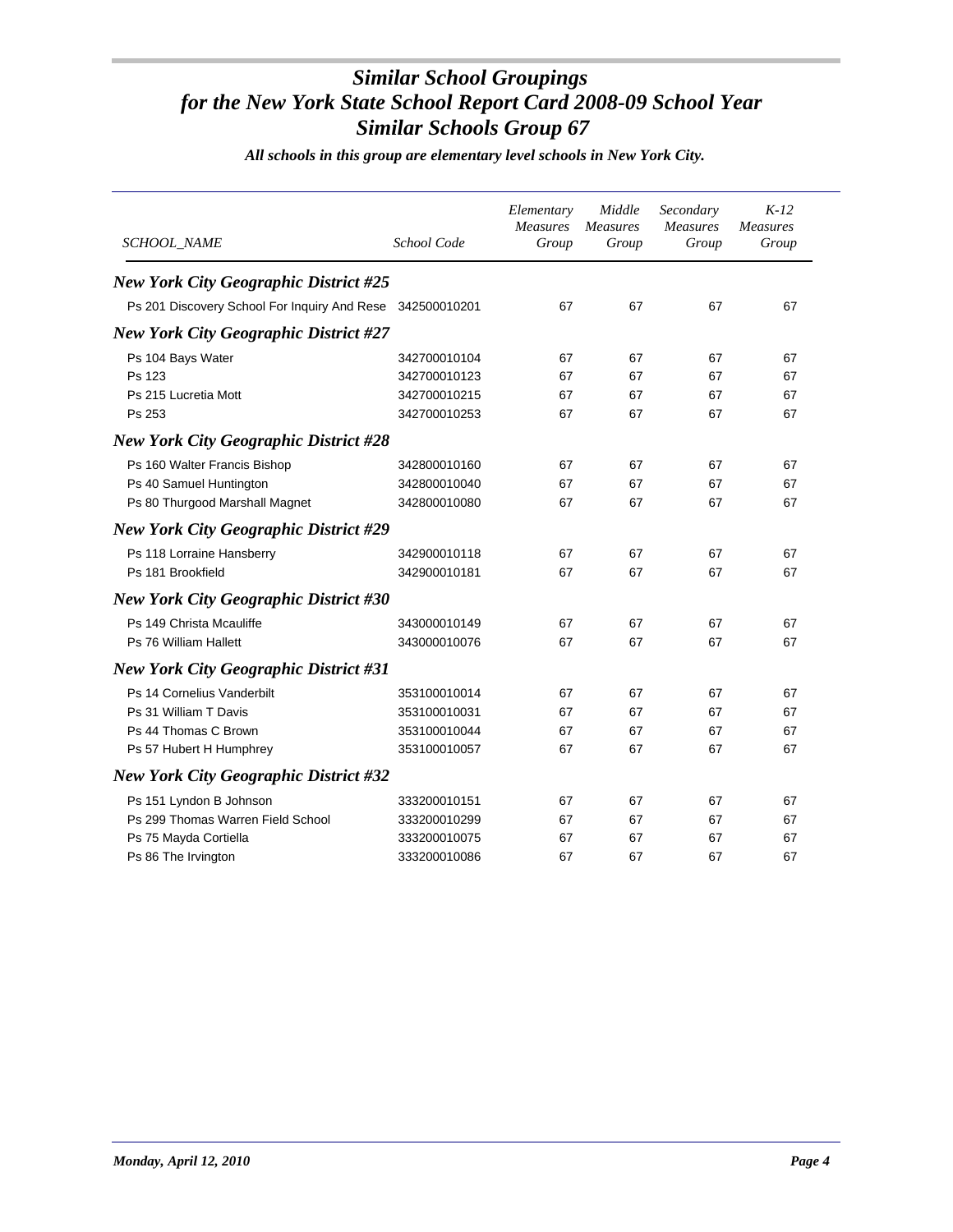# *Similar School Groupings for the New York State School Report Card 2008-09 School Year Similar Schools Group 67*

***All schools in this group are elementary level schools in New York City.***

| *SCHOOL_NAME* | *School Code* | *Elementary Measures Group* | *Middle Measures Group* | *Secondary Measures Group* | *K-12 Measures Group* |
|---|---|---|---|---|---|
| ***New York City Geographic District #25*** | | | | | |
| Ps 201 Discovery School For Inquiry And Rese | 342500010201 | 67 | 67 | 67 | 67 |
| ***New York City Geographic District #27*** | | | | | |
| Ps 104 Bays Water | 342700010104 | 67 | 67 | 67 | 67 |
| Ps 123 | 342700010123 | 67 | 67 | 67 | 67 |
| Ps 215 Lucretia Mott | 342700010215 | 67 | 67 | 67 | 67 |
| Ps 253 | 342700010253 | 67 | 67 | 67 | 67 |
| ***New York City Geographic District #28*** | | | | | |
| Ps 160 Walter Francis Bishop | 342800010160 | 67 | 67 | 67 | 67 |
| Ps 40 Samuel Huntington | 342800010040 | 67 | 67 | 67 | 67 |
| Ps 80 Thurgood Marshall Magnet | 342800010080 | 67 | 67 | 67 | 67 |
| ***New York City Geographic District #29*** | | | | | |
| Ps 118 Lorraine Hansberry | 342900010118 | 67 | 67 | 67 | 67 |
| Ps 181 Brookfield | 342900010181 | 67 | 67 | 67 | 67 |
| ***New York City Geographic District #30*** | | | | | |
| Ps 149 Christa Mcauliffe | 343000010149 | 67 | 67 | 67 | 67 |
| Ps 76 William Hallett | 343000010076 | 67 | 67 | 67 | 67 |
| ***New York City Geographic District #31*** | | | | | |
| Ps 14 Cornelius Vanderbilt | 353100010014 | 67 | 67 | 67 | 67 |
| Ps 31 William T Davis | 353100010031 | 67 | 67 | 67 | 67 |
| Ps 44 Thomas C Brown | 353100010044 | 67 | 67 | 67 | 67 |
| Ps 57 Hubert H Humphrey | 353100010057 | 67 | 67 | 67 | 67 |
| ***New York City Geographic District #32*** | | | | | |
| Ps 151 Lyndon B Johnson | 333200010151 | 67 | 67 | 67 | 67 |
| Ps 299 Thomas Warren Field School | 333200010299 | 67 | 67 | 67 | 67 |
| Ps 75 Mayda Cortiella | 333200010075 | 67 | 67 | 67 | 67 |
| Ps 86 The Irvington | 333200010086 | 67 | 67 | 67 | 67 |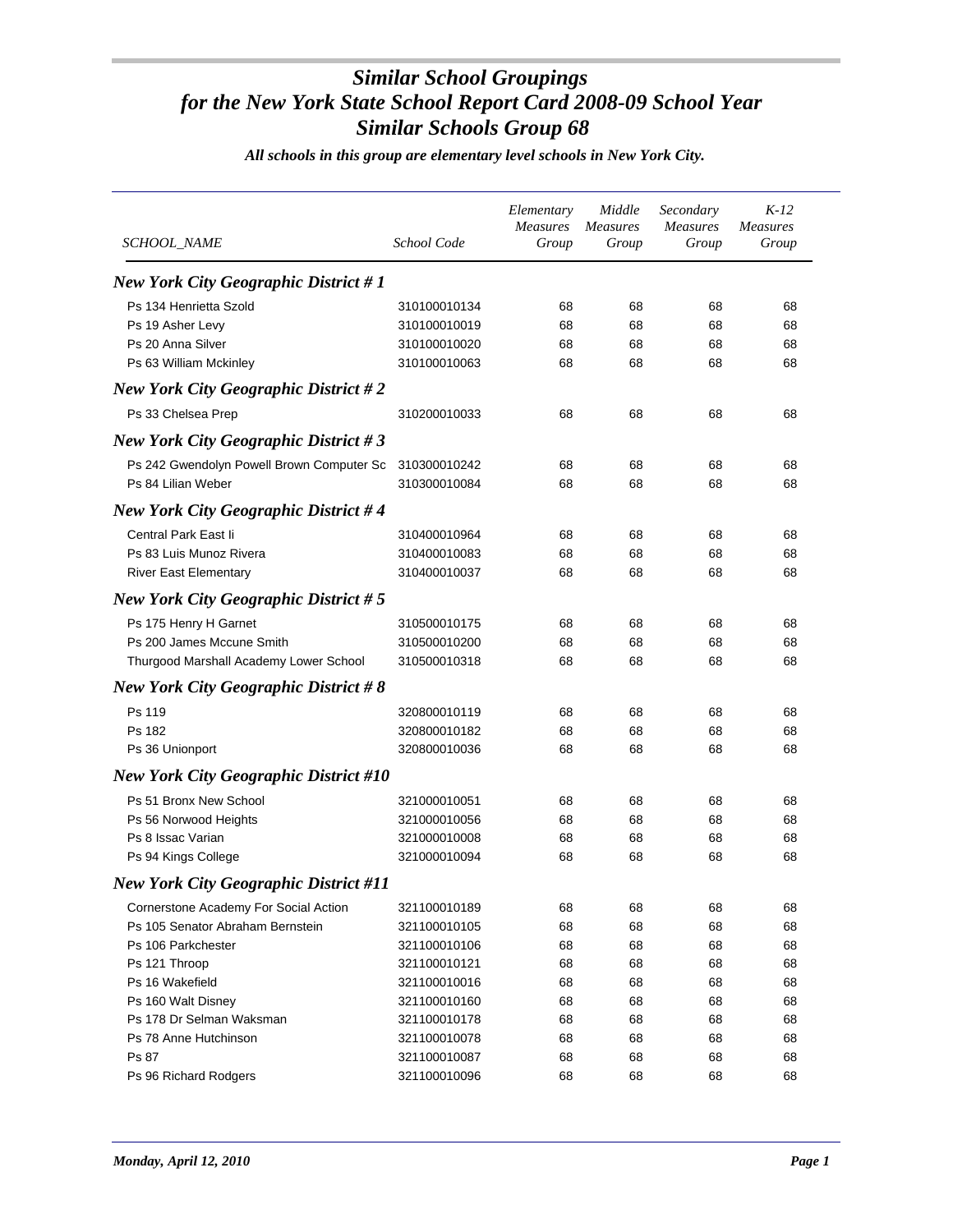# *Similar School Groupings for the New York State School Report Card 2008-09 School Year Similar Schools Group 68*

*All schools in this group are elementary level schools in New York City.*

| SCHOOL_NAME | School Code | Elementary Measures Group | Middle Measures Group | Secondary Measures Group | K-12 Measures Group |
|---|---|---|---|---|---|
| ***New York City Geographic District # 1*** | | | | | |
| Ps 134 Henrietta Szold | 310100010134 | 68 | 68 | 68 | 68 |
| Ps 19 Asher Levy | 310100010019 | 68 | 68 | 68 | 68 |
| Ps 20 Anna Silver | 310100010020 | 68 | 68 | 68 | 68 |
| Ps 63 William Mckinley | 310100010063 | 68 | 68 | 68 | 68 |
| ***New York City Geographic District # 2*** | | | | | |
| Ps 33 Chelsea Prep | 310200010033 | 68 | 68 | 68 | 68 |
| ***New York City Geographic District # 3*** | | | | | |
| Ps 242 Gwendolyn Powell Brown Computer Sc | 310300010242 | 68 | 68 | 68 | 68 |
| Ps 84 Lilian Weber | 310300010084 | 68 | 68 | 68 | 68 |
| ***New York City Geographic District # 4*** | | | | | |
| Central Park East Ii | 310400010964 | 68 | 68 | 68 | 68 |
| Ps 83 Luis Munoz Rivera | 310400010083 | 68 | 68 | 68 | 68 |
| River East Elementary | 310400010037 | 68 | 68 | 68 | 68 |
| ***New York City Geographic District # 5*** | | | | | |
| Ps 175 Henry H Garnet | 310500010175 | 68 | 68 | 68 | 68 |
| Ps 200 James Mccune Smith | 310500010200 | 68 | 68 | 68 | 68 |
| Thurgood Marshall Academy Lower School | 310500010318 | 68 | 68 | 68 | 68 |
| ***New York City Geographic District # 8*** | | | | | |
| Ps 119 | 320800010119 | 68 | 68 | 68 | 68 |
| Ps 182 | 320800010182 | 68 | 68 | 68 | 68 |
| Ps 36 Unionport | 320800010036 | 68 | 68 | 68 | 68 |
| ***New York City Geographic District #10*** | | | | | |
| Ps 51 Bronx New School | 321000010051 | 68 | 68 | 68 | 68 |
| Ps 56 Norwood Heights | 321000010056 | 68 | 68 | 68 | 68 |
| Ps 8 Issac Varian | 321000010008 | 68 | 68 | 68 | 68 |
| Ps 94 Kings College | 321000010094 | 68 | 68 | 68 | 68 |
| ***New York City Geographic District #11*** | | | | | |
| Cornerstone Academy For Social Action | 321100010189 | 68 | 68 | 68 | 68 |
| Ps 105 Senator Abraham Bernstein | 321100010105 | 68 | 68 | 68 | 68 |
| Ps 106 Parkchester | 321100010106 | 68 | 68 | 68 | 68 |
| Ps 121 Throop | 321100010121 | 68 | 68 | 68 | 68 |
| Ps 16 Wakefield | 321100010016 | 68 | 68 | 68 | 68 |
| Ps 160 Walt Disney | 321100010160 | 68 | 68 | 68 | 68 |
| Ps 178 Dr Selman Waksman | 321100010178 | 68 | 68 | 68 | 68 |
| Ps 78 Anne Hutchinson | 321100010078 | 68 | 68 | 68 | 68 |
| Ps 87 | 321100010087 | 68 | 68 | 68 | 68 |
| Ps 96 Richard Rodgers | 321100010096 | 68 | 68 | 68 | 68 |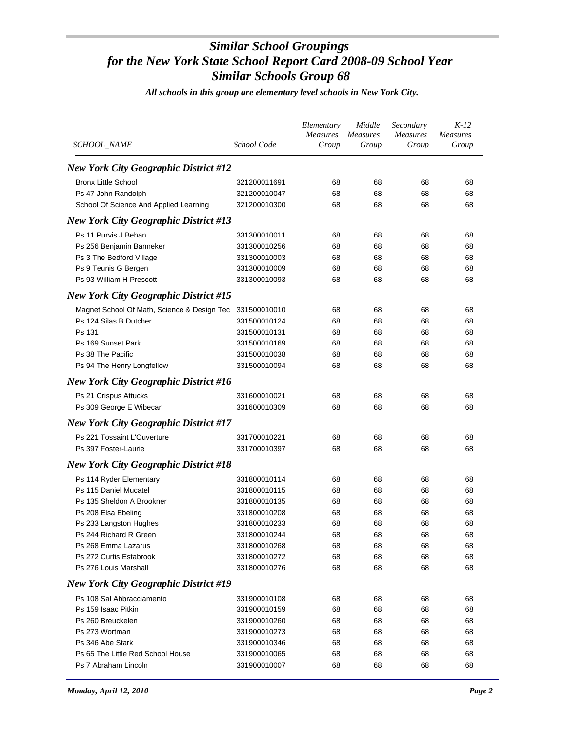# *Similar School Groupings for the New York State School Report Card 2008-09 School Year Similar Schools Group 68*

***All schools in this group are elementary level schools in New York City.***

| SCHOOL_NAME | School Code | Elementary Measures Group | Middle Measures Group | Secondary Measures Group | K-12 Measures Group |
|---|---|---|---|---|---|
| ***New York City Geographic District #12*** | | | | | |
| Bronx Little School | 321200011691 | 68 | 68 | 68 | 68 |
| Ps 47 John Randolph | 321200010047 | 68 | 68 | 68 | 68 |
| School Of Science And Applied Learning | 321200010300 | 68 | 68 | 68 | 68 |
| ***New York City Geographic District #13*** | | | | | |
| Ps 11 Purvis J Behan | 331300010011 | 68 | 68 | 68 | 68 |
| Ps 256 Benjamin Banneker | 331300010256 | 68 | 68 | 68 | 68 |
| Ps 3 The Bedford Village | 331300010003 | 68 | 68 | 68 | 68 |
| Ps 9 Teunis G Bergen | 331300010009 | 68 | 68 | 68 | 68 |
| Ps 93 William H Prescott | 331300010093 | 68 | 68 | 68 | 68 |
| ***New York City Geographic District #15*** | | | | | |
| Magnet School Of Math, Science & Design Tec | 331500010010 | 68 | 68 | 68 | 68 |
| Ps 124 Silas B Dutcher | 331500010124 | 68 | 68 | 68 | 68 |
| Ps 131 | 331500010131 | 68 | 68 | 68 | 68 |
| Ps 169 Sunset Park | 331500010169 | 68 | 68 | 68 | 68 |
| Ps 38 The Pacific | 331500010038 | 68 | 68 | 68 | 68 |
| Ps 94 The Henry Longfellow | 331500010094 | 68 | 68 | 68 | 68 |
| ***New York City Geographic District #16*** | | | | | |
| Ps 21 Crispus Attucks | 331600010021 | 68 | 68 | 68 | 68 |
| Ps 309 George E Wibecan | 331600010309 | 68 | 68 | 68 | 68 |
| ***New York City Geographic District #17*** | | | | | |
| Ps 221 Tossaint L'Ouverture | 331700010221 | 68 | 68 | 68 | 68 |
| Ps 397 Foster-Laurie | 331700010397 | 68 | 68 | 68 | 68 |
| ***New York City Geographic District #18*** | | | | | |
| Ps 114 Ryder Elementary | 331800010114 | 68 | 68 | 68 | 68 |
| Ps 115 Daniel Mucatel | 331800010115 | 68 | 68 | 68 | 68 |
| Ps 135 Sheldon A Brookner | 331800010135 | 68 | 68 | 68 | 68 |
| Ps 208 Elsa Ebeling | 331800010208 | 68 | 68 | 68 | 68 |
| Ps 233 Langston Hughes | 331800010233 | 68 | 68 | 68 | 68 |
| Ps 244 Richard R Green | 331800010244 | 68 | 68 | 68 | 68 |
| Ps 268 Emma Lazarus | 331800010268 | 68 | 68 | 68 | 68 |
| Ps 272 Curtis Estabrook | 331800010272 | 68 | 68 | 68 | 68 |
| Ps 276 Louis Marshall | 331800010276 | 68 | 68 | 68 | 68 |
| ***New York City Geographic District #19*** | | | | | |
| Ps 108 Sal Abbracciamento | 331900010108 | 68 | 68 | 68 | 68 |
| Ps 159 Isaac Pitkin | 331900010159 | 68 | 68 | 68 | 68 |
| Ps 260 Breuckelen | 331900010260 | 68 | 68 | 68 | 68 |
| Ps 273 Wortman | 331900010273 | 68 | 68 | 68 | 68 |
| Ps 346 Abe Stark | 331900010346 | 68 | 68 | 68 | 68 |
| Ps 65 The Little Red School House | 331900010065 | 68 | 68 | 68 | 68 |
| Ps 7 Abraham Lincoln | 331900010007 | 68 | 68 | 68 | 68 |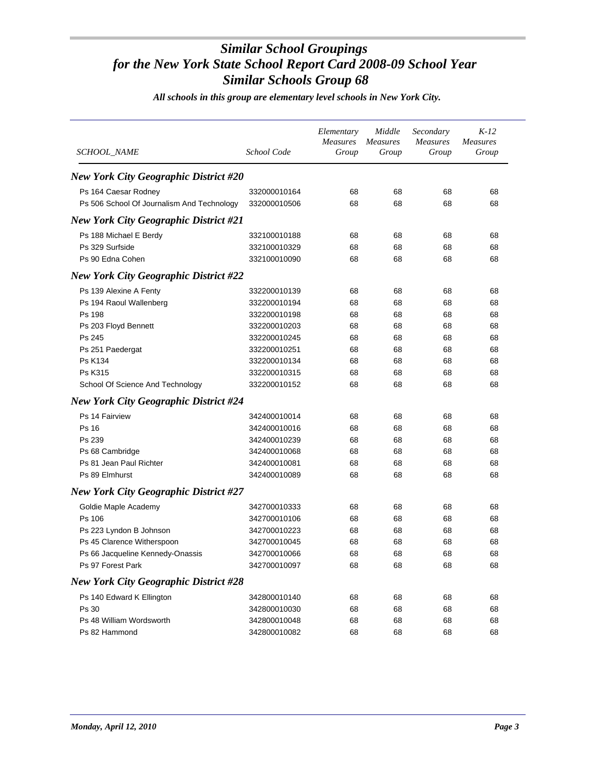# *Similar School Groupings for the New York State School Report Card 2008-09 School Year Similar Schools Group 68*

***All schools in this group are elementary level schools in New York City.***

| *SCHOOL_NAME* | *School Code* | *Elementary Measures Group* | *Middle Measures Group* | *Secondary Measures Group* | *K-12 Measures Group* |
|---|---|---|---|---|---|
| ***New York City Geographic District #20*** | | | | | |
| Ps 164 Caesar Rodney | 332000010164 | 68 | 68 | 68 | 68 |
| Ps 506 School Of Journalism And Technology | 332000010506 | 68 | 68 | 68 | 68 |
| ***New York City Geographic District #21*** | | | | | |
| Ps 188 Michael E Berdy | 332100010188 | 68 | 68 | 68 | 68 |
| Ps 329 Surfside | 332100010329 | 68 | 68 | 68 | 68 |
| Ps 90 Edna Cohen | 332100010090 | 68 | 68 | 68 | 68 |
| ***New York City Geographic District #22*** | | | | | |
| Ps 139 Alexine A Fenty | 332200010139 | 68 | 68 | 68 | 68 |
| Ps 194 Raoul Wallenberg | 332200010194 | 68 | 68 | 68 | 68 |
| Ps 198 | 332200010198 | 68 | 68 | 68 | 68 |
| Ps 203 Floyd Bennett | 332200010203 | 68 | 68 | 68 | 68 |
| Ps 245 | 332200010245 | 68 | 68 | 68 | 68 |
| Ps 251 Paedergat | 332200010251 | 68 | 68 | 68 | 68 |
| Ps K134 | 332200010134 | 68 | 68 | 68 | 68 |
| Ps K315 | 332200010315 | 68 | 68 | 68 | 68 |
| School Of Science And Technology | 332200010152 | 68 | 68 | 68 | 68 |
| ***New York City Geographic District #24*** | | | | | |
| Ps 14 Fairview | 342400010014 | 68 | 68 | 68 | 68 |
| Ps 16 | 342400010016 | 68 | 68 | 68 | 68 |
| Ps 239 | 342400010239 | 68 | 68 | 68 | 68 |
| Ps 68 Cambridge | 342400010068 | 68 | 68 | 68 | 68 |
| Ps 81 Jean Paul Richter | 342400010081 | 68 | 68 | 68 | 68 |
| Ps 89 Elmhurst | 342400010089 | 68 | 68 | 68 | 68 |
| ***New York City Geographic District #27*** | | | | | |
| Goldie Maple Academy | 342700010333 | 68 | 68 | 68 | 68 |
| Ps 106 | 342700010106 | 68 | 68 | 68 | 68 |
| Ps 223 Lyndon B Johnson | 342700010223 | 68 | 68 | 68 | 68 |
| Ps 45 Clarence Witherspoon | 342700010045 | 68 | 68 | 68 | 68 |
| Ps 66 Jacqueline Kennedy-Onassis | 342700010066 | 68 | 68 | 68 | 68 |
| Ps 97 Forest Park | 342700010097 | 68 | 68 | 68 | 68 |
| ***New York City Geographic District #28*** | | | | | |
| Ps 140 Edward K Ellington | 342800010140 | 68 | 68 | 68 | 68 |
| Ps 30 | 342800010030 | 68 | 68 | 68 | 68 |
| Ps 48 William Wordsworth | 342800010048 | 68 | 68 | 68 | 68 |
| Ps 82 Hammond | 342800010082 | 68 | 68 | 68 | 68 |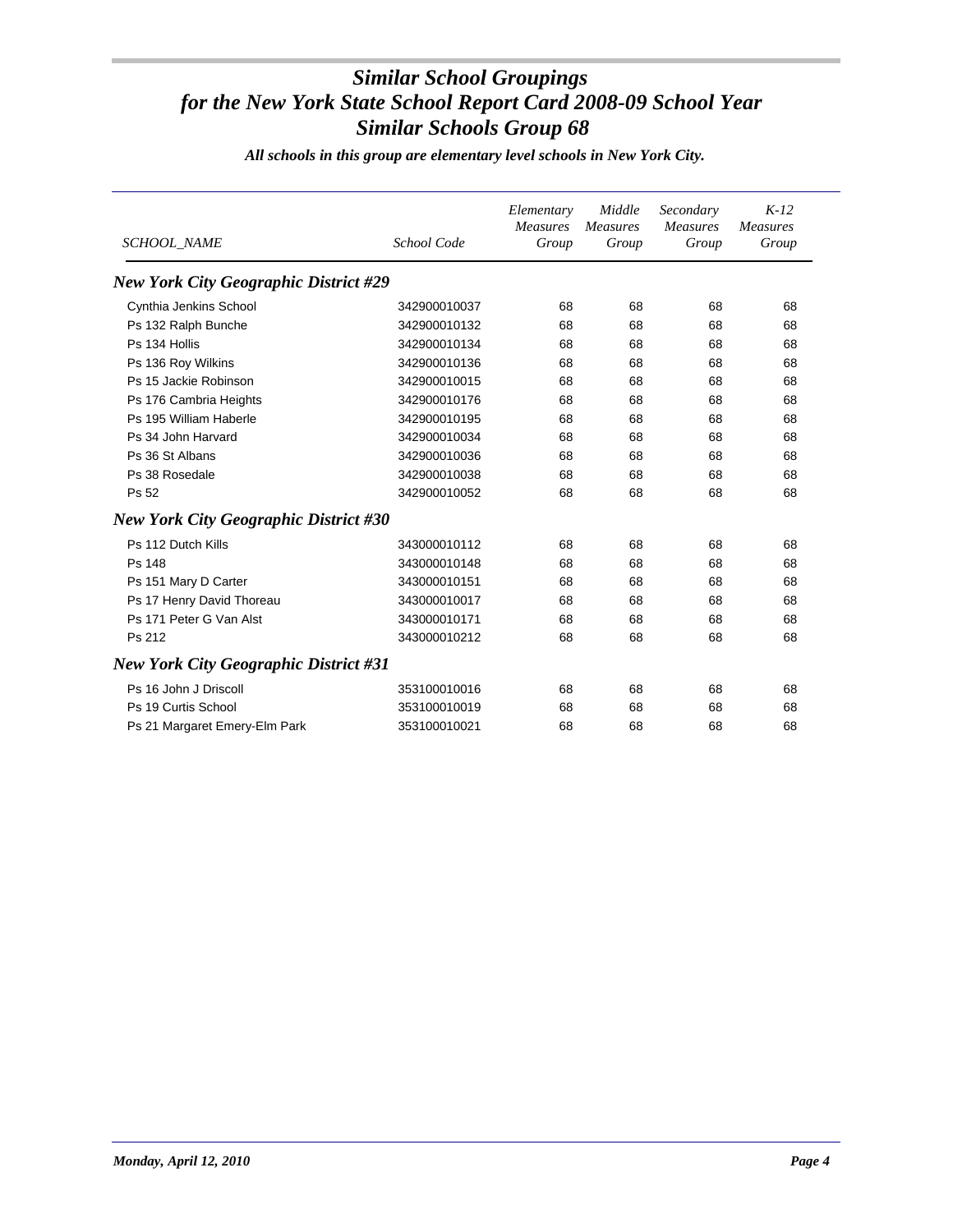# *Similar School Groupings*
# *for the New York State School Report Card 2008-09 School Year*
# *Similar Schools Group 68*

***All schools in this group are elementary level schools in New York City.***

| *SCHOOL_NAME* | *School Code* | *Elementary Measures Group* | *Middle Measures Group* | *Secondary Measures Group* | *K-12 Measures Group* |
|---|---|---|---|---|---|
| ***New York City Geographic District #29*** | | | | | |
| Cynthia Jenkins School | 342900010037 | 68 | 68 | 68 | 68 |
| Ps 132 Ralph Bunche | 342900010132 | 68 | 68 | 68 | 68 |
| Ps 134 Hollis | 342900010134 | 68 | 68 | 68 | 68 |
| Ps 136 Roy Wilkins | 342900010136 | 68 | 68 | 68 | 68 |
| Ps 15 Jackie Robinson | 342900010015 | 68 | 68 | 68 | 68 |
| Ps 176 Cambria Heights | 342900010176 | 68 | 68 | 68 | 68 |
| Ps 195 William Haberle | 342900010195 | 68 | 68 | 68 | 68 |
| Ps 34 John Harvard | 342900010034 | 68 | 68 | 68 | 68 |
| Ps 36 St Albans | 342900010036 | 68 | 68 | 68 | 68 |
| Ps 38 Rosedale | 342900010038 | 68 | 68 | 68 | 68 |
| Ps 52 | 342900010052 | 68 | 68 | 68 | 68 |
| ***New York City Geographic District #30*** | | | | | |
| Ps 112 Dutch Kills | 343000010112 | 68 | 68 | 68 | 68 |
| Ps 148 | 343000010148 | 68 | 68 | 68 | 68 |
| Ps 151 Mary D Carter | 343000010151 | 68 | 68 | 68 | 68 |
| Ps 17 Henry David Thoreau | 343000010017 | 68 | 68 | 68 | 68 |
| Ps 171 Peter G Van Alst | 343000010171 | 68 | 68 | 68 | 68 |
| Ps 212 | 343000010212 | 68 | 68 | 68 | 68 |
| ***New York City Geographic District #31*** | | | | | |
| Ps 16 John J Driscoll | 353100010016 | 68 | 68 | 68 | 68 |
| Ps 19 Curtis School | 353100010019 | 68 | 68 | 68 | 68 |
| Ps 21 Margaret Emery-Elm Park | 353100010021 | 68 | 68 | 68 | 68 |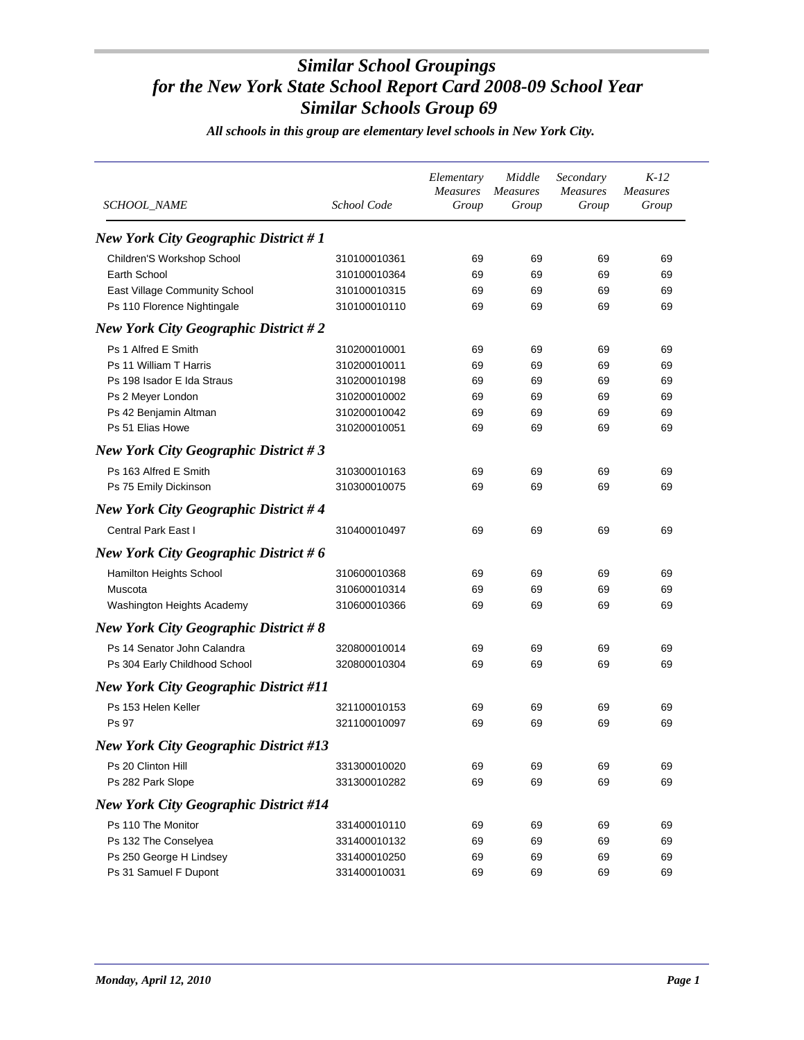# *Similar School Groupings for the New York State School Report Card 2008-09 School Year Similar Schools Group 69*

*All schools in this group are elementary level schools in New York City.*

| *SCHOOL_NAME* | *School Code* | *Elementary Measures Group* | *Middle Measures Group* | *Secondary Measures Group* | *K-12 Measures Group* |
|---|---|---|---|---|---|
| ***New York City Geographic District # 1*** | | | | | |
| Children'S Workshop School | 310100010361 | 69 | 69 | 69 | 69 |
| Earth School | 310100010364 | 69 | 69 | 69 | 69 |
| East Village Community School | 310100010315 | 69 | 69 | 69 | 69 |
| Ps 110 Florence Nightingale | 310100010110 | 69 | 69 | 69 | 69 |
| ***New York City Geographic District # 2*** | | | | | |
| Ps 1 Alfred E Smith | 310200010001 | 69 | 69 | 69 | 69 |
| Ps 11 William T Harris | 310200010011 | 69 | 69 | 69 | 69 |
| Ps 198 Isador E Ida Straus | 310200010198 | 69 | 69 | 69 | 69 |
| Ps 2 Meyer London | 310200010002 | 69 | 69 | 69 | 69 |
| Ps 42 Benjamin Altman | 310200010042 | 69 | 69 | 69 | 69 |
| Ps 51 Elias Howe | 310200010051 | 69 | 69 | 69 | 69 |
| ***New York City Geographic District # 3*** | | | | | |
| Ps 163 Alfred E Smith | 310300010163 | 69 | 69 | 69 | 69 |
| Ps 75 Emily Dickinson | 310300010075 | 69 | 69 | 69 | 69 |
| ***New York City Geographic District # 4*** | | | | | |
| Central Park East I | 310400010497 | 69 | 69 | 69 | 69 |
| ***New York City Geographic District # 6*** | | | | | |
| Hamilton Heights School | 310600010368 | 69 | 69 | 69 | 69 |
| Muscota | 310600010314 | 69 | 69 | 69 | 69 |
| Washington Heights Academy | 310600010366 | 69 | 69 | 69 | 69 |
| ***New York City Geographic District # 8*** | | | | | |
| Ps 14 Senator John Calandra | 320800010014 | 69 | 69 | 69 | 69 |
| Ps 304 Early Childhood School | 320800010304 | 69 | 69 | 69 | 69 |
| ***New York City Geographic District #11*** | | | | | |
| Ps 153 Helen Keller | 321100010153 | 69 | 69 | 69 | 69 |
| Ps 97 | 321100010097 | 69 | 69 | 69 | 69 |
| ***New York City Geographic District #13*** | | | | | |
| Ps 20 Clinton Hill | 331300010020 | 69 | 69 | 69 | 69 |
| Ps 282 Park Slope | 331300010282 | 69 | 69 | 69 | 69 |
| ***New York City Geographic District #14*** | | | | | |
| Ps 110 The Monitor | 331400010110 | 69 | 69 | 69 | 69 |
| Ps 132 The Conselyea | 331400010132 | 69 | 69 | 69 | 69 |
| Ps 250 George H Lindsey | 331400010250 | 69 | 69 | 69 | 69 |
| Ps 31 Samuel F Dupont | 331400010031 | 69 | 69 | 69 | 69 |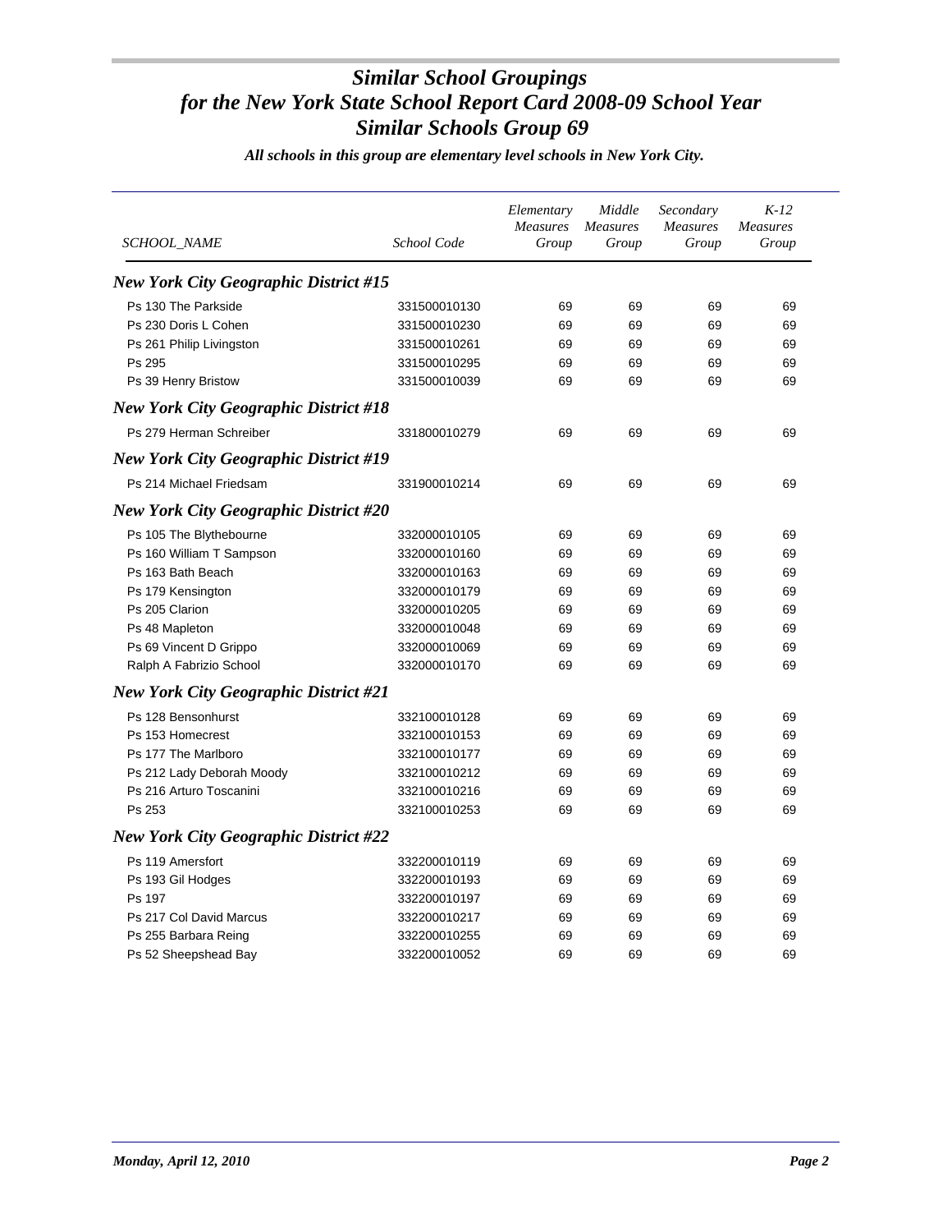# *Similar School Groupings for the New York State School Report Card 2008-09 School Year Similar Schools Group 69*

*All schools in this group are elementary level schools in New York City.*

| SCHOOL_NAME | School Code | Elementary Measures Group | Middle Measures Group | Secondary Measures Group | K-12 Measures Group |
|---|---|---|---|---|---|
| ***New York City Geographic District #15*** | | | | | |
| Ps 130 The Parkside | 331500010130 | 69 | 69 | 69 | 69 |
| Ps 230 Doris L Cohen | 331500010230 | 69 | 69 | 69 | 69 |
| Ps 261 Philip Livingston | 331500010261 | 69 | 69 | 69 | 69 |
| Ps 295 | 331500010295 | 69 | 69 | 69 | 69 |
| Ps 39 Henry Bristow | 331500010039 | 69 | 69 | 69 | 69 |
| ***New York City Geographic District #18*** | | | | | |
| Ps 279 Herman Schreiber | 331800010279 | 69 | 69 | 69 | 69 |
| ***New York City Geographic District #19*** | | | | | |
| Ps 214 Michael Friedsam | 331900010214 | 69 | 69 | 69 | 69 |
| ***New York City Geographic District #20*** | | | | | |
| Ps 105 The Blythebourne | 332000010105 | 69 | 69 | 69 | 69 |
| Ps 160 William T Sampson | 332000010160 | 69 | 69 | 69 | 69 |
| Ps 163 Bath Beach | 332000010163 | 69 | 69 | 69 | 69 |
| Ps 179 Kensington | 332000010179 | 69 | 69 | 69 | 69 |
| Ps 205 Clarion | 332000010205 | 69 | 69 | 69 | 69 |
| Ps 48 Mapleton | 332000010048 | 69 | 69 | 69 | 69 |
| Ps 69 Vincent D Grippo | 332000010069 | 69 | 69 | 69 | 69 |
| Ralph A Fabrizio School | 332000010170 | 69 | 69 | 69 | 69 |
| ***New York City Geographic District #21*** | | | | | |
| Ps 128 Bensonhurst | 332100010128 | 69 | 69 | 69 | 69 |
| Ps 153 Homecrest | 332100010153 | 69 | 69 | 69 | 69 |
| Ps 177 The Marlboro | 332100010177 | 69 | 69 | 69 | 69 |
| Ps 212 Lady Deborah Moody | 332100010212 | 69 | 69 | 69 | 69 |
| Ps 216 Arturo Toscanini | 332100010216 | 69 | 69 | 69 | 69 |
| Ps 253 | 332100010253 | 69 | 69 | 69 | 69 |
| ***New York City Geographic District #22*** | | | | | |
| Ps 119 Amersfort | 332200010119 | 69 | 69 | 69 | 69 |
| Ps 193 Gil Hodges | 332200010193 | 69 | 69 | 69 | 69 |
| Ps 197 | 332200010197 | 69 | 69 | 69 | 69 |
| Ps 217 Col David Marcus | 332200010217 | 69 | 69 | 69 | 69 |
| Ps 255 Barbara Reing | 332200010255 | 69 | 69 | 69 | 69 |
| Ps 52 Sheepshead Bay | 332200010052 | 69 | 69 | 69 | 69 |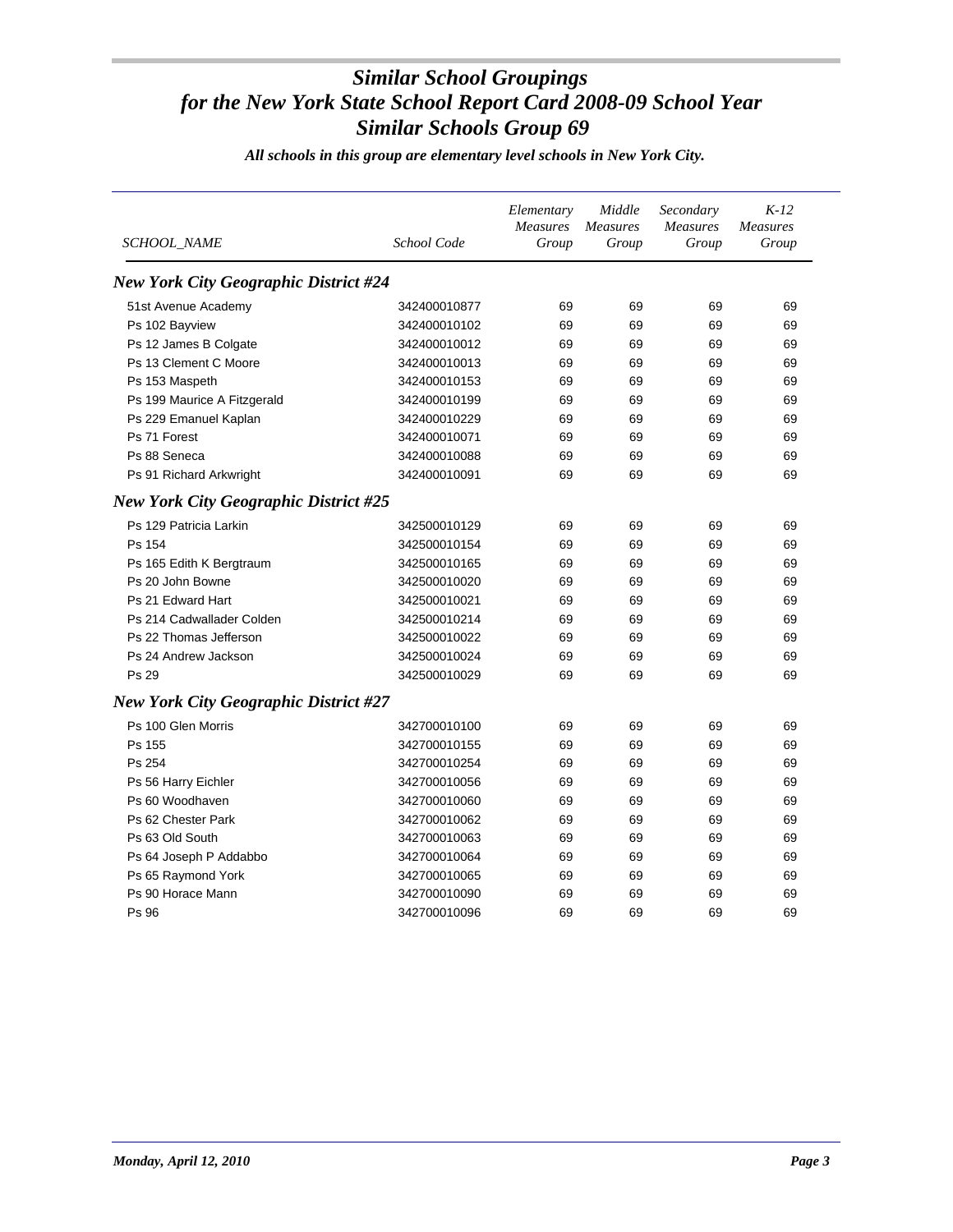# Similar School Groupings
# for the New York State School Report Card 2008-09 School Year
# Similar Schools Group 69

***All schools in this group are elementary level schools in New York City.***

| *SCHOOL_NAME* | *School Code* | *Elementary Measures Group* | *Middle Measures Group* | *Secondary Measures Group* | *K-12 Measures Group* |
|---|---|---|---|---|---|
| ***New York City Geographic District #24*** | | | | | |
| 51st Avenue Academy | 342400010877 | 69 | 69 | 69 | 69 |
| Ps 102 Bayview | 342400010102 | 69 | 69 | 69 | 69 |
| Ps 12 James B Colgate | 342400010012 | 69 | 69 | 69 | 69 |
| Ps 13 Clement C Moore | 342400010013 | 69 | 69 | 69 | 69 |
| Ps 153 Maspeth | 342400010153 | 69 | 69 | 69 | 69 |
| Ps 199 Maurice A Fitzgerald | 342400010199 | 69 | 69 | 69 | 69 |
| Ps 229 Emanuel Kaplan | 342400010229 | 69 | 69 | 69 | 69 |
| Ps 71 Forest | 342400010071 | 69 | 69 | 69 | 69 |
| Ps 88 Seneca | 342400010088 | 69 | 69 | 69 | 69 |
| Ps 91 Richard Arkwright | 342400010091 | 69 | 69 | 69 | 69 |
| ***New York City Geographic District #25*** | | | | | |
| Ps 129 Patricia Larkin | 342500010129 | 69 | 69 | 69 | 69 |
| Ps 154 | 342500010154 | 69 | 69 | 69 | 69 |
| Ps 165 Edith K Bergtraum | 342500010165 | 69 | 69 | 69 | 69 |
| Ps 20 John Bowne | 342500010020 | 69 | 69 | 69 | 69 |
| Ps 21 Edward Hart | 342500010021 | 69 | 69 | 69 | 69 |
| Ps 214 Cadwallader Colden | 342500010214 | 69 | 69 | 69 | 69 |
| Ps 22 Thomas Jefferson | 342500010022 | 69 | 69 | 69 | 69 |
| Ps 24 Andrew Jackson | 342500010024 | 69 | 69 | 69 | 69 |
| Ps 29 | 342500010029 | 69 | 69 | 69 | 69 |
| ***New York City Geographic District #27*** | | | | | |
| Ps 100 Glen Morris | 342700010100 | 69 | 69 | 69 | 69 |
| Ps 155 | 342700010155 | 69 | 69 | 69 | 69 |
| Ps 254 | 342700010254 | 69 | 69 | 69 | 69 |
| Ps 56 Harry Eichler | 342700010056 | 69 | 69 | 69 | 69 |
| Ps 60 Woodhaven | 342700010060 | 69 | 69 | 69 | 69 |
| Ps 62 Chester Park | 342700010062 | 69 | 69 | 69 | 69 |
| Ps 63 Old South | 342700010063 | 69 | 69 | 69 | 69 |
| Ps 64 Joseph P Addabbo | 342700010064 | 69 | 69 | 69 | 69 |
| Ps 65 Raymond York | 342700010065 | 69 | 69 | 69 | 69 |
| Ps 90 Horace Mann | 342700010090 | 69 | 69 | 69 | 69 |
| Ps 96 | 342700010096 | 69 | 69 | 69 | 69 |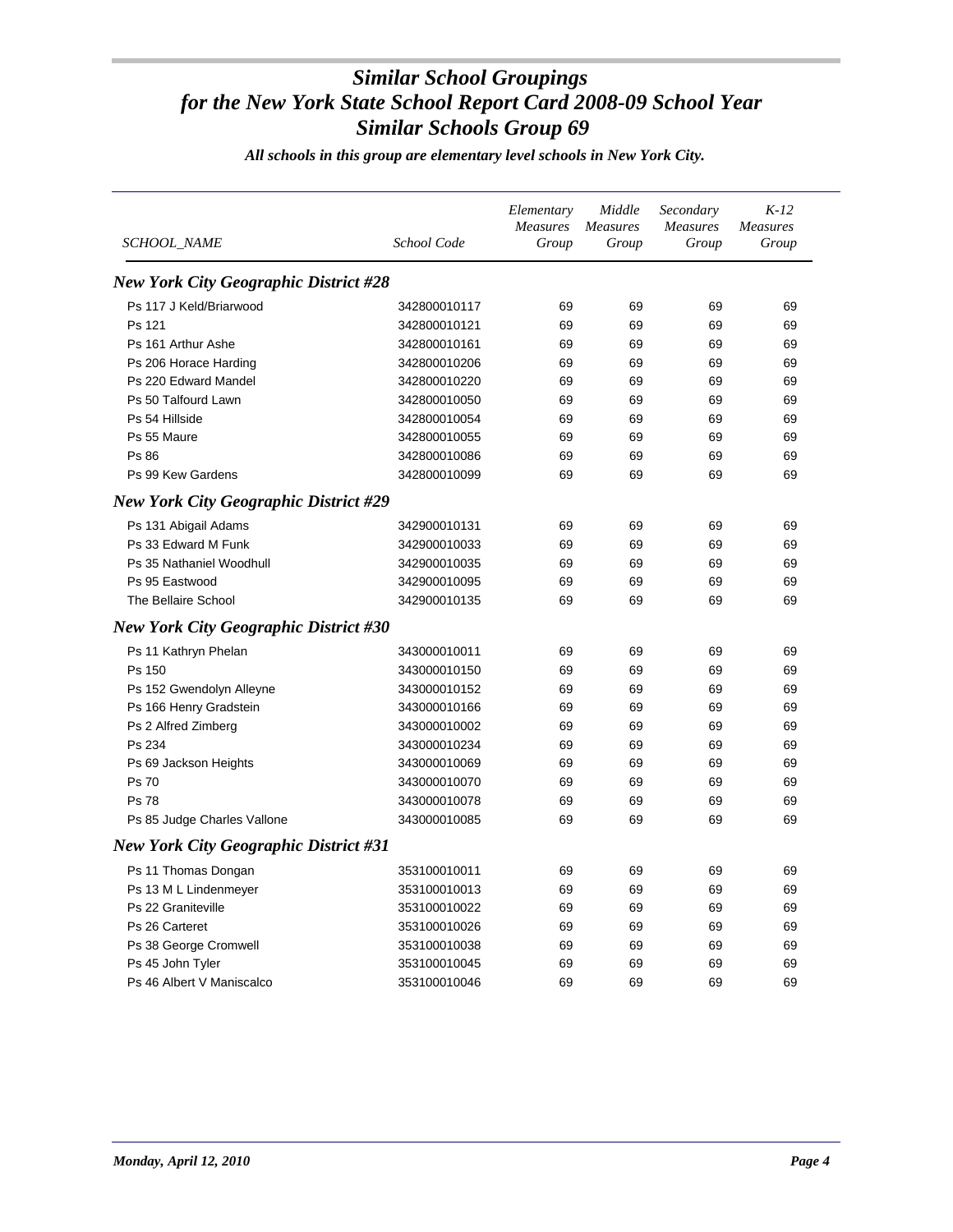# Similar School Groupings for the New York State School Report Card 2008-09 School Year Similar Schools Group 69

*All schools in this group are elementary level schools in New York City.*

| SCHOOL_NAME | School Code | Elementary Measures Group | Middle Measures Group | Secondary Measures Group | K-12 Measures Group |
|---|---|---|---|---|---|
| ***New York City Geographic District #28*** | | | | | |
| Ps 117 J Keld/Briarwood | 342800010117 | 69 | 69 | 69 | 69 |
| Ps 121 | 342800010121 | 69 | 69 | 69 | 69 |
| Ps 161 Arthur Ashe | 342800010161 | 69 | 69 | 69 | 69 |
| Ps 206 Horace Harding | 342800010206 | 69 | 69 | 69 | 69 |
| Ps 220 Edward Mandel | 342800010220 | 69 | 69 | 69 | 69 |
| Ps 50 Talfourd Lawn | 342800010050 | 69 | 69 | 69 | 69 |
| Ps 54 Hillside | 342800010054 | 69 | 69 | 69 | 69 |
| Ps 55 Maure | 342800010055 | 69 | 69 | 69 | 69 |
| Ps 86 | 342800010086 | 69 | 69 | 69 | 69 |
| Ps 99 Kew Gardens | 342800010099 | 69 | 69 | 69 | 69 |
| ***New York City Geographic District #29*** | | | | | |
| Ps 131 Abigail Adams | 342900010131 | 69 | 69 | 69 | 69 |
| Ps 33 Edward M Funk | 342900010033 | 69 | 69 | 69 | 69 |
| Ps 35 Nathaniel Woodhull | 342900010035 | 69 | 69 | 69 | 69 |
| Ps 95 Eastwood | 342900010095 | 69 | 69 | 69 | 69 |
| The Bellaire School | 342900010135 | 69 | 69 | 69 | 69 |
| ***New York City Geographic District #30*** | | | | | |
| Ps 11 Kathryn Phelan | 343000010011 | 69 | 69 | 69 | 69 |
| Ps 150 | 343000010150 | 69 | 69 | 69 | 69 |
| Ps 152 Gwendolyn Alleyne | 343000010152 | 69 | 69 | 69 | 69 |
| Ps 166 Henry Gradstein | 343000010166 | 69 | 69 | 69 | 69 |
| Ps 2 Alfred Zimberg | 343000010002 | 69 | 69 | 69 | 69 |
| Ps 234 | 343000010234 | 69 | 69 | 69 | 69 |
| Ps 69 Jackson Heights | 343000010069 | 69 | 69 | 69 | 69 |
| Ps 70 | 343000010070 | 69 | 69 | 69 | 69 |
| Ps 78 | 343000010078 | 69 | 69 | 69 | 69 |
| Ps 85 Judge Charles Vallone | 343000010085 | 69 | 69 | 69 | 69 |
| ***New York City Geographic District #31*** | | | | | |
| Ps 11 Thomas Dongan | 353100010011 | 69 | 69 | 69 | 69 |
| Ps 13 M L Lindenmeyer | 353100010013 | 69 | 69 | 69 | 69 |
| Ps 22 Graniteville | 353100010022 | 69 | 69 | 69 | 69 |
| Ps 26 Carteret | 353100010026 | 69 | 69 | 69 | 69 |
| Ps 38 George Cromwell | 353100010038 | 69 | 69 | 69 | 69 |
| Ps 45 John Tyler | 353100010045 | 69 | 69 | 69 | 69 |
| Ps 46 Albert V Maniscalco | 353100010046 | 69 | 69 | 69 | 69 |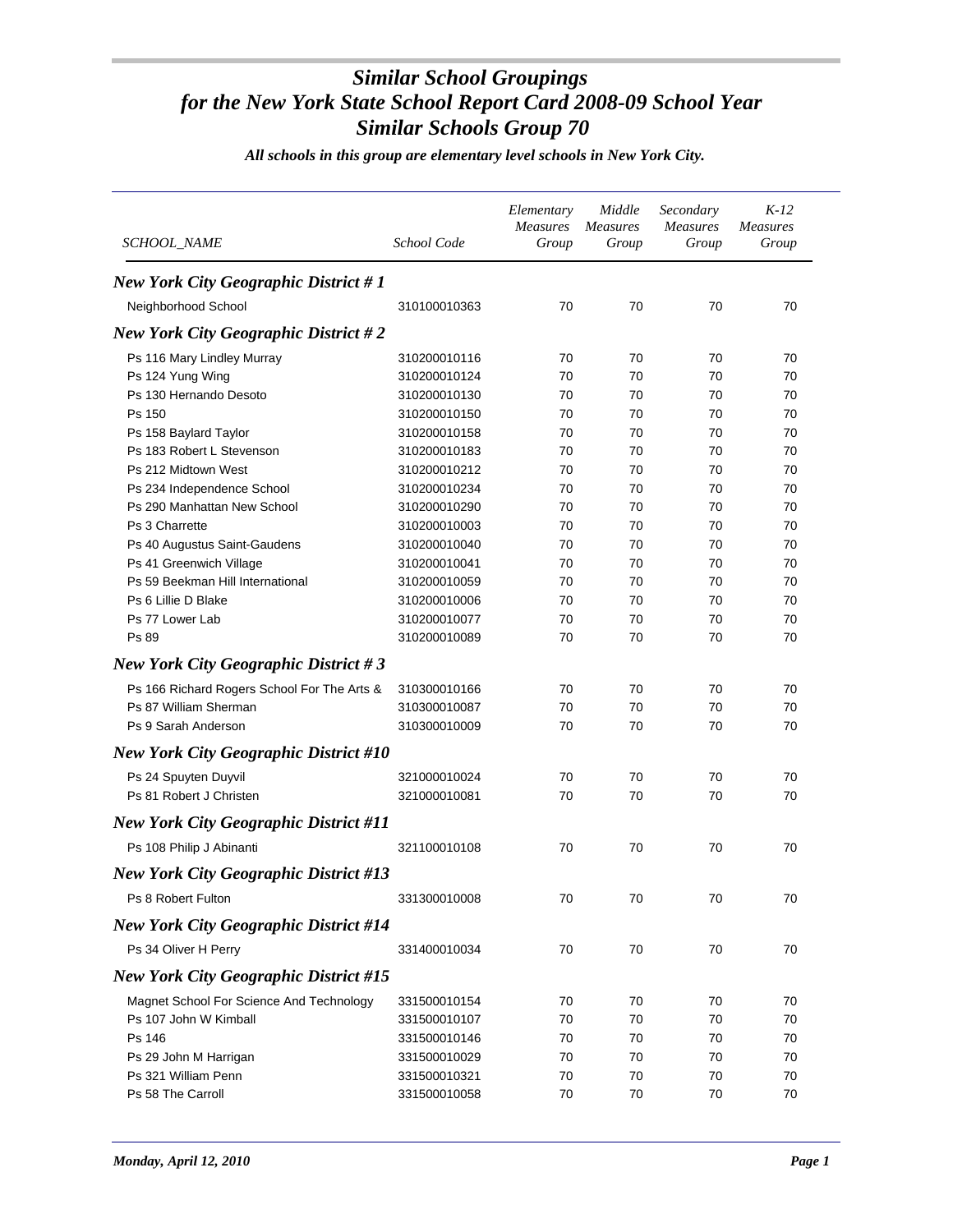# *Similar School Groupings for the New York State School Report Card 2008-09 School Year Similar Schools Group 70*

*All schools in this group are elementary level schools in New York City.*

| SCHOOL_NAME | School Code | Elementary Measures Group | Middle Measures Group | Secondary Measures Group | K-12 Measures Group |
|---|---|---|---|---|---|
| ***New York City Geographic District # 1*** | | | | | |
| Neighborhood School | 310100010363 | 70 | 70 | 70 | 70 |
| ***New York City Geographic District # 2*** | | | | | |
| Ps 116 Mary Lindley Murray | 310200010116 | 70 | 70 | 70 | 70 |
| Ps 124 Yung Wing | 310200010124 | 70 | 70 | 70 | 70 |
| Ps 130 Hernando Desoto | 310200010130 | 70 | 70 | 70 | 70 |
| Ps 150 | 310200010150 | 70 | 70 | 70 | 70 |
| Ps 158 Baylard Taylor | 310200010158 | 70 | 70 | 70 | 70 |
| Ps 183 Robert L Stevenson | 310200010183 | 70 | 70 | 70 | 70 |
| Ps 212 Midtown West | 310200010212 | 70 | 70 | 70 | 70 |
| Ps 234 Independence School | 310200010234 | 70 | 70 | 70 | 70 |
| Ps 290 Manhattan New School | 310200010290 | 70 | 70 | 70 | 70 |
| Ps 3 Charrette | 310200010003 | 70 | 70 | 70 | 70 |
| Ps 40 Augustus Saint-Gaudens | 310200010040 | 70 | 70 | 70 | 70 |
| Ps 41 Greenwich Village | 310200010041 | 70 | 70 | 70 | 70 |
| Ps 59 Beekman Hill International | 310200010059 | 70 | 70 | 70 | 70 |
| Ps 6 Lillie D Blake | 310200010006 | 70 | 70 | 70 | 70 |
| Ps 77 Lower Lab | 310200010077 | 70 | 70 | 70 | 70 |
| Ps 89 | 310200010089 | 70 | 70 | 70 | 70 |
| ***New York City Geographic District # 3*** | | | | | |
| Ps 166 Richard Rogers School For The Arts & | 310300010166 | 70 | 70 | 70 | 70 |
| Ps 87 William Sherman | 310300010087 | 70 | 70 | 70 | 70 |
| Ps 9 Sarah Anderson | 310300010009 | 70 | 70 | 70 | 70 |
| ***New York City Geographic District #10*** | | | | | |
| Ps 24 Spuyten Duyvil | 321000010024 | 70 | 70 | 70 | 70 |
| Ps 81 Robert J Christen | 321000010081 | 70 | 70 | 70 | 70 |
| ***New York City Geographic District #11*** | | | | | |
| Ps 108 Philip J Abinanti | 321100010108 | 70 | 70 | 70 | 70 |
| ***New York City Geographic District #13*** | | | | | |
| Ps 8 Robert Fulton | 331300010008 | 70 | 70 | 70 | 70 |
| ***New York City Geographic District #14*** | | | | | |
| Ps 34 Oliver H Perry | 331400010034 | 70 | 70 | 70 | 70 |
| ***New York City Geographic District #15*** | | | | | |
| Magnet School For Science And Technology | 331500010154 | 70 | 70 | 70 | 70 |
| Ps 107 John W Kimball | 331500010107 | 70 | 70 | 70 | 70 |
| Ps 146 | 331500010146 | 70 | 70 | 70 | 70 |
| Ps 29 John M Harrigan | 331500010029 | 70 | 70 | 70 | 70 |
| Ps 321 William Penn | 331500010321 | 70 | 70 | 70 | 70 |
| Ps 58 The Carroll | 331500010058 | 70 | 70 | 70 | 70 |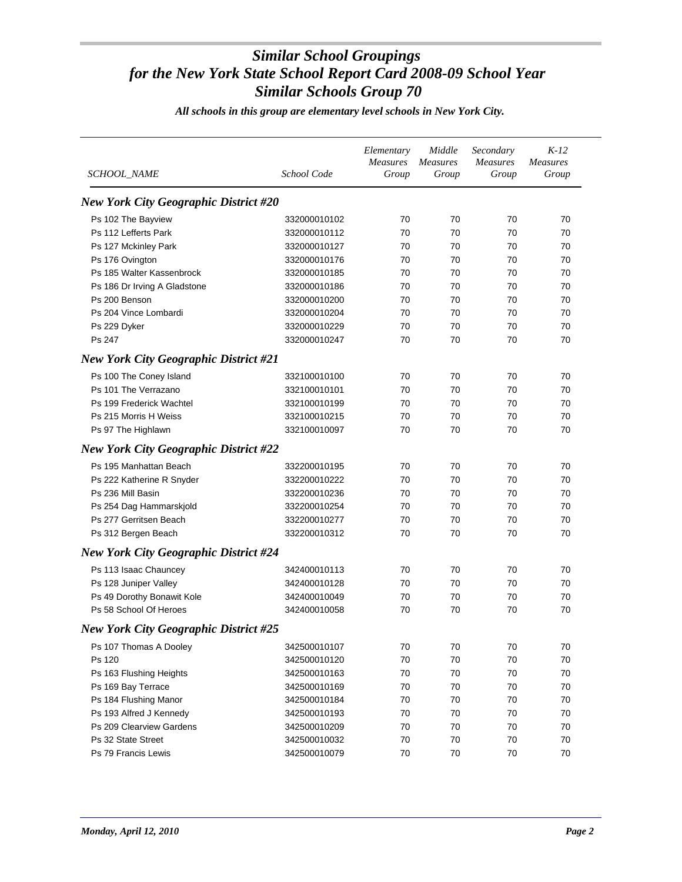# *Similar School Groupings for the New York State School Report Card 2008-09 School Year Similar Schools Group 70*

***All schools in this group are elementary level schools in New York City.***

| SCHOOL_NAME | School Code | Elementary Measures Group | Middle Measures Group | Secondary Measures Group | K-12 Measures Group |
|---|---|---|---|---|---|
| ***New York City Geographic District #20*** | | | | | |
| Ps 102 The Bayview | 332000010102 | 70 | 70 | 70 | 70 |
| Ps 112 Lefferts Park | 332000010112 | 70 | 70 | 70 | 70 |
| Ps 127 Mckinley Park | 332000010127 | 70 | 70 | 70 | 70 |
| Ps 176 Ovington | 332000010176 | 70 | 70 | 70 | 70 |
| Ps 185 Walter Kassenbrock | 332000010185 | 70 | 70 | 70 | 70 |
| Ps 186 Dr Irving A Gladstone | 332000010186 | 70 | 70 | 70 | 70 |
| Ps 200 Benson | 332000010200 | 70 | 70 | 70 | 70 |
| Ps 204 Vince Lombardi | 332000010204 | 70 | 70 | 70 | 70 |
| Ps 229 Dyker | 332000010229 | 70 | 70 | 70 | 70 |
| Ps 247 | 332000010247 | 70 | 70 | 70 | 70 |
| ***New York City Geographic District #21*** | | | | | |
| Ps 100 The Coney Island | 332100010100 | 70 | 70 | 70 | 70 |
| Ps 101 The Verrazano | 332100010101 | 70 | 70 | 70 | 70 |
| Ps 199 Frederick Wachtel | 332100010199 | 70 | 70 | 70 | 70 |
| Ps 215 Morris H Weiss | 332100010215 | 70 | 70 | 70 | 70 |
| Ps 97 The Highlawn | 332100010097 | 70 | 70 | 70 | 70 |
| ***New York City Geographic District #22*** | | | | | |
| Ps 195 Manhattan Beach | 332200010195 | 70 | 70 | 70 | 70 |
| Ps 222 Katherine R Snyder | 332200010222 | 70 | 70 | 70 | 70 |
| Ps 236 Mill Basin | 332200010236 | 70 | 70 | 70 | 70 |
| Ps 254 Dag Hammarskjold | 332200010254 | 70 | 70 | 70 | 70 |
| Ps 277 Gerritsen Beach | 332200010277 | 70 | 70 | 70 | 70 |
| Ps 312 Bergen Beach | 332200010312 | 70 | 70 | 70 | 70 |
| ***New York City Geographic District #24*** | | | | | |
| Ps 113 Isaac Chauncey | 342400010113 | 70 | 70 | 70 | 70 |
| Ps 128 Juniper Valley | 342400010128 | 70 | 70 | 70 | 70 |
| Ps 49 Dorothy Bonawit Kole | 342400010049 | 70 | 70 | 70 | 70 |
| Ps 58 School Of Heroes | 342400010058 | 70 | 70 | 70 | 70 |
| ***New York City Geographic District #25*** | | | | | |
| Ps 107 Thomas A Dooley | 342500010107 | 70 | 70 | 70 | 70 |
| Ps 120 | 342500010120 | 70 | 70 | 70 | 70 |
| Ps 163 Flushing Heights | 342500010163 | 70 | 70 | 70 | 70 |
| Ps 169 Bay Terrace | 342500010169 | 70 | 70 | 70 | 70 |
| Ps 184 Flushing Manor | 342500010184 | 70 | 70 | 70 | 70 |
| Ps 193 Alfred J Kennedy | 342500010193 | 70 | 70 | 70 | 70 |
| Ps 209 Clearview Gardens | 342500010209 | 70 | 70 | 70 | 70 |
| Ps 32 State Street | 342500010032 | 70 | 70 | 70 | 70 |
| Ps 79 Francis Lewis | 342500010079 | 70 | 70 | 70 | 70 |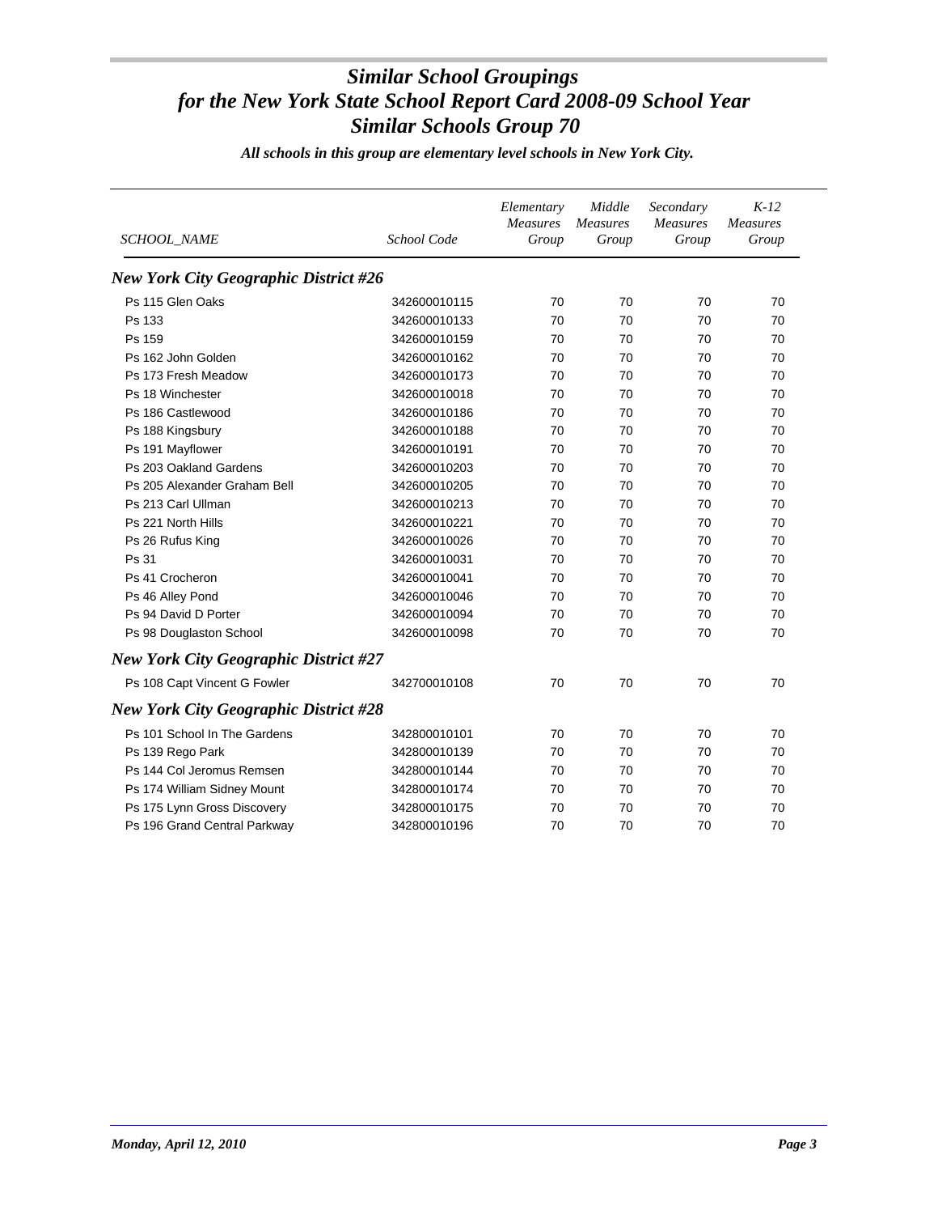# *Similar School Groupings for the New York State School Report Card 2008-09 School Year Similar Schools Group 70*

***All schools in this group are elementary level schools in New York City.***

| *SCHOOL_NAME* | *School Code* | *Elementary Measures Group* | *Middle Measures Group* | *Secondary Measures Group* | *K-12 Measures Group* |
|---|---|---|---|---|---|
| ***New York City Geographic District #26*** | | | | | |
| Ps 115 Glen Oaks | 342600010115 | 70 | 70 | 70 | 70 |
| Ps 133 | 342600010133 | 70 | 70 | 70 | 70 |
| Ps 159 | 342600010159 | 70 | 70 | 70 | 70 |
| Ps 162 John Golden | 342600010162 | 70 | 70 | 70 | 70 |
| Ps 173 Fresh Meadow | 342600010173 | 70 | 70 | 70 | 70 |
| Ps 18 Winchester | 342600010018 | 70 | 70 | 70 | 70 |
| Ps 186 Castlewood | 342600010186 | 70 | 70 | 70 | 70 |
| Ps 188 Kingsbury | 342600010188 | 70 | 70 | 70 | 70 |
| Ps 191 Mayflower | 342600010191 | 70 | 70 | 70 | 70 |
| Ps 203 Oakland Gardens | 342600010203 | 70 | 70 | 70 | 70 |
| Ps 205 Alexander Graham Bell | 342600010205 | 70 | 70 | 70 | 70 |
| Ps 213 Carl Ullman | 342600010213 | 70 | 70 | 70 | 70 |
| Ps 221 North Hills | 342600010221 | 70 | 70 | 70 | 70 |
| Ps 26 Rufus King | 342600010026 | 70 | 70 | 70 | 70 |
| Ps 31 | 342600010031 | 70 | 70 | 70 | 70 |
| Ps 41 Crocheron | 342600010041 | 70 | 70 | 70 | 70 |
| Ps 46 Alley Pond | 342600010046 | 70 | 70 | 70 | 70 |
| Ps 94 David D Porter | 342600010094 | 70 | 70 | 70 | 70 |
| Ps 98 Douglaston School | 342600010098 | 70 | 70 | 70 | 70 |
| ***New York City Geographic District #27*** | | | | | |
| Ps 108 Capt Vincent G Fowler | 342700010108 | 70 | 70 | 70 | 70 |
| ***New York City Geographic District #28*** | | | | | |
| Ps 101 School In The Gardens | 342800010101 | 70 | 70 | 70 | 70 |
| Ps 139 Rego Park | 342800010139 | 70 | 70 | 70 | 70 |
| Ps 144 Col Jeromus Remsen | 342800010144 | 70 | 70 | 70 | 70 |
| Ps 174 William Sidney Mount | 342800010174 | 70 | 70 | 70 | 70 |
| Ps 175 Lynn Gross Discovery | 342800010175 | 70 | 70 | 70 | 70 |
| Ps 196 Grand Central Parkway | 342800010196 | 70 | 70 | 70 | 70 |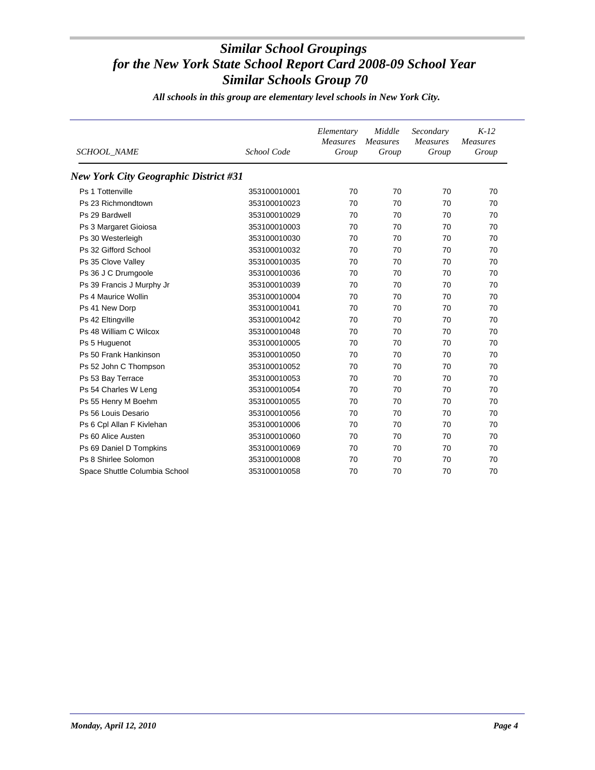# *Similar School Groupings for the New York State School Report Card 2008-09 School Year Similar Schools Group 70*

***All schools in this group are elementary level schools in New York City.***

| *SCHOOL_NAME* | *School Code* | *Elementary Measures Group* | *Middle Measures Group* | *Secondary Measures Group* | *K-12 Measures Group* |
|---|---|---|---|---|---|
| ***New York City Geographic District #31*** | | | | | |
| Ps 1 Tottenville | 353100010001 | 70 | 70 | 70 | 70 |
| Ps 23 Richmondtown | 353100010023 | 70 | 70 | 70 | 70 |
| Ps 29 Bardwell | 353100010029 | 70 | 70 | 70 | 70 |
| Ps 3 Margaret Gioiosa | 353100010003 | 70 | 70 | 70 | 70 |
| Ps 30 Westerleigh | 353100010030 | 70 | 70 | 70 | 70 |
| Ps 32 Gifford School | 353100010032 | 70 | 70 | 70 | 70 |
| Ps 35 Clove Valley | 353100010035 | 70 | 70 | 70 | 70 |
| Ps 36 J C Drumgoole | 353100010036 | 70 | 70 | 70 | 70 |
| Ps 39 Francis J Murphy Jr | 353100010039 | 70 | 70 | 70 | 70 |
| Ps 4 Maurice Wollin | 353100010004 | 70 | 70 | 70 | 70 |
| Ps 41 New Dorp | 353100010041 | 70 | 70 | 70 | 70 |
| Ps 42 Eltingville | 353100010042 | 70 | 70 | 70 | 70 |
| Ps 48 William C Wilcox | 353100010048 | 70 | 70 | 70 | 70 |
| Ps 5 Huguenot | 353100010005 | 70 | 70 | 70 | 70 |
| Ps 50 Frank Hankinson | 353100010050 | 70 | 70 | 70 | 70 |
| Ps 52 John C Thompson | 353100010052 | 70 | 70 | 70 | 70 |
| Ps 53 Bay Terrace | 353100010053 | 70 | 70 | 70 | 70 |
| Ps 54 Charles W Leng | 353100010054 | 70 | 70 | 70 | 70 |
| Ps 55 Henry M Boehm | 353100010055 | 70 | 70 | 70 | 70 |
| Ps 56 Louis Desario | 353100010056 | 70 | 70 | 70 | 70 |
| Ps 6 Cpl Allan F Kivlehan | 353100010006 | 70 | 70 | 70 | 70 |
| Ps 60 Alice Austen | 353100010060 | 70 | 70 | 70 | 70 |
| Ps 69 Daniel D Tompkins | 353100010069 | 70 | 70 | 70 | 70 |
| Ps 8 Shirlee Solomon | 353100010008 | 70 | 70 | 70 | 70 |
| Space Shuttle Columbia School | 353100010058 | 70 | 70 | 70 | 70 |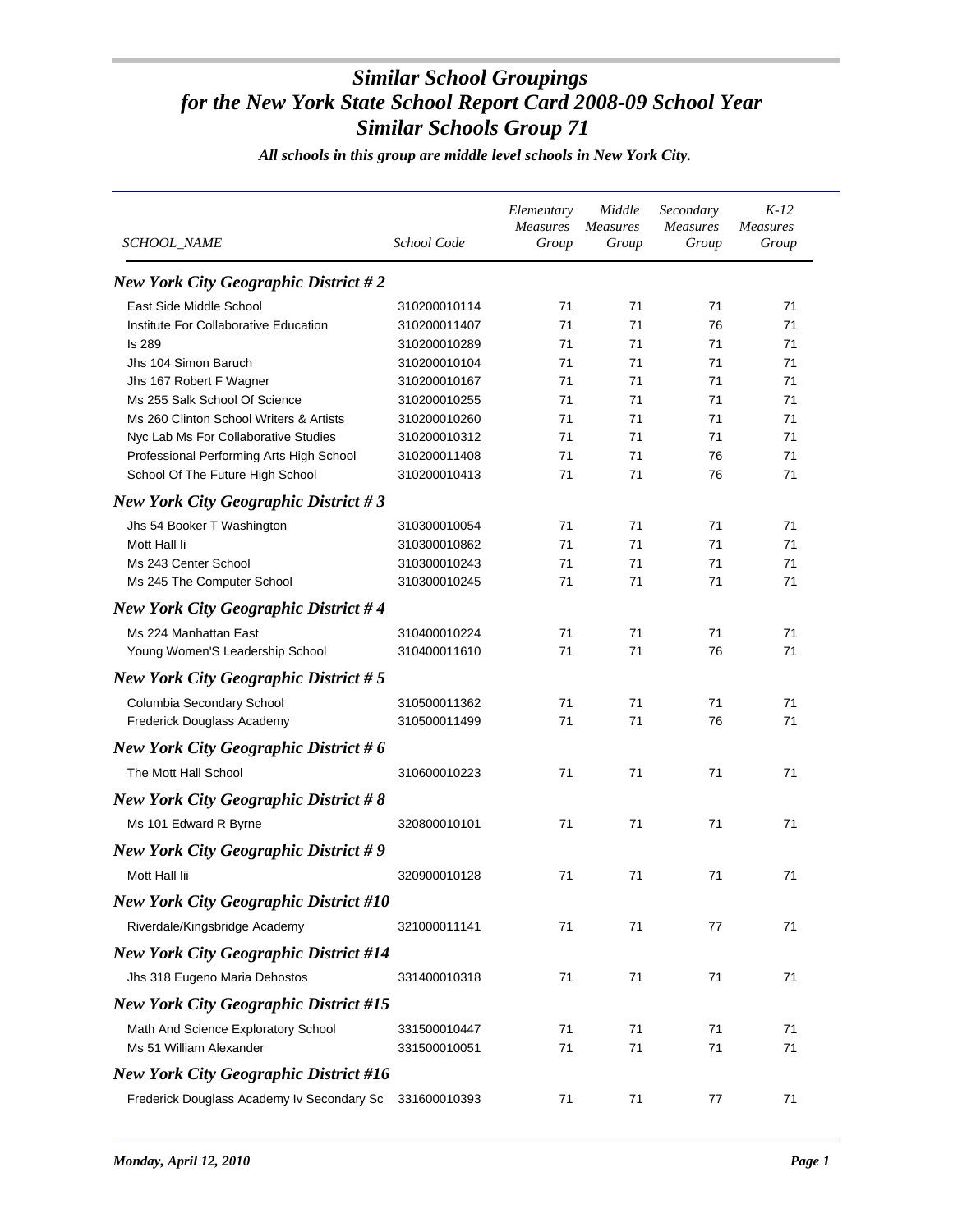# *Similar School Groupings for the New York State School Report Card 2008-09 School Year Similar Schools Group 71*

***All schools in this group are middle level schools in New York City.***

| SCHOOL_NAME | School Code | Elementary Measures Group | Middle Measures Group | Secondary Measures Group | K-12 Measures Group |
|---|---|---|---|---|---|
| ***New York City Geographic District # 2*** | | | | | |
| East Side Middle School | 310200010114 | 71 | 71 | 71 | 71 |
| Institute For Collaborative Education | 310200011407 | 71 | 71 | 76 | 71 |
| Is 289 | 310200010289 | 71 | 71 | 71 | 71 |
| Jhs 104 Simon Baruch | 310200010104 | 71 | 71 | 71 | 71 |
| Jhs 167 Robert F Wagner | 310200010167 | 71 | 71 | 71 | 71 |
| Ms 255 Salk School Of Science | 310200010255 | 71 | 71 | 71 | 71 |
| Ms 260 Clinton School Writers & Artists | 310200010260 | 71 | 71 | 71 | 71 |
| Nyc Lab Ms For Collaborative Studies | 310200010312 | 71 | 71 | 71 | 71 |
| Professional Performing Arts High School | 310200011408 | 71 | 71 | 76 | 71 |
| School Of The Future High School | 310200010413 | 71 | 71 | 76 | 71 |
| ***New York City Geographic District # 3*** | | | | | |
| Jhs 54 Booker T Washington | 310300010054 | 71 | 71 | 71 | 71 |
| Mott Hall Ii | 310300010862 | 71 | 71 | 71 | 71 |
| Ms 243 Center School | 310300010243 | 71 | 71 | 71 | 71 |
| Ms 245 The Computer School | 310300010245 | 71 | 71 | 71 | 71 |
| ***New York City Geographic District # 4*** | | | | | |
| Ms 224 Manhattan East | 310400010224 | 71 | 71 | 71 | 71 |
| Young Women'S Leadership School | 310400011610 | 71 | 71 | 76 | 71 |
| ***New York City Geographic District # 5*** | | | | | |
| Columbia Secondary School | 310500011362 | 71 | 71 | 71 | 71 |
| Frederick Douglass Academy | 310500011499 | 71 | 71 | 76 | 71 |
| ***New York City Geographic District # 6*** | | | | | |
| The Mott Hall School | 310600010223 | 71 | 71 | 71 | 71 |
| ***New York City Geographic District # 8*** | | | | | |
| Ms 101 Edward R Byrne | 320800010101 | 71 | 71 | 71 | 71 |
| ***New York City Geographic District # 9*** | | | | | |
| Mott Hall Iii | 320900010128 | 71 | 71 | 71 | 71 |
| ***New York City Geographic District #10*** | | | | | |
| Riverdale/Kingsbridge Academy | 321000011141 | 71 | 71 | 77 | 71 |
| ***New York City Geographic District #14*** | | | | | |
| Jhs 318 Eugeno Maria Dehostos | 331400010318 | 71 | 71 | 71 | 71 |
| ***New York City Geographic District #15*** | | | | | |
| Math And Science Exploratory School | 331500010447 | 71 | 71 | 71 | 71 |
| Ms 51 William Alexander | 331500010051 | 71 | 71 | 71 | 71 |
| ***New York City Geographic District #16*** | | | | | |
| Frederick Douglass Academy Iv Secondary Sc | 331600010393 | 71 | 71 | 77 | 71 |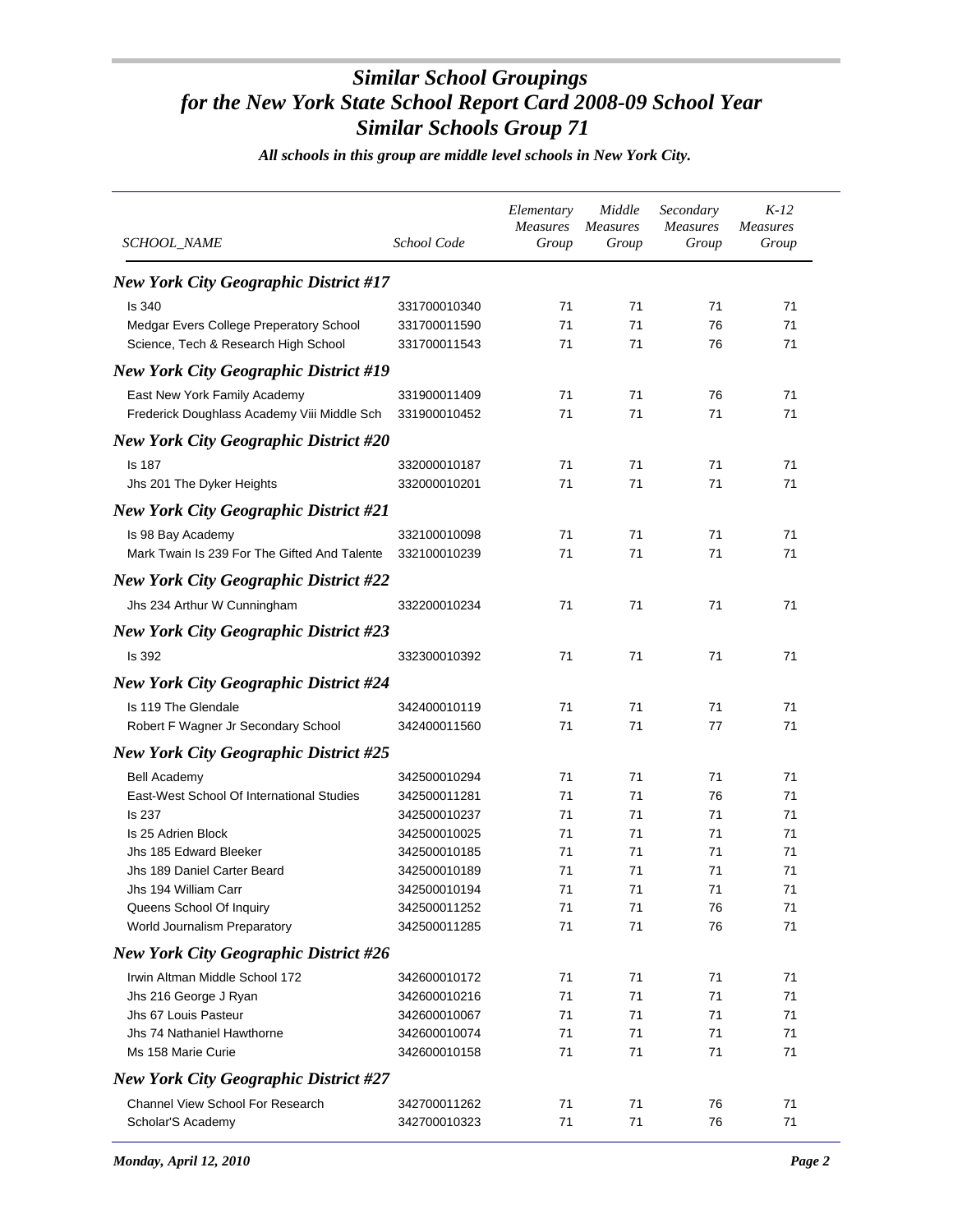# *Similar School Groupings for the New York State School Report Card 2008-09 School Year Similar Schools Group 71*

***All schools in this group are middle level schools in New York City.***

| *SCHOOL_NAME* | *School Code* | *Elementary Measures Group* | *Middle Measures Group* | *Secondary Measures Group* | *K-12 Measures Group* |
|---|---|---|---|---|---|
| ***New York City Geographic District #17*** | | | | | |
| Is 340 | 331700010340 | 71 | 71 | 71 | 71 |
| Medgar Evers College Preperatory School | 331700011590 | 71 | 71 | 76 | 71 |
| Science, Tech & Research High School | 331700011543 | 71 | 71 | 76 | 71 |
| ***New York City Geographic District #19*** | | | | | |
| East New York Family Academy | 331900011409 | 71 | 71 | 76 | 71 |
| Frederick Doughlass Academy Viii Middle Sch | 331900010452 | 71 | 71 | 71 | 71 |
| ***New York City Geographic District #20*** | | | | | |
| Is 187 | 332000010187 | 71 | 71 | 71 | 71 |
| Jhs 201 The Dyker Heights | 332000010201 | 71 | 71 | 71 | 71 |
| ***New York City Geographic District #21*** | | | | | |
| Is 98 Bay Academy | 332100010098 | 71 | 71 | 71 | 71 |
| Mark Twain Is 239 For The Gifted And Talente | 332100010239 | 71 | 71 | 71 | 71 |
| ***New York City Geographic District #22*** | | | | | |
| Jhs 234 Arthur W Cunningham | 332200010234 | 71 | 71 | 71 | 71 |
| ***New York City Geographic District #23*** | | | | | |
| Is 392 | 332300010392 | 71 | 71 | 71 | 71 |
| ***New York City Geographic District #24*** | | | | | |
| Is 119 The Glendale | 342400010119 | 71 | 71 | 71 | 71 |
| Robert F Wagner Jr Secondary School | 342400011560 | 71 | 71 | 77 | 71 |
| ***New York City Geographic District #25*** | | | | | |
| Bell Academy | 342500010294 | 71 | 71 | 71 | 71 |
| East-West School Of International Studies | 342500011281 | 71 | 71 | 76 | 71 |
| Is 237 | 342500010237 | 71 | 71 | 71 | 71 |
| Is 25 Adrien Block | 342500010025 | 71 | 71 | 71 | 71 |
| Jhs 185 Edward Bleeker | 342500010185 | 71 | 71 | 71 | 71 |
| Jhs 189 Daniel Carter Beard | 342500010189 | 71 | 71 | 71 | 71 |
| Jhs 194 William Carr | 342500010194 | 71 | 71 | 71 | 71 |
| Queens School Of Inquiry | 342500011252 | 71 | 71 | 76 | 71 |
| World Journalism Preparatory | 342500011285 | 71 | 71 | 76 | 71 |
| ***New York City Geographic District #26*** | | | | | |
| Irwin Altman Middle School 172 | 342600010172 | 71 | 71 | 71 | 71 |
| Jhs 216 George J Ryan | 342600010216 | 71 | 71 | 71 | 71 |
| Jhs 67 Louis Pasteur | 342600010067 | 71 | 71 | 71 | 71 |
| Jhs 74 Nathaniel Hawthorne | 342600010074 | 71 | 71 | 71 | 71 |
| Ms 158 Marie Curie | 342600010158 | 71 | 71 | 71 | 71 |
| ***New York City Geographic District #27*** | | | | | |
| Channel View School For Research | 342700011262 | 71 | 71 | 76 | 71 |
| Scholar'S Academy | 342700010323 | 71 | 71 | 76 | 71 |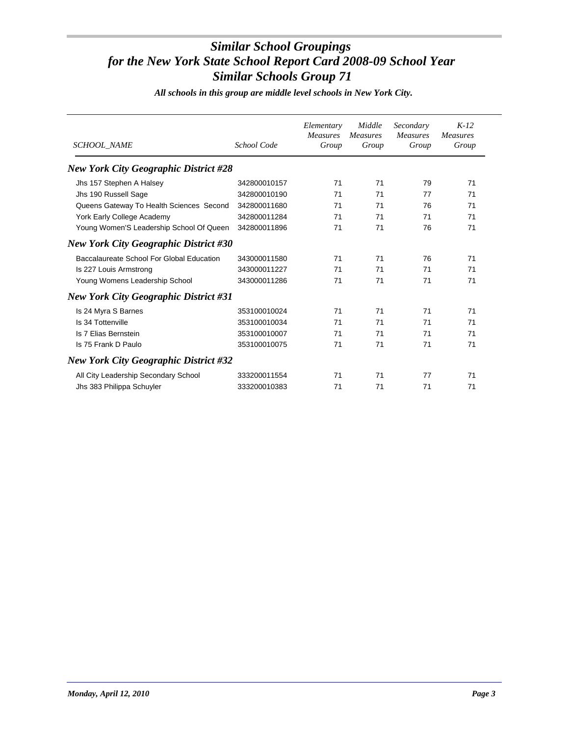# *Similar School Groupings for the New York State School Report Card 2008-09 School Year Similar Schools Group 71*

***All schools in this group are middle level schools in New York City.***

| *SCHOOL_NAME* | *School Code* | *Elementary Measures Group* | *Middle Measures Group* | *Secondary Measures Group* | *K-12 Measures Group* |
|---|---|---|---|---|---|
| ***New York City Geographic District #28*** | | | | | |
| Jhs 157 Stephen A Halsey | 342800010157 | 71 | 71 | 79 | 71 |
| Jhs 190 Russell Sage | 342800010190 | 71 | 71 | 77 | 71 |
| Queens Gateway To Health Sciences Second | 342800011680 | 71 | 71 | 76 | 71 |
| York Early College Academy | 342800011284 | 71 | 71 | 71 | 71 |
| Young Women'S Leadership School Of Queen | 342800011896 | 71 | 71 | 76 | 71 |
| ***New York City Geographic District #30*** | | | | | |
| Baccalaureate School For Global Education | 343000011580 | 71 | 71 | 76 | 71 |
| Is 227 Louis Armstrong | 343000011227 | 71 | 71 | 71 | 71 |
| Young Womens Leadership School | 343000011286 | 71 | 71 | 71 | 71 |
| ***New York City Geographic District #31*** | | | | | |
| Is 24 Myra S Barnes | 353100010024 | 71 | 71 | 71 | 71 |
| Is 34 Tottenville | 353100010034 | 71 | 71 | 71 | 71 |
| Is 7 Elias Bernstein | 353100010007 | 71 | 71 | 71 | 71 |
| Is 75 Frank D Paulo | 353100010075 | 71 | 71 | 71 | 71 |
| ***New York City Geographic District #32*** | | | | | |
| All City Leadership Secondary School | 333200011554 | 71 | 71 | 77 | 71 |
| Jhs 383 Philippa Schuyler | 333200010383 | 71 | 71 | 71 | 71 |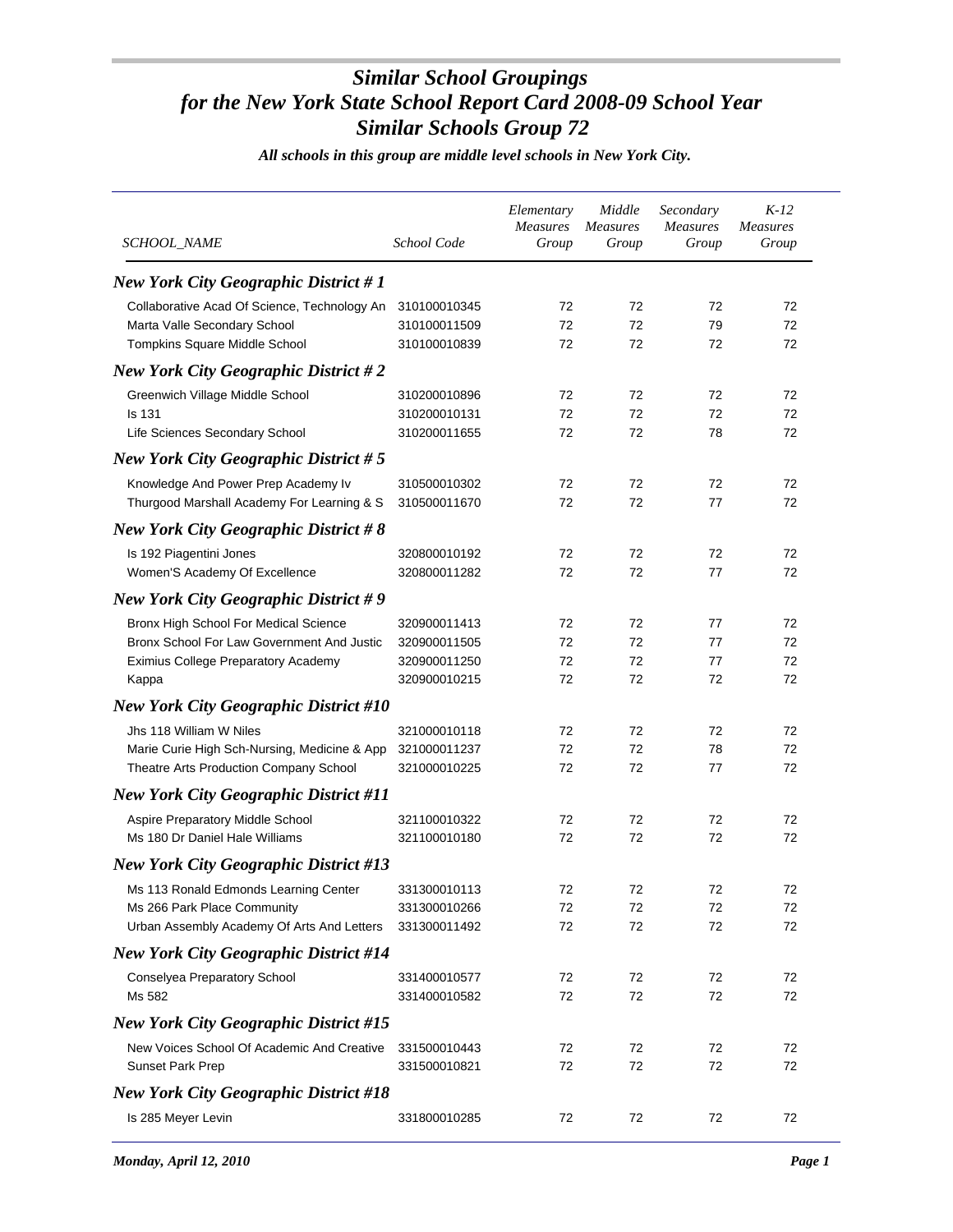# Similar School Groupings for the New York State School Report Card 2008-09 School Year Similar Schools Group 72

***All schools in this group are middle level schools in New York City.***

| *SCHOOL_NAME* | *School Code* | *Elementary Measures Group* | *Middle Measures Group* | *Secondary Measures Group* | *K-12 Measures Group* |
|---|---|---|---|---|---|
| ***New York City Geographic District # 1*** | | | | | |
| Collaborative Acad Of Science, Technology An | 310100010345 | 72 | 72 | 72 | 72 |
| Marta Valle Secondary School | 310100011509 | 72 | 72 | 79 | 72 |
| Tompkins Square Middle School | 310100010839 | 72 | 72 | 72 | 72 |
| ***New York City Geographic District # 2*** | | | | | |
| Greenwich Village Middle School | 310200010896 | 72 | 72 | 72 | 72 |
| Is 131 | 310200010131 | 72 | 72 | 72 | 72 |
| Life Sciences Secondary School | 310200011655 | 72 | 72 | 78 | 72 |
| ***New York City Geographic District # 5*** | | | | | |
| Knowledge And Power Prep Academy Iv | 310500010302 | 72 | 72 | 72 | 72 |
| Thurgood Marshall Academy For Learning & S | 310500011670 | 72 | 72 | 77 | 72 |
| ***New York City Geographic District # 8*** | | | | | |
| Is 192 Piagentini Jones | 320800010192 | 72 | 72 | 72 | 72 |
| Women'S Academy Of Excellence | 320800011282 | 72 | 72 | 77 | 72 |
| ***New York City Geographic District # 9*** | | | | | |
| Bronx High School For Medical Science | 320900011413 | 72 | 72 | 77 | 72 |
| Bronx School For Law Government And Justic | 320900011505 | 72 | 72 | 77 | 72 |
| Eximius College Preparatory Academy | 320900011250 | 72 | 72 | 77 | 72 |
| Kappa | 320900010215 | 72 | 72 | 72 | 72 |
| ***New York City Geographic District #10*** | | | | | |
| Jhs 118 William W Niles | 321000010118 | 72 | 72 | 72 | 72 |
| Marie Curie High Sch-Nursing, Medicine & App | 321000011237 | 72 | 72 | 78 | 72 |
| Theatre Arts Production Company School | 321000010225 | 72 | 72 | 77 | 72 |
| ***New York City Geographic District #11*** | | | | | |
| Aspire Preparatory Middle School | 321100010322 | 72 | 72 | 72 | 72 |
| Ms 180 Dr Daniel Hale Williams | 321100010180 | 72 | 72 | 72 | 72 |
| ***New York City Geographic District #13*** | | | | | |
| Ms 113 Ronald Edmonds Learning Center | 331300010113 | 72 | 72 | 72 | 72 |
| Ms 266 Park Place Community | 331300010266 | 72 | 72 | 72 | 72 |
| Urban Assembly Academy Of Arts And Letters | 331300011492 | 72 | 72 | 72 | 72 |
| ***New York City Geographic District #14*** | | | | | |
| Conselyea Preparatory School | 331400010577 | 72 | 72 | 72 | 72 |
| Ms 582 | 331400010582 | 72 | 72 | 72 | 72 |
| ***New York City Geographic District #15*** | | | | | |
| New Voices School Of Academic And Creative | 331500010443 | 72 | 72 | 72 | 72 |
| Sunset Park Prep | 331500010821 | 72 | 72 | 72 | 72 |
| ***New York City Geographic District #18*** | | | | | |
| Is 285 Meyer Levin | 331800010285 | 72 | 72 | 72 | 72 |

*Monday, April 12, 2010*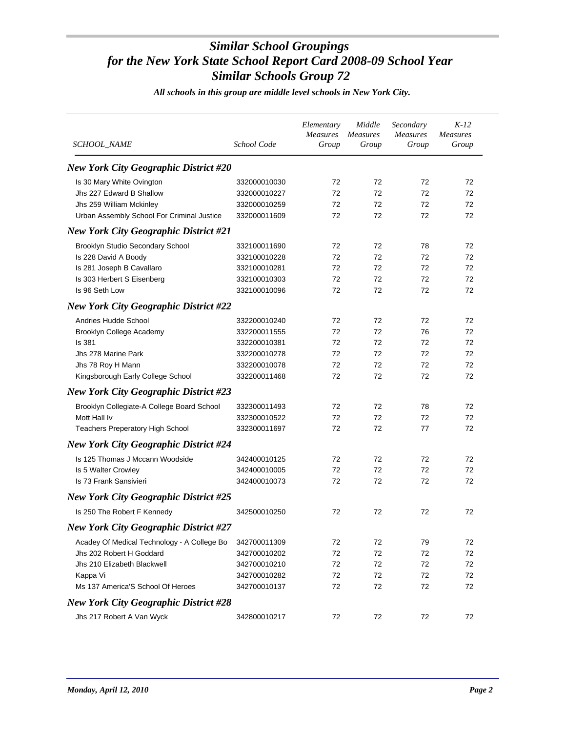# *Similar School Groupings for the New York State School Report Card 2008-09 School Year Similar Schools Group 72*

***All schools in this group are middle level schools in New York City.***

| *SCHOOL_NAME* | *School Code* | *Elementary Measures Group* | *Middle Measures Group* | *Secondary Measures Group* | *K-12 Measures Group* |
|---|---|---|---|---|---|
| ***New York City Geographic District #20*** | | | | | |
| Is 30 Mary White Ovington | 332000010030 | 72 | 72 | 72 | 72 |
| Jhs 227 Edward B Shallow | 332000010227 | 72 | 72 | 72 | 72 |
| Jhs 259 William Mckinley | 332000010259 | 72 | 72 | 72 | 72 |
| Urban Assembly School For Criminal Justice | 332000011609 | 72 | 72 | 72 | 72 |
| ***New York City Geographic District #21*** | | | | | |
| Brooklyn Studio Secondary School | 332100011690 | 72 | 72 | 78 | 72 |
| Is 228 David A Boody | 332100010228 | 72 | 72 | 72 | 72 |
| Is 281 Joseph B Cavallaro | 332100010281 | 72 | 72 | 72 | 72 |
| Is 303 Herbert S Eisenberg | 332100010303 | 72 | 72 | 72 | 72 |
| Is 96 Seth Low | 332100010096 | 72 | 72 | 72 | 72 |
| ***New York City Geographic District #22*** | | | | | |
| Andries Hudde School | 332200010240 | 72 | 72 | 72 | 72 |
| Brooklyn College Academy | 332200011555 | 72 | 72 | 76 | 72 |
| Is 381 | 332200010381 | 72 | 72 | 72 | 72 |
| Jhs 278 Marine Park | 332200010278 | 72 | 72 | 72 | 72 |
| Jhs 78 Roy H Mann | 332200010078 | 72 | 72 | 72 | 72 |
| Kingsborough Early College School | 332200011468 | 72 | 72 | 72 | 72 |
| ***New York City Geographic District #23*** | | | | | |
| Brooklyn Collegiate-A College Board School | 332300011493 | 72 | 72 | 78 | 72 |
| Mott Hall Iv | 332300010522 | 72 | 72 | 72 | 72 |
| Teachers Preperatory High School | 332300011697 | 72 | 72 | 77 | 72 |
| ***New York City Geographic District #24*** | | | | | |
| Is 125 Thomas J Mccann Woodside | 342400010125 | 72 | 72 | 72 | 72 |
| Is 5 Walter Crowley | 342400010005 | 72 | 72 | 72 | 72 |
| Is 73 Frank Sansivieri | 342400010073 | 72 | 72 | 72 | 72 |
| ***New York City Geographic District #25*** | | | | | |
| Is 250 The Robert F Kennedy | 342500010250 | 72 | 72 | 72 | 72 |
| ***New York City Geographic District #27*** | | | | | |
| Acadey Of Medical Technology - A College Bo | 342700011309 | 72 | 72 | 79 | 72 |
| Jhs 202 Robert H Goddard | 342700010202 | 72 | 72 | 72 | 72 |
| Jhs 210 Elizabeth Blackwell | 342700010210 | 72 | 72 | 72 | 72 |
| Kappa Vi | 342700010282 | 72 | 72 | 72 | 72 |
| Ms 137 America'S School Of Heroes | 342700010137 | 72 | 72 | 72 | 72 |
| ***New York City Geographic District #28*** | | | | | |
| Jhs 217 Robert A Van Wyck | 342800010217 | 72 | 72 | 72 | 72 |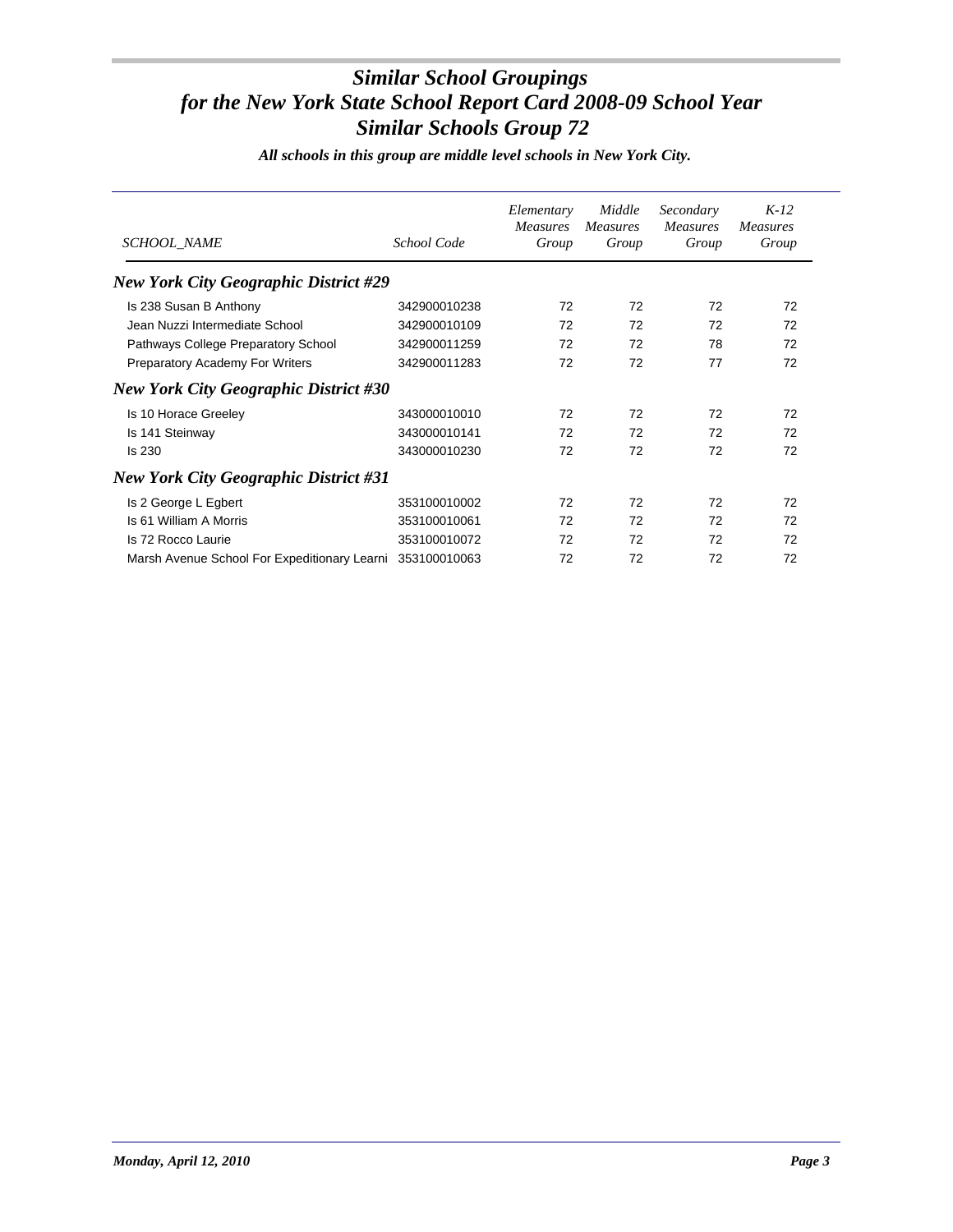# *Similar School Groupings for the New York State School Report Card 2008-09 School Year Similar Schools Group 72*

***All schools in this group are middle level schools in New York City.***

| *SCHOOL_NAME* | *School Code* | *Elementary Measures Group* | *Middle Measures Group* | *Secondary Measures Group* | *K-12 Measures Group* |
|---|---|---|---|---|---|
| ***New York City Geographic District #29*** | | | | | |
| Is 238 Susan B Anthony | 342900010238 | 72 | 72 | 72 | 72 |
| Jean Nuzzi Intermediate School | 342900010109 | 72 | 72 | 72 | 72 |
| Pathways College Preparatory School | 342900011259 | 72 | 72 | 78 | 72 |
| Preparatory Academy For Writers | 342900011283 | 72 | 72 | 77 | 72 |
| ***New York City Geographic District #30*** | | | | | |
| Is 10 Horace Greeley | 343000010010 | 72 | 72 | 72 | 72 |
| Is 141 Steinway | 343000010141 | 72 | 72 | 72 | 72 |
| Is 230 | 343000010230 | 72 | 72 | 72 | 72 |
| ***New York City Geographic District #31*** | | | | | |
| Is 2 George L Egbert | 353100010002 | 72 | 72 | 72 | 72 |
| Is 61 William A Morris | 353100010061 | 72 | 72 | 72 | 72 |
| Is 72 Rocco Laurie | 353100010072 | 72 | 72 | 72 | 72 |
| Marsh Avenue School For Expeditionary Learni | 353100010063 | 72 | 72 | 72 | 72 |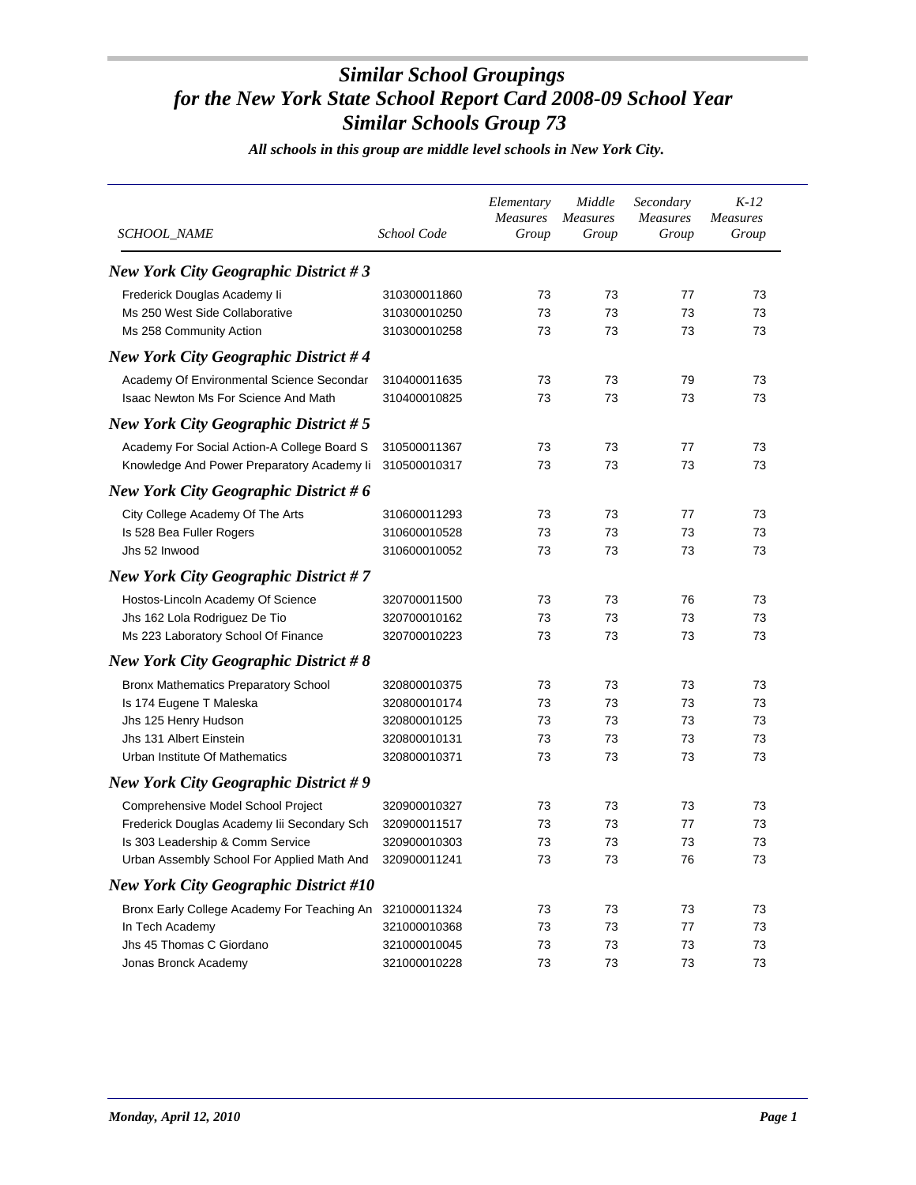# *Similar School Groupings*
# *for the New York State School Report Card 2008-09 School Year*
# *Similar Schools Group 73*

***All schools in this group are middle level schools in New York City.***

| SCHOOL_NAME | School Code | Elementary Measures Group | Middle Measures Group | Secondary Measures Group | K-12 Measures Group |
|---|---|---|---|---|---|
| ***New York City Geographic District # 3*** | | | | | |
| Frederick Douglas Academy Ii | 310300011860 | 73 | 73 | 77 | 73 |
| Ms 250 West Side Collaborative | 310300010250 | 73 | 73 | 73 | 73 |
| Ms 258 Community Action | 310300010258 | 73 | 73 | 73 | 73 |
| ***New York City Geographic District # 4*** | | | | | |
| Academy Of Environmental Science Secondar | 310400011635 | 73 | 73 | 79 | 73 |
| Isaac Newton Ms For Science And Math | 310400010825 | 73 | 73 | 73 | 73 |
| ***New York City Geographic District # 5*** | | | | | |
| Academy For Social Action-A College Board S | 310500011367 | 73 | 73 | 77 | 73 |
| Knowledge And Power Preparatory Academy Ii | 310500010317 | 73 | 73 | 73 | 73 |
| ***New York City Geographic District # 6*** | | | | | |
| City College Academy Of The Arts | 310600011293 | 73 | 73 | 77 | 73 |
| Is 528 Bea Fuller Rogers | 310600010528 | 73 | 73 | 73 | 73 |
| Jhs 52 Inwood | 310600010052 | 73 | 73 | 73 | 73 |
| ***New York City Geographic District # 7*** | | | | | |
| Hostos-Lincoln Academy Of Science | 320700011500 | 73 | 73 | 76 | 73 |
| Jhs 162 Lola Rodriguez De Tio | 320700010162 | 73 | 73 | 73 | 73 |
| Ms 223 Laboratory School Of Finance | 320700010223 | 73 | 73 | 73 | 73 |
| ***New York City Geographic District # 8*** | | | | | |
| Bronx Mathematics Preparatory School | 320800010375 | 73 | 73 | 73 | 73 |
| Is 174 Eugene T Maleska | 320800010174 | 73 | 73 | 73 | 73 |
| Jhs 125 Henry Hudson | 320800010125 | 73 | 73 | 73 | 73 |
| Jhs 131 Albert Einstein | 320800010131 | 73 | 73 | 73 | 73 |
| Urban Institute Of Mathematics | 320800010371 | 73 | 73 | 73 | 73 |
| ***New York City Geographic District # 9*** | | | | | |
| Comprehensive Model School Project | 320900010327 | 73 | 73 | 73 | 73 |
| Frederick Douglas Academy Iii Secondary Sch | 320900011517 | 73 | 73 | 77 | 73 |
| Is 303 Leadership & Comm Service | 320900010303 | 73 | 73 | 73 | 73 |
| Urban Assembly School For Applied Math And | 320900011241 | 73 | 73 | 76 | 73 |
| ***New York City Geographic District #10*** | | | | | |
| Bronx Early College Academy For Teaching An | 321000011324 | 73 | 73 | 73 | 73 |
| In Tech Academy | 321000010368 | 73 | 73 | 77 | 73 |
| Jhs 45 Thomas C Giordano | 321000010045 | 73 | 73 | 73 | 73 |
| Jonas Bronck Academy | 321000010228 | 73 | 73 | 73 | 73 |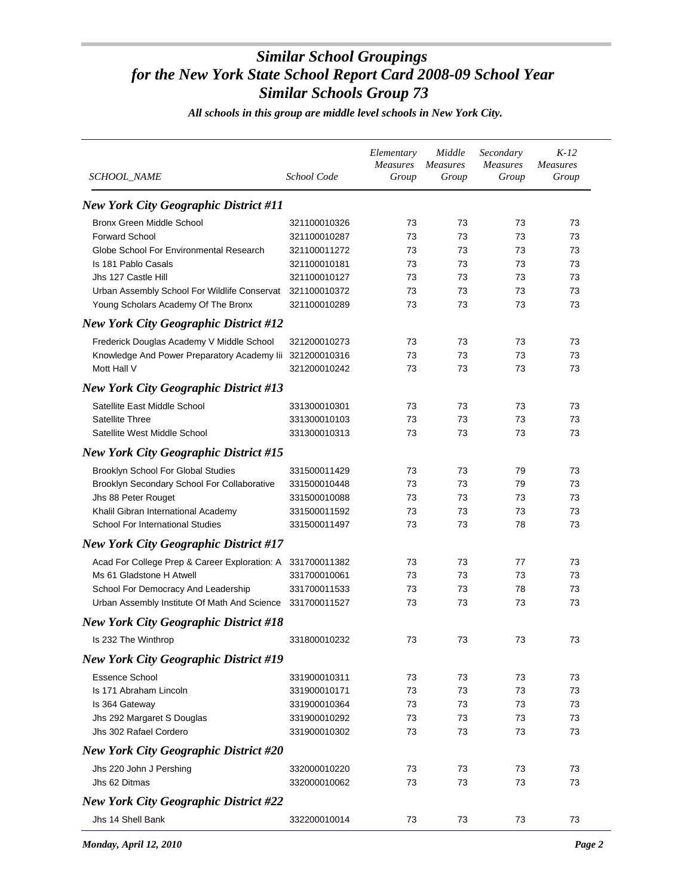# Similar School Groupings for the New York State School Report Card 2008-09 School Year Similar Schools Group 73

***All schools in this group are middle level schools in New York City.***

| SCHOOL_NAME | School Code | Elementary Measures Group | Middle Measures Group | Secondary Measures Group | K-12 Measures Group |
|---|---|---|---|---|---|
| ***New York City Geographic District #11*** | | | | | |
| Bronx Green Middle School | 321100010326 | 73 | 73 | 73 | 73 |
| Forward School | 321100010287 | 73 | 73 | 73 | 73 |
| Globe School For Environmental Research | 321100011272 | 73 | 73 | 73 | 73 |
| Is 181 Pablo Casals | 321100010181 | 73 | 73 | 73 | 73 |
| Jhs 127 Castle Hill | 321100010127 | 73 | 73 | 73 | 73 |
| Urban Assembly School For Wildlife Conservat | 321100010372 | 73 | 73 | 73 | 73 |
| Young Scholars Academy Of The Bronx | 321100010289 | 73 | 73 | 73 | 73 |
| ***New York City Geographic District #12*** | | | | | |
| Frederick Douglas Academy V Middle School | 321200010273 | 73 | 73 | 73 | 73 |
| Knowledge And Power Preparatory Academy Iii | 321200010316 | 73 | 73 | 73 | 73 |
| Mott Hall V | 321200010242 | 73 | 73 | 73 | 73 |
| ***New York City Geographic District #13*** | | | | | |
| Satellite East Middle School | 331300010301 | 73 | 73 | 73 | 73 |
| Satellite Three | 331300010103 | 73 | 73 | 73 | 73 |
| Satellite West Middle School | 331300010313 | 73 | 73 | 73 | 73 |
| ***New York City Geographic District #15*** | | | | | |
| Brooklyn School For Global Studies | 331500011429 | 73 | 73 | 79 | 73 |
| Brooklyn Secondary School For Collaborative | 331500010448 | 73 | 73 | 79 | 73 |
| Jhs 88 Peter Rouget | 331500010088 | 73 | 73 | 73 | 73 |
| Khalil Gibran International Academy | 331500011592 | 73 | 73 | 73 | 73 |
| School For International Studies | 331500011497 | 73 | 73 | 78 | 73 |
| ***New York City Geographic District #17*** | | | | | |
| Acad For College Prep & Career Exploration: A | 331700011382 | 73 | 73 | 77 | 73 |
| Ms 61 Gladstone H Atwell | 331700010061 | 73 | 73 | 73 | 73 |
| School For Democracy And Leadership | 331700011533 | 73 | 73 | 78 | 73 |
| Urban Assembly Institute Of Math And Science | 331700011527 | 73 | 73 | 73 | 73 |
| ***New York City Geographic District #18*** | | | | | |
| Is 232 The Winthrop | 331800010232 | 73 | 73 | 73 | 73 |
| ***New York City Geographic District #19*** | | | | | |
| Essence School | 331900010311 | 73 | 73 | 73 | 73 |
| Is 171 Abraham Lincoln | 331900010171 | 73 | 73 | 73 | 73 |
| Is 364 Gateway | 331900010364 | 73 | 73 | 73 | 73 |
| Jhs 292 Margaret S Douglas | 331900010292 | 73 | 73 | 73 | 73 |
| Jhs 302 Rafael Cordero | 331900010302 | 73 | 73 | 73 | 73 |
| ***New York City Geographic District #20*** | | | | | |
| Jhs 220 John J Pershing | 332000010220 | 73 | 73 | 73 | 73 |
| Jhs 62 Ditmas | 332000010062 | 73 | 73 | 73 | 73 |
| ***New York City Geographic District #22*** | | | | | |
| Jhs 14 Shell Bank | 332200010014 | 73 | 73 | 73 | 73 |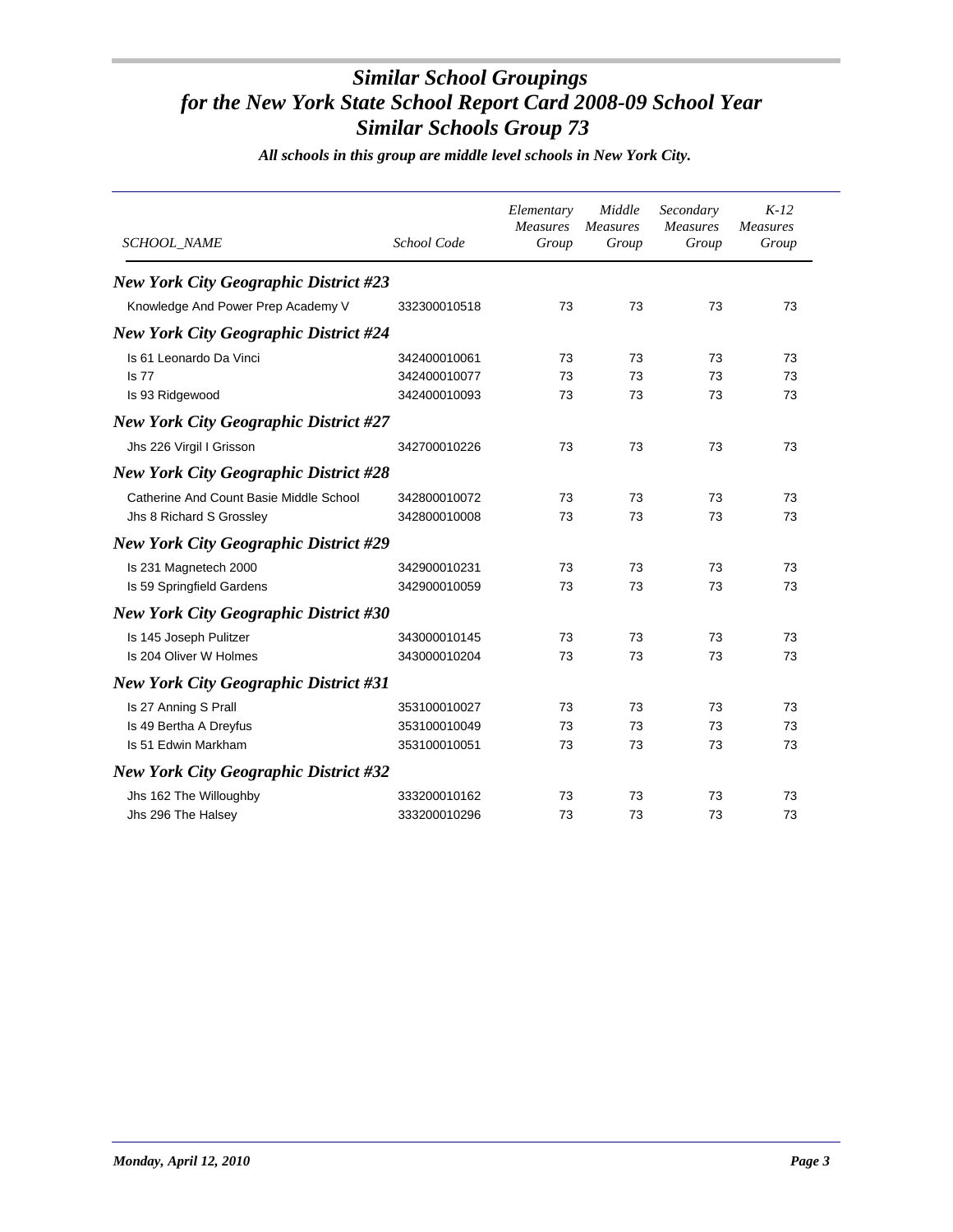# *Similar School Groupings for the New York State School Report Card 2008-09 School Year Similar Schools Group 73*

***All schools in this group are middle level schools in New York City.***

| *SCHOOL_NAME* | *School Code* | *Elementary Measures Group* | *Middle Measures Group* | *Secondary Measures Group* | *K-12 Measures Group* |
|---|---|---|---|---|---|
| ***New York City Geographic District #23*** | | | | | |
| Knowledge And Power Prep Academy V | 332300010518 | 73 | 73 | 73 | 73 |
| ***New York City Geographic District #24*** | | | | | |
| Is 61 Leonardo Da Vinci | 342400010061 | 73 | 73 | 73 | 73 |
| Is 77 | 342400010077 | 73 | 73 | 73 | 73 |
| Is 93 Ridgewood | 342400010093 | 73 | 73 | 73 | 73 |
| ***New York City Geographic District #27*** | | | | | |
| Jhs 226 Virgil I Grisson | 342700010226 | 73 | 73 | 73 | 73 |
| ***New York City Geographic District #28*** | | | | | |
| Catherine And Count Basie Middle School | 342800010072 | 73 | 73 | 73 | 73 |
| Jhs 8 Richard S Grossley | 342800010008 | 73 | 73 | 73 | 73 |
| ***New York City Geographic District #29*** | | | | | |
| Is 231 Magnetech 2000 | 342900010231 | 73 | 73 | 73 | 73 |
| Is 59 Springfield Gardens | 342900010059 | 73 | 73 | 73 | 73 |
| ***New York City Geographic District #30*** | | | | | |
| Is 145 Joseph Pulitzer | 343000010145 | 73 | 73 | 73 | 73 |
| Is 204 Oliver W Holmes | 343000010204 | 73 | 73 | 73 | 73 |
| ***New York City Geographic District #31*** | | | | | |
| Is 27 Anning S Prall | 353100010027 | 73 | 73 | 73 | 73 |
| Is 49 Bertha A Dreyfus | 353100010049 | 73 | 73 | 73 | 73 |
| Is 51 Edwin Markham | 353100010051 | 73 | 73 | 73 | 73 |
| ***New York City Geographic District #32*** | | | | | |
| Jhs 162 The Willoughby | 333200010162 | 73 | 73 | 73 | 73 |
| Jhs 296 The Halsey | 333200010296 | 73 | 73 | 73 | 73 |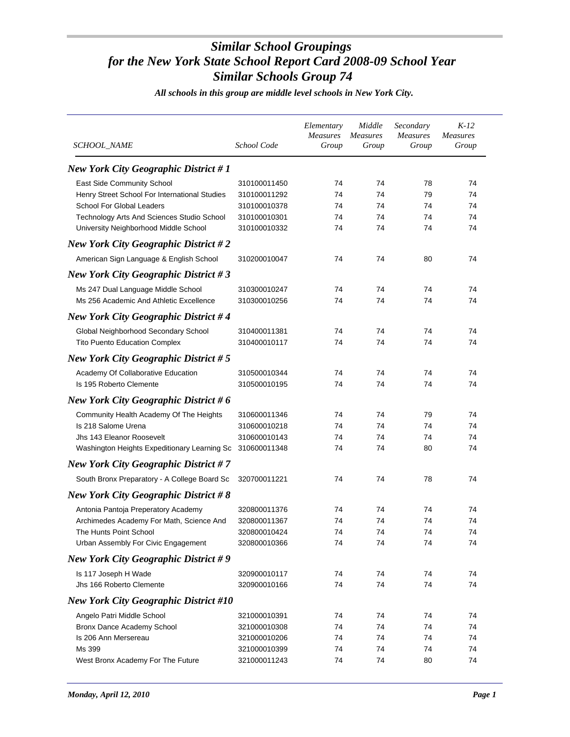# *Similar School Groupings for the New York State School Report Card 2008-09 School Year Similar Schools Group 74*

***All schools in this group are middle level schools in New York City.***

| SCHOOL_NAME | School Code | Elementary Measures Group | Middle Measures Group | Secondary Measures Group | K-12 Measures Group |
|---|---|---|---|---|---|
| ***New York City Geographic District # 1*** | | | | | |
| East Side Community School | 310100011450 | 74 | 74 | 78 | 74 |
| Henry Street School For International Studies | 310100011292 | 74 | 74 | 79 | 74 |
| School For Global Leaders | 310100010378 | 74 | 74 | 74 | 74 |
| Technology Arts And Sciences Studio School | 310100010301 | 74 | 74 | 74 | 74 |
| University Neighborhood Middle School | 310100010332 | 74 | 74 | 74 | 74 |
| ***New York City Geographic District # 2*** | | | | | |
| American Sign Language & English School | 310200010047 | 74 | 74 | 80 | 74 |
| ***New York City Geographic District # 3*** | | | | | |
| Ms 247 Dual Language Middle School | 310300010247 | 74 | 74 | 74 | 74 |
| Ms 256 Academic And Athletic Excellence | 310300010256 | 74 | 74 | 74 | 74 |
| ***New York City Geographic District # 4*** | | | | | |
| Global Neighborhood Secondary School | 310400011381 | 74 | 74 | 74 | 74 |
| Tito Puento Education Complex | 310400010117 | 74 | 74 | 74 | 74 |
| ***New York City Geographic District # 5*** | | | | | |
| Academy Of Collaborative Education | 310500010344 | 74 | 74 | 74 | 74 |
| Is 195 Roberto Clemente | 310500010195 | 74 | 74 | 74 | 74 |
| ***New York City Geographic District # 6*** | | | | | |
| Community Health Academy Of The Heights | 310600011346 | 74 | 74 | 79 | 74 |
| Is 218 Salome Urena | 310600010218 | 74 | 74 | 74 | 74 |
| Jhs 143 Eleanor Roosevelt | 310600010143 | 74 | 74 | 74 | 74 |
| Washington Heights Expeditionary Learning Sc | 310600011348 | 74 | 74 | 80 | 74 |
| ***New York City Geographic District # 7*** | | | | | |
| South Bronx Preparatory - A College Board Sc | 320700011221 | 74 | 74 | 78 | 74 |
| ***New York City Geographic District # 8*** | | | | | |
| Antonia Pantoja Preperatory Academy | 320800011376 | 74 | 74 | 74 | 74 |
| Archimedes Academy For Math, Science And | 320800011367 | 74 | 74 | 74 | 74 |
| The Hunts Point School | 320800010424 | 74 | 74 | 74 | 74 |
| Urban Assembly For Civic Engagement | 320800010366 | 74 | 74 | 74 | 74 |
| ***New York City Geographic District # 9*** | | | | | |
| Is 117 Joseph H Wade | 320900010117 | 74 | 74 | 74 | 74 |
| Jhs 166 Roberto Clemente | 320900010166 | 74 | 74 | 74 | 74 |
| ***New York City Geographic District #10*** | | | | | |
| Angelo Patri Middle School | 321000010391 | 74 | 74 | 74 | 74 |
| Bronx Dance Academy School | 321000010308 | 74 | 74 | 74 | 74 |
| Is 206 Ann Mersereau | 321000010206 | 74 | 74 | 74 | 74 |
| Ms 399 | 321000010399 | 74 | 74 | 74 | 74 |
| West Bronx Academy For The Future | 321000011243 | 74 | 74 | 80 | 74 |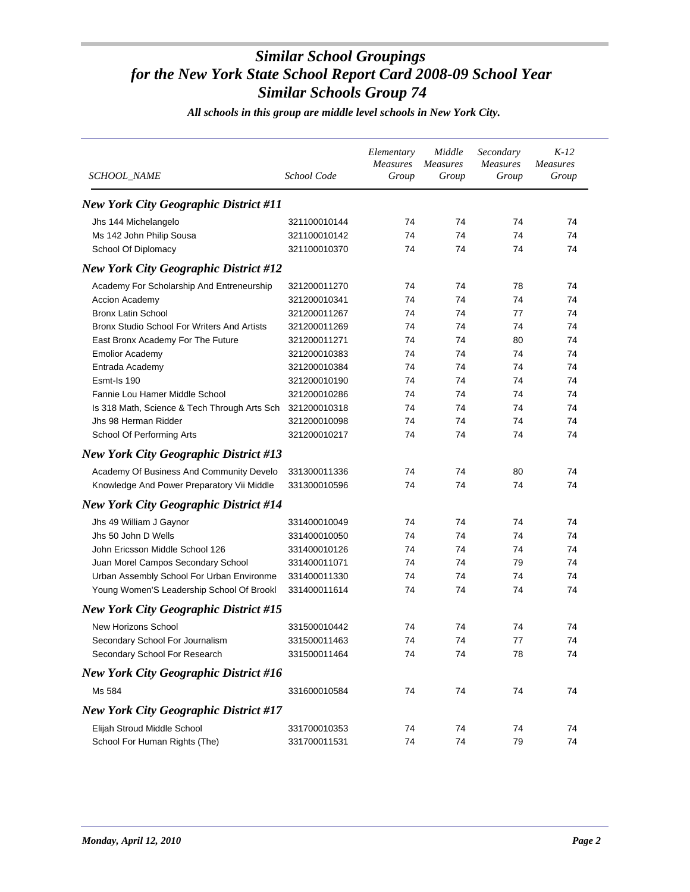# *Similar School Groupings for the New York State School Report Card 2008-09 School Year Similar Schools Group 74*

***All schools in this group are middle level schools in New York City.***

| *SCHOOL_NAME* | *School Code* | *Elementary Measures Group* | *Middle Measures Group* | *Secondary Measures Group* | *K-12 Measures Group* |
|---|---|---|---|---|---|
| ***New York City Geographic District #11*** | | | | | |
| Jhs 144 Michelangelo | 321100010144 | 74 | 74 | 74 | 74 |
| Ms 142 John Philip Sousa | 321100010142 | 74 | 74 | 74 | 74 |
| School Of Diplomacy | 321100010370 | 74 | 74 | 74 | 74 |
| ***New York City Geographic District #12*** | | | | | |
| Academy For Scholarship And Entreneurship | 321200011270 | 74 | 74 | 78 | 74 |
| Accion Academy | 321200010341 | 74 | 74 | 74 | 74 |
| Bronx Latin School | 321200011267 | 74 | 74 | 77 | 74 |
| Bronx Studio School For Writers And Artists | 321200011269 | 74 | 74 | 74 | 74 |
| East Bronx Academy For The Future | 321200011271 | 74 | 74 | 80 | 74 |
| Emolior Academy | 321200010383 | 74 | 74 | 74 | 74 |
| Entrada Academy | 321200010384 | 74 | 74 | 74 | 74 |
| Esmt-Is 190 | 321200010190 | 74 | 74 | 74 | 74 |
| Fannie Lou Hamer Middle School | 321200010286 | 74 | 74 | 74 | 74 |
| Is 318 Math, Science & Tech Through Arts Sch | 321200010318 | 74 | 74 | 74 | 74 |
| Jhs 98 Herman Ridder | 321200010098 | 74 | 74 | 74 | 74 |
| School Of Performing Arts | 321200010217 | 74 | 74 | 74 | 74 |
| ***New York City Geographic District #13*** | | | | | |
| Academy Of Business And Community Develo | 331300011336 | 74 | 74 | 80 | 74 |
| Knowledge And Power Preparatory Vii Middle | 331300010596 | 74 | 74 | 74 | 74 |
| ***New York City Geographic District #14*** | | | | | |
| Jhs 49 William J Gaynor | 331400010049 | 74 | 74 | 74 | 74 |
| Jhs 50 John D Wells | 331400010050 | 74 | 74 | 74 | 74 |
| John Ericsson Middle School 126 | 331400010126 | 74 | 74 | 74 | 74 |
| Juan Morel Campos Secondary School | 331400011071 | 74 | 74 | 79 | 74 |
| Urban Assembly School For Urban Environme | 331400011330 | 74 | 74 | 74 | 74 |
| Young Women'S Leadership School Of Brookl | 331400011614 | 74 | 74 | 74 | 74 |
| ***New York City Geographic District #15*** | | | | | |
| New Horizons School | 331500010442 | 74 | 74 | 74 | 74 |
| Secondary School For Journalism | 331500011463 | 74 | 74 | 77 | 74 |
| Secondary School For Research | 331500011464 | 74 | 74 | 78 | 74 |
| ***New York City Geographic District #16*** | | | | | |
| Ms 584 | 331600010584 | 74 | 74 | 74 | 74 |
| ***New York City Geographic District #17*** | | | | | |
| Elijah Stroud Middle School | 331700010353 | 74 | 74 | 74 | 74 |
| School For Human Rights (The) | 331700011531 | 74 | 74 | 79 | 74 |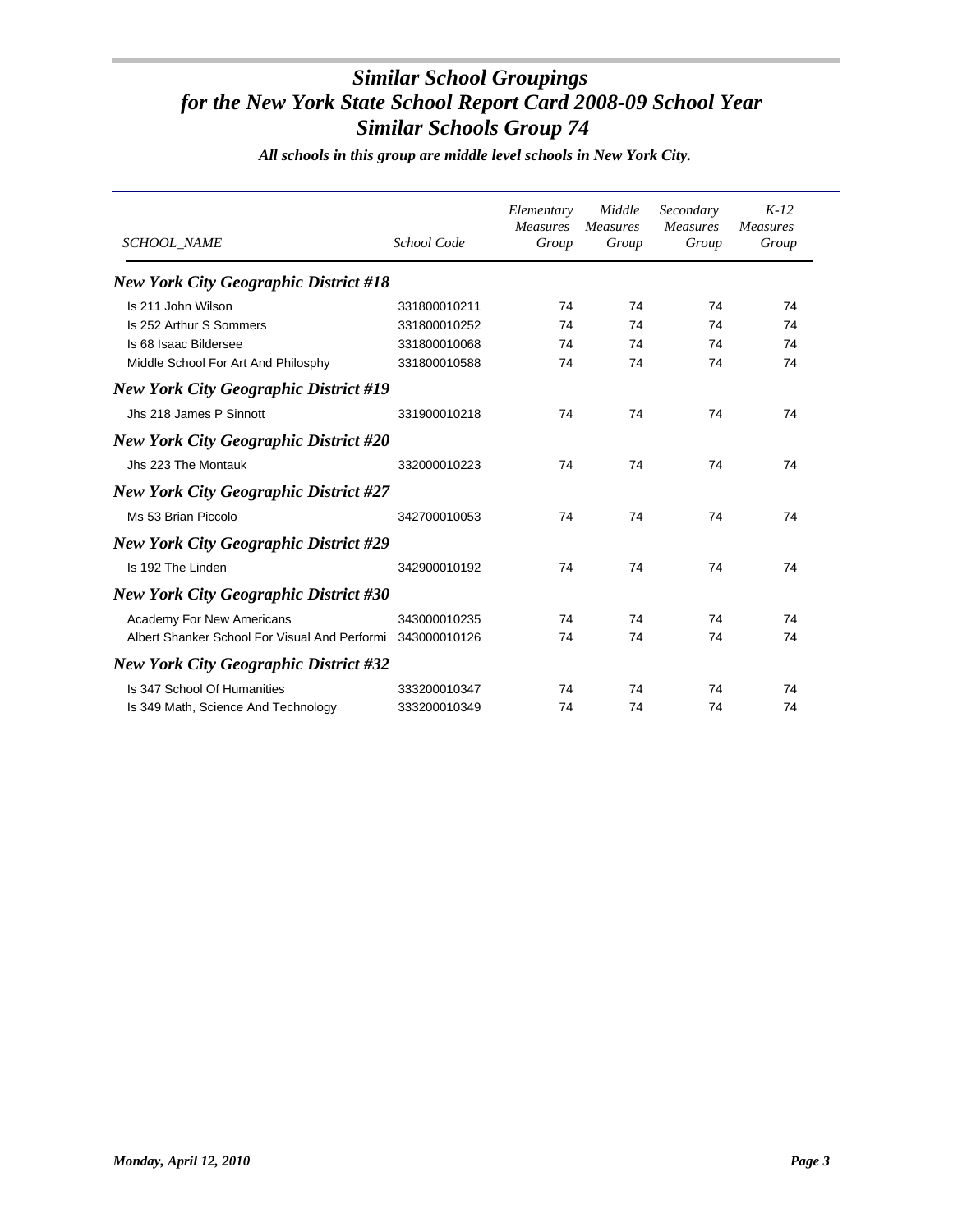# *Similar School Groupings for the New York State School Report Card 2008-09 School Year Similar Schools Group 74*

***All schools in this group are middle level schools in New York City.***

| *SCHOOL_NAME* | *School Code* | *Elementary Measures Group* | *Middle Measures Group* | *Secondary Measures Group* | *K-12 Measures Group* |
|---|---|---|---|---|---|
| ***New York City Geographic District #18*** | | | | | |
| Is 211 John Wilson | 331800010211 | 74 | 74 | 74 | 74 |
| Is 252 Arthur S Sommers | 331800010252 | 74 | 74 | 74 | 74 |
| Is 68 Isaac Bildersee | 331800010068 | 74 | 74 | 74 | 74 |
| Middle School For Art And Philosphy | 331800010588 | 74 | 74 | 74 | 74 |
| ***New York City Geographic District #19*** | | | | | |
| Jhs 218 James P Sinnott | 331900010218 | 74 | 74 | 74 | 74 |
| ***New York City Geographic District #20*** | | | | | |
| Jhs 223 The Montauk | 332000010223 | 74 | 74 | 74 | 74 |
| ***New York City Geographic District #27*** | | | | | |
| Ms 53 Brian Piccolo | 342700010053 | 74 | 74 | 74 | 74 |
| ***New York City Geographic District #29*** | | | | | |
| Is 192 The Linden | 342900010192 | 74 | 74 | 74 | 74 |
| ***New York City Geographic District #30*** | | | | | |
| Academy For New Americans | 343000010235 | 74 | 74 | 74 | 74 |
| Albert Shanker School For Visual And Performi | 343000010126 | 74 | 74 | 74 | 74 |
| ***New York City Geographic District #32*** | | | | | |
| Is 347 School Of Humanities | 333200010347 | 74 | 74 | 74 | 74 |
| Is 349 Math, Science And Technology | 333200010349 | 74 | 74 | 74 | 74 |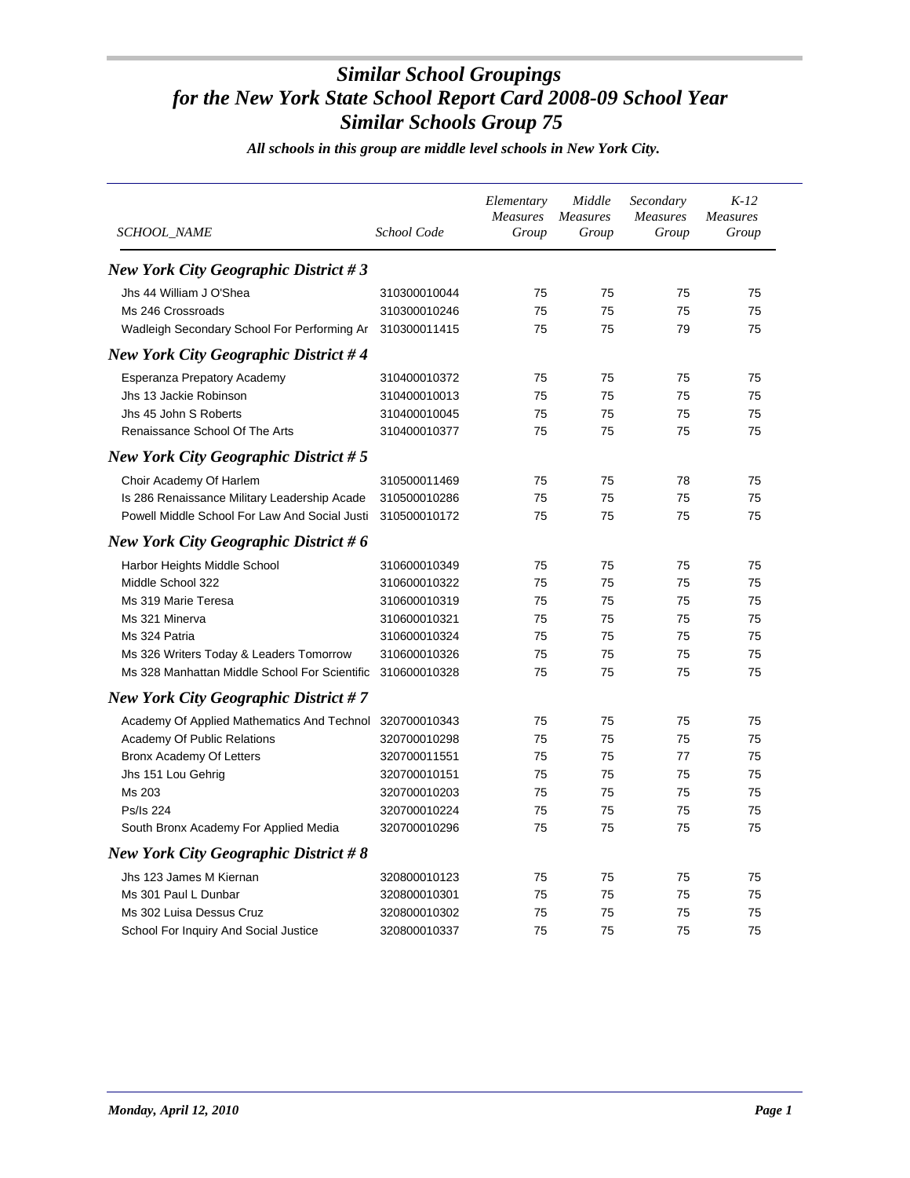# *Similar School Groupings for the New York State School Report Card 2008-09 School Year Similar Schools Group 75*

***All schools in this group are middle level schools in New York City.***

| *SCHOOL_NAME* | *School Code* | *Elementary Measures Group* | *Middle Measures Group* | *Secondary Measures Group* | *K-12 Measures Group* |
|---|---|---|---|---|---|
| ***New York City Geographic District # 3*** | | | | | |
| Jhs 44 William J O'Shea | 310300010044 | 75 | 75 | 75 | 75 |
| Ms 246 Crossroads | 310300010246 | 75 | 75 | 75 | 75 |
| Wadleigh Secondary School For Performing Ar | 310300011415 | 75 | 75 | 79 | 75 |
| ***New York City Geographic District # 4*** | | | | | |
| Esperanza Prepatory Academy | 310400010372 | 75 | 75 | 75 | 75 |
| Jhs 13 Jackie Robinson | 310400010013 | 75 | 75 | 75 | 75 |
| Jhs 45 John S Roberts | 310400010045 | 75 | 75 | 75 | 75 |
| Renaissance School Of The Arts | 310400010377 | 75 | 75 | 75 | 75 |
| ***New York City Geographic District # 5*** | | | | | |
| Choir Academy Of Harlem | 310500011469 | 75 | 75 | 78 | 75 |
| Is 286 Renaissance Military Leadership Acade | 310500010286 | 75 | 75 | 75 | 75 |
| Powell Middle School For Law And Social Justi | 310500010172 | 75 | 75 | 75 | 75 |
| ***New York City Geographic District # 6*** | | | | | |
| Harbor Heights Middle School | 310600010349 | 75 | 75 | 75 | 75 |
| Middle School 322 | 310600010322 | 75 | 75 | 75 | 75 |
| Ms 319 Marie Teresa | 310600010319 | 75 | 75 | 75 | 75 |
| Ms 321 Minerva | 310600010321 | 75 | 75 | 75 | 75 |
| Ms 324 Patria | 310600010324 | 75 | 75 | 75 | 75 |
| Ms 326 Writers Today & Leaders Tomorrow | 310600010326 | 75 | 75 | 75 | 75 |
| Ms 328 Manhattan Middle School For Scientific | 310600010328 | 75 | 75 | 75 | 75 |
| ***New York City Geographic District # 7*** | | | | | |
| Academy Of Applied Mathematics And Technol | 320700010343 | 75 | 75 | 75 | 75 |
| Academy Of Public Relations | 320700010298 | 75 | 75 | 75 | 75 |
| Bronx Academy Of Letters | 320700011551 | 75 | 75 | 77 | 75 |
| Jhs 151 Lou Gehrig | 320700010151 | 75 | 75 | 75 | 75 |
| Ms 203 | 320700010203 | 75 | 75 | 75 | 75 |
| Ps/Is 224 | 320700010224 | 75 | 75 | 75 | 75 |
| South Bronx Academy For Applied Media | 320700010296 | 75 | 75 | 75 | 75 |
| ***New York City Geographic District # 8*** | | | | | |
| Jhs 123 James M Kiernan | 320800010123 | 75 | 75 | 75 | 75 |
| Ms 301 Paul L Dunbar | 320800010301 | 75 | 75 | 75 | 75 |
| Ms 302 Luisa Dessus Cruz | 320800010302 | 75 | 75 | 75 | 75 |
| School For Inquiry And Social Justice | 320800010337 | 75 | 75 | 75 | 75 |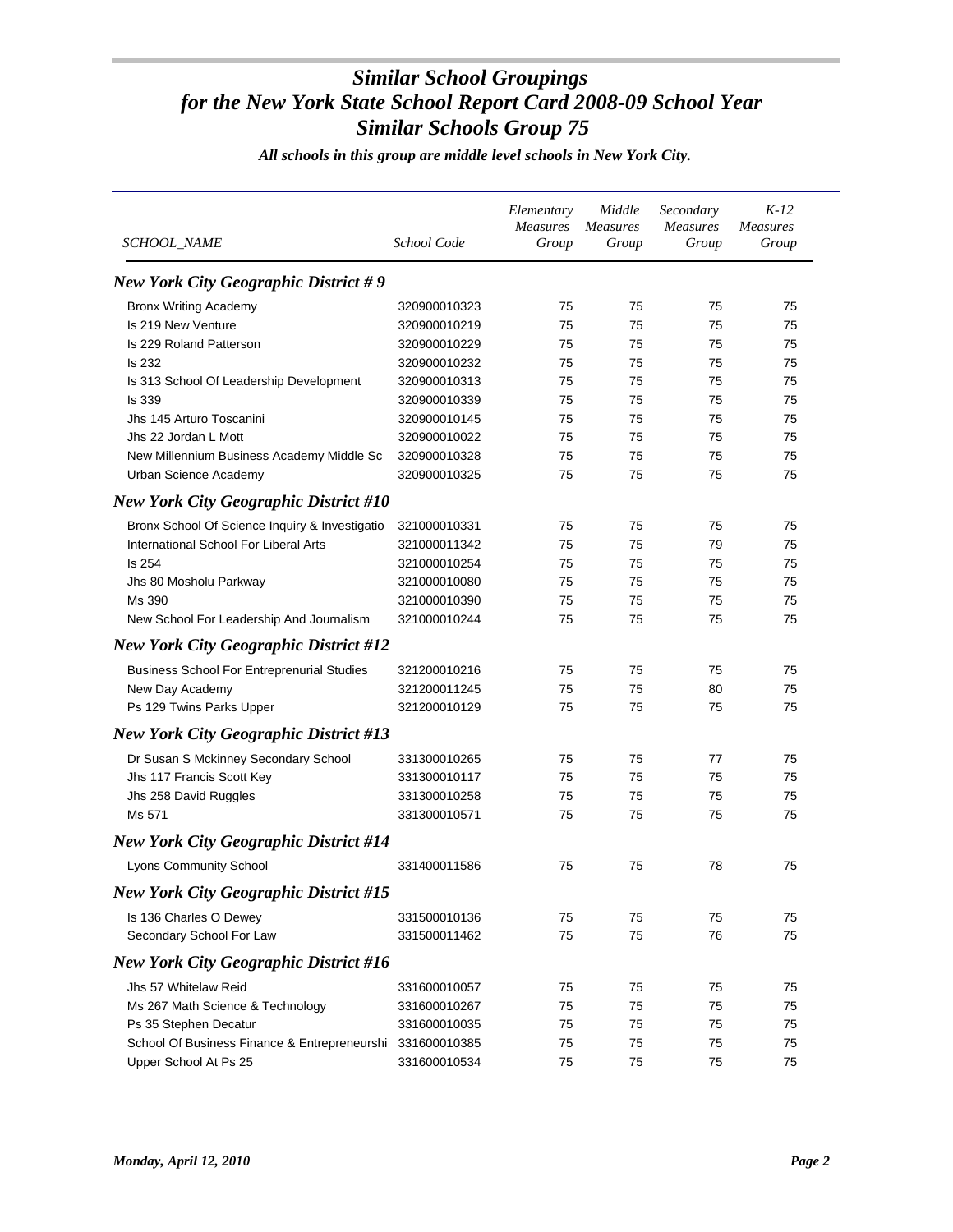# Similar School Groupings for the New York State School Report Card 2008-09 School Year Similar Schools Group 75

***All schools in this group are middle level schools in New York City.***

| SCHOOL_NAME | School Code | Elementary Measures Group | Middle Measures Group | Secondary Measures Group | K-12 Measures Group |
|---|---|---|---|---|---|
| ***New York City Geographic District # 9*** | | | | | |
| Bronx Writing Academy | 320900010323 | 75 | 75 | 75 | 75 |
| Is 219 New Venture | 320900010219 | 75 | 75 | 75 | 75 |
| Is 229 Roland Patterson | 320900010229 | 75 | 75 | 75 | 75 |
| Is 232 | 320900010232 | 75 | 75 | 75 | 75 |
| Is 313 School Of Leadership Development | 320900010313 | 75 | 75 | 75 | 75 |
| Is 339 | 320900010339 | 75 | 75 | 75 | 75 |
| Jhs 145 Arturo Toscanini | 320900010145 | 75 | 75 | 75 | 75 |
| Jhs 22 Jordan L Mott | 320900010022 | 75 | 75 | 75 | 75 |
| New Millennium Business Academy Middle Sc | 320900010328 | 75 | 75 | 75 | 75 |
| Urban Science Academy | 320900010325 | 75 | 75 | 75 | 75 |
| ***New York City Geographic District #10*** | | | | | |
| Bronx School Of Science Inquiry & Investigatio | 321000010331 | 75 | 75 | 75 | 75 |
| International School For Liberal Arts | 321000011342 | 75 | 75 | 79 | 75 |
| Is 254 | 321000010254 | 75 | 75 | 75 | 75 |
| Jhs 80 Mosholu Parkway | 321000010080 | 75 | 75 | 75 | 75 |
| Ms 390 | 321000010390 | 75 | 75 | 75 | 75 |
| New School For Leadership And Journalism | 321000010244 | 75 | 75 | 75 | 75 |
| ***New York City Geographic District #12*** | | | | | |
| Business School For Entreprenurial Studies | 321200010216 | 75 | 75 | 75 | 75 |
| New Day Academy | 321200011245 | 75 | 75 | 80 | 75 |
| Ps 129 Twins Parks Upper | 321200010129 | 75 | 75 | 75 | 75 |
| ***New York City Geographic District #13*** | | | | | |
| Dr Susan S Mckinney Secondary School | 331300010265 | 75 | 75 | 77 | 75 |
| Jhs 117 Francis Scott Key | 331300010117 | 75 | 75 | 75 | 75 |
| Jhs 258 David Ruggles | 331300010258 | 75 | 75 | 75 | 75 |
| Ms 571 | 331300010571 | 75 | 75 | 75 | 75 |
| ***New York City Geographic District #14*** | | | | | |
| Lyons Community School | 331400011586 | 75 | 75 | 78 | 75 |
| ***New York City Geographic District #15*** | | | | | |
| Is 136 Charles O Dewey | 331500010136 | 75 | 75 | 75 | 75 |
| Secondary School For Law | 331500011462 | 75 | 75 | 76 | 75 |
| ***New York City Geographic District #16*** | | | | | |
| Jhs 57 Whitelaw Reid | 331600010057 | 75 | 75 | 75 | 75 |
| Ms 267 Math Science & Technology | 331600010267 | 75 | 75 | 75 | 75 |
| Ps 35 Stephen Decatur | 331600010035 | 75 | 75 | 75 | 75 |
| School Of Business Finance & Entrepreneurshi | 331600010385 | 75 | 75 | 75 | 75 |
| Upper School At Ps 25 | 331600010534 | 75 | 75 | 75 | 75 |

*Monday, April 12, 2010*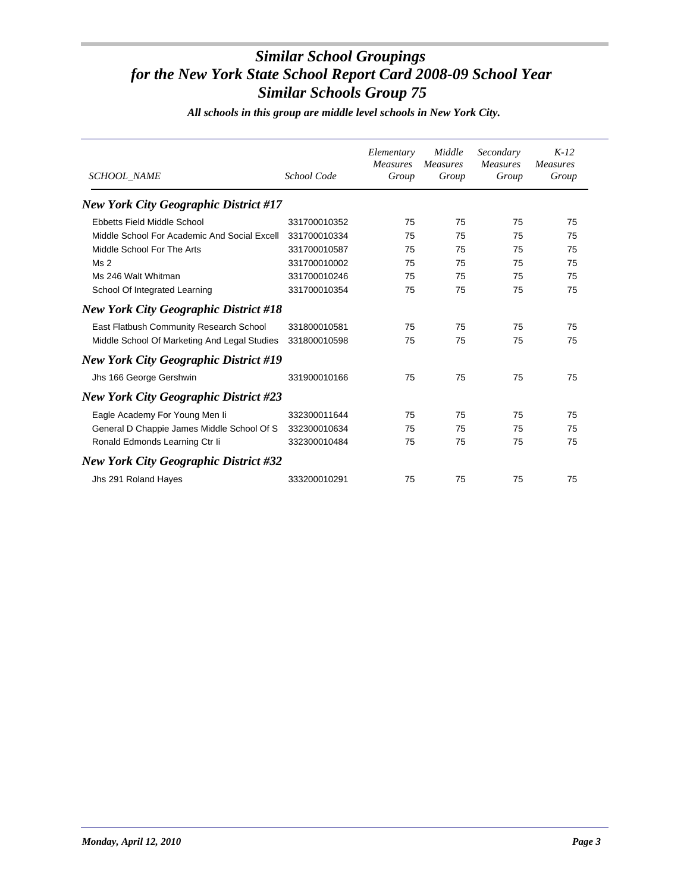# Similar School Groupings
# for the New York State School Report Card 2008-09 School Year
# Similar Schools Group 75

***All schools in this group are middle level schools in New York City.***

| SCHOOL_NAME | School Code | Elementary Measures Group | Middle Measures Group | Secondary Measures Group | K-12 Measures Group |
|---|---|---|---|---|---|
| ***New York City Geographic District #17*** | | | | | |
| Ebbetts Field Middle School | 331700010352 | 75 | 75 | 75 | 75 |
| Middle School For Academic And Social Excell | 331700010334 | 75 | 75 | 75 | 75 |
| Middle School For The Arts | 331700010587 | 75 | 75 | 75 | 75 |
| Ms 2 | 331700010002 | 75 | 75 | 75 | 75 |
| Ms 246 Walt Whitman | 331700010246 | 75 | 75 | 75 | 75 |
| School Of Integrated Learning | 331700010354 | 75 | 75 | 75 | 75 |
| ***New York City Geographic District #18*** | | | | | |
| East Flatbush Community Research School | 331800010581 | 75 | 75 | 75 | 75 |
| Middle School Of Marketing And Legal Studies | 331800010598 | 75 | 75 | 75 | 75 |
| ***New York City Geographic District #19*** | | | | | |
| Jhs 166 George Gershwin | 331900010166 | 75 | 75 | 75 | 75 |
| ***New York City Geographic District #23*** | | | | | |
| Eagle Academy For Young Men Ii | 332300011644 | 75 | 75 | 75 | 75 |
| General D Chappie James Middle School Of S | 332300010634 | 75 | 75 | 75 | 75 |
| Ronald Edmonds Learning Ctr Ii | 332300010484 | 75 | 75 | 75 | 75 |
| ***New York City Geographic District #32*** | | | | | |
| Jhs 291 Roland Hayes | 333200010291 | 75 | 75 | 75 | 75 |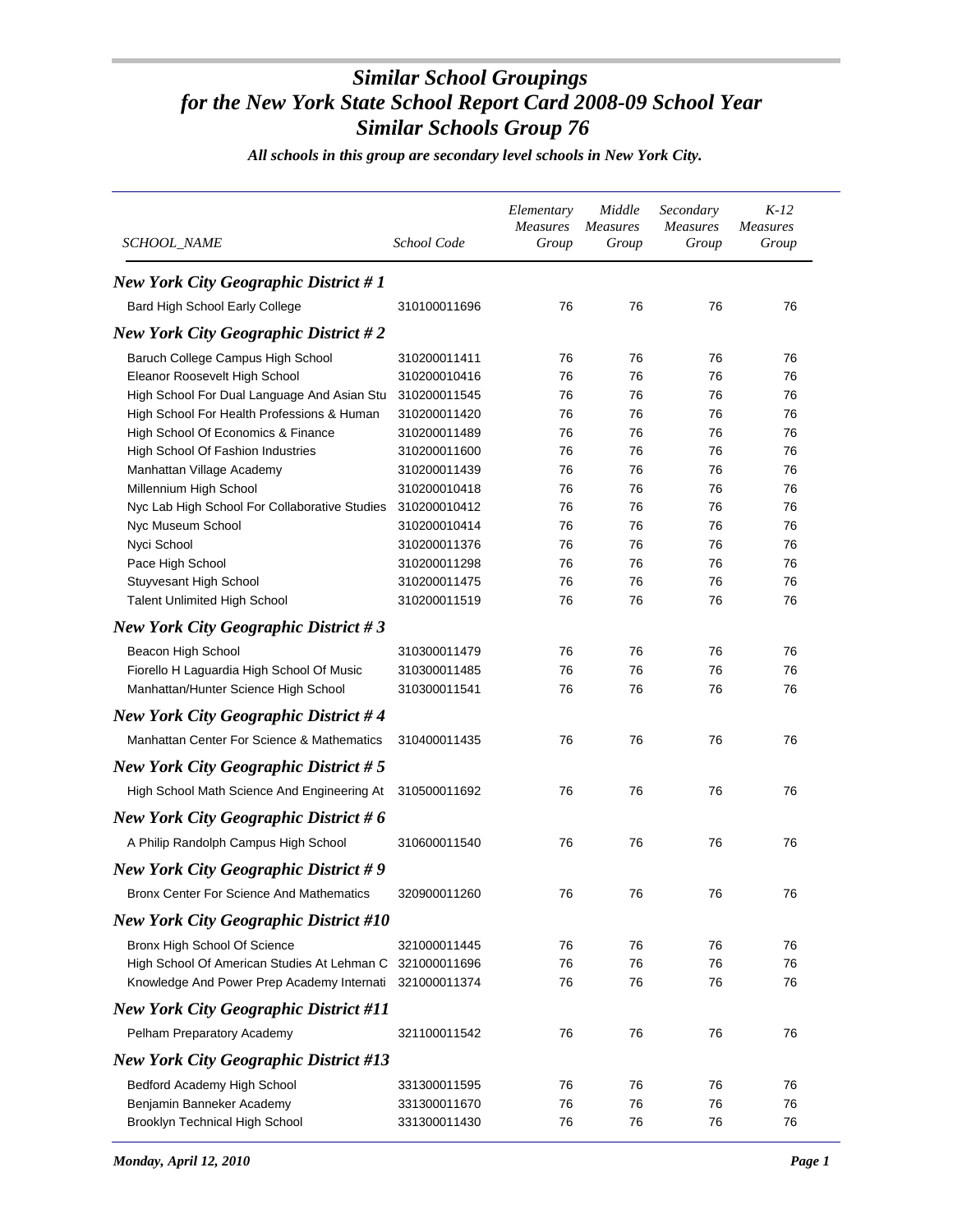# Similar School Groupings for the New York State School Report Card 2008-09 School Year Similar Schools Group 76

*All schools in this group are secondary level schools in New York City.*

| SCHOOL_NAME | School Code | Elementary Measures Group | Middle Measures Group | Secondary Measures Group | K-12 Measures Group |
|---|---|---|---|---|---|
| ***New York City Geographic District # 1*** | | | | | |
| Bard High School Early College | 310100011696 | 76 | 76 | 76 | 76 |
| ***New York City Geographic District # 2*** | | | | | |
| Baruch College Campus High School | 310200011411 | 76 | 76 | 76 | 76 |
| Eleanor Roosevelt High School | 310200010416 | 76 | 76 | 76 | 76 |
| High School For Dual Language And Asian Stu | 310200011545 | 76 | 76 | 76 | 76 |
| High School For Health Professions & Human | 310200011420 | 76 | 76 | 76 | 76 |
| High School Of Economics & Finance | 310200011489 | 76 | 76 | 76 | 76 |
| High School Of Fashion Industries | 310200011600 | 76 | 76 | 76 | 76 |
| Manhattan Village Academy | 310200011439 | 76 | 76 | 76 | 76 |
| Millennium High School | 310200010418 | 76 | 76 | 76 | 76 |
| Nyc Lab High School For Collaborative Studies | 310200010412 | 76 | 76 | 76 | 76 |
| Nyc Museum School | 310200010414 | 76 | 76 | 76 | 76 |
| Nyci School | 310200011376 | 76 | 76 | 76 | 76 |
| Pace High School | 310200011298 | 76 | 76 | 76 | 76 |
| Stuyvesant High School | 310200011475 | 76 | 76 | 76 | 76 |
| Talent Unlimited High School | 310200011519 | 76 | 76 | 76 | 76 |
| ***New York City Geographic District # 3*** | | | | | |
| Beacon High School | 310300011479 | 76 | 76 | 76 | 76 |
| Fiorello H Laguardia High School Of Music | 310300011485 | 76 | 76 | 76 | 76 |
| Manhattan/Hunter Science High School | 310300011541 | 76 | 76 | 76 | 76 |
| ***New York City Geographic District # 4*** | | | | | |
| Manhattan Center For Science & Mathematics | 310400011435 | 76 | 76 | 76 | 76 |
| ***New York City Geographic District # 5*** | | | | | |
| High School Math Science And Engineering At | 310500011692 | 76 | 76 | 76 | 76 |
| ***New York City Geographic District # 6*** | | | | | |
| A Philip Randolph Campus High School | 310600011540 | 76 | 76 | 76 | 76 |
| ***New York City Geographic District # 9*** | | | | | |
| Bronx Center For Science And Mathematics | 320900011260 | 76 | 76 | 76 | 76 |
| ***New York City Geographic District #10*** | | | | | |
| Bronx High School Of Science | 321000011445 | 76 | 76 | 76 | 76 |
| High School Of American Studies At Lehman C | 321000011696 | 76 | 76 | 76 | 76 |
| Knowledge And Power Prep Academy Internati | 321000011374 | 76 | 76 | 76 | 76 |
| ***New York City Geographic District #11*** | | | | | |
| Pelham Preparatory Academy | 321100011542 | 76 | 76 | 76 | 76 |
| ***New York City Geographic District #13*** | | | | | |
| Bedford Academy High School | 331300011595 | 76 | 76 | 76 | 76 |
| Benjamin Banneker Academy | 331300011670 | 76 | 76 | 76 | 76 |
| Brooklyn Technical High School | 331300011430 | 76 | 76 | 76 | 76 |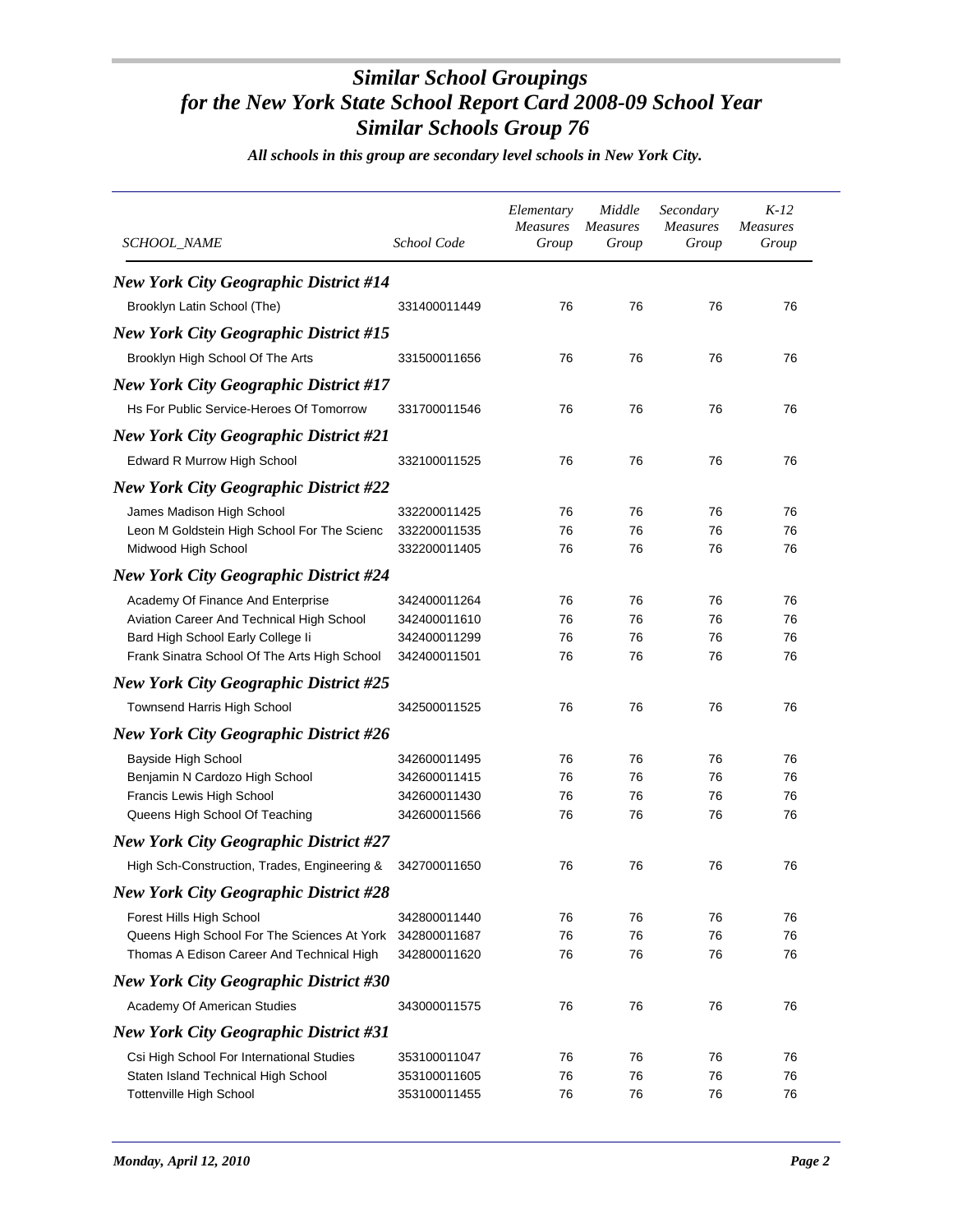# *Similar School Groupings for the New York State School Report Card 2008-09 School Year Similar Schools Group 76*

*All schools in this group are secondary level schools in New York City.*

| SCHOOL_NAME | School Code | Elementary Measures Group | Middle Measures Group | Secondary Measures Group | K-12 Measures Group |
|---|---|---|---|---|---|
| ***New York City Geographic District #14*** | | | | | |
| Brooklyn Latin School (The) | 331400011449 | 76 | 76 | 76 | 76 |
| ***New York City Geographic District #15*** | | | | | |
| Brooklyn High School Of The Arts | 331500011656 | 76 | 76 | 76 | 76 |
| ***New York City Geographic District #17*** | | | | | |
| Hs For Public Service-Heroes Of Tomorrow | 331700011546 | 76 | 76 | 76 | 76 |
| ***New York City Geographic District #21*** | | | | | |
| Edward R Murrow High School | 332100011525 | 76 | 76 | 76 | 76 |
| ***New York City Geographic District #22*** | | | | | |
| James Madison High School | 332200011425 | 76 | 76 | 76 | 76 |
| Leon M Goldstein High School For The Scienc | 332200011535 | 76 | 76 | 76 | 76 |
| Midwood High School | 332200011405 | 76 | 76 | 76 | 76 |
| ***New York City Geographic District #24*** | | | | | |
| Academy Of Finance And Enterprise | 342400011264 | 76 | 76 | 76 | 76 |
| Aviation Career And Technical High School | 342400011610 | 76 | 76 | 76 | 76 |
| Bard High School Early College Ii | 342400011299 | 76 | 76 | 76 | 76 |
| Frank Sinatra School Of The Arts High School | 342400011501 | 76 | 76 | 76 | 76 |
| ***New York City Geographic District #25*** | | | | | |
| Townsend Harris High School | 342500011525 | 76 | 76 | 76 | 76 |
| ***New York City Geographic District #26*** | | | | | |
| Bayside High School | 342600011495 | 76 | 76 | 76 | 76 |
| Benjamin N Cardozo High School | 342600011415 | 76 | 76 | 76 | 76 |
| Francis Lewis High School | 342600011430 | 76 | 76 | 76 | 76 |
| Queens High School Of Teaching | 342600011566 | 76 | 76 | 76 | 76 |
| ***New York City Geographic District #27*** | | | | | |
| High Sch-Construction, Trades, Engineering & | 342700011650 | 76 | 76 | 76 | 76 |
| ***New York City Geographic District #28*** | | | | | |
| Forest Hills High School | 342800011440 | 76 | 76 | 76 | 76 |
| Queens High School For The Sciences At York | 342800011687 | 76 | 76 | 76 | 76 |
| Thomas A Edison Career And Technical High | 342800011620 | 76 | 76 | 76 | 76 |
| ***New York City Geographic District #30*** | | | | | |
| Academy Of American Studies | 343000011575 | 76 | 76 | 76 | 76 |
| ***New York City Geographic District #31*** | | | | | |
| Csi High School For International Studies | 353100011047 | 76 | 76 | 76 | 76 |
| Staten Island Technical High School | 353100011605 | 76 | 76 | 76 | 76 |
| Tottenville High School | 353100011455 | 76 | 76 | 76 | 76 |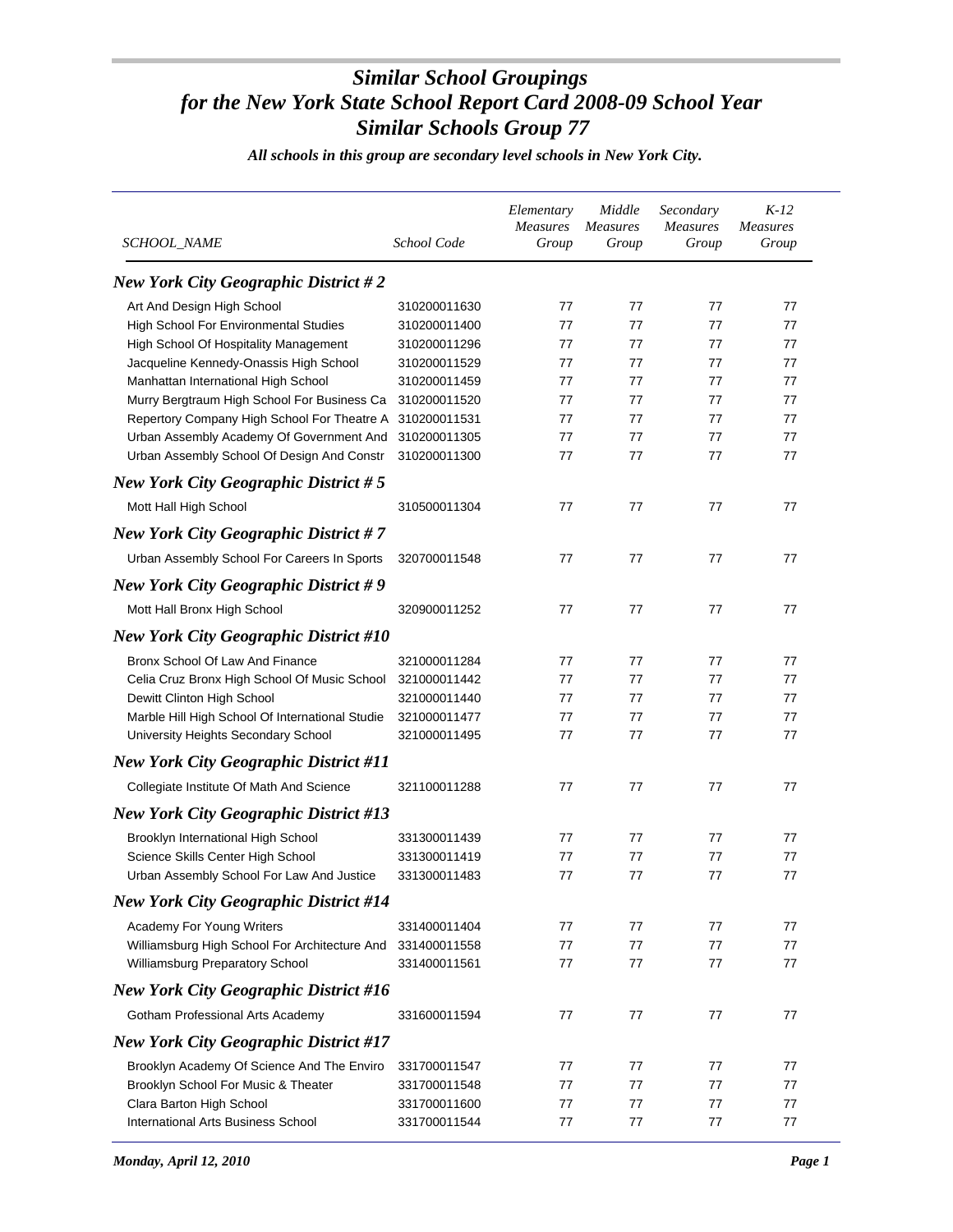# Similar School Groupings for the New York State School Report Card 2008-09 School Year

## Similar Schools Group 77

*All schools in this group are secondary level schools in New York City.*

| SCHOOL_NAME | School Code | Elementary Measures Group | Middle Measures Group | Secondary Measures Group | K-12 Measures Group |
|---|---|---|---|---|---|
| ***New York City Geographic District # 2*** | | | | | |
| Art And Design High School | 310200011630 | 77 | 77 | 77 | 77 |
| High School For Environmental Studies | 310200011400 | 77 | 77 | 77 | 77 |
| High School Of Hospitality Management | 310200011296 | 77 | 77 | 77 | 77 |
| Jacqueline Kennedy-Onassis High School | 310200011529 | 77 | 77 | 77 | 77 |
| Manhattan International High School | 310200011459 | 77 | 77 | 77 | 77 |
| Murry Bergtraum High School For Business Ca | 310200011520 | 77 | 77 | 77 | 77 |
| Repertory Company High School For Theatre A | 310200011531 | 77 | 77 | 77 | 77 |
| Urban Assembly Academy Of Government And | 310200011305 | 77 | 77 | 77 | 77 |
| Urban Assembly School Of Design And Constr | 310200011300 | 77 | 77 | 77 | 77 |
| ***New York City Geographic District # 5*** | | | | | |
| Mott Hall High School | 310500011304 | 77 | 77 | 77 | 77 |
| ***New York City Geographic District # 7*** | | | | | |
| Urban Assembly School For Careers In Sports | 320700011548 | 77 | 77 | 77 | 77 |
| ***New York City Geographic District # 9*** | | | | | |
| Mott Hall Bronx High School | 320900011252 | 77 | 77 | 77 | 77 |
| ***New York City Geographic District #10*** | | | | | |
| Bronx School Of Law And Finance | 321000011284 | 77 | 77 | 77 | 77 |
| Celia Cruz Bronx High School Of Music School | 321000011442 | 77 | 77 | 77 | 77 |
| Dewitt Clinton High School | 321000011440 | 77 | 77 | 77 | 77 |
| Marble Hill High School Of International Studie | 321000011477 | 77 | 77 | 77 | 77 |
| University Heights Secondary School | 321000011495 | 77 | 77 | 77 | 77 |
| ***New York City Geographic District #11*** | | | | | |
| Collegiate Institute Of Math And Science | 321100011288 | 77 | 77 | 77 | 77 |
| ***New York City Geographic District #13*** | | | | | |
| Brooklyn International High School | 331300011439 | 77 | 77 | 77 | 77 |
| Science Skills Center High School | 331300011419 | 77 | 77 | 77 | 77 |
| Urban Assembly School For Law And Justice | 331300011483 | 77 | 77 | 77 | 77 |
| ***New York City Geographic District #14*** | | | | | |
| Academy For Young Writers | 331400011404 | 77 | 77 | 77 | 77 |
| Williamsburg High School For Architecture And | 331400011558 | 77 | 77 | 77 | 77 |
| Williamsburg Preparatory School | 331400011561 | 77 | 77 | 77 | 77 |
| ***New York City Geographic District #16*** | | | | | |
| Gotham Professional Arts Academy | 331600011594 | 77 | 77 | 77 | 77 |
| ***New York City Geographic District #17*** | | | | | |
| Brooklyn Academy Of Science And The Enviro | 331700011547 | 77 | 77 | 77 | 77 |
| Brooklyn School For Music & Theater | 331700011548 | 77 | 77 | 77 | 77 |
| Clara Barton High School | 331700011600 | 77 | 77 | 77 | 77 |
| International Arts Business School | 331700011544 | 77 | 77 | 77 | 77 |

*Monday, April 12, 2010*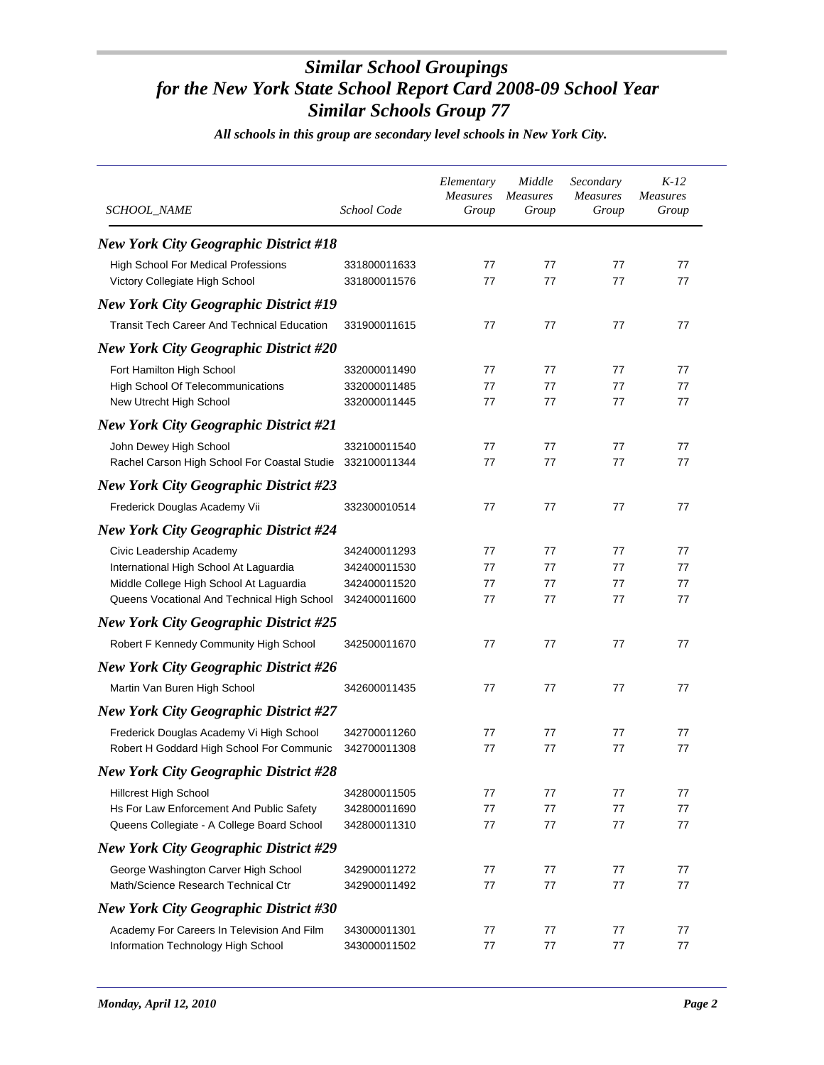# Similar School Groupings
# for the New York State School Report Card 2008-09 School Year
# Similar Schools Group 77

***All schools in this group are secondary level schools in New York City.***

| SCHOOL_NAME | School Code | Elementary Measures Group | Middle Measures Group | Secondary Measures Group | K-12 Measures Group |
|---|---|---|---|---|---|
| ***New York City Geographic District #18*** | | | | | |
| High School For Medical Professions | 331800011633 | 77 | 77 | 77 | 77 |
| Victory Collegiate High School | 331800011576 | 77 | 77 | 77 | 77 |
| ***New York City Geographic District #19*** | | | | | |
| Transit Tech Career And Technical Education | 331900011615 | 77 | 77 | 77 | 77 |
| ***New York City Geographic District #20*** | | | | | |
| Fort Hamilton High School | 332000011490 | 77 | 77 | 77 | 77 |
| High School Of Telecommunications | 332000011485 | 77 | 77 | 77 | 77 |
| New Utrecht High School | 332000011445 | 77 | 77 | 77 | 77 |
| ***New York City Geographic District #21*** | | | | | |
| John Dewey High School | 332100011540 | 77 | 77 | 77 | 77 |
| Rachel Carson High School For Coastal Studie | 332100011344 | 77 | 77 | 77 | 77 |
| ***New York City Geographic District #23*** | | | | | |
| Frederick Douglas Academy Vii | 332300010514 | 77 | 77 | 77 | 77 |
| ***New York City Geographic District #24*** | | | | | |
| Civic Leadership Academy | 342400011293 | 77 | 77 | 77 | 77 |
| International High School At Laguardia | 342400011530 | 77 | 77 | 77 | 77 |
| Middle College High School At Laguardia | 342400011520 | 77 | 77 | 77 | 77 |
| Queens Vocational And Technical High School | 342400011600 | 77 | 77 | 77 | 77 |
| ***New York City Geographic District #25*** | | | | | |
| Robert F Kennedy Community High School | 342500011670 | 77 | 77 | 77 | 77 |
| ***New York City Geographic District #26*** | | | | | |
| Martin Van Buren High School | 342600011435 | 77 | 77 | 77 | 77 |
| ***New York City Geographic District #27*** | | | | | |
| Frederick Douglas Academy Vi High School | 342700011260 | 77 | 77 | 77 | 77 |
| Robert H Goddard High School For Communic | 342700011308 | 77 | 77 | 77 | 77 |
| ***New York City Geographic District #28*** | | | | | |
| Hillcrest High School | 342800011505 | 77 | 77 | 77 | 77 |
| Hs For Law Enforcement And Public Safety | 342800011690 | 77 | 77 | 77 | 77 |
| Queens Collegiate - A College Board School | 342800011310 | 77 | 77 | 77 | 77 |
| ***New York City Geographic District #29*** | | | | | |
| George Washington Carver High School | 342900011272 | 77 | 77 | 77 | 77 |
| Math/Science Research Technical Ctr | 342900011492 | 77 | 77 | 77 | 77 |
| ***New York City Geographic District #30*** | | | | | |
| Academy For Careers In Television And Film | 343000011301 | 77 | 77 | 77 | 77 |
| Information Technology High School | 343000011502 | 77 | 77 | 77 | 77 |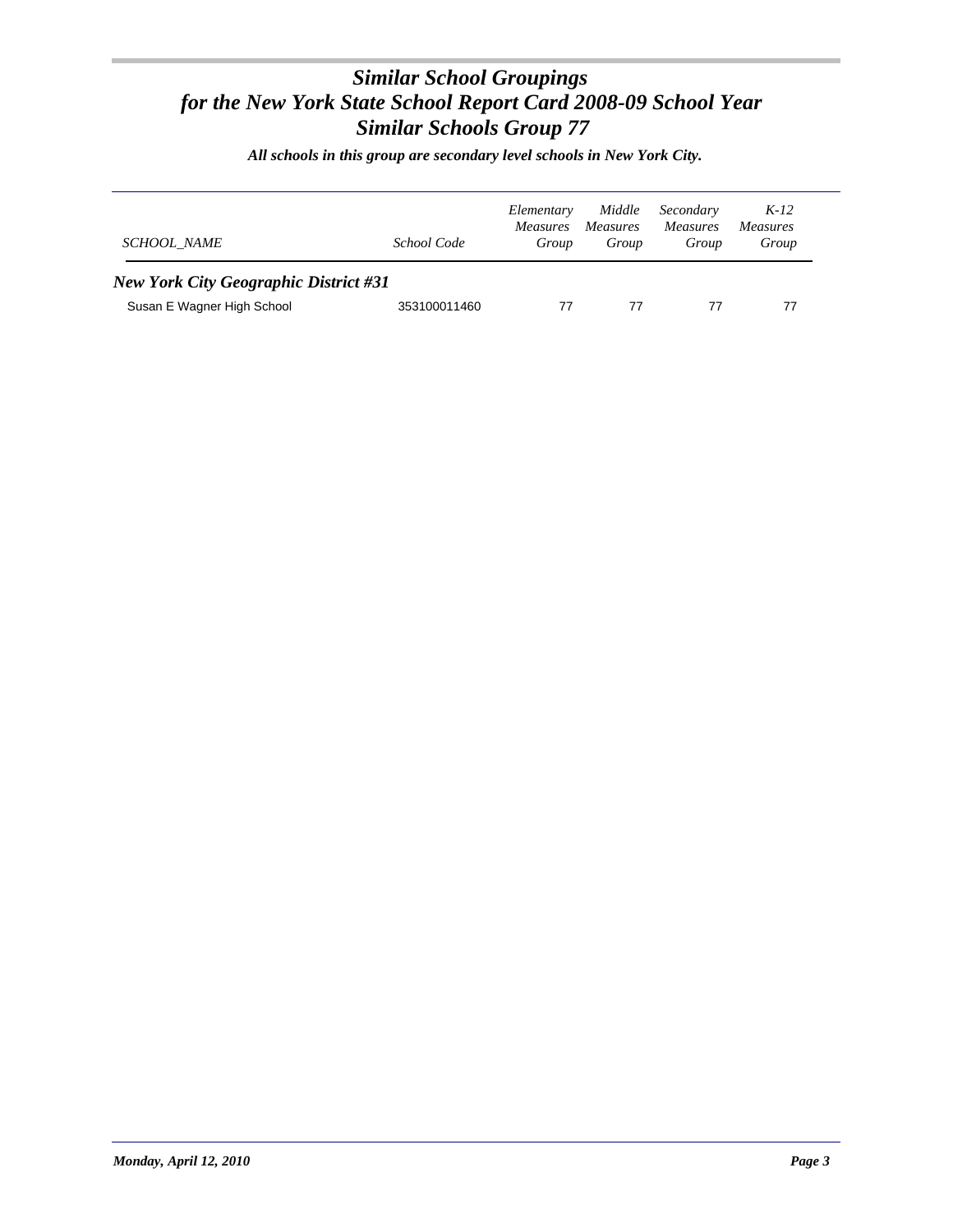# *Similar School Groupings for the New York State School Report Card 2008-09 School Year Similar Schools Group 77*

***All schools in this group are secondary level schools in New York City.***

| *SCHOOL_NAME* | *School Code* | *Elementary Measures Group* | *Middle Measures Group* | *Secondary Measures Group* | *K-12 Measures Group* |
|---|---|---|---|---|---|
| ***New York City Geographic District #31*** | | | | | |
| Susan E Wagner High School | 353100011460 | 77 | 77 | 77 | 77 |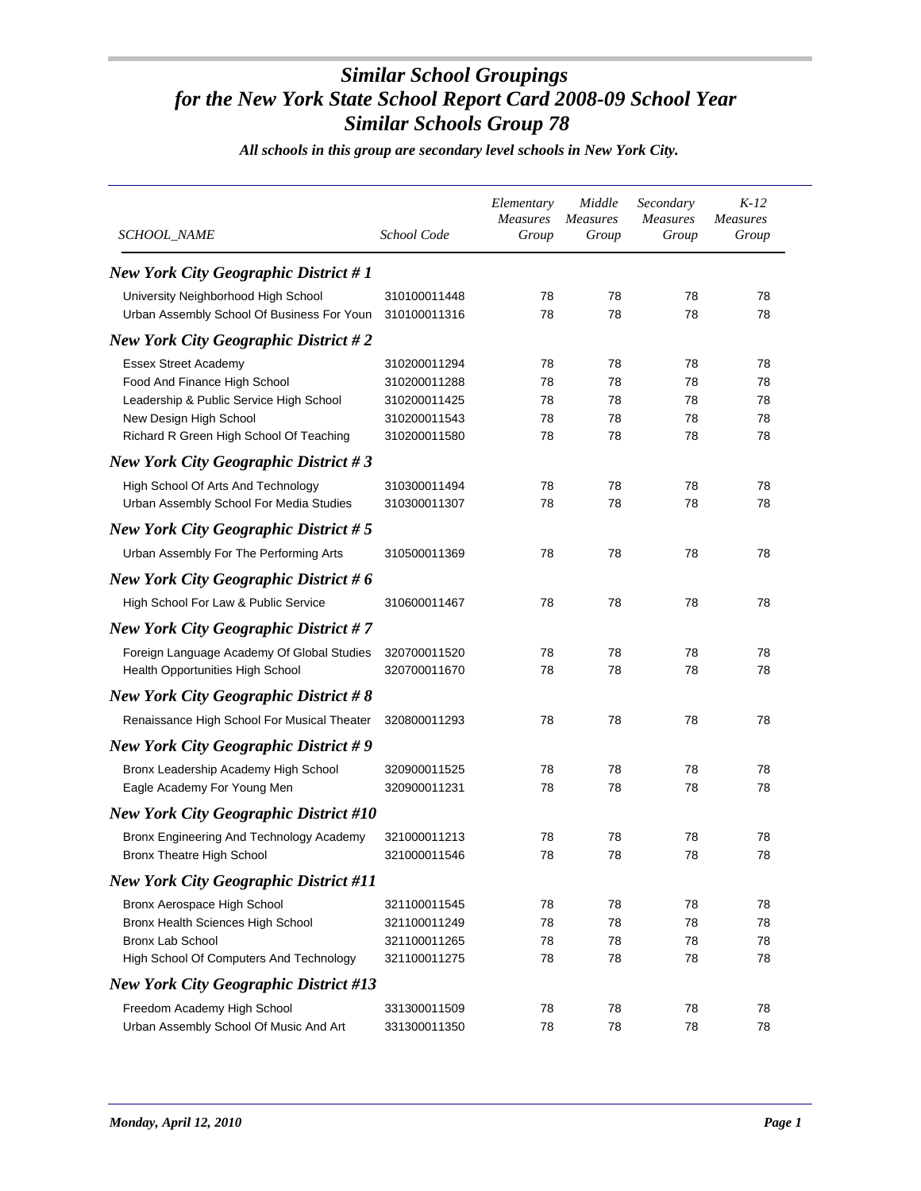# *Similar School Groupings for the New York State School Report Card 2008-09 School Year Similar Schools Group 78*

***All schools in this group are secondary level schools in New York City.***

| *SCHOOL_NAME* | *School Code* | *Elementary Measures Group* | *Middle Measures Group* | *Secondary Measures Group* | *K-12 Measures Group* |
|---|---|---|---|---|---|
| ***New York City Geographic District # 1*** | | | | | |
| University Neighborhood High School | 310100011448 | 78 | 78 | 78 | 78 |
| Urban Assembly School Of Business For Youn | 310100011316 | 78 | 78 | 78 | 78 |
| ***New York City Geographic District # 2*** | | | | | |
| Essex Street Academy | 310200011294 | 78 | 78 | 78 | 78 |
| Food And Finance High School | 310200011288 | 78 | 78 | 78 | 78 |
| Leadership & Public Service High School | 310200011425 | 78 | 78 | 78 | 78 |
| New Design High School | 310200011543 | 78 | 78 | 78 | 78 |
| Richard R Green High School Of Teaching | 310200011580 | 78 | 78 | 78 | 78 |
| ***New York City Geographic District # 3*** | | | | | |
| High School Of Arts And Technology | 310300011494 | 78 | 78 | 78 | 78 |
| Urban Assembly School For Media Studies | 310300011307 | 78 | 78 | 78 | 78 |
| ***New York City Geographic District # 5*** | | | | | |
| Urban Assembly For The Performing Arts | 310500011369 | 78 | 78 | 78 | 78 |
| ***New York City Geographic District # 6*** | | | | | |
| High School For Law & Public Service | 310600011467 | 78 | 78 | 78 | 78 |
| ***New York City Geographic District # 7*** | | | | | |
| Foreign Language Academy Of Global Studies | 320700011520 | 78 | 78 | 78 | 78 |
| Health Opportunities High School | 320700011670 | 78 | 78 | 78 | 78 |
| ***New York City Geographic District # 8*** | | | | | |
| Renaissance High School For Musical Theater | 320800011293 | 78 | 78 | 78 | 78 |
| ***New York City Geographic District # 9*** | | | | | |
| Bronx Leadership Academy High School | 320900011525 | 78 | 78 | 78 | 78 |
| Eagle Academy For Young Men | 320900011231 | 78 | 78 | 78 | 78 |
| ***New York City Geographic District #10*** | | | | | |
| Bronx Engineering And Technology Academy | 321000011213 | 78 | 78 | 78 | 78 |
| Bronx Theatre High School | 321000011546 | 78 | 78 | 78 | 78 |
| ***New York City Geographic District #11*** | | | | | |
| Bronx Aerospace High School | 321100011545 | 78 | 78 | 78 | 78 |
| Bronx Health Sciences High School | 321100011249 | 78 | 78 | 78 | 78 |
| Bronx Lab School | 321100011265 | 78 | 78 | 78 | 78 |
| High School Of Computers And Technology | 321100011275 | 78 | 78 | 78 | 78 |
| ***New York City Geographic District #13*** | | | | | |
| Freedom Academy High School | 331300011509 | 78 | 78 | 78 | 78 |
| Urban Assembly School Of Music And Art | 331300011350 | 78 | 78 | 78 | 78 |

*Monday, April 12, 2010*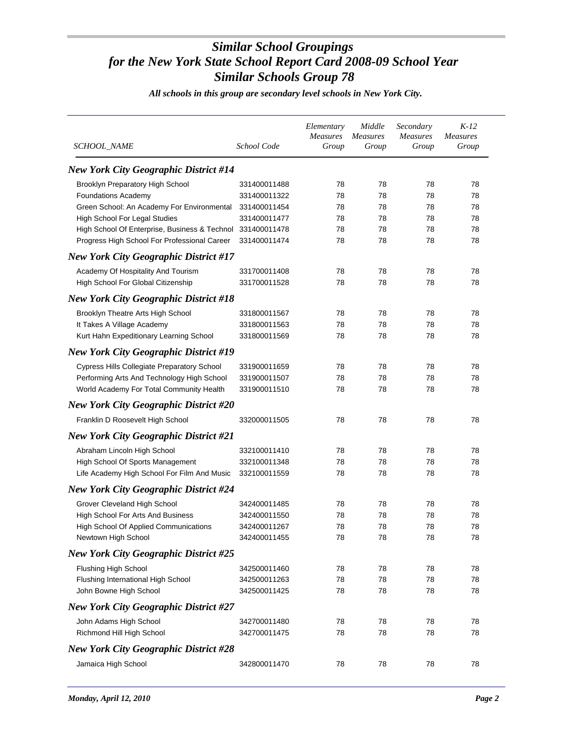# *Similar School Groupings for the New York State School Report Card 2008-09 School Year Similar Schools Group 78*

***All schools in this group are secondary level schools in New York City.***

| SCHOOL_NAME | School Code | Elementary Measures Group | Middle Measures Group | Secondary Measures Group | K-12 Measures Group |
|---|---|---|---|---|---|
| ***New York City Geographic District #14*** | | | | | |
| Brooklyn Preparatory High School | 331400011488 | 78 | 78 | 78 | 78 |
| Foundations Academy | 331400011322 | 78 | 78 | 78 | 78 |
| Green School: An Academy For Environmental | 331400011454 | 78 | 78 | 78 | 78 |
| High School For Legal Studies | 331400011477 | 78 | 78 | 78 | 78 |
| High School Of Enterprise, Business & Technol | 331400011478 | 78 | 78 | 78 | 78 |
| Progress High School For Professional Career | 331400011474 | 78 | 78 | 78 | 78 |
| ***New York City Geographic District #17*** | | | | | |
| Academy Of Hospitality And Tourism | 331700011408 | 78 | 78 | 78 | 78 |
| High School For Global Citizenship | 331700011528 | 78 | 78 | 78 | 78 |
| ***New York City Geographic District #18*** | | | | | |
| Brooklyn Theatre Arts High School | 331800011567 | 78 | 78 | 78 | 78 |
| It Takes A Village Academy | 331800011563 | 78 | 78 | 78 | 78 |
| Kurt Hahn Expeditionary Learning School | 331800011569 | 78 | 78 | 78 | 78 |
| ***New York City Geographic District #19*** | | | | | |
| Cypress Hills Collegiate Preparatory School | 331900011659 | 78 | 78 | 78 | 78 |
| Performing Arts And Technology High School | 331900011507 | 78 | 78 | 78 | 78 |
| World Academy For Total Community Health | 331900011510 | 78 | 78 | 78 | 78 |
| ***New York City Geographic District #20*** | | | | | |
| Franklin D Roosevelt High School | 332000011505 | 78 | 78 | 78 | 78 |
| ***New York City Geographic District #21*** | | | | | |
| Abraham Lincoln High School | 332100011410 | 78 | 78 | 78 | 78 |
| High School Of Sports Management | 332100011348 | 78 | 78 | 78 | 78 |
| Life Academy High School For Film And Music | 332100011559 | 78 | 78 | 78 | 78 |
| ***New York City Geographic District #24*** | | | | | |
| Grover Cleveland High School | 342400011485 | 78 | 78 | 78 | 78 |
| High School For Arts And Business | 342400011550 | 78 | 78 | 78 | 78 |
| High School Of Applied Communications | 342400011267 | 78 | 78 | 78 | 78 |
| Newtown High School | 342400011455 | 78 | 78 | 78 | 78 |
| ***New York City Geographic District #25*** | | | | | |
| Flushing High School | 342500011460 | 78 | 78 | 78 | 78 |
| Flushing International High School | 342500011263 | 78 | 78 | 78 | 78 |
| John Bowne High School | 342500011425 | 78 | 78 | 78 | 78 |
| ***New York City Geographic District #27*** | | | | | |
| John Adams High School | 342700011480 | 78 | 78 | 78 | 78 |
| Richmond Hill High School | 342700011475 | 78 | 78 | 78 | 78 |
| ***New York City Geographic District #28*** | | | | | |
| Jamaica High School | 342800011470 | 78 | 78 | 78 | 78 |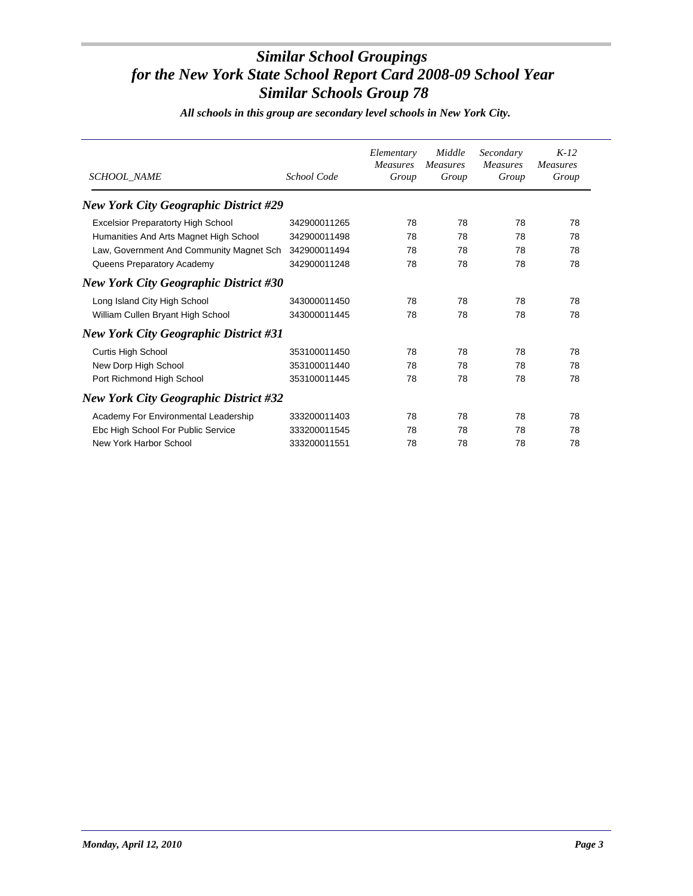# *Similar School Groupings for the New York State School Report Card 2008-09 School Year Similar Schools Group 78*

***All schools in this group are secondary level schools in New York City.***

| SCHOOL_NAME | School Code | Elementary Measures Group | Middle Measures Group | Secondary Measures Group | K-12 Measures Group |
|---|---|---|---|---|---|
| ***New York City Geographic District #29*** | | | | | |
| Excelsior Preparatorty High School | 342900011265 | 78 | 78 | 78 | 78 |
| Humanities And Arts Magnet High School | 342900011498 | 78 | 78 | 78 | 78 |
| Law, Government And Community Magnet Sch | 342900011494 | 78 | 78 | 78 | 78 |
| Queens Preparatory Academy | 342900011248 | 78 | 78 | 78 | 78 |
| ***New York City Geographic District #30*** | | | | | |
| Long Island City High School | 343000011450 | 78 | 78 | 78 | 78 |
| William Cullen Bryant High School | 343000011445 | 78 | 78 | 78 | 78 |
| ***New York City Geographic District #31*** | | | | | |
| Curtis High School | 353100011450 | 78 | 78 | 78 | 78 |
| New Dorp High School | 353100011440 | 78 | 78 | 78 | 78 |
| Port Richmond High School | 353100011445 | 78 | 78 | 78 | 78 |
| ***New York City Geographic District #32*** | | | | | |
| Academy For Environmental Leadership | 333200011403 | 78 | 78 | 78 | 78 |
| Ebc High School For Public Service | 333200011545 | 78 | 78 | 78 | 78 |
| New York Harbor School | 333200011551 | 78 | 78 | 78 | 78 |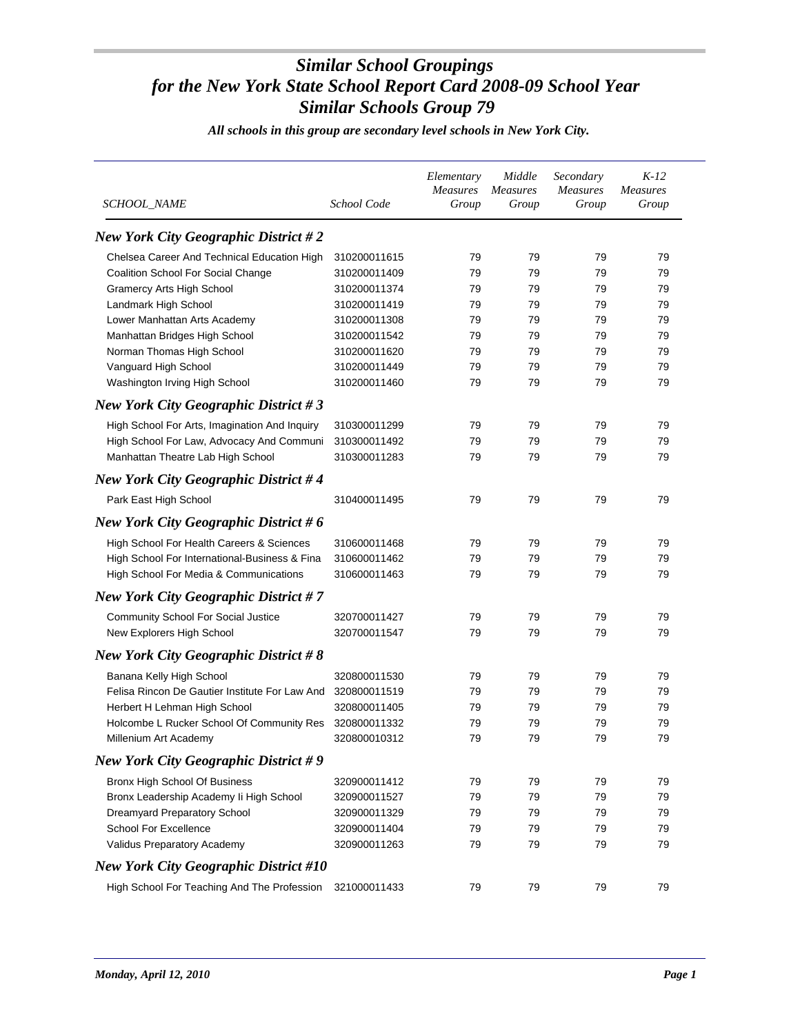# Similar School Groupings for the New York State School Report Card 2008-09 School Year Similar Schools Group 79

***All schools in this group are secondary level schools in New York City.***

| SCHOOL_NAME | School Code | Elementary Measures Group | Middle Measures Group | Secondary Measures Group | K-12 Measures Group |
|---|---|---|---|---|---|
| ***New York City Geographic District # 2*** | | | | | |
| Chelsea Career And Technical Education High | 310200011615 | 79 | 79 | 79 | 79 |
| Coalition School For Social Change | 310200011409 | 79 | 79 | 79 | 79 |
| Gramercy Arts High School | 310200011374 | 79 | 79 | 79 | 79 |
| Landmark High School | 310200011419 | 79 | 79 | 79 | 79 |
| Lower Manhattan Arts Academy | 310200011308 | 79 | 79 | 79 | 79 |
| Manhattan Bridges High School | 310200011542 | 79 | 79 | 79 | 79 |
| Norman Thomas High School | 310200011620 | 79 | 79 | 79 | 79 |
| Vanguard High School | 310200011449 | 79 | 79 | 79 | 79 |
| Washington Irving High School | 310200011460 | 79 | 79 | 79 | 79 |
| ***New York City Geographic District # 3*** | | | | | |
| High School For Arts, Imagination And Inquiry | 310300011299 | 79 | 79 | 79 | 79 |
| High School For Law, Advocacy And Communi | 310300011492 | 79 | 79 | 79 | 79 |
| Manhattan Theatre Lab High School | 310300011283 | 79 | 79 | 79 | 79 |
| ***New York City Geographic District # 4*** | | | | | |
| Park East High School | 310400011495 | 79 | 79 | 79 | 79 |
| ***New York City Geographic District # 6*** | | | | | |
| High School For Health Careers & Sciences | 310600011468 | 79 | 79 | 79 | 79 |
| High School For International-Business & Fina | 310600011462 | 79 | 79 | 79 | 79 |
| High School For Media & Communications | 310600011463 | 79 | 79 | 79 | 79 |
| ***New York City Geographic District # 7*** | | | | | |
| Community School For Social Justice | 320700011427 | 79 | 79 | 79 | 79 |
| New Explorers High School | 320700011547 | 79 | 79 | 79 | 79 |
| ***New York City Geographic District # 8*** | | | | | |
| Banana Kelly High School | 320800011530 | 79 | 79 | 79 | 79 |
| Felisa Rincon De Gautier Institute For Law And | 320800011519 | 79 | 79 | 79 | 79 |
| Herbert H Lehman High School | 320800011405 | 79 | 79 | 79 | 79 |
| Holcombe L Rucker School Of Community Res | 320800011332 | 79 | 79 | 79 | 79 |
| Millenium Art Academy | 320800010312 | 79 | 79 | 79 | 79 |
| ***New York City Geographic District # 9*** | | | | | |
| Bronx High School Of Business | 320900011412 | 79 | 79 | 79 | 79 |
| Bronx Leadership Academy Ii High School | 320900011527 | 79 | 79 | 79 | 79 |
| Dreamyard Preparatory School | 320900011329 | 79 | 79 | 79 | 79 |
| School For Excellence | 320900011404 | 79 | 79 | 79 | 79 |
| Validus Preparatory Academy | 320900011263 | 79 | 79 | 79 | 79 |
| ***New York City Geographic District #10*** | | | | | |
| High School For Teaching And The Profession | 321000011433 | 79 | 79 | 79 | 79 |

*Monday, April 12, 2010*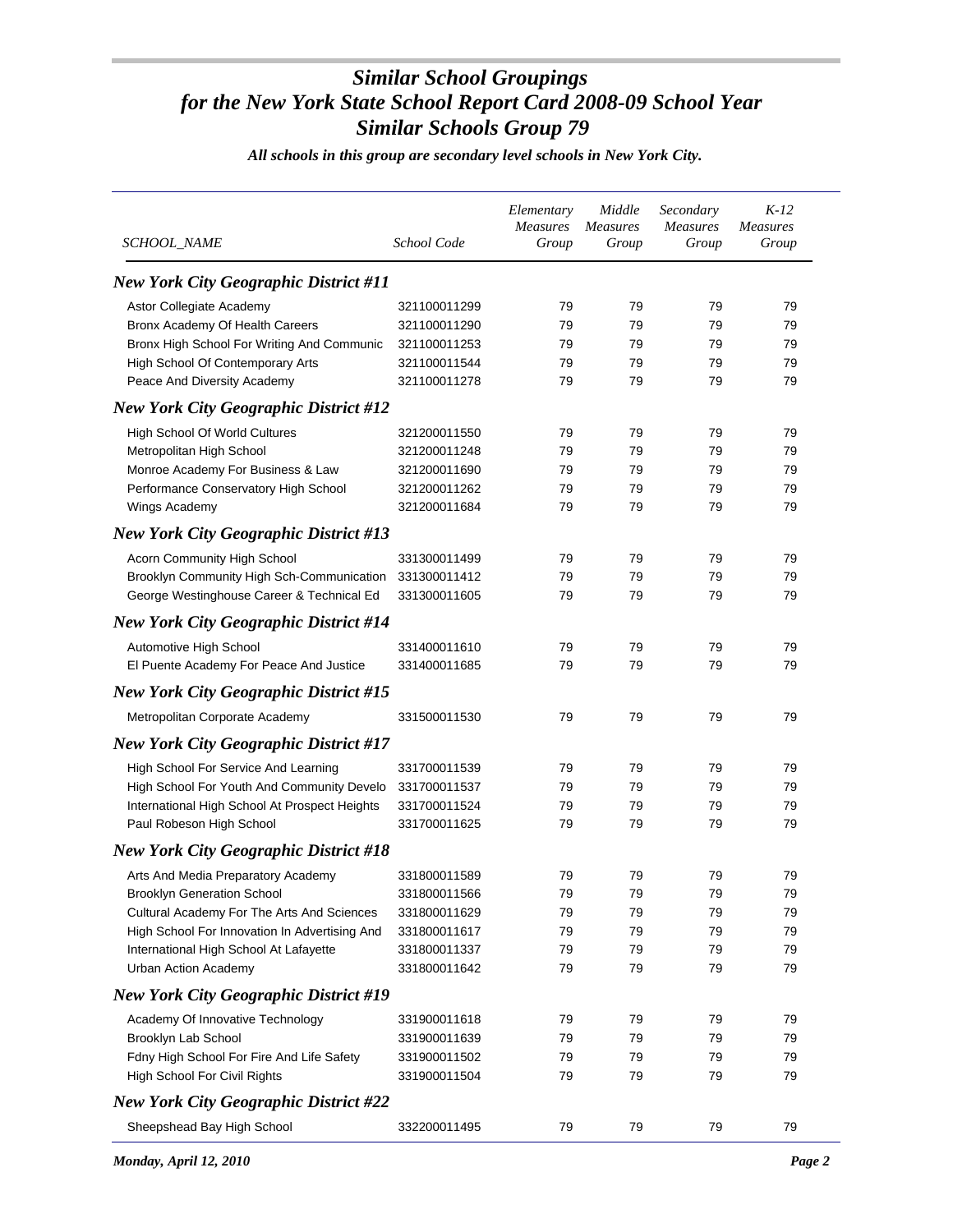# *Similar School Groupings for the New York State School Report Card 2008-09 School Year Similar Schools Group 79*

***All schools in this group are secondary level schools in New York City.***

| *SCHOOL_NAME* | *School Code* | *Elementary Measures Group* | *Middle Measures Group* | *Secondary Measures Group* | *K-12 Measures Group* |
|---|---|---|---|---|---|
| ***New York City Geographic District #11*** | | | | | |
| Astor Collegiate Academy | 321100011299 | 79 | 79 | 79 | 79 |
| Bronx Academy Of Health Careers | 321100011290 | 79 | 79 | 79 | 79 |
| Bronx High School For Writing And Communic | 321100011253 | 79 | 79 | 79 | 79 |
| High School Of Contemporary Arts | 321100011544 | 79 | 79 | 79 | 79 |
| Peace And Diversity Academy | 321100011278 | 79 | 79 | 79 | 79 |
| ***New York City Geographic District #12*** | | | | | |
| High School Of World Cultures | 321200011550 | 79 | 79 | 79 | 79 |
| Metropolitan High School | 321200011248 | 79 | 79 | 79 | 79 |
| Monroe Academy For Business & Law | 321200011690 | 79 | 79 | 79 | 79 |
| Performance Conservatory High School | 321200011262 | 79 | 79 | 79 | 79 |
| Wings Academy | 321200011684 | 79 | 79 | 79 | 79 |
| ***New York City Geographic District #13*** | | | | | |
| Acorn Community High School | 331300011499 | 79 | 79 | 79 | 79 |
| Brooklyn Community High Sch-Communication | 331300011412 | 79 | 79 | 79 | 79 |
| George Westinghouse Career & Technical Ed | 331300011605 | 79 | 79 | 79 | 79 |
| ***New York City Geographic District #14*** | | | | | |
| Automotive High School | 331400011610 | 79 | 79 | 79 | 79 |
| El Puente Academy For Peace And Justice | 331400011685 | 79 | 79 | 79 | 79 |
| ***New York City Geographic District #15*** | | | | | |
| Metropolitan Corporate Academy | 331500011530 | 79 | 79 | 79 | 79 |
| ***New York City Geographic District #17*** | | | | | |
| High School For Service And Learning | 331700011539 | 79 | 79 | 79 | 79 |
| High School For Youth And Community Develo | 331700011537 | 79 | 79 | 79 | 79 |
| International High School At Prospect Heights | 331700011524 | 79 | 79 | 79 | 79 |
| Paul Robeson High School | 331700011625 | 79 | 79 | 79 | 79 |
| ***New York City Geographic District #18*** | | | | | |
| Arts And Media Preparatory Academy | 331800011589 | 79 | 79 | 79 | 79 |
| Brooklyn Generation School | 331800011566 | 79 | 79 | 79 | 79 |
| Cultural Academy For The Arts And Sciences | 331800011629 | 79 | 79 | 79 | 79 |
| High School For Innovation In Advertising And | 331800011617 | 79 | 79 | 79 | 79 |
| International High School At Lafayette | 331800011337 | 79 | 79 | 79 | 79 |
| Urban Action Academy | 331800011642 | 79 | 79 | 79 | 79 |
| ***New York City Geographic District #19*** | | | | | |
| Academy Of Innovative Technology | 331900011618 | 79 | 79 | 79 | 79 |
| Brooklyn Lab School | 331900011639 | 79 | 79 | 79 | 79 |
| Fdny High School For Fire And Life Safety | 331900011502 | 79 | 79 | 79 | 79 |
| High School For Civil Rights | 331900011504 | 79 | 79 | 79 | 79 |
| ***New York City Geographic District #22*** | | | | | |
| Sheepshead Bay High School | 332200011495 | 79 | 79 | 79 | 79 |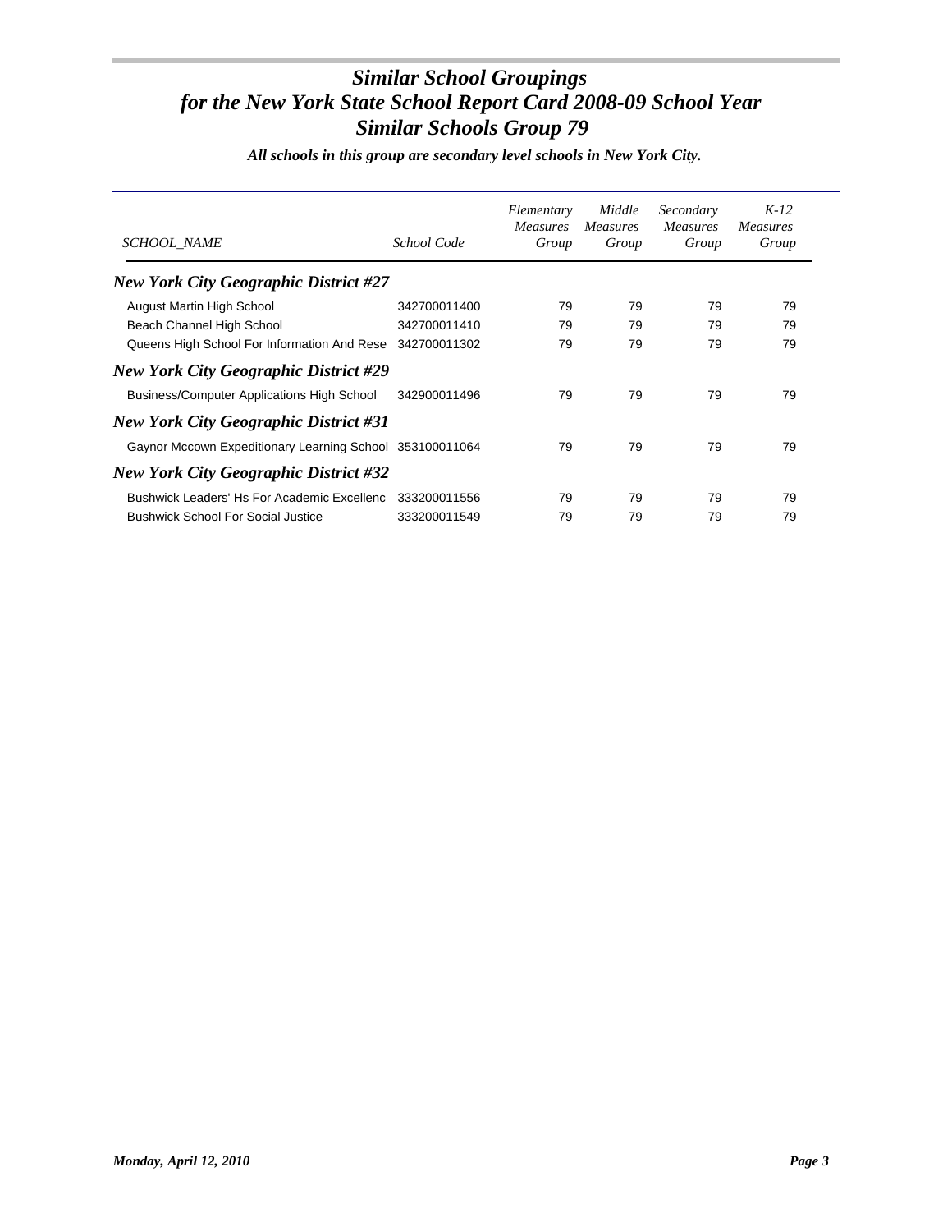# *Similar School Groupings for the New York State School Report Card 2008-09 School Year Similar Schools Group 79*

***All schools in this group are secondary level schools in New York City.***

| *SCHOOL_NAME* | *School Code* | *Elementary Measures Group* | *Middle Measures Group* | *Secondary Measures Group* | *K-12 Measures Group* |
|---|---|---|---|---|---|
| ***New York City Geographic District #27*** | | | | | |
| August Martin High School | 342700011400 | 79 | 79 | 79 | 79 |
| Beach Channel High School | 342700011410 | 79 | 79 | 79 | 79 |
| Queens High School For Information And Rese | 342700011302 | 79 | 79 | 79 | 79 |
| ***New York City Geographic District #29*** | | | | | |
| Business/Computer Applications High School | 342900011496 | 79 | 79 | 79 | 79 |
| ***New York City Geographic District #31*** | | | | | |
| Gaynor Mccown Expeditionary Learning School | 353100011064 | 79 | 79 | 79 | 79 |
| ***New York City Geographic District #32*** | | | | | |
| Bushwick Leaders' Hs For Academic Excellenc | 333200011556 | 79 | 79 | 79 | 79 |
| Bushwick School For Social Justice | 333200011549 | 79 | 79 | 79 | 79 |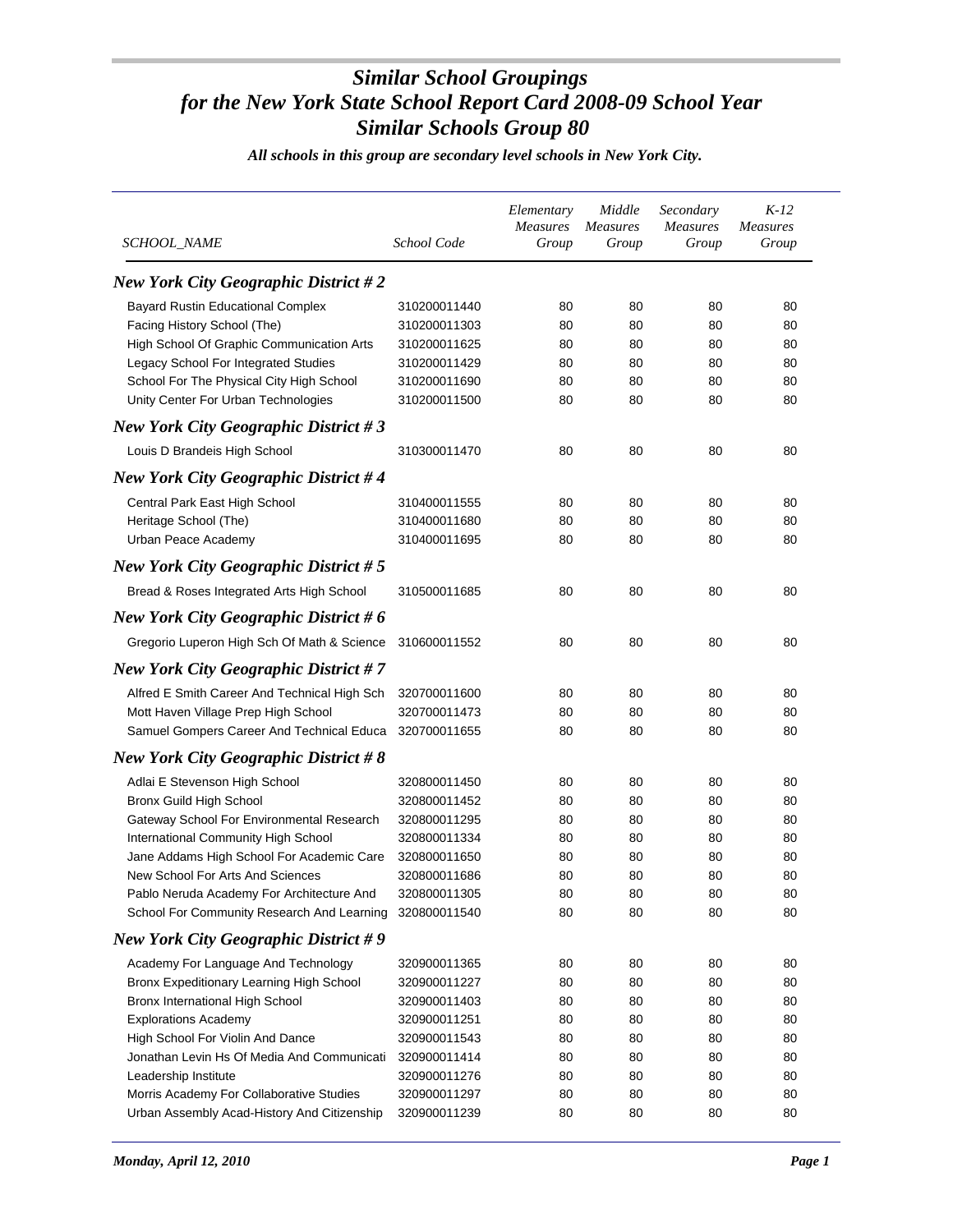# *Similar School Groupings for the New York State School Report Card 2008-09 School Year*
# *Similar Schools Group 80*

***All schools in this group are secondary level schools in New York City.***

| SCHOOL_NAME | School Code | Elementary Measures Group | Middle Measures Group | Secondary Measures Group | K-12 Measures Group |
|---|---|---|---|---|---|
| ***New York City Geographic District # 2*** | | | | | |
| Bayard Rustin Educational Complex | 310200011440 | 80 | 80 | 80 | 80 |
| Facing History School (The) | 310200011303 | 80 | 80 | 80 | 80 |
| High School Of Graphic Communication Arts | 310200011625 | 80 | 80 | 80 | 80 |
| Legacy School For Integrated Studies | 310200011429 | 80 | 80 | 80 | 80 |
| School For The Physical City High School | 310200011690 | 80 | 80 | 80 | 80 |
| Unity Center For Urban Technologies | 310200011500 | 80 | 80 | 80 | 80 |
| ***New York City Geographic District # 3*** | | | | | |
| Louis D Brandeis High School | 310300011470 | 80 | 80 | 80 | 80 |
| ***New York City Geographic District # 4*** | | | | | |
| Central Park East High School | 310400011555 | 80 | 80 | 80 | 80 |
| Heritage School (The) | 310400011680 | 80 | 80 | 80 | 80 |
| Urban Peace Academy | 310400011695 | 80 | 80 | 80 | 80 |
| ***New York City Geographic District # 5*** | | | | | |
| Bread & Roses Integrated Arts High School | 310500011685 | 80 | 80 | 80 | 80 |
| ***New York City Geographic District # 6*** | | | | | |
| Gregorio Luperon High Sch Of Math & Science | 310600011552 | 80 | 80 | 80 | 80 |
| ***New York City Geographic District # 7*** | | | | | |
| Alfred E Smith Career And Technical High Sch | 320700011600 | 80 | 80 | 80 | 80 |
| Mott Haven Village Prep High School | 320700011473 | 80 | 80 | 80 | 80 |
| Samuel Gompers Career And Technical Educa | 320700011655 | 80 | 80 | 80 | 80 |
| ***New York City Geographic District # 8*** | | | | | |
| Adlai E Stevenson High School | 320800011450 | 80 | 80 | 80 | 80 |
| Bronx Guild High School | 320800011452 | 80 | 80 | 80 | 80 |
| Gateway School For Environmental Research | 320800011295 | 80 | 80 | 80 | 80 |
| International Community High School | 320800011334 | 80 | 80 | 80 | 80 |
| Jane Addams High School For Academic Care | 320800011650 | 80 | 80 | 80 | 80 |
| New School For Arts And Sciences | 320800011686 | 80 | 80 | 80 | 80 |
| Pablo Neruda Academy For Architecture And | 320800011305 | 80 | 80 | 80 | 80 |
| School For Community Research And Learning | 320800011540 | 80 | 80 | 80 | 80 |
| ***New York City Geographic District # 9*** | | | | | |
| Academy For Language And Technology | 320900011365 | 80 | 80 | 80 | 80 |
| Bronx Expeditionary Learning High School | 320900011227 | 80 | 80 | 80 | 80 |
| Bronx International High School | 320900011403 | 80 | 80 | 80 | 80 |
| Explorations Academy | 320900011251 | 80 | 80 | 80 | 80 |
| High School For Violin And Dance | 320900011543 | 80 | 80 | 80 | 80 |
| Jonathan Levin Hs Of Media And Communicati | 320900011414 | 80 | 80 | 80 | 80 |
| Leadership Institute | 320900011276 | 80 | 80 | 80 | 80 |
| Morris Academy For Collaborative Studies | 320900011297 | 80 | 80 | 80 | 80 |
| Urban Assembly Acad-History And Citizenship | 320900011239 | 80 | 80 | 80 | 80 |

*Monday, April 12, 2010*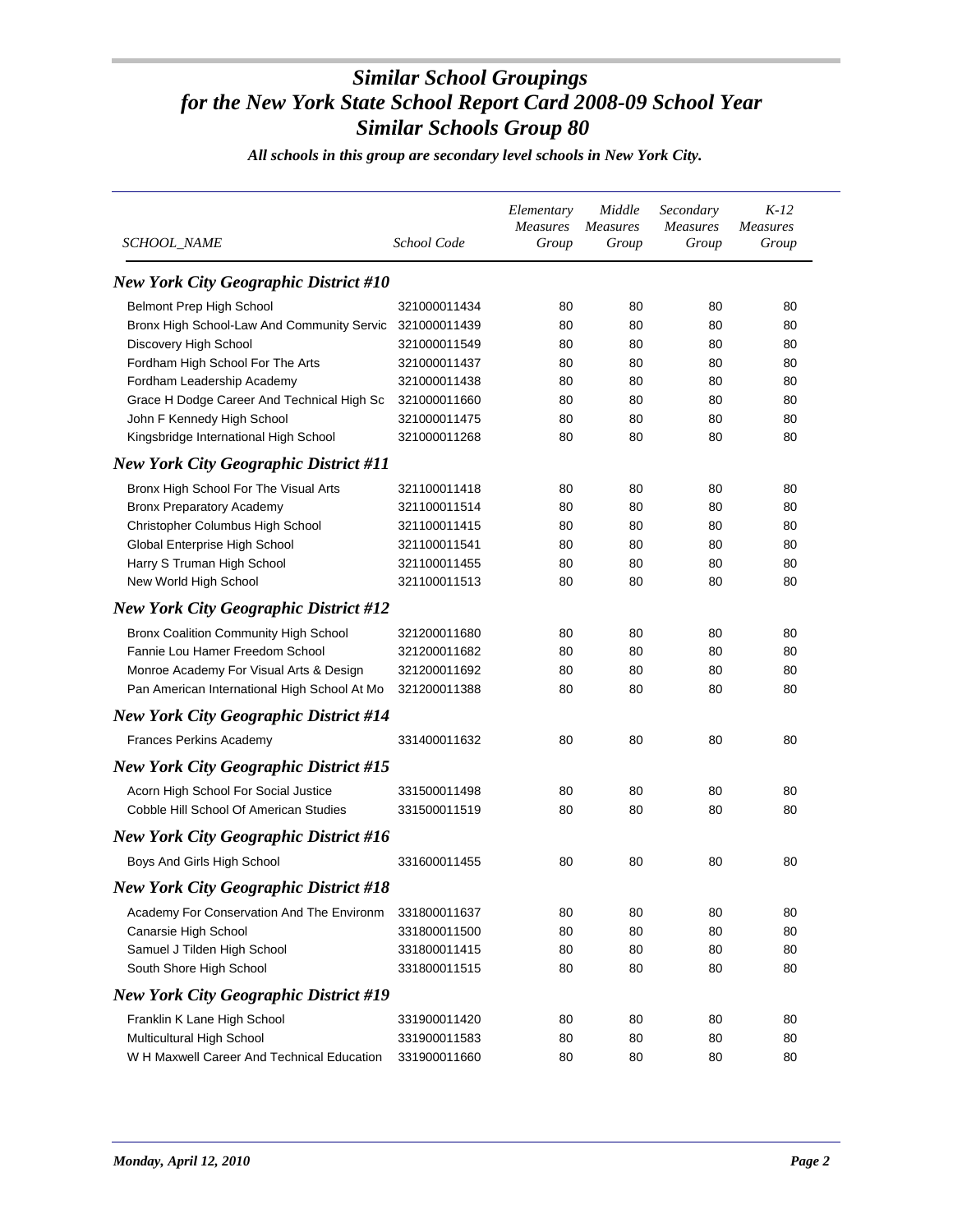# Similar School Groupings for the New York State School Report Card 2008-09 School Year Similar Schools Group 80

*All schools in this group are secondary level schools in New York City.*

| SCHOOL_NAME | School Code | Elementary Measures Group | Middle Measures Group | Secondary Measures Group | K-12 Measures Group |
|---|---|---|---|---|---|
| ***New York City Geographic District #10*** | | | | | |
| Belmont Prep High School | 321000011434 | 80 | 80 | 80 | 80 |
| Bronx High School-Law And Community Servic | 321000011439 | 80 | 80 | 80 | 80 |
| Discovery High School | 321000011549 | 80 | 80 | 80 | 80 |
| Fordham High School For The Arts | 321000011437 | 80 | 80 | 80 | 80 |
| Fordham Leadership Academy | 321000011438 | 80 | 80 | 80 | 80 |
| Grace H Dodge Career And Technical High Sc | 321000011660 | 80 | 80 | 80 | 80 |
| John F Kennedy High School | 321000011475 | 80 | 80 | 80 | 80 |
| Kingsbridge International High School | 321000011268 | 80 | 80 | 80 | 80 |
| ***New York City Geographic District #11*** | | | | | |
| Bronx High School For The Visual Arts | 321100011418 | 80 | 80 | 80 | 80 |
| Bronx Preparatory Academy | 321100011514 | 80 | 80 | 80 | 80 |
| Christopher Columbus High School | 321100011415 | 80 | 80 | 80 | 80 |
| Global Enterprise High School | 321100011541 | 80 | 80 | 80 | 80 |
| Harry S Truman High School | 321100011455 | 80 | 80 | 80 | 80 |
| New World High School | 321100011513 | 80 | 80 | 80 | 80 |
| ***New York City Geographic District #12*** | | | | | |
| Bronx Coalition Community High School | 321200011680 | 80 | 80 | 80 | 80 |
| Fannie Lou Hamer Freedom School | 321200011682 | 80 | 80 | 80 | 80 |
| Monroe Academy For Visual Arts & Design | 321200011692 | 80 | 80 | 80 | 80 |
| Pan American International High School At Mo | 321200011388 | 80 | 80 | 80 | 80 |
| ***New York City Geographic District #14*** | | | | | |
| Frances Perkins Academy | 331400011632 | 80 | 80 | 80 | 80 |
| ***New York City Geographic District #15*** | | | | | |
| Acorn High School For Social Justice | 331500011498 | 80 | 80 | 80 | 80 |
| Cobble Hill School Of American Studies | 331500011519 | 80 | 80 | 80 | 80 |
| ***New York City Geographic District #16*** | | | | | |
| Boys And Girls High School | 331600011455 | 80 | 80 | 80 | 80 |
| ***New York City Geographic District #18*** | | | | | |
| Academy For Conservation And The Environm | 331800011637 | 80 | 80 | 80 | 80 |
| Canarsie High School | 331800011500 | 80 | 80 | 80 | 80 |
| Samuel J Tilden High School | 331800011415 | 80 | 80 | 80 | 80 |
| South Shore High School | 331800011515 | 80 | 80 | 80 | 80 |
| ***New York City Geographic District #19*** | | | | | |
| Franklin K Lane High School | 331900011420 | 80 | 80 | 80 | 80 |
| Multicultural High School | 331900011583 | 80 | 80 | 80 | 80 |
| W H Maxwell Career And Technical Education | 331900011660 | 80 | 80 | 80 | 80 |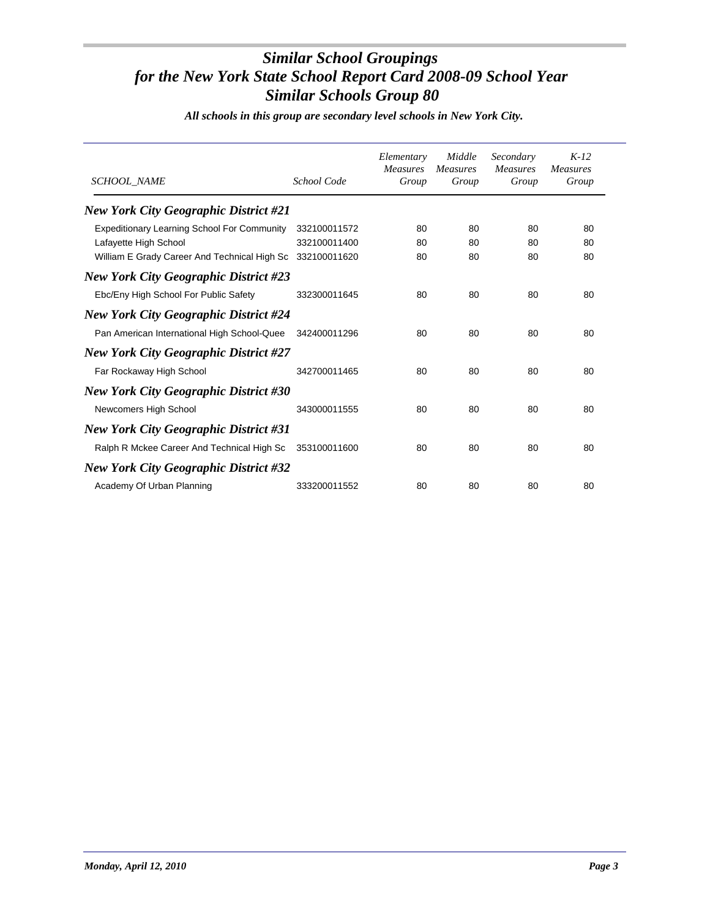# Similar School Groupings
# for the New York State School Report Card 2008-09 School Year
# Similar Schools Group 80

***All schools in this group are secondary level schools in New York City.***

| SCHOOL_NAME | School Code | Elementary Measures Group | Middle Measures Group | Secondary Measures Group | K-12 Measures Group |
|---|---|---|---|---|---|
| ***New York City Geographic District #21*** | | | | | |
| Expeditionary Learning School For Community | 332100011572 | 80 | 80 | 80 | 80 |
| Lafayette High School | 332100011400 | 80 | 80 | 80 | 80 |
| William E Grady Career And Technical High Sc | 332100011620 | 80 | 80 | 80 | 80 |
| ***New York City Geographic District #23*** | | | | | |
| Ebc/Eny High School For Public Safety | 332300011645 | 80 | 80 | 80 | 80 |
| ***New York City Geographic District #24*** | | | | | |
| Pan American International High School-Quee | 342400011296 | 80 | 80 | 80 | 80 |
| ***New York City Geographic District #27*** | | | | | |
| Far Rockaway High School | 342700011465 | 80 | 80 | 80 | 80 |
| ***New York City Geographic District #30*** | | | | | |
| Newcomers High School | 343000011555 | 80 | 80 | 80 | 80 |
| ***New York City Geographic District #31*** | | | | | |
| Ralph R Mckee Career And Technical High Sc | 353100011600 | 80 | 80 | 80 | 80 |
| ***New York City Geographic District #32*** | | | | | |
| Academy Of Urban Planning | 333200011552 | 80 | 80 | 80 | 80 |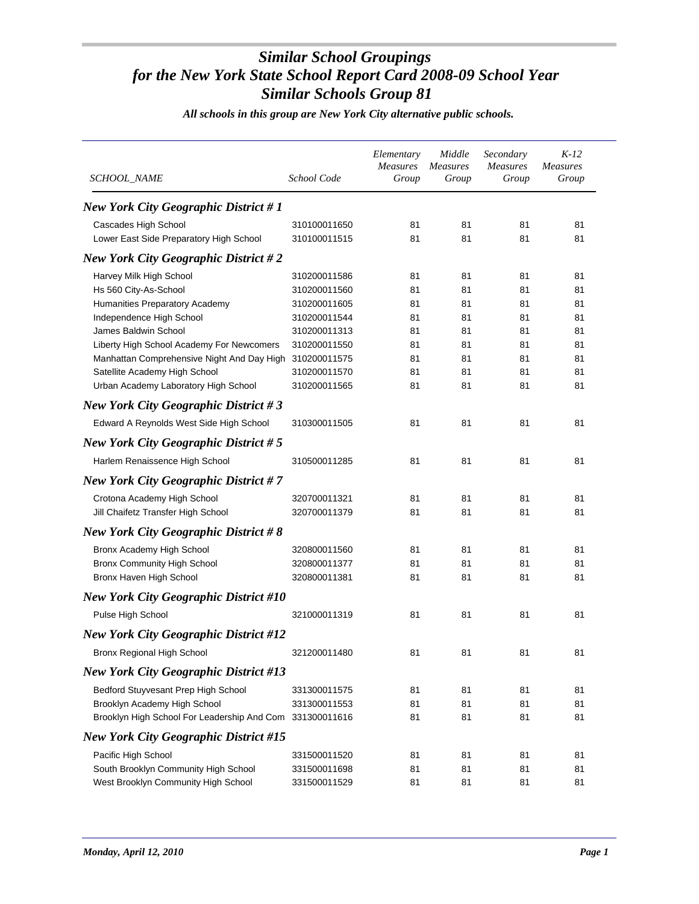# *Similar School Groupings for the New York State School Report Card 2008-09 School Year Similar Schools Group 81*

***All schools in this group are New York City alternative public schools.***

| *SCHOOL_NAME* | *School Code* | *Elementary Measures Group* | *Middle Measures Group* | *Secondary Measures Group* | *K-12 Measures Group* |
|---|---|---|---|---|---|
| ***New York City Geographic District # 1*** | | | | | |
| Cascades High School | 310100011650 | 81 | 81 | 81 | 81 |
| Lower East Side Preparatory High School | 310100011515 | 81 | 81 | 81 | 81 |
| ***New York City Geographic District # 2*** | | | | | |
| Harvey Milk High School | 310200011586 | 81 | 81 | 81 | 81 |
| Hs 560 City-As-School | 310200011560 | 81 | 81 | 81 | 81 |
| Humanities Preparatory Academy | 310200011605 | 81 | 81 | 81 | 81 |
| Independence High School | 310200011544 | 81 | 81 | 81 | 81 |
| James Baldwin School | 310200011313 | 81 | 81 | 81 | 81 |
| Liberty High School Academy For Newcomers | 310200011550 | 81 | 81 | 81 | 81 |
| Manhattan Comprehensive Night And Day High | 310200011575 | 81 | 81 | 81 | 81 |
| Satellite Academy High School | 310200011570 | 81 | 81 | 81 | 81 |
| Urban Academy Laboratory High School | 310200011565 | 81 | 81 | 81 | 81 |
| ***New York City Geographic District # 3*** | | | | | |
| Edward A Reynolds West Side High School | 310300011505 | 81 | 81 | 81 | 81 |
| ***New York City Geographic District # 5*** | | | | | |
| Harlem Renaissence High School | 310500011285 | 81 | 81 | 81 | 81 |
| ***New York City Geographic District # 7*** | | | | | |
| Crotona Academy High School | 320700011321 | 81 | 81 | 81 | 81 |
| Jill Chaifetz Transfer High School | 320700011379 | 81 | 81 | 81 | 81 |
| ***New York City Geographic District # 8*** | | | | | |
| Bronx Academy High School | 320800011560 | 81 | 81 | 81 | 81 |
| Bronx Community High School | 320800011377 | 81 | 81 | 81 | 81 |
| Bronx Haven High School | 320800011381 | 81 | 81 | 81 | 81 |
| ***New York City Geographic District #10*** | | | | | |
| Pulse High School | 321000011319 | 81 | 81 | 81 | 81 |
| ***New York City Geographic District #12*** | | | | | |
| Bronx Regional High School | 321200011480 | 81 | 81 | 81 | 81 |
| ***New York City Geographic District #13*** | | | | | |
| Bedford Stuyvesant Prep High School | 331300011575 | 81 | 81 | 81 | 81 |
| Brooklyn Academy High School | 331300011553 | 81 | 81 | 81 | 81 |
| Brooklyn High School For Leadership And Com | 331300011616 | 81 | 81 | 81 | 81 |
| ***New York City Geographic District #15*** | | | | | |
| Pacific High School | 331500011520 | 81 | 81 | 81 | 81 |
| South Brooklyn Community High School | 331500011698 | 81 | 81 | 81 | 81 |
| West Brooklyn Community High School | 331500011529 | 81 | 81 | 81 | 81 |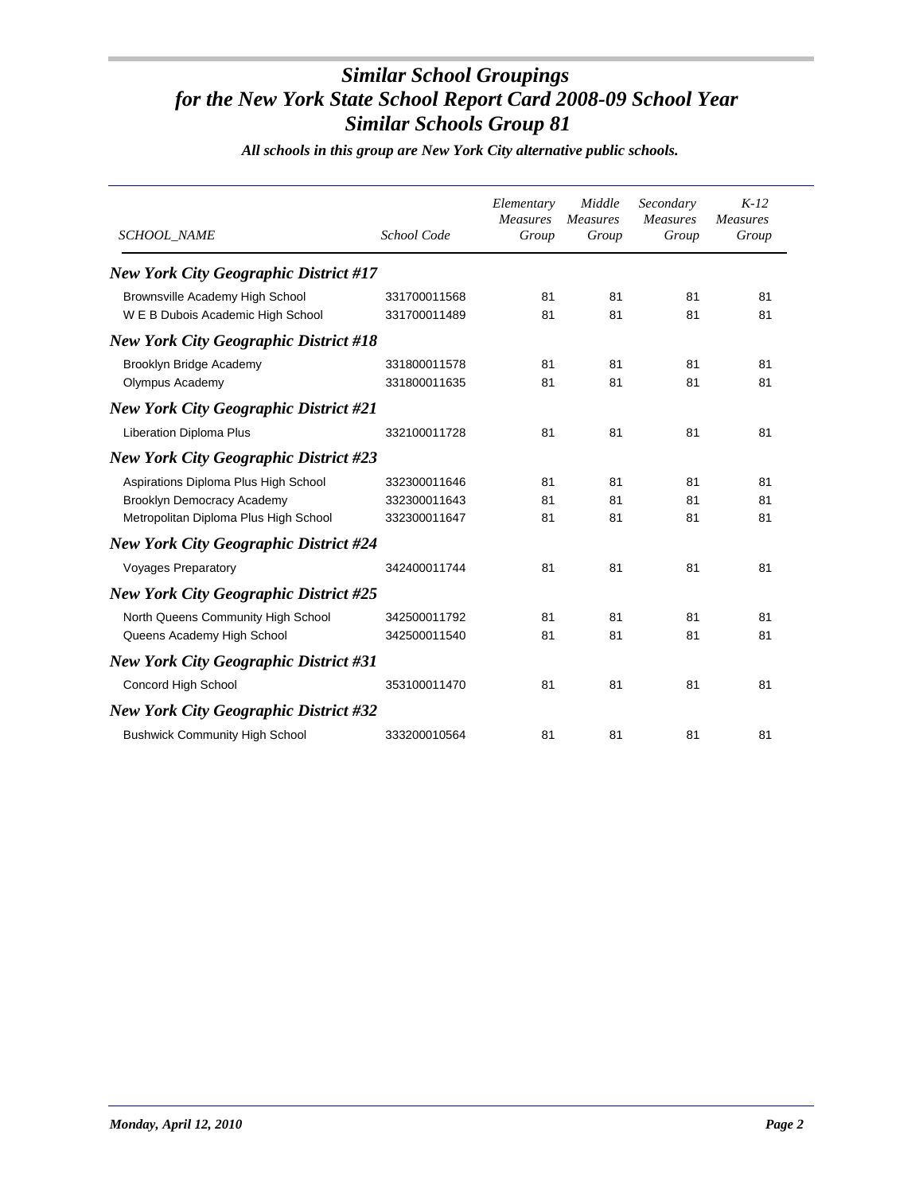# Similar School Groupings
# for the New York State School Report Card 2008-09 School Year
# Similar Schools Group 81

***All schools in this group are New York City alternative public schools.***

| SCHOOL_NAME | School Code | Elementary Measures Group | Middle Measures Group | Secondary Measures Group | K-12 Measures Group |
|---|---|---|---|---|---|
| ***New York City Geographic District #17*** | | | | | |
| Brownsville Academy High School | 331700011568 | 81 | 81 | 81 | 81 |
| W E B Dubois Academic High School | 331700011489 | 81 | 81 | 81 | 81 |
| ***New York City Geographic District #18*** | | | | | |
| Brooklyn Bridge Academy | 331800011578 | 81 | 81 | 81 | 81 |
| Olympus Academy | 331800011635 | 81 | 81 | 81 | 81 |
| ***New York City Geographic District #21*** | | | | | |
| Liberation Diploma Plus | 332100011728 | 81 | 81 | 81 | 81 |
| ***New York City Geographic District #23*** | | | | | |
| Aspirations Diploma Plus High School | 332300011646 | 81 | 81 | 81 | 81 |
| Brooklyn Democracy Academy | 332300011643 | 81 | 81 | 81 | 81 |
| Metropolitan Diploma Plus High School | 332300011647 | 81 | 81 | 81 | 81 |
| ***New York City Geographic District #24*** | | | | | |
| Voyages Preparatory | 342400011744 | 81 | 81 | 81 | 81 |
| ***New York City Geographic District #25*** | | | | | |
| North Queens Community High School | 342500011792 | 81 | 81 | 81 | 81 |
| Queens Academy High School | 342500011540 | 81 | 81 | 81 | 81 |
| ***New York City Geographic District #31*** | | | | | |
| Concord High School | 353100011470 | 81 | 81 | 81 | 81 |
| ***New York City Geographic District #32*** | | | | | |
| Bushwick Community High School | 333200010564 | 81 | 81 | 81 | 81 |

*Monday, April 12, 2010*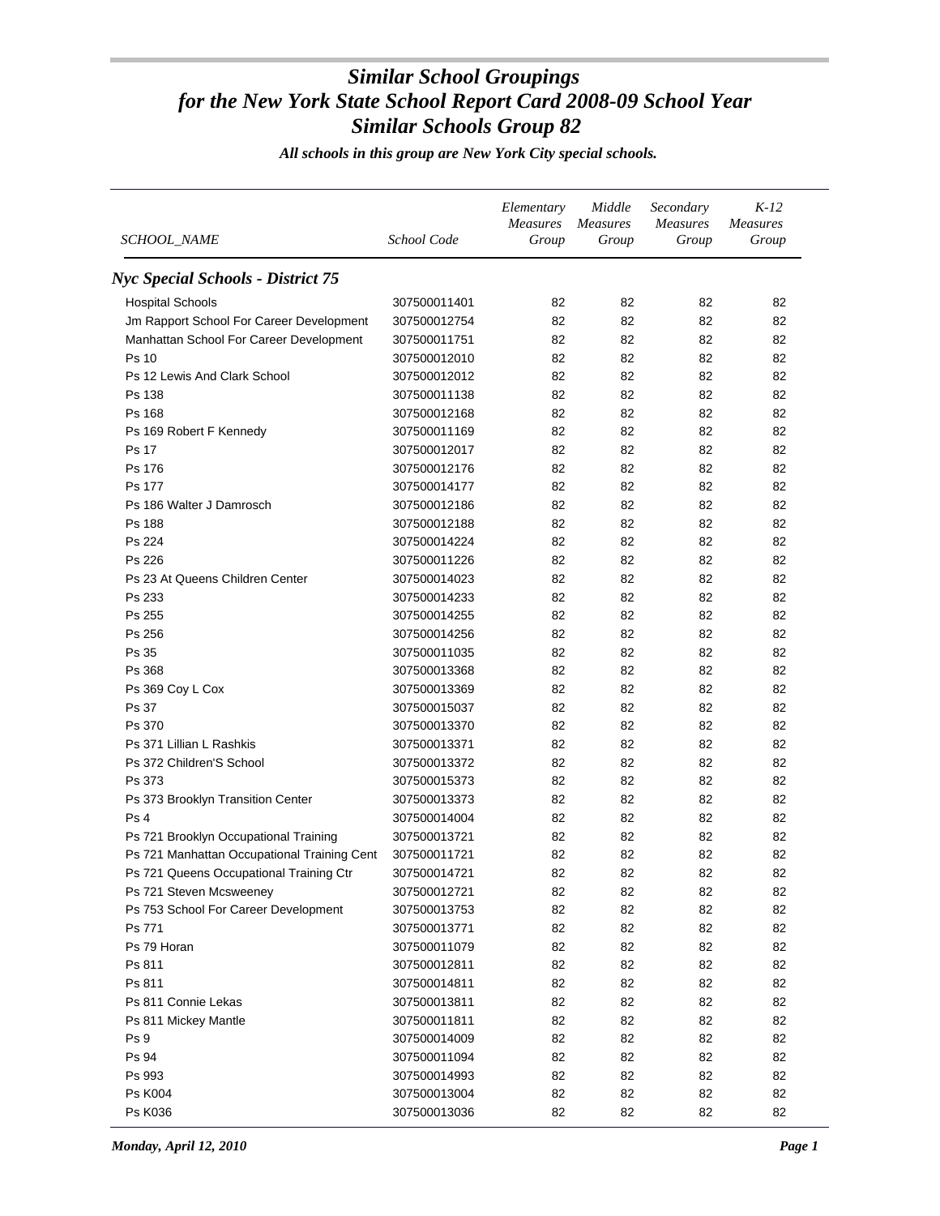# *Similar School Groupings for the New York State School Report Card 2008-09 School Year Similar Schools Group 82*

***All schools in this group are New York City special schools.***

| *SCHOOL_NAME* | *School Code* | *Elementary Measures Group* | *Middle Measures Group* | *Secondary Measures Group* | *K-12 Measures Group* |
|---|---|---|---|---|---|
| ***Nyc Special Schools - District 75*** | | | | | |
| Hospital Schools | 307500011401 | 82 | 82 | 82 | 82 |
| Jm Rapport School For Career Development | 307500012754 | 82 | 82 | 82 | 82 |
| Manhattan School For Career Development | 307500011751 | 82 | 82 | 82 | 82 |
| Ps 10 | 307500012010 | 82 | 82 | 82 | 82 |
| Ps 12 Lewis And Clark School | 307500012012 | 82 | 82 | 82 | 82 |
| Ps 138 | 307500011138 | 82 | 82 | 82 | 82 |
| Ps 168 | 307500012168 | 82 | 82 | 82 | 82 |
| Ps 169 Robert F Kennedy | 307500011169 | 82 | 82 | 82 | 82 |
| Ps 17 | 307500012017 | 82 | 82 | 82 | 82 |
| Ps 176 | 307500012176 | 82 | 82 | 82 | 82 |
| Ps 177 | 307500014177 | 82 | 82 | 82 | 82 |
| Ps 186 Walter J Damrosch | 307500012186 | 82 | 82 | 82 | 82 |
| Ps 188 | 307500012188 | 82 | 82 | 82 | 82 |
| Ps 224 | 307500014224 | 82 | 82 | 82 | 82 |
| Ps 226 | 307500011226 | 82 | 82 | 82 | 82 |
| Ps 23 At Queens Children Center | 307500014023 | 82 | 82 | 82 | 82 |
| Ps 233 | 307500014233 | 82 | 82 | 82 | 82 |
| Ps 255 | 307500014255 | 82 | 82 | 82 | 82 |
| Ps 256 | 307500014256 | 82 | 82 | 82 | 82 |
| Ps 35 | 307500011035 | 82 | 82 | 82 | 82 |
| Ps 368 | 307500013368 | 82 | 82 | 82 | 82 |
| Ps 369 Coy L Cox | 307500013369 | 82 | 82 | 82 | 82 |
| Ps 37 | 307500015037 | 82 | 82 | 82 | 82 |
| Ps 370 | 307500013370 | 82 | 82 | 82 | 82 |
| Ps 371 Lillian L Rashkis | 307500013371 | 82 | 82 | 82 | 82 |
| Ps 372 Children'S School | 307500013372 | 82 | 82 | 82 | 82 |
| Ps 373 | 307500015373 | 82 | 82 | 82 | 82 |
| Ps 373 Brooklyn Transition Center | 307500013373 | 82 | 82 | 82 | 82 |
| Ps 4 | 307500014004 | 82 | 82 | 82 | 82 |
| Ps 721 Brooklyn Occupational Training | 307500013721 | 82 | 82 | 82 | 82 |
| Ps 721 Manhattan Occupational Training Cent | 307500011721 | 82 | 82 | 82 | 82 |
| Ps 721 Queens Occupational Training Ctr | 307500014721 | 82 | 82 | 82 | 82 |
| Ps 721 Steven Mcsweeney | 307500012721 | 82 | 82 | 82 | 82 |
| Ps 753 School For Career Development | 307500013753 | 82 | 82 | 82 | 82 |
| Ps 771 | 307500013771 | 82 | 82 | 82 | 82 |
| Ps 79 Horan | 307500011079 | 82 | 82 | 82 | 82 |
| Ps 811 | 307500012811 | 82 | 82 | 82 | 82 |
| Ps 811 | 307500014811 | 82 | 82 | 82 | 82 |
| Ps 811 Connie Lekas | 307500013811 | 82 | 82 | 82 | 82 |
| Ps 811 Mickey Mantle | 307500011811 | 82 | 82 | 82 | 82 |
| Ps 9 | 307500014009 | 82 | 82 | 82 | 82 |
| Ps 94 | 307500011094 | 82 | 82 | 82 | 82 |
| Ps 993 | 307500014993 | 82 | 82 | 82 | 82 |
| Ps K004 | 307500013004 | 82 | 82 | 82 | 82 |
| Ps K036 | 307500013036 | 82 | 82 | 82 | 82 |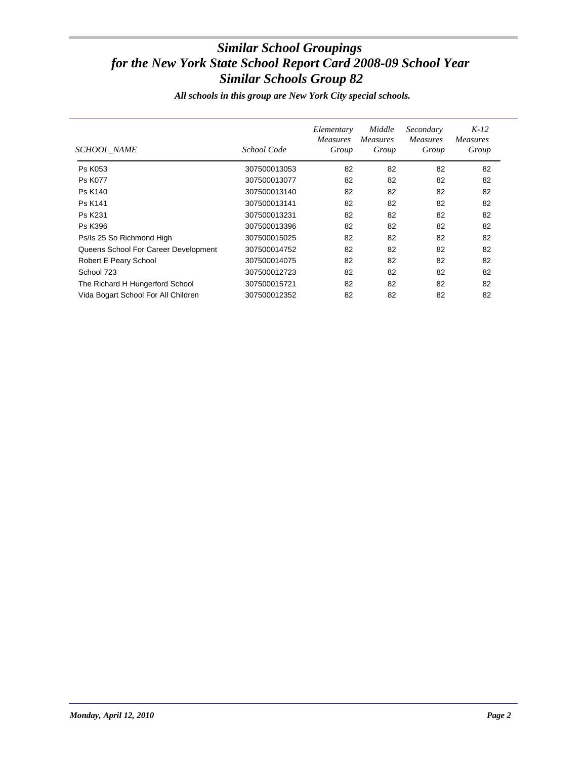# *Similar School Groupings for the New York State School Report Card 2008-09 School Year Similar Schools Group 82*

***All schools in this group are New York City special schools.***

| *SCHOOL_NAME* | *School Code* | *Elementary Measures Group* | *Middle Measures Group* | *Secondary Measures Group* | *K-12 Measures Group* |
|---|---|---|---|---|---|
| Ps K053 | 307500013053 | 82 | 82 | 82 | 82 |
| Ps K077 | 307500013077 | 82 | 82 | 82 | 82 |
| Ps K140 | 307500013140 | 82 | 82 | 82 | 82 |
| Ps K141 | 307500013141 | 82 | 82 | 82 | 82 |
| Ps K231 | 307500013231 | 82 | 82 | 82 | 82 |
| Ps K396 | 307500013396 | 82 | 82 | 82 | 82 |
| Ps/Is 25 So Richmond High | 307500015025 | 82 | 82 | 82 | 82 |
| Queens School For Career Development | 307500014752 | 82 | 82 | 82 | 82 |
| Robert E Peary School | 307500014075 | 82 | 82 | 82 | 82 |
| School 723 | 307500012723 | 82 | 82 | 82 | 82 |
| The Richard H Hungerford School | 307500015721 | 82 | 82 | 82 | 82 |
| Vida Bogart School For All Children | 307500012352 | 82 | 82 | 82 | 82 |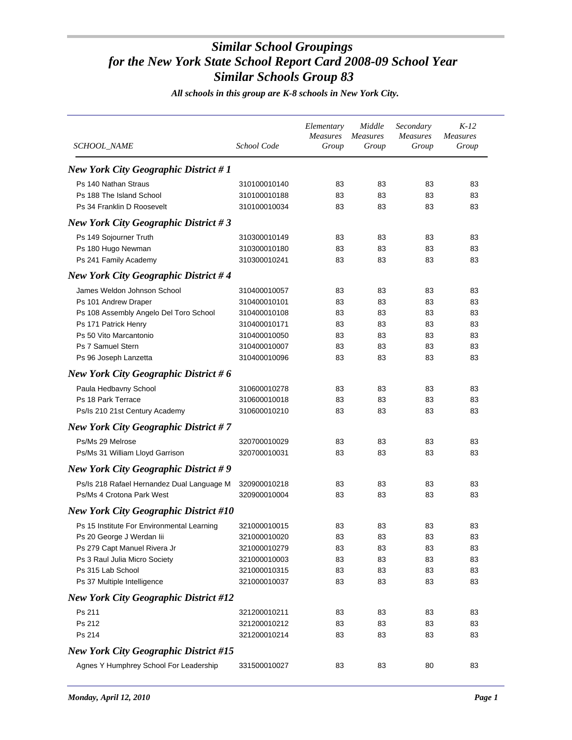# *Similar School Groupings for the New York State School Report Card 2008-09 School Year Similar Schools Group 83*

***All schools in this group are K-8 schools in New York City.***

| SCHOOL_NAME | School Code | Elementary Measures Group | Middle Measures Group | Secondary Measures Group | K-12 Measures Group |
|---|---|---|---|---|---|
| ***New York City Geographic District # 1*** | | | | | |
| Ps 140 Nathan Straus | 310100010140 | 83 | 83 | 83 | 83 |
| Ps 188 The Island School | 310100010188 | 83 | 83 | 83 | 83 |
| Ps 34 Franklin D Roosevelt | 310100010034 | 83 | 83 | 83 | 83 |
| ***New York City Geographic District # 3*** | | | | | |
| Ps 149 Sojourner Truth | 310300010149 | 83 | 83 | 83 | 83 |
| Ps 180 Hugo Newman | 310300010180 | 83 | 83 | 83 | 83 |
| Ps 241 Family Academy | 310300010241 | 83 | 83 | 83 | 83 |
| ***New York City Geographic District # 4*** | | | | | |
| James Weldon Johnson School | 310400010057 | 83 | 83 | 83 | 83 |
| Ps 101 Andrew Draper | 310400010101 | 83 | 83 | 83 | 83 |
| Ps 108 Assembly Angelo Del Toro School | 310400010108 | 83 | 83 | 83 | 83 |
| Ps 171 Patrick Henry | 310400010171 | 83 | 83 | 83 | 83 |
| Ps 50 Vito Marcantonio | 310400010050 | 83 | 83 | 83 | 83 |
| Ps 7 Samuel Stern | 310400010007 | 83 | 83 | 83 | 83 |
| Ps 96 Joseph Lanzetta | 310400010096 | 83 | 83 | 83 | 83 |
| ***New York City Geographic District # 6*** | | | | | |
| Paula Hedbavny School | 310600010278 | 83 | 83 | 83 | 83 |
| Ps 18 Park Terrace | 310600010018 | 83 | 83 | 83 | 83 |
| Ps/Is 210 21st Century Academy | 310600010210 | 83 | 83 | 83 | 83 |
| ***New York City Geographic District # 7*** | | | | | |
| Ps/Ms 29 Melrose | 320700010029 | 83 | 83 | 83 | 83 |
| Ps/Ms 31 William Lloyd Garrison | 320700010031 | 83 | 83 | 83 | 83 |
| ***New York City Geographic District # 9*** | | | | | |
| Ps/Is 218 Rafael Hernandez Dual Language M | 320900010218 | 83 | 83 | 83 | 83 |
| Ps/Ms 4 Crotona Park West | 320900010004 | 83 | 83 | 83 | 83 |
| ***New York City Geographic District #10*** | | | | | |
| Ps 15 Institute For Environmental Learning | 321000010015 | 83 | 83 | 83 | 83 |
| Ps 20 George J Werdan Iii | 321000010020 | 83 | 83 | 83 | 83 |
| Ps 279 Capt Manuel Rivera Jr | 321000010279 | 83 | 83 | 83 | 83 |
| Ps 3 Raul Julia Micro Society | 321000010003 | 83 | 83 | 83 | 83 |
| Ps 315 Lab School | 321000010315 | 83 | 83 | 83 | 83 |
| Ps 37 Multiple Intelligence | 321000010037 | 83 | 83 | 83 | 83 |
| ***New York City Geographic District #12*** | | | | | |
| Ps 211 | 321200010211 | 83 | 83 | 83 | 83 |
| Ps 212 | 321200010212 | 83 | 83 | 83 | 83 |
| Ps 214 | 321200010214 | 83 | 83 | 83 | 83 |
| ***New York City Geographic District #15*** | | | | | |
| Agnes Y Humphrey School For Leadership | 331500010027 | 83 | 83 | 80 | 83 |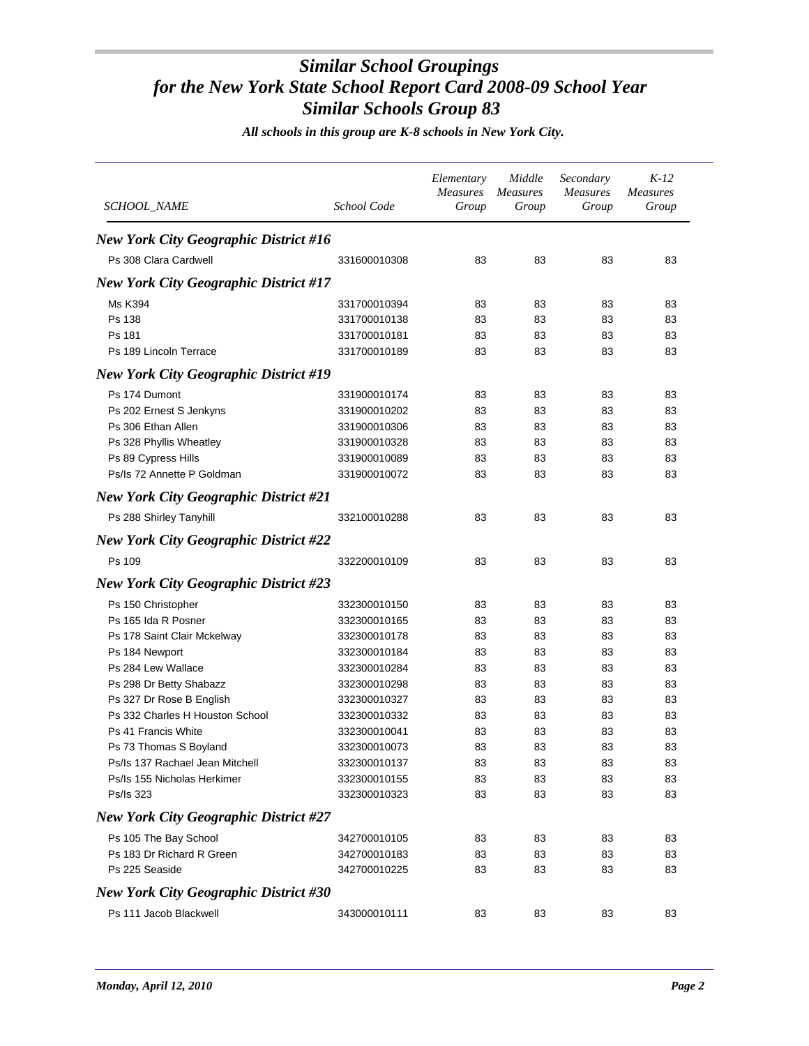# *Similar School Groupings for the New York State School Report Card 2008-09 School Year Similar Schools Group 83*

***All schools in this group are K-8 schools in New York City.***

| *SCHOOL_NAME* | *School Code* | *Elementary Measures Group* | *Middle Measures Group* | *Secondary Measures Group* | *K-12 Measures Group* |
|---|---|---|---|---|---|
| ***New York City Geographic District #16*** | | | | | |
| Ps 308 Clara Cardwell | 331600010308 | 83 | 83 | 83 | 83 |
| ***New York City Geographic District #17*** | | | | | |
| Ms K394 | 331700010394 | 83 | 83 | 83 | 83 |
| Ps 138 | 331700010138 | 83 | 83 | 83 | 83 |
| Ps 181 | 331700010181 | 83 | 83 | 83 | 83 |
| Ps 189 Lincoln Terrace | 331700010189 | 83 | 83 | 83 | 83 |
| ***New York City Geographic District #19*** | | | | | |
| Ps 174 Dumont | 331900010174 | 83 | 83 | 83 | 83 |
| Ps 202 Ernest S Jenkyns | 331900010202 | 83 | 83 | 83 | 83 |
| Ps 306 Ethan Allen | 331900010306 | 83 | 83 | 83 | 83 |
| Ps 328 Phyllis Wheatley | 331900010328 | 83 | 83 | 83 | 83 |
| Ps 89 Cypress Hills | 331900010089 | 83 | 83 | 83 | 83 |
| Ps/Is 72 Annette P Goldman | 331900010072 | 83 | 83 | 83 | 83 |
| ***New York City Geographic District #21*** | | | | | |
| Ps 288 Shirley Tanyhill | 332100010288 | 83 | 83 | 83 | 83 |
| ***New York City Geographic District #22*** | | | | | |
| Ps 109 | 332200010109 | 83 | 83 | 83 | 83 |
| ***New York City Geographic District #23*** | | | | | |
| Ps 150 Christopher | 332300010150 | 83 | 83 | 83 | 83 |
| Ps 165 Ida R Posner | 332300010165 | 83 | 83 | 83 | 83 |
| Ps 178 Saint Clair Mckelway | 332300010178 | 83 | 83 | 83 | 83 |
| Ps 184 Newport | 332300010184 | 83 | 83 | 83 | 83 |
| Ps 284 Lew Wallace | 332300010284 | 83 | 83 | 83 | 83 |
| Ps 298 Dr Betty Shabazz | 332300010298 | 83 | 83 | 83 | 83 |
| Ps 327 Dr Rose B English | 332300010327 | 83 | 83 | 83 | 83 |
| Ps 332 Charles H Houston School | 332300010332 | 83 | 83 | 83 | 83 |
| Ps 41 Francis White | 332300010041 | 83 | 83 | 83 | 83 |
| Ps 73 Thomas S Boyland | 332300010073 | 83 | 83 | 83 | 83 |
| Ps/Is 137 Rachael Jean Mitchell | 332300010137 | 83 | 83 | 83 | 83 |
| Ps/Is 155 Nicholas Herkimer | 332300010155 | 83 | 83 | 83 | 83 |
| Ps/Is 323 | 332300010323 | 83 | 83 | 83 | 83 |
| ***New York City Geographic District #27*** | | | | | |
| Ps 105 The Bay School | 342700010105 | 83 | 83 | 83 | 83 |
| Ps 183 Dr Richard R Green | 342700010183 | 83 | 83 | 83 | 83 |
| Ps 225 Seaside | 342700010225 | 83 | 83 | 83 | 83 |
| ***New York City Geographic District #30*** | | | | | |
| Ps 111 Jacob Blackwell | 343000010111 | 83 | 83 | 83 | 83 |

***Monday, April 12, 2010***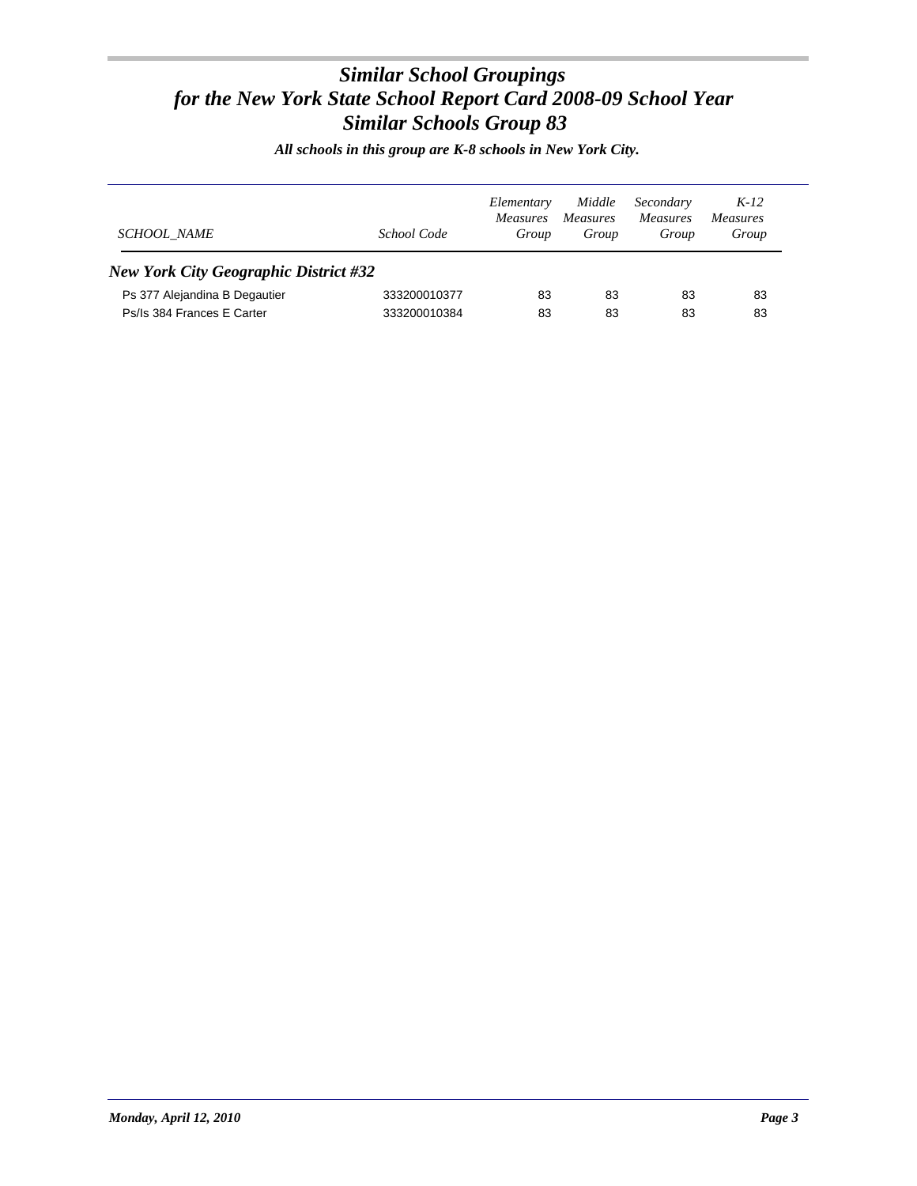# *Similar School Groupings*
# *for the New York State School Report Card 2008-09 School Year*
# *Similar Schools Group 83*

***All schools in this group are K-8 schools in New York City.***

| *SCHOOL_NAME* | *School Code* | *Elementary Measures Group* | *Middle Measures Group* | *Secondary Measures Group* | *K-12 Measures Group* |
|---|---|---|---|---|---|
| ***New York City Geographic District #32*** | | | | | |
| Ps 377 Alejandina B Degautier | 333200010377 | 83 | 83 | 83 | 83 |
| Ps/Is 384 Frances E Carter | 333200010384 | 83 | 83 | 83 | 83 |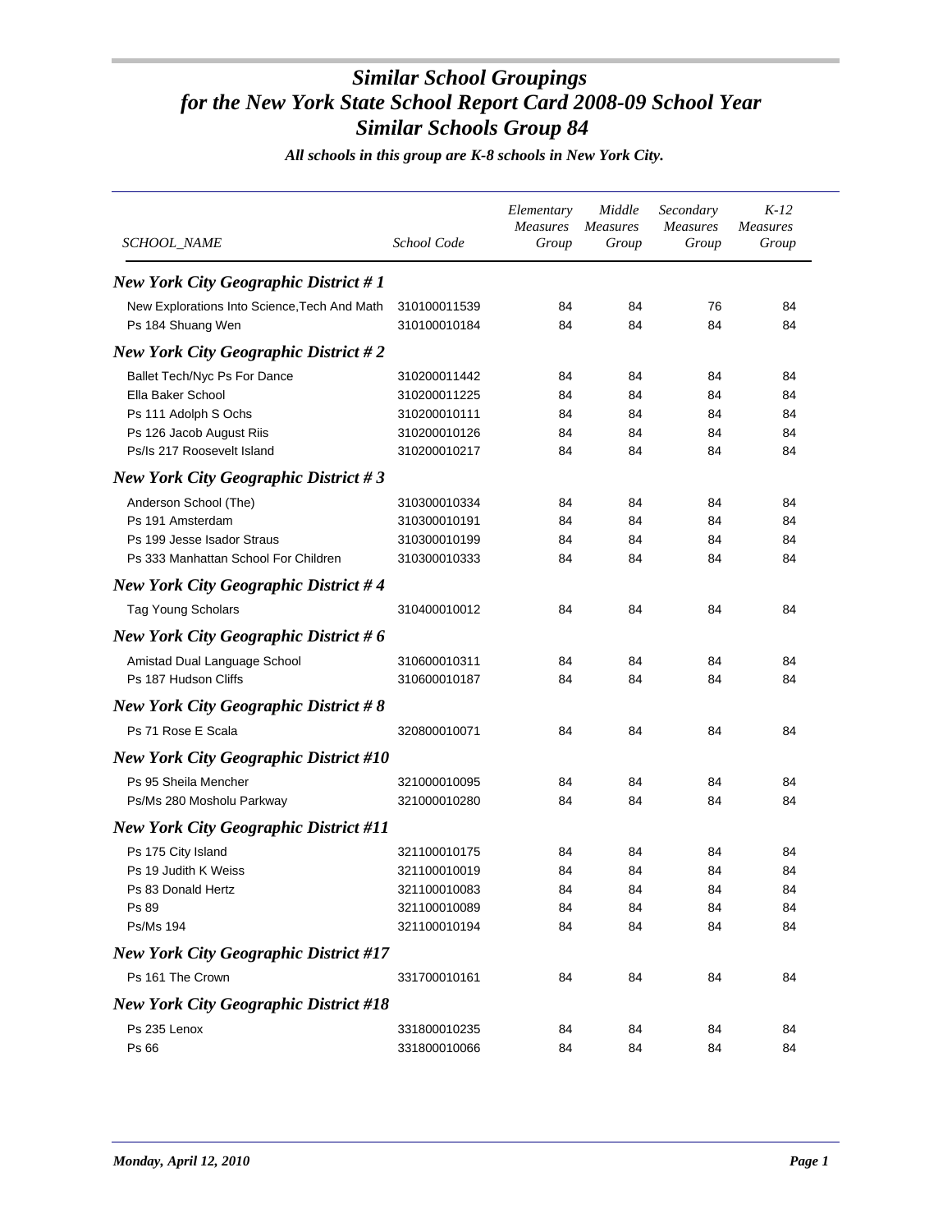# *Similar School Groupings for the New York State School Report Card 2008-09 School Year Similar Schools Group 84*

***All schools in this group are K-8 schools in New York City.***

| SCHOOL_NAME | School Code | Elementary Measures Group | Middle Measures Group | Secondary Measures Group | K-12 Measures Group |
|---|---|---|---|---|---|
| ***New York City Geographic District # 1*** | | | | | |
| New Explorations Into Science,Tech And Math | 310100011539 | 84 | 84 | 76 | 84 |
| Ps 184 Shuang Wen | 310100010184 | 84 | 84 | 84 | 84 |
| ***New York City Geographic District # 2*** | | | | | |
| Ballet Tech/Nyc Ps For Dance | 310200011442 | 84 | 84 | 84 | 84 |
| Ella Baker School | 310200011225 | 84 | 84 | 84 | 84 |
| Ps 111 Adolph S Ochs | 310200010111 | 84 | 84 | 84 | 84 |
| Ps 126 Jacob August Riis | 310200010126 | 84 | 84 | 84 | 84 |
| Ps/Is 217 Roosevelt Island | 310200010217 | 84 | 84 | 84 | 84 |
| ***New York City Geographic District # 3*** | | | | | |
| Anderson School (The) | 310300010334 | 84 | 84 | 84 | 84 |
| Ps 191 Amsterdam | 310300010191 | 84 | 84 | 84 | 84 |
| Ps 199 Jesse Isador Straus | 310300010199 | 84 | 84 | 84 | 84 |
| Ps 333 Manhattan School For Children | 310300010333 | 84 | 84 | 84 | 84 |
| ***New York City Geographic District # 4*** | | | | | |
| Tag Young Scholars | 310400010012 | 84 | 84 | 84 | 84 |
| ***New York City Geographic District # 6*** | | | | | |
| Amistad Dual Language School | 310600010311 | 84 | 84 | 84 | 84 |
| Ps 187 Hudson Cliffs | 310600010187 | 84 | 84 | 84 | 84 |
| ***New York City Geographic District # 8*** | | | | | |
| Ps 71 Rose E Scala | 320800010071 | 84 | 84 | 84 | 84 |
| ***New York City Geographic District #10*** | | | | | |
| Ps 95 Sheila Mencher | 321000010095 | 84 | 84 | 84 | 84 |
| Ps/Ms 280 Mosholu Parkway | 321000010280 | 84 | 84 | 84 | 84 |
| ***New York City Geographic District #11*** | | | | | |
| Ps 175 City Island | 321100010175 | 84 | 84 | 84 | 84 |
| Ps 19 Judith K Weiss | 321100010019 | 84 | 84 | 84 | 84 |
| Ps 83 Donald Hertz | 321100010083 | 84 | 84 | 84 | 84 |
| Ps 89 | 321100010089 | 84 | 84 | 84 | 84 |
| Ps/Ms 194 | 321100010194 | 84 | 84 | 84 | 84 |
| ***New York City Geographic District #17*** | | | | | |
| Ps 161 The Crown | 331700010161 | 84 | 84 | 84 | 84 |
| ***New York City Geographic District #18*** | | | | | |
| Ps 235 Lenox | 331800010235 | 84 | 84 | 84 | 84 |
| Ps 66 | 331800010066 | 84 | 84 | 84 | 84 |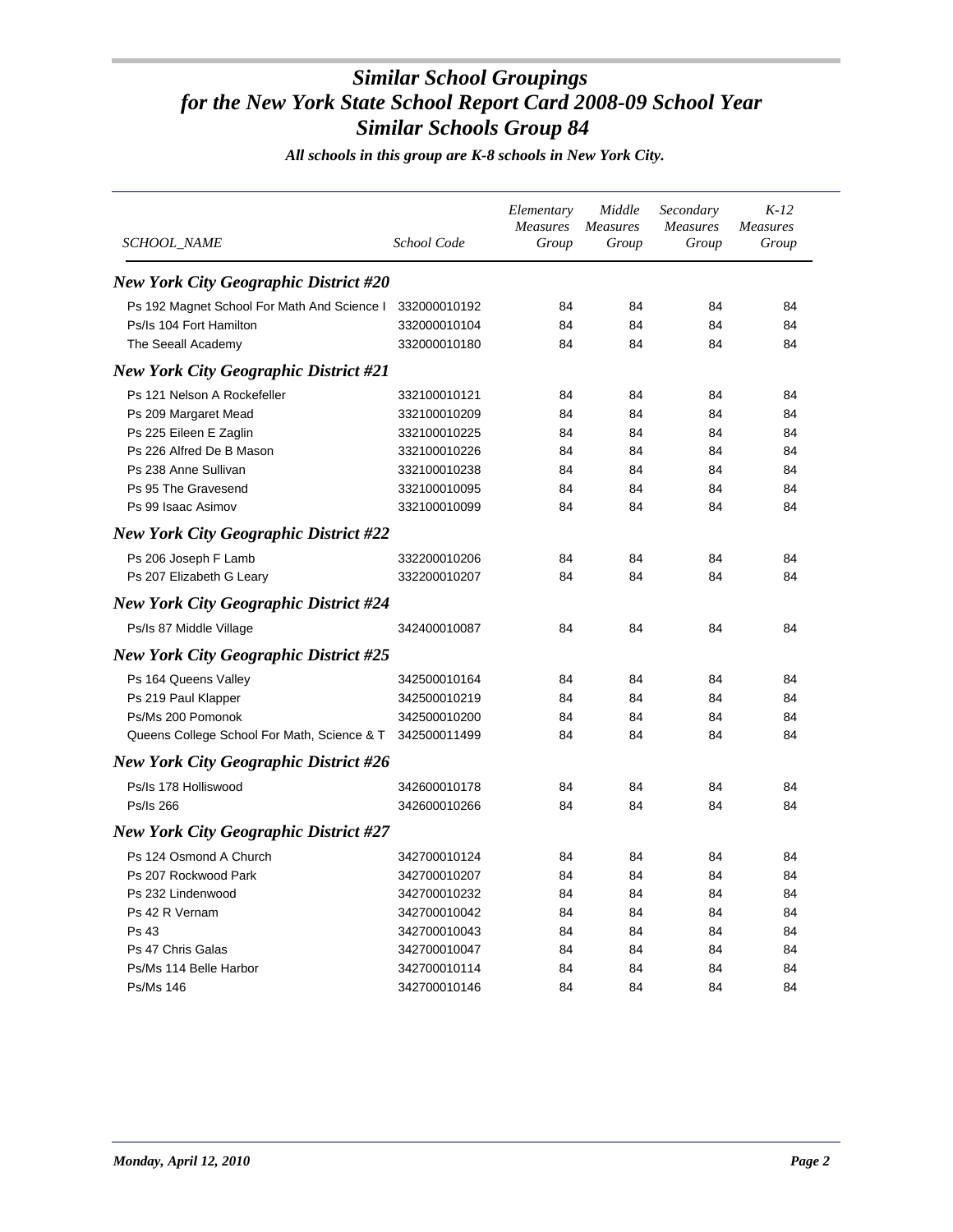# Similar School Groupings
# for the New York State School Report Card 2008-09 School Year
# Similar Schools Group 84

***All schools in this group are K-8 schools in New York City.***

| SCHOOL_NAME | School Code | Elementary Measures Group | Middle Measures Group | Secondary Measures Group | K-12 Measures Group |
|---|---|---|---|---|---|
| ***New York City Geographic District #20*** | | | | | |
| Ps 192 Magnet School For Math And Science I | 332000010192 | 84 | 84 | 84 | 84 |
| Ps/Is 104 Fort Hamilton | 332000010104 | 84 | 84 | 84 | 84 |
| The Seeall Academy | 332000010180 | 84 | 84 | 84 | 84 |
| ***New York City Geographic District #21*** | | | | | |
| Ps 121 Nelson A Rockefeller | 332100010121 | 84 | 84 | 84 | 84 |
| Ps 209 Margaret Mead | 332100010209 | 84 | 84 | 84 | 84 |
| Ps 225 Eileen E Zaglin | 332100010225 | 84 | 84 | 84 | 84 |
| Ps 226 Alfred De B Mason | 332100010226 | 84 | 84 | 84 | 84 |
| Ps 238 Anne Sullivan | 332100010238 | 84 | 84 | 84 | 84 |
| Ps 95 The Gravesend | 332100010095 | 84 | 84 | 84 | 84 |
| Ps 99 Isaac Asimov | 332100010099 | 84 | 84 | 84 | 84 |
| ***New York City Geographic District #22*** | | | | | |
| Ps 206 Joseph F Lamb | 332200010206 | 84 | 84 | 84 | 84 |
| Ps 207 Elizabeth G Leary | 332200010207 | 84 | 84 | 84 | 84 |
| ***New York City Geographic District #24*** | | | | | |
| Ps/Is 87 Middle Village | 342400010087 | 84 | 84 | 84 | 84 |
| ***New York City Geographic District #25*** | | | | | |
| Ps 164 Queens Valley | 342500010164 | 84 | 84 | 84 | 84 |
| Ps 219 Paul Klapper | 342500010219 | 84 | 84 | 84 | 84 |
| Ps/Ms 200 Pomonok | 342500010200 | 84 | 84 | 84 | 84 |
| Queens College School For Math, Science & T | 342500011499 | 84 | 84 | 84 | 84 |
| ***New York City Geographic District #26*** | | | | | |
| Ps/Is 178 Holliswood | 342600010178 | 84 | 84 | 84 | 84 |
| Ps/Is 266 | 342600010266 | 84 | 84 | 84 | 84 |
| ***New York City Geographic District #27*** | | | | | |
| Ps 124 Osmond A Church | 342700010124 | 84 | 84 | 84 | 84 |
| Ps 207 Rockwood Park | 342700010207 | 84 | 84 | 84 | 84 |
| Ps 232 Lindenwood | 342700010232 | 84 | 84 | 84 | 84 |
| Ps 42 R Vernam | 342700010042 | 84 | 84 | 84 | 84 |
| Ps 43 | 342700010043 | 84 | 84 | 84 | 84 |
| Ps 47 Chris Galas | 342700010047 | 84 | 84 | 84 | 84 |
| Ps/Ms 114 Belle Harbor | 342700010114 | 84 | 84 | 84 | 84 |
| Ps/Ms 146 | 342700010146 | 84 | 84 | 84 | 84 |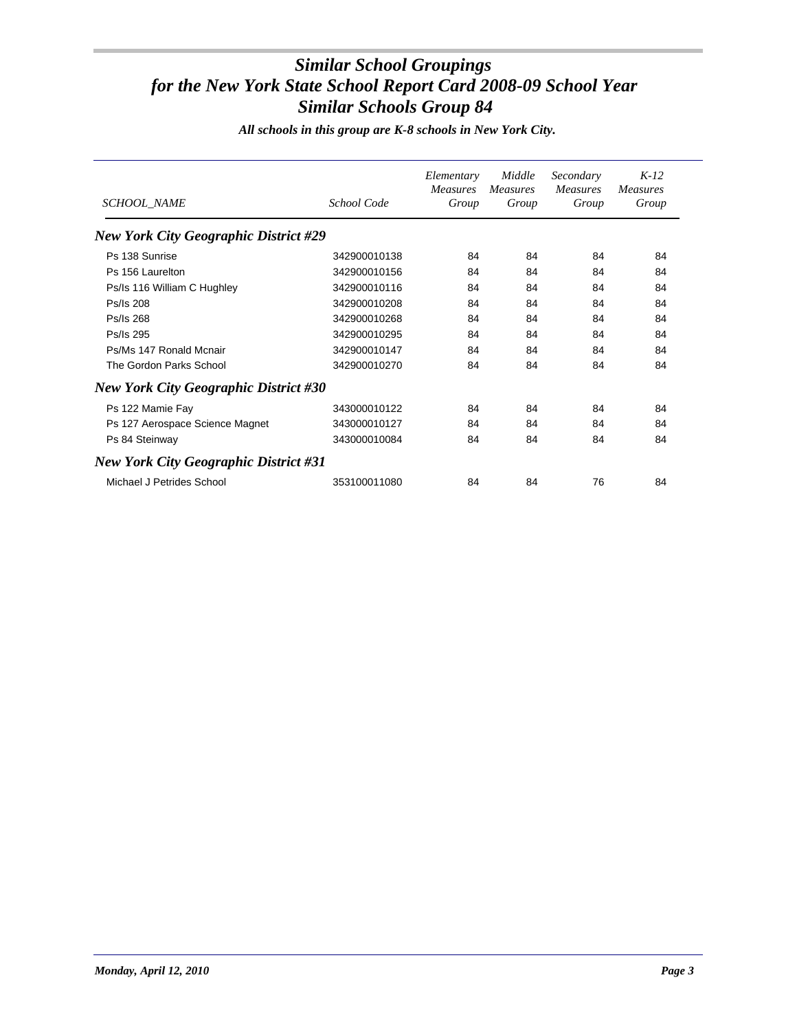# *Similar School Groupings for the New York State School Report Card 2008-09 School Year Similar Schools Group 84*

***All schools in this group are K-8 schools in New York City.***

| *SCHOOL_NAME* | *School Code* | *Elementary Measures Group* | *Middle Measures Group* | *Secondary Measures Group* | *K-12 Measures Group* |
|---|---|---|---|---|---|
| ***New York City Geographic District #29*** | | | | | |
| Ps 138 Sunrise | 342900010138 | 84 | 84 | 84 | 84 |
| Ps 156 Laurelton | 342900010156 | 84 | 84 | 84 | 84 |
| Ps/Is 116 William C Hughley | 342900010116 | 84 | 84 | 84 | 84 |
| Ps/Is 208 | 342900010208 | 84 | 84 | 84 | 84 |
| Ps/Is 268 | 342900010268 | 84 | 84 | 84 | 84 |
| Ps/Is 295 | 342900010295 | 84 | 84 | 84 | 84 |
| Ps/Ms 147 Ronald Mcnair | 342900010147 | 84 | 84 | 84 | 84 |
| The Gordon Parks School | 342900010270 | 84 | 84 | 84 | 84 |
| ***New York City Geographic District #30*** | | | | | |
| Ps 122 Mamie Fay | 343000010122 | 84 | 84 | 84 | 84 |
| Ps 127 Aerospace Science Magnet | 343000010127 | 84 | 84 | 84 | 84 |
| Ps 84 Steinway | 343000010084 | 84 | 84 | 84 | 84 |
| ***New York City Geographic District #31*** | | | | | |
| Michael J Petrides School | 353100011080 | 84 | 84 | 76 | 84 |